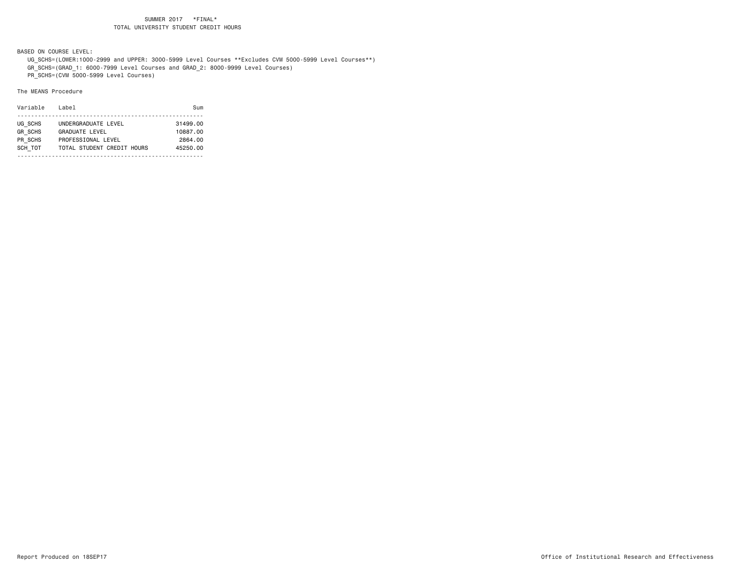SUMMER 2017 *FINAL*

TOTAL UNIVERSITY STUDENT CREDIT HOURS

BASED ON COURSE LEVEL:

UG_SCHS=(LOWER:1000-2999 and UPPER: 3000-5999 Level Courses **Excludes CVM 5000-5999 Level Courses**)

GR_SCHS=(GRAD_1: 6000-7999 Level Courses and GRAD_2: 8000-9999 Level Courses)

PR_SCHS=(CVM 5000-5999 Level Courses)

The MEANS Procedure

| Variable | Label | Sum |
|---|---|---|
| UG_SCHS | UNDERGRADUATE LEVEL | 31499.00 |
| GR_SCHS | GRADUATE LEVEL | 10887.00 |
| PR_SCHS | PROFESSIONAL LEVEL | 2864.00 |
| SCH_TOT | TOTAL STUDENT CREDIT HOURS | 45250.00 |

Report Produced on 18SEP17

Office of Institutional Research and Effectiveness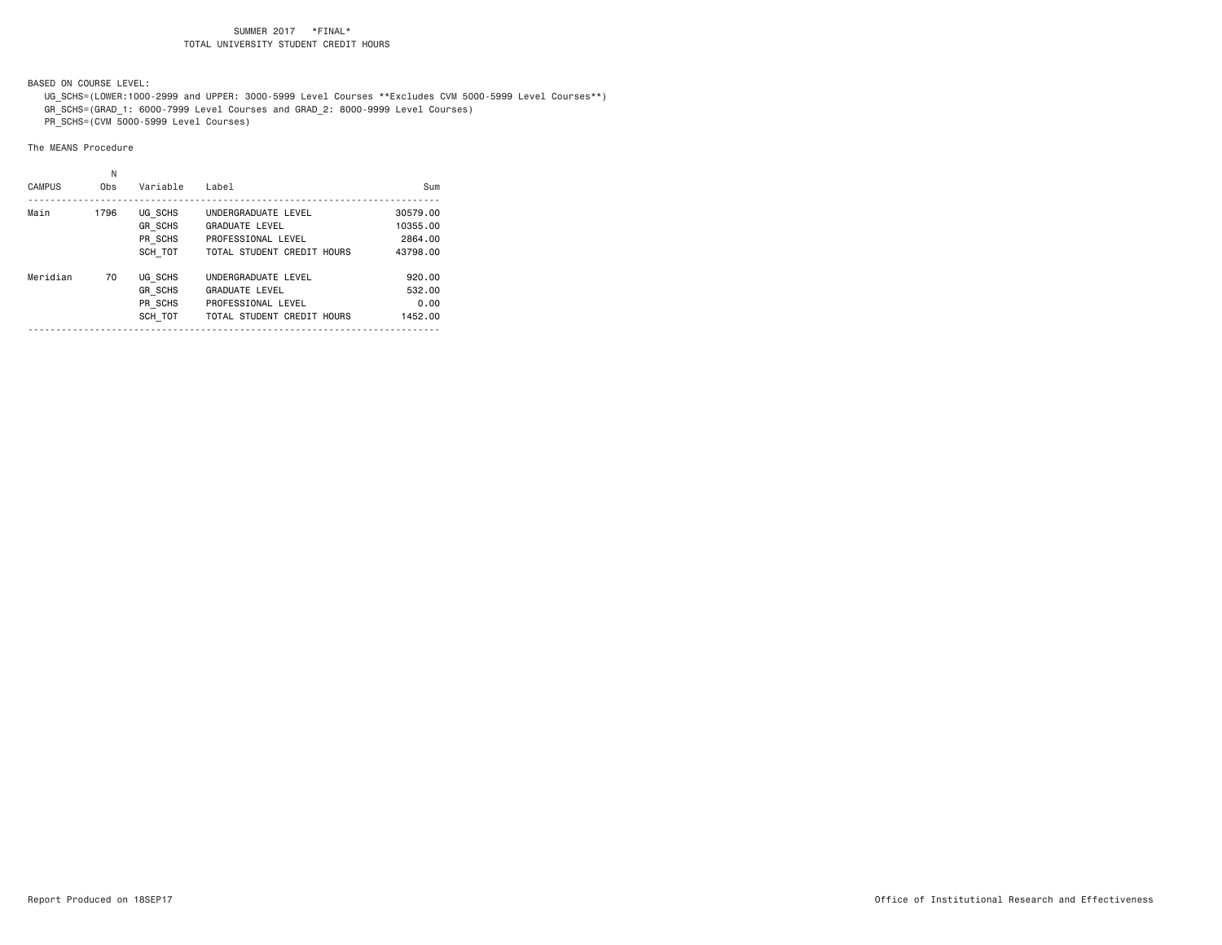SUMMER 2017 *FINAL*
TOTAL UNIVERSITY STUDENT CREDIT HOURS

BASED ON COURSE LEVEL:

UG_SCHS=(LOWER:1000-2999 and UPPER: 3000-5999 Level Courses **Excludes CVM 5000-5999 Level Courses**)
GR_SCHS=(GRAD_1: 6000-7999 Level Courses and GRAD_2: 8000-9999 Level Courses)
PR_SCHS=(CVM 5000-5999 Level Courses)

The MEANS Procedure

| CAMPUS | N Obs | Variable | Label | Sum |
|---|---|---|---|---|
| Main | 1796 | UG_SCHS | UNDERGRADUATE LEVEL | 30579.00 |
| | | GR_SCHS | GRADUATE LEVEL | 10355.00 |
| | | PR_SCHS | PROFESSIONAL LEVEL | 2864.00 |
| | | SCH_TOT | TOTAL STUDENT CREDIT HOURS | 43798.00 |
| Meridian | 70 | UG_SCHS | UNDERGRADUATE LEVEL | 920.00 |
| | | GR_SCHS | GRADUATE LEVEL | 532.00 |
| | | PR_SCHS | PROFESSIONAL LEVEL | 0.00 |
| | | SCH_TOT | TOTAL STUDENT CREDIT HOURS | 1452.00 |

Report Produced on 18SEP17

Office of Institutional Research and Effectiveness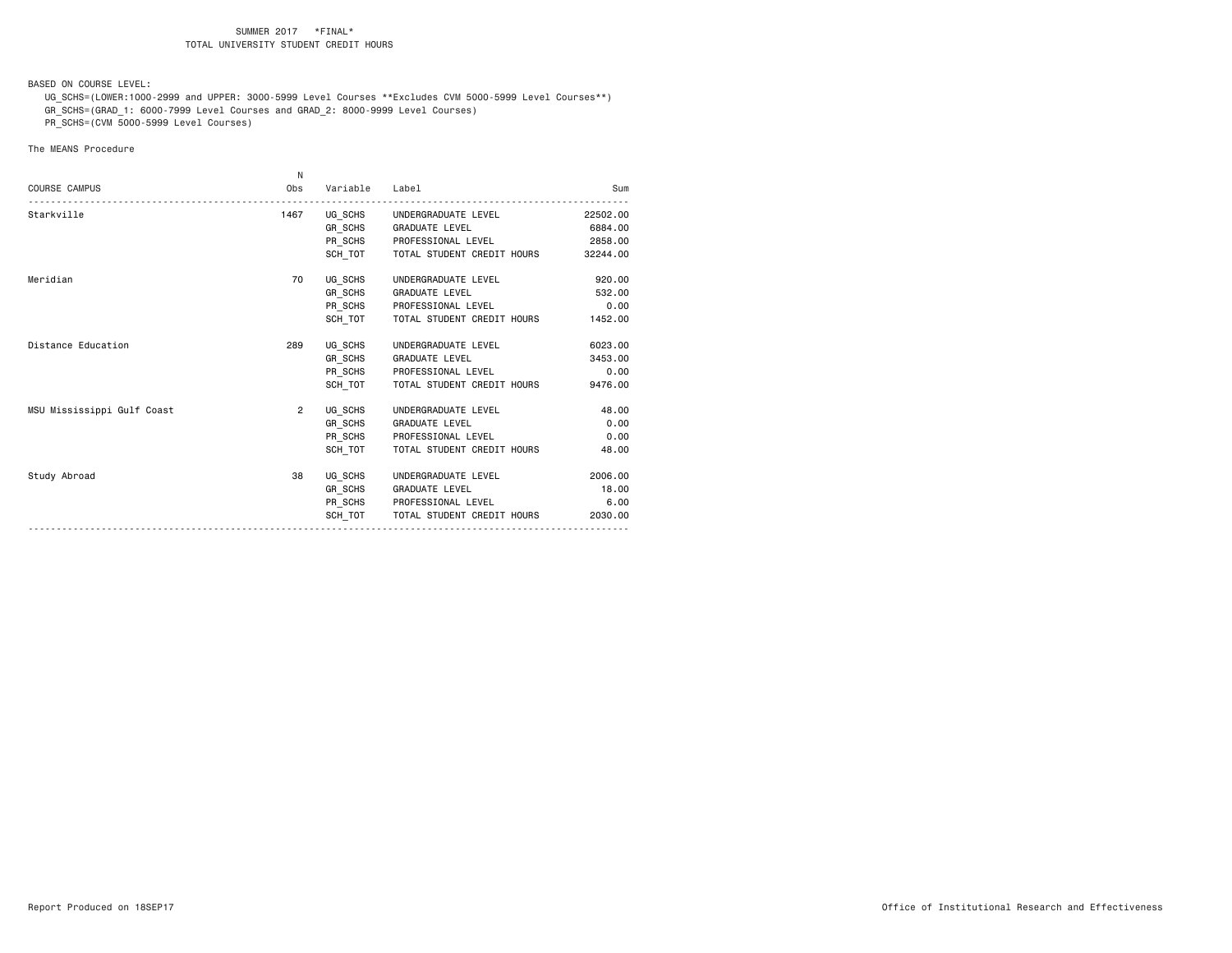SUMMER 2017 *FINAL*
TOTAL UNIVERSITY STUDENT CREDIT HOURS

BASED ON COURSE LEVEL:
UG_SCHS=(LOWER:1000-2999 and UPPER: 3000-5999 Level Courses **Excludes CVM 5000-5999 Level Courses**)
GR_SCHS=(GRAD_1: 6000-7999 Level Courses and GRAD_2: 8000-9999 Level Courses)
PR_SCHS=(CVM 5000-5999 Level Courses)

The MEANS Procedure

| COURSE CAMPUS | N Obs | Variable | Label | Sum |
|---|---|---|---|---|
| Starkville | 1467 | UG_SCHS | UNDERGRADUATE LEVEL | 22502.00 |
| | | GR_SCHS | GRADUATE LEVEL | 6884.00 |
| | | PR_SCHS | PROFESSIONAL LEVEL | 2858.00 |
| | | SCH_TOT | TOTAL STUDENT CREDIT HOURS | 32244.00 |
| Meridian | 70 | UG_SCHS | UNDERGRADUATE LEVEL | 920.00 |
| | | GR_SCHS | GRADUATE LEVEL | 532.00 |
| | | PR_SCHS | PROFESSIONAL LEVEL | 0.00 |
| | | SCH_TOT | TOTAL STUDENT CREDIT HOURS | 1452.00 |
| Distance Education | 289 | UG_SCHS | UNDERGRADUATE LEVEL | 6023.00 |
| | | GR_SCHS | GRADUATE LEVEL | 3453.00 |
| | | PR_SCHS | PROFESSIONAL LEVEL | 0.00 |
| | | SCH_TOT | TOTAL STUDENT CREDIT HOURS | 9476.00 |
| MSU Mississippi Gulf Coast | 2 | UG_SCHS | UNDERGRADUATE LEVEL | 48.00 |
| | | GR_SCHS | GRADUATE LEVEL | 0.00 |
| | | PR_SCHS | PROFESSIONAL LEVEL | 0.00 |
| | | SCH_TOT | TOTAL STUDENT CREDIT HOURS | 48.00 |
| Study Abroad | 38 | UG_SCHS | UNDERGRADUATE LEVEL | 2006.00 |
| | | GR_SCHS | GRADUATE LEVEL | 18.00 |
| | | PR_SCHS | PROFESSIONAL LEVEL | 6.00 |
| | | SCH_TOT | TOTAL STUDENT CREDIT HOURS | 2030.00 |

Report Produced on 18SEP17

Office of Institutional Research and Effectiveness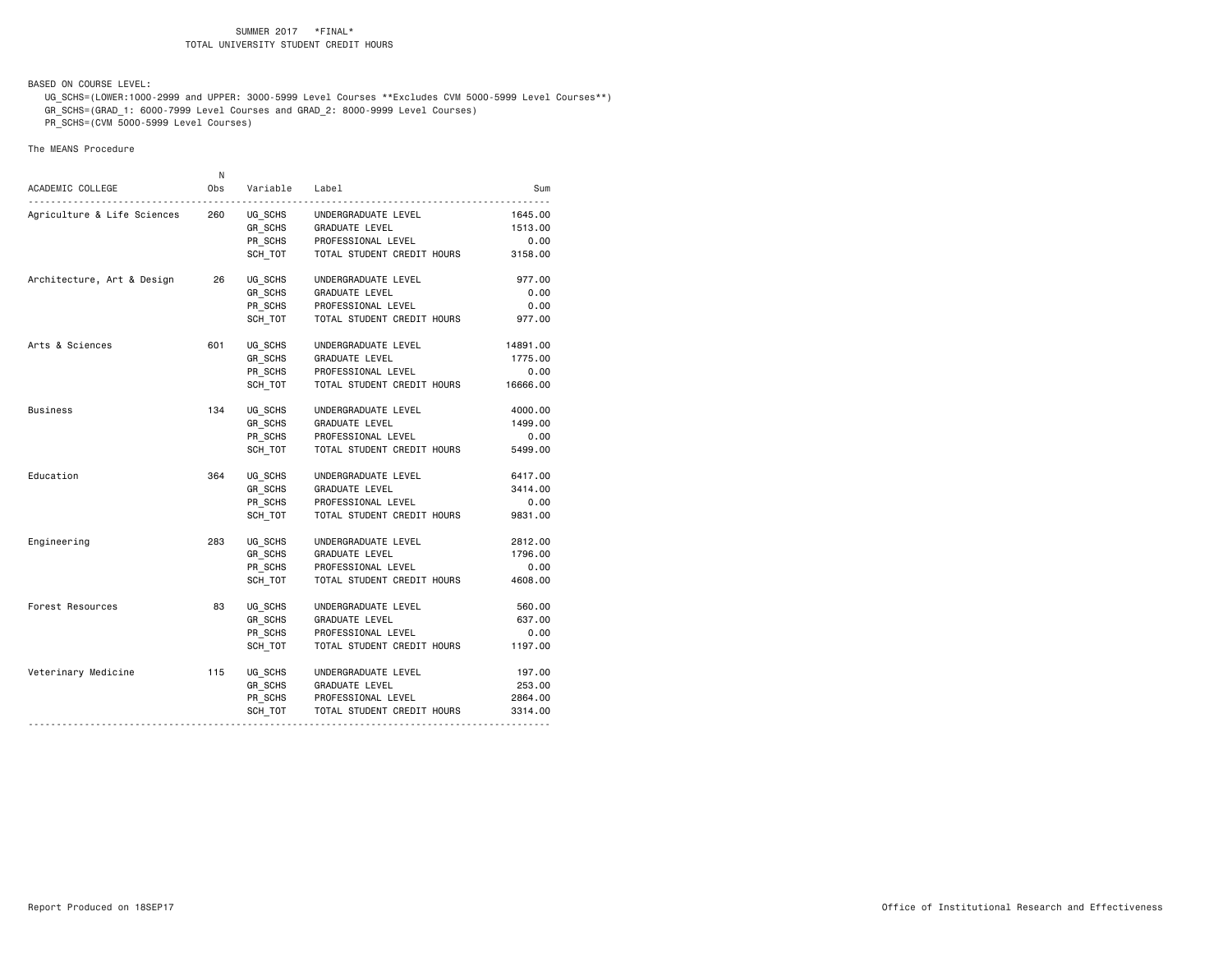SUMMER 2017 \*FINAL\*
TOTAL UNIVERSITY STUDENT CREDIT HOURS

BASED ON COURSE LEVEL:
UG_SCHS=(LOWER:1000-2999 and UPPER: 3000-5999 Level Courses **Excludes CVM 5000-5999 Level Courses**)
GR_SCHS=(GRAD_1: 6000-7999 Level Courses and GRAD_2: 8000-9999 Level Courses)
PR_SCHS=(CVM 5000-5999 Level Courses)

The MEANS Procedure

| ACADEMIC COLLEGE | N Obs | Variable | Label | Sum |
|---|---|---|---|---|
| Agriculture & Life Sciences | 260 | UG_SCHS | UNDERGRADUATE LEVEL | 1645.00 |
| | | GR_SCHS | GRADUATE LEVEL | 1513.00 |
| | | PR_SCHS | PROFESSIONAL LEVEL | 0.00 |
| | | SCH_TOT | TOTAL STUDENT CREDIT HOURS | 3158.00 |
| Architecture, Art & Design | 26 | UG_SCHS | UNDERGRADUATE LEVEL | 977.00 |
| | | GR_SCHS | GRADUATE LEVEL | 0.00 |
| | | PR_SCHS | PROFESSIONAL LEVEL | 0.00 |
| | | SCH_TOT | TOTAL STUDENT CREDIT HOURS | 977.00 |
| Arts & Sciences | 601 | UG_SCHS | UNDERGRADUATE LEVEL | 14891.00 |
| | | GR_SCHS | GRADUATE LEVEL | 1775.00 |
| | | PR_SCHS | PROFESSIONAL LEVEL | 0.00 |
| | | SCH_TOT | TOTAL STUDENT CREDIT HOURS | 16666.00 |
| Business | 134 | UG_SCHS | UNDERGRADUATE LEVEL | 4000.00 |
| | | GR_SCHS | GRADUATE LEVEL | 1499.00 |
| | | PR_SCHS | PROFESSIONAL LEVEL | 0.00 |
| | | SCH_TOT | TOTAL STUDENT CREDIT HOURS | 5499.00 |
| Education | 364 | UG_SCHS | UNDERGRADUATE LEVEL | 6417.00 |
| | | GR_SCHS | GRADUATE LEVEL | 3414.00 |
| | | PR_SCHS | PROFESSIONAL LEVEL | 0.00 |
| | | SCH_TOT | TOTAL STUDENT CREDIT HOURS | 9831.00 |
| Engineering | 283 | UG_SCHS | UNDERGRADUATE LEVEL | 2812.00 |
| | | GR_SCHS | GRADUATE LEVEL | 1796.00 |
| | | PR_SCHS | PROFESSIONAL LEVEL | 0.00 |
| | | SCH_TOT | TOTAL STUDENT CREDIT HOURS | 4608.00 |
| Forest Resources | 83 | UG_SCHS | UNDERGRADUATE LEVEL | 560.00 |
| | | GR_SCHS | GRADUATE LEVEL | 637.00 |
| | | PR_SCHS | PROFESSIONAL LEVEL | 0.00 |
| | | SCH_TOT | TOTAL STUDENT CREDIT HOURS | 1197.00 |
| Veterinary Medicine | 115 | UG_SCHS | UNDERGRADUATE LEVEL | 197.00 |
| | | GR_SCHS | GRADUATE LEVEL | 253.00 |
| | | PR_SCHS | PROFESSIONAL LEVEL | 2864.00 |
| | | SCH_TOT | TOTAL STUDENT CREDIT HOURS | 3314.00 |

Report Produced on 18SEP17

Office of Institutional Research and Effectiveness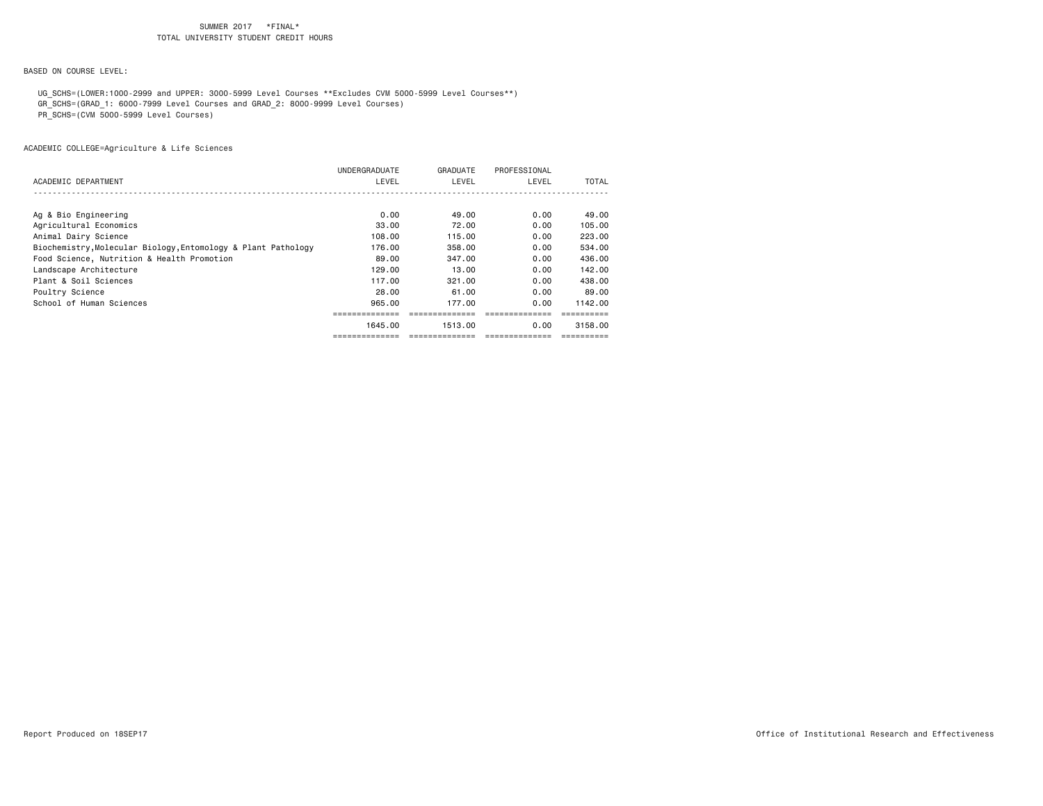SUMMER 2017 *FINAL*
TOTAL UNIVERSITY STUDENT CREDIT HOURS

BASED ON COURSE LEVEL:

UG_SCHS=(LOWER:1000-2999 and UPPER: 3000-5999 Level Courses **Excludes CVM 5000-5999 Level Courses**)
GR_SCHS=(GRAD_1: 6000-7999 Level Courses and GRAD_2: 8000-9999 Level Courses)
PR_SCHS=(CVM 5000-5999 Level Courses)

ACADEMIC COLLEGE=Agriculture & Life Sciences

| ACADEMIC DEPARTMENT | UNDERGRADUATE LEVEL | GRADUATE LEVEL | PROFESSIONAL LEVEL | TOTAL |
|---|---|---|---|---|
| Ag & Bio Engineering | 0.00 | 49.00 | 0.00 | 49.00 |
| Agricultural Economics | 33.00 | 72.00 | 0.00 | 105.00 |
| Animal Dairy Science | 108.00 | 115.00 | 0.00 | 223.00 |
| Biochemistry,Molecular Biology,Entomology & Plant Pathology | 176.00 | 358.00 | 0.00 | 534.00 |
| Food Science, Nutrition & Health Promotion | 89.00 | 347.00 | 0.00 | 436.00 |
| Landscape Architecture | 129.00 | 13.00 | 0.00 | 142.00 |
| Plant & Soil Sciences | 117.00 | 321.00 | 0.00 | 438.00 |
| Poultry Science | 28.00 | 61.00 | 0.00 | 89.00 |
| School of Human Sciences | 965.00 | 177.00 | 0.00 | 1142.00 |
| | 1645.00 | 1513.00 | 0.00 | 3158.00 |

Report Produced on 18SEP17

Office of Institutional Research and Effectiveness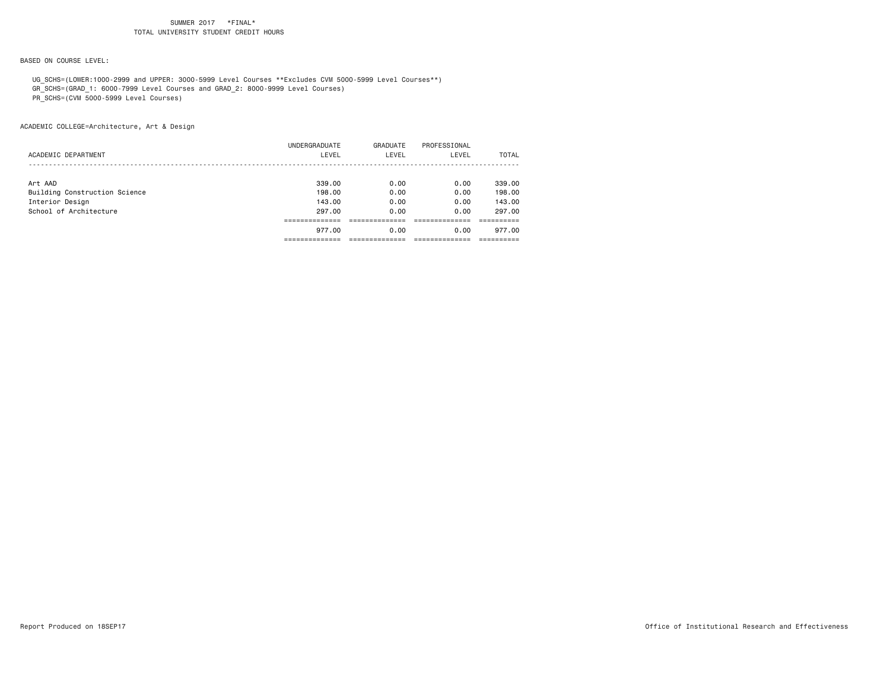SUMMER 2017 *FINAL*
TOTAL UNIVERSITY STUDENT CREDIT HOURS

BASED ON COURSE LEVEL:

UG_SCHS=(LOWER:1000-2999 and UPPER: 3000-5999 Level Courses **Excludes CVM 5000-5999 Level Courses**)
GR_SCHS=(GRAD_1: 6000-7999 Level Courses and GRAD_2: 8000-9999 Level Courses)
PR_SCHS=(CVM 5000-5999 Level Courses)

ACADEMIC COLLEGE=Architecture, Art & Design

| ACADEMIC DEPARTMENT | UNDERGRADUATE LEVEL | GRADUATE LEVEL | PROFESSIONAL LEVEL | TOTAL |
|---|---|---|---|---|
| Art AAD | 339.00 | 0.00 | 0.00 | 339.00 |
| Building Construction Science | 198.00 | 0.00 | 0.00 | 198.00 |
| Interior Design | 143.00 | 0.00 | 0.00 | 143.00 |
| School of Architecture | 297.00 | 0.00 | 0.00 | 297.00 |
| | 977.00 | 0.00 | 0.00 | 977.00 |

Report Produced on 18SEP17

Office of Institutional Research and Effectiveness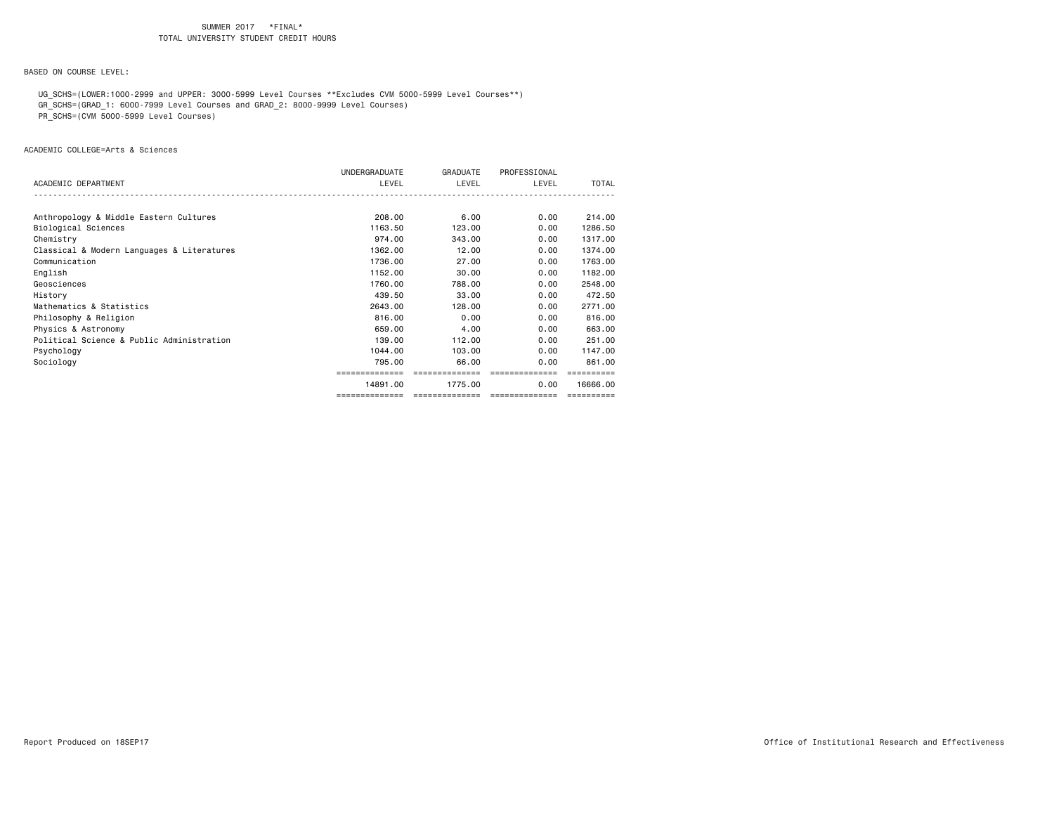SUMMER 2017 *FINAL*
TOTAL UNIVERSITY STUDENT CREDIT HOURS

BASED ON COURSE LEVEL:

UG_SCHS=(LOWER:1000-2999 and UPPER: 3000-5999 Level Courses **Excludes CVM 5000-5999 Level Courses**)
GR_SCHS=(GRAD_1: 6000-7999 Level Courses and GRAD_2: 8000-9999 Level Courses)
PR_SCHS=(CVM 5000-5999 Level Courses)

ACADEMIC COLLEGE=Arts & Sciences

| ACADEMIC DEPARTMENT | UNDERGRADUATE LEVEL | GRADUATE LEVEL | PROFESSIONAL LEVEL | TOTAL |
|---|---|---|---|---|
| Anthropology & Middle Eastern Cultures | 208.00 | 6.00 | 0.00 | 214.00 |
| Biological Sciences | 1163.50 | 123.00 | 0.00 | 1286.50 |
| Chemistry | 974.00 | 343.00 | 0.00 | 1317.00 |
| Classical & Modern Languages & Literatures | 1362.00 | 12.00 | 0.00 | 1374.00 |
| Communication | 1736.00 | 27.00 | 0.00 | 1763.00 |
| English | 1152.00 | 30.00 | 0.00 | 1182.00 |
| Geosciences | 1760.00 | 788.00 | 0.00 | 2548.00 |
| History | 439.50 | 33.00 | 0.00 | 472.50 |
| Mathematics & Statistics | 2643.00 | 128.00 | 0.00 | 2771.00 |
| Philosophy & Religion | 816.00 | 0.00 | 0.00 | 816.00 |
| Physics & Astronomy | 659.00 | 4.00 | 0.00 | 663.00 |
| Political Science & Public Administration | 139.00 | 112.00 | 0.00 | 251.00 |
| Psychology | 1044.00 | 103.00 | 0.00 | 1147.00 |
| Sociology | 795.00 | 66.00 | 0.00 | 861.00 |
| | 14891.00 | 1775.00 | 0.00 | 16666.00 |

Report Produced on 18SEP17

Office of Institutional Research and Effectiveness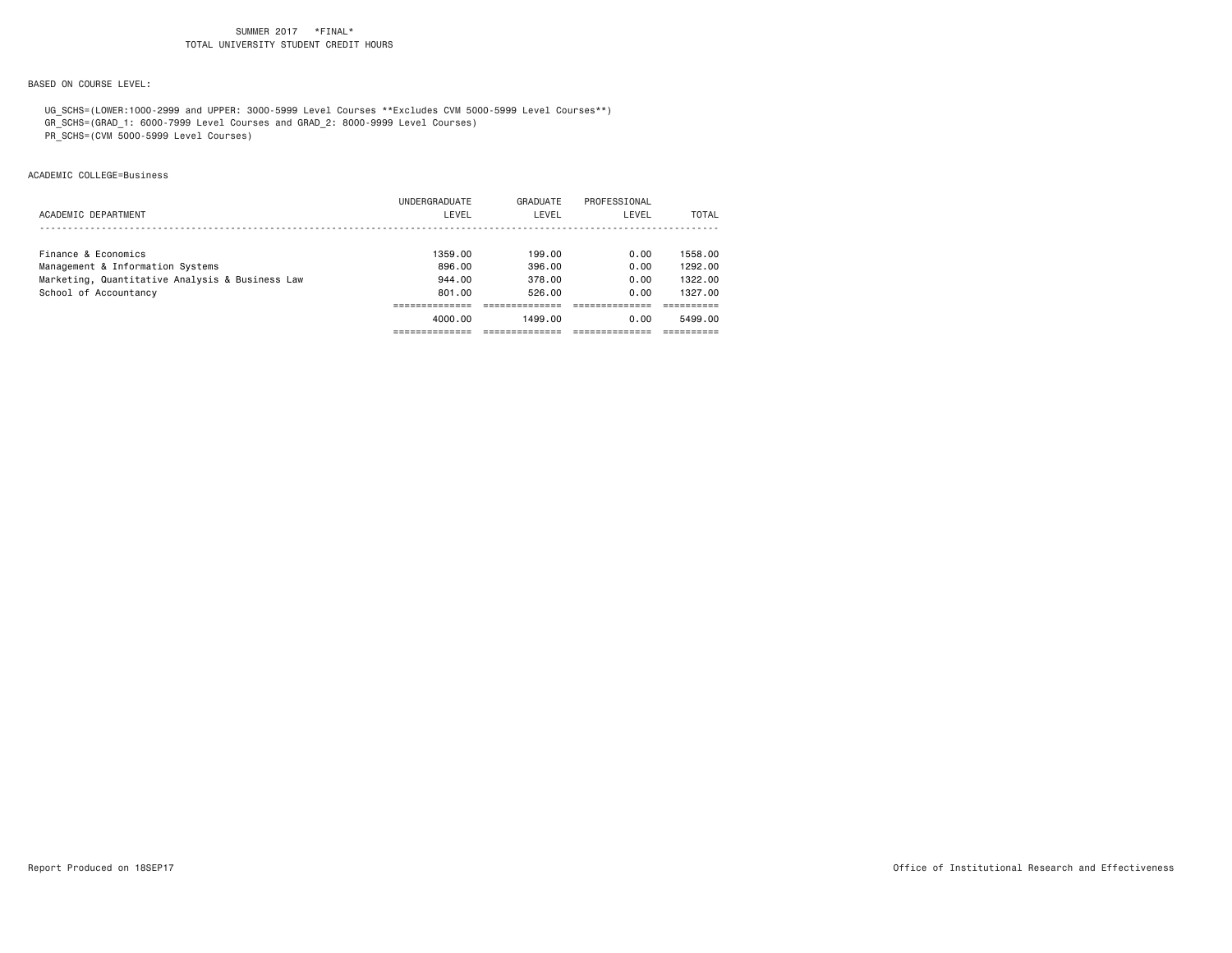SUMMER 2017 *FINAL*
TOTAL UNIVERSITY STUDENT CREDIT HOURS

BASED ON COURSE LEVEL:

UG_SCHS=(LOWER:1000-2999 and UPPER: 3000-5999 Level Courses **Excludes CVM 5000-5999 Level Courses**)
GR_SCHS=(GRAD_1: 6000-7999 Level Courses and GRAD_2: 8000-9999 Level Courses)
PR_SCHS=(CVM 5000-5999 Level Courses)

ACADEMIC COLLEGE=Business

| ACADEMIC DEPARTMENT | UNDERGRADUATE LEVEL | GRADUATE LEVEL | PROFESSIONAL LEVEL | TOTAL |
|---|---|---|---|---|
| Finance & Economics | 1359.00 | 199.00 | 0.00 | 1558.00 |
| Management & Information Systems | 896.00 | 396.00 | 0.00 | 1292.00 |
| Marketing, Quantitative Analysis & Business Law | 944.00 | 378.00 | 0.00 | 1322.00 |
| School of Accountancy | 801.00 | 526.00 | 0.00 | 1327.00 |
| | 4000.00 | 1499.00 | 0.00 | 5499.00 |

Report Produced on 18SEP17

Office of Institutional Research and Effectiveness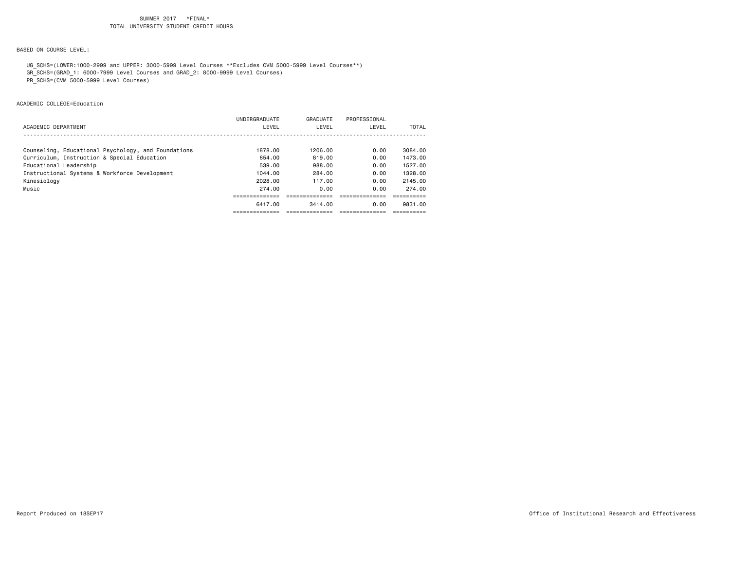SUMMER 2017 *FINAL*
TOTAL UNIVERSITY STUDENT CREDIT HOURS

BASED ON COURSE LEVEL:

UG_SCHS=(LOWER:1000-2999 and UPPER: 3000-5999 Level Courses **Excludes CVM 5000-5999 Level Courses**)
GR_SCHS=(GRAD_1: 6000-7999 Level Courses and GRAD_2: 8000-9999 Level Courses)
PR_SCHS=(CVM 5000-5999 Level Courses)

ACADEMIC COLLEGE=Education

| ACADEMIC DEPARTMENT | UNDERGRADUATE LEVEL | GRADUATE LEVEL | PROFESSIONAL LEVEL | TOTAL |
|---|---|---|---|---|
| Counseling, Educational Psychology, and Foundations | 1878.00 | 1206.00 | 0.00 | 3084.00 |
| Curriculum, Instruction & Special Education | 654.00 | 819.00 | 0.00 | 1473.00 |
| Educational Leadership | 539.00 | 988.00 | 0.00 | 1527.00 |
| Instructional Systems & Workforce Development | 1044.00 | 284.00 | 0.00 | 1328.00 |
| Kinesiology | 2028.00 | 117.00 | 0.00 | 2145.00 |
| Music | 274.00 | 0.00 | 0.00 | 274.00 |
| | 6417.00 | 3414.00 | 0.00 | 9831.00 |

Report Produced on 18SEP17

Office of Institutional Research and Effectiveness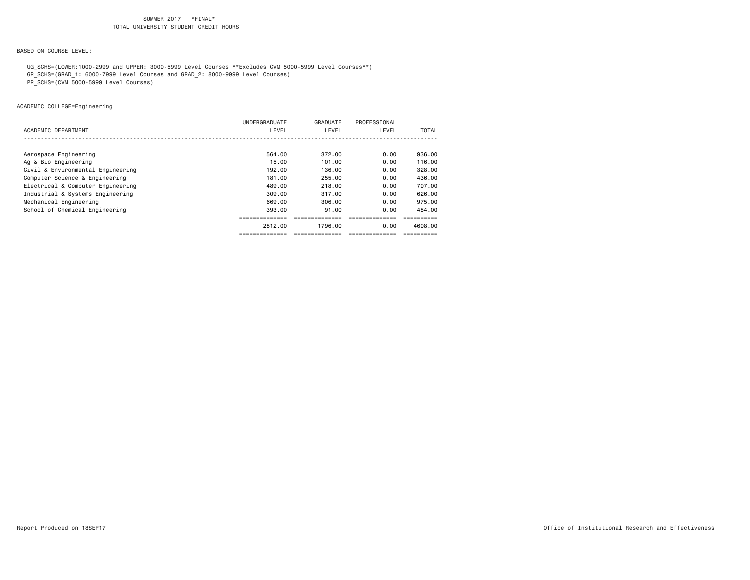SUMMER 2017 *FINAL*
TOTAL UNIVERSITY STUDENT CREDIT HOURS

BASED ON COURSE LEVEL:

UG_SCHS=(LOWER:1000-2999 and UPPER: 3000-5999 Level Courses **Excludes CVM 5000-5999 Level Courses**)
GR_SCHS=(GRAD_1: 6000-7999 Level Courses and GRAD_2: 8000-9999 Level Courses)
PR_SCHS=(CVM 5000-5999 Level Courses)

ACADEMIC COLLEGE=Engineering

| ACADEMIC DEPARTMENT | UNDERGRADUATE LEVEL | GRADUATE LEVEL | PROFESSIONAL LEVEL | TOTAL |
|---|---|---|---|---|
| Aerospace Engineering | 564.00 | 372.00 | 0.00 | 936.00 |
| Ag & Bio Engineering | 15.00 | 101.00 | 0.00 | 116.00 |
| Civil & Environmental Engineering | 192.00 | 136.00 | 0.00 | 328.00 |
| Computer Science & Engineering | 181.00 | 255.00 | 0.00 | 436.00 |
| Electrical & Computer Engineering | 489.00 | 218.00 | 0.00 | 707.00 |
| Industrial & Systems Engineering | 309.00 | 317.00 | 0.00 | 626.00 |
| Mechanical Engineering | 669.00 | 306.00 | 0.00 | 975.00 |
| School of Chemical Engineering | 393.00 | 91.00 | 0.00 | 484.00 |
| | 2812.00 | 1796.00 | 0.00 | 4608.00 |

Report Produced on 18SEP17

Office of Institutional Research and Effectiveness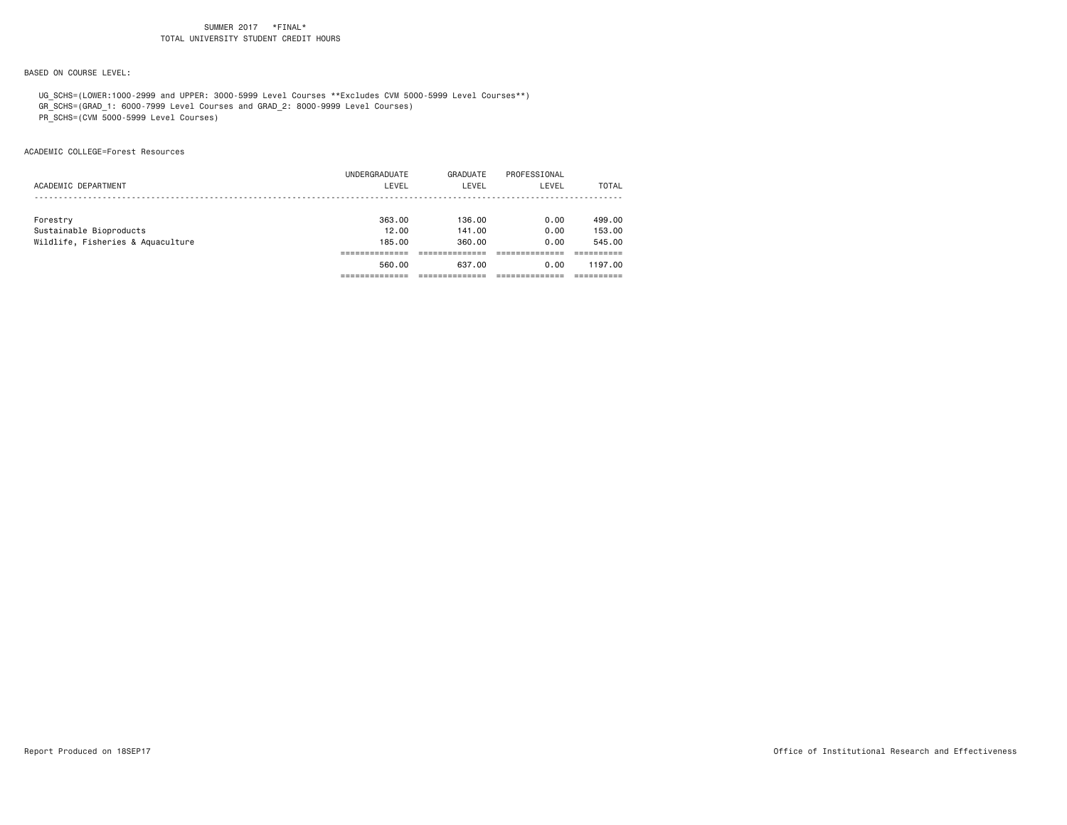SUMMER 2017 *FINAL*
TOTAL UNIVERSITY STUDENT CREDIT HOURS

BASED ON COURSE LEVEL:

UG_SCHS=(LOWER:1000-2999 and UPPER: 3000-5999 Level Courses **Excludes CVM 5000-5999 Level Courses**)
GR_SCHS=(GRAD_1: 6000-7999 Level Courses and GRAD_2: 8000-9999 Level Courses)
PR_SCHS=(CVM 5000-5999 Level Courses)

ACADEMIC COLLEGE=Forest Resources

| ACADEMIC DEPARTMENT | UNDERGRADUATE LEVEL | GRADUATE LEVEL | PROFESSIONAL LEVEL | TOTAL |
|---|---|---|---|---|
| Forestry | 363.00 | 136.00 | 0.00 | 499.00 |
| Sustainable Bioproducts | 12.00 | 141.00 | 0.00 | 153.00 |
| Wildlife, Fisheries & Aquaculture | 185.00 | 360.00 | 0.00 | 545.00 |
| | 560.00 | 637.00 | 0.00 | 1197.00 |

Report Produced on 18SEP17

Office of Institutional Research and Effectiveness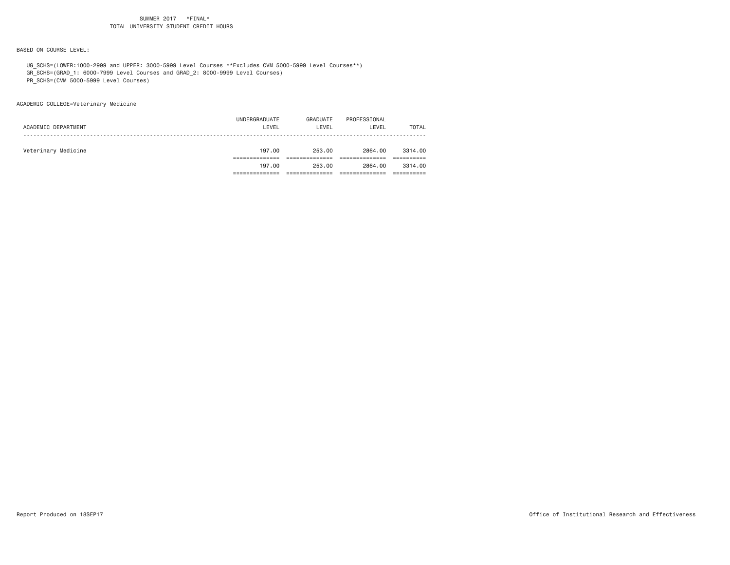SUMMER 2017 *FINAL*

TOTAL UNIVERSITY STUDENT CREDIT HOURS

BASED ON COURSE LEVEL:

UG_SCHS=(LOWER:1000-2999 and UPPER: 3000-5999 Level Courses **Excludes CVM 5000-5999 Level Courses**)
GR_SCHS=(GRAD_1: 6000-7999 Level Courses and GRAD_2: 8000-9999 Level Courses)
PR_SCHS=(CVM 5000-5999 Level Courses)

ACADEMIC COLLEGE=Veterinary Medicine

| ACADEMIC DEPARTMENT | UNDERGRADUATE LEVEL | GRADUATE LEVEL | PROFESSIONAL LEVEL | TOTAL |
|---|---|---|---|---|
| Veterinary Medicine | 197.00 | 253.00 | 2864.00 | 3314.00 |
| | 197.00 | 253.00 | 2864.00 | 3314.00 |

Report Produced on 18SEP17

Office of Institutional Research and Effectiveness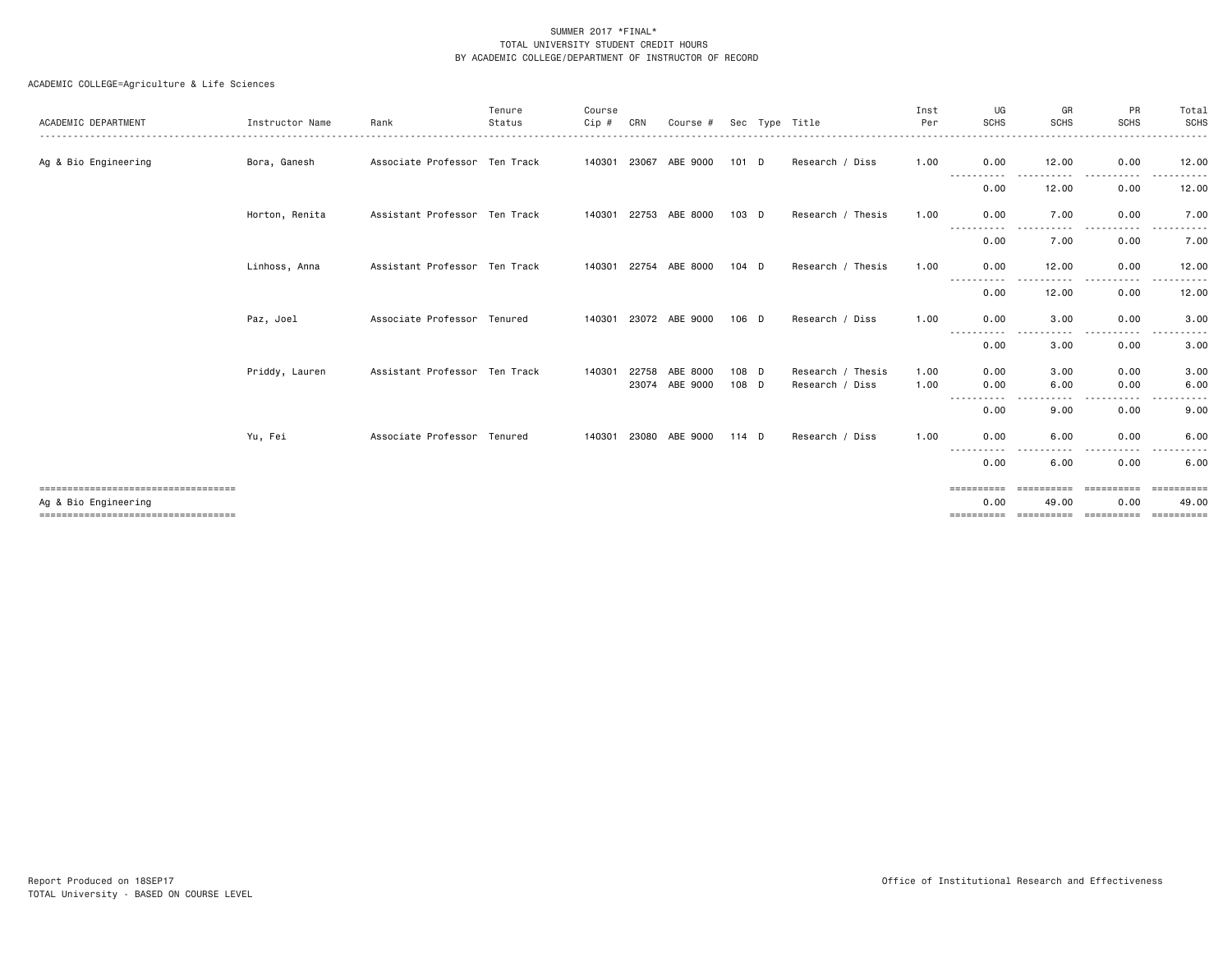SUMMER 2017 *FINAL*
TOTAL UNIVERSITY STUDENT CREDIT HOURS
BY ACADEMIC COLLEGE/DEPARTMENT OF INSTRUCTOR OF RECORD

ACADEMIC COLLEGE=Agriculture & Life Sciences

| ACADEMIC DEPARTMENT | Instructor Name | Rank | Tenure Status | Course Cip # | CRN | Course # | Sec | Type | Title | Inst Per | UG SCHS | GR SCHS | PR SCHS | Total SCHS |
|---|---|---|---|---|---|---|---|---|---|---|---|---|---|---|
| Ag & Bio Engineering | Bora, Ganesh | Associate Professor | Ten Track | 140301 | 23067 | ABE 9000 | 101 | D | Research / Diss | 1.00 | 0.00 | 12.00 | 0.00 | 12.00 |
| | | | | | | | | | | | 0.00 | 12.00 | 0.00 | 12.00 |
| | Horton, Renita | Assistant Professor | Ten Track | 140301 | 22753 | ABE 8000 | 103 | D | Research / Thesis | 1.00 | 0.00 | 7.00 | 0.00 | 7.00 |
| | | | | | | | | | | | 0.00 | 7.00 | 0.00 | 7.00 |
| | Linhoss, Anna | Assistant Professor | Ten Track | 140301 | 22754 | ABE 8000 | 104 | D | Research / Thesis | 1.00 | 0.00 | 12.00 | 0.00 | 12.00 |
| | | | | | | | | | | | 0.00 | 12.00 | 0.00 | 12.00 |
| | Paz, Joel | Associate Professor | Tenured | 140301 | 23072 | ABE 9000 | 106 | D | Research / Diss | 1.00 | 0.00 | 3.00 | 0.00 | 3.00 |
| | | | | | | | | | | | 0.00 | 3.00 | 0.00 | 3.00 |
| | Priddy, Lauren | Assistant Professor | Ten Track | 140301 | 22758 | ABE 8000 | 108 | D | Research / Thesis | 1.00 | 0.00 | 3.00 | 0.00 | 3.00 |
| | | | | | 23074 | ABE 9000 | 108 | D | Research / Diss | 1.00 | 0.00 | 6.00 | 0.00 | 6.00 |
| | | | | | | | | | | | 0.00 | 9.00 | 0.00 | 9.00 |
| | Yu, Fei | Associate Professor | Tenured | 140301 | 23080 | ABE 9000 | 114 | D | Research / Diss | 1.00 | 0.00 | 6.00 | 0.00 | 6.00 |
| | | | | | | | | | | | 0.00 | 6.00 | 0.00 | 6.00 |
| Ag & Bio Engineering | | | | | | | | | | | 0.00 | 49.00 | 0.00 | 49.00 |

Report Produced on 18SEP17
TOTAL University - BASED ON COURSE LEVEL

Office of Institutional Research and Effectiveness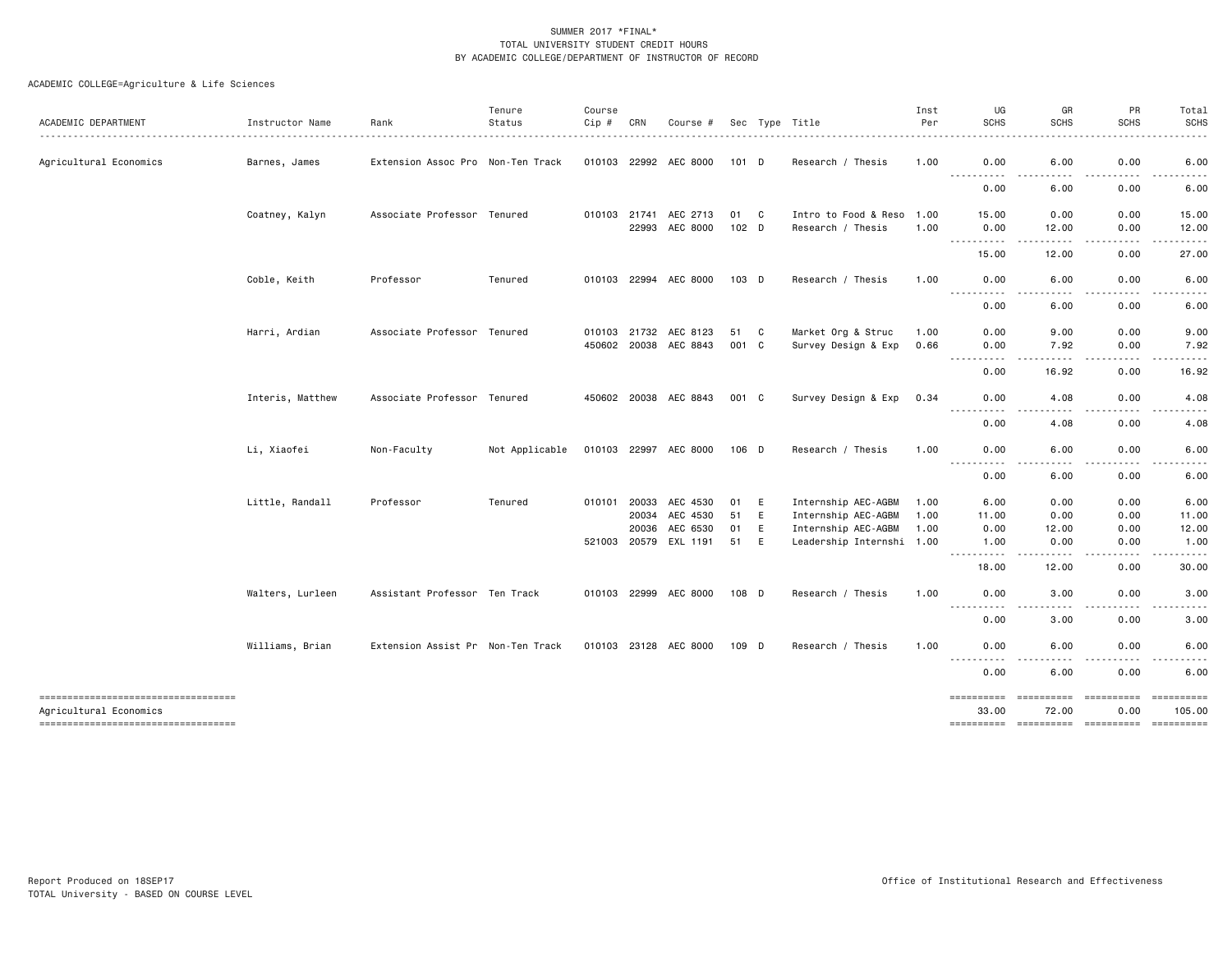SUMMER 2017 *FINAL*
TOTAL UNIVERSITY STUDENT CREDIT HOURS
BY ACADEMIC COLLEGE/DEPARTMENT OF INSTRUCTOR OF RECORD

ACADEMIC COLLEGE=Agriculture & Life Sciences

| ACADEMIC DEPARTMENT | Instructor Name | Rank | Tenure Status | Course Cip # | CRN | Course # | Sec | Type | Title | Inst Per | UG SCHS | GR SCHS | PR SCHS | Total SCHS |
|---|---|---|---|---|---|---|---|---|---|---|---|---|---|---|
| Agricultural Economics | Barnes, James | Extension Assoc Pro | Non-Ten Track | 010103 | 22992 | AEC 8000 | 101 | D | Research / Thesis | 1.00 | 0.00 | 6.00 | 0.00 | 6.00 |
| | | | | | | | | | | | 0.00 | 6.00 | 0.00 | 6.00 |
| | Coatney, Kalyn | Associate Professor | Tenured | 010103 | 21741 | AEC 2713 | 01 | C | Intro to Food & Reso | 1.00 | 15.00 | 0.00 | 0.00 | 15.00 |
| | | | | | 22993 | AEC 8000 | 102 | D | Research / Thesis | 1.00 | 0.00 | 12.00 | 0.00 | 12.00 |
| | | | | | | | | | | | 15.00 | 12.00 | 0.00 | 27.00 |
| | Coble, Keith | Professor | Tenured | 010103 | 22994 | AEC 8000 | 103 | D | Research / Thesis | 1.00 | 0.00 | 6.00 | 0.00 | 6.00 |
| | | | | | | | | | | | 0.00 | 6.00 | 0.00 | 6.00 |
| | Harri, Ardian | Associate Professor | Tenured | 010103 | 21732 | AEC 8123 | 51 | C | Market Org & Struc | 1.00 | 0.00 | 9.00 | 0.00 | 9.00 |
| | | | | 450602 | 20038 | AEC 8843 | 001 | C | Survey Design & Exp | 0.66 | 0.00 | 7.92 | 0.00 | 7.92 |
| | | | | | | | | | | | 0.00 | 16.92 | 0.00 | 16.92 |
| | Interis, Matthew | Associate Professor | Tenured | 450602 | 20038 | AEC 8843 | 001 | C | Survey Design & Exp | 0.34 | 0.00 | 4.08 | 0.00 | 4.08 |
| | | | | | | | | | | | 0.00 | 4.08 | 0.00 | 4.08 |
| | Li, Xiaofei | Non-Faculty | Not Applicable | 010103 | 22997 | AEC 8000 | 106 | D | Research / Thesis | 1.00 | 0.00 | 6.00 | 0.00 | 6.00 |
| | | | | | | | | | | | 0.00 | 6.00 | 0.00 | 6.00 |
| | Little, Randall | Professor | Tenured | 010101 | 20033 | AEC 4530 | 01 | E | Internship AEC-AGBM | 1.00 | 6.00 | 0.00 | 0.00 | 6.00 |
| | | | | | 20034 | AEC 4530 | 51 | E | Internship AEC-AGBM | 1.00 | 11.00 | 0.00 | 0.00 | 11.00 |
| | | | | | 20036 | AEC 6530 | 01 | E | Internship AEC-AGBM | 1.00 | 0.00 | 12.00 | 0.00 | 12.00 |
| | | | | 521003 | 20579 | EXL 1191 | 51 | E | Leadership Internshi | 1.00 | 1.00 | 0.00 | 0.00 | 1.00 |
| | | | | | | | | | | | 18.00 | 12.00 | 0.00 | 30.00 |
| | Walters, Lurleen | Assistant Professor | Ten Track | 010103 | 22999 | AEC 8000 | 108 | D | Research / Thesis | 1.00 | 0.00 | 3.00 | 0.00 | 3.00 |
| | | | | | | | | | | | 0.00 | 3.00 | 0.00 | 3.00 |
| | Williams, Brian | Extension Assist Pr | Non-Ten Track | 010103 | 23128 | AEC 8000 | 109 | D | Research / Thesis | 1.00 | 0.00 | 6.00 | 0.00 | 6.00 |
| | | | | | | | | | | | 0.00 | 6.00 | 0.00 | 6.00 |
| Agricultural Economics | | | | | | | | | | | 33.00 | 72.00 | 0.00 | 105.00 |

Report Produced on 18SEP17
TOTAL University - BASED ON COURSE LEVEL

Office of Institutional Research and Effectiveness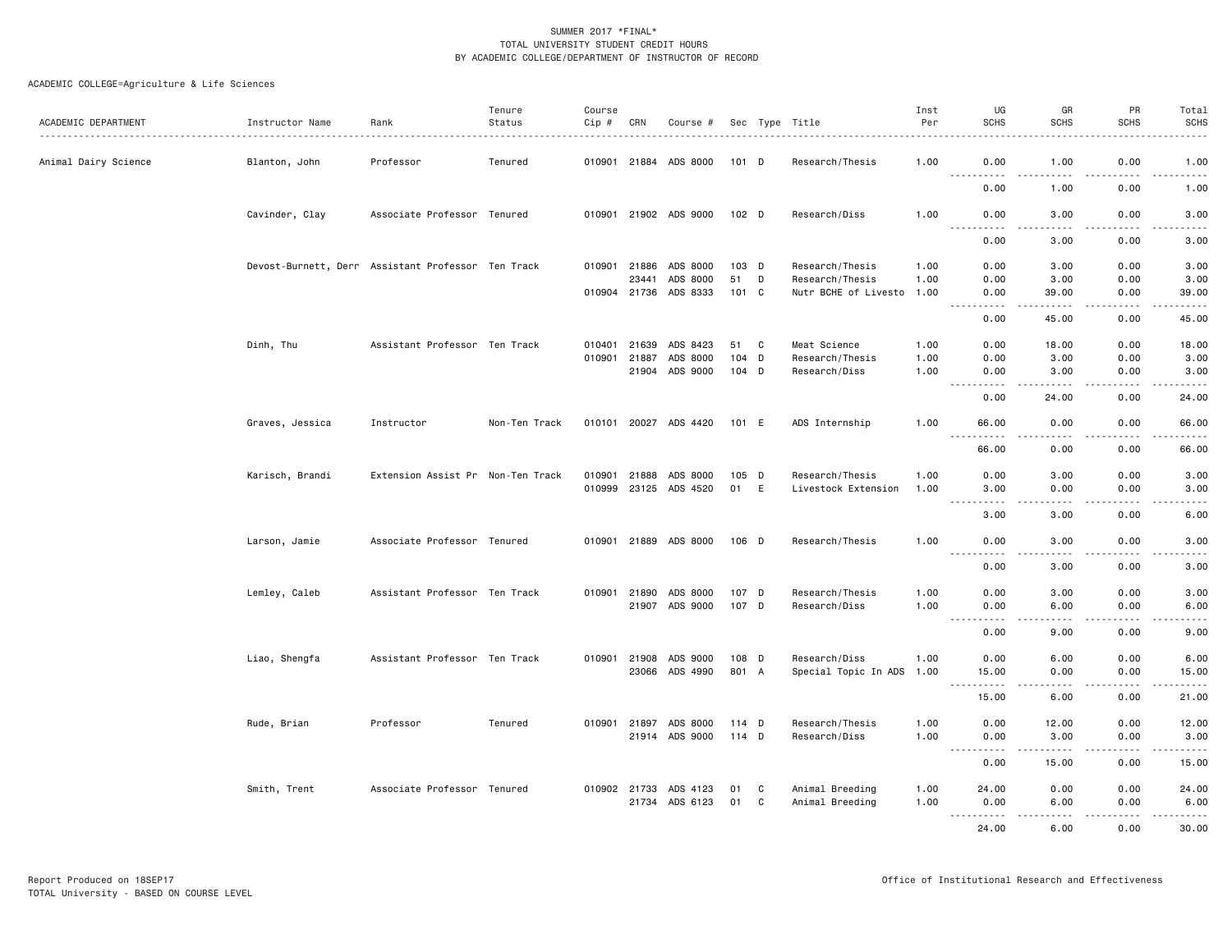SUMMER 2017 *FINAL*
TOTAL UNIVERSITY STUDENT CREDIT HOURS
BY ACADEMIC COLLEGE/DEPARTMENT OF INSTRUCTOR OF RECORD

ACADEMIC COLLEGE=Agriculture & Life Sciences

| ACADEMIC DEPARTMENT | Instructor Name | Rank | Tenure Status | Course Cip # | CRN | Course # | Sec | Type | Title | Inst Per | UG SCHS | GR SCHS | PR SCHS | Total SCHS |
|---|---|---|---|---|---|---|---|---|---|---|---|---|---|---|
| Animal Dairy Science | Blanton, John | Professor | Tenured | 010901 | 21884 | ADS 8000 | 101 | D | Research/Thesis | 1.00 | 0.00 | 1.00 | 0.00 | 1.00 |
| | | | | | | | | | | | 0.00 | 1.00 | 0.00 | 1.00 |
| | Cavinder, Clay | Associate Professor | Tenured | 010901 | 21902 | ADS 9000 | 102 | D | Research/Diss | 1.00 | 0.00 | 3.00 | 0.00 | 3.00 |
| | | | | | | | | | | | 0.00 | 3.00 | 0.00 | 3.00 |
| | Devost-Burnett, Derr | Assistant Professor | Ten Track | 010901 | 21886 | ADS 8000 | 103 | D | Research/Thesis | 1.00 | 0.00 | 3.00 | 0.00 | 3.00 |
| | | | | | 23441 | ADS 8000 | 51 | D | Research/Thesis | 1.00 | 0.00 | 3.00 | 0.00 | 3.00 |
| | | | | 010904 | 21736 | ADS 8333 | 101 | C | Nutr BCHE of Livesto | 1.00 | 0.00 | 39.00 | 0.00 | 39.00 |
| | | | | | | | | | | | 0.00 | 45.00 | 0.00 | 45.00 |
| | Dinh, Thu | Assistant Professor | Ten Track | 010401 | 21639 | ADS 8423 | 51 | C | Meat Science | 1.00 | 0.00 | 18.00 | 0.00 | 18.00 |
| | | | | 010901 | 21887 | ADS 8000 | 104 | D | Research/Thesis | 1.00 | 0.00 | 3.00 | 0.00 | 3.00 |
| | | | | | 21904 | ADS 9000 | 104 | D | Research/Diss | 1.00 | 0.00 | 3.00 | 0.00 | 3.00 |
| | | | | | | | | | | | 0.00 | 24.00 | 0.00 | 24.00 |
| | Graves, Jessica | Instructor | Non-Ten Track | 010101 | 20027 | ADS 4420 | 101 | E | ADS Internship | 1.00 | 66.00 | 0.00 | 0.00 | 66.00 |
| | | | | | | | | | | | 66.00 | 0.00 | 0.00 | 66.00 |
| | Karisch, Brandi | Extension Assist Pr | Non-Ten Track | 010901 | 21888 | ADS 8000 | 105 | D | Research/Thesis | 1.00 | 0.00 | 3.00 | 0.00 | 3.00 |
| | | | | 010999 | 23125 | ADS 4520 | 01 | E | Livestock Extension | 1.00 | 3.00 | 0.00 | 0.00 | 3.00 |
| | | | | | | | | | | | 3.00 | 3.00 | 0.00 | 6.00 |
| | Larson, Jamie | Associate Professor | Tenured | 010901 | 21889 | ADS 8000 | 106 | D | Research/Thesis | 1.00 | 0.00 | 3.00 | 0.00 | 3.00 |
| | | | | | | | | | | | 0.00 | 3.00 | 0.00 | 3.00 |
| | Lemley, Caleb | Assistant Professor | Ten Track | 010901 | 21890 | ADS 8000 | 107 | D | Research/Thesis | 1.00 | 0.00 | 3.00 | 0.00 | 3.00 |
| | | | | | 21907 | ADS 9000 | 107 | D | Research/Diss | 1.00 | 0.00 | 6.00 | 0.00 | 6.00 |
| | | | | | | | | | | | 0.00 | 9.00 | 0.00 | 9.00 |
| | Liao, Shengfa | Assistant Professor | Ten Track | 010901 | 21908 | ADS 9000 | 108 | D | Research/Diss | 1.00 | 0.00 | 6.00 | 0.00 | 6.00 |
| | | | | | 23066 | ADS 4990 | 801 | A | Special Topic In ADS | 1.00 | 15.00 | 0.00 | 0.00 | 15.00 |
| | | | | | | | | | | | 15.00 | 6.00 | 0.00 | 21.00 |
| | Rude, Brian | Professor | Tenured | 010901 | 21897 | ADS 8000 | 114 | D | Research/Thesis | 1.00 | 0.00 | 12.00 | 0.00 | 12.00 |
| | | | | | 21914 | ADS 9000 | 114 | D | Research/Diss | 1.00 | 0.00 | 3.00 | 0.00 | 3.00 |
| | | | | | | | | | | | 0.00 | 15.00 | 0.00 | 15.00 |
| | Smith, Trent | Associate Professor | Tenured | 010902 | 21733 | ADS 4123 | 01 | C | Animal Breeding | 1.00 | 24.00 | 0.00 | 0.00 | 24.00 |
| | | | | | 21734 | ADS 6123 | 01 | C | Animal Breeding | 1.00 | 0.00 | 6.00 | 0.00 | 6.00 |
| | | | | | | | | | | | 24.00 | 6.00 | 0.00 | 30.00 |

Report Produced on 18SEP17
TOTAL University - BASED ON COURSE LEVEL

Office of Institutional Research and Effectiveness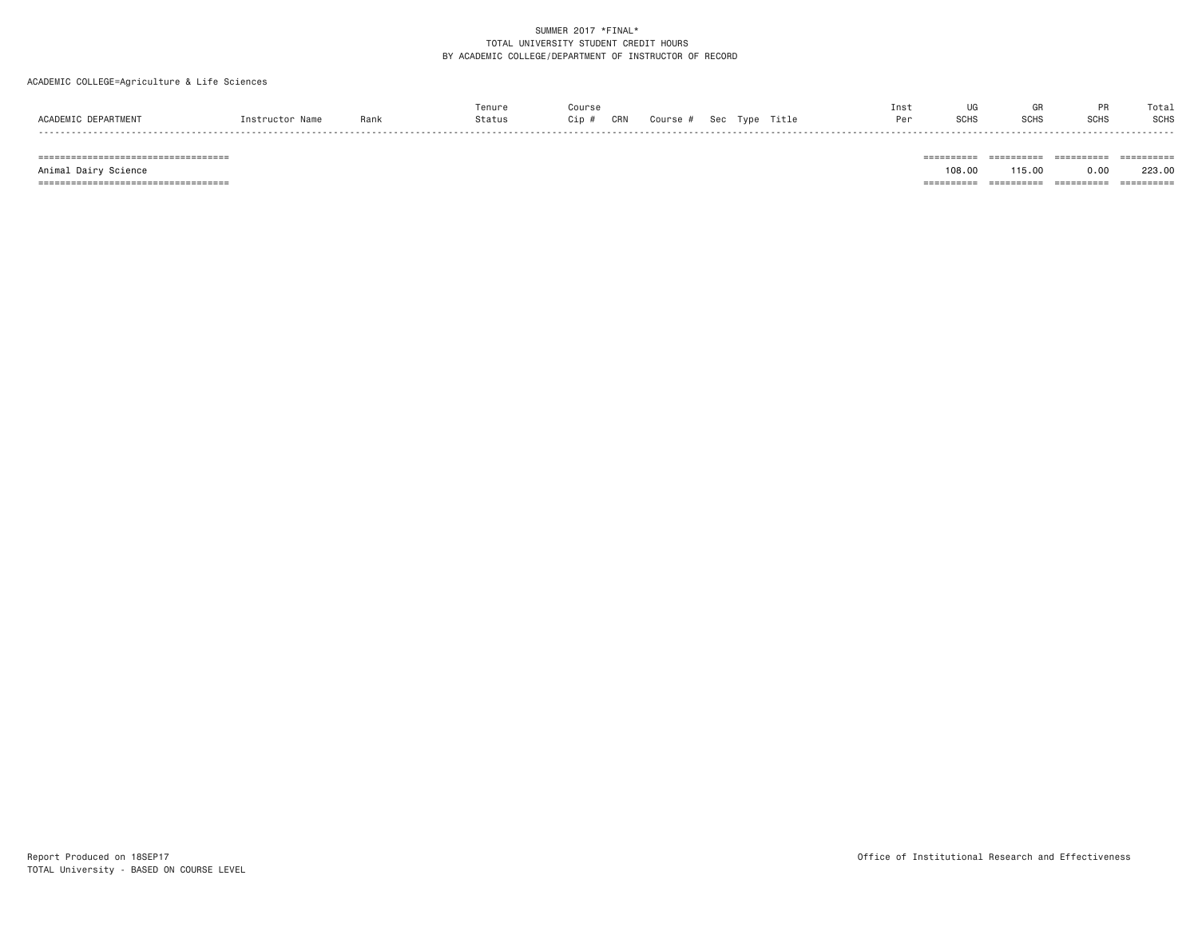SUMMER 2017 *FINAL*
TOTAL UNIVERSITY STUDENT CREDIT HOURS
BY ACADEMIC COLLEGE/DEPARTMENT OF INSTRUCTOR OF RECORD

ACADEMIC COLLEGE=Agriculture & Life Sciences

| ACADEMIC DEPARTMENT | Instructor Name | Rank | Tenure Status | Course Cip # | CRN | Course # | Sec | Type | Title | Inst Per | UG SCHS | GR SCHS | PR SCHS | Total SCHS |
|---|---|---|---|---|---|---|---|---|---|---|---|---|---|---|
| Animal Dairy Science | | | | | | | | | | | 108.00 | 115.00 | 0.00 | 223.00 |

Report Produced on 18SEP17
TOTAL University - BASED ON COURSE LEVEL

Office of Institutional Research and Effectiveness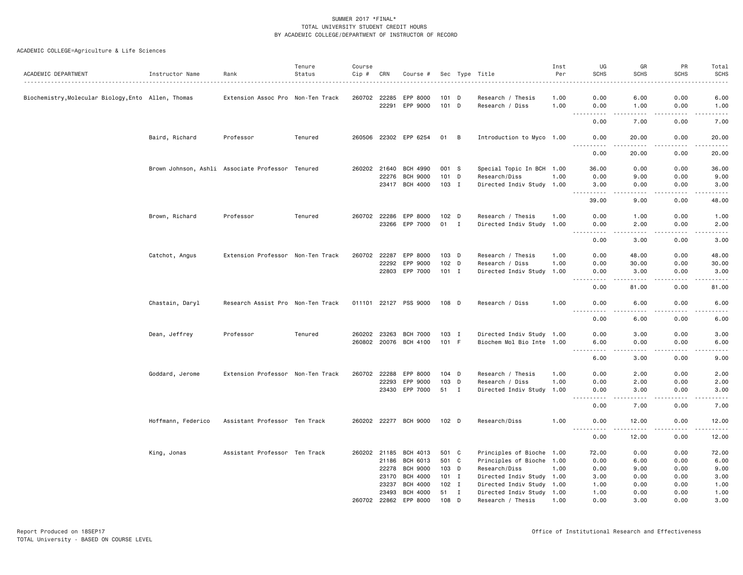SUMMER 2017 *FINAL*
TOTAL UNIVERSITY STUDENT CREDIT HOURS
BY ACADEMIC COLLEGE/DEPARTMENT OF INSTRUCTOR OF RECORD

ACADEMIC COLLEGE=Agriculture & Life Sciences

| ACADEMIC DEPARTMENT | Instructor Name | Rank | Tenure Status | Course Cip # | CRN | Course # | Sec | Type | Title | Inst Per | UG SCHS | GR SCHS | PR SCHS | Total SCHS |
|---|---|---|---|---|---|---|---|---|---|---|---|---|---|---|
| Biochemistry,Molecular Biology,Ento | Allen, Thomas | Extension Assoc Pro | Non-Ten Track | 260702 | 22285 | EPP 8000 | 101 | D | Research / Thesis | 1.00 | 0.00 | 6.00 | 0.00 | 6.00 |
| | | | | | 22291 | EPP 9000 | 101 | D | Research / Diss | 1.00 | 0.00 | 1.00 | 0.00 | 1.00 |
| | | | | | | | | | | | 0.00 | 7.00 | 0.00 | 7.00 |
| | Baird, Richard | Professor | Tenured | 260506 | 22302 | EPP 6254 | 01 | B | Introduction to Myco | 1.00 | 0.00 | 20.00 | 0.00 | 20.00 |
| | | | | | | | | | | | 0.00 | 20.00 | 0.00 | 20.00 |
| | Brown Johnson, Ashli | Associate Professor | Tenured | 260202 | 21640 | BCH 4990 | 001 | S | Special Topic In BCH | 1.00 | 36.00 | 0.00 | 0.00 | 36.00 |
| | | | | | 22276 | BCH 9000 | 101 | D | Research/Diss | 1.00 | 0.00 | 9.00 | 0.00 | 9.00 |
| | | | | | 23417 | BCH 4000 | 103 | I | Directed Indiv Study | 1.00 | 3.00 | 0.00 | 0.00 | 3.00 |
| | | | | | | | | | | | 39.00 | 9.00 | 0.00 | 48.00 |
| | Brown, Richard | Professor | Tenured | 260702 | 22286 | EPP 8000 | 102 | D | Research / Thesis | 1.00 | 0.00 | 1.00 | 0.00 | 1.00 |
| | | | | | 23266 | EPP 7000 | 01 | I | Directed Indiv Study | 1.00 | 0.00 | 2.00 | 0.00 | 2.00 |
| | | | | | | | | | | | 0.00 | 3.00 | 0.00 | 3.00 |
| | Catchot, Angus | Extension Professor | Non-Ten Track | 260702 | 22287 | EPP 8000 | 103 | D | Research / Thesis | 1.00 | 0.00 | 48.00 | 0.00 | 48.00 |
| | | | | | 22292 | EPP 9000 | 102 | D | Research / Diss | 1.00 | 0.00 | 30.00 | 0.00 | 30.00 |
| | | | | | 22803 | EPP 7000 | 101 | I | Directed Indiv Study | 1.00 | 0.00 | 3.00 | 0.00 | 3.00 |
| | | | | | | | | | | | 0.00 | 81.00 | 0.00 | 81.00 |
| | Chastain, Daryl | Research Assist Pro | Non-Ten Track | 011101 | 22127 | PSS 9000 | 108 | D | Research / Diss | 1.00 | 0.00 | 6.00 | 0.00 | 6.00 |
| | | | | | | | | | | | 0.00 | 6.00 | 0.00 | 6.00 |
| | Dean, Jeffrey | Professor | Tenured | 260202 | 23263 | BCH 7000 | 103 | I | Directed Indiv Study | 1.00 | 0.00 | 3.00 | 0.00 | 3.00 |
| | | | | 260802 | 20076 | BCH 4100 | 101 | F | Biochem Mol Bio Inte | 1.00 | 6.00 | 0.00 | 0.00 | 6.00 |
| | | | | | | | | | | | 6.00 | 3.00 | 0.00 | 9.00 |
| | Goddard, Jerome | Extension Professor | Non-Ten Track | 260702 | 22288 | EPP 8000 | 104 | D | Research / Thesis | 1.00 | 0.00 | 2.00 | 0.00 | 2.00 |
| | | | | | 22293 | EPP 9000 | 103 | D | Research / Diss | 1.00 | 0.00 | 2.00 | 0.00 | 2.00 |
| | | | | | 23430 | EPP 7000 | 51 | I | Directed Indiv Study | 1.00 | 0.00 | 3.00 | 0.00 | 3.00 |
| | | | | | | | | | | | 0.00 | 7.00 | 0.00 | 7.00 |
| | Hoffmann, Federico | Assistant Professor | Ten Track | 260202 | 22277 | BCH 9000 | 102 | D | Research/Diss | 1.00 | 0.00 | 12.00 | 0.00 | 12.00 |
| | | | | | | | | | | | 0.00 | 12.00 | 0.00 | 12.00 |
| | King, Jonas | Assistant Professor | Ten Track | 260202 | 21185 | BCH 4013 | 501 | C | Principles of Bioche | 1.00 | 72.00 | 0.00 | 0.00 | 72.00 |
| | | | | | 21186 | BCH 6013 | 501 | C | Principles of Bioche | 1.00 | 0.00 | 6.00 | 0.00 | 6.00 |
| | | | | | 22278 | BCH 9000 | 103 | D | Research/Diss | 1.00 | 0.00 | 9.00 | 0.00 | 9.00 |
| | | | | | 23170 | BCH 4000 | 101 | I | Directed Indiv Study | 1.00 | 3.00 | 0.00 | 0.00 | 3.00 |
| | | | | | 23237 | BCH 4000 | 102 | I | Directed Indiv Study | 1.00 | 1.00 | 0.00 | 0.00 | 1.00 |
| | | | | | 23493 | BCH 4000 | 51 | I | Directed Indiv Study | 1.00 | 1.00 | 0.00 | 0.00 | 1.00 |
| | | | | 260702 | 22862 | EPP 8000 | 108 | D | Research / Thesis | 1.00 | 0.00 | 3.00 | 0.00 | 3.00 |

Report Produced on 18SEP17
TOTAL University - BASED ON COURSE LEVEL

Office of Institutional Research and Effectiveness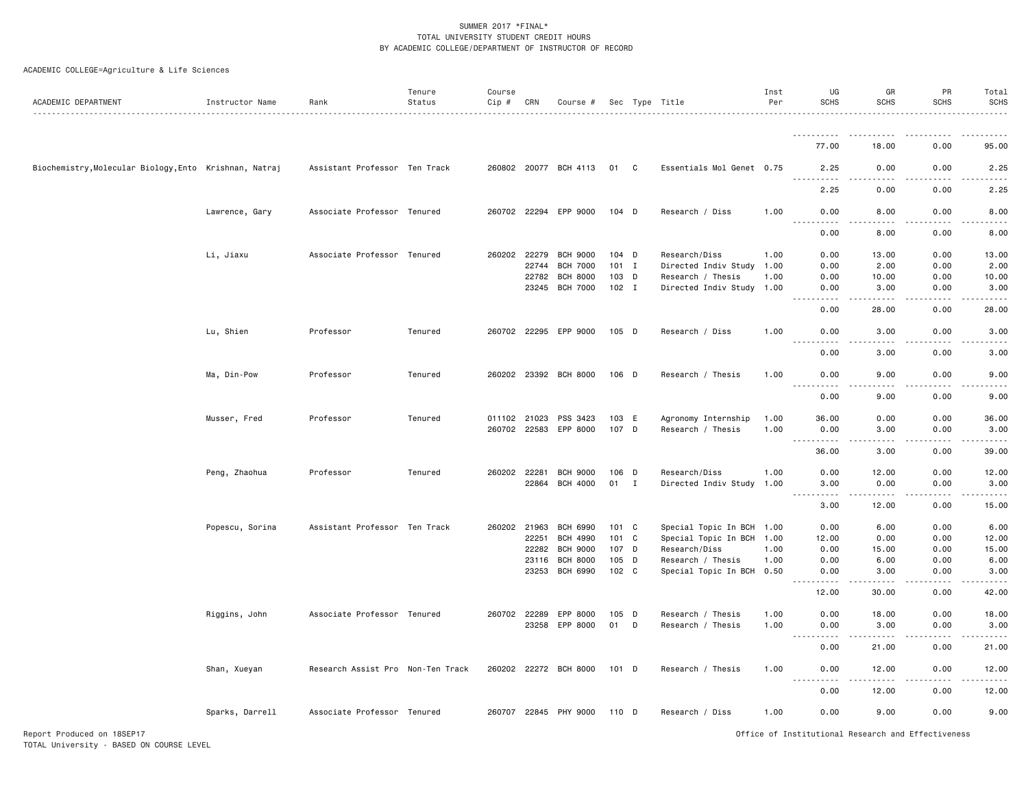SUMMER 2017 *FINAL*
TOTAL UNIVERSITY STUDENT CREDIT HOURS
BY ACADEMIC COLLEGE/DEPARTMENT OF INSTRUCTOR OF RECORD

ACADEMIC COLLEGE=Agriculture & Life Sciences

| ACADEMIC DEPARTMENT | Instructor Name | Rank | Tenure Status | Course Cip # | CRN | Course # | Sec | Type | Title | Inst Per | UG SCHS | GR SCHS | PR SCHS | Total SCHS |
|---|---|---|---|---|---|---|---|---|---|---|---|---|---|---|
| | | | | | | | | | | | 77.00 | 18.00 | 0.00 | 95.00 |
| Biochemistry,Molecular Biology,Ento | Krishnan, Natraj | Assistant Professor | Ten Track | 260802 | 20077 | BCH 4113 | 01 | C | Essentials Mol Genet | 0.75 | 2.25 | 0.00 | 0.00 | 2.25 |
| | | | | | | | | | | | 2.25 | 0.00 | 0.00 | 2.25 |
| | Lawrence, Gary | Associate Professor | Tenured | 260702 | 22294 | EPP 9000 | 104 | D | Research / Diss | 1.00 | 0.00 | 8.00 | 0.00 | 8.00 |
| | | | | | | | | | | | 0.00 | 8.00 | 0.00 | 8.00 |
| | Li, Jiaxu | Associate Professor | Tenured | 260202 | 22279 | BCH 9000 | 104 | D | Research/Diss | 1.00 | 0.00 | 13.00 | 0.00 | 13.00 |
| | | | | | 22744 | BCH 7000 | 101 | I | Directed Indiv Study | 1.00 | 0.00 | 2.00 | 0.00 | 2.00 |
| | | | | | 22782 | BCH 8000 | 103 | D | Research / Thesis | 1.00 | 0.00 | 10.00 | 0.00 | 10.00 |
| | | | | | 23245 | BCH 7000 | 102 | I | Directed Indiv Study | 1.00 | 0.00 | 3.00 | 0.00 | 3.00 |
| | | | | | | | | | | | 0.00 | 28.00 | 0.00 | 28.00 |
| | Lu, Shien | Professor | Tenured | 260702 | 22295 | EPP 9000 | 105 | D | Research / Diss | 1.00 | 0.00 | 3.00 | 0.00 | 3.00 |
| | | | | | | | | | | | 0.00 | 3.00 | 0.00 | 3.00 |
| | Ma, Din-Pow | Professor | Tenured | 260202 | 23392 | BCH 8000 | 106 | D | Research / Thesis | 1.00 | 0.00 | 9.00 | 0.00 | 9.00 |
| | | | | | | | | | | | 0.00 | 9.00 | 0.00 | 9.00 |
| | Musser, Fred | Professor | Tenured | 011102 | 21023 | PSS 3423 | 103 | E | Agronomy Internship | 1.00 | 36.00 | 0.00 | 0.00 | 36.00 |
| | | | | 260702 | 22583 | EPP 8000 | 107 | D | Research / Thesis | 1.00 | 0.00 | 3.00 | 0.00 | 3.00 |
| | | | | | | | | | | | 36.00 | 3.00 | 0.00 | 39.00 |
| | Peng, Zhaohua | Professor | Tenured | 260202 | 22281 | BCH 9000 | 106 | D | Research/Diss | 1.00 | 0.00 | 12.00 | 0.00 | 12.00 |
| | | | | | 22864 | BCH 4000 | 01 | I | Directed Indiv Study | 1.00 | 3.00 | 0.00 | 0.00 | 3.00 |
| | | | | | | | | | | | 3.00 | 12.00 | 0.00 | 15.00 |
| | Popescu, Sorina | Assistant Professor | Ten Track | 260202 | 21963 | BCH 6990 | 101 | C | Special Topic In BCH | 1.00 | 0.00 | 6.00 | 0.00 | 6.00 |
| | | | | | 22251 | BCH 4990 | 101 | C | Special Topic In BCH | 1.00 | 12.00 | 0.00 | 0.00 | 12.00 |
| | | | | | 22282 | BCH 9000 | 107 | D | Research/Diss | 1.00 | 0.00 | 15.00 | 0.00 | 15.00 |
| | | | | | 23116 | BCH 8000 | 105 | D | Research / Thesis | 1.00 | 0.00 | 6.00 | 0.00 | 6.00 |
| | | | | | 23253 | BCH 6990 | 102 | C | Special Topic In BCH | 0.50 | 0.00 | 3.00 | 0.00 | 3.00 |
| | | | | | | | | | | | 12.00 | 30.00 | 0.00 | 42.00 |
| | Riggins, John | Associate Professor | Tenured | 260702 | 22289 | EPP 8000 | 105 | D | Research / Thesis | 1.00 | 0.00 | 18.00 | 0.00 | 18.00 |
| | | | | | 23258 | EPP 8000 | 01 | D | Research / Thesis | 1.00 | 0.00 | 3.00 | 0.00 | 3.00 |
| | | | | | | | | | | | 0.00 | 21.00 | 0.00 | 21.00 |
| | Shan, Xueyan | Research Assist Pro | Non-Ten Track | 260202 | 22272 | BCH 8000 | 101 | D | Research / Thesis | 1.00 | 0.00 | 12.00 | 0.00 | 12.00 |
| | | | | | | | | | | | 0.00 | 12.00 | 0.00 | 12.00 |
| | Sparks, Darrell | Associate Professor | Tenured | 260707 | 22845 | PHY 9000 | 110 | D | Research / Diss | 1.00 | 0.00 | 9.00 | 0.00 | 9.00 |

Report Produced on 18SEP17
TOTAL University - BASED ON COURSE LEVEL
Office of Institutional Research and Effectiveness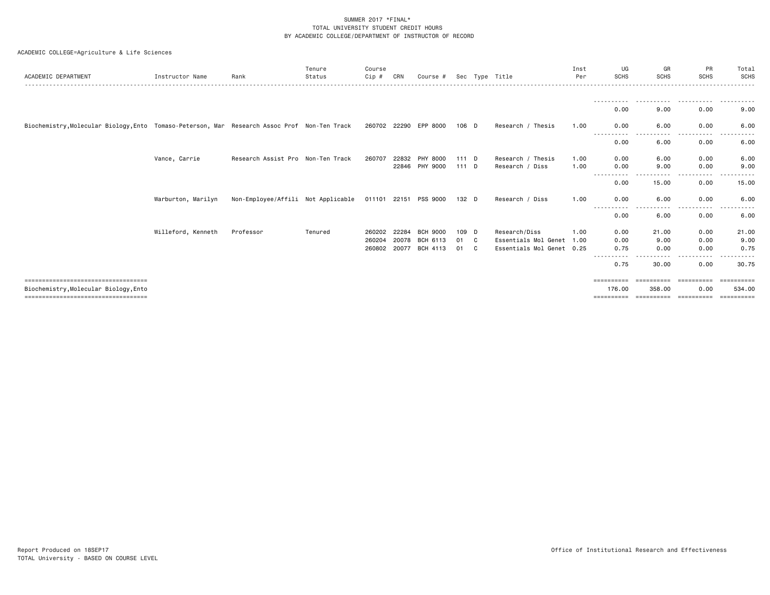SUMMER 2017 *FINAL*
TOTAL UNIVERSITY STUDENT CREDIT HOURS
BY ACADEMIC COLLEGE/DEPARTMENT OF INSTRUCTOR OF RECORD

ACADEMIC COLLEGE=Agriculture & Life Sciences

| ACADEMIC DEPARTMENT | Instructor Name | Rank | Tenure Status | Course Cip # | CRN | Course # | Sec | Type | Title | Inst Per | UG SCHS | GR SCHS | PR SCHS | Total SCHS |
|---|---|---|---|---|---|---|---|---|---|---|---|---|---|---|
| | | | | | | | | | | | 0.00 | 9.00 | 0.00 | 9.00 |
| Biochemistry,Molecular Biology,Ento | Tomaso-Peterson, Mar | Research Assoc Prof | Non-Ten Track | 260702 | 22290 | EPP 8000 | 106 | D | Research / Thesis | 1.00 | 0.00 | 6.00 | 0.00 | 6.00 |
| | | | | | | | | | | | 0.00 | 6.00 | 0.00 | 6.00 |
| | Vance, Carrie | Research Assist Pro | Non-Ten Track | 260707 | 22832 | PHY 8000 | 111 | D | Research / Thesis | 1.00 | 0.00 | 6.00 | 0.00 | 6.00 |
| | | | | | 22846 | PHY 9000 | 111 | D | Research / Diss | 1.00 | 0.00 | 9.00 | 0.00 | 9.00 |
| | | | | | | | | | | | 0.00 | 15.00 | 0.00 | 15.00 |
| | Warburton, Marilyn | Non-Employee/Affili | Not Applicable | 011101 | 22151 | PSS 9000 | 132 | D | Research / Diss | 1.00 | 0.00 | 6.00 | 0.00 | 6.00 |
| | | | | | | | | | | | 0.00 | 6.00 | 0.00 | 6.00 |
| | Willeford, Kenneth | Professor | Tenured | 260202 | 22284 | BCH 9000 | 109 | D | Research/Diss | 1.00 | 0.00 | 21.00 | 0.00 | 21.00 |
| | | | | 260204 | 20078 | BCH 6113 | 01 | C | Essentials Mol Genet | 1.00 | 0.00 | 9.00 | 0.00 | 9.00 |
| | | | | 260802 | 20077 | BCH 4113 | 01 | C | Essentials Mol Genet | 0.25 | 0.75 | 0.00 | 0.00 | 0.75 |
| | | | | | | | | | | | 0.75 | 30.00 | 0.00 | 30.75 |
| Biochemistry,Molecular Biology,Ento | | | | | | | | | | | 176.00 | 358.00 | 0.00 | 534.00 |

Report Produced on 18SEP17
TOTAL University - BASED ON COURSE LEVEL

Office of Institutional Research and Effectiveness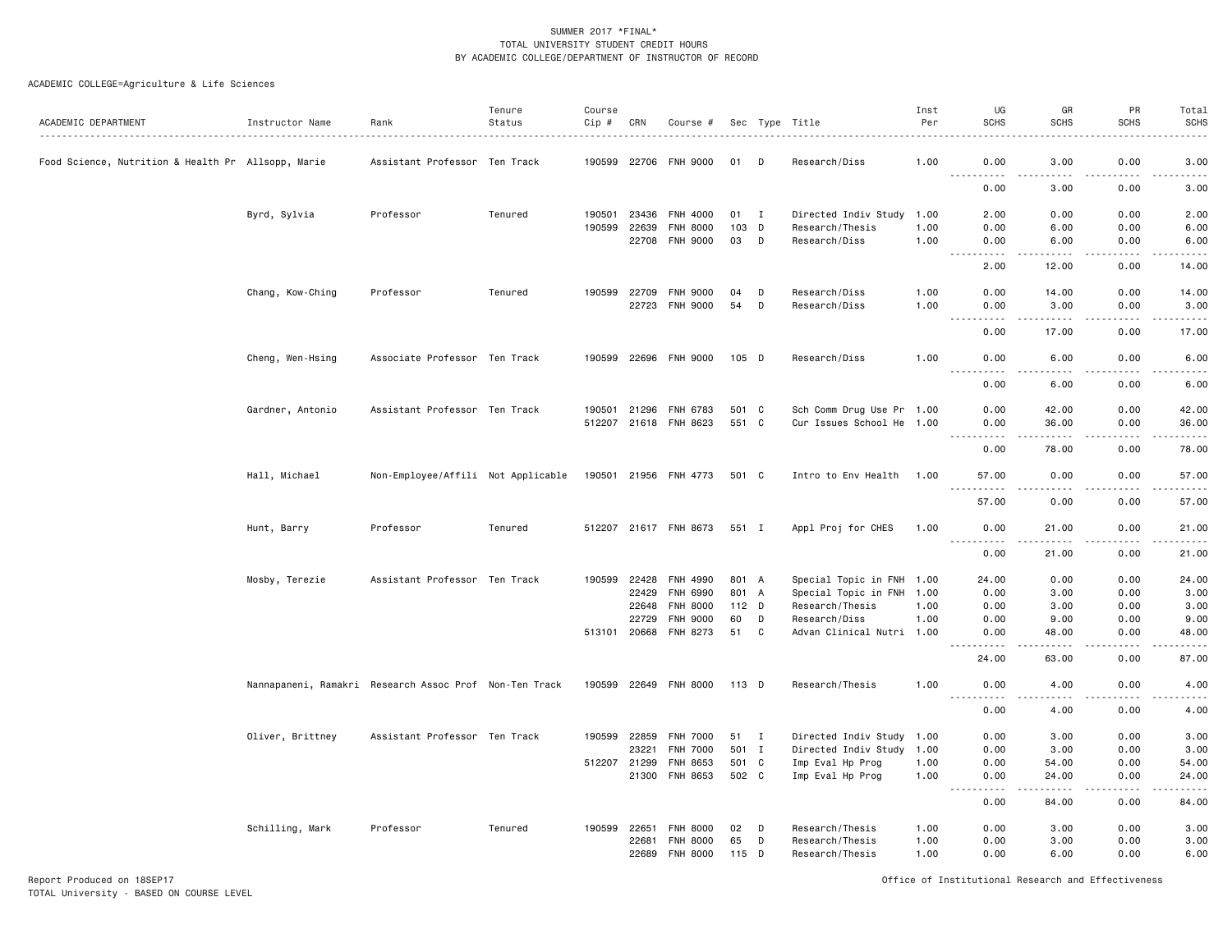SUMMER 2017 *FINAL*
TOTAL UNIVERSITY STUDENT CREDIT HOURS
BY ACADEMIC COLLEGE/DEPARTMENT OF INSTRUCTOR OF RECORD

ACADEMIC COLLEGE=Agriculture & Life Sciences

| ACADEMIC DEPARTMENT | Instructor Name | Rank | Tenure Status | Course Cip # | CRN | Course # | Sec | Type | Title | Inst Per | UG SCHS | GR SCHS | PR SCHS | Total SCHS |
|---|---|---|---|---|---|---|---|---|---|---|---|---|---|---|
| Food Science, Nutrition & Health Pr | Allsopp, Marie | Assistant Professor | Ten Track | 190599 | 22706 | FNH 9000 | 01 | D | Research/Diss | 1.00 | 0.00 | 3.00 | 0.00 | 3.00 |
| | | | | | | | | | | | 0.00 | 3.00 | 0.00 | 3.00 |
| | Byrd, Sylvia | Professor | Tenured | 190501 | 23436 | FNH 4000 | 01 | I | Directed Indiv Study | 1.00 | 2.00 | 0.00 | 0.00 | 2.00 |
| | | | | 190599 | 22639 | FNH 8000 | 103 | D | Research/Thesis | 1.00 | 0.00 | 6.00 | 0.00 | 6.00 |
| | | | | | 22708 | FNH 9000 | 03 | D | Research/Diss | 1.00 | 0.00 | 6.00 | 0.00 | 6.00 |
| | | | | | | | | | | | 2.00 | 12.00 | 0.00 | 14.00 |
| | Chang, Kow-Ching | Professor | Tenured | 190599 | 22709 | FNH 9000 | 04 | D | Research/Diss | 1.00 | 0.00 | 14.00 | 0.00 | 14.00 |
| | | | | | 22723 | FNH 9000 | 54 | D | Research/Diss | 1.00 | 0.00 | 3.00 | 0.00 | 3.00 |
| | | | | | | | | | | | 0.00 | 17.00 | 0.00 | 17.00 |
| | Cheng, Wen-Hsing | Associate Professor | Ten Track | 190599 | 22696 | FNH 9000 | 105 | D | Research/Diss | 1.00 | 0.00 | 6.00 | 0.00 | 6.00 |
| | | | | | | | | | | | 0.00 | 6.00 | 0.00 | 6.00 |
| | Gardner, Antonio | Assistant Professor | Ten Track | 190501 | 21296 | FNH 6783 | 501 | C | Sch Comm Drug Use Pr | 1.00 | 0.00 | 42.00 | 0.00 | 42.00 |
| | | | | 512207 | 21618 | FNH 8623 | 551 | C | Cur Issues School He | 1.00 | 0.00 | 36.00 | 0.00 | 36.00 |
| | | | | | | | | | | | 0.00 | 78.00 | 0.00 | 78.00 |
| | Hall, Michael | Non-Employee/Affili | Not Applicable | 190501 | 21956 | FNH 4773 | 501 | C | Intro to Env Health | 1.00 | 57.00 | 0.00 | 0.00 | 57.00 |
| | | | | | | | | | | | 57.00 | 0.00 | 0.00 | 57.00 |
| | Hunt, Barry | Professor | Tenured | 512207 | 21617 | FNH 8673 | 551 | I | Appl Proj for CHES | 1.00 | 0.00 | 21.00 | 0.00 | 21.00 |
| | | | | | | | | | | | 0.00 | 21.00 | 0.00 | 21.00 |
| | Mosby, Terezie | Assistant Professor | Ten Track | 190599 | 22428 | FNH 4990 | 801 | A | Special Topic in FNH | 1.00 | 24.00 | 0.00 | 0.00 | 24.00 |
| | | | | | 22429 | FNH 6990 | 801 | A | Special Topic in FNH | 1.00 | 0.00 | 3.00 | 0.00 | 3.00 |
| | | | | | 22648 | FNH 8000 | 112 | D | Research/Thesis | 1.00 | 0.00 | 3.00 | 0.00 | 3.00 |
| | | | | | 22729 | FNH 9000 | 60 | D | Research/Diss | 1.00 | 0.00 | 9.00 | 0.00 | 9.00 |
| | | | | 513101 | 20668 | FNH 8273 | 51 | C | Advan Clinical Nutri | 1.00 | 0.00 | 48.00 | 0.00 | 48.00 |
| | | | | | | | | | | | 24.00 | 63.00 | 0.00 | 87.00 |
| | Nannapaneni, Ramakri | Research Assoc Prof | Non-Ten Track | 190599 | 22649 | FNH 8000 | 113 | D | Research/Thesis | 1.00 | 0.00 | 4.00 | 0.00 | 4.00 |
| | | | | | | | | | | | 0.00 | 4.00 | 0.00 | 4.00 |
| | Oliver, Brittney | Assistant Professor | Ten Track | 190599 | 22859 | FNH 7000 | 51 | I | Directed Indiv Study | 1.00 | 0.00 | 3.00 | 0.00 | 3.00 |
| | | | | | 23221 | FNH 7000 | 501 | I | Directed Indiv Study | 1.00 | 0.00 | 3.00 | 0.00 | 3.00 |
| | | | | 512207 | 21299 | FNH 8653 | 501 | C | Imp Eval Hp Prog | 1.00 | 0.00 | 54.00 | 0.00 | 54.00 |
| | | | | | 21300 | FNH 8653 | 502 | C | Imp Eval Hp Prog | 1.00 | 0.00 | 24.00 | 0.00 | 24.00 |
| | | | | | | | | | | | 0.00 | 84.00 | 0.00 | 84.00 |
| | Schilling, Mark | Professor | Tenured | 190599 | 22651 | FNH 8000 | 02 | D | Research/Thesis | 1.00 | 0.00 | 3.00 | 0.00 | 3.00 |
| | | | | | 22681 | FNH 8000 | 65 | D | Research/Thesis | 1.00 | 0.00 | 3.00 | 0.00 | 3.00 |
| | | | | | 22689 | FNH 8000 | 115 | D | Research/Thesis | 1.00 | 0.00 | 6.00 | 0.00 | 6.00 |

Report Produced on 18SEP17
TOTAL University - BASED ON COURSE LEVEL

Office of Institutional Research and Effectiveness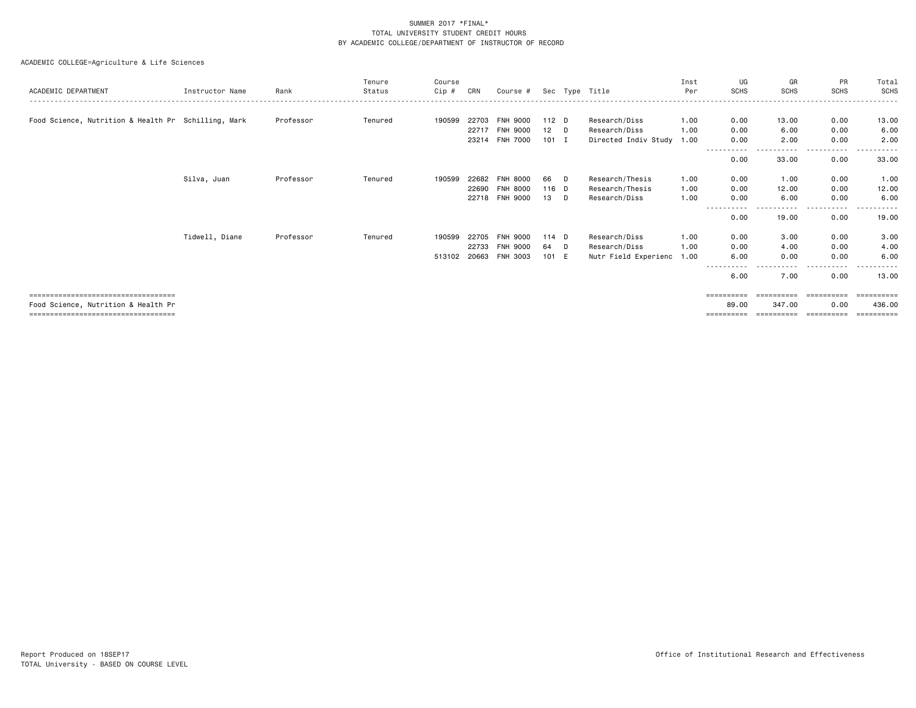SUMMER 2017 *FINAL*
TOTAL UNIVERSITY STUDENT CREDIT HOURS
BY ACADEMIC COLLEGE/DEPARTMENT OF INSTRUCTOR OF RECORD

ACADEMIC COLLEGE=Agriculture & Life Sciences

| ACADEMIC DEPARTMENT | Instructor Name | Rank | Tenure Status | Course Cip # | CRN | Course # | Sec | Type | Title | Inst Per | UG SCHS | GR SCHS | PR SCHS | Total SCHS |
|---|---|---|---|---|---|---|---|---|---|---|---|---|---|---|
| Food Science, Nutrition & Health Pr | Schilling, Mark | Professor | Tenured | 190599 | 22703 | FNH 9000 | 112 | D | Research/Diss | 1.00 | 0.00 | 13.00 | 0.00 | 13.00 |
| | | | | | 22717 | FNH 9000 | 12 | D | Research/Diss | 1.00 | 0.00 | 6.00 | 0.00 | 6.00 |
| | | | | | 23214 | FNH 7000 | 101 | I | Directed Indiv Study | 1.00 | 0.00 | 2.00 | 0.00 | 2.00 |
| | | | | | | | | | | | 0.00 | 33.00 | 0.00 | 33.00 |
| | Silva, Juan | Professor | Tenured | 190599 | 22682 | FNH 8000 | 66 | D | Research/Thesis | 1.00 | 0.00 | 1.00 | 0.00 | 1.00 |
| | | | | | 22690 | FNH 8000 | 116 | D | Research/Thesis | 1.00 | 0.00 | 12.00 | 0.00 | 12.00 |
| | | | | | 22718 | FNH 9000 | 13 | D | Research/Diss | 1.00 | 0.00 | 6.00 | 0.00 | 6.00 |
| | | | | | | | | | | | 0.00 | 19.00 | 0.00 | 19.00 |
| | Tidwell, Diane | Professor | Tenured | 190599 | 22705 | FNH 9000 | 114 | D | Research/Diss | 1.00 | 0.00 | 3.00 | 0.00 | 3.00 |
| | | | | | 22733 | FNH 9000 | 64 | D | Research/Diss | 1.00 | 0.00 | 4.00 | 0.00 | 4.00 |
| | | | | 513102 | 20663 | FNH 3003 | 101 | E | Nutr Field Experienc | 1.00 | 6.00 | 0.00 | 0.00 | 6.00 |
| | | | | | | | | | | | 6.00 | 7.00 | 0.00 | 13.00 |
| Food Science, Nutrition & Health Pr | | | | | | | | | | | 89.00 | 347.00 | 0.00 | 436.00 |

Report Produced on 18SEP17
TOTAL University - BASED ON COURSE LEVEL

Office of Institutional Research and Effectiveness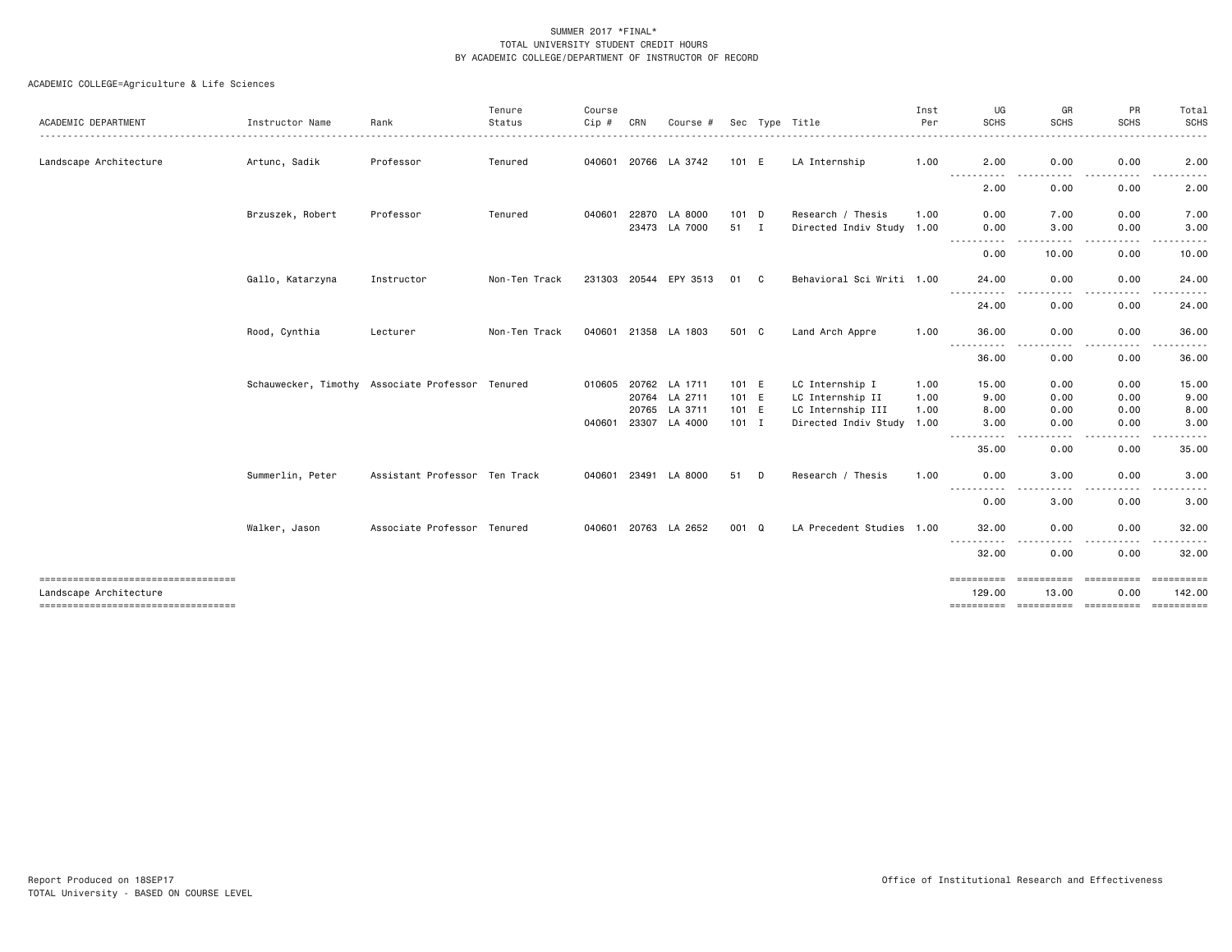SUMMER 2017 *FINAL*
TOTAL UNIVERSITY STUDENT CREDIT HOURS
BY ACADEMIC COLLEGE/DEPARTMENT OF INSTRUCTOR OF RECORD

ACADEMIC COLLEGE=Agriculture & Life Sciences

| ACADEMIC DEPARTMENT | Instructor Name | Rank | Tenure Status | Course Cip # | CRN | Course # | Sec | Type | Title | Inst Per | UG SCHS | GR SCHS | PR SCHS | Total SCHS |
|---|---|---|---|---|---|---|---|---|---|---|---|---|---|---|
| Landscape Architecture | Artunc, Sadik | Professor | Tenured | 040601 | 20766 | LA 3742 | 101 | E | LA Internship | 1.00 | 2.00 | 0.00 | 0.00 | 2.00 |
| | | | | | | | | | | | 2.00 | 0.00 | 0.00 | 2.00 |
| | Brzuszek, Robert | Professor | Tenured | 040601 | 22870 | LA 8000 | 101 | D | Research / Thesis | 1.00 | 0.00 | 7.00 | 0.00 | 7.00 |
| | | | | | 23473 | LA 7000 | 51 | I | Directed Indiv Study | 1.00 | 0.00 | 3.00 | 0.00 | 3.00 |
| | | | | | | | | | | | 0.00 | 10.00 | 0.00 | 10.00 |
| | Gallo, Katarzyna | Instructor | Non-Ten Track | 231303 | 20544 | EPY 3513 | 01 | C | Behavioral Sci Writi | 1.00 | 24.00 | 0.00 | 0.00 | 24.00 |
| | | | | | | | | | | | 24.00 | 0.00 | 0.00 | 24.00 |
| | Rood, Cynthia | Lecturer | Non-Ten Track | 040601 | 21358 | LA 1803 | 501 | C | Land Arch Appre | 1.00 | 36.00 | 0.00 | 0.00 | 36.00 |
| | | | | | | | | | | | 36.00 | 0.00 | 0.00 | 36.00 |
| | Schauwecker, Timothy | Associate Professor | Tenured | 010605 | 20762 | LA 1711 | 101 | E | LC Internship I | 1.00 | 15.00 | 0.00 | 0.00 | 15.00 |
| | | | | | 20764 | LA 2711 | 101 | E | LC Internship II | 1.00 | 9.00 | 0.00 | 0.00 | 9.00 |
| | | | | | 20765 | LA 3711 | 101 | E | LC Internship III | 1.00 | 8.00 | 0.00 | 0.00 | 8.00 |
| | | | | 040601 | 23307 | LA 4000 | 101 | I | Directed Indiv Study | 1.00 | 3.00 | 0.00 | 0.00 | 3.00 |
| | | | | | | | | | | | 35.00 | 0.00 | 0.00 | 35.00 |
| | Summerlin, Peter | Assistant Professor | Ten Track | 040601 | 23491 | LA 8000 | 51 | D | Research / Thesis | 1.00 | 0.00 | 3.00 | 0.00 | 3.00 |
| | | | | | | | | | | | 0.00 | 3.00 | 0.00 | 3.00 |
| | Walker, Jason | Associate Professor | Tenured | 040601 | 20763 | LA 2652 | 001 | Q | LA Precedent Studies | 1.00 | 32.00 | 0.00 | 0.00 | 32.00 |
| | | | | | | | | | | | 32.00 | 0.00 | 0.00 | 32.00 |
| Landscape Architecture | | | | | | | | | | | 129.00 | 13.00 | 0.00 | 142.00 |

Report Produced on 18SEP17
TOTAL University - BASED ON COURSE LEVEL

Office of Institutional Research and Effectiveness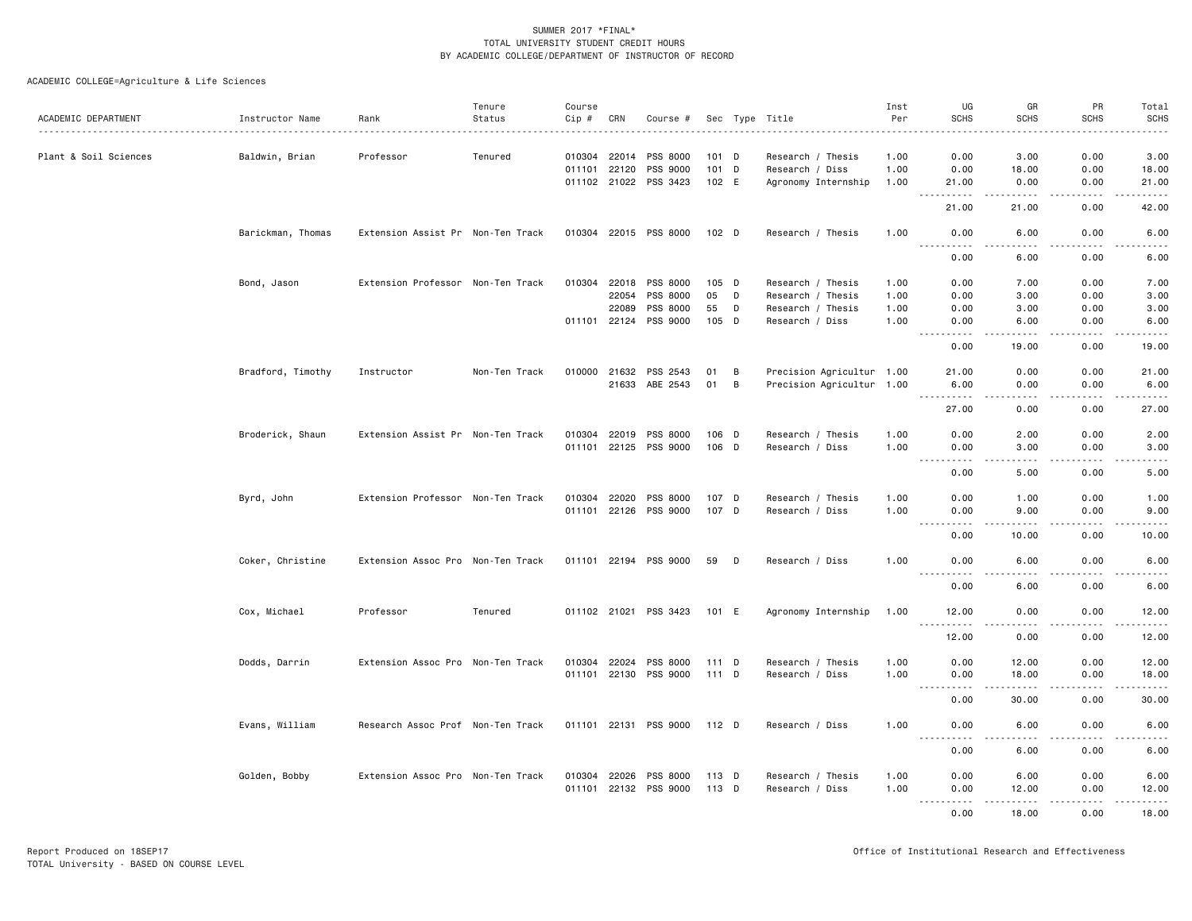SUMMER 2017 *FINAL*
TOTAL UNIVERSITY STUDENT CREDIT HOURS
BY ACADEMIC COLLEGE/DEPARTMENT OF INSTRUCTOR OF RECORD

ACADEMIC COLLEGE=Agriculture & Life Sciences

| ACADEMIC DEPARTMENT | Instructor Name | Rank | Tenure Status | Course Cip # | CRN | Course # | Sec | Type | Title | Inst Per | UG SCHS | GR SCHS | PR SCHS | Total SCHS |
|---|---|---|---|---|---|---|---|---|---|---|---|---|---|---|
| Plant & Soil Sciences | Baldwin, Brian | Professor | Tenured | 010304 | 22014 | PSS 8000 | 101 | D | Research / Thesis | 1.00 | 0.00 | 3.00 | 0.00 | 3.00 |
| | | | | 011101 | 22120 | PSS 9000 | 101 | D | Research / Diss | 1.00 | 0.00 | 18.00 | 0.00 | 18.00 |
| | | | | 011102 | 21022 | PSS 3423 | 102 | E | Agronomy Internship | 1.00 | 21.00 | 0.00 | 0.00 | 21.00 |
| | | | | | | | | | | | 21.00 | 21.00 | 0.00 | 42.00 |
| | Barickman, Thomas | Extension Assist Pr | Non-Ten Track | 010304 | 22015 | PSS 8000 | 102 | D | Research / Thesis | 1.00 | 0.00 | 6.00 | 0.00 | 6.00 |
| | | | | | | | | | | | 0.00 | 6.00 | 0.00 | 6.00 |
| | Bond, Jason | Extension Professor | Non-Ten Track | 010304 | 22018 | PSS 8000 | 105 | D | Research / Thesis | 1.00 | 0.00 | 7.00 | 0.00 | 7.00 |
| | | | | | 22054 | PSS 8000 | 05 | D | Research / Thesis | 1.00 | 0.00 | 3.00 | 0.00 | 3.00 |
| | | | | | 22089 | PSS 8000 | 55 | D | Research / Thesis | 1.00 | 0.00 | 3.00 | 0.00 | 3.00 |
| | | | | 011101 | 22124 | PSS 9000 | 105 | D | Research / Diss | 1.00 | 0.00 | 6.00 | 0.00 | 6.00 |
| | | | | | | | | | | | 0.00 | 19.00 | 0.00 | 19.00 |
| | Bradford, Timothy | Instructor | Non-Ten Track | 010000 | 21632 | PSS 2543 | 01 | B | Precision Agricultur | 1.00 | 21.00 | 0.00 | 0.00 | 21.00 |
| | | | | | 21633 | ABE 2543 | 01 | B | Precision Agricultur | 1.00 | 6.00 | 0.00 | 0.00 | 6.00 |
| | | | | | | | | | | | 27.00 | 0.00 | 0.00 | 27.00 |
| | Broderick, Shaun | Extension Assist Pr | Non-Ten Track | 010304 | 22019 | PSS 8000 | 106 | D | Research / Thesis | 1.00 | 0.00 | 2.00 | 0.00 | 2.00 |
| | | | | 011101 | 22125 | PSS 9000 | 106 | D | Research / Diss | 1.00 | 0.00 | 3.00 | 0.00 | 3.00 |
| | | | | | | | | | | | 0.00 | 5.00 | 0.00 | 5.00 |
| | Byrd, John | Extension Professor | Non-Ten Track | 010304 | 22020 | PSS 8000 | 107 | D | Research / Thesis | 1.00 | 0.00 | 1.00 | 0.00 | 1.00 |
| | | | | 011101 | 22126 | PSS 9000 | 107 | D | Research / Diss | 1.00 | 0.00 | 9.00 | 0.00 | 9.00 |
| | | | | | | | | | | | 0.00 | 10.00 | 0.00 | 10.00 |
| | Coker, Christine | Extension Assoc Pro | Non-Ten Track | 011101 | 22194 | PSS 9000 | 59 | D | Research / Diss | 1.00 | 0.00 | 6.00 | 0.00 | 6.00 |
| | | | | | | | | | | | 0.00 | 6.00 | 0.00 | 6.00 |
| | Cox, Michael | Professor | Tenured | 011102 | 21021 | PSS 3423 | 101 | E | Agronomy Internship | 1.00 | 12.00 | 0.00 | 0.00 | 12.00 |
| | | | | | | | | | | | 12.00 | 0.00 | 0.00 | 12.00 |
| | Dodds, Darrin | Extension Assoc Pro | Non-Ten Track | 010304 | 22024 | PSS 8000 | 111 | D | Research / Thesis | 1.00 | 0.00 | 12.00 | 0.00 | 12.00 |
| | | | | 011101 | 22130 | PSS 9000 | 111 | D | Research / Diss | 1.00 | 0.00 | 18.00 | 0.00 | 18.00 |
| | | | | | | | | | | | 0.00 | 30.00 | 0.00 | 30.00 |
| | Evans, William | Research Assoc Prof | Non-Ten Track | 011101 | 22131 | PSS 9000 | 112 | D | Research / Diss | 1.00 | 0.00 | 6.00 | 0.00 | 6.00 |
| | | | | | | | | | | | 0.00 | 6.00 | 0.00 | 6.00 |
| | Golden, Bobby | Extension Assoc Pro | Non-Ten Track | 010304 | 22026 | PSS 8000 | 113 | D | Research / Thesis | 1.00 | 0.00 | 6.00 | 0.00 | 6.00 |
| | | | | 011101 | 22132 | PSS 9000 | 113 | D | Research / Diss | 1.00 | 0.00 | 12.00 | 0.00 | 12.00 |
| | | | | | | | | | | | 0.00 | 18.00 | 0.00 | 18.00 |

Report Produced on 18SEP17
TOTAL University - BASED ON COURSE LEVEL

Office of Institutional Research and Effectiveness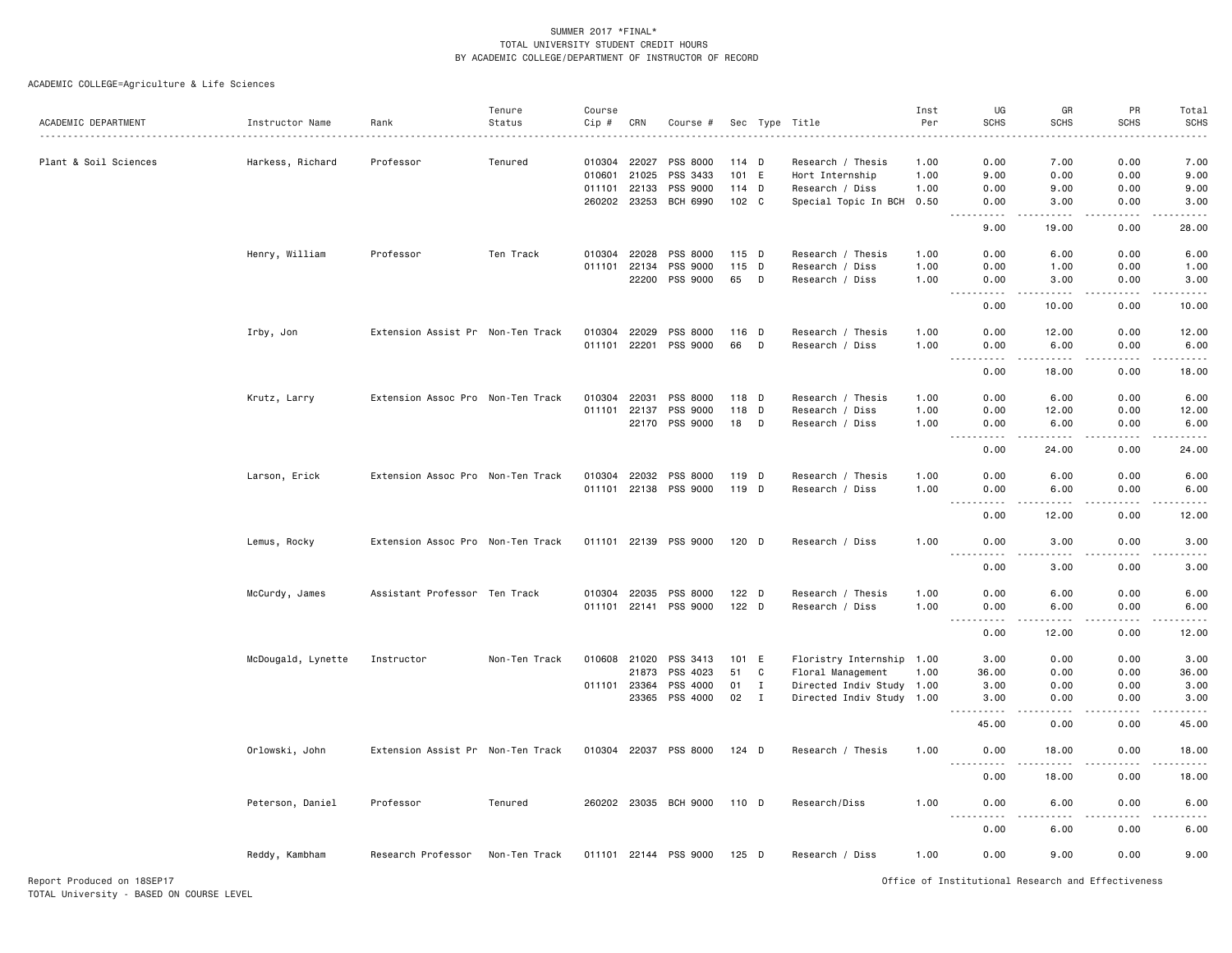SUMMER 2017 *FINAL*
TOTAL UNIVERSITY STUDENT CREDIT HOURS
BY ACADEMIC COLLEGE/DEPARTMENT OF INSTRUCTOR OF RECORD

ACADEMIC COLLEGE=Agriculture & Life Sciences

| ACADEMIC DEPARTMENT | Instructor Name | Rank | Tenure Status | Course Cip # | CRN | Course # | Sec | Type | Title | Inst Per | UG SCHS | GR SCHS | PR SCHS | Total SCHS |
|---|---|---|---|---|---|---|---|---|---|---|---|---|---|---|
| Plant & Soil Sciences | Harkess, Richard | Professor | Tenured | 010304 | 22027 | PSS 8000 | 114 | D | Research / Thesis | 1.00 | 0.00 | 7.00 | 0.00 | 7.00 |
| | | | | 010601 | 21025 | PSS 3433 | 101 | E | Hort Internship | 1.00 | 9.00 | 0.00 | 0.00 | 9.00 |
| | | | | 011101 | 22133 | PSS 9000 | 114 | D | Research / Diss | 1.00 | 0.00 | 9.00 | 0.00 | 9.00 |
| | | | | 260202 | 23253 | BCH 6990 | 102 | C | Special Topic In BCH | 0.50 | 0.00 | 3.00 | 0.00 | 3.00 |
| | | | | | | | | | | | 9.00 | 19.00 | 0.00 | 28.00 |
| | Henry, William | Professor | Ten Track | 010304 | 22028 | PSS 8000 | 115 | D | Research / Thesis | 1.00 | 0.00 | 6.00 | 0.00 | 6.00 |
| | | | | 011101 | 22134 | PSS 9000 | 115 | D | Research / Diss | 1.00 | 0.00 | 1.00 | 0.00 | 1.00 |
| | | | | | 22200 | PSS 9000 | 65 | D | Research / Diss | 1.00 | 0.00 | 3.00 | 0.00 | 3.00 |
| | | | | | | | | | | | 0.00 | 10.00 | 0.00 | 10.00 |
| | Irby, Jon | Extension Assist Pr | Non-Ten Track | 010304 | 22029 | PSS 8000 | 116 | D | Research / Thesis | 1.00 | 0.00 | 12.00 | 0.00 | 12.00 |
| | | | | 011101 | 22201 | PSS 9000 | 66 | D | Research / Diss | 1.00 | 0.00 | 6.00 | 0.00 | 6.00 |
| | | | | | | | | | | | 0.00 | 18.00 | 0.00 | 18.00 |
| | Krutz, Larry | Extension Assoc Pro | Non-Ten Track | 010304 | 22031 | PSS 8000 | 118 | D | Research / Thesis | 1.00 | 0.00 | 6.00 | 0.00 | 6.00 |
| | | | | 011101 | 22137 | PSS 9000 | 118 | D | Research / Diss | 1.00 | 0.00 | 12.00 | 0.00 | 12.00 |
| | | | | | 22170 | PSS 9000 | 18 | D | Research / Diss | 1.00 | 0.00 | 6.00 | 0.00 | 6.00 |
| | | | | | | | | | | | 0.00 | 24.00 | 0.00 | 24.00 |
| | Larson, Erick | Extension Assoc Pro | Non-Ten Track | 010304 | 22032 | PSS 8000 | 119 | D | Research / Thesis | 1.00 | 0.00 | 6.00 | 0.00 | 6.00 |
| | | | | 011101 | 22138 | PSS 9000 | 119 | D | Research / Diss | 1.00 | 0.00 | 6.00 | 0.00 | 6.00 |
| | | | | | | | | | | | 0.00 | 12.00 | 0.00 | 12.00 |
| | Lemus, Rocky | Extension Assoc Pro | Non-Ten Track | 011101 | 22139 | PSS 9000 | 120 | D | Research / Diss | 1.00 | 0.00 | 3.00 | 0.00 | 3.00 |
| | | | | | | | | | | | 0.00 | 3.00 | 0.00 | 3.00 |
| | McCurdy, James | Assistant Professor | Ten Track | 010304 | 22035 | PSS 8000 | 122 | D | Research / Thesis | 1.00 | 0.00 | 6.00 | 0.00 | 6.00 |
| | | | | 011101 | 22141 | PSS 9000 | 122 | D | Research / Diss | 1.00 | 0.00 | 6.00 | 0.00 | 6.00 |
| | | | | | | | | | | | 0.00 | 12.00 | 0.00 | 12.00 |
| | McDougald, Lynette | Instructor | Non-Ten Track | 010608 | 21020 | PSS 3413 | 101 | E | Floristry Internship | 1.00 | 3.00 | 0.00 | 0.00 | 3.00 |
| | | | | | 21873 | PSS 4023 | 51 | C | Floral Management | 1.00 | 36.00 | 0.00 | 0.00 | 36.00 |
| | | | | 011101 | 23364 | PSS 4000 | 01 | I | Directed Indiv Study | 1.00 | 3.00 | 0.00 | 0.00 | 3.00 |
| | | | | | 23365 | PSS 4000 | 02 | I | Directed Indiv Study | 1.00 | 3.00 | 0.00 | 0.00 | 3.00 |
| | | | | | | | | | | | 45.00 | 0.00 | 0.00 | 45.00 |
| | Orlowski, John | Extension Assist Pr | Non-Ten Track | 010304 | 22037 | PSS 8000 | 124 | D | Research / Thesis | 1.00 | 0.00 | 18.00 | 0.00 | 18.00 |
| | | | | | | | | | | | 0.00 | 18.00 | 0.00 | 18.00 |
| | Peterson, Daniel | Professor | Tenured | 260202 | 23035 | BCH 9000 | 110 | D | Research/Diss | 1.00 | 0.00 | 6.00 | 0.00 | 6.00 |
| | | | | | | | | | | | 0.00 | 6.00 | 0.00 | 6.00 |
| | Reddy, Kambham | Research Professor | Non-Ten Track | 011101 | 22144 | PSS 9000 | 125 | D | Research / Diss | 1.00 | 0.00 | 9.00 | 0.00 | 9.00 |

Report Produced on 18SEP17
TOTAL University - BASED ON COURSE LEVEL
Office of Institutional Research and Effectiveness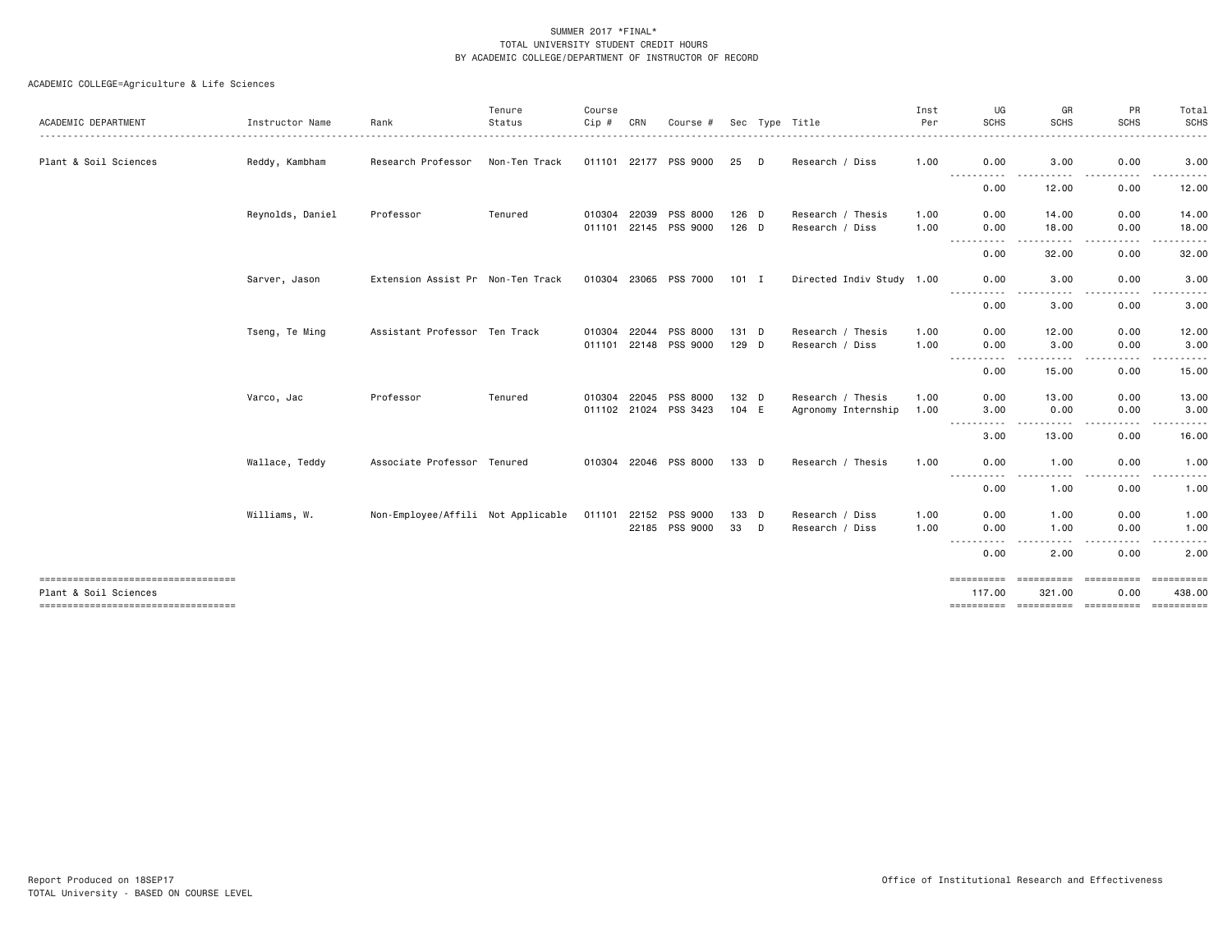SUMMER 2017 *FINAL*
TOTAL UNIVERSITY STUDENT CREDIT HOURS
BY ACADEMIC COLLEGE/DEPARTMENT OF INSTRUCTOR OF RECORD

ACADEMIC COLLEGE=Agriculture & Life Sciences

| ACADEMIC DEPARTMENT | Instructor Name | Rank | Tenure Status | Course Cip # | CRN | Course # | Sec | Type | Title | Inst Per | UG SCHS | GR SCHS | PR SCHS | Total SCHS |
|---|---|---|---|---|---|---|---|---|---|---|---|---|---|---|
| Plant & Soil Sciences | Reddy, Kambham | Research Professor | Non-Ten Track | 011101 | 22177 | PSS 9000 | 25 | D | Research / Diss | 1.00 | 0.00 | 3.00 | 0.00 | 3.00 |
| | | | | | | | | | | | 0.00 | 12.00 | 0.00 | 12.00 |
| | Reynolds, Daniel | Professor | Tenured | 010304 | 22039 | PSS 8000 | 126 | D | Research / Thesis | 1.00 | 0.00 | 14.00 | 0.00 | 14.00 |
| | | | | 011101 | 22145 | PSS 9000 | 126 | D | Research / Diss | 1.00 | 0.00 | 18.00 | 0.00 | 18.00 |
| | | | | | | | | | | | 0.00 | 32.00 | 0.00 | 32.00 |
| | Sarver, Jason | Extension Assist Pr | Non-Ten Track | 010304 | 23065 | PSS 7000 | 101 | I | Directed Indiv Study | 1.00 | 0.00 | 3.00 | 0.00 | 3.00 |
| | | | | | | | | | | | 0.00 | 3.00 | 0.00 | 3.00 |
| | Tseng, Te Ming | Assistant Professor | Ten Track | 010304 | 22044 | PSS 8000 | 131 | D | Research / Thesis | 1.00 | 0.00 | 12.00 | 0.00 | 12.00 |
| | | | | 011101 | 22148 | PSS 9000 | 129 | D | Research / Diss | 1.00 | 0.00 | 3.00 | 0.00 | 3.00 |
| | | | | | | | | | | | 0.00 | 15.00 | 0.00 | 15.00 |
| | Varco, Jac | Professor | Tenured | 010304 | 22045 | PSS 8000 | 132 | D | Research / Thesis | 1.00 | 0.00 | 13.00 | 0.00 | 13.00 |
| | | | | 011102 | 21024 | PSS 3423 | 104 | E | Agronomy Internship | 1.00 | 3.00 | 0.00 | 0.00 | 3.00 |
| | | | | | | | | | | | 3.00 | 13.00 | 0.00 | 16.00 |
| | Wallace, Teddy | Associate Professor | Tenured | 010304 | 22046 | PSS 8000 | 133 | D | Research / Thesis | 1.00 | 0.00 | 1.00 | 0.00 | 1.00 |
| | | | | | | | | | | | 0.00 | 1.00 | 0.00 | 1.00 |
| | Williams, W. | Non-Employee/Affili | Not Applicable | 011101 | 22152 | PSS 9000 | 133 | D | Research / Diss | 1.00 | 0.00 | 1.00 | 0.00 | 1.00 |
| | | | | | 22185 | PSS 9000 | 33 | D | Research / Diss | 1.00 | 0.00 | 1.00 | 0.00 | 1.00 |
| | | | | | | | | | | | 0.00 | 2.00 | 0.00 | 2.00 |
| Plant & Soil Sciences | | | | | | | | | | | 117.00 | 321.00 | 0.00 | 438.00 |

Report Produced on 18SEP17
TOTAL University - BASED ON COURSE LEVEL

Office of Institutional Research and Effectiveness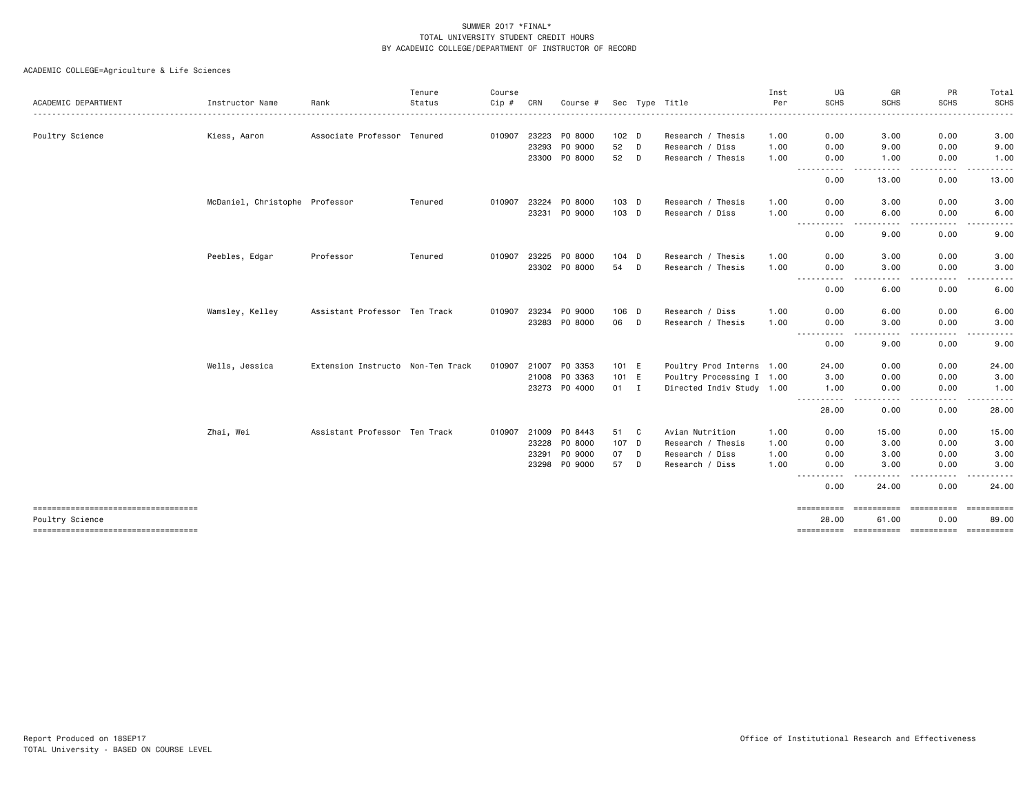SUMMER 2017 *FINAL*
TOTAL UNIVERSITY STUDENT CREDIT HOURS
BY ACADEMIC COLLEGE/DEPARTMENT OF INSTRUCTOR OF RECORD

ACADEMIC COLLEGE=Agriculture & Life Sciences

| ACADEMIC DEPARTMENT | Instructor Name | Rank | Tenure Status | Course Cip # | CRN | Course # | Sec | Type | Title | Inst Per | UG SCHS | GR SCHS | PR SCHS | Total SCHS |
|---|---|---|---|---|---|---|---|---|---|---|---|---|---|---|
| Poultry Science | Kiess, Aaron | Associate Professor | Tenured | 010907 | 23223 | PO 8000 | 102 | D | Research / Thesis | 1.00 | 0.00 | 3.00 | 0.00 | 3.00 |
| | | | | | 23293 | PO 9000 | 52 | D | Research / Diss | 1.00 | 0.00 | 9.00 | 0.00 | 9.00 |
| | | | | | 23300 | PO 8000 | 52 | D | Research / Thesis | 1.00 | 0.00 | 1.00 | 0.00 | 1.00 |
| | | | | | | | | | | | 0.00 | 13.00 | 0.00 | 13.00 |
| | McDaniel, Christophe | Professor | Tenured | 010907 | 23224 | PO 8000 | 103 | D | Research / Thesis | 1.00 | 0.00 | 3.00 | 0.00 | 3.00 |
| | | | | | 23231 | PO 9000 | 103 | D | Research / Diss | 1.00 | 0.00 | 6.00 | 0.00 | 6.00 |
| | | | | | | | | | | | 0.00 | 9.00 | 0.00 | 9.00 |
| | Peebles, Edgar | Professor | Tenured | 010907 | 23225 | PO 8000 | 104 | D | Research / Thesis | 1.00 | 0.00 | 3.00 | 0.00 | 3.00 |
| | | | | | 23302 | PO 8000 | 54 | D | Research / Thesis | 1.00 | 0.00 | 3.00 | 0.00 | 3.00 |
| | | | | | | | | | | | 0.00 | 6.00 | 0.00 | 6.00 |
| | Wamsley, Kelley | Assistant Professor | Ten Track | 010907 | 23234 | PO 9000 | 106 | D | Research / Diss | 1.00 | 0.00 | 6.00 | 0.00 | 6.00 |
| | | | | | 23283 | PO 8000 | 06 | D | Research / Thesis | 1.00 | 0.00 | 3.00 | 0.00 | 3.00 |
| | | | | | | | | | | | 0.00 | 9.00 | 0.00 | 9.00 |
| | Wells, Jessica | Extension Instructo | Non-Ten Track | 010907 | 21007 | PO 3353 | 101 | E | Poultry Prod Interns | 1.00 | 24.00 | 0.00 | 0.00 | 24.00 |
| | | | | | 21008 | PO 3363 | 101 | E | Poultry Processing I | 1.00 | 3.00 | 0.00 | 0.00 | 3.00 |
| | | | | | 23273 | PO 4000 | 01 | I | Directed Indiv Study | 1.00 | 1.00 | 0.00 | 0.00 | 1.00 |
| | | | | | | | | | | | 28.00 | 0.00 | 0.00 | 28.00 |
| | Zhai, Wei | Assistant Professor | Ten Track | 010907 | 21009 | PO 8443 | 51 | C | Avian Nutrition | 1.00 | 0.00 | 15.00 | 0.00 | 15.00 |
| | | | | | 23228 | PO 8000 | 107 | D | Research / Thesis | 1.00 | 0.00 | 3.00 | 0.00 | 3.00 |
| | | | | | 23291 | PO 9000 | 07 | D | Research / Diss | 1.00 | 0.00 | 3.00 | 0.00 | 3.00 |
| | | | | | 23298 | PO 9000 | 57 | D | Research / Diss | 1.00 | 0.00 | 3.00 | 0.00 | 3.00 |
| | | | | | | | | | | | 0.00 | 24.00 | 0.00 | 24.00 |
| Poultry Science | | | | | | | | | | | 28.00 | 61.00 | 0.00 | 89.00 |

Report Produced on 18SEP17
TOTAL University - BASED ON COURSE LEVEL

Office of Institutional Research and Effectiveness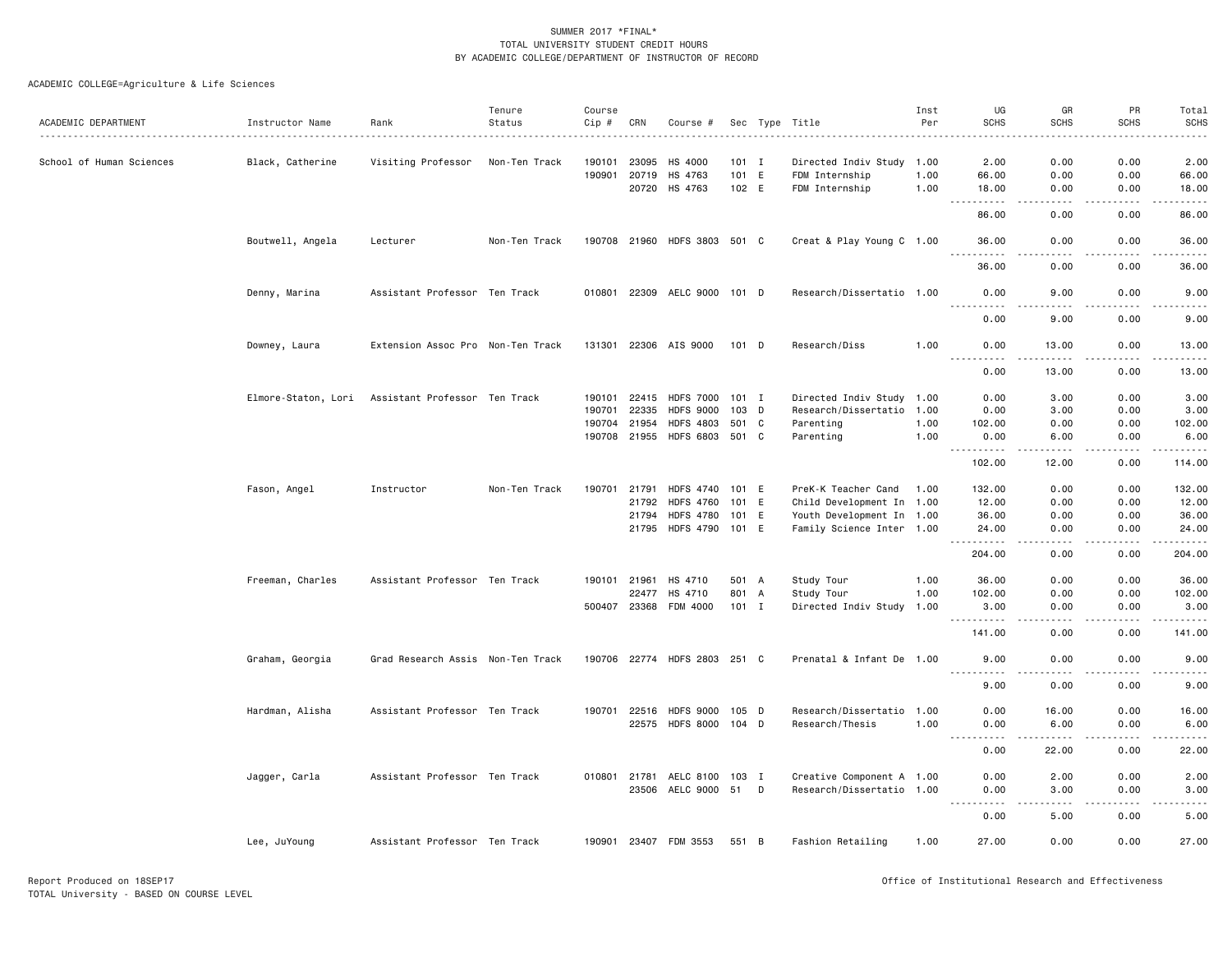SUMMER 2017 *FINAL*
TOTAL UNIVERSITY STUDENT CREDIT HOURS
BY ACADEMIC COLLEGE/DEPARTMENT OF INSTRUCTOR OF RECORD

ACADEMIC COLLEGE=Agriculture & Life Sciences

| ACADEMIC DEPARTMENT | Instructor Name | Rank | Tenure Status | Course Cip # | CRN | Course # | Sec | Type | Title | Inst Per | UG SCHS | GR SCHS | PR SCHS | Total SCHS |
|---|---|---|---|---|---|---|---|---|---|---|---|---|---|---|
| School of Human Sciences | Black, Catherine | Visiting Professor | Non-Ten Track | 190101 | 23095 | HS 4000 | 101 | I | Directed Indiv Study | 1.00 | 2.00 | 0.00 | 0.00 | 2.00 |
| | | | | 190901 | 20719 | HS 4763 | 101 | E | FDM Internship | 1.00 | 66.00 | 0.00 | 0.00 | 66.00 |
| | | | | | 20720 | HS 4763 | 102 | E | FDM Internship | 1.00 | 18.00 | 0.00 | 0.00 | 18.00 |
| | | | | | | | | | | | 86.00 | 0.00 | 0.00 | 86.00 |
| | Boutwell, Angela | Lecturer | Non-Ten Track | 190708 | 21960 | HDFS 3803 | 501 | C | Creat & Play Young C | 1.00 | 36.00 | 0.00 | 0.00 | 36.00 |
| | | | | | | | | | | | 36.00 | 0.00 | 0.00 | 36.00 |
| | Denny, Marina | Assistant Professor | Ten Track | 010801 | 22309 | AELC 9000 | 101 | D | Research/Dissertatio | 1.00 | 0.00 | 9.00 | 0.00 | 9.00 |
| | | | | | | | | | | | 0.00 | 9.00 | 0.00 | 9.00 |
| | Downey, Laura | Extension Assoc Pro | Non-Ten Track | 131301 | 22306 | AIS 9000 | 101 | D | Research/Diss | 1.00 | 0.00 | 13.00 | 0.00 | 13.00 |
| | | | | | | | | | | | 0.00 | 13.00 | 0.00 | 13.00 |
| | Elmore-Staton, Lori | Assistant Professor | Ten Track | 190101 | 22415 | HDFS 7000 | 101 | I | Directed Indiv Study | 1.00 | 0.00 | 3.00 | 0.00 | 3.00 |
| | | | | 190701 | 22335 | HDFS 9000 | 103 | D | Research/Dissertatio | 1.00 | 0.00 | 3.00 | 0.00 | 3.00 |
| | | | | 190704 | 21954 | HDFS 4803 | 501 | C | Parenting | 1.00 | 102.00 | 0.00 | 0.00 | 102.00 |
| | | | | 190708 | 21955 | HDFS 6803 | 501 | C | Parenting | 1.00 | 0.00 | 6.00 | 0.00 | 6.00 |
| | | | | | | | | | | | 102.00 | 12.00 | 0.00 | 114.00 |
| | Fason, Angel | Instructor | Non-Ten Track | 190701 | 21791 | HDFS 4740 | 101 | E | PreK-K Teacher Cand | 1.00 | 132.00 | 0.00 | 0.00 | 132.00 |
| | | | | | 21792 | HDFS 4760 | 101 | E | Child Development In | 1.00 | 12.00 | 0.00 | 0.00 | 12.00 |
| | | | | | 21794 | HDFS 4780 | 101 | E | Youth Development In | 1.00 | 36.00 | 0.00 | 0.00 | 36.00 |
| | | | | | 21795 | HDFS 4790 | 101 | E | Family Science Inter | 1.00 | 24.00 | 0.00 | 0.00 | 24.00 |
| | | | | | | | | | | | 204.00 | 0.00 | 0.00 | 204.00 |
| | Freeman, Charles | Assistant Professor | Ten Track | 190101 | 21961 | HS 4710 | 501 | A | Study Tour | 1.00 | 36.00 | 0.00 | 0.00 | 36.00 |
| | | | | | 22477 | HS 4710 | 801 | A | Study Tour | 1.00 | 102.00 | 0.00 | 0.00 | 102.00 |
| | | | | 500407 | 23368 | FDM 4000 | 101 | I | Directed Indiv Study | 1.00 | 3.00 | 0.00 | 0.00 | 3.00 |
| | | | | | | | | | | | 141.00 | 0.00 | 0.00 | 141.00 |
| | Graham, Georgia | Grad Research Assis | Non-Ten Track | 190706 | 22774 | HDFS 2803 | 251 | C | Prenatal & Infant De | 1.00 | 9.00 | 0.00 | 0.00 | 9.00 |
| | | | | | | | | | | | 9.00 | 0.00 | 0.00 | 9.00 |
| | Hardman, Alisha | Assistant Professor | Ten Track | 190701 | 22516 | HDFS 9000 | 105 | D | Research/Dissertatio | 1.00 | 0.00 | 16.00 | 0.00 | 16.00 |
| | | | | | 22575 | HDFS 8000 | 104 | D | Research/Thesis | 1.00 | 0.00 | 6.00 | 0.00 | 6.00 |
| | | | | | | | | | | | 0.00 | 22.00 | 0.00 | 22.00 |
| | Jagger, Carla | Assistant Professor | Ten Track | 010801 | 21781 | AELC 8100 | 103 | I | Creative Component A | 1.00 | 0.00 | 2.00 | 0.00 | 2.00 |
| | | | | | 23506 | AELC 9000 | 51 | D | Research/Dissertatio | 1.00 | 0.00 | 3.00 | 0.00 | 3.00 |
| | | | | | | | | | | | 0.00 | 5.00 | 0.00 | 5.00 |
| | Lee, JuYoung | Assistant Professor | Ten Track | 190901 | 23407 | FDM 3553 | 551 | B | Fashion Retailing | 1.00 | 27.00 | 0.00 | 0.00 | 27.00 |

Report Produced on 18SEP17
TOTAL University - BASED ON COURSE LEVEL
Office of Institutional Research and Effectiveness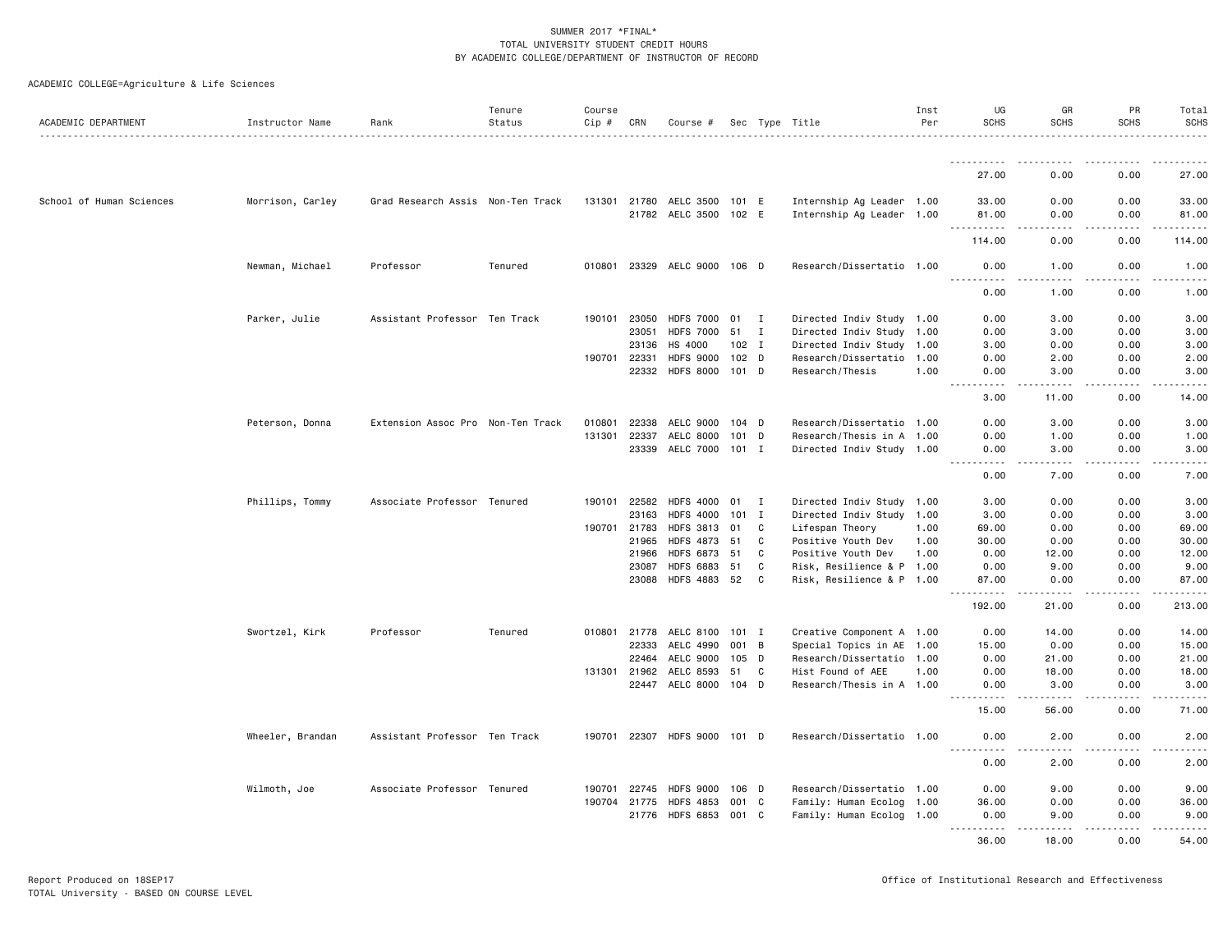SUMMER 2017 *FINAL*
TOTAL UNIVERSITY STUDENT CREDIT HOURS
BY ACADEMIC COLLEGE/DEPARTMENT OF INSTRUCTOR OF RECORD

ACADEMIC COLLEGE=Agriculture & Life Sciences

| ACADEMIC DEPARTMENT | Instructor Name | Rank | Tenure Status | Course Cip # | CRN | Course # | Sec | Type | Title | Inst Per | UG SCHS | GR SCHS | PR SCHS | Total SCHS |
|---|---|---|---|---|---|---|---|---|---|---|---|---|---|---|
| | | | | | | | | | | | 27.00 | 0.00 | 0.00 | 27.00 |
| School of Human Sciences | Morrison, Carley | Grad Research Assis | Non-Ten Track | 131301 | 21780 | AELC 3500 | 101 | E | Internship Ag Leader | 1.00 | 33.00 | 0.00 | 0.00 | 33.00 |
| | | | | | 21782 | AELC 3500 | 102 | E | Internship Ag Leader | 1.00 | 81.00 | 0.00 | 0.00 | 81.00 |
| | | | | | | | | | | | 114.00 | 0.00 | 0.00 | 114.00 |
| | Newman, Michael | Professor | Tenured | 010801 | 23329 | AELC 9000 | 106 | D | Research/Dissertatio | 1.00 | 0.00 | 1.00 | 0.00 | 1.00 |
| | | | | | | | | | | | 0.00 | 1.00 | 0.00 | 1.00 |
| | Parker, Julie | Assistant Professor | Ten Track | 190101 | 23050 | HDFS 7000 | 01 | I | Directed Indiv Study | 1.00 | 0.00 | 3.00 | 0.00 | 3.00 |
| | | | | | 23051 | HDFS 7000 | 51 | I | Directed Indiv Study | 1.00 | 0.00 | 3.00 | 0.00 | 3.00 |
| | | | | | 23136 | HS 4000 | 102 | I | Directed Indiv Study | 1.00 | 3.00 | 0.00 | 0.00 | 3.00 |
| | | | | 190701 | 22331 | HDFS 9000 | 102 | D | Research/Dissertatio | 1.00 | 0.00 | 2.00 | 0.00 | 2.00 |
| | | | | | 22332 | HDFS 8000 | 101 | D | Research/Thesis | 1.00 | 0.00 | 3.00 | 0.00 | 3.00 |
| | | | | | | | | | | | 3.00 | 11.00 | 0.00 | 14.00 |
| | Peterson, Donna | Extension Assoc Pro | Non-Ten Track | 010801 | 22338 | AELC 9000 | 104 | D | Research/Dissertatio | 1.00 | 0.00 | 3.00 | 0.00 | 3.00 |
| | | | | 131301 | 22337 | AELC 8000 | 101 | D | Research/Thesis in A | 1.00 | 0.00 | 1.00 | 0.00 | 1.00 |
| | | | | | 23339 | AELC 7000 | 101 | I | Directed Indiv Study | 1.00 | 0.00 | 3.00 | 0.00 | 3.00 |
| | | | | | | | | | | | 0.00 | 7.00 | 0.00 | 7.00 |
| | Phillips, Tommy | Associate Professor | Tenured | 190101 | 22582 | HDFS 4000 | 01 | I | Directed Indiv Study | 1.00 | 3.00 | 0.00 | 0.00 | 3.00 |
| | | | | | 23163 | HDFS 4000 | 101 | I | Directed Indiv Study | 1.00 | 3.00 | 0.00 | 0.00 | 3.00 |
| | | | | 190701 | 21783 | HDFS 3813 | 01 | C | Lifespan Theory | 1.00 | 69.00 | 0.00 | 0.00 | 69.00 |
| | | | | | 21965 | HDFS 4873 | 51 | C | Positive Youth Dev | 1.00 | 30.00 | 0.00 | 0.00 | 30.00 |
| | | | | | 21966 | HDFS 6873 | 51 | C | Positive Youth Dev | 1.00 | 0.00 | 12.00 | 0.00 | 12.00 |
| | | | | | 23087 | HDFS 6883 | 51 | C | Risk, Resilience & P | 1.00 | 0.00 | 9.00 | 0.00 | 9.00 |
| | | | | | 23088 | HDFS 4883 | 52 | C | Risk, Resilience & P | 1.00 | 87.00 | 0.00 | 0.00 | 87.00 |
| | | | | | | | | | | | 192.00 | 21.00 | 0.00 | 213.00 |
| | Swortzel, Kirk | Professor | Tenured | 010801 | 21778 | AELC 8100 | 101 | I | Creative Component A | 1.00 | 0.00 | 14.00 | 0.00 | 14.00 |
| | | | | | 22333 | AELC 4990 | 001 | B | Special Topics in AE | 1.00 | 15.00 | 0.00 | 0.00 | 15.00 |
| | | | | | 22464 | AELC 9000 | 105 | D | Research/Dissertatio | 1.00 | 0.00 | 21.00 | 0.00 | 21.00 |
| | | | | 131301 | 21962 | AELC 8593 | 51 | C | Hist Found of AEE | 1.00 | 0.00 | 18.00 | 0.00 | 18.00 |
| | | | | | 22447 | AELC 8000 | 104 | D | Research/Thesis in A | 1.00 | 0.00 | 3.00 | 0.00 | 3.00 |
| | | | | | | | | | | | 15.00 | 56.00 | 0.00 | 71.00 |
| | Wheeler, Brandan | Assistant Professor | Ten Track | 190701 | 22307 | HDFS 9000 | 101 | D | Research/Dissertatio | 1.00 | 0.00 | 2.00 | 0.00 | 2.00 |
| | | | | | | | | | | | 0.00 | 2.00 | 0.00 | 2.00 |
| | Wilmoth, Joe | Associate Professor | Tenured | 190701 | 22745 | HDFS 9000 | 106 | D | Research/Dissertatio | 1.00 | 0.00 | 9.00 | 0.00 | 9.00 |
| | | | | 190704 | 21775 | HDFS 4853 | 001 | C | Family: Human Ecolog | 1.00 | 36.00 | 0.00 | 0.00 | 36.00 |
| | | | | | 21776 | HDFS 6853 | 001 | C | Family: Human Ecolog | 1.00 | 0.00 | 9.00 | 0.00 | 9.00 |
| | | | | | | | | | | | 36.00 | 18.00 | 0.00 | 54.00 |

Report Produced on 18SEP17
TOTAL University - BASED ON COURSE LEVEL
Office of Institutional Research and Effectiveness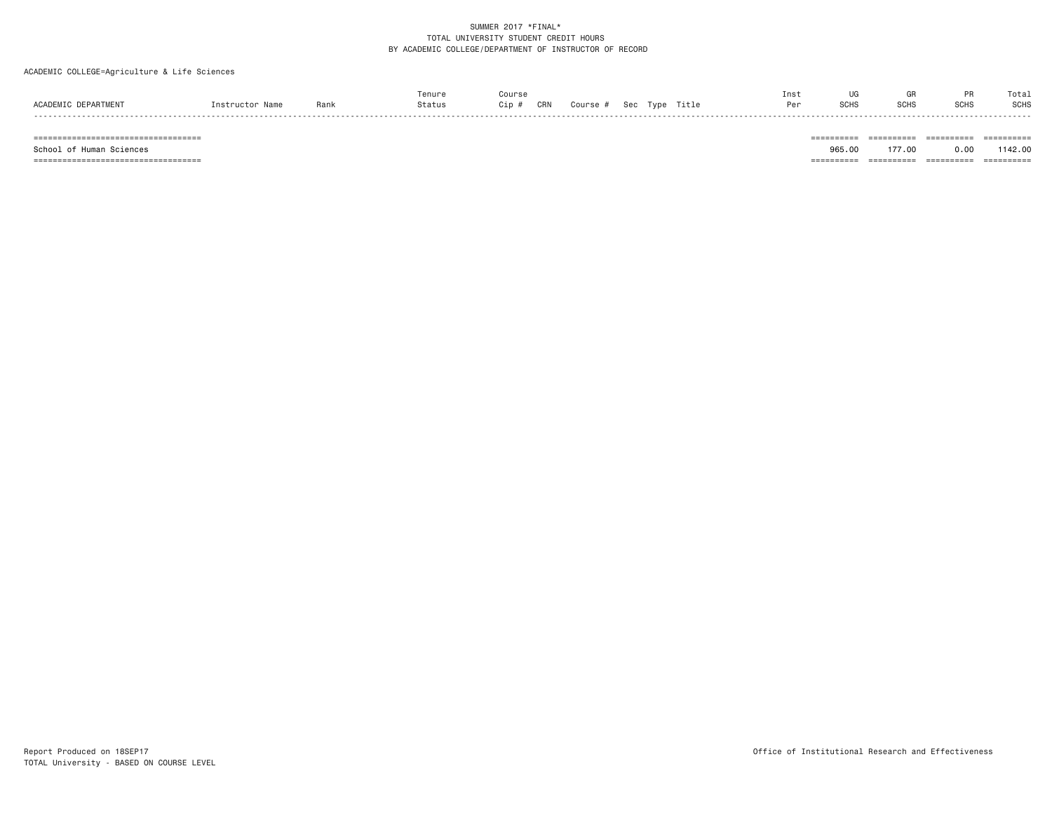SUMMER 2017 *FINAL*
TOTAL UNIVERSITY STUDENT CREDIT HOURS
BY ACADEMIC COLLEGE/DEPARTMENT OF INSTRUCTOR OF RECORD

ACADEMIC COLLEGE=Agriculture & Life Sciences

| ACADEMIC DEPARTMENT | Instructor Name | Rank | Tenure Status | Course Cip # | CRN | Course # | Sec | Type | Title | Inst Per | UG SCHS | GR SCHS | PR SCHS | Total SCHS |
|---|---|---|---|---|---|---|---|---|---|---|---|---|---|---|
| School of Human Sciences | | | | | | | | | | | 965.00 | 177.00 | 0.00 | 1142.00 |

Report Produced on 18SEP17
TOTAL University - BASED ON COURSE LEVEL

Office of Institutional Research and Effectiveness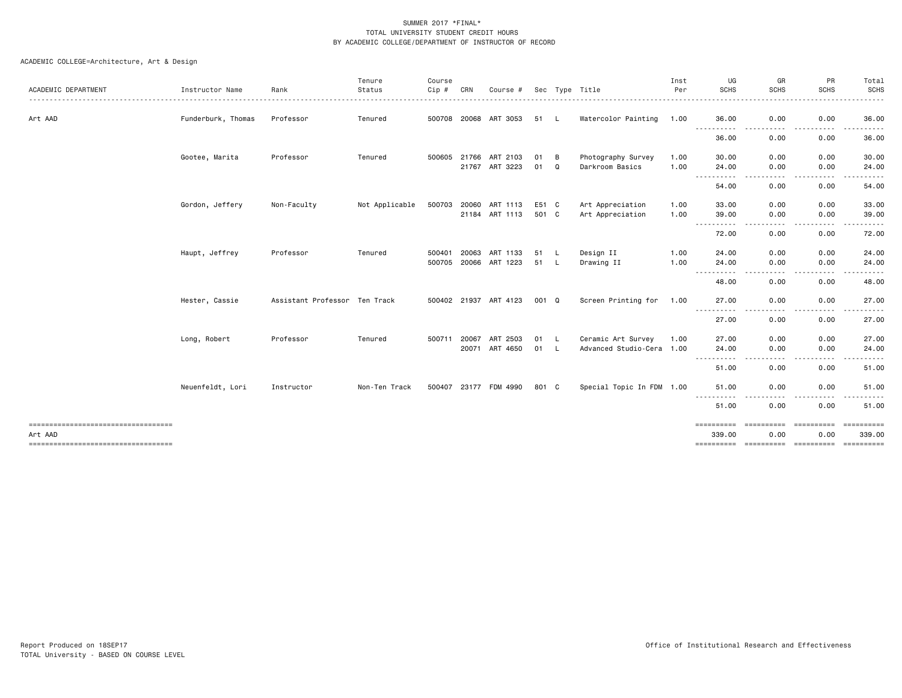SUMMER 2017 *FINAL*
TOTAL UNIVERSITY STUDENT CREDIT HOURS
BY ACADEMIC COLLEGE/DEPARTMENT OF INSTRUCTOR OF RECORD

ACADEMIC COLLEGE=Architecture, Art & Design

| ACADEMIC DEPARTMENT | Instructor Name | Rank | Tenure Status | Course Cip # | CRN | Course # | Sec | Type | Title | Inst Per | UG SCHS | GR SCHS | PR SCHS | Total SCHS |
|---|---|---|---|---|---|---|---|---|---|---|---|---|---|---|
| Art AAD | Funderburk, Thomas | Professor | Tenured | 500708 | 20068 | ART 3053 | 51 | L | Watercolor Painting | 1.00 | 36.00 | 0.00 | 0.00 | 36.00 |
| | | | | | | | | | | | 36.00 | 0.00 | 0.00 | 36.00 |
| | Gootee, Marita | Professor | Tenured | 500605 | 21766 | ART 2103 | 01 | B | Photography Survey | 1.00 | 30.00 | 0.00 | 0.00 | 30.00 |
| | | | | | 21767 | ART 3223 | 01 | Q | Darkroom Basics | 1.00 | 24.00 | 0.00 | 0.00 | 24.00 |
| | | | | | | | | | | | 54.00 | 0.00 | 0.00 | 54.00 |
| | Gordon, Jeffery | Non-Faculty | Not Applicable | 500703 | 20060 | ART 1113 | E51 | C | Art Appreciation | 1.00 | 33.00 | 0.00 | 0.00 | 33.00 |
| | | | | | 21184 | ART 1113 | 501 | C | Art Appreciation | 1.00 | 39.00 | 0.00 | 0.00 | 39.00 |
| | | | | | | | | | | | 72.00 | 0.00 | 0.00 | 72.00 |
| | Haupt, Jeffrey | Professor | Tenured | 500401 | 20063 | ART 1133 | 51 | L | Design II | 1.00 | 24.00 | 0.00 | 0.00 | 24.00 |
| | | | | 500705 | 20066 | ART 1223 | 51 | L | Drawing II | 1.00 | 24.00 | 0.00 | 0.00 | 24.00 |
| | | | | | | | | | | | 48.00 | 0.00 | 0.00 | 48.00 |
| | Hester, Cassie | Assistant Professor | Ten Track | 500402 | 21937 | ART 4123 | 001 | Q | Screen Printing for | 1.00 | 27.00 | 0.00 | 0.00 | 27.00 |
| | | | | | | | | | | | 27.00 | 0.00 | 0.00 | 27.00 |
| | Long, Robert | Professor | Tenured | 500711 | 20067 | ART 2503 | 01 | L | Ceramic Art Survey | 1.00 | 27.00 | 0.00 | 0.00 | 27.00 |
| | | | | | 20071 | ART 4650 | 01 | L | Advanced Studio-Cera | 1.00 | 24.00 | 0.00 | 0.00 | 24.00 |
| | | | | | | | | | | | 51.00 | 0.00 | 0.00 | 51.00 |
| | Neuenfeldt, Lori | Instructor | Non-Ten Track | 500407 | 23177 | FDM 4990 | 801 | C | Special Topic In FDM | 1.00 | 51.00 | 0.00 | 0.00 | 51.00 |
| | | | | | | | | | | | 51.00 | 0.00 | 0.00 | 51.00 |
| Art AAD | | | | | | | | | | | 339.00 | 0.00 | 0.00 | 339.00 |

Report Produced on 18SEP17
TOTAL University - BASED ON COURSE LEVEL

Office of Institutional Research and Effectiveness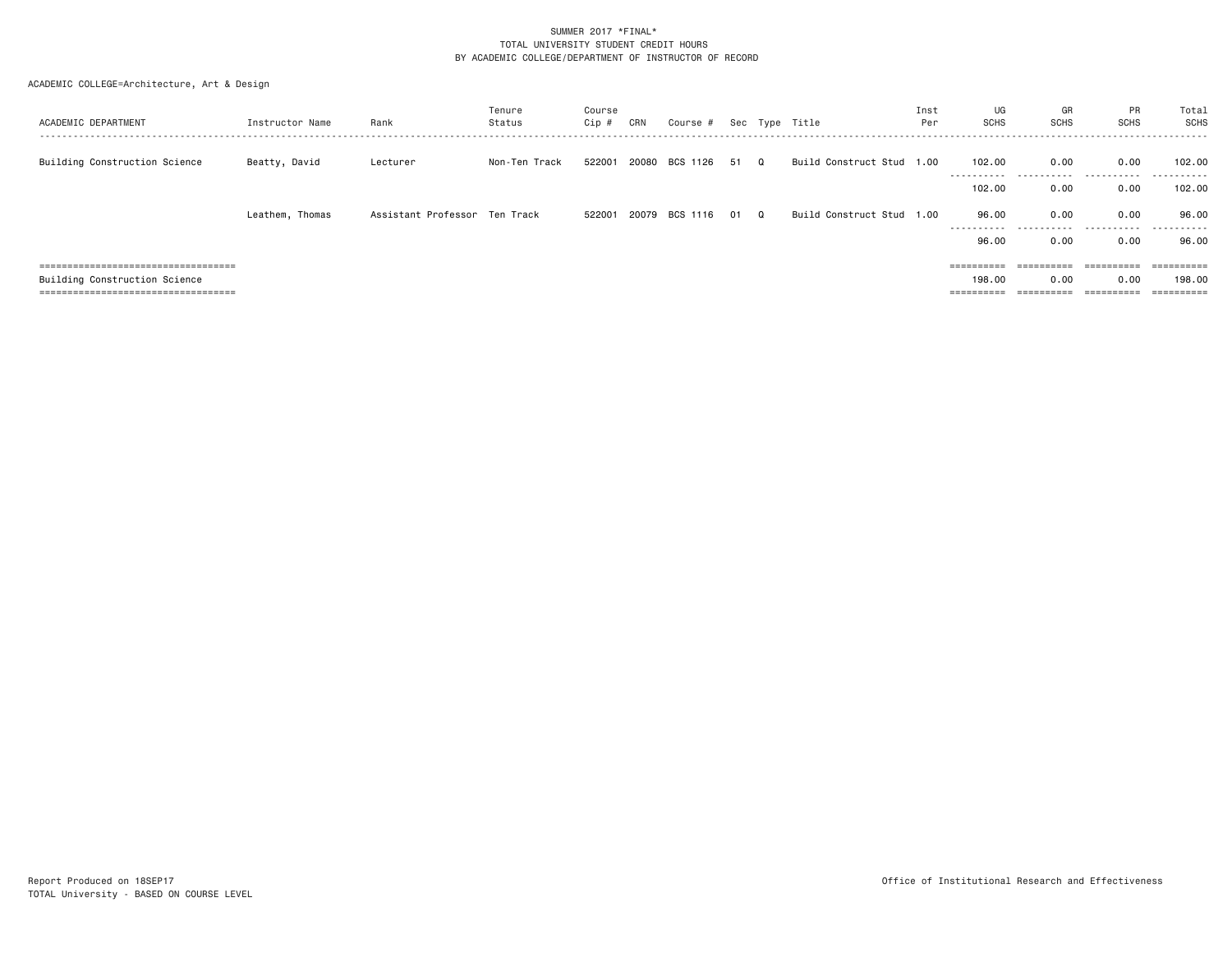SUMMER 2017 *FINAL*
TOTAL UNIVERSITY STUDENT CREDIT HOURS
BY ACADEMIC COLLEGE/DEPARTMENT OF INSTRUCTOR OF RECORD

ACADEMIC COLLEGE=Architecture, Art & Design

| ACADEMIC DEPARTMENT | Instructor Name | Rank | Tenure Status | Course Cip # | CRN | Course # | Sec | Type | Title | Inst Per | UG SCHS | GR SCHS | PR SCHS | Total SCHS |
|---|---|---|---|---|---|---|---|---|---|---|---|---|---|---|
| Building Construction Science | Beatty, David | Lecturer | Non-Ten Track | 522001 | 20080 | BCS 1126 | 51 | Q | Build Construct Stud | 1.00 | 102.00 | 0.00 | 0.00 | 102.00 |
| | | | | | | | | | | | 102.00 | 0.00 | 0.00 | 102.00 |
| | Leathem, Thomas | Assistant Professor | Ten Track | 522001 | 20079 | BCS 1116 | 01 | Q | Build Construct Stud | 1.00 | 96.00 | 0.00 | 0.00 | 96.00 |
| | | | | | | | | | | | 96.00 | 0.00 | 0.00 | 96.00 |
| Building Construction Science | | | | | | | | | | | 198.00 | 0.00 | 0.00 | 198.00 |

Report Produced on 18SEP17
TOTAL University - BASED ON COURSE LEVEL

Office of Institutional Research and Effectiveness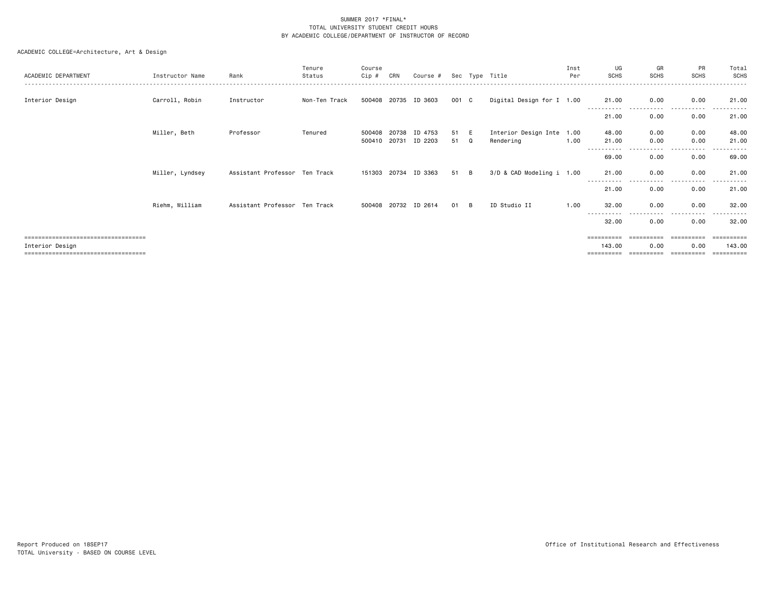SUMMER 2017 *FINAL*
TOTAL UNIVERSITY STUDENT CREDIT HOURS
BY ACADEMIC COLLEGE/DEPARTMENT OF INSTRUCTOR OF RECORD

ACADEMIC COLLEGE=Architecture, Art & Design

| ACADEMIC DEPARTMENT | Instructor Name | Rank | Tenure Status | Course Cip # | CRN | Course # | Sec | Type | Title | Inst Per | UG SCHS | GR SCHS | PR SCHS | Total SCHS |
|---|---|---|---|---|---|---|---|---|---|---|---|---|---|---|
| Interior Design | Carroll, Robin | Instructor | Non-Ten Track | 500408 | 20735 | ID 3603 | 001 | C | Digital Design for I | 1.00 | 21.00 | 0.00 | 0.00 | 21.00 |
| | | | | | | | | | | | 21.00 | 0.00 | 0.00 | 21.00 |
| | Miller, Beth | Professor | Tenured | 500408 | 20738 | ID 4753 | 51 | E | Interior Design Inte | 1.00 | 48.00 | 0.00 | 0.00 | 48.00 |
| | | | | 500410 | 20731 | ID 2203 | 51 | Q | Rendering | 1.00 | 21.00 | 0.00 | 0.00 | 21.00 |
| | | | | | | | | | | | 69.00 | 0.00 | 0.00 | 69.00 |
| | Miller, Lyndsey | Assistant Professor | Ten Track | 151303 | 20734 | ID 3363 | 51 | B | 3/D & CAD Modeling i | 1.00 | 21.00 | 0.00 | 0.00 | 21.00 |
| | | | | | | | | | | | 21.00 | 0.00 | 0.00 | 21.00 |
| | Riehm, William | Assistant Professor | Ten Track | 500408 | 20732 | ID 2614 | 01 | B | ID Studio II | 1.00 | 32.00 | 0.00 | 0.00 | 32.00 |
| | | | | | | | | | | | 32.00 | 0.00 | 0.00 | 32.00 |
| Interior Design | | | | | | | | | | | 143.00 | 0.00 | 0.00 | 143.00 |

Report Produced on 18SEP17
TOTAL University - BASED ON COURSE LEVEL

Office of Institutional Research and Effectiveness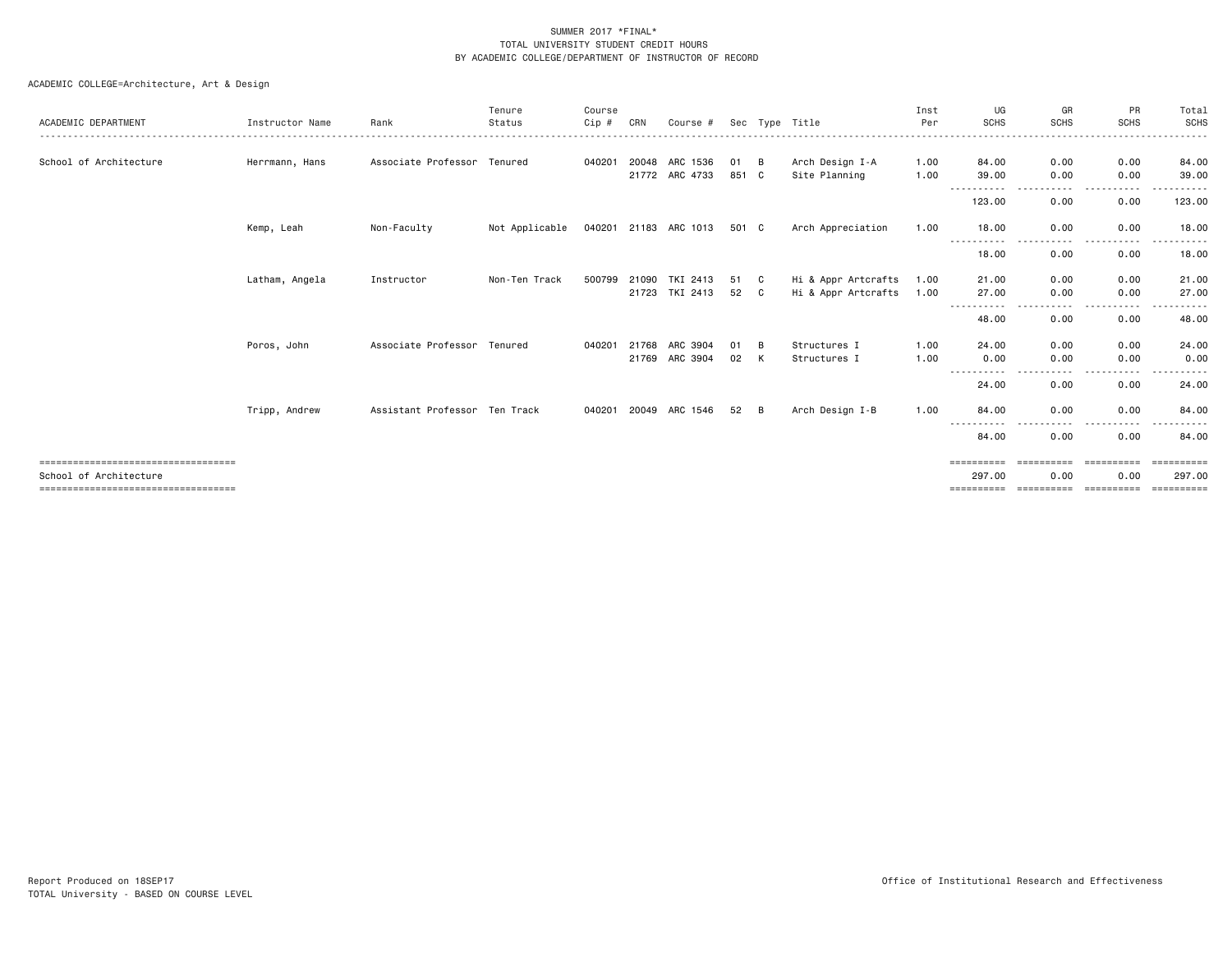SUMMER 2017 *FINAL*
TOTAL UNIVERSITY STUDENT CREDIT HOURS
BY ACADEMIC COLLEGE/DEPARTMENT OF INSTRUCTOR OF RECORD

ACADEMIC COLLEGE=Architecture, Art & Design

| ACADEMIC DEPARTMENT | Instructor Name | Rank | Tenure Status | Course Cip # | CRN | Course # | Sec | Type | Title | Inst Per | UG SCHS | GR SCHS | PR SCHS | Total SCHS |
|---|---|---|---|---|---|---|---|---|---|---|---|---|---|---|
| School of Architecture | Herrmann, Hans | Associate Professor | Tenured | 040201 | 20048 | ARC 1536 | 01 | B | Arch Design I-A | 1.00 | 84.00 | 0.00 | 0.00 | 84.00 |
| | | | | | 21772 | ARC 4733 | 851 | C | Site Planning | 1.00 | 39.00 | 0.00 | 0.00 | 39.00 |
| | | | | | | | | | | | 123.00 | 0.00 | 0.00 | 123.00 |
| | Kemp, Leah | Non-Faculty | Not Applicable | 040201 | 21183 | ARC 1013 | 501 | C | Arch Appreciation | 1.00 | 18.00 | 0.00 | 0.00 | 18.00 |
| | | | | | | | | | | | 18.00 | 0.00 | 0.00 | 18.00 |
| | Latham, Angela | Instructor | Non-Ten Track | 500799 | 21090 | TKI 2413 | 51 | C | Hi & Appr Artcrafts | 1.00 | 21.00 | 0.00 | 0.00 | 21.00 |
| | | | | | 21723 | TKI 2413 | 52 | C | Hi & Appr Artcrafts | 1.00 | 27.00 | 0.00 | 0.00 | 27.00 |
| | | | | | | | | | | | 48.00 | 0.00 | 0.00 | 48.00 |
| | Poros, John | Associate Professor | Tenured | 040201 | 21768 | ARC 3904 | 01 | B | Structures I | 1.00 | 24.00 | 0.00 | 0.00 | 24.00 |
| | | | | | 21769 | ARC 3904 | 02 | K | Structures I | 1.00 | 0.00 | 0.00 | 0.00 | 0.00 |
| | | | | | | | | | | | 24.00 | 0.00 | 0.00 | 24.00 |
| | Tripp, Andrew | Assistant Professor | Ten Track | 040201 | 20049 | ARC 1546 | 52 | B | Arch Design I-B | 1.00 | 84.00 | 0.00 | 0.00 | 84.00 |
| | | | | | | | | | | | 84.00 | 0.00 | 0.00 | 84.00 |
| School of Architecture | | | | | | | | | | | 297.00 | 0.00 | 0.00 | 297.00 |

Report Produced on 18SEP17
TOTAL University - BASED ON COURSE LEVEL

Office of Institutional Research and Effectiveness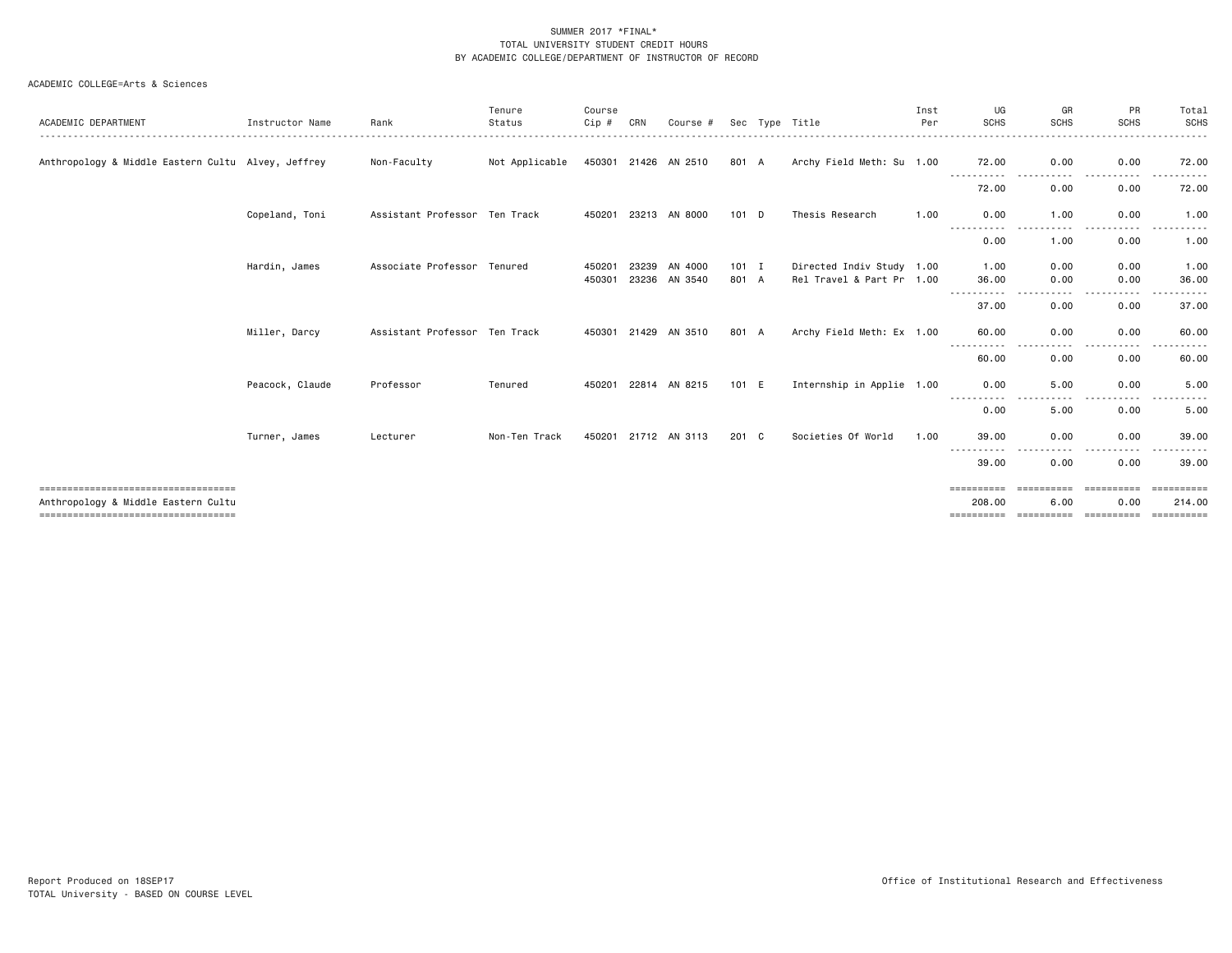SUMMER 2017 *FINAL*
TOTAL UNIVERSITY STUDENT CREDIT HOURS
BY ACADEMIC COLLEGE/DEPARTMENT OF INSTRUCTOR OF RECORD

ACADEMIC COLLEGE=Arts & Sciences

| ACADEMIC DEPARTMENT | Instructor Name | Rank | Tenure Status | Course Cip # | CRN | Course # | Sec | Type | Title | Inst Per | UG SCHS | GR SCHS | PR SCHS | Total SCHS |
|---|---|---|---|---|---|---|---|---|---|---|---|---|---|---|
| Anthropology & Middle Eastern Cultu | Alvey, Jeffrey | Non-Faculty | Not Applicable | 450301 | 21426 | AN 2510 | 801 | A | Archy Field Meth: Su | 1.00 | 72.00 | 0.00 | 0.00 | 72.00 |
| | | | | | | | | | | | 72.00 | 0.00 | 0.00 | 72.00 |
| | Copeland, Toni | Assistant Professor | Ten Track | 450201 | 23213 | AN 8000 | 101 | D | Thesis Research | 1.00 | 0.00 | 1.00 | 0.00 | 1.00 |
| | | | | | | | | | | | 0.00 | 1.00 | 0.00 | 1.00 |
| | Hardin, James | Associate Professor | Tenured | 450201 | 23239 | AN 4000 | 101 | I | Directed Indiv Study | 1.00 | 1.00 | 0.00 | 0.00 | 1.00 |
| | | | | 450301 | 23236 | AN 3540 | 801 | A | Rel Travel & Part Pr | 1.00 | 36.00 | 0.00 | 0.00 | 36.00 |
| | | | | | | | | | | | 37.00 | 0.00 | 0.00 | 37.00 |
| | Miller, Darcy | Assistant Professor | Ten Track | 450301 | 21429 | AN 3510 | 801 | A | Archy Field Meth: Ex | 1.00 | 60.00 | 0.00 | 0.00 | 60.00 |
| | | | | | | | | | | | 60.00 | 0.00 | 0.00 | 60.00 |
| | Peacock, Claude | Professor | Tenured | 450201 | 22814 | AN 8215 | 101 | E | Internship in Applie | 1.00 | 0.00 | 5.00 | 0.00 | 5.00 |
| | | | | | | | | | | | 0.00 | 5.00 | 0.00 | 5.00 |
| | Turner, James | Lecturer | Non-Ten Track | 450201 | 21712 | AN 3113 | 201 | C | Societies Of World | 1.00 | 39.00 | 0.00 | 0.00 | 39.00 |
| | | | | | | | | | | | 39.00 | 0.00 | 0.00 | 39.00 |
| Anthropology & Middle Eastern Cultu | | | | | | | | | | | 208.00 | 6.00 | 0.00 | 214.00 |

Report Produced on 18SEP17
TOTAL University - BASED ON COURSE LEVEL

Office of Institutional Research and Effectiveness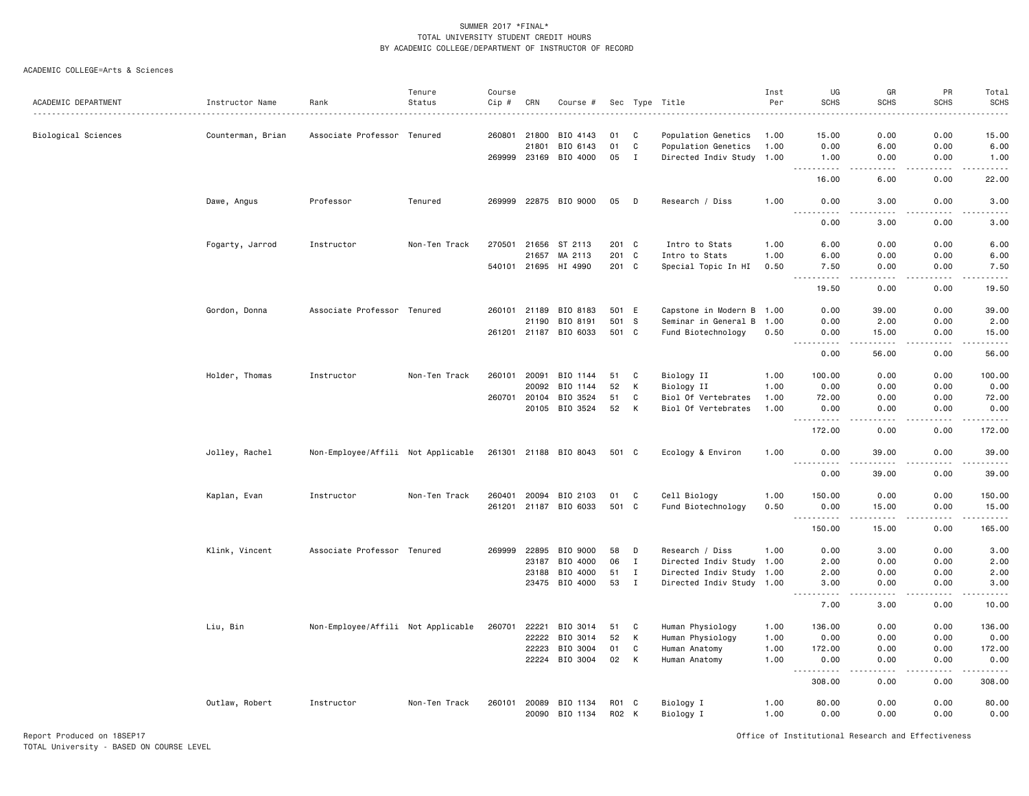SUMMER 2017 *FINAL*
TOTAL UNIVERSITY STUDENT CREDIT HOURS
BY ACADEMIC COLLEGE/DEPARTMENT OF INSTRUCTOR OF RECORD

ACADEMIC COLLEGE=Arts & Sciences

| ACADEMIC DEPARTMENT | Instructor Name | Rank | Tenure Status | Course Cip # | CRN | Course # | Sec | Type | Title | Inst Per | UG SCHS | GR SCHS | PR SCHS | Total SCHS |
|---|---|---|---|---|---|---|---|---|---|---|---|---|---|---|
| Biological Sciences | Counterman, Brian | Associate Professor | Tenured | 260801 | 21800 | BIO 4143 | 01 | C | Population Genetics | 1.00 | 15.00 | 0.00 | 0.00 | 15.00 |
| | | | | | 21801 | BIO 6143 | 01 | C | Population Genetics | 1.00 | 0.00 | 6.00 | 0.00 | 6.00 |
| | | | | 269999 | 23169 | BIO 4000 | 05 | I | Directed Indiv Study | 1.00 | 1.00 | 0.00 | 0.00 | 1.00 |
| | | | | | | | | | | | 16.00 | 6.00 | 0.00 | 22.00 |
| | Dawe, Angus | Professor | Tenured | 269999 | 22875 | BIO 9000 | 05 | D | Research / Diss | 1.00 | 0.00 | 3.00 | 0.00 | 3.00 |
| | | | | | | | | | | | 0.00 | 3.00 | 0.00 | 3.00 |
| | Fogarty, Jarrod | Instructor | Non-Ten Track | 270501 | 21656 | ST 2113 | 201 | C | Intro to Stats | 1.00 | 6.00 | 0.00 | 0.00 | 6.00 |
| | | | | | 21657 | MA 2113 | 201 | C | Intro to Stats | 1.00 | 6.00 | 0.00 | 0.00 | 6.00 |
| | | | | 540101 | 21695 | HI 4990 | 201 | C | Special Topic In HI | 0.50 | 7.50 | 0.00 | 0.00 | 7.50 |
| | | | | | | | | | | | 19.50 | 0.00 | 0.00 | 19.50 |
| | Gordon, Donna | Associate Professor | Tenured | 260101 | 21189 | BIO 8183 | 501 | E | Capstone in Modern B | 1.00 | 0.00 | 39.00 | 0.00 | 39.00 |
| | | | | | 21190 | BIO 8191 | 501 | S | Seminar in General B | 1.00 | 0.00 | 2.00 | 0.00 | 2.00 |
| | | | | 261201 | 21187 | BIO 6033 | 501 | C | Fund Biotechnology | 0.50 | 0.00 | 15.00 | 0.00 | 15.00 |
| | | | | | | | | | | | 0.00 | 56.00 | 0.00 | 56.00 |
| | Holder, Thomas | Instructor | Non-Ten Track | 260101 | 20091 | BIO 1144 | 51 | C | Biology II | 1.00 | 100.00 | 0.00 | 0.00 | 100.00 |
| | | | | | 20092 | BIO 1144 | 52 | K | Biology II | 1.00 | 0.00 | 0.00 | 0.00 | 0.00 |
| | | | | 260701 | 20104 | BIO 3524 | 51 | C | Biol Of Vertebrates | 1.00 | 72.00 | 0.00 | 0.00 | 72.00 |
| | | | | | 20105 | BIO 3524 | 52 | K | Biol Of Vertebrates | 1.00 | 0.00 | 0.00 | 0.00 | 0.00 |
| | | | | | | | | | | | 172.00 | 0.00 | 0.00 | 172.00 |
| | Jolley, Rachel | Non-Employee/Affili | Not Applicable | 261301 | 21188 | BIO 8043 | 501 | C | Ecology & Environ | 1.00 | 0.00 | 39.00 | 0.00 | 39.00 |
| | | | | | | | | | | | 0.00 | 39.00 | 0.00 | 39.00 |
| | Kaplan, Evan | Instructor | Non-Ten Track | 260401 | 20094 | BIO 2103 | 01 | C | Cell Biology | 1.00 | 150.00 | 0.00 | 0.00 | 150.00 |
| | | | | 261201 | 21187 | BIO 6033 | 501 | C | Fund Biotechnology | 0.50 | 0.00 | 15.00 | 0.00 | 15.00 |
| | | | | | | | | | | | 150.00 | 15.00 | 0.00 | 165.00 |
| | Klink, Vincent | Associate Professor | Tenured | 269999 | 22895 | BIO 9000 | 58 | D | Research / Diss | 1.00 | 0.00 | 3.00 | 0.00 | 3.00 |
| | | | | | 23187 | BIO 4000 | 06 | I | Directed Indiv Study | 1.00 | 2.00 | 0.00 | 0.00 | 2.00 |
| | | | | | 23188 | BIO 4000 | 51 | I | Directed Indiv Study | 1.00 | 2.00 | 0.00 | 0.00 | 2.00 |
| | | | | | 23475 | BIO 4000 | 53 | I | Directed Indiv Study | 1.00 | 3.00 | 0.00 | 0.00 | 3.00 |
| | | | | | | | | | | | 7.00 | 3.00 | 0.00 | 10.00 |
| | Liu, Bin | Non-Employee/Affili | Not Applicable | 260701 | 22221 | BIO 3014 | 51 | C | Human Physiology | 1.00 | 136.00 | 0.00 | 0.00 | 136.00 |
| | | | | | 22222 | BIO 3014 | 52 | K | Human Physiology | 1.00 | 0.00 | 0.00 | 0.00 | 0.00 |
| | | | | | 22223 | BIO 3004 | 01 | C | Human Anatomy | 1.00 | 172.00 | 0.00 | 0.00 | 172.00 |
| | | | | | 22224 | BIO 3004 | 02 | K | Human Anatomy | 1.00 | 0.00 | 0.00 | 0.00 | 0.00 |
| | | | | | | | | | | | 308.00 | 0.00 | 0.00 | 308.00 |
| | Outlaw, Robert | Instructor | Non-Ten Track | 260101 | 20089 | BIO 1134 | R01 | C | Biology I | 1.00 | 80.00 | 0.00 | 0.00 | 80.00 |
| | | | | | 20090 | BIO 1134 | R02 | K | Biology I | 1.00 | 0.00 | 0.00 | 0.00 | 0.00 |

Report Produced on 18SEP17
TOTAL University - BASED ON COURSE LEVEL

Office of Institutional Research and Effectiveness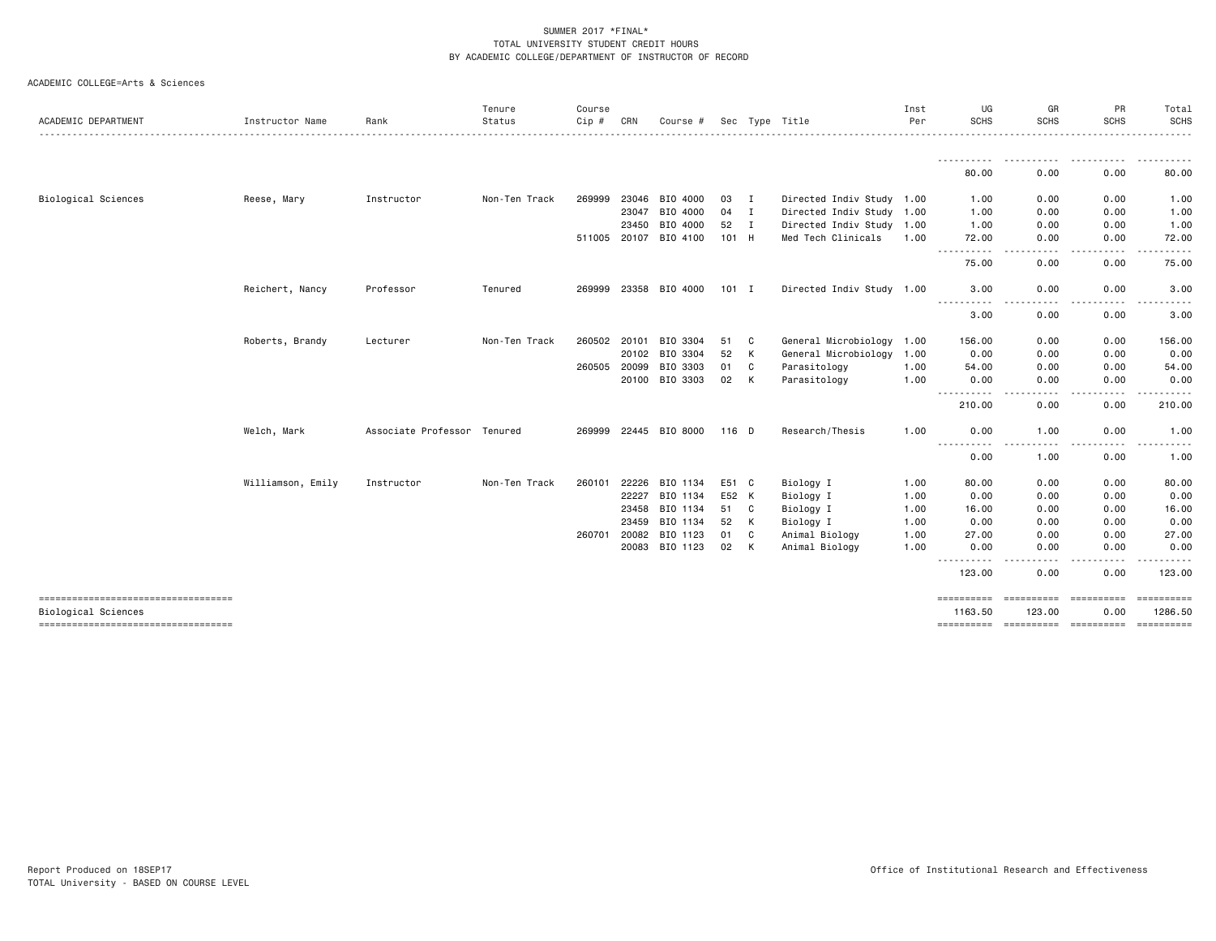SUMMER 2017 *FINAL*
TOTAL UNIVERSITY STUDENT CREDIT HOURS
BY ACADEMIC COLLEGE/DEPARTMENT OF INSTRUCTOR OF RECORD

ACADEMIC COLLEGE=Arts & Sciences

| ACADEMIC DEPARTMENT | Instructor Name | Rank | Tenure Status | Course Cip # | CRN | Course # | Sec | Type | Title | Inst Per | UG SCHS | GR SCHS | PR SCHS | Total SCHS |
|---|---|---|---|---|---|---|---|---|---|---|---|---|---|---|
| | | | | | | | | | | | 80.00 | 0.00 | 0.00 | 80.00 |
| Biological Sciences | Reese, Mary | Instructor | Non-Ten Track | 269999 | 23046 | BIO 4000 | 03 | I | Directed Indiv Study | 1.00 | 1.00 | 0.00 | 0.00 | 1.00 |
| | | | | | 23047 | BIO 4000 | 04 | I | Directed Indiv Study | 1.00 | 1.00 | 0.00 | 0.00 | 1.00 |
| | | | | | 23450 | BIO 4000 | 52 | I | Directed Indiv Study | 1.00 | 1.00 | 0.00 | 0.00 | 1.00 |
| | | | | 511005 | 20107 | BIO 4100 | 101 | H | Med Tech Clinicals | 1.00 | 72.00 | 0.00 | 0.00 | 72.00 |
| | | | | | | | | | | | 75.00 | 0.00 | 0.00 | 75.00 |
| | Reichert, Nancy | Professor | Tenured | 269999 | 23358 | BIO 4000 | 101 | I | Directed Indiv Study | 1.00 | 3.00 | 0.00 | 0.00 | 3.00 |
| | | | | | | | | | | | 3.00 | 0.00 | 0.00 | 3.00 |
| | Roberts, Brandy | Lecturer | Non-Ten Track | 260502 | 20101 | BIO 3304 | 51 | C | General Microbiology | 1.00 | 156.00 | 0.00 | 0.00 | 156.00 |
| | | | | | 20102 | BIO 3304 | 52 | K | General Microbiology | 1.00 | 0.00 | 0.00 | 0.00 | 0.00 |
| | | | | 260505 | 20099 | BIO 3303 | 01 | C | Parasitology | 1.00 | 54.00 | 0.00 | 0.00 | 54.00 |
| | | | | | 20100 | BIO 3303 | 02 | K | Parasitology | 1.00 | 0.00 | 0.00 | 0.00 | 0.00 |
| | | | | | | | | | | | 210.00 | 0.00 | 0.00 | 210.00 |
| | Welch, Mark | Associate Professor | Tenured | 269999 | 22445 | BIO 8000 | 116 | D | Research/Thesis | 1.00 | 0.00 | 1.00 | 0.00 | 1.00 |
| | | | | | | | | | | | 0.00 | 1.00 | 0.00 | 1.00 |
| | Williamson, Emily | Instructor | Non-Ten Track | 260101 | 22226 | BIO 1134 | E51 | C | Biology I | 1.00 | 80.00 | 0.00 | 0.00 | 80.00 |
| | | | | | 22227 | BIO 1134 | E52 | K | Biology I | 1.00 | 0.00 | 0.00 | 0.00 | 0.00 |
| | | | | | 23458 | BIO 1134 | 51 | C | Biology I | 1.00 | 16.00 | 0.00 | 0.00 | 16.00 |
| | | | | | 23459 | BIO 1134 | 52 | K | Biology I | 1.00 | 0.00 | 0.00 | 0.00 | 0.00 |
| | | | | 260701 | 20082 | BIO 1123 | 01 | C | Animal Biology | 1.00 | 27.00 | 0.00 | 0.00 | 27.00 |
| | | | | | 20083 | BIO 1123 | 02 | K | Animal Biology | 1.00 | 0.00 | 0.00 | 0.00 | 0.00 |
| | | | | | | | | | | | 123.00 | 0.00 | 0.00 | 123.00 |
| Biological Sciences | | | | | | | | | | | 1163.50 | 123.00 | 0.00 | 1286.50 |

Report Produced on 18SEP17
TOTAL University - BASED ON COURSE LEVEL

Office of Institutional Research and Effectiveness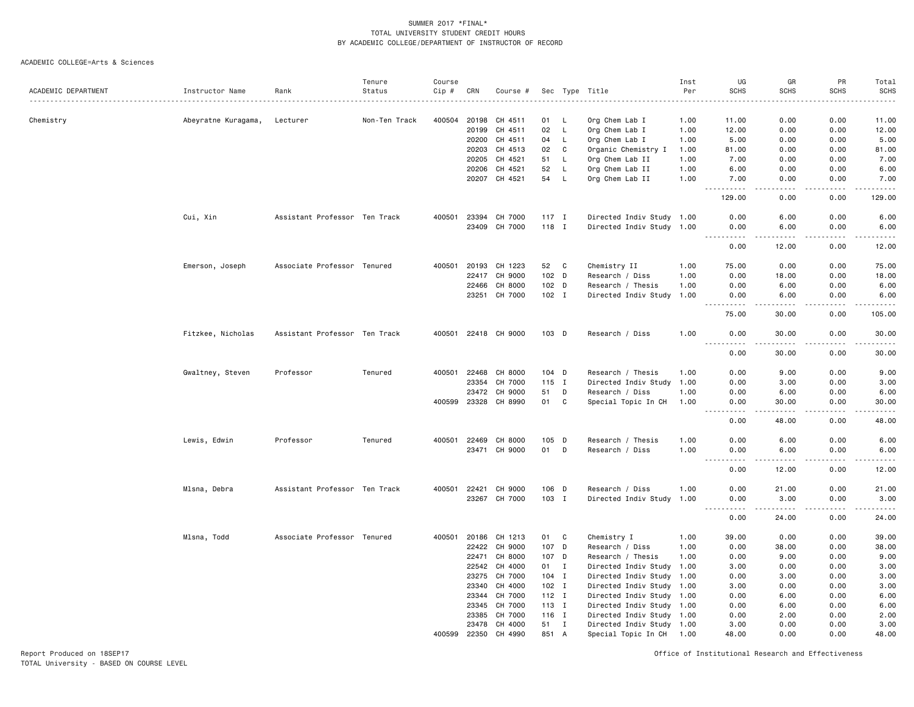SUMMER 2017 *FINAL*
TOTAL UNIVERSITY STUDENT CREDIT HOURS
BY ACADEMIC COLLEGE/DEPARTMENT OF INSTRUCTOR OF RECORD

ACADEMIC COLLEGE=Arts & Sciences

| ACADEMIC DEPARTMENT | Instructor Name | Rank | Tenure Status | Course Cip # | CRN | Course # | Sec | Type | Title | Inst Per | UG SCHS | GR SCHS | PR SCHS | Total SCHS |
|---|---|---|---|---|---|---|---|---|---|---|---|---|---|---|
| Chemistry | Abeyratne Kuragama, | Lecturer | Non-Ten Track | 400504 | 20198 | CH 4511 | 01 | L | Org Chem Lab I | 1.00 | 11.00 | 0.00 | 0.00 | 11.00 |
| | | | | | 20199 | CH 4511 | 02 | L | Org Chem Lab I | 1.00 | 12.00 | 0.00 | 0.00 | 12.00 |
| | | | | | 20200 | CH 4511 | 04 | L | Org Chem Lab I | 1.00 | 5.00 | 0.00 | 0.00 | 5.00 |
| | | | | | 20203 | CH 4513 | 02 | C | Organic Chemistry I | 1.00 | 81.00 | 0.00 | 0.00 | 81.00 |
| | | | | | 20205 | CH 4521 | 51 | L | Org Chem Lab II | 1.00 | 7.00 | 0.00 | 0.00 | 7.00 |
| | | | | | 20206 | CH 4521 | 52 | L | Org Chem Lab II | 1.00 | 6.00 | 0.00 | 0.00 | 6.00 |
| | | | | | 20207 | CH 4521 | 54 | L | Org Chem Lab II | 1.00 | 7.00 | 0.00 | 0.00 | 7.00 |
| | | | | | | | | | | | 129.00 | 0.00 | 0.00 | 129.00 |
| | Cui, Xin | Assistant Professor | Ten Track | 400501 | 23394 | CH 7000 | 117 | I | Directed Indiv Study | 1.00 | 0.00 | 6.00 | 0.00 | 6.00 |
| | | | | | 23409 | CH 7000 | 118 | I | Directed Indiv Study | 1.00 | 0.00 | 6.00 | 0.00 | 6.00 |
| | | | | | | | | | | | 0.00 | 12.00 | 0.00 | 12.00 |
| | Emerson, Joseph | Associate Professor | Tenured | 400501 | 20193 | CH 1223 | 52 | C | Chemistry II | 1.00 | 75.00 | 0.00 | 0.00 | 75.00 |
| | | | | | 22417 | CH 9000 | 102 | D | Research / Diss | 1.00 | 0.00 | 18.00 | 0.00 | 18.00 |
| | | | | | 22466 | CH 8000 | 102 | D | Research / Thesis | 1.00 | 0.00 | 6.00 | 0.00 | 6.00 |
| | | | | | 23251 | CH 7000 | 102 | I | Directed Indiv Study | 1.00 | 0.00 | 6.00 | 0.00 | 6.00 |
| | | | | | | | | | | | 75.00 | 30.00 | 0.00 | 105.00 |
| | Fitzkee, Nicholas | Assistant Professor | Ten Track | 400501 | 22418 | CH 9000 | 103 | D | Research / Diss | 1.00 | 0.00 | 30.00 | 0.00 | 30.00 |
| | | | | | | | | | | | 0.00 | 30.00 | 0.00 | 30.00 |
| | Gwaltney, Steven | Professor | Tenured | 400501 | 22468 | CH 8000 | 104 | D | Research / Thesis | 1.00 | 0.00 | 9.00 | 0.00 | 9.00 |
| | | | | | 23354 | CH 7000 | 115 | I | Directed Indiv Study | 1.00 | 0.00 | 3.00 | 0.00 | 3.00 |
| | | | | | 23472 | CH 9000 | 51 | D | Research / Diss | 1.00 | 0.00 | 6.00 | 0.00 | 6.00 |
| | | | | 400599 | 23328 | CH 8990 | 01 | C | Special Topic In CH | 1.00 | 0.00 | 30.00 | 0.00 | 30.00 |
| | | | | | | | | | | | 0.00 | 48.00 | 0.00 | 48.00 |
| | Lewis, Edwin | Professor | Tenured | 400501 | 22469 | CH 8000 | 105 | D | Research / Thesis | 1.00 | 0.00 | 6.00 | 0.00 | 6.00 |
| | | | | | 23471 | CH 9000 | 01 | D | Research / Diss | 1.00 | 0.00 | 6.00 | 0.00 | 6.00 |
| | | | | | | | | | | | 0.00 | 12.00 | 0.00 | 12.00 |
| | Mlsna, Debra | Assistant Professor | Ten Track | 400501 | 22421 | CH 9000 | 106 | D | Research / Diss | 1.00 | 0.00 | 21.00 | 0.00 | 21.00 |
| | | | | | 23267 | CH 7000 | 103 | I | Directed Indiv Study | 1.00 | 0.00 | 3.00 | 0.00 | 3.00 |
| | | | | | | | | | | | 0.00 | 24.00 | 0.00 | 24.00 |
| | Mlsna, Todd | Associate Professor | Tenured | 400501 | 20186 | CH 1213 | 01 | C | Chemistry I | 1.00 | 39.00 | 0.00 | 0.00 | 39.00 |
| | | | | | 22422 | CH 9000 | 107 | D | Research / Diss | 1.00 | 0.00 | 38.00 | 0.00 | 38.00 |
| | | | | | 22471 | CH 8000 | 107 | D | Research / Thesis | 1.00 | 0.00 | 9.00 | 0.00 | 9.00 |
| | | | | | 22542 | CH 4000 | 01 | I | Directed Indiv Study | 1.00 | 3.00 | 0.00 | 0.00 | 3.00 |
| | | | | | 23275 | CH 7000 | 104 | I | Directed Indiv Study | 1.00 | 0.00 | 3.00 | 0.00 | 3.00 |
| | | | | | 23340 | CH 4000 | 102 | I | Directed Indiv Study | 1.00 | 3.00 | 0.00 | 0.00 | 3.00 |
| | | | | | 23344 | CH 7000 | 112 | I | Directed Indiv Study | 1.00 | 0.00 | 6.00 | 0.00 | 6.00 |
| | | | | | 23345 | CH 7000 | 113 | I | Directed Indiv Study | 1.00 | 0.00 | 6.00 | 0.00 | 6.00 |
| | | | | | 23385 | CH 7000 | 116 | I | Directed Indiv Study | 1.00 | 0.00 | 2.00 | 0.00 | 2.00 |
| | | | | | 23478 | CH 4000 | 51 | I | Directed Indiv Study | 1.00 | 3.00 | 0.00 | 0.00 | 3.00 |
| | | | | 400599 | 22350 | CH 4990 | 851 | A | Special Topic In CH | 1.00 | 48.00 | 0.00 | 0.00 | 48.00 |

Report Produced on 18SEP17
TOTAL University - BASED ON COURSE LEVEL

Office of Institutional Research and Effectiveness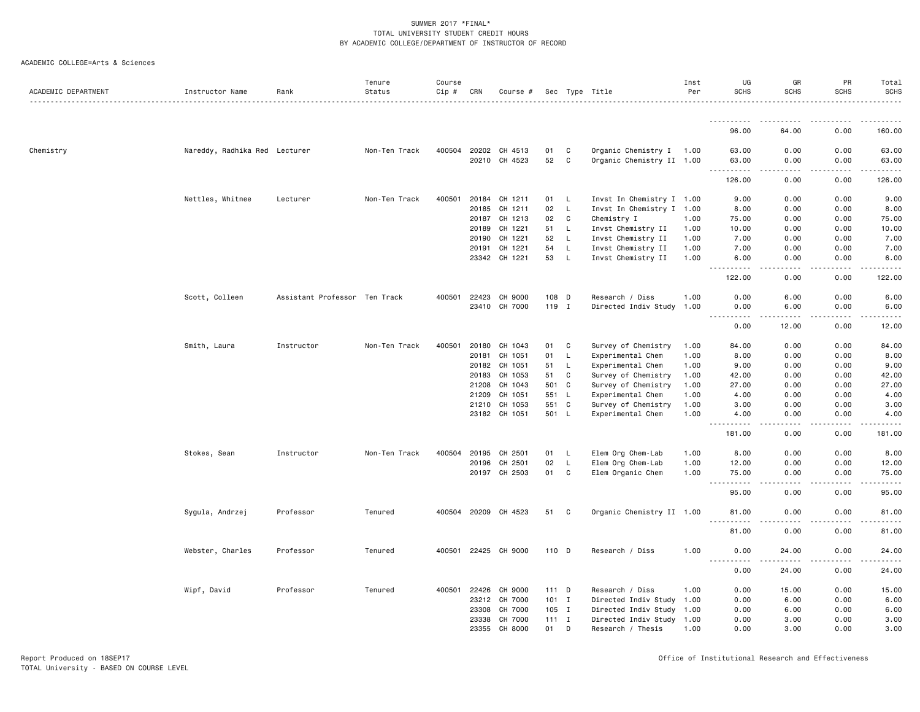SUMMER 2017 *FINAL*
TOTAL UNIVERSITY STUDENT CREDIT HOURS
BY ACADEMIC COLLEGE/DEPARTMENT OF INSTRUCTOR OF RECORD

ACADEMIC COLLEGE=Arts & Sciences

| ACADEMIC DEPARTMENT | Instructor Name | Rank | Tenure Status | Course Cip # | CRN | Course # | Sec | Type | Title | Inst Per | UG SCHS | GR SCHS | PR SCHS | Total SCHS |
|---|---|---|---|---|---|---|---|---|---|---|---|---|---|---|
| | | | | | | | | | | | 96.00 | 64.00 | 0.00 | 160.00 |
| Chemistry | Nareddy, Radhika Red | Lecturer | Non-Ten Track | 400504 | 20202 | CH 4513 | 01 | C | Organic Chemistry I | 1.00 | 63.00 | 0.00 | 0.00 | 63.00 |
| | | | | | 20210 | CH 4523 | 52 | C | Organic Chemistry II | 1.00 | 63.00 | 0.00 | 0.00 | 63.00 |
| | | | | | | | | | | | 126.00 | 0.00 | 0.00 | 126.00 |
| | Nettles, Whitnee | Lecturer | Non-Ten Track | 400501 | 20184 | CH 1211 | 01 | L | Invst In Chemistry I | 1.00 | 9.00 | 0.00 | 0.00 | 9.00 |
| | | | | | 20185 | CH 1211 | 02 | L | Invst In Chemistry I | 1.00 | 8.00 | 0.00 | 0.00 | 8.00 |
| | | | | | 20187 | CH 1213 | 02 | C | Chemistry I | 1.00 | 75.00 | 0.00 | 0.00 | 75.00 |
| | | | | | 20189 | CH 1221 | 51 | L | Invst Chemistry II | 1.00 | 10.00 | 0.00 | 0.00 | 10.00 |
| | | | | | 20190 | CH 1221 | 52 | L | Invst Chemistry II | 1.00 | 7.00 | 0.00 | 0.00 | 7.00 |
| | | | | | 20191 | CH 1221 | 54 | L | Invst Chemistry II | 1.00 | 7.00 | 0.00 | 0.00 | 7.00 |
| | | | | | 23342 | CH 1221 | 53 | L | Invst Chemistry II | 1.00 | 6.00 | 0.00 | 0.00 | 6.00 |
| | | | | | | | | | | | 122.00 | 0.00 | 0.00 | 122.00 |
| | Scott, Colleen | Assistant Professor | Ten Track | 400501 | 22423 | CH 9000 | 108 | D | Research / Diss | 1.00 | 0.00 | 6.00 | 0.00 | 6.00 |
| | | | | | 23410 | CH 7000 | 119 | I | Directed Indiv Study | 1.00 | 0.00 | 6.00 | 0.00 | 6.00 |
| | | | | | | | | | | | 0.00 | 12.00 | 0.00 | 12.00 |
| | Smith, Laura | Instructor | Non-Ten Track | 400501 | 20180 | CH 1043 | 01 | C | Survey of Chemistry | 1.00 | 84.00 | 0.00 | 0.00 | 84.00 |
| | | | | | 20181 | CH 1051 | 01 | L | Experimental Chem | 1.00 | 8.00 | 0.00 | 0.00 | 8.00 |
| | | | | | 20182 | CH 1051 | 51 | L | Experimental Chem | 1.00 | 9.00 | 0.00 | 0.00 | 9.00 |
| | | | | | 20183 | CH 1053 | 51 | C | Survey of Chemistry | 1.00 | 42.00 | 0.00 | 0.00 | 42.00 |
| | | | | | 21208 | CH 1043 | 501 | C | Survey of Chemistry | 1.00 | 27.00 | 0.00 | 0.00 | 27.00 |
| | | | | | 21209 | CH 1051 | 551 | L | Experimental Chem | 1.00 | 4.00 | 0.00 | 0.00 | 4.00 |
| | | | | | 21210 | CH 1053 | 551 | C | Survey of Chemistry | 1.00 | 3.00 | 0.00 | 0.00 | 3.00 |
| | | | | | 23182 | CH 1051 | 501 | L | Experimental Chem | 1.00 | 4.00 | 0.00 | 0.00 | 4.00 |
| | | | | | | | | | | | 181.00 | 0.00 | 0.00 | 181.00 |
| | Stokes, Sean | Instructor | Non-Ten Track | 400504 | 20195 | CH 2501 | 01 | L | Elem Org Chem-Lab | 1.00 | 8.00 | 0.00 | 0.00 | 8.00 |
| | | | | | 20196 | CH 2501 | 02 | L | Elem Org Chem-Lab | 1.00 | 12.00 | 0.00 | 0.00 | 12.00 |
| | | | | | 20197 | CH 2503 | 01 | C | Elem Organic Chem | 1.00 | 75.00 | 0.00 | 0.00 | 75.00 |
| | | | | | | | | | | | 95.00 | 0.00 | 0.00 | 95.00 |
| | Sygula, Andrzej | Professor | Tenured | 400504 | 20209 | CH 4523 | 51 | C | Organic Chemistry II | 1.00 | 81.00 | 0.00 | 0.00 | 81.00 |
| | | | | | | | | | | | 81.00 | 0.00 | 0.00 | 81.00 |
| | Webster, Charles | Professor | Tenured | 400501 | 22425 | CH 9000 | 110 | D | Research / Diss | 1.00 | 0.00 | 24.00 | 0.00 | 24.00 |
| | | | | | | | | | | | 0.00 | 24.00 | 0.00 | 24.00 |
| | Wipf, David | Professor | Tenured | 400501 | 22426 | CH 9000 | 111 | D | Research / Diss | 1.00 | 0.00 | 15.00 | 0.00 | 15.00 |
| | | | | | 23212 | CH 7000 | 101 | I | Directed Indiv Study | 1.00 | 0.00 | 6.00 | 0.00 | 6.00 |
| | | | | | 23308 | CH 7000 | 105 | I | Directed Indiv Study | 1.00 | 0.00 | 6.00 | 0.00 | 6.00 |
| | | | | | 23338 | CH 7000 | 111 | I | Directed Indiv Study | 1.00 | 0.00 | 3.00 | 0.00 | 3.00 |
| | | | | | 23355 | CH 8000 | 01 | D | Research / Thesis | 1.00 | 0.00 | 3.00 | 0.00 | 3.00 |

Report Produced on 18SEP17
TOTAL University - BASED ON COURSE LEVEL

Office of Institutional Research and Effectiveness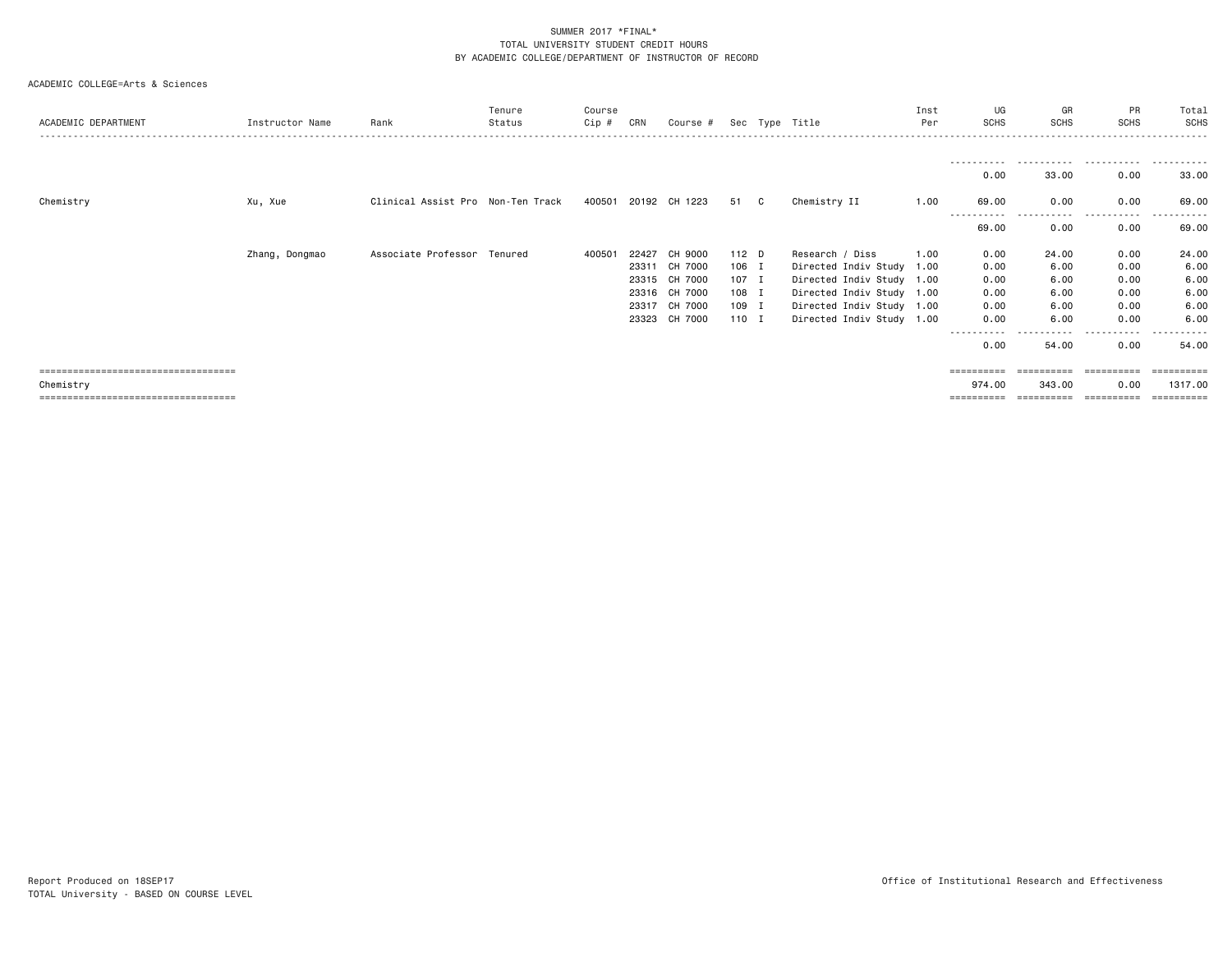SUMMER 2017 *FINAL*
TOTAL UNIVERSITY STUDENT CREDIT HOURS
BY ACADEMIC COLLEGE/DEPARTMENT OF INSTRUCTOR OF RECORD

ACADEMIC COLLEGE=Arts & Sciences

| ACADEMIC DEPARTMENT | Instructor Name | Rank | Tenure Status | Course Cip # | CRN | Course # | Sec | Type | Title | Inst Per | UG SCHS | GR SCHS | PR SCHS | Total SCHS |
|---|---|---|---|---|---|---|---|---|---|---|---|---|---|---|
| | | | | | | | | | | | 0.00 | 33.00 | 0.00 | 33.00 |
| Chemistry | Xu, Xue | Clinical Assist Pro | Non-Ten Track | 400501 | 20192 | CH 1223 | 51 | C | Chemistry II | 1.00 | 69.00 | 0.00 | 0.00 | 69.00 |
| | | | | | | | | | | | 69.00 | 0.00 | 0.00 | 69.00 |
| | Zhang, Dongmao | Associate Professor | Tenured | 400501 | 22427 | CH 9000 | 112 | D | Research / Diss | 1.00 | 0.00 | 24.00 | 0.00 | 24.00 |
| | | | | | 23311 | CH 7000 | 106 | I | Directed Indiv Study | 1.00 | 0.00 | 6.00 | 0.00 | 6.00 |
| | | | | | 23315 | CH 7000 | 107 | I | Directed Indiv Study | 1.00 | 0.00 | 6.00 | 0.00 | 6.00 |
| | | | | | 23316 | CH 7000 | 108 | I | Directed Indiv Study | 1.00 | 0.00 | 6.00 | 0.00 | 6.00 |
| | | | | | 23317 | CH 7000 | 109 | I | Directed Indiv Study | 1.00 | 0.00 | 6.00 | 0.00 | 6.00 |
| | | | | | 23323 | CH 7000 | 110 | I | Directed Indiv Study | 1.00 | 0.00 | 6.00 | 0.00 | 6.00 |
| | | | | | | | | | | | 0.00 | 54.00 | 0.00 | 54.00 |
| Chemistry | | | | | | | | | | | 974.00 | 343.00 | 0.00 | 1317.00 |

Report Produced on 18SEP17
TOTAL University - BASED ON COURSE LEVEL

Office of Institutional Research and Effectiveness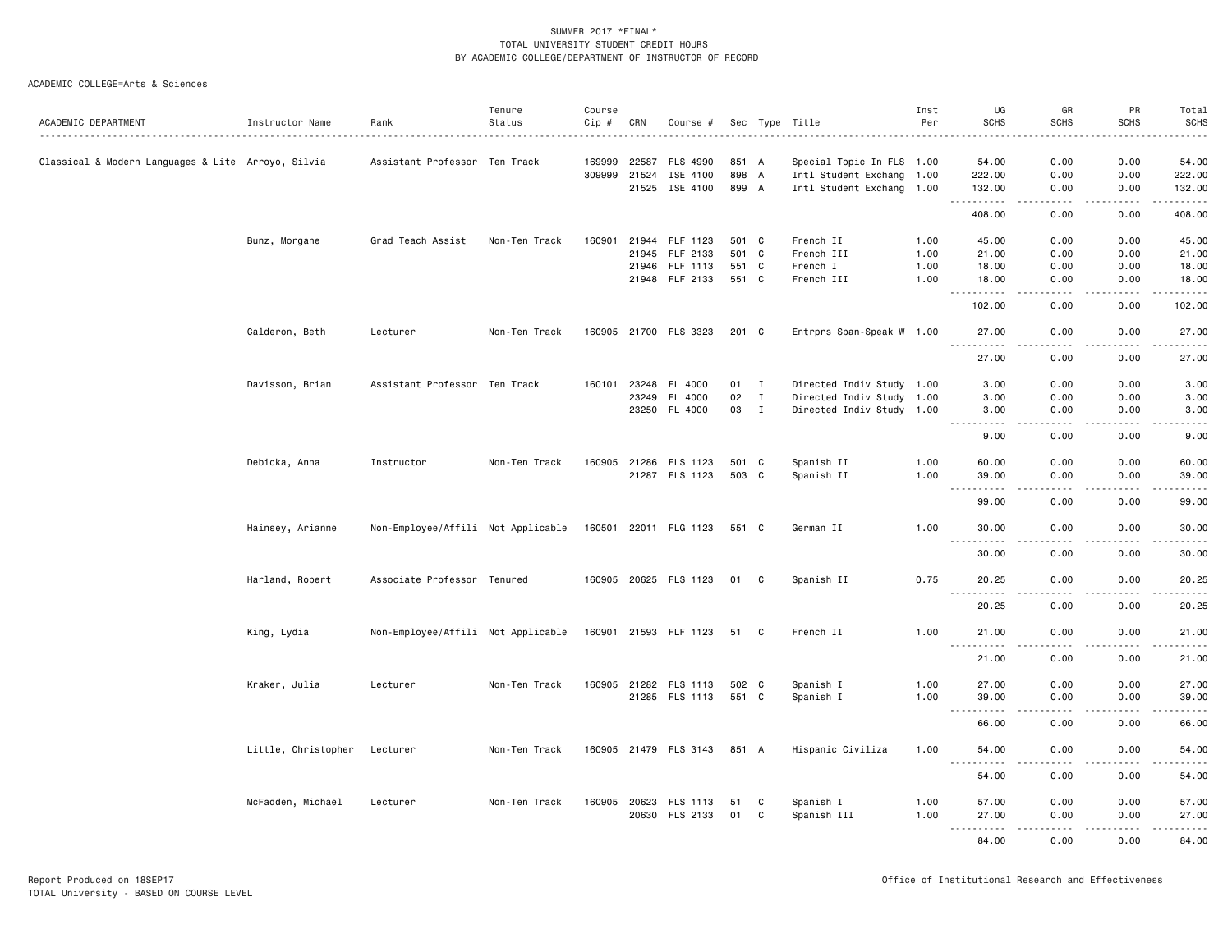SUMMER 2017 *FINAL*
TOTAL UNIVERSITY STUDENT CREDIT HOURS
BY ACADEMIC COLLEGE/DEPARTMENT OF INSTRUCTOR OF RECORD

ACADEMIC COLLEGE=Arts & Sciences

| ACADEMIC DEPARTMENT | Instructor Name | Rank | Tenure Status | Course Cip # | CRN | Course # | Sec | Type | Title | Inst Per | UG SCHS | GR SCHS | PR SCHS | Total SCHS |
|---|---|---|---|---|---|---|---|---|---|---|---|---|---|---|
| Classical & Modern Languages & Lite | Arroyo, Silvia | Assistant Professor | Ten Track | 169999 | 22587 | FLS 4990 | 851 | A | Special Topic In FLS | 1.00 | 54.00 | 0.00 | 0.00 | 54.00 |
| | | | | 309999 | 21524 | ISE 4100 | 898 | A | Intl Student Exchang | 1.00 | 222.00 | 0.00 | 0.00 | 222.00 |
| | | | | | 21525 | ISE 4100 | 899 | A | Intl Student Exchang | 1.00 | 132.00 | 0.00 | 0.00 | 132.00 |
| | | | | | | | | | | | 408.00 | 0.00 | 0.00 | 408.00 |
| | Bunz, Morgane | Grad Teach Assist | Non-Ten Track | 160901 | 21944 | FLF 1123 | 501 | C | French II | 1.00 | 45.00 | 0.00 | 0.00 | 45.00 |
| | | | | | 21945 | FLF 2133 | 501 | C | French III | 1.00 | 21.00 | 0.00 | 0.00 | 21.00 |
| | | | | | 21946 | FLF 1113 | 551 | C | French I | 1.00 | 18.00 | 0.00 | 0.00 | 18.00 |
| | | | | | 21948 | FLF 2133 | 551 | C | French III | 1.00 | 18.00 | 0.00 | 0.00 | 18.00 |
| | | | | | | | | | | | 102.00 | 0.00 | 0.00 | 102.00 |
| | Calderon, Beth | Lecturer | Non-Ten Track | 160905 | 21700 | FLS 3323 | 201 | C | Entrprs Span-Speak W | 1.00 | 27.00 | 0.00 | 0.00 | 27.00 |
| | | | | | | | | | | | 27.00 | 0.00 | 0.00 | 27.00 |
| | Davisson, Brian | Assistant Professor | Ten Track | 160101 | 23248 | FL 4000 | 01 | I | Directed Indiv Study | 1.00 | 3.00 | 0.00 | 0.00 | 3.00 |
| | | | | | 23249 | FL 4000 | 02 | I | Directed Indiv Study | 1.00 | 3.00 | 0.00 | 0.00 | 3.00 |
| | | | | | 23250 | FL 4000 | 03 | I | Directed Indiv Study | 1.00 | 3.00 | 0.00 | 0.00 | 3.00 |
| | | | | | | | | | | | 9.00 | 0.00 | 0.00 | 9.00 |
| | Debicka, Anna | Instructor | Non-Ten Track | 160905 | 21286 | FLS 1123 | 501 | C | Spanish II | 1.00 | 60.00 | 0.00 | 0.00 | 60.00 |
| | | | | | 21287 | FLS 1123 | 503 | C | Spanish II | 1.00 | 39.00 | 0.00 | 0.00 | 39.00 |
| | | | | | | | | | | | 99.00 | 0.00 | 0.00 | 99.00 |
| | Hainsey, Arianne | Non-Employee/Affili | Not Applicable | 160501 | 22011 | FLG 1123 | 551 | C | German II | 1.00 | 30.00 | 0.00 | 0.00 | 30.00 |
| | | | | | | | | | | | 30.00 | 0.00 | 0.00 | 30.00 |
| | Harland, Robert | Associate Professor | Tenured | 160905 | 20625 | FLS 1123 | 01 | C | Spanish II | 0.75 | 20.25 | 0.00 | 0.00 | 20.25 |
| | | | | | | | | | | | 20.25 | 0.00 | 0.00 | 20.25 |
| | King, Lydia | Non-Employee/Affili | Not Applicable | 160901 | 21593 | FLF 1123 | 51 | C | French II | 1.00 | 21.00 | 0.00 | 0.00 | 21.00 |
| | | | | | | | | | | | 21.00 | 0.00 | 0.00 | 21.00 |
| | Kraker, Julia | Lecturer | Non-Ten Track | 160905 | 21282 | FLS 1113 | 502 | C | Spanish I | 1.00 | 27.00 | 0.00 | 0.00 | 27.00 |
| | | | | | 21285 | FLS 1113 | 551 | C | Spanish I | 1.00 | 39.00 | 0.00 | 0.00 | 39.00 |
| | | | | | | | | | | | 66.00 | 0.00 | 0.00 | 66.00 |
| | Little, Christopher | Lecturer | Non-Ten Track | 160905 | 21479 | FLS 3143 | 851 | A | Hispanic Civiliza | 1.00 | 54.00 | 0.00 | 0.00 | 54.00 |
| | | | | | | | | | | | 54.00 | 0.00 | 0.00 | 54.00 |
| | McFadden, Michael | Lecturer | Non-Ten Track | 160905 | 20623 | FLS 1113 | 51 | C | Spanish I | 1.00 | 57.00 | 0.00 | 0.00 | 57.00 |
| | | | | | 20630 | FLS 2133 | 01 | C | Spanish III | 1.00 | 27.00 | 0.00 | 0.00 | 27.00 |
| | | | | | | | | | | | 84.00 | 0.00 | 0.00 | 84.00 |

Report Produced on 18SEP17
TOTAL University - BASED ON COURSE LEVEL

Office of Institutional Research and Effectiveness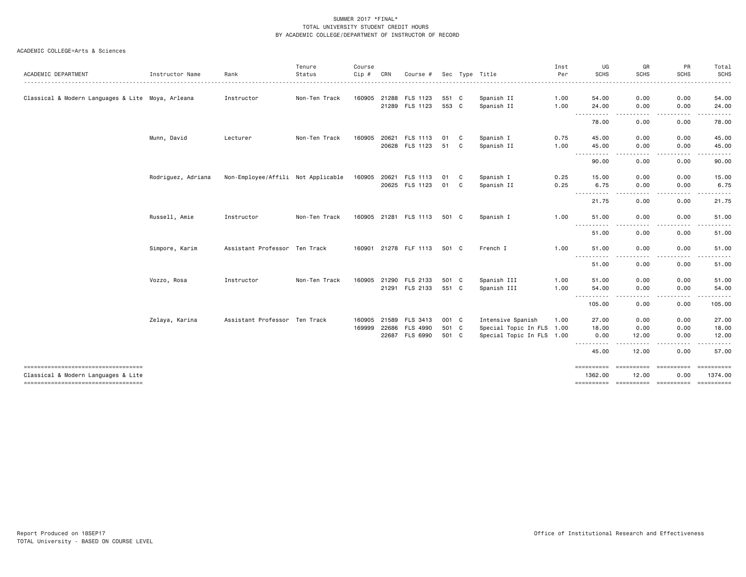SUMMER 2017 *FINAL*
TOTAL UNIVERSITY STUDENT CREDIT HOURS
BY ACADEMIC COLLEGE/DEPARTMENT OF INSTRUCTOR OF RECORD

ACADEMIC COLLEGE=Arts & Sciences

| ACADEMIC DEPARTMENT | Instructor Name | Rank | Tenure Status | Course Cip # | CRN | Course # | Sec | Type | Title | Inst Per | UG SCHS | GR SCHS | PR SCHS | Total SCHS |
|---|---|---|---|---|---|---|---|---|---|---|---|---|---|---|
| Classical & Modern Languages & Lite | Moya, Arleana | Instructor | Non-Ten Track | 160905 | 21288 | FLS 1123 | 551 | C | Spanish II | 1.00 | 54.00 | 0.00 | 0.00 | 54.00 |
| | | | | | 21289 | FLS 1123 | 553 | C | Spanish II | 1.00 | 24.00 | 0.00 | 0.00 | 24.00 |
| | | | | | | | | | | | 78.00 | 0.00 | 0.00 | 78.00 |
| | Munn, David | Lecturer | Non-Ten Track | 160905 | 20621 | FLS 1113 | 01 | C | Spanish I | 0.75 | 45.00 | 0.00 | 0.00 | 45.00 |
| | | | | | 20628 | FLS 1123 | 51 | C | Spanish II | 1.00 | 45.00 | 0.00 | 0.00 | 45.00 |
| | | | | | | | | | | | 90.00 | 0.00 | 0.00 | 90.00 |
| | Rodriguez, Adriana | Non-Employee/Affili | Not Applicable | 160905 | 20621 | FLS 1113 | 01 | C | Spanish I | 0.25 | 15.00 | 0.00 | 0.00 | 15.00 |
| | | | | | 20625 | FLS 1123 | 01 | C | Spanish II | 0.25 | 6.75 | 0.00 | 0.00 | 6.75 |
| | | | | | | | | | | | 21.75 | 0.00 | 0.00 | 21.75 |
| | Russell, Amie | Instructor | Non-Ten Track | 160905 | 21281 | FLS 1113 | 501 | C | Spanish I | 1.00 | 51.00 | 0.00 | 0.00 | 51.00 |
| | | | | | | | | | | | 51.00 | 0.00 | 0.00 | 51.00 |
| | Simpore, Karim | Assistant Professor | Ten Track | 160901 | 21278 | FLF 1113 | 501 | C | French I | 1.00 | 51.00 | 0.00 | 0.00 | 51.00 |
| | | | | | | | | | | | 51.00 | 0.00 | 0.00 | 51.00 |
| | Vozzo, Rosa | Instructor | Non-Ten Track | 160905 | 21290 | FLS 2133 | 501 | C | Spanish III | 1.00 | 51.00 | 0.00 | 0.00 | 51.00 |
| | | | | | 21291 | FLS 2133 | 551 | C | Spanish III | 1.00 | 54.00 | 0.00 | 0.00 | 54.00 |
| | | | | | | | | | | | 105.00 | 0.00 | 0.00 | 105.00 |
| | Zelaya, Karina | Assistant Professor | Ten Track | 160905 | 21589 | FLS 3413 | 001 | C | Intensive Spanish | 1.00 | 27.00 | 0.00 | 0.00 | 27.00 |
| | | | | 169999 | 22686 | FLS 4990 | 501 | C | Special Topic In FLS | 1.00 | 18.00 | 0.00 | 0.00 | 18.00 |
| | | | | | 22687 | FLS 6990 | 501 | C | Special Topic In FLS | 1.00 | 0.00 | 12.00 | 0.00 | 12.00 |
| | | | | | | | | | | | 45.00 | 12.00 | 0.00 | 57.00 |
| Classical & Modern Languages & Lite | | | | | | | | | | | 1362.00 | 12.00 | 0.00 | 1374.00 |

Report Produced on 18SEP17
TOTAL University - BASED ON COURSE LEVEL

Office of Institutional Research and Effectiveness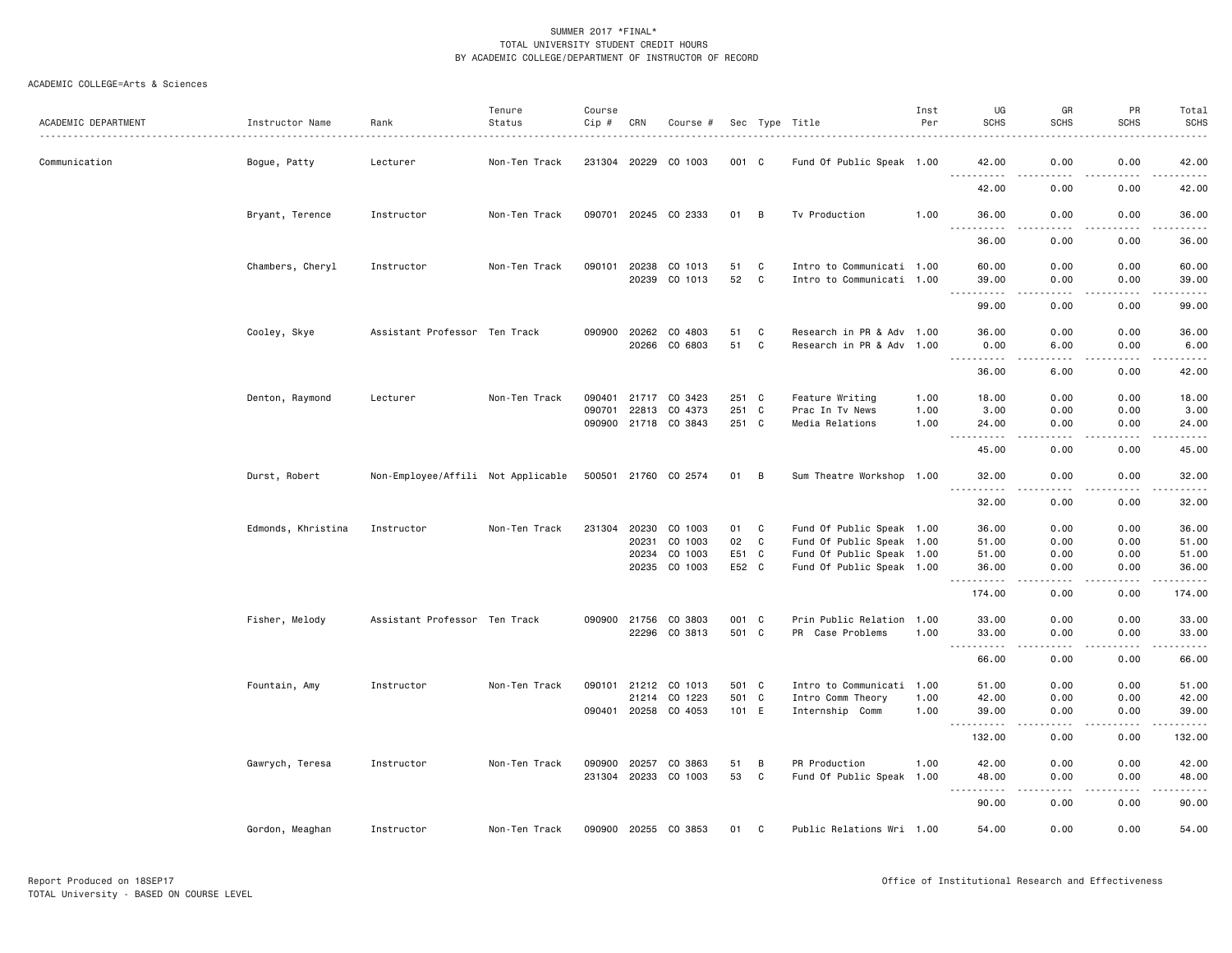SUMMER 2017 *FINAL*
TOTAL UNIVERSITY STUDENT CREDIT HOURS
BY ACADEMIC COLLEGE/DEPARTMENT OF INSTRUCTOR OF RECORD

ACADEMIC COLLEGE=Arts & Sciences

| ACADEMIC DEPARTMENT | Instructor Name | Rank | Tenure Status | Course Cip # | CRN | Course # | Sec | Type | Title | Inst Per | UG SCHS | GR SCHS | PR SCHS | Total SCHS |
|---|---|---|---|---|---|---|---|---|---|---|---|---|---|---|
| Communication | Bogue, Patty | Lecturer | Non-Ten Track | 231304 | 20229 | CO 1003 | 001 | C | Fund Of Public Speak | 1.00 | 42.00 | 0.00 | 0.00 | 42.00 |
| | | | | | | | | | | | 42.00 | 0.00 | 0.00 | 42.00 |
| | Bryant, Terence | Instructor | Non-Ten Track | 090701 | 20245 | CO 2333 | 01 | B | Tv Production | 1.00 | 36.00 | 0.00 | 0.00 | 36.00 |
| | | | | | | | | | | | 36.00 | 0.00 | 0.00 | 36.00 |
| | Chambers, Cheryl | Instructor | Non-Ten Track | 090101 | 20238 | CO 1013 | 51 | C | Intro to Communicati | 1.00 | 60.00 | 0.00 | 0.00 | 60.00 |
| | | | | | 20239 | CO 1013 | 52 | C | Intro to Communicati | 1.00 | 39.00 | 0.00 | 0.00 | 39.00 |
| | | | | | | | | | | | 99.00 | 0.00 | 0.00 | 99.00 |
| | Cooley, Skye | Assistant Professor | Ten Track | 090900 | 20262 | CO 4803 | 51 | C | Research in PR & Adv | 1.00 | 36.00 | 0.00 | 0.00 | 36.00 |
| | | | | | 20266 | CO 6803 | 51 | C | Research in PR & Adv | 1.00 | 0.00 | 6.00 | 0.00 | 6.00 |
| | | | | | | | | | | | 36.00 | 6.00 | 0.00 | 42.00 |
| | Denton, Raymond | Lecturer | Non-Ten Track | 090401 | 21717 | CO 3423 | 251 | C | Feature Writing | 1.00 | 18.00 | 0.00 | 0.00 | 18.00 |
| | | | | 090701 | 22813 | CO 4373 | 251 | C | Prac In Tv News | 1.00 | 3.00 | 0.00 | 0.00 | 3.00 |
| | | | | 090900 | 21718 | CO 3843 | 251 | C | Media Relations | 1.00 | 24.00 | 0.00 | 0.00 | 24.00 |
| | | | | | | | | | | | 45.00 | 0.00 | 0.00 | 45.00 |
| | Durst, Robert | Non-Employee/Affili | Not Applicable | 500501 | 21760 | CO 2574 | 01 | B | Sum Theatre Workshop | 1.00 | 32.00 | 0.00 | 0.00 | 32.00 |
| | | | | | | | | | | | 32.00 | 0.00 | 0.00 | 32.00 |
| | Edmonds, Khristina | Instructor | Non-Ten Track | 231304 | 20230 | CO 1003 | 01 | C | Fund Of Public Speak | 1.00 | 36.00 | 0.00 | 0.00 | 36.00 |
| | | | | | 20231 | CO 1003 | 02 | C | Fund Of Public Speak | 1.00 | 51.00 | 0.00 | 0.00 | 51.00 |
| | | | | | 20234 | CO 1003 | E51 | C | Fund Of Public Speak | 1.00 | 51.00 | 0.00 | 0.00 | 51.00 |
| | | | | | 20235 | CO 1003 | E52 | C | Fund Of Public Speak | 1.00 | 36.00 | 0.00 | 0.00 | 36.00 |
| | | | | | | | | | | | 174.00 | 0.00 | 0.00 | 174.00 |
| | Fisher, Melody | Assistant Professor | Ten Track | 090900 | 21756 | CO 3803 | 001 | C | Prin Public Relation | 1.00 | 33.00 | 0.00 | 0.00 | 33.00 |
| | | | | | 22296 | CO 3813 | 501 | C | PR Case Problems | 1.00 | 33.00 | 0.00 | 0.00 | 33.00 |
| | | | | | | | | | | | 66.00 | 0.00 | 0.00 | 66.00 |
| | Fountain, Amy | Instructor | Non-Ten Track | 090101 | 21212 | CO 1013 | 501 | C | Intro to Communicati | 1.00 | 51.00 | 0.00 | 0.00 | 51.00 |
| | | | | | 21214 | CO 1223 | 501 | C | Intro Comm Theory | 1.00 | 42.00 | 0.00 | 0.00 | 42.00 |
| | | | | 090401 | 20258 | CO 4053 | 101 | E | Internship Comm | 1.00 | 39.00 | 0.00 | 0.00 | 39.00 |
| | | | | | | | | | | | 132.00 | 0.00 | 0.00 | 132.00 |
| | Gawrych, Teresa | Instructor | Non-Ten Track | 090900 | 20257 | CO 3863 | 51 | B | PR Production | 1.00 | 42.00 | 0.00 | 0.00 | 42.00 |
| | | | | 231304 | 20233 | CO 1003 | 53 | C | Fund Of Public Speak | 1.00 | 48.00 | 0.00 | 0.00 | 48.00 |
| | | | | | | | | | | | 90.00 | 0.00 | 0.00 | 90.00 |
| | Gordon, Meaghan | Instructor | Non-Ten Track | 090900 | 20255 | CO 3853 | 01 | C | Public Relations Wri | 1.00 | 54.00 | 0.00 | 0.00 | 54.00 |

Report Produced on 18SEP17
TOTAL University - BASED ON COURSE LEVEL
Office of Institutional Research and Effectiveness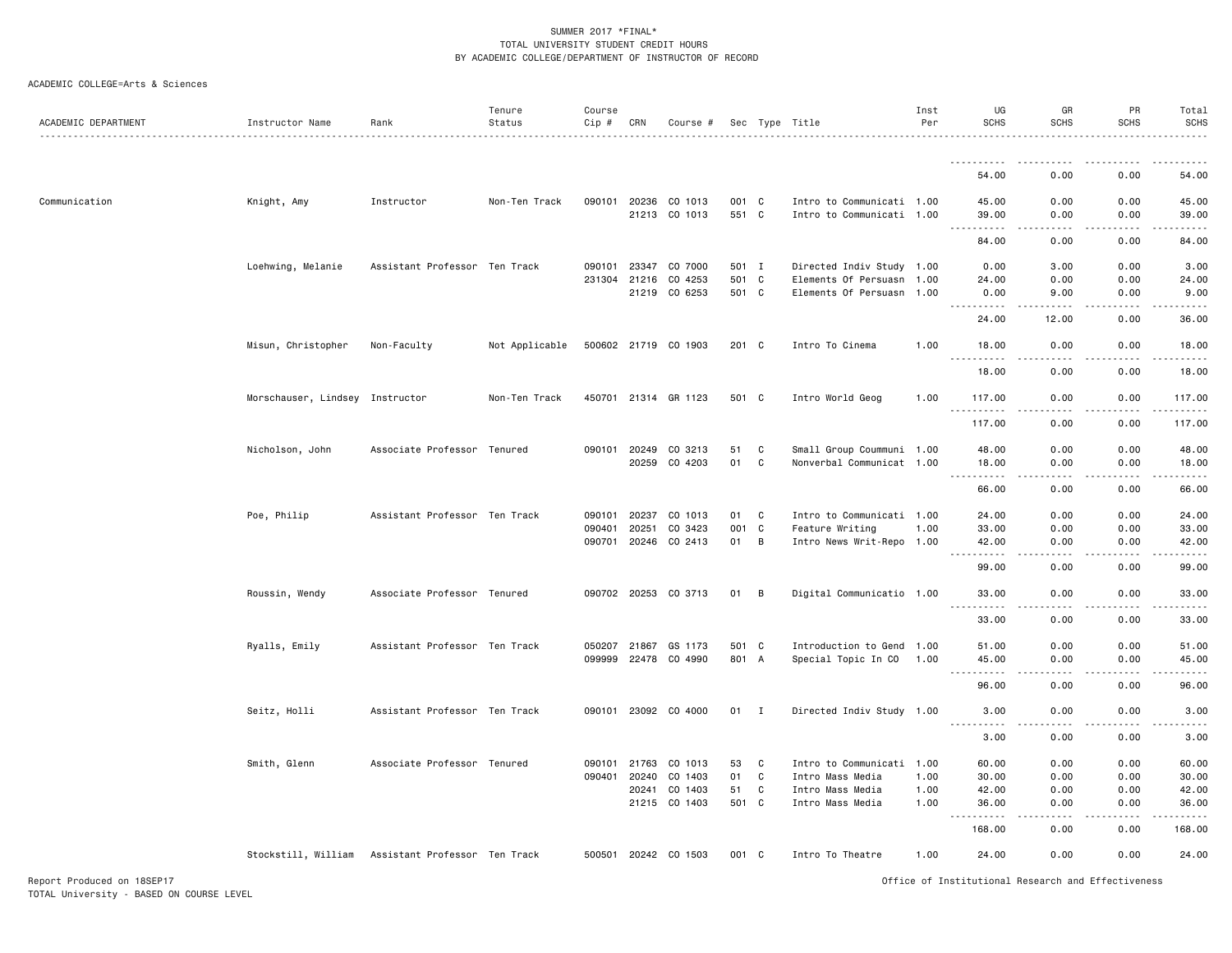SUMMER 2017 *FINAL*
TOTAL UNIVERSITY STUDENT CREDIT HOURS
BY ACADEMIC COLLEGE/DEPARTMENT OF INSTRUCTOR OF RECORD

ACADEMIC COLLEGE=Arts & Sciences

| ACADEMIC DEPARTMENT | Instructor Name | Rank | Tenure Status | Course Cip # | CRN | Course # | Sec | Type | Title | Inst Per | UG SCHS | GR SCHS | PR SCHS | Total SCHS |
|---|---|---|---|---|---|---|---|---|---|---|---|---|---|---|
| | | | | | | | | | | | 54.00 | 0.00 | 0.00 | 54.00 |
| Communication | Knight, Amy | Instructor | Non-Ten Track | 090101 | 20236 | CO 1013 | 001 | C | Intro to Communicati | 1.00 | 45.00 | 0.00 | 0.00 | 45.00 |
| | | | | | 21213 | CO 1013 | 551 | C | Intro to Communicati | 1.00 | 39.00 | 0.00 | 0.00 | 39.00 |
| | | | | | | | | | | | 84.00 | 0.00 | 0.00 | 84.00 |
| | Loehwing, Melanie | Assistant Professor | Ten Track | 090101 | 23347 | CO 7000 | 501 | I | Directed Indiv Study | 1.00 | 0.00 | 3.00 | 0.00 | 3.00 |
| | | | | 231304 | 21216 | CO 4253 | 501 | C | Elements Of Persuasn | 1.00 | 24.00 | 0.00 | 0.00 | 24.00 |
| | | | | | 21219 | CO 6253 | 501 | C | Elements Of Persuasn | 1.00 | 0.00 | 9.00 | 0.00 | 9.00 |
| | | | | | | | | | | | 24.00 | 12.00 | 0.00 | 36.00 |
| | Misun, Christopher | Non-Faculty | Not Applicable | 500602 | 21719 | CO 1903 | 201 | C | Intro To Cinema | 1.00 | 18.00 | 0.00 | 0.00 | 18.00 |
| | | | | | | | | | | | 18.00 | 0.00 | 0.00 | 18.00 |
| | Morschauser, Lindsey | Instructor | Non-Ten Track | 450701 | 21314 | GR 1123 | 501 | C | Intro World Geog | 1.00 | 117.00 | 0.00 | 0.00 | 117.00 |
| | | | | | | | | | | | 117.00 | 0.00 | 0.00 | 117.00 |
| | Nicholson, John | Associate Professor | Tenured | 090101 | 20249 | CO 3213 | 51 | C | Small Group Coummuni | 1.00 | 48.00 | 0.00 | 0.00 | 48.00 |
| | | | | | 20259 | CO 4203 | 01 | C | Nonverbal Communicat | 1.00 | 18.00 | 0.00 | 0.00 | 18.00 |
| | | | | | | | | | | | 66.00 | 0.00 | 0.00 | 66.00 |
| | Poe, Philip | Assistant Professor | Ten Track | 090101 | 20237 | CO 1013 | 01 | C | Intro to Communicati | 1.00 | 24.00 | 0.00 | 0.00 | 24.00 |
| | | | | 090401 | 20251 | CO 3423 | 001 | C | Feature Writing | 1.00 | 33.00 | 0.00 | 0.00 | 33.00 |
| | | | | 090701 | 20246 | CO 2413 | 01 | B | Intro News Writ-Repo | 1.00 | 42.00 | 0.00 | 0.00 | 42.00 |
| | | | | | | | | | | | 99.00 | 0.00 | 0.00 | 99.00 |
| | Roussin, Wendy | Associate Professor | Tenured | 090702 | 20253 | CO 3713 | 01 | B | Digital Communicatio | 1.00 | 33.00 | 0.00 | 0.00 | 33.00 |
| | | | | | | | | | | | 33.00 | 0.00 | 0.00 | 33.00 |
| | Ryalls, Emily | Assistant Professor | Ten Track | 050207 | 21867 | GS 1173 | 501 | C | Introduction to Gend | 1.00 | 51.00 | 0.00 | 0.00 | 51.00 |
| | | | | 099999 | 22478 | CO 4990 | 801 | A | Special Topic In CO | 1.00 | 45.00 | 0.00 | 0.00 | 45.00 |
| | | | | | | | | | | | 96.00 | 0.00 | 0.00 | 96.00 |
| | Seitz, Holli | Assistant Professor | Ten Track | 090101 | 23092 | CO 4000 | 01 | I | Directed Indiv Study | 1.00 | 3.00 | 0.00 | 0.00 | 3.00 |
| | | | | | | | | | | | 3.00 | 0.00 | 0.00 | 3.00 |
| | Smith, Glenn | Associate Professor | Tenured | 090101 | 21763 | CO 1013 | 53 | C | Intro to Communicati | 1.00 | 60.00 | 0.00 | 0.00 | 60.00 |
| | | | | 090401 | 20240 | CO 1403 | 01 | C | Intro Mass Media | 1.00 | 30.00 | 0.00 | 0.00 | 30.00 |
| | | | | | 20241 | CO 1403 | 51 | C | Intro Mass Media | 1.00 | 42.00 | 0.00 | 0.00 | 42.00 |
| | | | | | 21215 | CO 1403 | 501 | C | Intro Mass Media | 1.00 | 36.00 | 0.00 | 0.00 | 36.00 |
| | | | | | | | | | | | 168.00 | 0.00 | 0.00 | 168.00 |
| | Stockstill, William | Assistant Professor | Ten Track | 500501 | 20242 | CO 1503 | 001 | C | Intro To Theatre | 1.00 | 24.00 | 0.00 | 0.00 | 24.00 |

Report Produced on 18SEP17
TOTAL University - BASED ON COURSE LEVEL
Office of Institutional Research and Effectiveness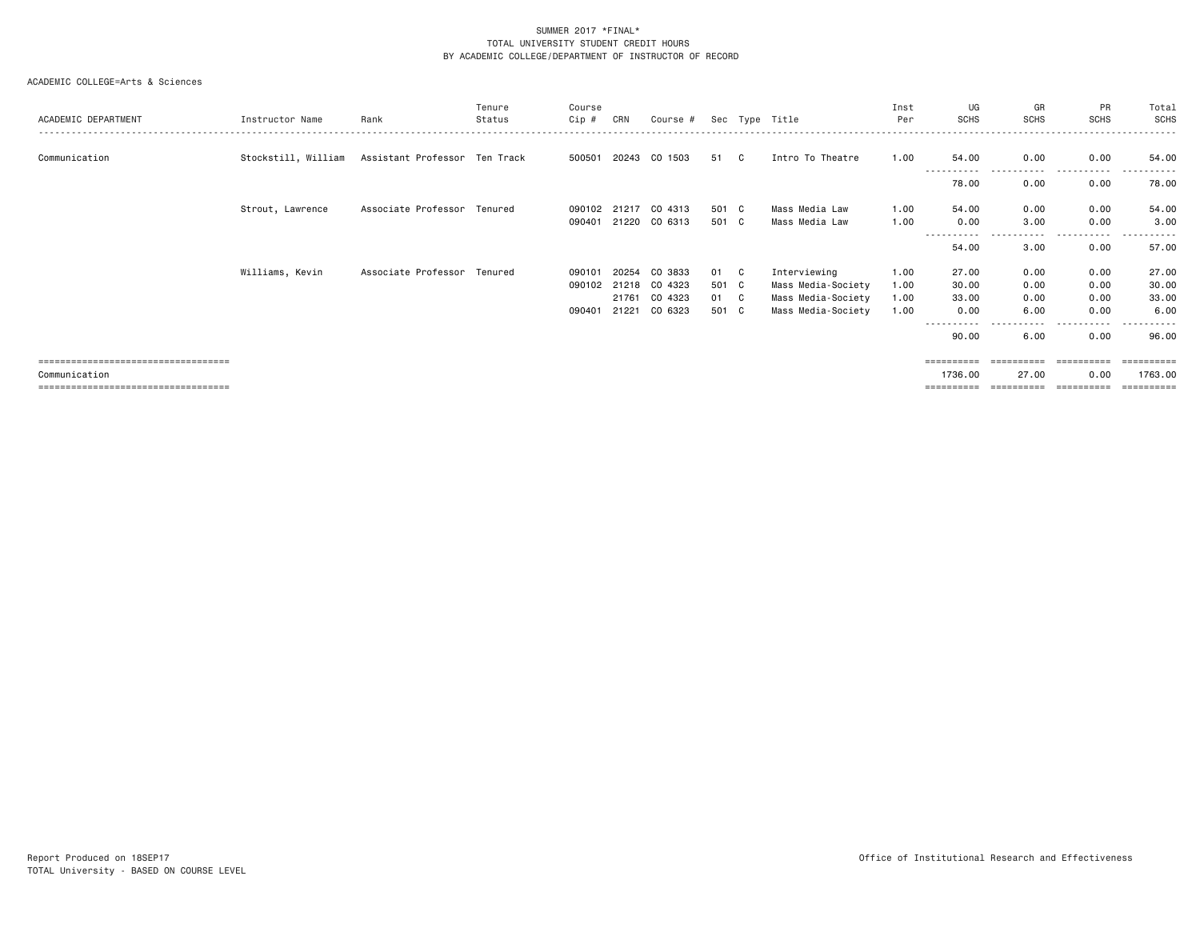SUMMER 2017 *FINAL*
TOTAL UNIVERSITY STUDENT CREDIT HOURS
BY ACADEMIC COLLEGE/DEPARTMENT OF INSTRUCTOR OF RECORD

ACADEMIC COLLEGE=Arts & Sciences

| ACADEMIC DEPARTMENT | Instructor Name | Rank | Tenure Status | Course Cip # | CRN | Course # | Sec | Type | Title | Inst Per | UG SCHS | GR SCHS | PR SCHS | Total SCHS |
|---|---|---|---|---|---|---|---|---|---|---|---|---|---|---|
| Communication | Stockstill, William | Assistant Professor | Ten Track | 500501 | 20243 | CO 1503 | 51 | C | Intro To Theatre | 1.00 | 54.00 | 0.00 | 0.00 | 54.00 |
| | | | | | | | | | | | 78.00 | 0.00 | 0.00 | 78.00 |
| | Strout, Lawrence | Associate Professor | Tenured | 090102 | 21217 | CO 4313 | 501 | C | Mass Media Law | 1.00 | 54.00 | 0.00 | 0.00 | 54.00 |
| | | | | 090401 | 21220 | CO 6313 | 501 | C | Mass Media Law | 1.00 | 0.00 | 3.00 | 0.00 | 3.00 |
| | | | | | | | | | | | 54.00 | 3.00 | 0.00 | 57.00 |
| | Williams, Kevin | Associate Professor | Tenured | 090101 | 20254 | CO 3833 | 01 | C | Interviewing | 1.00 | 27.00 | 0.00 | 0.00 | 27.00 |
| | | | | 090102 | 21218 | CO 4323 | 501 | C | Mass Media-Society | 1.00 | 30.00 | 0.00 | 0.00 | 30.00 |
| | | | | | 21761 | CO 4323 | 01 | C | Mass Media-Society | 1.00 | 33.00 | 0.00 | 0.00 | 33.00 |
| | | | | 090401 | 21221 | CO 6323 | 501 | C | Mass Media-Society | 1.00 | 0.00 | 6.00 | 0.00 | 6.00 |
| | | | | | | | | | | | 90.00 | 6.00 | 0.00 | 96.00 |
| Communication | | | | | | | | | | | 1736.00 | 27.00 | 0.00 | 1763.00 |

Report Produced on 18SEP17
TOTAL University - BASED ON COURSE LEVEL

Office of Institutional Research and Effectiveness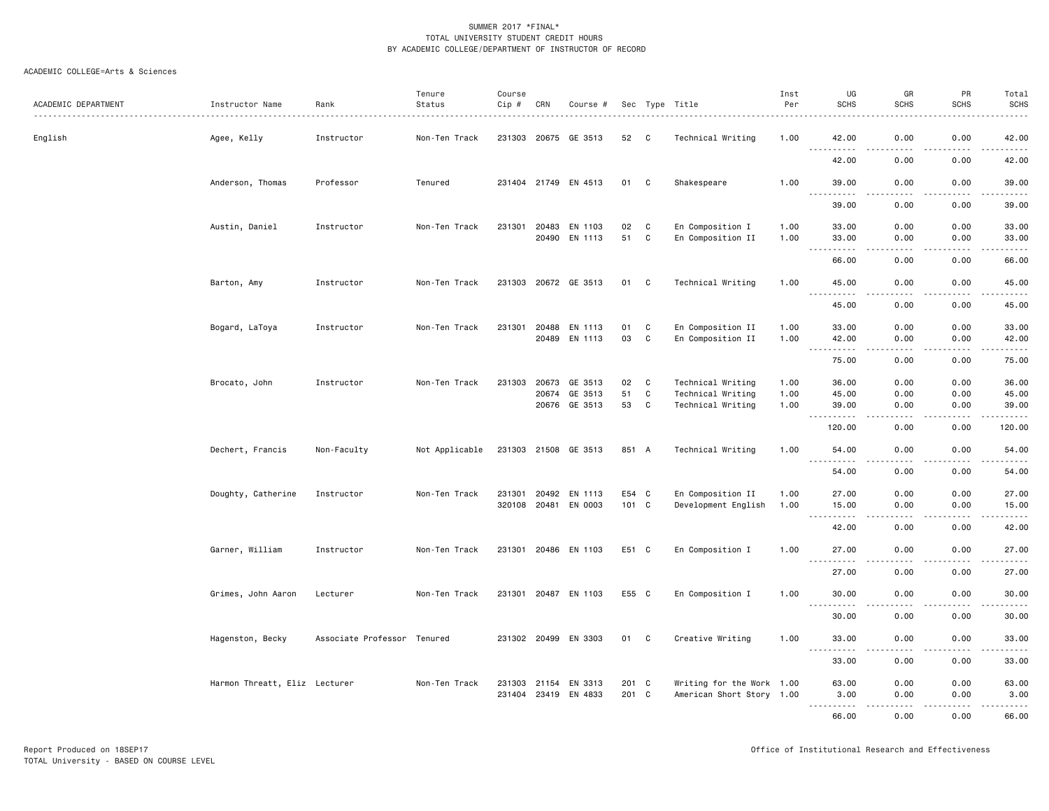SUMMER 2017 *FINAL*
TOTAL UNIVERSITY STUDENT CREDIT HOURS
BY ACADEMIC COLLEGE/DEPARTMENT OF INSTRUCTOR OF RECORD

ACADEMIC COLLEGE=Arts & Sciences

| ACADEMIC DEPARTMENT | Instructor Name | Rank | Tenure Status | Course Cip # | CRN | Course # | Sec | Type | Title | Inst Per | UG SCHS | GR SCHS | PR SCHS | Total SCHS |
|---|---|---|---|---|---|---|---|---|---|---|---|---|---|---|
| English | Agee, Kelly | Instructor | Non-Ten Track | 231303 | 20675 | GE 3513 | 52 | C | Technical Writing | 1.00 | 42.00 | 0.00 | 0.00 | 42.00 |
| | | | | | | | | | | | 42.00 | 0.00 | 0.00 | 42.00 |
| | Anderson, Thomas | Professor | Tenured | 231404 | 21749 | EN 4513 | 01 | C | Shakespeare | 1.00 | 39.00 | 0.00 | 0.00 | 39.00 |
| | | | | | | | | | | | 39.00 | 0.00 | 0.00 | 39.00 |
| | Austin, Daniel | Instructor | Non-Ten Track | 231301 | 20483 | EN 1103 | 02 | C | En Composition I | 1.00 | 33.00 | 0.00 | 0.00 | 33.00 |
| | | | | | 20490 | EN 1113 | 51 | C | En Composition II | 1.00 | 33.00 | 0.00 | 0.00 | 33.00 |
| | | | | | | | | | | | 66.00 | 0.00 | 0.00 | 66.00 |
| | Barton, Amy | Instructor | Non-Ten Track | 231303 | 20672 | GE 3513 | 01 | C | Technical Writing | 1.00 | 45.00 | 0.00 | 0.00 | 45.00 |
| | | | | | | | | | | | 45.00 | 0.00 | 0.00 | 45.00 |
| | Bogard, LaToya | Instructor | Non-Ten Track | 231301 | 20488 | EN 1113 | 01 | C | En Composition II | 1.00 | 33.00 | 0.00 | 0.00 | 33.00 |
| | | | | | 20489 | EN 1113 | 03 | C | En Composition II | 1.00 | 42.00 | 0.00 | 0.00 | 42.00 |
| | | | | | | | | | | | 75.00 | 0.00 | 0.00 | 75.00 |
| | Brocato, John | Instructor | Non-Ten Track | 231303 | 20673 | GE 3513 | 02 | C | Technical Writing | 1.00 | 36.00 | 0.00 | 0.00 | 36.00 |
| | | | | | 20674 | GE 3513 | 51 | C | Technical Writing | 1.00 | 45.00 | 0.00 | 0.00 | 45.00 |
| | | | | | 20676 | GE 3513 | 53 | C | Technical Writing | 1.00 | 39.00 | 0.00 | 0.00 | 39.00 |
| | | | | | | | | | | | 120.00 | 0.00 | 0.00 | 120.00 |
| | Dechert, Francis | Non-Faculty | Not Applicable | 231303 | 21508 | GE 3513 | 851 | A | Technical Writing | 1.00 | 54.00 | 0.00 | 0.00 | 54.00 |
| | | | | | | | | | | | 54.00 | 0.00 | 0.00 | 54.00 |
| | Doughty, Catherine | Instructor | Non-Ten Track | 231301 | 20492 | EN 1113 | E54 | C | En Composition II | 1.00 | 27.00 | 0.00 | 0.00 | 27.00 |
| | | | | 320108 | 20481 | EN 0003 | 101 | C | Development English | 1.00 | 15.00 | 0.00 | 0.00 | 15.00 |
| | | | | | | | | | | | 42.00 | 0.00 | 0.00 | 42.00 |
| | Garner, William | Instructor | Non-Ten Track | 231301 | 20486 | EN 1103 | E51 | C | En Composition I | 1.00 | 27.00 | 0.00 | 0.00 | 27.00 |
| | | | | | | | | | | | 27.00 | 0.00 | 0.00 | 27.00 |
| | Grimes, John Aaron | Lecturer | Non-Ten Track | 231301 | 20487 | EN 1103 | E55 | C | En Composition I | 1.00 | 30.00 | 0.00 | 0.00 | 30.00 |
| | | | | | | | | | | | 30.00 | 0.00 | 0.00 | 30.00 |
| | Hagenston, Becky | Associate Professor | Tenured | 231302 | 20499 | EN 3303 | 01 | C | Creative Writing | 1.00 | 33.00 | 0.00 | 0.00 | 33.00 |
| | | | | | | | | | | | 33.00 | 0.00 | 0.00 | 33.00 |
| | Harmon Threatt, Eliz | Lecturer | Non-Ten Track | 231303 | 21154 | EN 3313 | 201 | C | Writing for the Work | 1.00 | 63.00 | 0.00 | 0.00 | 63.00 |
| | | | | 231404 | 23419 | EN 4833 | 201 | C | American Short Story | 1.00 | 3.00 | 0.00 | 0.00 | 3.00 |
| | | | | | | | | | | | 66.00 | 0.00 | 0.00 | 66.00 |

Report Produced on 18SEP17
TOTAL University - BASED ON COURSE LEVEL
Office of Institutional Research and Effectiveness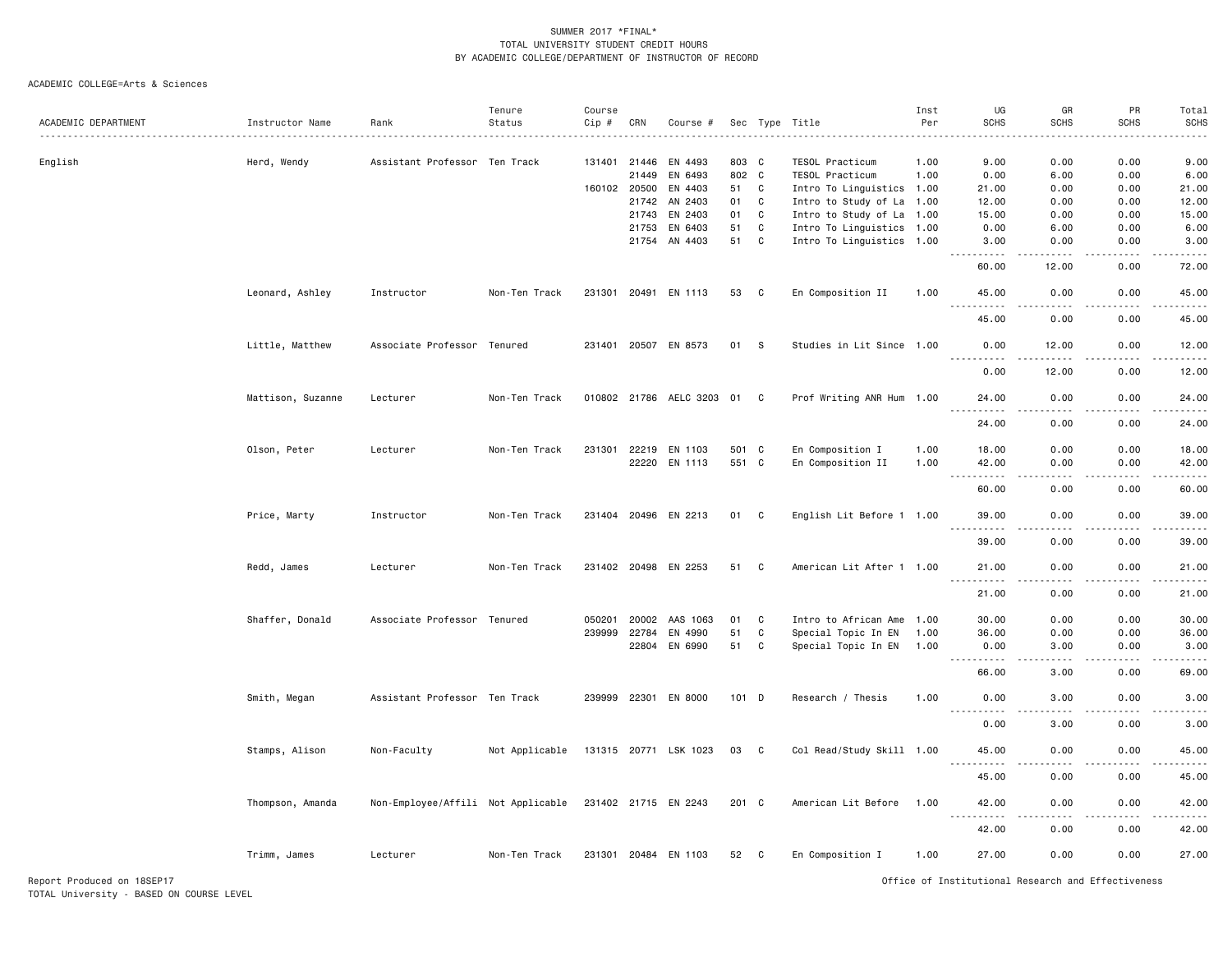SUMMER 2017 *FINAL*
TOTAL UNIVERSITY STUDENT CREDIT HOURS
BY ACADEMIC COLLEGE/DEPARTMENT OF INSTRUCTOR OF RECORD

ACADEMIC COLLEGE=Arts & Sciences

| ACADEMIC DEPARTMENT | Instructor Name | Rank | Tenure Status | Course Cip # | CRN | Course # | Sec | Type | Title | Inst Per | UG SCHS | GR SCHS | PR SCHS | Total SCHS |
|---|---|---|---|---|---|---|---|---|---|---|---|---|---|---|
| English | Herd, Wendy | Assistant Professor | Ten Track | 131401 | 21446 | EN 4493 | 803 | C | TESOL Practicum | 1.00 | 9.00 | 0.00 | 0.00 | 9.00 |
| | | | | | 21449 | EN 6493 | 802 | C | TESOL Practicum | 1.00 | 0.00 | 6.00 | 0.00 | 6.00 |
| | | | | 160102 | 20500 | EN 4403 | 51 | C | Intro To Linguistics | 1.00 | 21.00 | 0.00 | 0.00 | 21.00 |
| | | | | | 21742 | AN 2403 | 01 | C | Intro to Study of La | 1.00 | 12.00 | 0.00 | 0.00 | 12.00 |
| | | | | | 21743 | EN 2403 | 01 | C | Intro to Study of La | 1.00 | 15.00 | 0.00 | 0.00 | 15.00 |
| | | | | | 21753 | EN 6403 | 51 | C | Intro To Linguistics | 1.00 | 0.00 | 6.00 | 0.00 | 6.00 |
| | | | | | 21754 | AN 4403 | 51 | C | Intro To Linguistics | 1.00 | 3.00 | 0.00 | 0.00 | 3.00 |
| | | | | | | | | | | | 60.00 | 12.00 | 0.00 | 72.00 |
| | Leonard, Ashley | Instructor | Non-Ten Track | 231301 | 20491 | EN 1113 | 53 | C | En Composition II | 1.00 | 45.00 | 0.00 | 0.00 | 45.00 |
| | | | | | | | | | | | 45.00 | 0.00 | 0.00 | 45.00 |
| | Little, Matthew | Associate Professor | Tenured | 231401 | 20507 | EN 8573 | 01 | S | Studies in Lit Since | 1.00 | 0.00 | 12.00 | 0.00 | 12.00 |
| | | | | | | | | | | | 0.00 | 12.00 | 0.00 | 12.00 |
| | Mattison, Suzanne | Lecturer | Non-Ten Track | 010802 | 21786 | AELC 3203 | 01 | C | Prof Writing ANR Hum | 1.00 | 24.00 | 0.00 | 0.00 | 24.00 |
| | | | | | | | | | | | 24.00 | 0.00 | 0.00 | 24.00 |
| | Olson, Peter | Lecturer | Non-Ten Track | 231301 | 22219 | EN 1103 | 501 | C | En Composition I | 1.00 | 18.00 | 0.00 | 0.00 | 18.00 |
| | | | | | 22220 | EN 1113 | 551 | C | En Composition II | 1.00 | 42.00 | 0.00 | 0.00 | 42.00 |
| | | | | | | | | | | | 60.00 | 0.00 | 0.00 | 60.00 |
| | Price, Marty | Instructor | Non-Ten Track | 231404 | 20496 | EN 2213 | 01 | C | English Lit Before 1 | 1.00 | 39.00 | 0.00 | 0.00 | 39.00 |
| | | | | | | | | | | | 39.00 | 0.00 | 0.00 | 39.00 |
| | Redd, James | Lecturer | Non-Ten Track | 231402 | 20498 | EN 2253 | 51 | C | American Lit After 1 | 1.00 | 21.00 | 0.00 | 0.00 | 21.00 |
| | | | | | | | | | | | 21.00 | 0.00 | 0.00 | 21.00 |
| | Shaffer, Donald | Associate Professor | Tenured | 050201 | 20002 | AAS 1063 | 01 | C | Intro to African Ame | 1.00 | 30.00 | 0.00 | 0.00 | 30.00 |
| | | | | 239999 | 22784 | EN 4990 | 51 | C | Special Topic In EN | 1.00 | 36.00 | 0.00 | 0.00 | 36.00 |
| | | | | | 22804 | EN 6990 | 51 | C | Special Topic In EN | 1.00 | 0.00 | 3.00 | 0.00 | 3.00 |
| | | | | | | | | | | | 66.00 | 3.00 | 0.00 | 69.00 |
| | Smith, Megan | Assistant Professor | Ten Track | 239999 | 22301 | EN 8000 | 101 | D | Research / Thesis | 1.00 | 0.00 | 3.00 | 0.00 | 3.00 |
| | | | | | | | | | | | 0.00 | 3.00 | 0.00 | 3.00 |
| | Stamps, Alison | Non-Faculty | Not Applicable | 131315 | 20771 | LSK 1023 | 03 | C | Col Read/Study Skill | 1.00 | 45.00 | 0.00 | 0.00 | 45.00 |
| | | | | | | | | | | | 45.00 | 0.00 | 0.00 | 45.00 |
| | Thompson, Amanda | Non-Employee/Affili | Not Applicable | 231402 | 21715 | EN 2243 | 201 | C | American Lit Before | 1.00 | 42.00 | 0.00 | 0.00 | 42.00 |
| | | | | | | | | | | | 42.00 | 0.00 | 0.00 | 42.00 |
| | Trimm, James | Lecturer | Non-Ten Track | 231301 | 20484 | EN 1103 | 52 | C | En Composition I | 1.00 | 27.00 | 0.00 | 0.00 | 27.00 |

Report Produced on 18SEP17
TOTAL University - BASED ON COURSE LEVEL

Office of Institutional Research and Effectiveness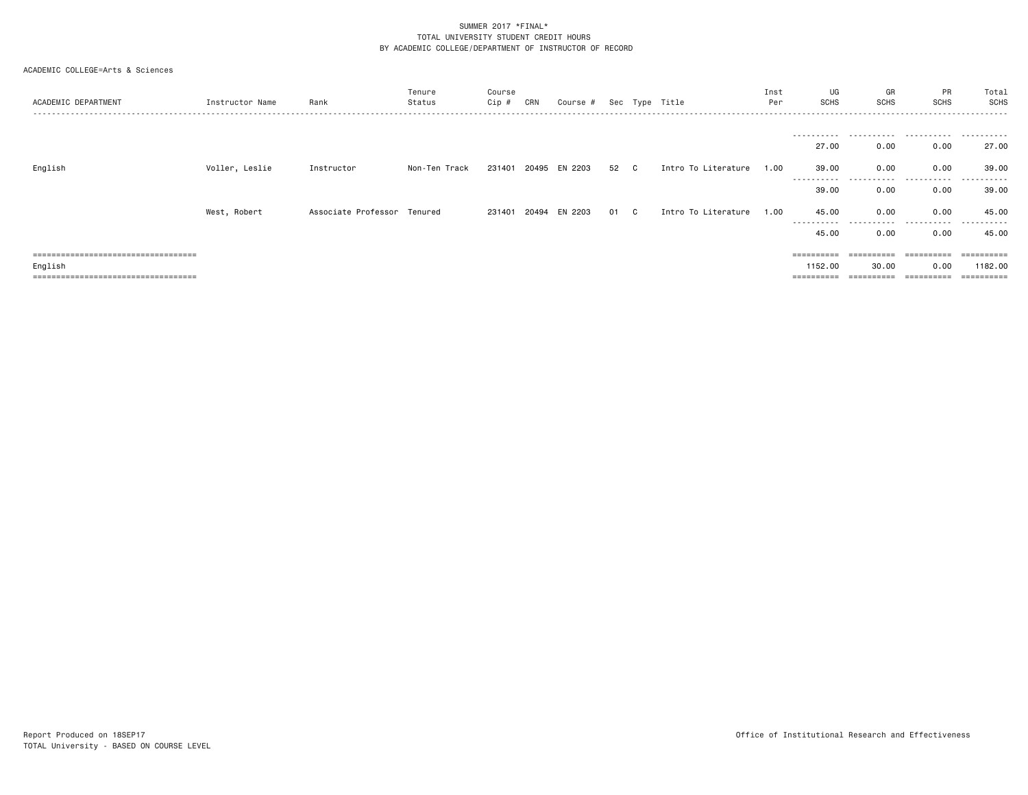SUMMER 2017 *FINAL*
TOTAL UNIVERSITY STUDENT CREDIT HOURS
BY ACADEMIC COLLEGE/DEPARTMENT OF INSTRUCTOR OF RECORD

ACADEMIC COLLEGE=Arts & Sciences

| ACADEMIC DEPARTMENT | Instructor Name | Rank | Tenure Status | Course Cip # | CRN | Course # | Sec | Type | Title | Inst Per | UG SCHS | GR SCHS | PR SCHS | Total SCHS |
|---|---|---|---|---|---|---|---|---|---|---|---|---|---|---|
| | | | | | | | | | | | 27.00 | 0.00 | 0.00 | 27.00 |
| English | Voller, Leslie | Instructor | Non-Ten Track | 231401 | 20495 | EN 2203 | 52 | C | Intro To Literature | 1.00 | 39.00 | 0.00 | 0.00 | 39.00 |
| | | | | | | | | | | | 39.00 | 0.00 | 0.00 | 39.00 |
| | West, Robert | Associate Professor | Tenured | 231401 | 20494 | EN 2203 | 01 | C | Intro To Literature | 1.00 | 45.00 | 0.00 | 0.00 | 45.00 |
| | | | | | | | | | | | 45.00 | 0.00 | 0.00 | 45.00 |
| English | | | | | | | | | | | 1152.00 | 30.00 | 0.00 | 1182.00 |

Report Produced on 18SEP17
TOTAL University - BASED ON COURSE LEVEL

Office of Institutional Research and Effectiveness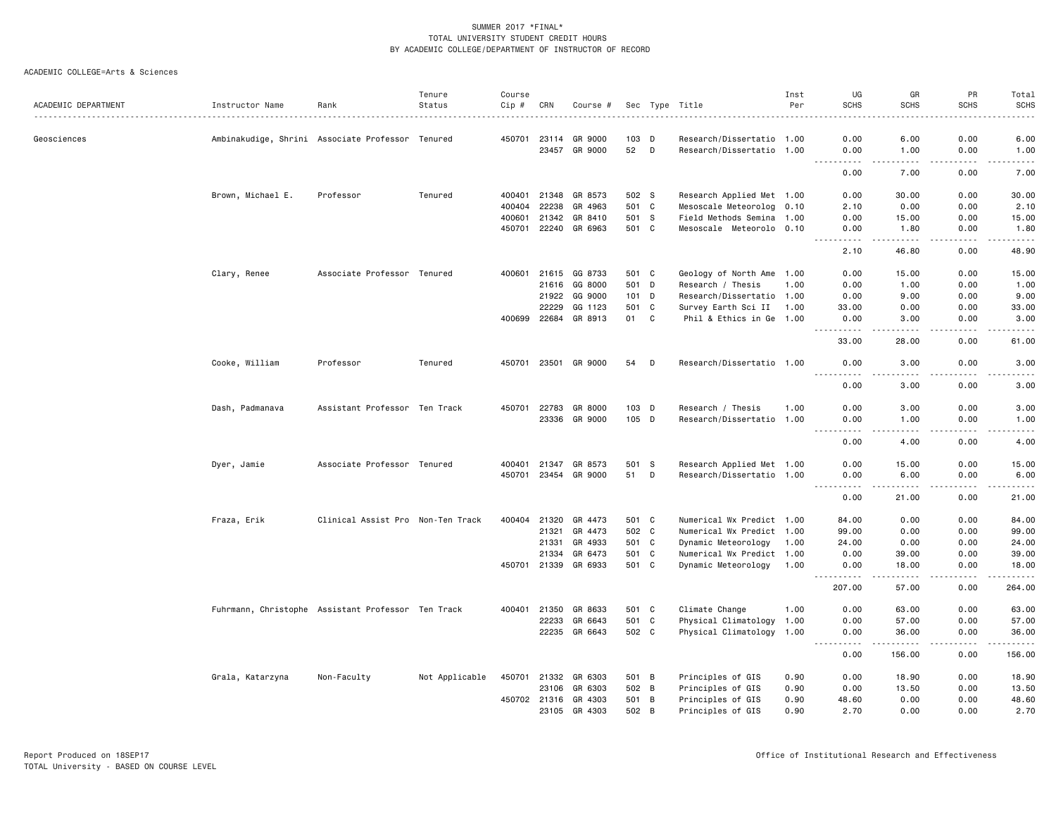SUMMER 2017 *FINAL*
TOTAL UNIVERSITY STUDENT CREDIT HOURS
BY ACADEMIC COLLEGE/DEPARTMENT OF INSTRUCTOR OF RECORD

ACADEMIC COLLEGE=Arts & Sciences

| ACADEMIC DEPARTMENT | Instructor Name | Rank | Tenure Status | Course Cip # | CRN | Course # | Sec | Type | Title | Inst Per | UG SCHS | GR SCHS | PR SCHS | Total SCHS |
|---|---|---|---|---|---|---|---|---|---|---|---|---|---|---|
| Geosciences | Ambinakudige, Shrini | Associate Professor | Tenured | 450701 | 23114 | GR 9000 | 103 | D | Research/Dissertatio | 1.00 | 0.00 | 6.00 | 0.00 | 6.00 |
| | | | | | 23457 | GR 9000 | 52 | D | Research/Dissertatio | 1.00 | 0.00 | 1.00 | 0.00 | 1.00 |
| | | | | | | | | | | | 0.00 | 7.00 | 0.00 | 7.00 |
| | Brown, Michael E. | Professor | Tenured | 400401 | 21348 | GR 8573 | 502 | S | Research Applied Met | 1.00 | 0.00 | 30.00 | 0.00 | 30.00 |
| | | | | 400404 | 22238 | GR 4963 | 501 | C | Mesoscale Meteorolog | 0.10 | 2.10 | 0.00 | 0.00 | 2.10 |
| | | | | 400601 | 21342 | GR 8410 | 501 | S | Field Methods Semina | 1.00 | 0.00 | 15.00 | 0.00 | 15.00 |
| | | | | 450701 | 22240 | GR 6963 | 501 | C | Mesoscale Meteorolo | 0.10 | 0.00 | 1.80 | 0.00 | 1.80 |
| | | | | | | | | | | | 2.10 | 46.80 | 0.00 | 48.90 |
| | Clary, Renee | Associate Professor | Tenured | 400601 | 21615 | GG 8733 | 501 | C | Geology of North Ame | 1.00 | 0.00 | 15.00 | 0.00 | 15.00 |
| | | | | | 21616 | GG 8000 | 501 | D | Research / Thesis | 1.00 | 0.00 | 1.00 | 0.00 | 1.00 |
| | | | | | 21922 | GG 9000 | 101 | D | Research/Dissertatio | 1.00 | 0.00 | 9.00 | 0.00 | 9.00 |
| | | | | | 22229 | GG 1123 | 501 | C | Survey Earth Sci II | 1.00 | 33.00 | 0.00 | 0.00 | 33.00 |
| | | | | 400699 | 22684 | GR 8913 | 01 | C | Phil & Ethics in Ge | 1.00 | 0.00 | 3.00 | 0.00 | 3.00 |
| | | | | | | | | | | | 33.00 | 28.00 | 0.00 | 61.00 |
| | Cooke, William | Professor | Tenured | 450701 | 23501 | GR 9000 | 54 | D | Research/Dissertatio | 1.00 | 0.00 | 3.00 | 0.00 | 3.00 |
| | | | | | | | | | | | 0.00 | 3.00 | 0.00 | 3.00 |
| | Dash, Padmanava | Assistant Professor | Ten Track | 450701 | 22783 | GR 8000 | 103 | D | Research / Thesis | 1.00 | 0.00 | 3.00 | 0.00 | 3.00 |
| | | | | | 23336 | GR 9000 | 105 | D | Research/Dissertatio | 1.00 | 0.00 | 1.00 | 0.00 | 1.00 |
| | | | | | | | | | | | 0.00 | 4.00 | 0.00 | 4.00 |
| | Dyer, Jamie | Associate Professor | Tenured | 400401 | 21347 | GR 8573 | 501 | S | Research Applied Met | 1.00 | 0.00 | 15.00 | 0.00 | 15.00 |
| | | | | 450701 | 23454 | GR 9000 | 51 | D | Research/Dissertatio | 1.00 | 0.00 | 6.00 | 0.00 | 6.00 |
| | | | | | | | | | | | 0.00 | 21.00 | 0.00 | 21.00 |
| | Fraza, Erik | Clinical Assist Pro | Non-Ten Track | 400404 | 21320 | GR 4473 | 501 | C | Numerical Wx Predict | 1.00 | 84.00 | 0.00 | 0.00 | 84.00 |
| | | | | | 21321 | GR 4473 | 502 | C | Numerical Wx Predict | 1.00 | 99.00 | 0.00 | 0.00 | 99.00 |
| | | | | | 21331 | GR 4933 | 501 | C | Dynamic Meteorology | 1.00 | 24.00 | 0.00 | 0.00 | 24.00 |
| | | | | | 21334 | GR 6473 | 501 | C | Numerical Wx Predict | 1.00 | 0.00 | 39.00 | 0.00 | 39.00 |
| | | | | 450701 | 21339 | GR 6933 | 501 | C | Dynamic Meteorology | 1.00 | 0.00 | 18.00 | 0.00 | 18.00 |
| | | | | | | | | | | | 207.00 | 57.00 | 0.00 | 264.00 |
| | Fuhrmann, Christophe | Assistant Professor | Ten Track | 400401 | 21350 | GR 8633 | 501 | C | Climate Change | 1.00 | 0.00 | 63.00 | 0.00 | 63.00 |
| | | | | | 22233 | GR 6643 | 501 | C | Physical Climatology | 1.00 | 0.00 | 57.00 | 0.00 | 57.00 |
| | | | | | 22235 | GR 6643 | 502 | C | Physical Climatology | 1.00 | 0.00 | 36.00 | 0.00 | 36.00 |
| | | | | | | | | | | | 0.00 | 156.00 | 0.00 | 156.00 |
| | Grala, Katarzyna | Non-Faculty | Not Applicable | 450701 | 21332 | GR 6303 | 501 | B | Principles of GIS | 0.90 | 0.00 | 18.90 | 0.00 | 18.90 |
| | | | | | 23106 | GR 6303 | 502 | B | Principles of GIS | 0.90 | 0.00 | 13.50 | 0.00 | 13.50 |
| | | | | 450702 | 21316 | GR 4303 | 501 | B | Principles of GIS | 0.90 | 48.60 | 0.00 | 0.00 | 48.60 |
| | | | | | 23105 | GR 4303 | 502 | B | Principles of GIS | 0.90 | 2.70 | 0.00 | 0.00 | 2.70 |

Report Produced on 18SEP17
TOTAL University - BASED ON COURSE LEVEL
Office of Institutional Research and Effectiveness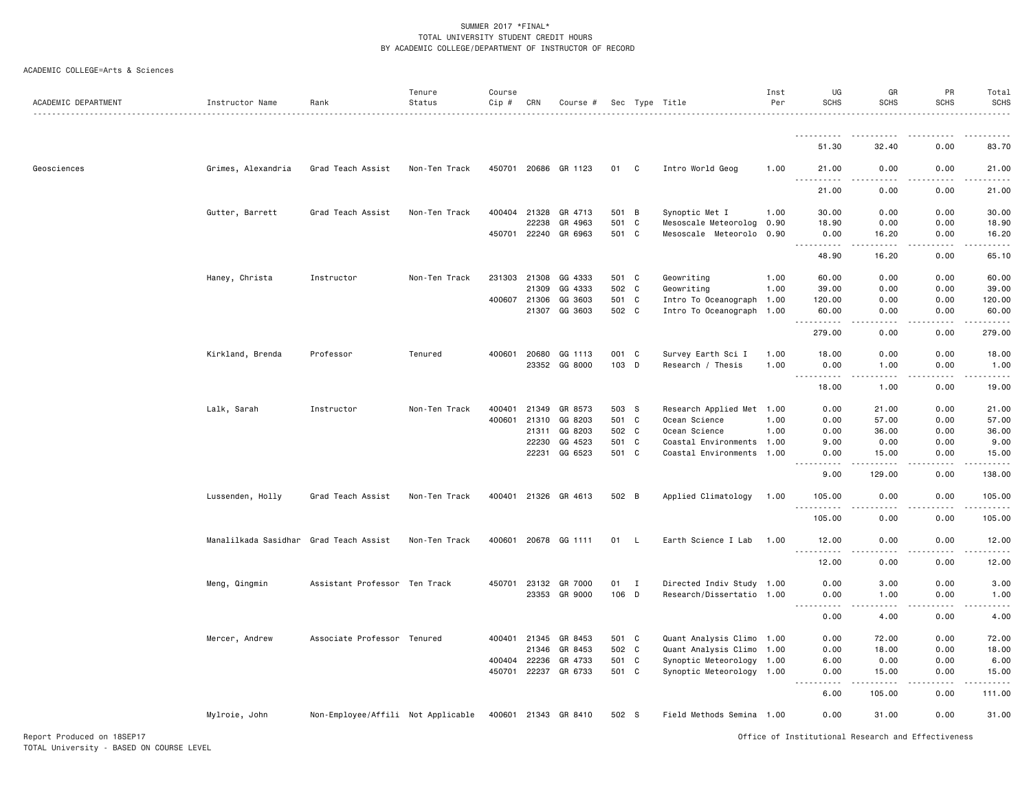SUMMER 2017 *FINAL*
TOTAL UNIVERSITY STUDENT CREDIT HOURS
BY ACADEMIC COLLEGE/DEPARTMENT OF INSTRUCTOR OF RECORD

ACADEMIC COLLEGE=Arts & Sciences

| ACADEMIC DEPARTMENT | Instructor Name | Rank | Tenure Status | Course Cip # | CRN | Course # | Sec | Type | Title | Inst Per | UG SCHS | GR SCHS | PR SCHS | Total SCHS |
|---|---|---|---|---|---|---|---|---|---|---|---|---|---|---|
| | | | | | | | | | | | 51.30 | 32.40 | 0.00 | 83.70 |
| Geosciences | Grimes, Alexandria | Grad Teach Assist | Non-Ten Track | 450701 | 20686 | GR 1123 | 01 | C | Intro World Geog | 1.00 | 21.00 | 0.00 | 0.00 | 21.00 |
| | | | | | | | | | | | 21.00 | 0.00 | 0.00 | 21.00 |
| | Gutter, Barrett | Grad Teach Assist | Non-Ten Track | 400404 | 21328 | GR 4713 | 501 | B | Synoptic Met I | 1.00 | 30.00 | 0.00 | 0.00 | 30.00 |
| | | | | | 22238 | GR 4963 | 501 | C | Mesoscale Meteorolog | 0.90 | 18.90 | 0.00 | 0.00 | 18.90 |
| | | | | 450701 | 22240 | GR 6963 | 501 | C | Mesoscale Meteorolo | 0.90 | 0.00 | 16.20 | 0.00 | 16.20 |
| | | | | | | | | | | | 48.90 | 16.20 | 0.00 | 65.10 |
| | Haney, Christa | Instructor | Non-Ten Track | 231303 | 21308 | GG 4333 | 501 | C | Geowriting | 1.00 | 60.00 | 0.00 | 0.00 | 60.00 |
| | | | | | 21309 | GG 4333 | 502 | C | Geowriting | 1.00 | 39.00 | 0.00 | 0.00 | 39.00 |
| | | | | 400607 | 21306 | GG 3603 | 501 | C | Intro To Oceanograph | 1.00 | 120.00 | 0.00 | 0.00 | 120.00 |
| | | | | | 21307 | GG 3603 | 502 | C | Intro To Oceanograph | 1.00 | 60.00 | 0.00 | 0.00 | 60.00 |
| | | | | | | | | | | | 279.00 | 0.00 | 0.00 | 279.00 |
| | Kirkland, Brenda | Professor | Tenured | 400601 | 20680 | GG 1113 | 001 | C | Survey Earth Sci I | 1.00 | 18.00 | 0.00 | 0.00 | 18.00 |
| | | | | | 23352 | GG 8000 | 103 | D | Research / Thesis | 1.00 | 0.00 | 1.00 | 0.00 | 1.00 |
| | | | | | | | | | | | 18.00 | 1.00 | 0.00 | 19.00 |
| | Lalk, Sarah | Instructor | Non-Ten Track | 400401 | 21349 | GR 8573 | 503 | S | Research Applied Met | 1.00 | 0.00 | 21.00 | 0.00 | 21.00 |
| | | | | 400601 | 21310 | GG 8203 | 501 | C | Ocean Science | 1.00 | 0.00 | 57.00 | 0.00 | 57.00 |
| | | | | | 21311 | GG 8203 | 502 | C | Ocean Science | 1.00 | 0.00 | 36.00 | 0.00 | 36.00 |
| | | | | | 22230 | GG 4523 | 501 | C | Coastal Environments | 1.00 | 9.00 | 0.00 | 0.00 | 9.00 |
| | | | | | 22231 | GG 6523 | 501 | C | Coastal Environments | 1.00 | 0.00 | 15.00 | 0.00 | 15.00 |
| | | | | | | | | | | | 9.00 | 129.00 | 0.00 | 138.00 |
| | Lussenden, Holly | Grad Teach Assist | Non-Ten Track | 400401 | 21326 | GR 4613 | 502 | B | Applied Climatology | 1.00 | 105.00 | 0.00 | 0.00 | 105.00 |
| | | | | | | | | | | | 105.00 | 0.00 | 0.00 | 105.00 |
| | Manalilkada Sasidhar | Grad Teach Assist | Non-Ten Track | 400601 | 20678 | GG 1111 | 01 | L | Earth Science I Lab | 1.00 | 12.00 | 0.00 | 0.00 | 12.00 |
| | | | | | | | | | | | 12.00 | 0.00 | 0.00 | 12.00 |
| | Meng, Qingmin | Assistant Professor | Ten Track | 450701 | 23132 | GR 7000 | 01 | I | Directed Indiv Study | 1.00 | 0.00 | 3.00 | 0.00 | 3.00 |
| | | | | | 23353 | GR 9000 | 106 | D | Research/Dissertatio | 1.00 | 0.00 | 1.00 | 0.00 | 1.00 |
| | | | | | | | | | | | 0.00 | 4.00 | 0.00 | 4.00 |
| | Mercer, Andrew | Associate Professor | Tenured | 400401 | 21345 | GR 8453 | 501 | C | Quant Analysis Climo | 1.00 | 0.00 | 72.00 | 0.00 | 72.00 |
| | | | | | 21346 | GR 8453 | 502 | C | Quant Analysis Climo | 1.00 | 0.00 | 18.00 | 0.00 | 18.00 |
| | | | | 400404 | 22236 | GR 4733 | 501 | C | Synoptic Meteorology | 1.00 | 6.00 | 0.00 | 0.00 | 6.00 |
| | | | | 450701 | 22237 | GR 6733 | 501 | C | Synoptic Meteorology | 1.00 | 0.00 | 15.00 | 0.00 | 15.00 |
| | | | | | | | | | | | 6.00 | 105.00 | 0.00 | 111.00 |
| | Mylroie, John | Non-Employee/Affili | Not Applicable | 400601 | 21343 | GR 8410 | 502 | S | Field Methods Semina | 1.00 | 0.00 | 31.00 | 0.00 | 31.00 |

Report Produced on 18SEP17
TOTAL University - BASED ON COURSE LEVEL

Office of Institutional Research and Effectiveness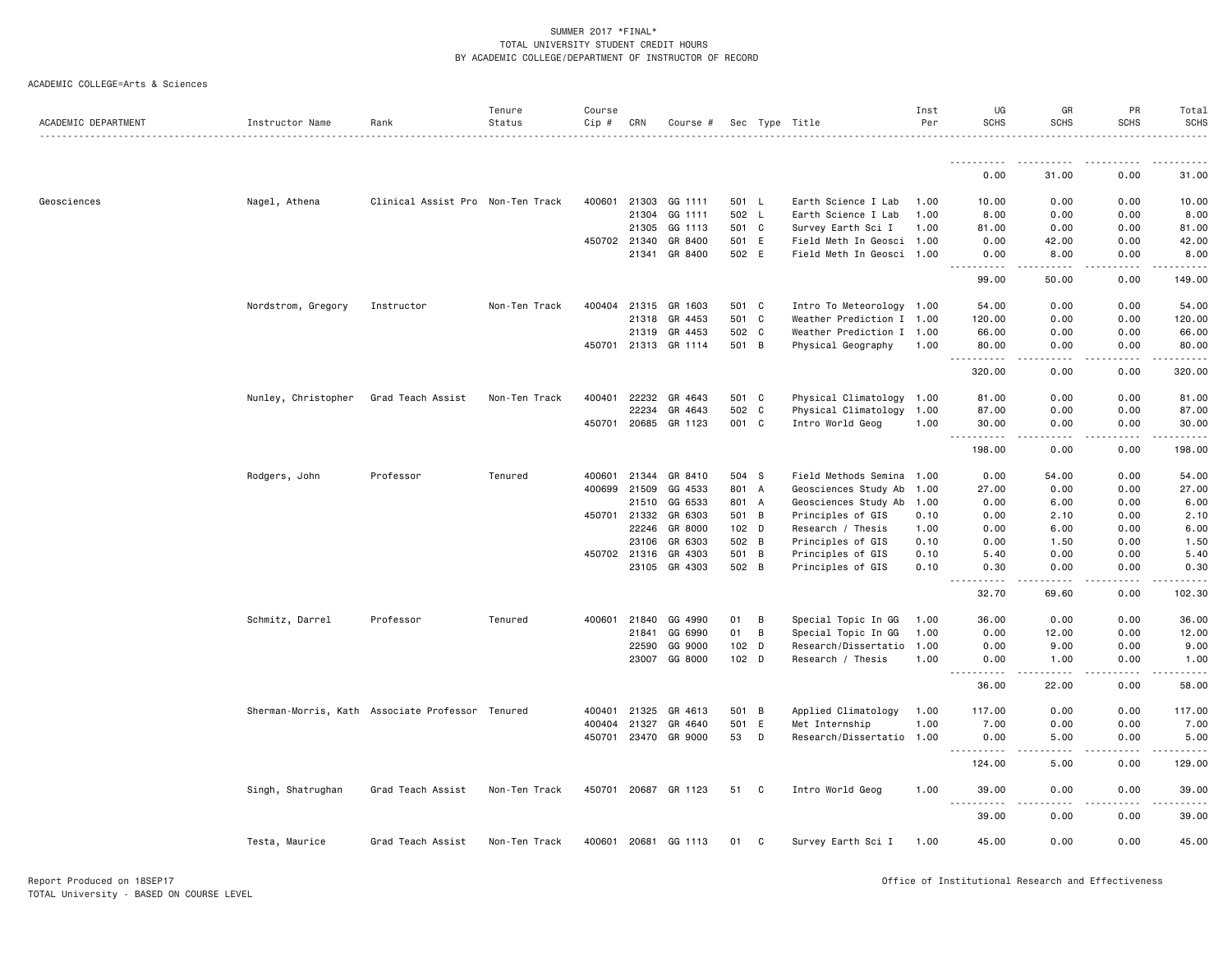SUMMER 2017 *FINAL*
TOTAL UNIVERSITY STUDENT CREDIT HOURS
BY ACADEMIC COLLEGE/DEPARTMENT OF INSTRUCTOR OF RECORD

ACADEMIC COLLEGE=Arts & Sciences

| ACADEMIC DEPARTMENT | Instructor Name | Rank | Tenure Status | Course Cip # | CRN | Course # | Sec | Type | Title | Inst Per | UG SCHS | GR SCHS | PR SCHS | Total SCHS |
|---|---|---|---|---|---|---|---|---|---|---|---|---|---|---|
| | | | | | | | | | | | 0.00 | 31.00 | 0.00 | 31.00 |
| Geosciences | Nagel, Athena | Clinical Assist Pro | Non-Ten Track | 400601 | 21303 | GG 1111 | 501 | L | Earth Science I Lab | 1.00 | 10.00 | 0.00 | 0.00 | 10.00 |
| | | | | | 21304 | GG 1111 | 502 | L | Earth Science I Lab | 1.00 | 8.00 | 0.00 | 0.00 | 8.00 |
| | | | | | 21305 | GG 1113 | 501 | C | Survey Earth Sci I | 1.00 | 81.00 | 0.00 | 0.00 | 81.00 |
| | | | | 450702 | 21340 | GR 8400 | 501 | E | Field Meth In Geosci | 1.00 | 0.00 | 42.00 | 0.00 | 42.00 |
| | | | | | 21341 | GR 8400 | 502 | E | Field Meth In Geosci | 1.00 | 0.00 | 8.00 | 0.00 | 8.00 |
| | | | | | | | | | | | 99.00 | 50.00 | 0.00 | 149.00 |
| | Nordstrom, Gregory | Instructor | Non-Ten Track | 400404 | 21315 | GR 1603 | 501 | C | Intro To Meteorology | 1.00 | 54.00 | 0.00 | 0.00 | 54.00 |
| | | | | | 21318 | GR 4453 | 501 | C | Weather Prediction I | 1.00 | 120.00 | 0.00 | 0.00 | 120.00 |
| | | | | | 21319 | GR 4453 | 502 | C | Weather Prediction I | 1.00 | 66.00 | 0.00 | 0.00 | 66.00 |
| | | | | 450701 | 21313 | GR 1114 | 501 | B | Physical Geography | 1.00 | 80.00 | 0.00 | 0.00 | 80.00 |
| | | | | | | | | | | | 320.00 | 0.00 | 0.00 | 320.00 |
| | Nunley, Christopher | Grad Teach Assist | Non-Ten Track | 400401 | 22232 | GR 4643 | 501 | C | Physical Climatology | 1.00 | 81.00 | 0.00 | 0.00 | 81.00 |
| | | | | | 22234 | GR 4643 | 502 | C | Physical Climatology | 1.00 | 87.00 | 0.00 | 0.00 | 87.00 |
| | | | | 450701 | 20685 | GR 1123 | 001 | C | Intro World Geog | 1.00 | 30.00 | 0.00 | 0.00 | 30.00 |
| | | | | | | | | | | | 198.00 | 0.00 | 0.00 | 198.00 |
| | Rodgers, John | Professor | Tenured | 400601 | 21344 | GR 8410 | 504 | S | Field Methods Semina | 1.00 | 0.00 | 54.00 | 0.00 | 54.00 |
| | | | | 400699 | 21509 | GG 4533 | 801 | A | Geosciences Study Ab | 1.00 | 27.00 | 0.00 | 0.00 | 27.00 |
| | | | | | 21510 | GG 6533 | 801 | A | Geosciences Study Ab | 1.00 | 0.00 | 6.00 | 0.00 | 6.00 |
| | | | | 450701 | 21332 | GR 6303 | 501 | B | Principles of GIS | 0.10 | 0.00 | 2.10 | 0.00 | 2.10 |
| | | | | | 22246 | GR 8000 | 102 | D | Research / Thesis | 1.00 | 0.00 | 6.00 | 0.00 | 6.00 |
| | | | | | 23106 | GR 6303 | 502 | B | Principles of GIS | 0.10 | 0.00 | 1.50 | 0.00 | 1.50 |
| | | | | 450702 | 21316 | GR 4303 | 501 | B | Principles of GIS | 0.10 | 5.40 | 0.00 | 0.00 | 5.40 |
| | | | | | 23105 | GR 4303 | 502 | B | Principles of GIS | 0.10 | 0.30 | 0.00 | 0.00 | 0.30 |
| | | | | | | | | | | | 32.70 | 69.60 | 0.00 | 102.30 |
| | Schmitz, Darrel | Professor | Tenured | 400601 | 21840 | GG 4990 | 01 | B | Special Topic In GG | 1.00 | 36.00 | 0.00 | 0.00 | 36.00 |
| | | | | | 21841 | GG 6990 | 01 | B | Special Topic In GG | 1.00 | 0.00 | 12.00 | 0.00 | 12.00 |
| | | | | | 22590 | GG 9000 | 102 | D | Research/Dissertatio | 1.00 | 0.00 | 9.00 | 0.00 | 9.00 |
| | | | | | 23007 | GG 8000 | 102 | D | Research / Thesis | 1.00 | 0.00 | 1.00 | 0.00 | 1.00 |
| | | | | | | | | | | | 36.00 | 22.00 | 0.00 | 58.00 |
| | Sherman-Morris, Kath | Associate Professor | Tenured | 400401 | 21325 | GR 4613 | 501 | B | Applied Climatology | 1.00 | 117.00 | 0.00 | 0.00 | 117.00 |
| | | | | 400404 | 21327 | GR 4640 | 501 | E | Met Internship | 1.00 | 7.00 | 0.00 | 0.00 | 7.00 |
| | | | | 450701 | 23470 | GR 9000 | 53 | D | Research/Dissertatio | 1.00 | 0.00 | 5.00 | 0.00 | 5.00 |
| | | | | | | | | | | | 124.00 | 5.00 | 0.00 | 129.00 |
| | Singh, Shatrughan | Grad Teach Assist | Non-Ten Track | 450701 | 20687 | GR 1123 | 51 | C | Intro World Geog | 1.00 | 39.00 | 0.00 | 0.00 | 39.00 |
| | | | | | | | | | | | 39.00 | 0.00 | 0.00 | 39.00 |
| | Testa, Maurice | Grad Teach Assist | Non-Ten Track | 400601 | 20681 | GG 1113 | 01 | C | Survey Earth Sci I | 1.00 | 45.00 | 0.00 | 0.00 | 45.00 |

Report Produced on 18SEP17
TOTAL University - BASED ON COURSE LEVEL

Office of Institutional Research and Effectiveness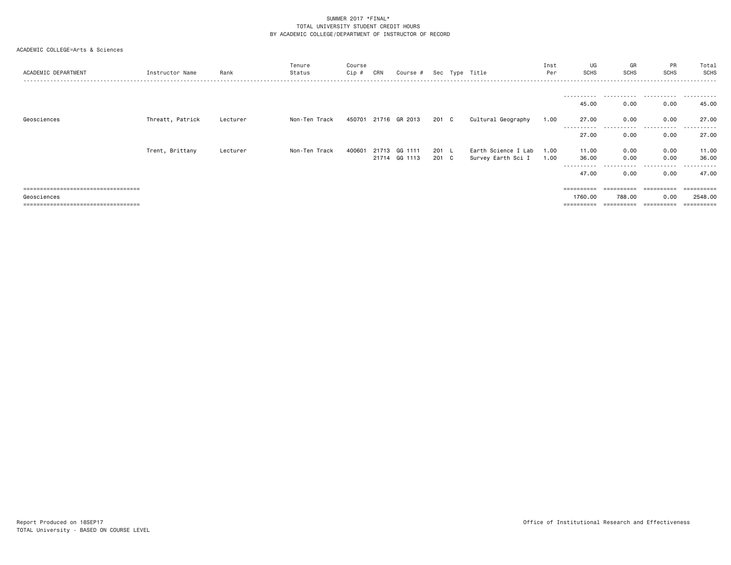SUMMER 2017 *FINAL*
TOTAL UNIVERSITY STUDENT CREDIT HOURS
BY ACADEMIC COLLEGE/DEPARTMENT OF INSTRUCTOR OF RECORD

ACADEMIC COLLEGE=Arts & Sciences

| ACADEMIC DEPARTMENT | Instructor Name | Rank | Tenure Status | Course Cip # | CRN | Course # | Sec | Type | Title | Inst Per | UG SCHS | GR SCHS | PR SCHS | Total SCHS |
|---|---|---|---|---|---|---|---|---|---|---|---|---|---|---|
| | | | | | | | | | | | 45.00 | 0.00 | 0.00 | 45.00 |
| Geosciences | Threatt, Patrick | Lecturer | Non-Ten Track | 450701 | 21716 | GR 2013 | 201 | C | Cultural Geography | 1.00 | 27.00 | 0.00 | 0.00 | 27.00 |
| | | | | | | | | | | | 27.00 | 0.00 | 0.00 | 27.00 |
| | Trent, Brittany | Lecturer | Non-Ten Track | 400601 | 21713 | GG 1111 | 201 | L | Earth Science I Lab | 1.00 | 11.00 | 0.00 | 0.00 | 11.00 |
| | | | | | 21714 | GG 1113 | 201 | C | Survey Earth Sci I | 1.00 | 36.00 | 0.00 | 0.00 | 36.00 |
| | | | | | | | | | | | 47.00 | 0.00 | 0.00 | 47.00 |
| Geosciences | | | | | | | | | | | 1760.00 | 788.00 | 0.00 | 2548.00 |

Report Produced on 18SEP17
TOTAL University - BASED ON COURSE LEVEL

Office of Institutional Research and Effectiveness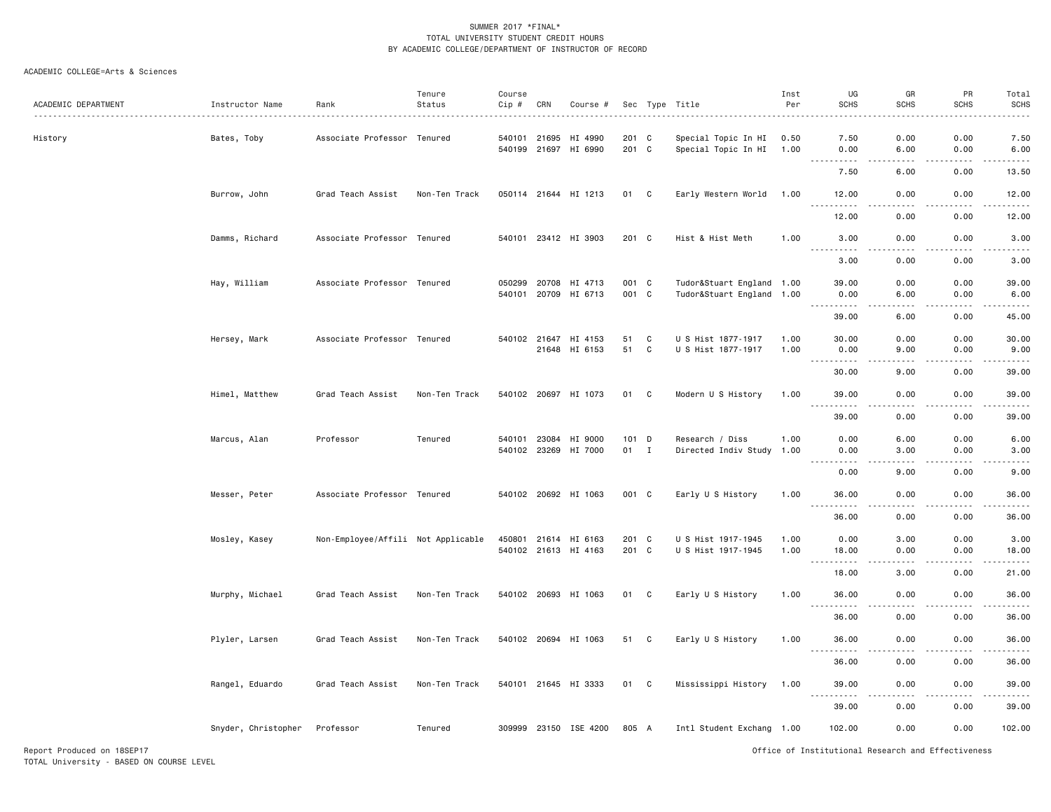SUMMER 2017 *FINAL*
TOTAL UNIVERSITY STUDENT CREDIT HOURS
BY ACADEMIC COLLEGE/DEPARTMENT OF INSTRUCTOR OF RECORD

ACADEMIC COLLEGE=Arts & Sciences

| ACADEMIC DEPARTMENT | Instructor Name | Rank | Tenure Status | Course Cip # | CRN | Course # | Sec | Type | Title | Inst Per | UG SCHS | GR SCHS | PR SCHS | Total SCHS |
|---|---|---|---|---|---|---|---|---|---|---|---|---|---|---|
| History | Bates, Toby | Associate Professor | Tenured | 540101 | 21695 | HI 4990 | 201 | C | Special Topic In HI | 0.50 | 7.50 | 0.00 | 0.00 | 7.50 |
| | | | | 540199 | 21697 | HI 6990 | 201 | C | Special Topic In HI | 1.00 | 0.00 | 6.00 | 0.00 | 6.00 |
| | | | | | | | | | | | 7.50 | 6.00 | 0.00 | 13.50 |
| | Burrow, John | Grad Teach Assist | Non-Ten Track | 050114 | 21644 | HI 1213 | 01 | C | Early Western World | 1.00 | 12.00 | 0.00 | 0.00 | 12.00 |
| | | | | | | | | | | | 12.00 | 0.00 | 0.00 | 12.00 |
| | Damms, Richard | Associate Professor | Tenured | 540101 | 23412 | HI 3903 | 201 | C | Hist & Hist Meth | 1.00 | 3.00 | 0.00 | 0.00 | 3.00 |
| | | | | | | | | | | | 3.00 | 0.00 | 0.00 | 3.00 |
| | Hay, William | Associate Professor | Tenured | 050299 | 20708 | HI 4713 | 001 | C | Tudor&Stuart England | 1.00 | 39.00 | 0.00 | 0.00 | 39.00 |
| | | | | 540101 | 20709 | HI 6713 | 001 | C | Tudor&Stuart England | 1.00 | 0.00 | 6.00 | 0.00 | 6.00 |
| | | | | | | | | | | | 39.00 | 6.00 | 0.00 | 45.00 |
| | Hersey, Mark | Associate Professor | Tenured | 540102 | 21647 | HI 4153 | 51 | C | U S Hist 1877-1917 | 1.00 | 30.00 | 0.00 | 0.00 | 30.00 |
| | | | | | 21648 | HI 6153 | 51 | C | U S Hist 1877-1917 | 1.00 | 0.00 | 9.00 | 0.00 | 9.00 |
| | | | | | | | | | | | 30.00 | 9.00 | 0.00 | 39.00 |
| | Himel, Matthew | Grad Teach Assist | Non-Ten Track | 540102 | 20697 | HI 1073 | 01 | C | Modern U S History | 1.00 | 39.00 | 0.00 | 0.00 | 39.00 |
| | | | | | | | | | | | 39.00 | 0.00 | 0.00 | 39.00 |
| | Marcus, Alan | Professor | Tenured | 540101 | 23084 | HI 9000 | 101 | D | Research / Diss | 1.00 | 0.00 | 6.00 | 0.00 | 6.00 |
| | | | | 540102 | 23269 | HI 7000 | 01 | I | Directed Indiv Study | 1.00 | 0.00 | 3.00 | 0.00 | 3.00 |
| | | | | | | | | | | | 0.00 | 9.00 | 0.00 | 9.00 |
| | Messer, Peter | Associate Professor | Tenured | 540102 | 20692 | HI 1063 | 001 | C | Early U S History | 1.00 | 36.00 | 0.00 | 0.00 | 36.00 |
| | | | | | | | | | | | 36.00 | 0.00 | 0.00 | 36.00 |
| | Mosley, Kasey | Non-Employee/Affili | Not Applicable | 450801 | 21614 | HI 6163 | 201 | C | U S Hist 1917-1945 | 1.00 | 0.00 | 3.00 | 0.00 | 3.00 |
| | | | | 540102 | 21613 | HI 4163 | 201 | C | U S Hist 1917-1945 | 1.00 | 18.00 | 0.00 | 0.00 | 18.00 |
| | | | | | | | | | | | 18.00 | 3.00 | 0.00 | 21.00 |
| | Murphy, Michael | Grad Teach Assist | Non-Ten Track | 540102 | 20693 | HI 1063 | 01 | C | Early U S History | 1.00 | 36.00 | 0.00 | 0.00 | 36.00 |
| | | | | | | | | | | | 36.00 | 0.00 | 0.00 | 36.00 |
| | Plyler, Larsen | Grad Teach Assist | Non-Ten Track | 540102 | 20694 | HI 1063 | 51 | C | Early U S History | 1.00 | 36.00 | 0.00 | 0.00 | 36.00 |
| | | | | | | | | | | | 36.00 | 0.00 | 0.00 | 36.00 |
| | Rangel, Eduardo | Grad Teach Assist | Non-Ten Track | 540101 | 21645 | HI 3333 | 01 | C | Mississippi History | 1.00 | 39.00 | 0.00 | 0.00 | 39.00 |
| | | | | | | | | | | | 39.00 | 0.00 | 0.00 | 39.00 |
| | Snyder, Christopher | Professor | Tenured | 309999 | 23150 | ISE 4200 | 805 | A | Intl Student Exchang | 1.00 | 102.00 | 0.00 | 0.00 | 102.00 |

Report Produced on 18SEP17
TOTAL University - BASED ON COURSE LEVEL

Office of Institutional Research and Effectiveness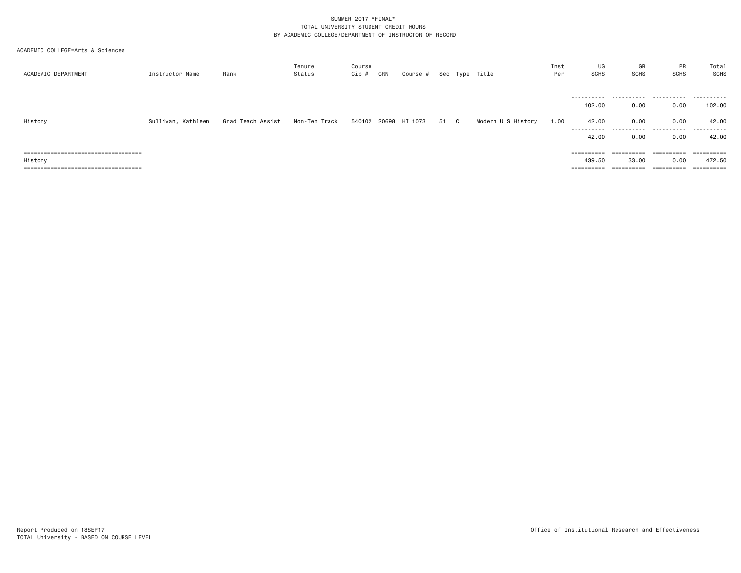SUMMER 2017 *FINAL*
TOTAL UNIVERSITY STUDENT CREDIT HOURS
BY ACADEMIC COLLEGE/DEPARTMENT OF INSTRUCTOR OF RECORD

ACADEMIC COLLEGE=Arts & Sciences

| ACADEMIC DEPARTMENT | Instructor Name | Rank | Tenure Status | Course Cip # | CRN | Course # | Sec | Type | Title | Inst Per | UG SCHS | GR SCHS | PR SCHS | Total SCHS |
|---|---|---|---|---|---|---|---|---|---|---|---|---|---|---|
| | | | | | | | | | | | 102.00 | 0.00 | 0.00 | 102.00 |
| History | Sullivan, Kathleen | Grad Teach Assist | Non-Ten Track | 540102 | 20698 | HI 1073 | 51 | C | Modern U S History | 1.00 | 42.00 | 0.00 | 0.00 | 42.00 |
| | | | | | | | | | | | 42.00 | 0.00 | 0.00 | 42.00 |
| History | | | | | | | | | | | 439.50 | 33.00 | 0.00 | 472.50 |

Report Produced on 18SEP17
TOTAL University - BASED ON COURSE LEVEL

Office of Institutional Research and Effectiveness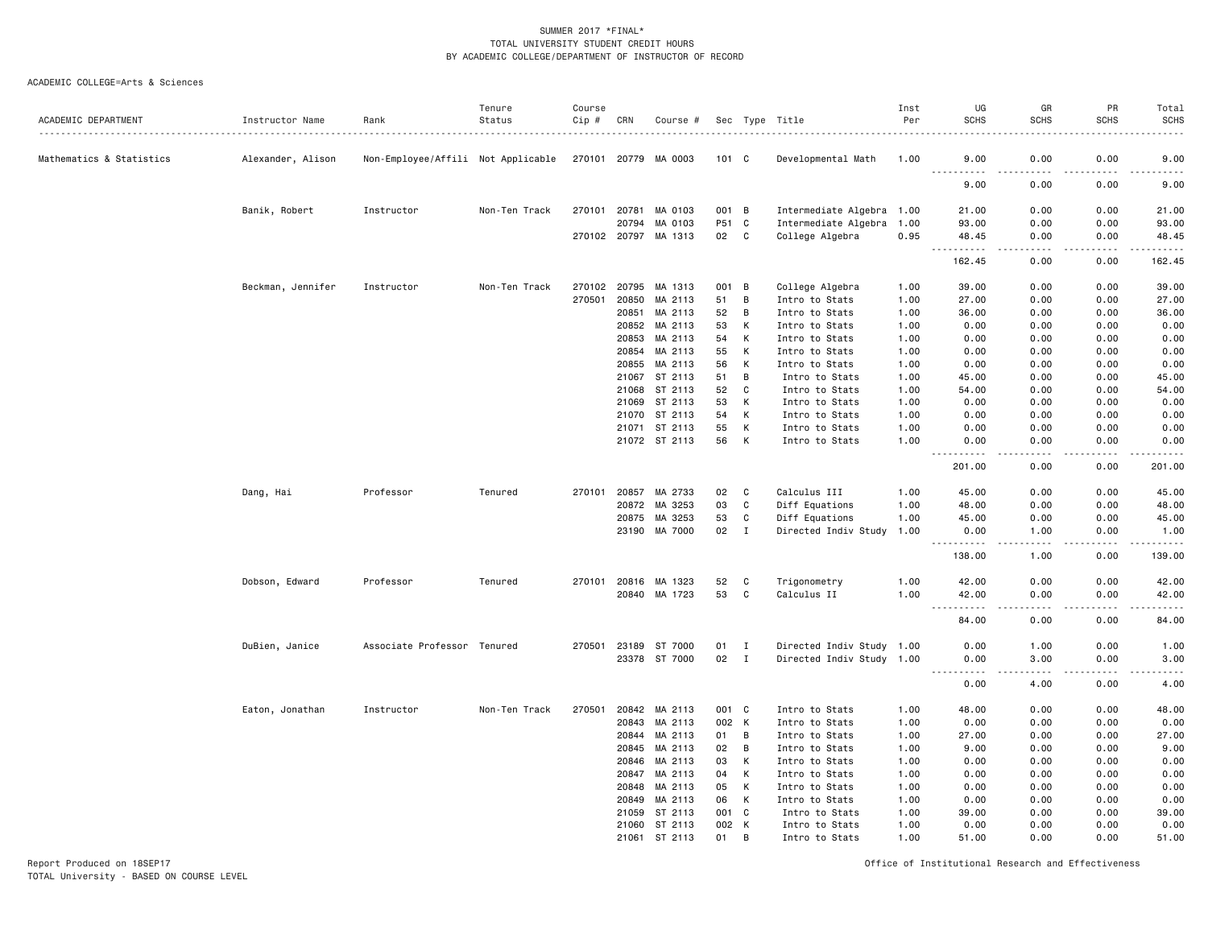SUMMER 2017 *FINAL*
TOTAL UNIVERSITY STUDENT CREDIT HOURS
BY ACADEMIC COLLEGE/DEPARTMENT OF INSTRUCTOR OF RECORD

ACADEMIC COLLEGE=Arts & Sciences

| ACADEMIC DEPARTMENT | Instructor Name | Rank | Tenure Status | Course Cip # | CRN | Course # | Sec | Type | Title | Inst Per | UG SCHS | GR SCHS | PR SCHS | Total SCHS |
|---|---|---|---|---|---|---|---|---|---|---|---|---|---|---|
| Mathematics & Statistics | Alexander, Alison | Non-Employee/Affili | Not Applicable | 270101 | 20779 | MA 0003 | 101 | C | Developmental Math | 1.00 | 9.00 | 0.00 | 0.00 | 9.00 |
| | | | | | | | | | | | 9.00 | 0.00 | 0.00 | 9.00 |
| | Banik, Robert | Instructor | Non-Ten Track | 270101 | 20781 | MA 0103 | 001 | B | Intermediate Algebra | 1.00 | 21.00 | 0.00 | 0.00 | 21.00 |
| | | | | | 20794 | MA 0103 | P51 | C | Intermediate Algebra | 1.00 | 93.00 | 0.00 | 0.00 | 93.00 |
| | | | | 270102 | 20797 | MA 1313 | 02 | C | College Algebra | 0.95 | 48.45 | 0.00 | 0.00 | 48.45 |
| | | | | | | | | | | | 162.45 | 0.00 | 0.00 | 162.45 |
| | Beckman, Jennifer | Instructor | Non-Ten Track | 270102 | 20795 | MA 1313 | 001 | B | College Algebra | 1.00 | 39.00 | 0.00 | 0.00 | 39.00 |
| | | | | 270501 | 20850 | MA 2113 | 51 | B | Intro to Stats | 1.00 | 27.00 | 0.00 | 0.00 | 27.00 |
| | | | | | 20851 | MA 2113 | 52 | B | Intro to Stats | 1.00 | 36.00 | 0.00 | 0.00 | 36.00 |
| | | | | | 20852 | MA 2113 | 53 | K | Intro to Stats | 1.00 | 0.00 | 0.00 | 0.00 | 0.00 |
| | | | | | 20853 | MA 2113 | 54 | K | Intro to Stats | 1.00 | 0.00 | 0.00 | 0.00 | 0.00 |
| | | | | | 20854 | MA 2113 | 55 | K | Intro to Stats | 1.00 | 0.00 | 0.00 | 0.00 | 0.00 |
| | | | | | 20855 | MA 2113 | 56 | K | Intro to Stats | 1.00 | 0.00 | 0.00 | 0.00 | 0.00 |
| | | | | | 21067 | ST 2113 | 51 | B | Intro to Stats | 1.00 | 45.00 | 0.00 | 0.00 | 45.00 |
| | | | | | 21068 | ST 2113 | 52 | C | Intro to Stats | 1.00 | 54.00 | 0.00 | 0.00 | 54.00 |
| | | | | | 21069 | ST 2113 | 53 | K | Intro to Stats | 1.00 | 0.00 | 0.00 | 0.00 | 0.00 |
| | | | | | 21070 | ST 2113 | 54 | K | Intro to Stats | 1.00 | 0.00 | 0.00 | 0.00 | 0.00 |
| | | | | | 21071 | ST 2113 | 55 | K | Intro to Stats | 1.00 | 0.00 | 0.00 | 0.00 | 0.00 |
| | | | | | 21072 | ST 2113 | 56 | K | Intro to Stats | 1.00 | 0.00 | 0.00 | 0.00 | 0.00 |
| | | | | | | | | | | | 201.00 | 0.00 | 0.00 | 201.00 |
| | Dang, Hai | Professor | Tenured | 270101 | 20857 | MA 2733 | 02 | C | Calculus III | 1.00 | 45.00 | 0.00 | 0.00 | 45.00 |
| | | | | | 20872 | MA 3253 | 03 | C | Diff Equations | 1.00 | 48.00 | 0.00 | 0.00 | 48.00 |
| | | | | | 20875 | MA 3253 | 53 | C | Diff Equations | 1.00 | 45.00 | 0.00 | 0.00 | 45.00 |
| | | | | | 23190 | MA 7000 | 02 | I | Directed Indiv Study | 1.00 | 0.00 | 1.00 | 0.00 | 1.00 |
| | | | | | | | | | | | 138.00 | 1.00 | 0.00 | 139.00 |
| | Dobson, Edward | Professor | Tenured | 270101 | 20816 | MA 1323 | 52 | C | Trigonometry | 1.00 | 42.00 | 0.00 | 0.00 | 42.00 |
| | | | | | 20840 | MA 1723 | 53 | C | Calculus II | 1.00 | 42.00 | 0.00 | 0.00 | 42.00 |
| | | | | | | | | | | | 84.00 | 0.00 | 0.00 | 84.00 |
| | DuBien, Janice | Associate Professor | Tenured | 270501 | 23189 | ST 7000 | 01 | I | Directed Indiv Study | 1.00 | 0.00 | 1.00 | 0.00 | 1.00 |
| | | | | | 23378 | ST 7000 | 02 | I | Directed Indiv Study | 1.00 | 0.00 | 3.00 | 0.00 | 3.00 |
| | | | | | | | | | | | 0.00 | 4.00 | 0.00 | 4.00 |
| | Eaton, Jonathan | Instructor | Non-Ten Track | 270501 | 20842 | MA 2113 | 001 | C | Intro to Stats | 1.00 | 48.00 | 0.00 | 0.00 | 48.00 |
| | | | | | 20843 | MA 2113 | 002 | K | Intro to Stats | 1.00 | 0.00 | 0.00 | 0.00 | 0.00 |
| | | | | | 20844 | MA 2113 | 01 | B | Intro to Stats | 1.00 | 27.00 | 0.00 | 0.00 | 27.00 |
| | | | | | 20845 | MA 2113 | 02 | B | Intro to Stats | 1.00 | 9.00 | 0.00 | 0.00 | 9.00 |
| | | | | | 20846 | MA 2113 | 03 | K | Intro to Stats | 1.00 | 0.00 | 0.00 | 0.00 | 0.00 |
| | | | | | 20847 | MA 2113 | 04 | K | Intro to Stats | 1.00 | 0.00 | 0.00 | 0.00 | 0.00 |
| | | | | | 20848 | MA 2113 | 05 | K | Intro to Stats | 1.00 | 0.00 | 0.00 | 0.00 | 0.00 |
| | | | | | 20849 | MA 2113 | 06 | K | Intro to Stats | 1.00 | 0.00 | 0.00 | 0.00 | 0.00 |
| | | | | | 21059 | ST 2113 | 001 | C | Intro to Stats | 1.00 | 39.00 | 0.00 | 0.00 | 39.00 |
| | | | | | 21060 | ST 2113 | 002 | K | Intro to Stats | 1.00 | 0.00 | 0.00 | 0.00 | 0.00 |
| | | | | | 21061 | ST 2113 | 01 | B | Intro to Stats | 1.00 | 51.00 | 0.00 | 0.00 | 51.00 |

Report Produced on 18SEP17
TOTAL University - BASED ON COURSE LEVEL

Office of Institutional Research and Effectiveness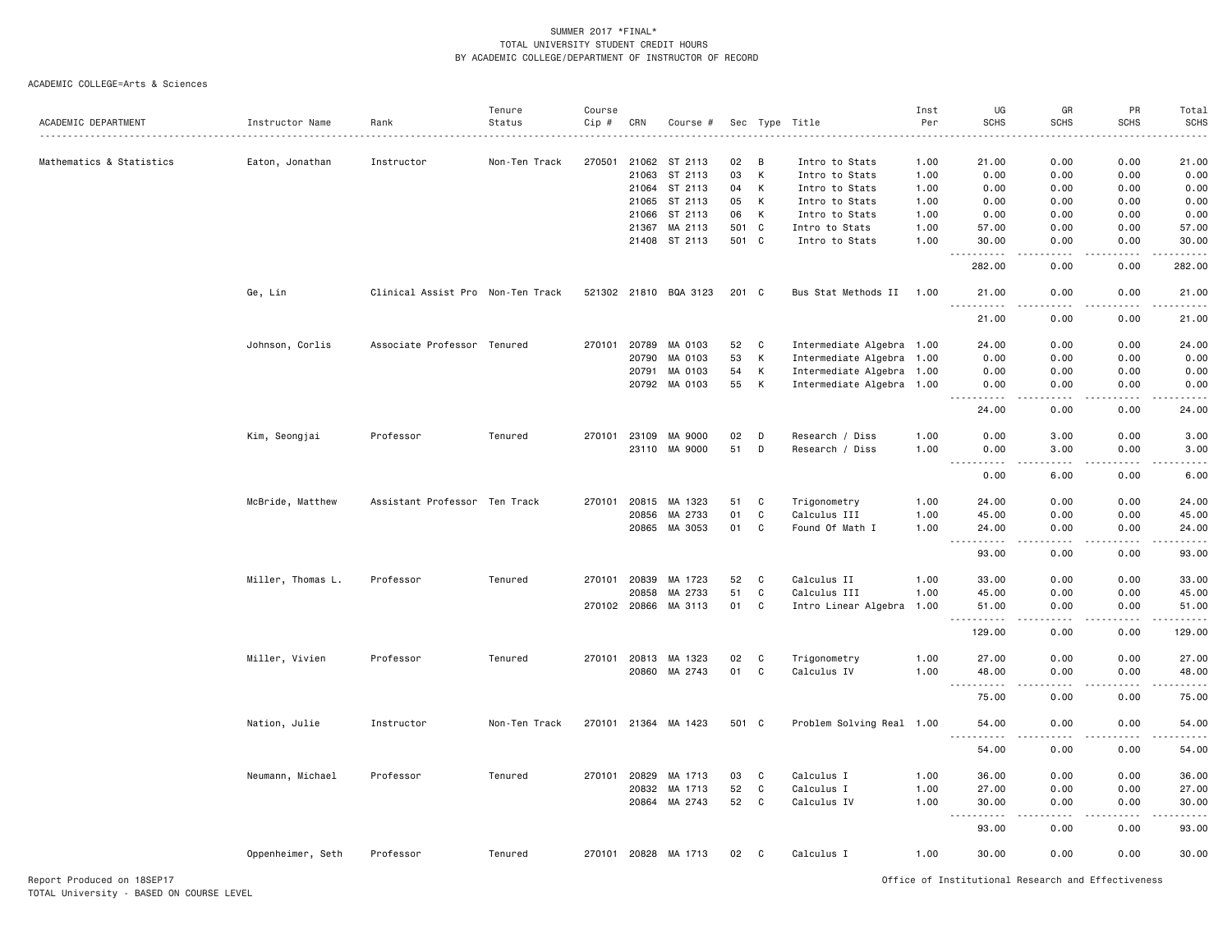SUMMER 2017 *FINAL*
TOTAL UNIVERSITY STUDENT CREDIT HOURS
BY ACADEMIC COLLEGE/DEPARTMENT OF INSTRUCTOR OF RECORD

ACADEMIC COLLEGE=Arts & Sciences

| ACADEMIC DEPARTMENT | Instructor Name | Rank | Tenure Status | Course Cip # | CRN | Course # | Sec | Type | Title | Inst Per | UG SCHS | GR SCHS | PR SCHS | Total SCHS |
|---|---|---|---|---|---|---|---|---|---|---|---|---|---|---|
| Mathematics & Statistics | Eaton, Jonathan | Instructor | Non-Ten Track | 270501 | 21062 | ST 2113 | 02 | B | Intro to Stats | 1.00 | 21.00 | 0.00 | 0.00 | 21.00 |
| | | | | | 21063 | ST 2113 | 03 | K | Intro to Stats | 1.00 | 0.00 | 0.00 | 0.00 | 0.00 |
| | | | | | 21064 | ST 2113 | 04 | K | Intro to Stats | 1.00 | 0.00 | 0.00 | 0.00 | 0.00 |
| | | | | | 21065 | ST 2113 | 05 | K | Intro to Stats | 1.00 | 0.00 | 0.00 | 0.00 | 0.00 |
| | | | | | 21066 | ST 2113 | 06 | K | Intro to Stats | 1.00 | 0.00 | 0.00 | 0.00 | 0.00 |
| | | | | | 21367 | MA 2113 | 501 | C | Intro to Stats | 1.00 | 57.00 | 0.00 | 0.00 | 57.00 |
| | | | | | 21408 | ST 2113 | 501 | C | Intro to Stats | 1.00 | 30.00 | 0.00 | 0.00 | 30.00 |
| | | | | | | | | | | | 282.00 | 0.00 | 0.00 | 282.00 |
| | Ge, Lin | Clinical Assist Pro | Non-Ten Track | 521302 | 21810 | BQA 3123 | 201 | C | Bus Stat Methods II | 1.00 | 21.00 | 0.00 | 0.00 | 21.00 |
| | | | | | | | | | | | 21.00 | 0.00 | 0.00 | 21.00 |
| | Johnson, Corlis | Associate Professor | Tenured | 270101 | 20789 | MA 0103 | 52 | C | Intermediate Algebra | 1.00 | 24.00 | 0.00 | 0.00 | 24.00 |
| | | | | | 20790 | MA 0103 | 53 | K | Intermediate Algebra | 1.00 | 0.00 | 0.00 | 0.00 | 0.00 |
| | | | | | 20791 | MA 0103 | 54 | K | Intermediate Algebra | 1.00 | 0.00 | 0.00 | 0.00 | 0.00 |
| | | | | | 20792 | MA 0103 | 55 | K | Intermediate Algebra | 1.00 | 0.00 | 0.00 | 0.00 | 0.00 |
| | | | | | | | | | | | 24.00 | 0.00 | 0.00 | 24.00 |
| | Kim, Seongjai | Professor | Tenured | 270101 | 23109 | MA 9000 | 02 | D | Research / Diss | 1.00 | 0.00 | 3.00 | 0.00 | 3.00 |
| | | | | | 23110 | MA 9000 | 51 | D | Research / Diss | 1.00 | 0.00 | 3.00 | 0.00 | 3.00 |
| | | | | | | | | | | | 0.00 | 6.00 | 0.00 | 6.00 |
| | McBride, Matthew | Assistant Professor | Ten Track | 270101 | 20815 | MA 1323 | 51 | C | Trigonometry | 1.00 | 24.00 | 0.00 | 0.00 | 24.00 |
| | | | | | 20856 | MA 2733 | 01 | C | Calculus III | 1.00 | 45.00 | 0.00 | 0.00 | 45.00 |
| | | | | | 20865 | MA 3053 | 01 | C | Found Of Math I | 1.00 | 24.00 | 0.00 | 0.00 | 24.00 |
| | | | | | | | | | | | 93.00 | 0.00 | 0.00 | 93.00 |
| | Miller, Thomas L. | Professor | Tenured | 270101 | 20839 | MA 1723 | 52 | C | Calculus II | 1.00 | 33.00 | 0.00 | 0.00 | 33.00 |
| | | | | | 20858 | MA 2733 | 51 | C | Calculus III | 1.00 | 45.00 | 0.00 | 0.00 | 45.00 |
| | | | | 270102 | 20866 | MA 3113 | 01 | C | Intro Linear Algebra | 1.00 | 51.00 | 0.00 | 0.00 | 51.00 |
| | | | | | | | | | | | 129.00 | 0.00 | 0.00 | 129.00 |
| | Miller, Vivien | Professor | Tenured | 270101 | 20813 | MA 1323 | 02 | C | Trigonometry | 1.00 | 27.00 | 0.00 | 0.00 | 27.00 |
| | | | | | 20860 | MA 2743 | 01 | C | Calculus IV | 1.00 | 48.00 | 0.00 | 0.00 | 48.00 |
| | | | | | | | | | | | 75.00 | 0.00 | 0.00 | 75.00 |
| | Nation, Julie | Instructor | Non-Ten Track | 270101 | 21364 | MA 1423 | 501 | C | Problem Solving Real | 1.00 | 54.00 | 0.00 | 0.00 | 54.00 |
| | | | | | | | | | | | 54.00 | 0.00 | 0.00 | 54.00 |
| | Neumann, Michael | Professor | Tenured | 270101 | 20829 | MA 1713 | 03 | C | Calculus I | 1.00 | 36.00 | 0.00 | 0.00 | 36.00 |
| | | | | | 20832 | MA 1713 | 52 | C | Calculus I | 1.00 | 27.00 | 0.00 | 0.00 | 27.00 |
| | | | | | 20864 | MA 2743 | 52 | C | Calculus IV | 1.00 | 30.00 | 0.00 | 0.00 | 30.00 |
| | | | | | | | | | | | 93.00 | 0.00 | 0.00 | 93.00 |
| | Oppenheimer, Seth | Professor | Tenured | 270101 | 20828 | MA 1713 | 02 | C | Calculus I | 1.00 | 30.00 | 0.00 | 0.00 | 30.00 |

Report Produced on 18SEP17
TOTAL University - BASED ON COURSE LEVEL
Office of Institutional Research and Effectiveness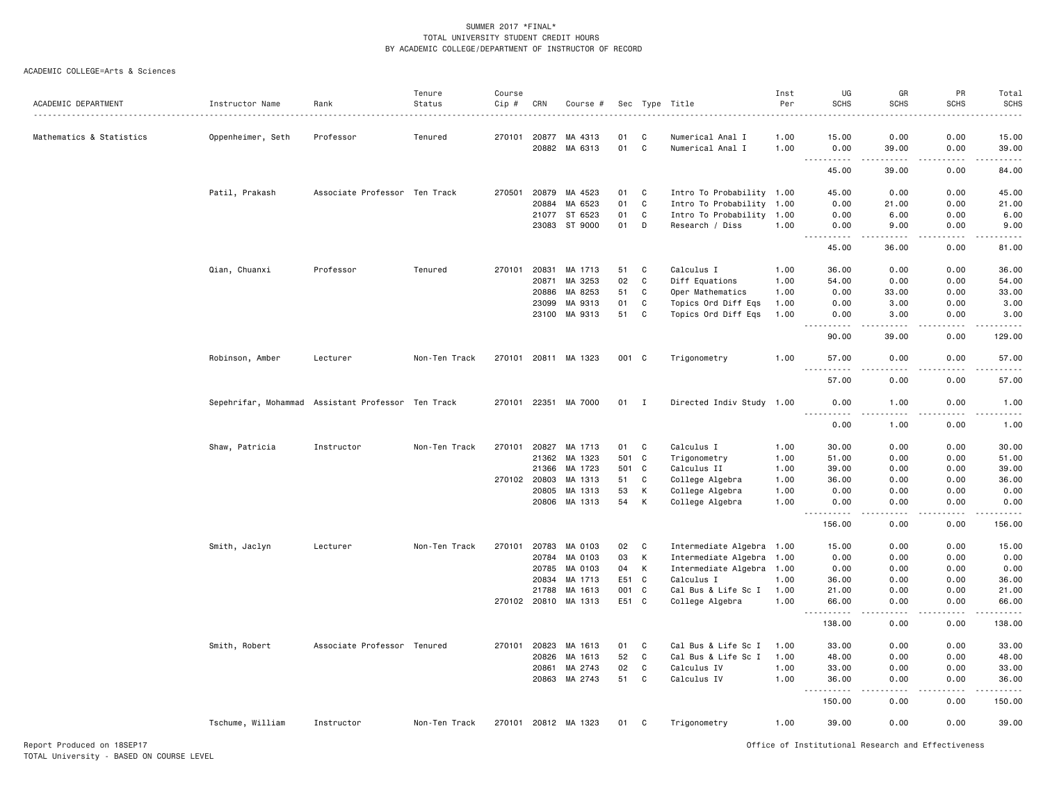SUMMER 2017 *FINAL*
TOTAL UNIVERSITY STUDENT CREDIT HOURS
BY ACADEMIC COLLEGE/DEPARTMENT OF INSTRUCTOR OF RECORD

ACADEMIC COLLEGE=Arts & Sciences

| ACADEMIC DEPARTMENT | Instructor Name | Rank | Tenure Status | Course Cip # | CRN | Course # | Sec | Type | Title | Inst Per | UG SCHS | GR SCHS | PR SCHS | Total SCHS |
|---|---|---|---|---|---|---|---|---|---|---|---|---|---|---|
| Mathematics & Statistics | Oppenheimer, Seth | Professor | Tenured | 270101 | 20877 | MA 4313 | 01 | C | Numerical Anal I | 1.00 | 15.00 | 0.00 | 0.00 | 15.00 |
| | | | | | 20882 | MA 6313 | 01 | C | Numerical Anal I | 1.00 | 0.00 | 39.00 | 0.00 | 39.00 |
| | | | | | | | | | | | 45.00 | 39.00 | 0.00 | 84.00 |
| | Patil, Prakash | Associate Professor | Ten Track | 270501 | 20879 | MA 4523 | 01 | C | Intro To Probability | 1.00 | 45.00 | 0.00 | 0.00 | 45.00 |
| | | | | | 20884 | MA 6523 | 01 | C | Intro To Probability | 1.00 | 0.00 | 21.00 | 0.00 | 21.00 |
| | | | | | 21077 | ST 6523 | 01 | C | Intro To Probability | 1.00 | 0.00 | 6.00 | 0.00 | 6.00 |
| | | | | | 23083 | ST 9000 | 01 | D | Research / Diss | 1.00 | 0.00 | 9.00 | 0.00 | 9.00 |
| | | | | | | | | | | | 45.00 | 36.00 | 0.00 | 81.00 |
| | Qian, Chuanxi | Professor | Tenured | 270101 | 20831 | MA 1713 | 51 | C | Calculus I | 1.00 | 36.00 | 0.00 | 0.00 | 36.00 |
| | | | | | 20871 | MA 3253 | 02 | C | Diff Equations | 1.00 | 54.00 | 0.00 | 0.00 | 54.00 |
| | | | | | 20886 | MA 8253 | 51 | C | Oper Mathematics | 1.00 | 0.00 | 33.00 | 0.00 | 33.00 |
| | | | | | 23099 | MA 9313 | 01 | C | Topics Ord Diff Eqs | 1.00 | 0.00 | 3.00 | 0.00 | 3.00 |
| | | | | | 23100 | MA 9313 | 51 | C | Topics Ord Diff Eqs | 1.00 | 0.00 | 3.00 | 0.00 | 3.00 |
| | | | | | | | | | | | 90.00 | 39.00 | 0.00 | 129.00 |
| | Robinson, Amber | Lecturer | Non-Ten Track | 270101 | 20811 | MA 1323 | 001 | C | Trigonometry | 1.00 | 57.00 | 0.00 | 0.00 | 57.00 |
| | | | | | | | | | | | 57.00 | 0.00 | 0.00 | 57.00 |
| | Sepehrifar, Mohammad | Assistant Professor | Ten Track | 270101 | 22351 | MA 7000 | 01 | I | Directed Indiv Study | 1.00 | 0.00 | 1.00 | 0.00 | 1.00 |
| | | | | | | | | | | | 0.00 | 1.00 | 0.00 | 1.00 |
| | Shaw, Patricia | Instructor | Non-Ten Track | 270101 | 20827 | MA 1713 | 01 | C | Calculus I | 1.00 | 30.00 | 0.00 | 0.00 | 30.00 |
| | | | | | 21362 | MA 1323 | 501 | C | Trigonometry | 1.00 | 51.00 | 0.00 | 0.00 | 51.00 |
| | | | | | 21366 | MA 1723 | 501 | C | Calculus II | 1.00 | 39.00 | 0.00 | 0.00 | 39.00 |
| | | | | 270102 | 20803 | MA 1313 | 51 | C | College Algebra | 1.00 | 36.00 | 0.00 | 0.00 | 36.00 |
| | | | | | 20805 | MA 1313 | 53 | K | College Algebra | 1.00 | 0.00 | 0.00 | 0.00 | 0.00 |
| | | | | | 20806 | MA 1313 | 54 | K | College Algebra | 1.00 | 0.00 | 0.00 | 0.00 | 0.00 |
| | | | | | | | | | | | 156.00 | 0.00 | 0.00 | 156.00 |
| | Smith, Jaclyn | Lecturer | Non-Ten Track | 270101 | 20783 | MA 0103 | 02 | C | Intermediate Algebra | 1.00 | 15.00 | 0.00 | 0.00 | 15.00 |
| | | | | | 20784 | MA 0103 | 03 | K | Intermediate Algebra | 1.00 | 0.00 | 0.00 | 0.00 | 0.00 |
| | | | | | 20785 | MA 0103 | 04 | K | Intermediate Algebra | 1.00 | 0.00 | 0.00 | 0.00 | 0.00 |
| | | | | | 20834 | MA 1713 | E51 | C | Calculus I | 1.00 | 36.00 | 0.00 | 0.00 | 36.00 |
| | | | | | 21788 | MA 1613 | 001 | C | Cal Bus & Life Sc I | 1.00 | 21.00 | 0.00 | 0.00 | 21.00 |
| | | | | 270102 | 20810 | MA 1313 | E51 | C | College Algebra | 1.00 | 66.00 | 0.00 | 0.00 | 66.00 |
| | | | | | | | | | | | 138.00 | 0.00 | 0.00 | 138.00 |
| | Smith, Robert | Associate Professor | Tenured | 270101 | 20823 | MA 1613 | 01 | C | Cal Bus & Life Sc I | 1.00 | 33.00 | 0.00 | 0.00 | 33.00 |
| | | | | | 20826 | MA 1613 | 52 | C | Cal Bus & Life Sc I | 1.00 | 48.00 | 0.00 | 0.00 | 48.00 |
| | | | | | 20861 | MA 2743 | 02 | C | Calculus IV | 1.00 | 33.00 | 0.00 | 0.00 | 33.00 |
| | | | | | 20863 | MA 2743 | 51 | C | Calculus IV | 1.00 | 36.00 | 0.00 | 0.00 | 36.00 |
| | | | | | | | | | | | 150.00 | 0.00 | 0.00 | 150.00 |
| | Tschume, William | Instructor | Non-Ten Track | 270101 | 20812 | MA 1323 | 01 | C | Trigonometry | 1.00 | 39.00 | 0.00 | 0.00 | 39.00 |

Report Produced on 18SEP17
TOTAL University - BASED ON COURSE LEVEL

Office of Institutional Research and Effectiveness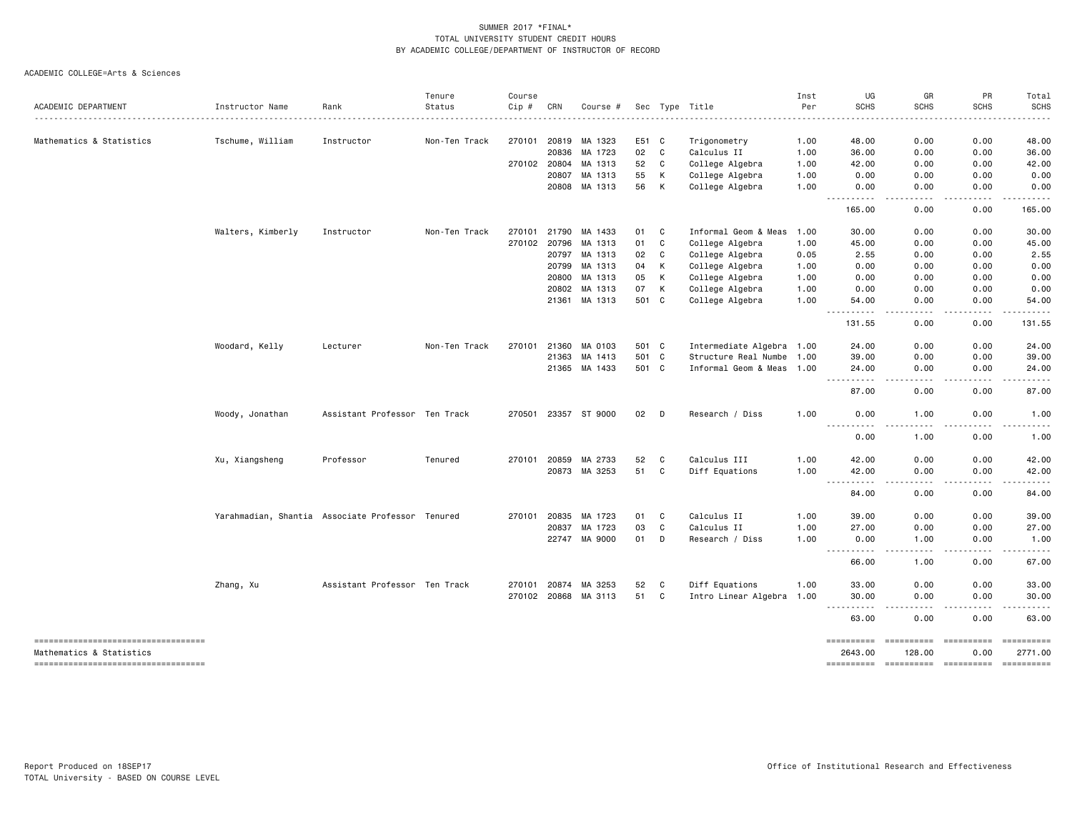SUMMER 2017 *FINAL*
TOTAL UNIVERSITY STUDENT CREDIT HOURS
BY ACADEMIC COLLEGE/DEPARTMENT OF INSTRUCTOR OF RECORD

ACADEMIC COLLEGE=Arts & Sciences

| ACADEMIC DEPARTMENT | Instructor Name | Rank | Tenure Status | Course Cip # | CRN | Course # | Sec | Type | Title | Inst Per | UG SCHS | GR SCHS | PR SCHS | Total SCHS |
|---|---|---|---|---|---|---|---|---|---|---|---|---|---|---|
| Mathematics & Statistics | Tschume, William | Instructor | Non-Ten Track | 270101 | 20819 | MA 1323 | E51 | C | Trigonometry | 1.00 | 48.00 | 0.00 | 0.00 | 48.00 |
| | | | | | 20836 | MA 1723 | 02 | C | Calculus II | 1.00 | 36.00 | 0.00 | 0.00 | 36.00 |
| | | | | 270102 | 20804 | MA 1313 | 52 | C | College Algebra | 1.00 | 42.00 | 0.00 | 0.00 | 42.00 |
| | | | | | 20807 | MA 1313 | 55 | K | College Algebra | 1.00 | 0.00 | 0.00 | 0.00 | 0.00 |
| | | | | | 20808 | MA 1313 | 56 | K | College Algebra | 1.00 | 0.00 | 0.00 | 0.00 | 0.00 |
| | | | | | | | | | | | 165.00 | 0.00 | 0.00 | 165.00 |
| | Walters, Kimberly | Instructor | Non-Ten Track | 270101 | 21790 | MA 1433 | 01 | C | Informal Geom & Meas | 1.00 | 30.00 | 0.00 | 0.00 | 30.00 |
| | | | | 270102 | 20796 | MA 1313 | 01 | C | College Algebra | 1.00 | 45.00 | 0.00 | 0.00 | 45.00 |
| | | | | | 20797 | MA 1313 | 02 | C | College Algebra | 0.05 | 2.55 | 0.00 | 0.00 | 2.55 |
| | | | | | 20799 | MA 1313 | 04 | K | College Algebra | 1.00 | 0.00 | 0.00 | 0.00 | 0.00 |
| | | | | | 20800 | MA 1313 | 05 | K | College Algebra | 1.00 | 0.00 | 0.00 | 0.00 | 0.00 |
| | | | | | 20802 | MA 1313 | 07 | K | College Algebra | 1.00 | 0.00 | 0.00 | 0.00 | 0.00 |
| | | | | | 21361 | MA 1313 | 501 | C | College Algebra | 1.00 | 54.00 | 0.00 | 0.00 | 54.00 |
| | | | | | | | | | | | 131.55 | 0.00 | 0.00 | 131.55 |
| | Woodard, Kelly | Lecturer | Non-Ten Track | 270101 | 21360 | MA 0103 | 501 | C | Intermediate Algebra | 1.00 | 24.00 | 0.00 | 0.00 | 24.00 |
| | | | | | 21363 | MA 1413 | 501 | C | Structure Real Numbe | 1.00 | 39.00 | 0.00 | 0.00 | 39.00 |
| | | | | | 21365 | MA 1433 | 501 | C | Informal Geom & Meas | 1.00 | 24.00 | 0.00 | 0.00 | 24.00 |
| | | | | | | | | | | | 87.00 | 0.00 | 0.00 | 87.00 |
| | Woody, Jonathan | Assistant Professor | Ten Track | 270501 | 23357 | ST 9000 | 02 | D | Research / Diss | 1.00 | 0.00 | 1.00 | 0.00 | 1.00 |
| | | | | | | | | | | | 0.00 | 1.00 | 0.00 | 1.00 |
| | Xu, Xiangsheng | Professor | Tenured | 270101 | 20859 | MA 2733 | 52 | C | Calculus III | 1.00 | 42.00 | 0.00 | 0.00 | 42.00 |
| | | | | | 20873 | MA 3253 | 51 | C | Diff Equations | 1.00 | 42.00 | 0.00 | 0.00 | 42.00 |
| | | | | | | | | | | | 84.00 | 0.00 | 0.00 | 84.00 |
| | Yarahmadian, Shantia | Associate Professor | Tenured | 270101 | 20835 | MA 1723 | 01 | C | Calculus II | 1.00 | 39.00 | 0.00 | 0.00 | 39.00 |
| | | | | | 20837 | MA 1723 | 03 | C | Calculus II | 1.00 | 27.00 | 0.00 | 0.00 | 27.00 |
| | | | | | 22747 | MA 9000 | 01 | D | Research / Diss | 1.00 | 0.00 | 1.00 | 0.00 | 1.00 |
| | | | | | | | | | | | 66.00 | 1.00 | 0.00 | 67.00 |
| | Zhang, Xu | Assistant Professor | Ten Track | 270101 | 20874 | MA 3253 | 52 | C | Diff Equations | 1.00 | 33.00 | 0.00 | 0.00 | 33.00 |
| | | | | 270102 | 20868 | MA 3113 | 51 | C | Intro Linear Algebra | 1.00 | 30.00 | 0.00 | 0.00 | 30.00 |
| | | | | | | | | | | | 63.00 | 0.00 | 0.00 | 63.00 |
| Mathematics & Statistics | | | | | | | | | | | 2643.00 | 128.00 | 0.00 | 2771.00 |

Report Produced on 18SEP17
TOTAL University - BASED ON COURSE LEVEL

Office of Institutional Research and Effectiveness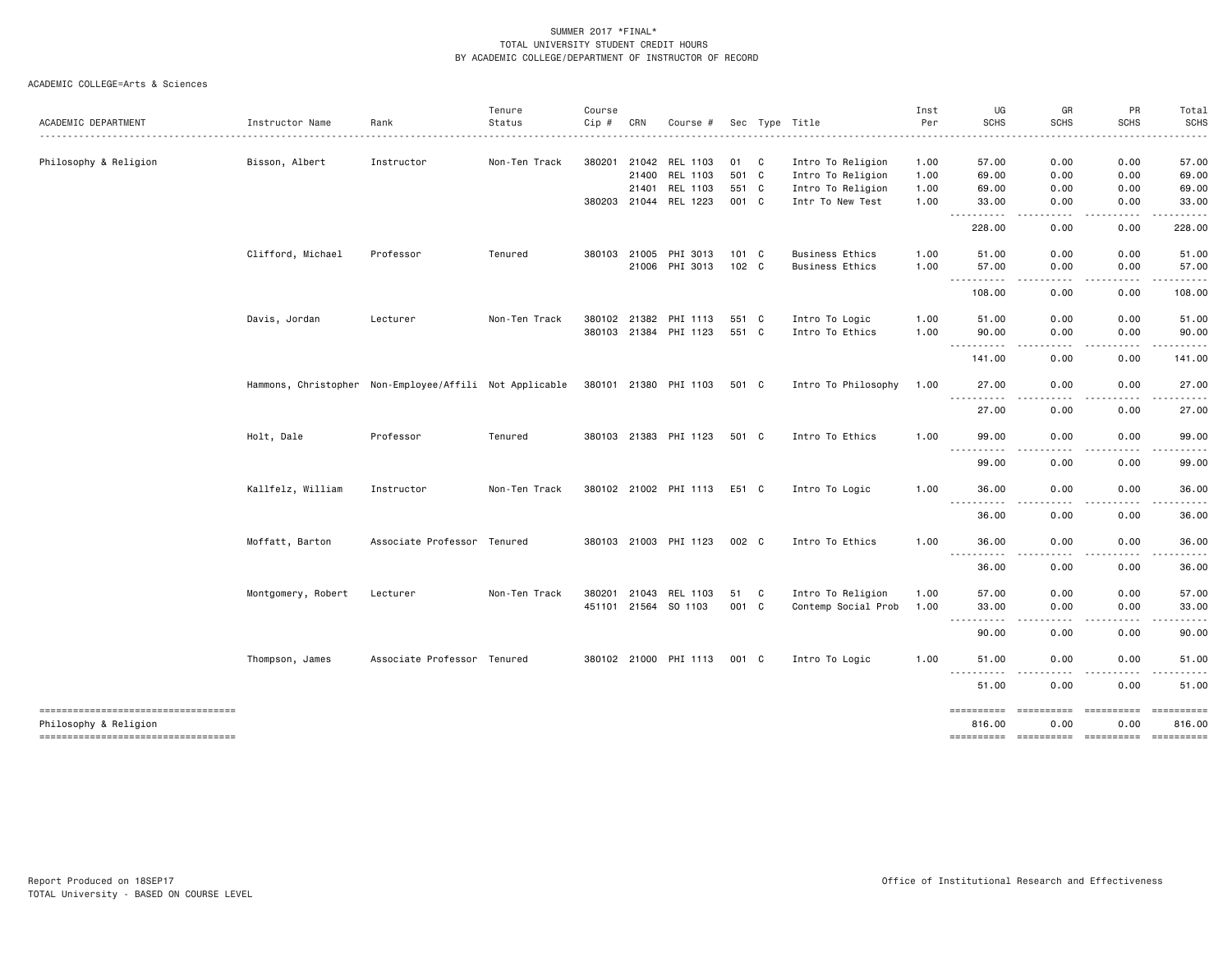SUMMER 2017 *FINAL*
TOTAL UNIVERSITY STUDENT CREDIT HOURS
BY ACADEMIC COLLEGE/DEPARTMENT OF INSTRUCTOR OF RECORD

ACADEMIC COLLEGE=Arts & Sciences

| ACADEMIC DEPARTMENT | Instructor Name | Rank | Tenure Status | Course Cip # | CRN | Course # | Sec | Type | Title | Inst Per | UG SCHS | GR SCHS | PR SCHS | Total SCHS |
|---|---|---|---|---|---|---|---|---|---|---|---|---|---|---|
| Philosophy & Religion | Bisson, Albert | Instructor | Non-Ten Track | 380201 | 21042 | REL 1103 | 01 | C | Intro To Religion | 1.00 | 57.00 | 0.00 | 0.00 | 57.00 |
| | | | | | 21400 | REL 1103 | 501 | C | Intro To Religion | 1.00 | 69.00 | 0.00 | 0.00 | 69.00 |
| | | | | | 21401 | REL 1103 | 551 | C | Intro To Religion | 1.00 | 69.00 | 0.00 | 0.00 | 69.00 |
| | | | | 380203 | 21044 | REL 1223 | 001 | C | Intr To New Test | 1.00 | 33.00 | 0.00 | 0.00 | 33.00 |
| | | | | | | | | | | | 228.00 | 0.00 | 0.00 | 228.00 |
| | Clifford, Michael | Professor | Tenured | 380103 | 21005 | PHI 3013 | 101 | C | Business Ethics | 1.00 | 51.00 | 0.00 | 0.00 | 51.00 |
| | | | | | 21006 | PHI 3013 | 102 | C | Business Ethics | 1.00 | 57.00 | 0.00 | 0.00 | 57.00 |
| | | | | | | | | | | | 108.00 | 0.00 | 0.00 | 108.00 |
| | Davis, Jordan | Lecturer | Non-Ten Track | 380102 | 21382 | PHI 1113 | 551 | C | Intro To Logic | 1.00 | 51.00 | 0.00 | 0.00 | 51.00 |
| | | | | 380103 | 21384 | PHI 1123 | 551 | C | Intro To Ethics | 1.00 | 90.00 | 0.00 | 0.00 | 90.00 |
| | | | | | | | | | | | 141.00 | 0.00 | 0.00 | 141.00 |
| | Hammons, Christopher | Non-Employee/Affili | Not Applicable | 380101 | 21380 | PHI 1103 | 501 | C | Intro To Philosophy | 1.00 | 27.00 | 0.00 | 0.00 | 27.00 |
| | | | | | | | | | | | 27.00 | 0.00 | 0.00 | 27.00 |
| | Holt, Dale | Professor | Tenured | 380103 | 21383 | PHI 1123 | 501 | C | Intro To Ethics | 1.00 | 99.00 | 0.00 | 0.00 | 99.00 |
| | | | | | | | | | | | 99.00 | 0.00 | 0.00 | 99.00 |
| | Kallfelz, William | Instructor | Non-Ten Track | 380102 | 21002 | PHI 1113 | E51 | C | Intro To Logic | 1.00 | 36.00 | 0.00 | 0.00 | 36.00 |
| | | | | | | | | | | | 36.00 | 0.00 | 0.00 | 36.00 |
| | Moffatt, Barton | Associate Professor | Tenured | 380103 | 21003 | PHI 1123 | 002 | C | Intro To Ethics | 1.00 | 36.00 | 0.00 | 0.00 | 36.00 |
| | | | | | | | | | | | 36.00 | 0.00 | 0.00 | 36.00 |
| | Montgomery, Robert | Lecturer | Non-Ten Track | 380201 | 21043 | REL 1103 | 51 | C | Intro To Religion | 1.00 | 57.00 | 0.00 | 0.00 | 57.00 |
| | | | | 451101 | 21564 | SO 1103 | 001 | C | Contemp Social Prob | 1.00 | 33.00 | 0.00 | 0.00 | 33.00 |
| | | | | | | | | | | | 90.00 | 0.00 | 0.00 | 90.00 |
| | Thompson, James | Associate Professor | Tenured | 380102 | 21000 | PHI 1113 | 001 | C | Intro To Logic | 1.00 | 51.00 | 0.00 | 0.00 | 51.00 |
| | | | | | | | | | | | 51.00 | 0.00 | 0.00 | 51.00 |
| Philosophy & Religion | | | | | | | | | | | 816.00 | 0.00 | 0.00 | 816.00 |

Report Produced on 18SEP17
TOTAL University - BASED ON COURSE LEVEL

Office of Institutional Research and Effectiveness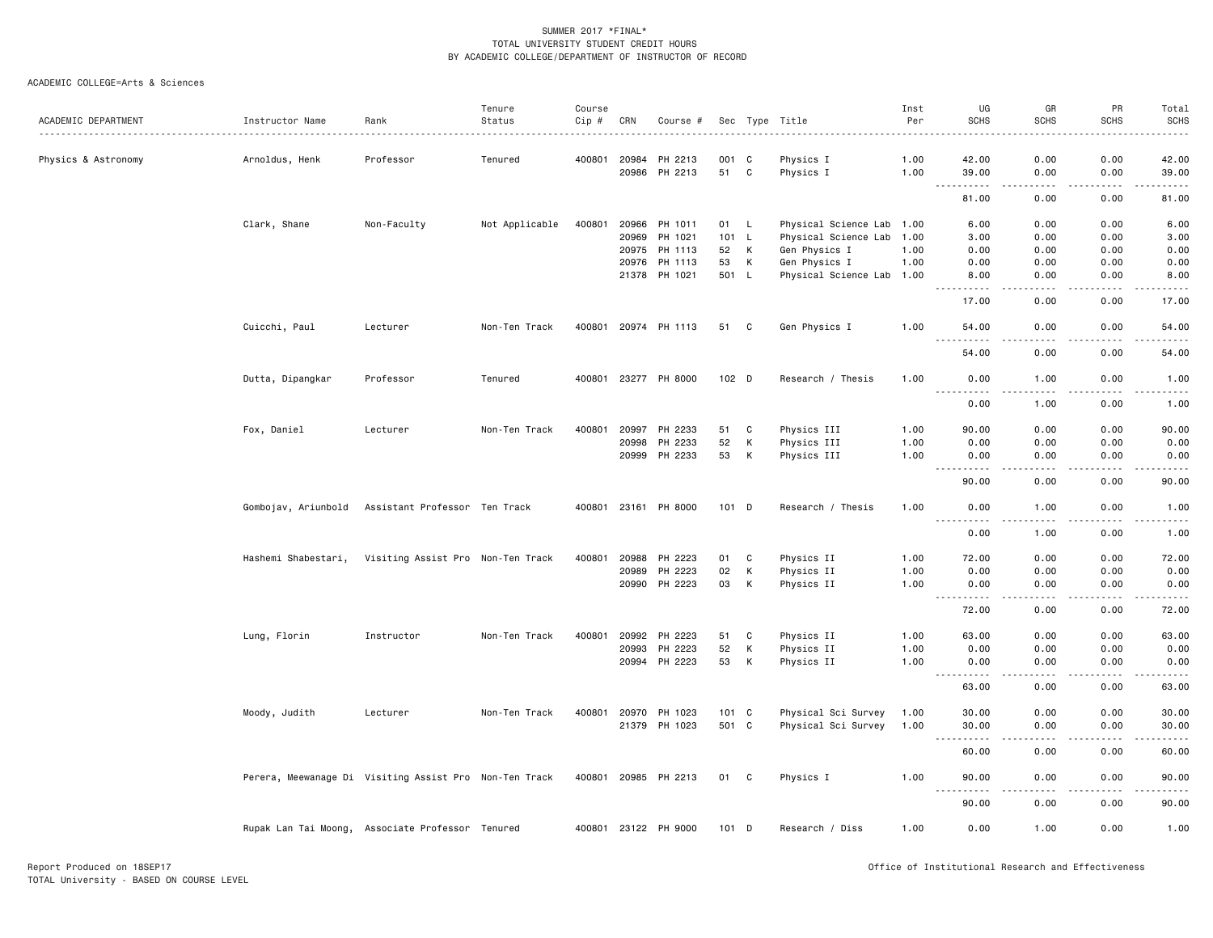SUMMER 2017 *FINAL*
TOTAL UNIVERSITY STUDENT CREDIT HOURS
BY ACADEMIC COLLEGE/DEPARTMENT OF INSTRUCTOR OF RECORD

ACADEMIC COLLEGE=Arts & Sciences

| ACADEMIC DEPARTMENT | Instructor Name | Rank | Tenure Status | Course Cip # | CRN | Course # | Sec | Type | Title | Inst Per | UG SCHS | GR SCHS | PR SCHS | Total SCHS |
|---|---|---|---|---|---|---|---|---|---|---|---|---|---|---|
| Physics & Astronomy | Arnoldus, Henk | Professor | Tenured | 400801 | 20984 | PH 2213 | 001 | C | Physics I | 1.00 | 42.00 | 0.00 | 0.00 | 42.00 |
| | | | | | 20986 | PH 2213 | 51 | C | Physics I | 1.00 | 39.00 | 0.00 | 0.00 | 39.00 |
| | | | | | | | | | | | 81.00 | 0.00 | 0.00 | 81.00 |
| | Clark, Shane | Non-Faculty | Not Applicable | 400801 | 20966 | PH 1011 | 01 | L | Physical Science Lab | 1.00 | 6.00 | 0.00 | 0.00 | 6.00 |
| | | | | | 20969 | PH 1021 | 101 | L | Physical Science Lab | 1.00 | 3.00 | 0.00 | 0.00 | 3.00 |
| | | | | | 20975 | PH 1113 | 52 | K | Gen Physics I | 1.00 | 0.00 | 0.00 | 0.00 | 0.00 |
| | | | | | 20976 | PH 1113 | 53 | K | Gen Physics I | 1.00 | 0.00 | 0.00 | 0.00 | 0.00 |
| | | | | | 21378 | PH 1021 | 501 | L | Physical Science Lab | 1.00 | 8.00 | 0.00 | 0.00 | 8.00 |
| | | | | | | | | | | | 17.00 | 0.00 | 0.00 | 17.00 |
| | Cuicchi, Paul | Lecturer | Non-Ten Track | 400801 | 20974 | PH 1113 | 51 | C | Gen Physics I | 1.00 | 54.00 | 0.00 | 0.00 | 54.00 |
| | | | | | | | | | | | 54.00 | 0.00 | 0.00 | 54.00 |
| | Dutta, Dipangkar | Professor | Tenured | 400801 | 23277 | PH 8000 | 102 | D | Research / Thesis | 1.00 | 0.00 | 1.00 | 0.00 | 1.00 |
| | | | | | | | | | | | 0.00 | 1.00 | 0.00 | 1.00 |
| | Fox, Daniel | Lecturer | Non-Ten Track | 400801 | 20997 | PH 2233 | 51 | C | Physics III | 1.00 | 90.00 | 0.00 | 0.00 | 90.00 |
| | | | | | 20998 | PH 2233 | 52 | K | Physics III | 1.00 | 0.00 | 0.00 | 0.00 | 0.00 |
| | | | | | 20999 | PH 2233 | 53 | K | Physics III | 1.00 | 0.00 | 0.00 | 0.00 | 0.00 |
| | | | | | | | | | | | 90.00 | 0.00 | 0.00 | 90.00 |
| | Gombojav, Ariunbold | Assistant Professor | Ten Track | 400801 | 23161 | PH 8000 | 101 | D | Research / Thesis | 1.00 | 0.00 | 1.00 | 0.00 | 1.00 |
| | | | | | | | | | | | 0.00 | 1.00 | 0.00 | 1.00 |
| | Hashemi Shabestari, | Visiting Assist Pro | Non-Ten Track | 400801 | 20988 | PH 2223 | 01 | C | Physics II | 1.00 | 72.00 | 0.00 | 0.00 | 72.00 |
| | | | | | 20989 | PH 2223 | 02 | K | Physics II | 1.00 | 0.00 | 0.00 | 0.00 | 0.00 |
| | | | | | 20990 | PH 2223 | 03 | K | Physics II | 1.00 | 0.00 | 0.00 | 0.00 | 0.00 |
| | | | | | | | | | | | 72.00 | 0.00 | 0.00 | 72.00 |
| | Lung, Florin | Instructor | Non-Ten Track | 400801 | 20992 | PH 2223 | 51 | C | Physics II | 1.00 | 63.00 | 0.00 | 0.00 | 63.00 |
| | | | | | 20993 | PH 2223 | 52 | K | Physics II | 1.00 | 0.00 | 0.00 | 0.00 | 0.00 |
| | | | | | 20994 | PH 2223 | 53 | K | Physics II | 1.00 | 0.00 | 0.00 | 0.00 | 0.00 |
| | | | | | | | | | | | 63.00 | 0.00 | 0.00 | 63.00 |
| | Moody, Judith | Lecturer | Non-Ten Track | 400801 | 20970 | PH 1023 | 101 | C | Physical Sci Survey | 1.00 | 30.00 | 0.00 | 0.00 | 30.00 |
| | | | | | 21379 | PH 1023 | 501 | C | Physical Sci Survey | 1.00 | 30.00 | 0.00 | 0.00 | 30.00 |
| | | | | | | | | | | | 60.00 | 0.00 | 0.00 | 60.00 |
| | Perera, Meewanage Di | Visiting Assist Pro | Non-Ten Track | 400801 | 20985 | PH 2213 | 01 | C | Physics I | 1.00 | 90.00 | 0.00 | 0.00 | 90.00 |
| | | | | | | | | | | | 90.00 | 0.00 | 0.00 | 90.00 |
| | Rupak Lan Tai Moong, | Associate Professor | Tenured | 400801 | 23122 | PH 9000 | 101 | D | Research / Diss | 1.00 | 0.00 | 1.00 | 0.00 | 1.00 |

Report Produced on 18SEP17
TOTAL University - BASED ON COURSE LEVEL
Office of Institutional Research and Effectiveness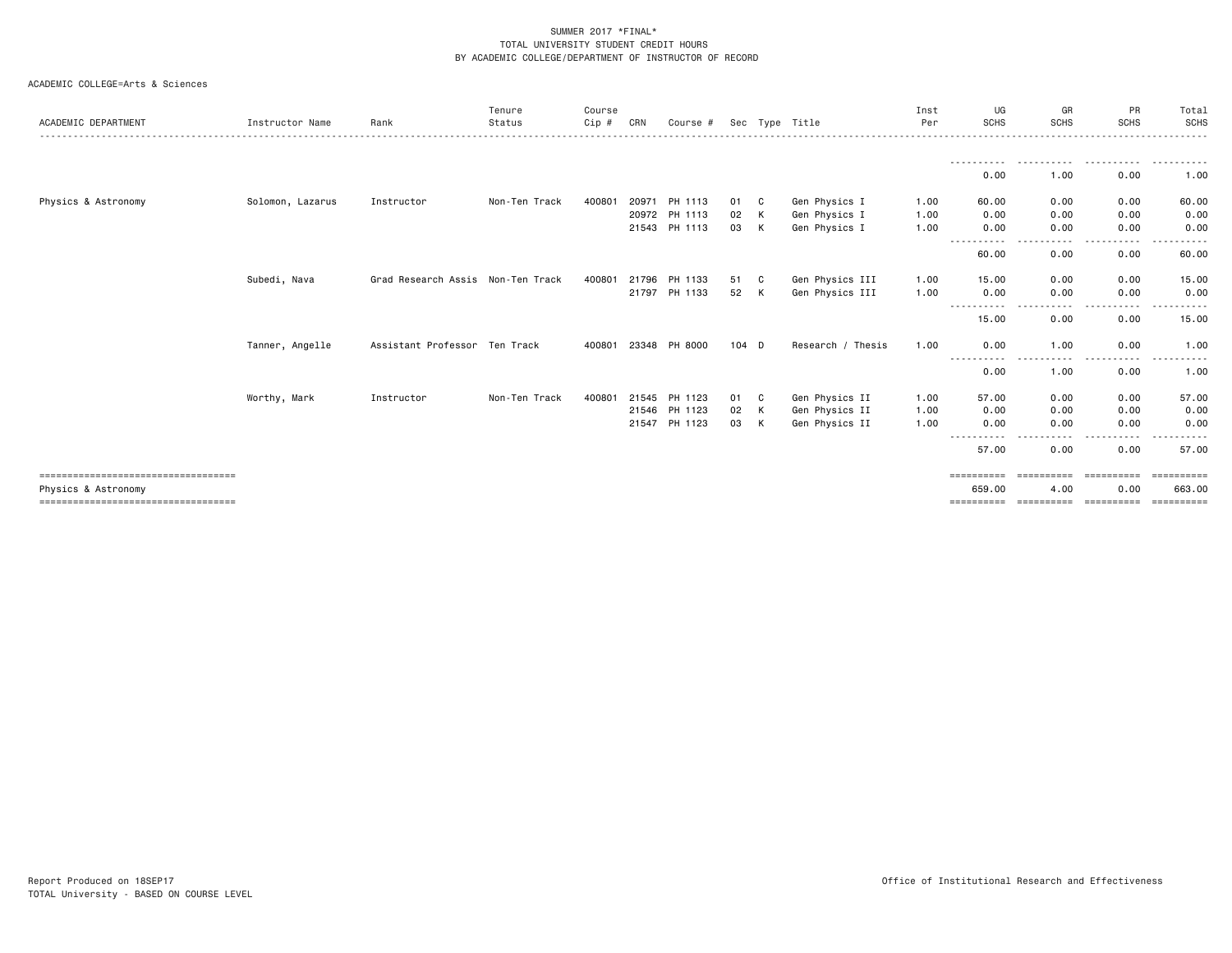SUMMER 2017 *FINAL*
TOTAL UNIVERSITY STUDENT CREDIT HOURS
BY ACADEMIC COLLEGE/DEPARTMENT OF INSTRUCTOR OF RECORD

ACADEMIC COLLEGE=Arts & Sciences

| ACADEMIC DEPARTMENT | Instructor Name | Rank | Tenure Status | Course Cip # | CRN | Course # | Sec | Type | Title | Inst Per | UG SCHS | GR SCHS | PR SCHS | Total SCHS |
|---|---|---|---|---|---|---|---|---|---|---|---|---|---|---|
| | | | | | | | | | | | 0.00 | 1.00 | 0.00 | 1.00 |
| Physics & Astronomy | Solomon, Lazarus | Instructor | Non-Ten Track | 400801 | 20971 | PH 1113 | 01 | C | Gen Physics I | 1.00 | 60.00 | 0.00 | 0.00 | 60.00 |
| | | | | | 20972 | PH 1113 | 02 | K | Gen Physics I | 1.00 | 0.00 | 0.00 | 0.00 | 0.00 |
| | | | | | 21543 | PH 1113 | 03 | K | Gen Physics I | 1.00 | 0.00 | 0.00 | 0.00 | 0.00 |
| | | | | | | | | | | | 60.00 | 0.00 | 0.00 | 60.00 |
| | Subedi, Nava | Grad Research Assis | Non-Ten Track | 400801 | 21796 | PH 1133 | 51 | C | Gen Physics III | 1.00 | 15.00 | 0.00 | 0.00 | 15.00 |
| | | | | | 21797 | PH 1133 | 52 | K | Gen Physics III | 1.00 | 0.00 | 0.00 | 0.00 | 0.00 |
| | | | | | | | | | | | 15.00 | 0.00 | 0.00 | 15.00 |
| | Tanner, Angelle | Assistant Professor | Ten Track | 400801 | 23348 | PH 8000 | 104 | D | Research / Thesis | 1.00 | 0.00 | 1.00 | 0.00 | 1.00 |
| | | | | | | | | | | | 0.00 | 1.00 | 0.00 | 1.00 |
| | Worthy, Mark | Instructor | Non-Ten Track | 400801 | 21545 | PH 1123 | 01 | C | Gen Physics II | 1.00 | 57.00 | 0.00 | 0.00 | 57.00 |
| | | | | | 21546 | PH 1123 | 02 | K | Gen Physics II | 1.00 | 0.00 | 0.00 | 0.00 | 0.00 |
| | | | | | 21547 | PH 1123 | 03 | K | Gen Physics II | 1.00 | 0.00 | 0.00 | 0.00 | 0.00 |
| | | | | | | | | | | | 57.00 | 0.00 | 0.00 | 57.00 |
| Physics & Astronomy | | | | | | | | | | | 659.00 | 4.00 | 0.00 | 663.00 |

Report Produced on 18SEP17
TOTAL University - BASED ON COURSE LEVEL

Office of Institutional Research and Effectiveness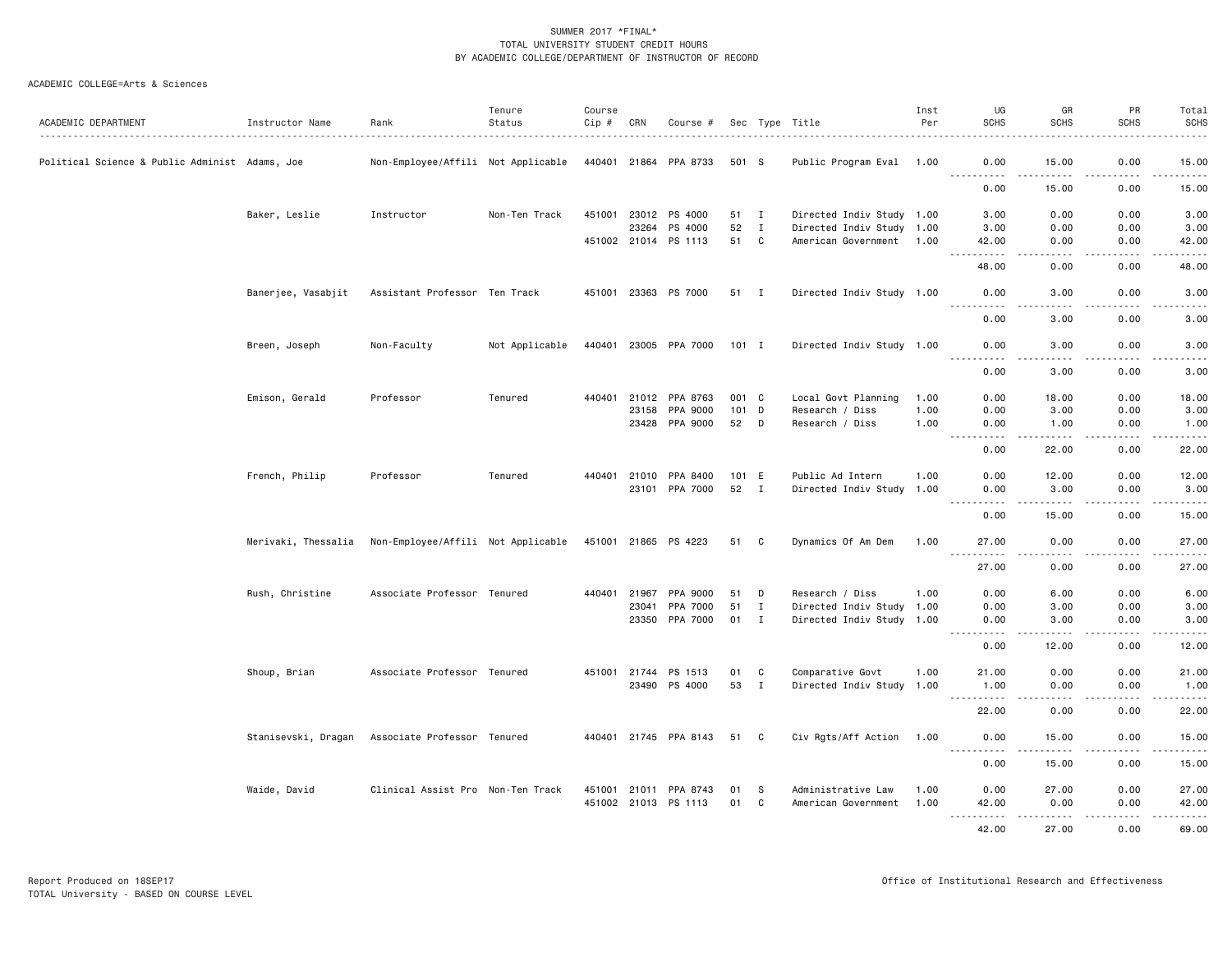SUMMER 2017 *FINAL*
TOTAL UNIVERSITY STUDENT CREDIT HOURS
BY ACADEMIC COLLEGE/DEPARTMENT OF INSTRUCTOR OF RECORD

ACADEMIC COLLEGE=Arts & Sciences

| ACADEMIC DEPARTMENT | Instructor Name | Rank | Tenure Status | Course Cip # | CRN | Course # | Sec | Type | Title | Inst Per | UG SCHS | GR SCHS | PR SCHS | Total SCHS |
|---|---|---|---|---|---|---|---|---|---|---|---|---|---|---|
| Political Science & Public Administ | Adams, Joe | Non-Employee/Affili | Not Applicable | 440401 | 21864 | PPA 8733 | 501 | S | Public Program Eval | 1.00 | 0.00 | 15.00 | 0.00 | 15.00 |
| | | | | | | | | | | | 0.00 | 15.00 | 0.00 | 15.00 |
| | Baker, Leslie | Instructor | Non-Ten Track | 451001 | 23012 | PS 4000 | 51 | I | Directed Indiv Study | 1.00 | 3.00 | 0.00 | 0.00 | 3.00 |
| | | | | | 23264 | PS 4000 | 52 | I | Directed Indiv Study | 1.00 | 3.00 | 0.00 | 0.00 | 3.00 |
| | | | | 451002 | 21014 | PS 1113 | 51 | C | American Government | 1.00 | 42.00 | 0.00 | 0.00 | 42.00 |
| | | | | | | | | | | | 48.00 | 0.00 | 0.00 | 48.00 |
| | Banerjee, Vasabjit | Assistant Professor | Ten Track | 451001 | 23363 | PS 7000 | 51 | I | Directed Indiv Study | 1.00 | 0.00 | 3.00 | 0.00 | 3.00 |
| | | | | | | | | | | | 0.00 | 3.00 | 0.00 | 3.00 |
| | Breen, Joseph | Non-Faculty | Not Applicable | 440401 | 23005 | PPA 7000 | 101 | I | Directed Indiv Study | 1.00 | 0.00 | 3.00 | 0.00 | 3.00 |
| | | | | | | | | | | | 0.00 | 3.00 | 0.00 | 3.00 |
| | Emison, Gerald | Professor | Tenured | 440401 | 21012 | PPA 8763 | 001 | C | Local Govt Planning | 1.00 | 0.00 | 18.00 | 0.00 | 18.00 |
| | | | | | 23158 | PPA 9000 | 101 | D | Research / Diss | 1.00 | 0.00 | 3.00 | 0.00 | 3.00 |
| | | | | | 23428 | PPA 9000 | 52 | D | Research / Diss | 1.00 | 0.00 | 1.00 | 0.00 | 1.00 |
| | | | | | | | | | | | 0.00 | 22.00 | 0.00 | 22.00 |
| | French, Philip | Professor | Tenured | 440401 | 21010 | PPA 8400 | 101 | E | Public Ad Intern | 1.00 | 0.00 | 12.00 | 0.00 | 12.00 |
| | | | | | 23101 | PPA 7000 | 52 | I | Directed Indiv Study | 1.00 | 0.00 | 3.00 | 0.00 | 3.00 |
| | | | | | | | | | | | 0.00 | 15.00 | 0.00 | 15.00 |
| | Merivaki, Thessalia | Non-Employee/Affili | Not Applicable | 451001 | 21865 | PS 4223 | 51 | C | Dynamics Of Am Dem | 1.00 | 27.00 | 0.00 | 0.00 | 27.00 |
| | | | | | | | | | | | 27.00 | 0.00 | 0.00 | 27.00 |
| | Rush, Christine | Associate Professor | Tenured | 440401 | 21967 | PPA 9000 | 51 | D | Research / Diss | 1.00 | 0.00 | 6.00 | 0.00 | 6.00 |
| | | | | | 23041 | PPA 7000 | 51 | I | Directed Indiv Study | 1.00 | 0.00 | 3.00 | 0.00 | 3.00 |
| | | | | | 23350 | PPA 7000 | 01 | I | Directed Indiv Study | 1.00 | 0.00 | 3.00 | 0.00 | 3.00 |
| | | | | | | | | | | | 0.00 | 12.00 | 0.00 | 12.00 |
| | Shoup, Brian | Associate Professor | Tenured | 451001 | 21744 | PS 1513 | 01 | C | Comparative Govt | 1.00 | 21.00 | 0.00 | 0.00 | 21.00 |
| | | | | | 23490 | PS 4000 | 53 | I | Directed Indiv Study | 1.00 | 1.00 | 0.00 | 0.00 | 1.00 |
| | | | | | | | | | | | 22.00 | 0.00 | 0.00 | 22.00 |
| | Stanisevski, Dragan | Associate Professor | Tenured | 440401 | 21745 | PPA 8143 | 51 | C | Civ Rgts/Aff Action | 1.00 | 0.00 | 15.00 | 0.00 | 15.00 |
| | | | | | | | | | | | 0.00 | 15.00 | 0.00 | 15.00 |
| | Waide, David | Clinical Assist Pro | Non-Ten Track | 451001 | 21011 | PPA 8743 | 01 | S | Administrative Law | 1.00 | 0.00 | 27.00 | 0.00 | 27.00 |
| | | | | 451002 | 21013 | PS 1113 | 01 | C | American Government | 1.00 | 42.00 | 0.00 | 0.00 | 42.00 |
| | | | | | | | | | | | 42.00 | 27.00 | 0.00 | 69.00 |

Report Produced on 18SEP17
TOTAL University - BASED ON COURSE LEVEL

Office of Institutional Research and Effectiveness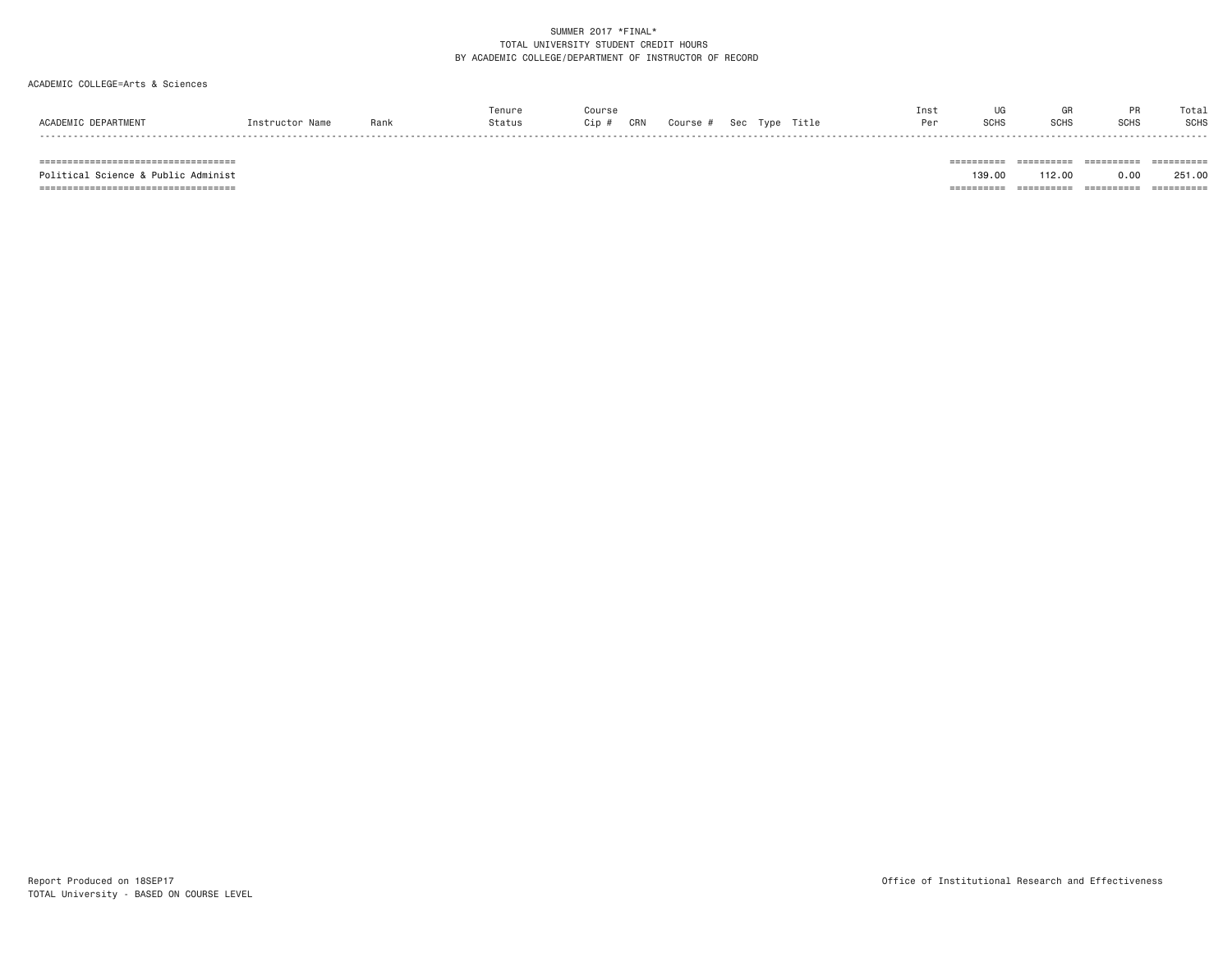SUMMER 2017 *FINAL*
TOTAL UNIVERSITY STUDENT CREDIT HOURS
BY ACADEMIC COLLEGE/DEPARTMENT OF INSTRUCTOR OF RECORD

ACADEMIC COLLEGE=Arts & Sciences

| ACADEMIC DEPARTMENT | Instructor Name | Rank | Tenure Status | Course Cip # | CRN | Course # | Sec | Type | Title | Inst Per | UG SCHS | GR SCHS | PR SCHS | Total SCHS |
|---|---|---|---|---|---|---|---|---|---|---|---|---|---|---|
| Political Science & Public Administ | | | | | | | | | | | 139.00 | 112.00 | 0.00 | 251.00 |

Report Produced on 18SEP17
TOTAL University - BASED ON COURSE LEVEL

Office of Institutional Research and Effectiveness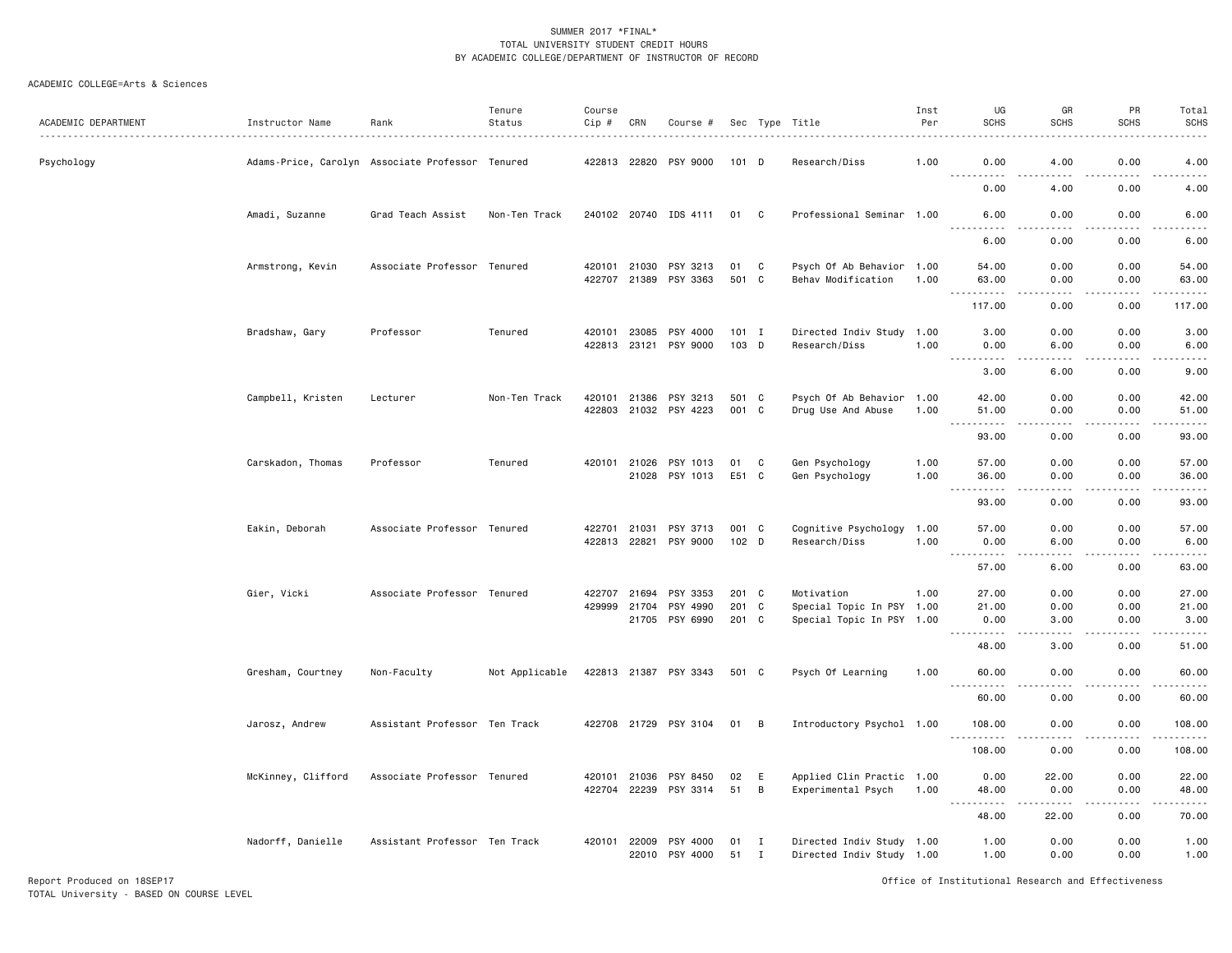SUMMER 2017 *FINAL*
TOTAL UNIVERSITY STUDENT CREDIT HOURS
BY ACADEMIC COLLEGE/DEPARTMENT OF INSTRUCTOR OF RECORD

ACADEMIC COLLEGE=Arts & Sciences

| ACADEMIC DEPARTMENT | Instructor Name | Rank | Tenure Status | Course Cip # | CRN | Course # | Sec | Type | Title | Inst Per | UG SCHS | GR SCHS | PR SCHS | Total SCHS |
|---|---|---|---|---|---|---|---|---|---|---|---|---|---|---|
| Psychology | Adams-Price, Carolyn | Associate Professor | Tenured | 422813 | 22820 | PSY 9000 | 101 | D | Research/Diss | 1.00 | 0.00 | 4.00 | 0.00 | 4.00 |
| | | | | | | | | | | | 0.00 | 4.00 | 0.00 | 4.00 |
| | Amadi, Suzanne | Grad Teach Assist | Non-Ten Track | 240102 | 20740 | IDS 4111 | 01 | C | Professional Seminar | 1.00 | 6.00 | 0.00 | 0.00 | 6.00 |
| | | | | | | | | | | | 6.00 | 0.00 | 0.00 | 6.00 |
| | Armstrong, Kevin | Associate Professor | Tenured | 420101 | 21030 | PSY 3213 | 01 | C | Psych Of Ab Behavior | 1.00 | 54.00 | 0.00 | 0.00 | 54.00 |
| | | | | 422707 | 21389 | PSY 3363 | 501 | C | Behav Modification | 1.00 | 63.00 | 0.00 | 0.00 | 63.00 |
| | | | | | | | | | | | 117.00 | 0.00 | 0.00 | 117.00 |
| | Bradshaw, Gary | Professor | Tenured | 420101 | 23085 | PSY 4000 | 101 | I | Directed Indiv Study | 1.00 | 3.00 | 0.00 | 0.00 | 3.00 |
| | | | | 422813 | 23121 | PSY 9000 | 103 | D | Research/Diss | 1.00 | 0.00 | 6.00 | 0.00 | 6.00 |
| | | | | | | | | | | | 3.00 | 6.00 | 0.00 | 9.00 |
| | Campbell, Kristen | Lecturer | Non-Ten Track | 420101 | 21386 | PSY 3213 | 501 | C | Psych Of Ab Behavior | 1.00 | 42.00 | 0.00 | 0.00 | 42.00 |
| | | | | 422803 | 21032 | PSY 4223 | 001 | C | Drug Use And Abuse | 1.00 | 51.00 | 0.00 | 0.00 | 51.00 |
| | | | | | | | | | | | 93.00 | 0.00 | 0.00 | 93.00 |
| | Carskadon, Thomas | Professor | Tenured | 420101 | 21026 | PSY 1013 | 01 | C | Gen Psychology | 1.00 | 57.00 | 0.00 | 0.00 | 57.00 |
| | | | | | 21028 | PSY 1013 | E51 | C | Gen Psychology | 1.00 | 36.00 | 0.00 | 0.00 | 36.00 |
| | | | | | | | | | | | 93.00 | 0.00 | 0.00 | 93.00 |
| | Eakin, Deborah | Associate Professor | Tenured | 422701 | 21031 | PSY 3713 | 001 | C | Cognitive Psychology | 1.00 | 57.00 | 0.00 | 0.00 | 57.00 |
| | | | | 422813 | 22821 | PSY 9000 | 102 | D | Research/Diss | 1.00 | 0.00 | 6.00 | 0.00 | 6.00 |
| | | | | | | | | | | | 57.00 | 6.00 | 0.00 | 63.00 |
| | Gier, Vicki | Associate Professor | Tenured | 422707 | 21694 | PSY 3353 | 201 | C | Motivation | 1.00 | 27.00 | 0.00 | 0.00 | 27.00 |
| | | | | 429999 | 21704 | PSY 4990 | 201 | C | Special Topic In PSY | 1.00 | 21.00 | 0.00 | 0.00 | 21.00 |
| | | | | | 21705 | PSY 6990 | 201 | C | Special Topic In PSY | 1.00 | 0.00 | 3.00 | 0.00 | 3.00 |
| | | | | | | | | | | | 48.00 | 3.00 | 0.00 | 51.00 |
| | Gresham, Courtney | Non-Faculty | Not Applicable | 422813 | 21387 | PSY 3343 | 501 | C | Psych Of Learning | 1.00 | 60.00 | 0.00 | 0.00 | 60.00 |
| | | | | | | | | | | | 60.00 | 0.00 | 0.00 | 60.00 |
| | Jarosz, Andrew | Assistant Professor | Ten Track | 422708 | 21729 | PSY 3104 | 01 | B | Introductory Psychol | 1.00 | 108.00 | 0.00 | 0.00 | 108.00 |
| | | | | | | | | | | | 108.00 | 0.00 | 0.00 | 108.00 |
| | McKinney, Clifford | Associate Professor | Tenured | 420101 | 21036 | PSY 8450 | 02 | E | Applied Clin Practic | 1.00 | 0.00 | 22.00 | 0.00 | 22.00 |
| | | | | 422704 | 22239 | PSY 3314 | 51 | B | Experimental Psych | 1.00 | 48.00 | 0.00 | 0.00 | 48.00 |
| | | | | | | | | | | | 48.00 | 22.00 | 0.00 | 70.00 |
| | Nadorff, Danielle | Assistant Professor | Ten Track | 420101 | 22009 | PSY 4000 | 01 | I | Directed Indiv Study | 1.00 | 1.00 | 0.00 | 0.00 | 1.00 |
| | | | | | 22010 | PSY 4000 | 51 | I | Directed Indiv Study | 1.00 | 1.00 | 0.00 | 0.00 | 1.00 |

Report Produced on 18SEP17
TOTAL University - BASED ON COURSE LEVEL

Office of Institutional Research and Effectiveness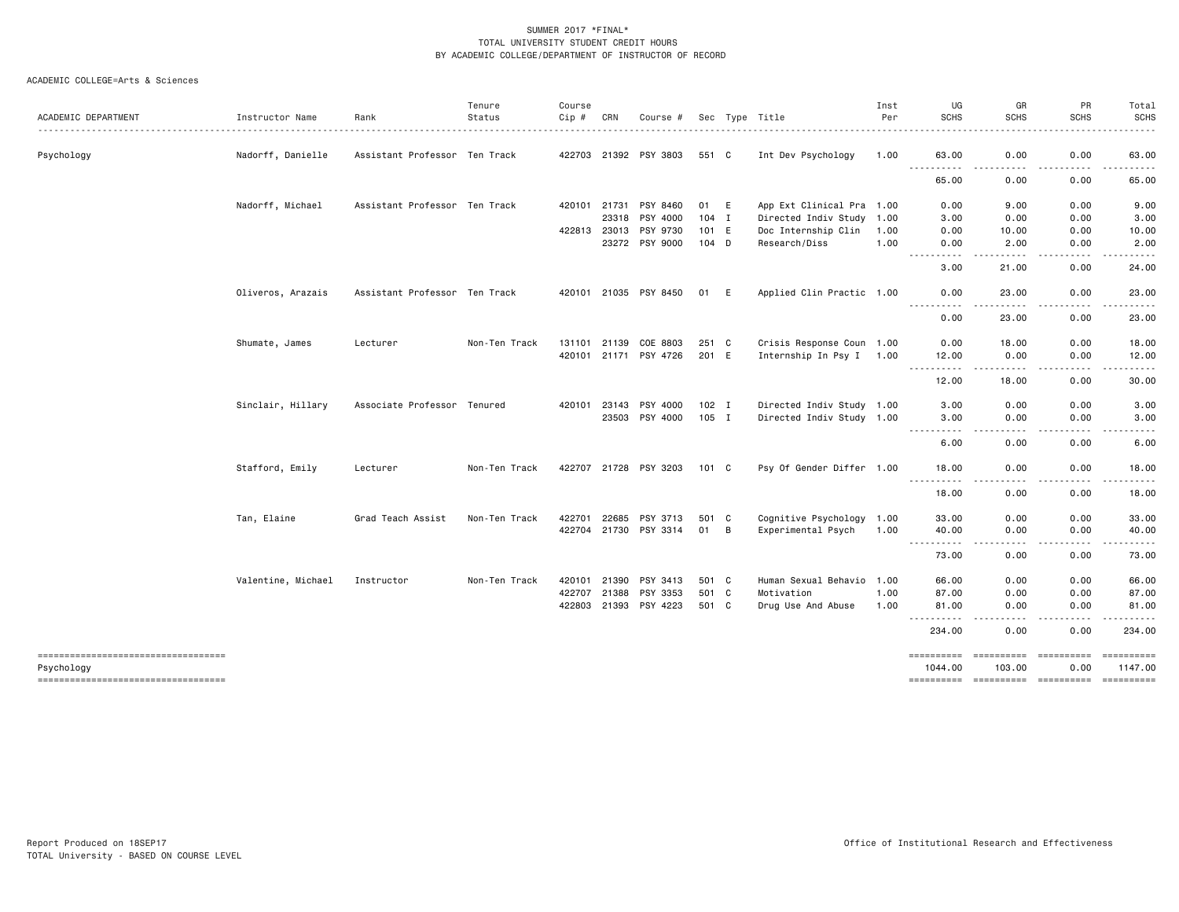SUMMER 2017 *FINAL*
TOTAL UNIVERSITY STUDENT CREDIT HOURS
BY ACADEMIC COLLEGE/DEPARTMENT OF INSTRUCTOR OF RECORD

ACADEMIC COLLEGE=Arts & Sciences

| ACADEMIC DEPARTMENT | Instructor Name | Rank | Tenure Status | Course Cip # | CRN | Course # | Sec | Type | Title | Inst Per | UG SCHS | GR SCHS | PR SCHS | Total SCHS |
|---|---|---|---|---|---|---|---|---|---|---|---|---|---|---|
| Psychology | Nadorff, Danielle | Assistant Professor | Ten Track | 422703 | 21392 | PSY 3803 | 551 | C | Int Dev Psychology | 1.00 | 63.00 | 0.00 | 0.00 | 63.00 |
| | | | | | | | | | | | 65.00 | 0.00 | 0.00 | 65.00 |
| | Nadorff, Michael | Assistant Professor | Ten Track | 420101 | 21731 | PSY 8460 | 01 | E | App Ext Clinical Pra | 1.00 | 0.00 | 9.00 | 0.00 | 9.00 |
| | | | | | 23318 | PSY 4000 | 104 | I | Directed Indiv Study | 1.00 | 3.00 | 0.00 | 0.00 | 3.00 |
| | | | | 422813 | 23013 | PSY 9730 | 101 | E | Doc Internship Clin | 1.00 | 0.00 | 10.00 | 0.00 | 10.00 |
| | | | | | 23272 | PSY 9000 | 104 | D | Research/Diss | 1.00 | 0.00 | 2.00 | 0.00 | 2.00 |
| | | | | | | | | | | | 3.00 | 21.00 | 0.00 | 24.00 |
| | Oliveros, Arazais | Assistant Professor | Ten Track | 420101 | 21035 | PSY 8450 | 01 | E | Applied Clin Practic | 1.00 | 0.00 | 23.00 | 0.00 | 23.00 |
| | | | | | | | | | | | 0.00 | 23.00 | 0.00 | 23.00 |
| | Shumate, James | Lecturer | Non-Ten Track | 131101 | 21139 | COE 8803 | 251 | C | Crisis Response Coun | 1.00 | 0.00 | 18.00 | 0.00 | 18.00 |
| | | | | 420101 | 21171 | PSY 4726 | 201 | E | Internship In Psy I | 1.00 | 12.00 | 0.00 | 0.00 | 12.00 |
| | | | | | | | | | | | 12.00 | 18.00 | 0.00 | 30.00 |
| | Sinclair, Hillary | Associate Professor | Tenured | 420101 | 23143 | PSY 4000 | 102 | I | Directed Indiv Study | 1.00 | 3.00 | 0.00 | 0.00 | 3.00 |
| | | | | | 23503 | PSY 4000 | 105 | I | Directed Indiv Study | 1.00 | 3.00 | 0.00 | 0.00 | 3.00 |
| | | | | | | | | | | | 6.00 | 0.00 | 0.00 | 6.00 |
| | Stafford, Emily | Lecturer | Non-Ten Track | 422707 | 21728 | PSY 3203 | 101 | C | Psy Of Gender Differ | 1.00 | 18.00 | 0.00 | 0.00 | 18.00 |
| | | | | | | | | | | | 18.00 | 0.00 | 0.00 | 18.00 |
| | Tan, Elaine | Grad Teach Assist | Non-Ten Track | 422701 | 22685 | PSY 3713 | 501 | C | Cognitive Psychology | 1.00 | 33.00 | 0.00 | 0.00 | 33.00 |
| | | | | 422704 | 21730 | PSY 3314 | 01 | B | Experimental Psych | 1.00 | 40.00 | 0.00 | 0.00 | 40.00 |
| | | | | | | | | | | | 73.00 | 0.00 | 0.00 | 73.00 |
| | Valentine, Michael | Instructor | Non-Ten Track | 420101 | 21390 | PSY 3413 | 501 | C | Human Sexual Behavio | 1.00 | 66.00 | 0.00 | 0.00 | 66.00 |
| | | | | 422707 | 21388 | PSY 3353 | 501 | C | Motivation | 1.00 | 87.00 | 0.00 | 0.00 | 87.00 |
| | | | | 422803 | 21393 | PSY 4223 | 501 | C | Drug Use And Abuse | 1.00 | 81.00 | 0.00 | 0.00 | 81.00 |
| | | | | | | | | | | | 234.00 | 0.00 | 0.00 | 234.00 |
| Psychology | | | | | | | | | | | 1044.00 | 103.00 | 0.00 | 1147.00 |

Report Produced on 18SEP17
TOTAL University - BASED ON COURSE LEVEL

Office of Institutional Research and Effectiveness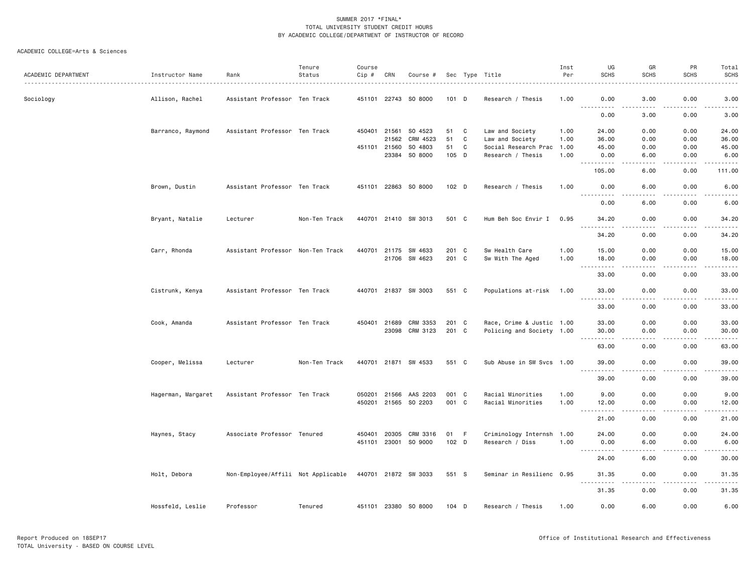SUMMER 2017 *FINAL*
TOTAL UNIVERSITY STUDENT CREDIT HOURS
BY ACADEMIC COLLEGE/DEPARTMENT OF INSTRUCTOR OF RECORD

ACADEMIC COLLEGE=Arts & Sciences

| ACADEMIC DEPARTMENT | Instructor Name | Rank | Tenure Status | Course Cip # | CRN | Course # | Sec | Type | Title | Inst Per | UG SCHS | GR SCHS | PR SCHS | Total SCHS |
|---|---|---|---|---|---|---|---|---|---|---|---|---|---|---|
| Sociology | Allison, Rachel | Assistant Professor | Ten Track | 451101 | 22743 | SO 8000 | 101 | D | Research / Thesis | 1.00 | 0.00 | 3.00 | 0.00 | 3.00 |
| | | | | | | | | | | | 0.00 | 3.00 | 0.00 | 3.00 |
| | Barranco, Raymond | Assistant Professor | Ten Track | 450401 | 21561 | SO 4523 | 51 | C | Law and Society | 1.00 | 24.00 | 0.00 | 0.00 | 24.00 |
| | | | | | 21562 | CRM 4523 | 51 | C | Law and Society | 1.00 | 36.00 | 0.00 | 0.00 | 36.00 |
| | | | | 451101 | 21560 | SO 4803 | 51 | C | Social Research Prac | 1.00 | 45.00 | 0.00 | 0.00 | 45.00 |
| | | | | | 23384 | SO 8000 | 105 | D | Research / Thesis | 1.00 | 0.00 | 6.00 | 0.00 | 6.00 |
| | | | | | | | | | | | 105.00 | 6.00 | 0.00 | 111.00 |
| | Brown, Dustin | Assistant Professor | Ten Track | 451101 | 22863 | SO 8000 | 102 | D | Research / Thesis | 1.00 | 0.00 | 6.00 | 0.00 | 6.00 |
| | | | | | | | | | | | 0.00 | 6.00 | 0.00 | 6.00 |
| | Bryant, Natalie | Lecturer | Non-Ten Track | 440701 | 21410 | SW 3013 | 501 | C | Hum Beh Soc Envir I | 0.95 | 34.20 | 0.00 | 0.00 | 34.20 |
| | | | | | | | | | | | 34.20 | 0.00 | 0.00 | 34.20 |
| | Carr, Rhonda | Assistant Professor | Non-Ten Track | 440701 | 21175 | SW 4633 | 201 | C | Sw Health Care | 1.00 | 15.00 | 0.00 | 0.00 | 15.00 |
| | | | | | 21706 | SW 4623 | 201 | C | Sw With The Aged | 1.00 | 18.00 | 0.00 | 0.00 | 18.00 |
| | | | | | | | | | | | 33.00 | 0.00 | 0.00 | 33.00 |
| | Cistrunk, Kenya | Assistant Professor | Ten Track | 440701 | 21837 | SW 3003 | 551 | C | Populations at-risk | 1.00 | 33.00 | 0.00 | 0.00 | 33.00 |
| | | | | | | | | | | | 33.00 | 0.00 | 0.00 | 33.00 |
| | Cook, Amanda | Assistant Professor | Ten Track | 450401 | 21689 | CRM 3353 | 201 | C | Race, Crime & Justic | 1.00 | 33.00 | 0.00 | 0.00 | 33.00 |
| | | | | | 23098 | CRM 3123 | 201 | C | Policing and Society | 1.00 | 30.00 | 0.00 | 0.00 | 30.00 |
| | | | | | | | | | | | 63.00 | 0.00 | 0.00 | 63.00 |
| | Cooper, Melissa | Lecturer | Non-Ten Track | 440701 | 21871 | SW 4533 | 551 | C | Sub Abuse in SW Svcs | 1.00 | 39.00 | 0.00 | 0.00 | 39.00 |
| | | | | | | | | | | | 39.00 | 0.00 | 0.00 | 39.00 |
| | Hagerman, Margaret | Assistant Professor | Ten Track | 050201 | 21566 | AAS 2203 | 001 | C | Racial Minorities | 1.00 | 9.00 | 0.00 | 0.00 | 9.00 |
| | | | | 450201 | 21565 | SO 2203 | 001 | C | Racial Minorities | 1.00 | 12.00 | 0.00 | 0.00 | 12.00 |
| | | | | | | | | | | | 21.00 | 0.00 | 0.00 | 21.00 |
| | Haynes, Stacy | Associate Professor | Tenured | 450401 | 20305 | CRM 3316 | 01 | F | Criminology Internsh | 1.00 | 24.00 | 0.00 | 0.00 | 24.00 |
| | | | | 451101 | 23001 | SO 9000 | 102 | D | Research / Diss | 1.00 | 0.00 | 6.00 | 0.00 | 6.00 |
| | | | | | | | | | | | 24.00 | 6.00 | 0.00 | 30.00 |
| | Holt, Debora | Non-Employee/Affili | Not Applicable | 440701 | 21872 | SW 3033 | 551 | S | Seminar in Resilienc | 0.95 | 31.35 | 0.00 | 0.00 | 31.35 |
| | | | | | | | | | | | 31.35 | 0.00 | 0.00 | 31.35 |
| | Hossfeld, Leslie | Professor | Tenured | 451101 | 23380 | SO 8000 | 104 | D | Research / Thesis | 1.00 | 0.00 | 6.00 | 0.00 | 6.00 |

Report Produced on 18SEP17
TOTAL University - BASED ON COURSE LEVEL

Office of Institutional Research and Effectiveness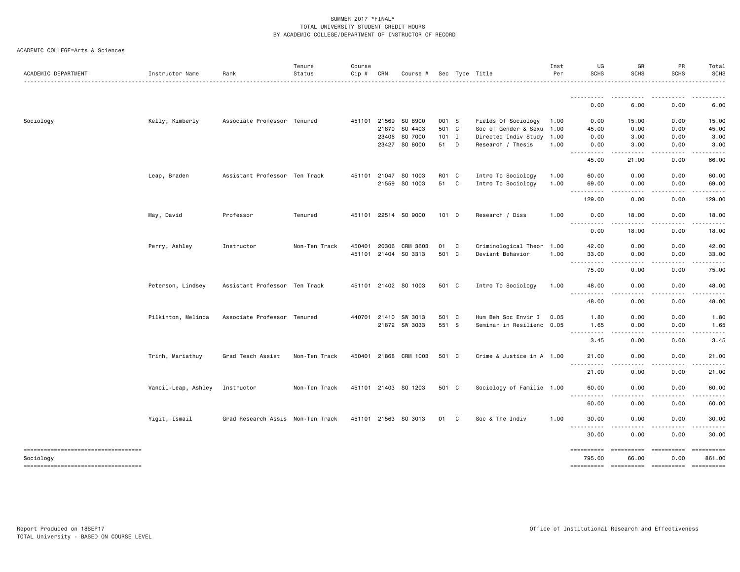SUMMER 2017 *FINAL*
TOTAL UNIVERSITY STUDENT CREDIT HOURS
BY ACADEMIC COLLEGE/DEPARTMENT OF INSTRUCTOR OF RECORD

ACADEMIC COLLEGE=Arts & Sciences

| ACADEMIC DEPARTMENT | Instructor Name | Rank | Tenure Status | Course Cip # | CRN | Course # | Sec | Type | Title | Inst Per | UG SCHS | GR SCHS | PR SCHS | Total SCHS |
|---|---|---|---|---|---|---|---|---|---|---|---|---|---|---|
| | | | | | | | | | | | 0.00 | 6.00 | 0.00 | 6.00 |
| Sociology | Kelly, Kimberly | Associate Professor | Tenured | 451101 | 21569 | SO 8900 | 001 | S | Fields Of Sociology | 1.00 | 0.00 | 15.00 | 0.00 | 15.00 |
| | | | | | 21870 | SO 4403 | 501 | C | Soc of Gender & Sexu | 1.00 | 45.00 | 0.00 | 0.00 | 45.00 |
| | | | | | 23406 | SO 7000 | 101 | I | Directed Indiv Study | 1.00 | 0.00 | 3.00 | 0.00 | 3.00 |
| | | | | | 23427 | SO 8000 | 51 | D | Research / Thesis | 1.00 | 0.00 | 3.00 | 0.00 | 3.00 |
| | | | | | | | | | | | 45.00 | 21.00 | 0.00 | 66.00 |
| | Leap, Braden | Assistant Professor | Ten Track | 451101 | 21047 | SO 1003 | R01 | C | Intro To Sociology | 1.00 | 60.00 | 0.00 | 0.00 | 60.00 |
| | | | | | 21559 | SO 1003 | 51 | C | Intro To Sociology | 1.00 | 69.00 | 0.00 | 0.00 | 69.00 |
| | | | | | | | | | | | 129.00 | 0.00 | 0.00 | 129.00 |
| | May, David | Professor | Tenured | 451101 | 22514 | SO 9000 | 101 | D | Research / Diss | 1.00 | 0.00 | 18.00 | 0.00 | 18.00 |
| | | | | | | | | | | | 0.00 | 18.00 | 0.00 | 18.00 |
| | Perry, Ashley | Instructor | Non-Ten Track | 450401 | 20306 | CRM 3603 | 01 | C | Criminological Theor | 1.00 | 42.00 | 0.00 | 0.00 | 42.00 |
| | | | | 451101 | 21404 | SO 3313 | 501 | C | Deviant Behavior | 1.00 | 33.00 | 0.00 | 0.00 | 33.00 |
| | | | | | | | | | | | 75.00 | 0.00 | 0.00 | 75.00 |
| | Peterson, Lindsey | Assistant Professor | Ten Track | 451101 | 21402 | SO 1003 | 501 | C | Intro To Sociology | 1.00 | 48.00 | 0.00 | 0.00 | 48.00 |
| | | | | | | | | | | | 48.00 | 0.00 | 0.00 | 48.00 |
| | Pilkinton, Melinda | Associate Professor | Tenured | 440701 | 21410 | SW 3013 | 501 | C | Hum Beh Soc Envir I | 0.05 | 1.80 | 0.00 | 0.00 | 1.80 |
| | | | | | 21872 | SW 3033 | 551 | S | Seminar in Resilienc | 0.05 | 1.65 | 0.00 | 0.00 | 1.65 |
| | | | | | | | | | | | 3.45 | 0.00 | 0.00 | 3.45 |
| | Trinh, Mariathuy | Grad Teach Assist | Non-Ten Track | 450401 | 21868 | CRM 1003 | 501 | C | Crime & Justice in A | 1.00 | 21.00 | 0.00 | 0.00 | 21.00 |
| | | | | | | | | | | | 21.00 | 0.00 | 0.00 | 21.00 |
| | Vancil-Leap, Ashley | Instructor | Non-Ten Track | 451101 | 21403 | SO 1203 | 501 | C | Sociology of Familie | 1.00 | 60.00 | 0.00 | 0.00 | 60.00 |
| | | | | | | | | | | | 60.00 | 0.00 | 0.00 | 60.00 |
| | Yigit, Ismail | Grad Research Assis | Non-Ten Track | 451101 | 21563 | SO 3013 | 01 | C | Soc & The Indiv | 1.00 | 30.00 | 0.00 | 0.00 | 30.00 |
| | | | | | | | | | | | 30.00 | 0.00 | 0.00 | 30.00 |
| Sociology | | | | | | | | | | | 795.00 | 66.00 | 0.00 | 861.00 |

Report Produced on 18SEP17
TOTAL University - BASED ON COURSE LEVEL

Office of Institutional Research and Effectiveness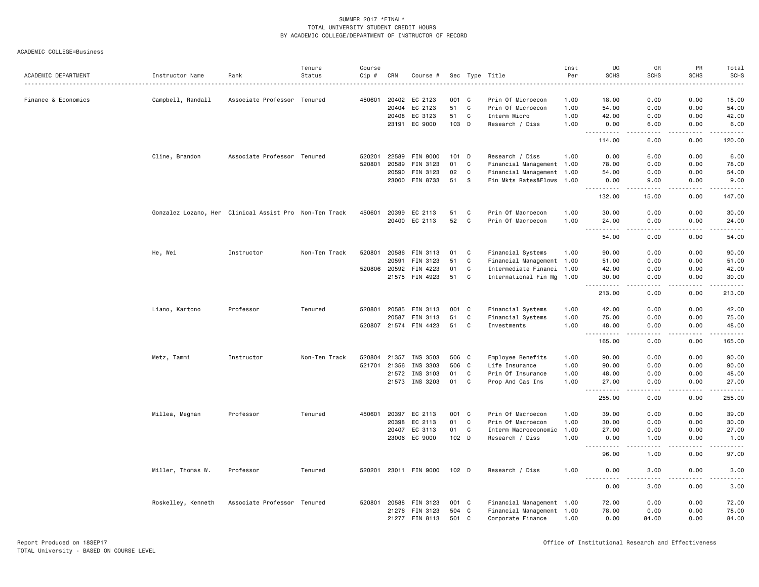SUMMER 2017 *FINAL*
TOTAL UNIVERSITY STUDENT CREDIT HOURS
BY ACADEMIC COLLEGE/DEPARTMENT OF INSTRUCTOR OF RECORD

ACADEMIC COLLEGE=Business

| ACADEMIC DEPARTMENT | Instructor Name | Rank | Tenure Status | Course Cip # | CRN | Course # | Sec | Type | Title | Inst Per | UG SCHS | GR SCHS | PR SCHS | Total SCHS |
|---|---|---|---|---|---|---|---|---|---|---|---|---|---|---|
| Finance & Economics | Campbell, Randall | Associate Professor | Tenured | 450601 | 20402 | EC 2123 | 001 | C | Prin Of Microecon | 1.00 | 18.00 | 0.00 | 0.00 | 18.00 |
| | | | | | 20404 | EC 2123 | 51 | C | Prin Of Microecon | 1.00 | 54.00 | 0.00 | 0.00 | 54.00 |
| | | | | | 20408 | EC 3123 | 51 | C | Interm Micro | 1.00 | 42.00 | 0.00 | 0.00 | 42.00 |
| | | | | | 23191 | EC 9000 | 103 | D | Research / Diss | 1.00 | 0.00 | 6.00 | 0.00 | 6.00 |
| | | | | | | | | | | | 114.00 | 6.00 | 0.00 | 120.00 |
| | Cline, Brandon | Associate Professor | Tenured | 520201 | 22589 | FIN 9000 | 101 | D | Research / Diss | 1.00 | 0.00 | 6.00 | 0.00 | 6.00 |
| | | | | 520801 | 20589 | FIN 3123 | 01 | C | Financial Management | 1.00 | 78.00 | 0.00 | 0.00 | 78.00 |
| | | | | | 20590 | FIN 3123 | 02 | C | Financial Management | 1.00 | 54.00 | 0.00 | 0.00 | 54.00 |
| | | | | | 23000 | FIN 8733 | 51 | S | Fin Mkts Rates&Flows | 1.00 | 0.00 | 9.00 | 0.00 | 9.00 |
| | | | | | | | | | | | 132.00 | 15.00 | 0.00 | 147.00 |
| | Gonzalez Lozano, Her | Clinical Assist Pro | Non-Ten Track | 450601 | 20399 | EC 2113 | 51 | C | Prin Of Macroecon | 1.00 | 30.00 | 0.00 | 0.00 | 30.00 |
| | | | | | 20400 | EC 2113 | 52 | C | Prin Of Macroecon | 1.00 | 24.00 | 0.00 | 0.00 | 24.00 |
| | | | | | | | | | | | 54.00 | 0.00 | 0.00 | 54.00 |
| | He, Wei | Instructor | Non-Ten Track | 520801 | 20586 | FIN 3113 | 01 | C | Financial Systems | 1.00 | 90.00 | 0.00 | 0.00 | 90.00 |
| | | | | | 20591 | FIN 3123 | 51 | C | Financial Management | 1.00 | 51.00 | 0.00 | 0.00 | 51.00 |
| | | | | 520806 | 20592 | FIN 4223 | 01 | C | Intermediate Financi | 1.00 | 42.00 | 0.00 | 0.00 | 42.00 |
| | | | | | 21575 | FIN 4923 | 51 | C | International Fin Mg | 1.00 | 30.00 | 0.00 | 0.00 | 30.00 |
| | | | | | | | | | | | 213.00 | 0.00 | 0.00 | 213.00 |
| | Liano, Kartono | Professor | Tenured | 520801 | 20585 | FIN 3113 | 001 | C | Financial Systems | 1.00 | 42.00 | 0.00 | 0.00 | 42.00 |
| | | | | | 20587 | FIN 3113 | 51 | C | Financial Systems | 1.00 | 75.00 | 0.00 | 0.00 | 75.00 |
| | | | | 520807 | 21574 | FIN 4423 | 51 | C | Investments | 1.00 | 48.00 | 0.00 | 0.00 | 48.00 |
| | | | | | | | | | | | 165.00 | 0.00 | 0.00 | 165.00 |
| | Metz, Tammi | Instructor | Non-Ten Track | 520804 | 21357 | INS 3503 | 506 | C | Employee Benefits | 1.00 | 90.00 | 0.00 | 0.00 | 90.00 |
| | | | | 521701 | 21356 | INS 3303 | 506 | C | Life Insurance | 1.00 | 90.00 | 0.00 | 0.00 | 90.00 |
| | | | | | 21572 | INS 3103 | 01 | C | Prin Of Insurance | 1.00 | 48.00 | 0.00 | 0.00 | 48.00 |
| | | | | | 21573 | INS 3203 | 01 | C | Prop And Cas Ins | 1.00 | 27.00 | 0.00 | 0.00 | 27.00 |
| | | | | | | | | | | | 255.00 | 0.00 | 0.00 | 255.00 |
| | Millea, Meghan | Professor | Tenured | 450601 | 20397 | EC 2113 | 001 | C | Prin Of Macroecon | 1.00 | 39.00 | 0.00 | 0.00 | 39.00 |
| | | | | | 20398 | EC 2113 | 01 | C | Prin Of Macroecon | 1.00 | 30.00 | 0.00 | 0.00 | 30.00 |
| | | | | | 20407 | EC 3113 | 01 | C | Interm Macroeconomic | 1.00 | 27.00 | 0.00 | 0.00 | 27.00 |
| | | | | | 23006 | EC 9000 | 102 | D | Research / Diss | 1.00 | 0.00 | 1.00 | 0.00 | 1.00 |
| | | | | | | | | | | | 96.00 | 1.00 | 0.00 | 97.00 |
| | Miller, Thomas W. | Professor | Tenured | 520201 | 23011 | FIN 9000 | 102 | D | Research / Diss | 1.00 | 0.00 | 3.00 | 0.00 | 3.00 |
| | | | | | | | | | | | 0.00 | 3.00 | 0.00 | 3.00 |
| | Roskelley, Kenneth | Associate Professor | Tenured | 520801 | 20588 | FIN 3123 | 001 | C | Financial Management | 1.00 | 72.00 | 0.00 | 0.00 | 72.00 |
| | | | | | 21276 | FIN 3123 | 504 | C | Financial Management | 1.00 | 78.00 | 0.00 | 0.00 | 78.00 |
| | | | | | 21277 | FIN 8113 | 501 | C | Corporate Finance | 1.00 | 0.00 | 84.00 | 0.00 | 84.00 |

Report Produced on 18SEP17
TOTAL University - BASED ON COURSE LEVEL

Office of Institutional Research and Effectiveness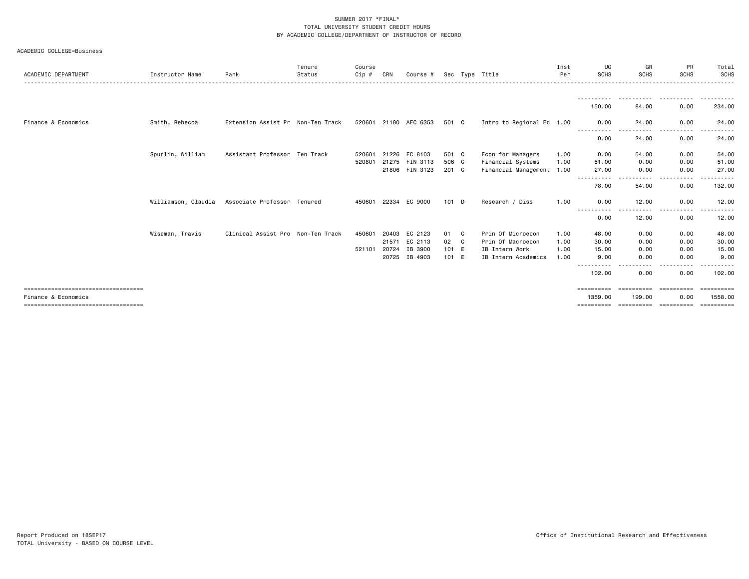SUMMER 2017 *FINAL*
TOTAL UNIVERSITY STUDENT CREDIT HOURS
BY ACADEMIC COLLEGE/DEPARTMENT OF INSTRUCTOR OF RECORD

ACADEMIC COLLEGE=Business

| ACADEMIC DEPARTMENT | Instructor Name | Rank | Tenure Status | Course Cip # | CRN | Course # | Sec | Type | Title | Inst Per | UG SCHS | GR SCHS | PR SCHS | Total SCHS |
|---|---|---|---|---|---|---|---|---|---|---|---|---|---|---|
| | | | | | | | | | | | 150.00 | 84.00 | 0.00 | 234.00 |
| Finance & Economics | Smith, Rebecca | Extension Assist Pr | Non-Ten Track | 520601 | 21180 | AEC 6353 | 501 | C | Intro to Regional Ec | 1.00 | 0.00 | 24.00 | 0.00 | 24.00 |
| | | | | | | | | | | | 0.00 | 24.00 | 0.00 | 24.00 |
| | Spurlin, William | Assistant Professor | Ten Track | 520601 | 21226 | EC 8103 | 501 | C | Econ for Managers | 1.00 | 0.00 | 54.00 | 0.00 | 54.00 |
| | | | | 520801 | 21275 | FIN 3113 | 506 | C | Financial Systems | 1.00 | 51.00 | 0.00 | 0.00 | 51.00 |
| | | | | | 21806 | FIN 3123 | 201 | C | Financial Management | 1.00 | 27.00 | 0.00 | 0.00 | 27.00 |
| | | | | | | | | | | | 78.00 | 54.00 | 0.00 | 132.00 |
| | Williamson, Claudia | Associate Professor | Tenured | 450601 | 22334 | EC 9000 | 101 | D | Research / Diss | 1.00 | 0.00 | 12.00 | 0.00 | 12.00 |
| | | | | | | | | | | | 0.00 | 12.00 | 0.00 | 12.00 |
| | Wiseman, Travis | Clinical Assist Pro | Non-Ten Track | 450601 | 20403 | EC 2123 | 01 | C | Prin Of Microecon | 1.00 | 48.00 | 0.00 | 0.00 | 48.00 |
| | | | | | 21571 | EC 2113 | 02 | C | Prin Of Macroecon | 1.00 | 30.00 | 0.00 | 0.00 | 30.00 |
| | | | | 521101 | 20724 | IB 3900 | 101 | E | IB Intern Work | 1.00 | 15.00 | 0.00 | 0.00 | 15.00 |
| | | | | | 20725 | IB 4903 | 101 | E | IB Intern Academics | 1.00 | 9.00 | 0.00 | 0.00 | 9.00 |
| | | | | | | | | | | | 102.00 | 0.00 | 0.00 | 102.00 |
| Finance & Economics | | | | | | | | | | | 1359.00 | 199.00 | 0.00 | 1558.00 |

Report Produced on 18SEP17
TOTAL University - BASED ON COURSE LEVEL

Office of Institutional Research and Effectiveness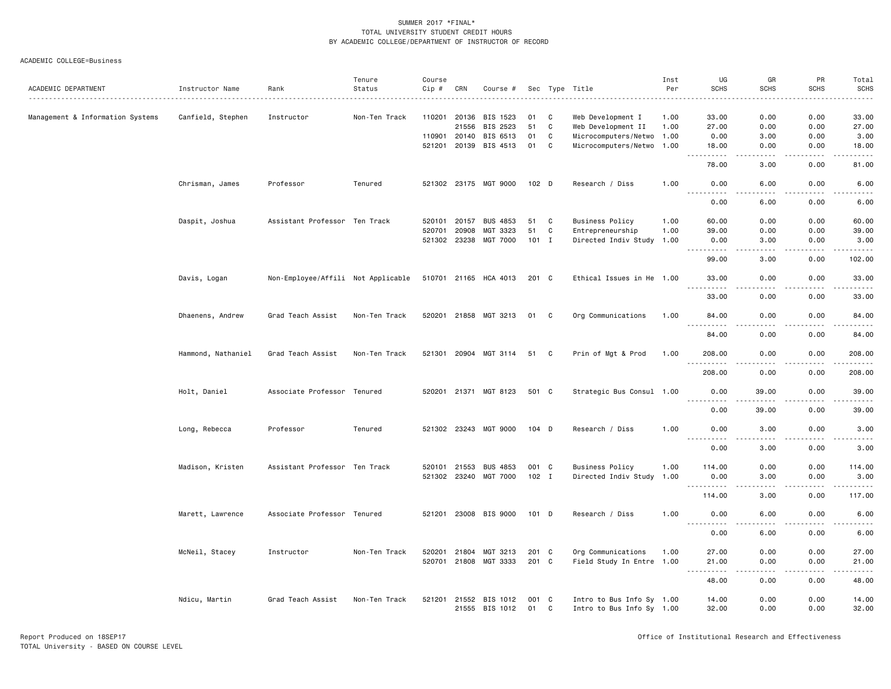SUMMER 2017 *FINAL*
TOTAL UNIVERSITY STUDENT CREDIT HOURS
BY ACADEMIC COLLEGE/DEPARTMENT OF INSTRUCTOR OF RECORD

ACADEMIC COLLEGE=Business

| ACADEMIC DEPARTMENT | Instructor Name | Rank | Tenure Status | Course Cip # | CRN | Course # | Sec | Type | Title | Inst Per | UG SCHS | GR SCHS | PR SCHS | Total SCHS |
|---|---|---|---|---|---|---|---|---|---|---|---|---|---|---|
| Management & Information Systems | Canfield, Stephen | Instructor | Non-Ten Track | 110201 | 20136 | BIS 1523 | 01 | C | Web Development I | 1.00 | 33.00 | 0.00 | 0.00 | 33.00 |
| | | | | | 21556 | BIS 2523 | 51 | C | Web Development II | 1.00 | 27.00 | 0.00 | 0.00 | 27.00 |
| | | | | 110901 | 20140 | BIS 6513 | 01 | C | Microcomputers/Netwo | 1.00 | 0.00 | 3.00 | 0.00 | 3.00 |
| | | | | 521201 | 20139 | BIS 4513 | 01 | C | Microcomputers/Netwo | 1.00 | 18.00 | 0.00 | 0.00 | 18.00 |
| | | | | | | | | | | | 78.00 | 3.00 | 0.00 | 81.00 |
| | Chrisman, James | Professor | Tenured | 521302 | 23175 | MGT 9000 | 102 | D | Research / Diss | 1.00 | 0.00 | 6.00 | 0.00 | 6.00 |
| | | | | | | | | | | | 0.00 | 6.00 | 0.00 | 6.00 |
| | Daspit, Joshua | Assistant Professor | Ten Track | 520101 | 20157 | BUS 4853 | 51 | C | Business Policy | 1.00 | 60.00 | 0.00 | 0.00 | 60.00 |
| | | | | 520701 | 20908 | MGT 3323 | 51 | C | Entrepreneurship | 1.00 | 39.00 | 0.00 | 0.00 | 39.00 |
| | | | | 521302 | 23238 | MGT 7000 | 101 | I | Directed Indiv Study | 1.00 | 0.00 | 3.00 | 0.00 | 3.00 |
| | | | | | | | | | | | 99.00 | 3.00 | 0.00 | 102.00 |
| | Davis, Logan | Non-Employee/Affili | Not Applicable | 510701 | 21165 | HCA 4013 | 201 | C | Ethical Issues in He | 1.00 | 33.00 | 0.00 | 0.00 | 33.00 |
| | | | | | | | | | | | 33.00 | 0.00 | 0.00 | 33.00 |
| | Dhaenens, Andrew | Grad Teach Assist | Non-Ten Track | 520201 | 21858 | MGT 3213 | 01 | C | Org Communications | 1.00 | 84.00 | 0.00 | 0.00 | 84.00 |
| | | | | | | | | | | | 84.00 | 0.00 | 0.00 | 84.00 |
| | Hammond, Nathaniel | Grad Teach Assist | Non-Ten Track | 521301 | 20904 | MGT 3114 | 51 | C | Prin of Mgt & Prod | 1.00 | 208.00 | 0.00 | 0.00 | 208.00 |
| | | | | | | | | | | | 208.00 | 0.00 | 0.00 | 208.00 |
| | Holt, Daniel | Associate Professor | Tenured | 520201 | 21371 | MGT 8123 | 501 | C | Strategic Bus Consul | 1.00 | 0.00 | 39.00 | 0.00 | 39.00 |
| | | | | | | | | | | | 0.00 | 39.00 | 0.00 | 39.00 |
| | Long, Rebecca | Professor | Tenured | 521302 | 23243 | MGT 9000 | 104 | D | Research / Diss | 1.00 | 0.00 | 3.00 | 0.00 | 3.00 |
| | | | | | | | | | | | 0.00 | 3.00 | 0.00 | 3.00 |
| | Madison, Kristen | Assistant Professor | Ten Track | 520101 | 21553 | BUS 4853 | 001 | C | Business Policy | 1.00 | 114.00 | 0.00 | 0.00 | 114.00 |
| | | | | 521302 | 23240 | MGT 7000 | 102 | I | Directed Indiv Study | 1.00 | 0.00 | 3.00 | 0.00 | 3.00 |
| | | | | | | | | | | | 114.00 | 3.00 | 0.00 | 117.00 |
| | Marett, Lawrence | Associate Professor | Tenured | 521201 | 23008 | BIS 9000 | 101 | D | Research / Diss | 1.00 | 0.00 | 6.00 | 0.00 | 6.00 |
| | | | | | | | | | | | 0.00 | 6.00 | 0.00 | 6.00 |
| | McNeil, Stacey | Instructor | Non-Ten Track | 520201 | 21804 | MGT 3213 | 201 | C | Org Communications | 1.00 | 27.00 | 0.00 | 0.00 | 27.00 |
| | | | | 520701 | 21808 | MGT 3333 | 201 | C | Field Study In Entre | 1.00 | 21.00 | 0.00 | 0.00 | 21.00 |
| | | | | | | | | | | | 48.00 | 0.00 | 0.00 | 48.00 |
| | Ndicu, Martin | Grad Teach Assist | Non-Ten Track | 521201 | 21552 | BIS 1012 | 001 | C | Intro to Bus Info Sy | 1.00 | 14.00 | 0.00 | 0.00 | 14.00 |
| | | | | | 21555 | BIS 1012 | 01 | C | Intro to Bus Info Sy | 1.00 | 32.00 | 0.00 | 0.00 | 32.00 |

Report Produced on 18SEP17
TOTAL University - BASED ON COURSE LEVEL
Office of Institutional Research and Effectiveness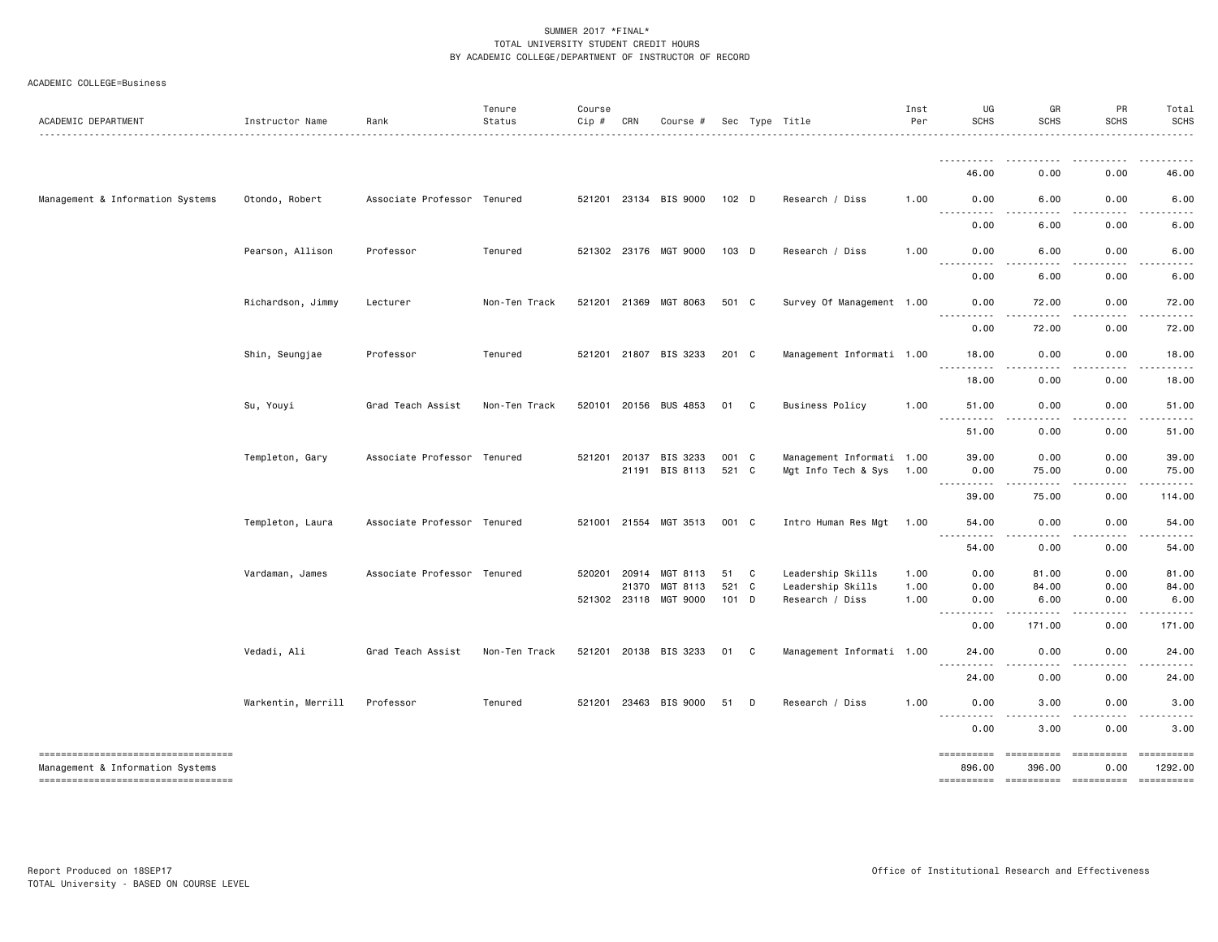SUMMER 2017 *FINAL*
TOTAL UNIVERSITY STUDENT CREDIT HOURS
BY ACADEMIC COLLEGE/DEPARTMENT OF INSTRUCTOR OF RECORD

ACADEMIC COLLEGE=Business

| ACADEMIC DEPARTMENT | Instructor Name | Rank | Tenure Status | Course Cip # | CRN | Course # | Sec | Type | Title | Inst Per | UG SCHS | GR SCHS | PR SCHS | Total SCHS |
|---|---|---|---|---|---|---|---|---|---|---|---|---|---|---|
| | | | | | | | | | | | 46.00 | 0.00 | 0.00 | 46.00 |
| Management & Information Systems | Otondo, Robert | Associate Professor | Tenured | 521201 | 23134 | BIS 9000 | 102 | D | Research / Diss | 1.00 | 0.00 | 6.00 | 0.00 | 6.00 |
| | | | | | | | | | | | 0.00 | 6.00 | 0.00 | 6.00 |
| | Pearson, Allison | Professor | Tenured | 521302 | 23176 | MGT 9000 | 103 | D | Research / Diss | 1.00 | 0.00 | 6.00 | 0.00 | 6.00 |
| | | | | | | | | | | | 0.00 | 6.00 | 0.00 | 6.00 |
| | Richardson, Jimmy | Lecturer | Non-Ten Track | 521201 | 21369 | MGT 8063 | 501 | C | Survey Of Management | 1.00 | 0.00 | 72.00 | 0.00 | 72.00 |
| | | | | | | | | | | | 0.00 | 72.00 | 0.00 | 72.00 |
| | Shin, Seungjae | Professor | Tenured | 521201 | 21807 | BIS 3233 | 201 | C | Management Informati | 1.00 | 18.00 | 0.00 | 0.00 | 18.00 |
| | | | | | | | | | | | 18.00 | 0.00 | 0.00 | 18.00 |
| | Su, Youyi | Grad Teach Assist | Non-Ten Track | 520101 | 20156 | BUS 4853 | 01 | C | Business Policy | 1.00 | 51.00 | 0.00 | 0.00 | 51.00 |
| | | | | | | | | | | | 51.00 | 0.00 | 0.00 | 51.00 |
| | Templeton, Gary | Associate Professor | Tenured | 521201 | 20137 | BIS 3233 | 001 | C | Management Informati | 1.00 | 39.00 | 0.00 | 0.00 | 39.00 |
| | | | | | 21191 | BIS 8113 | 521 | C | Mgt Info Tech & Sys | 1.00 | 0.00 | 75.00 | 0.00 | 75.00 |
| | | | | | | | | | | | 39.00 | 75.00 | 0.00 | 114.00 |
| | Templeton, Laura | Associate Professor | Tenured | 521001 | 21554 | MGT 3513 | 001 | C | Intro Human Res Mgt | 1.00 | 54.00 | 0.00 | 0.00 | 54.00 |
| | | | | | | | | | | | 54.00 | 0.00 | 0.00 | 54.00 |
| | Vardaman, James | Associate Professor | Tenured | 520201 | 20914 | MGT 8113 | 51 | C | Leadership Skills | 1.00 | 0.00 | 81.00 | 0.00 | 81.00 |
| | | | | | 21370 | MGT 8113 | 521 | C | Leadership Skills | 1.00 | 0.00 | 84.00 | 0.00 | 84.00 |
| | | | | 521302 | 23118 | MGT 9000 | 101 | D | Research / Diss | 1.00 | 0.00 | 6.00 | 0.00 | 6.00 |
| | | | | | | | | | | | 0.00 | 171.00 | 0.00 | 171.00 |
| | Vedadi, Ali | Grad Teach Assist | Non-Ten Track | 521201 | 20138 | BIS 3233 | 01 | C | Management Informati | 1.00 | 24.00 | 0.00 | 0.00 | 24.00 |
| | | | | | | | | | | | 24.00 | 0.00 | 0.00 | 24.00 |
| | Warkentin, Merrill | Professor | Tenured | 521201 | 23463 | BIS 9000 | 51 | D | Research / Diss | 1.00 | 0.00 | 3.00 | 0.00 | 3.00 |
| | | | | | | | | | | | 0.00 | 3.00 | 0.00 | 3.00 |
| Management & Information Systems | | | | | | | | | | | 896.00 | 396.00 | 0.00 | 1292.00 |

Report Produced on 18SEP17
TOTAL University - BASED ON COURSE LEVEL

Office of Institutional Research and Effectiveness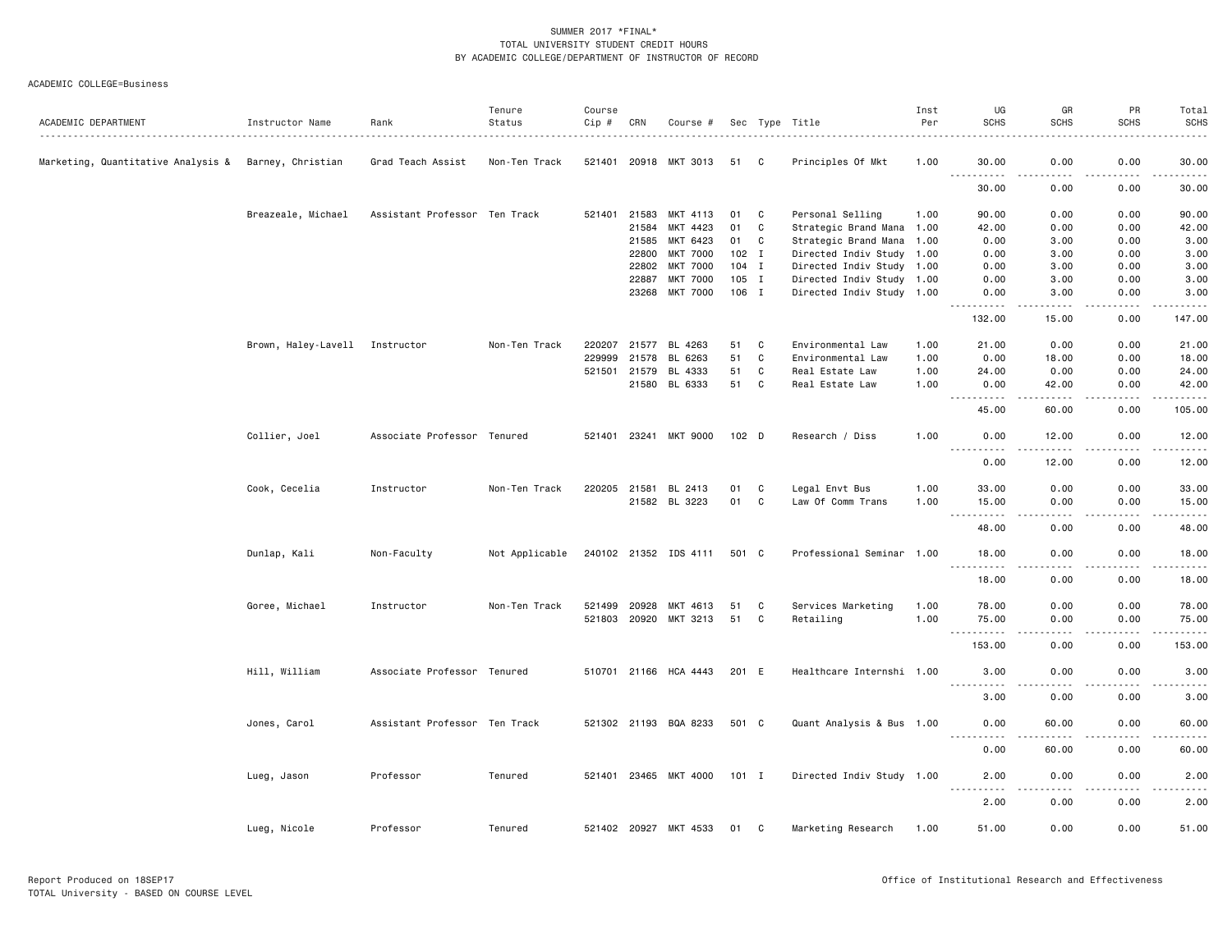SUMMER 2017 *FINAL*
TOTAL UNIVERSITY STUDENT CREDIT HOURS
BY ACADEMIC COLLEGE/DEPARTMENT OF INSTRUCTOR OF RECORD

ACADEMIC COLLEGE=Business

| ACADEMIC DEPARTMENT | Instructor Name | Rank | Tenure Status | Course Cip # | CRN | Course # | Sec | Type | Title | Inst Per | UG SCHS | GR SCHS | PR SCHS | Total SCHS |
|---|---|---|---|---|---|---|---|---|---|---|---|---|---|---|
| Marketing, Quantitative Analysis & | Barney, Christian | Grad Teach Assist | Non-Ten Track | 521401 | 20918 | MKT 3013 | 51 | C | Principles Of Mkt | 1.00 | 30.00 | 0.00 | 0.00 | 30.00 |
| | | | | | | | | | | | 30.00 | 0.00 | 0.00 | 30.00 |
| | Breazeale, Michael | Assistant Professor | Ten Track | 521401 | 21583 | MKT 4113 | 01 | C | Personal Selling | 1.00 | 90.00 | 0.00 | 0.00 | 90.00 |
| | | | | | 21584 | MKT 4423 | 01 | C | Strategic Brand Mana | 1.00 | 42.00 | 0.00 | 0.00 | 42.00 |
| | | | | | 21585 | MKT 6423 | 01 | C | Strategic Brand Mana | 1.00 | 0.00 | 3.00 | 0.00 | 3.00 |
| | | | | | 22800 | MKT 7000 | 102 | I | Directed Indiv Study | 1.00 | 0.00 | 3.00 | 0.00 | 3.00 |
| | | | | | 22802 | MKT 7000 | 104 | I | Directed Indiv Study | 1.00 | 0.00 | 3.00 | 0.00 | 3.00 |
| | | | | | 22887 | MKT 7000 | 105 | I | Directed Indiv Study | 1.00 | 0.00 | 3.00 | 0.00 | 3.00 |
| | | | | | 23268 | MKT 7000 | 106 | I | Directed Indiv Study | 1.00 | 0.00 | 3.00 | 0.00 | 3.00 |
| | | | | | | | | | | | 132.00 | 15.00 | 0.00 | 147.00 |
| | Brown, Haley-Lavell | Instructor | Non-Ten Track | 220207 | 21577 | BL 4263 | 51 | C | Environmental Law | 1.00 | 21.00 | 0.00 | 0.00 | 21.00 |
| | | | | 229999 | 21578 | BL 6263 | 51 | C | Environmental Law | 1.00 | 0.00 | 18.00 | 0.00 | 18.00 |
| | | | | 521501 | 21579 | BL 4333 | 51 | C | Real Estate Law | 1.00 | 24.00 | 0.00 | 0.00 | 24.00 |
| | | | | | 21580 | BL 6333 | 51 | C | Real Estate Law | 1.00 | 0.00 | 42.00 | 0.00 | 42.00 |
| | | | | | | | | | | | 45.00 | 60.00 | 0.00 | 105.00 |
| | Collier, Joel | Associate Professor | Tenured | 521401 | 23241 | MKT 9000 | 102 | D | Research / Diss | 1.00 | 0.00 | 12.00 | 0.00 | 12.00 |
| | | | | | | | | | | | 0.00 | 12.00 | 0.00 | 12.00 |
| | Cook, Cecelia | Instructor | Non-Ten Track | 220205 | 21581 | BL 2413 | 01 | C | Legal Envt Bus | 1.00 | 33.00 | 0.00 | 0.00 | 33.00 |
| | | | | | 21582 | BL 3223 | 01 | C | Law Of Comm Trans | 1.00 | 15.00 | 0.00 | 0.00 | 15.00 |
| | | | | | | | | | | | 48.00 | 0.00 | 0.00 | 48.00 |
| | Dunlap, Kali | Non-Faculty | Not Applicable | 240102 | 21352 | IDS 4111 | 501 | C | Professional Seminar | 1.00 | 18.00 | 0.00 | 0.00 | 18.00 |
| | | | | | | | | | | | 18.00 | 0.00 | 0.00 | 18.00 |
| | Goree, Michael | Instructor | Non-Ten Track | 521499 | 20928 | MKT 4613 | 51 | C | Services Marketing | 1.00 | 78.00 | 0.00 | 0.00 | 78.00 |
| | | | | 521803 | 20920 | MKT 3213 | 51 | C | Retailing | 1.00 | 75.00 | 0.00 | 0.00 | 75.00 |
| | | | | | | | | | | | 153.00 | 0.00 | 0.00 | 153.00 |
| | Hill, William | Associate Professor | Tenured | 510701 | 21166 | HCA 4443 | 201 | E | Healthcare Internshi | 1.00 | 3.00 | 0.00 | 0.00 | 3.00 |
| | | | | | | | | | | | 3.00 | 0.00 | 0.00 | 3.00 |
| | Jones, Carol | Assistant Professor | Ten Track | 521302 | 21193 | BQA 8233 | 501 | C | Quant Analysis & Bus | 1.00 | 0.00 | 60.00 | 0.00 | 60.00 |
| | | | | | | | | | | | 0.00 | 60.00 | 0.00 | 60.00 |
| | Lueg, Jason | Professor | Tenured | 521401 | 23465 | MKT 4000 | 101 | I | Directed Indiv Study | 1.00 | 2.00 | 0.00 | 0.00 | 2.00 |
| | | | | | | | | | | | 2.00 | 0.00 | 0.00 | 2.00 |
| | Lueg, Nicole | Professor | Tenured | 521402 | 20927 | MKT 4533 | 01 | C | Marketing Research | 1.00 | 51.00 | 0.00 | 0.00 | 51.00 |

Report Produced on 18SEP17
TOTAL University - BASED ON COURSE LEVEL

Office of Institutional Research and Effectiveness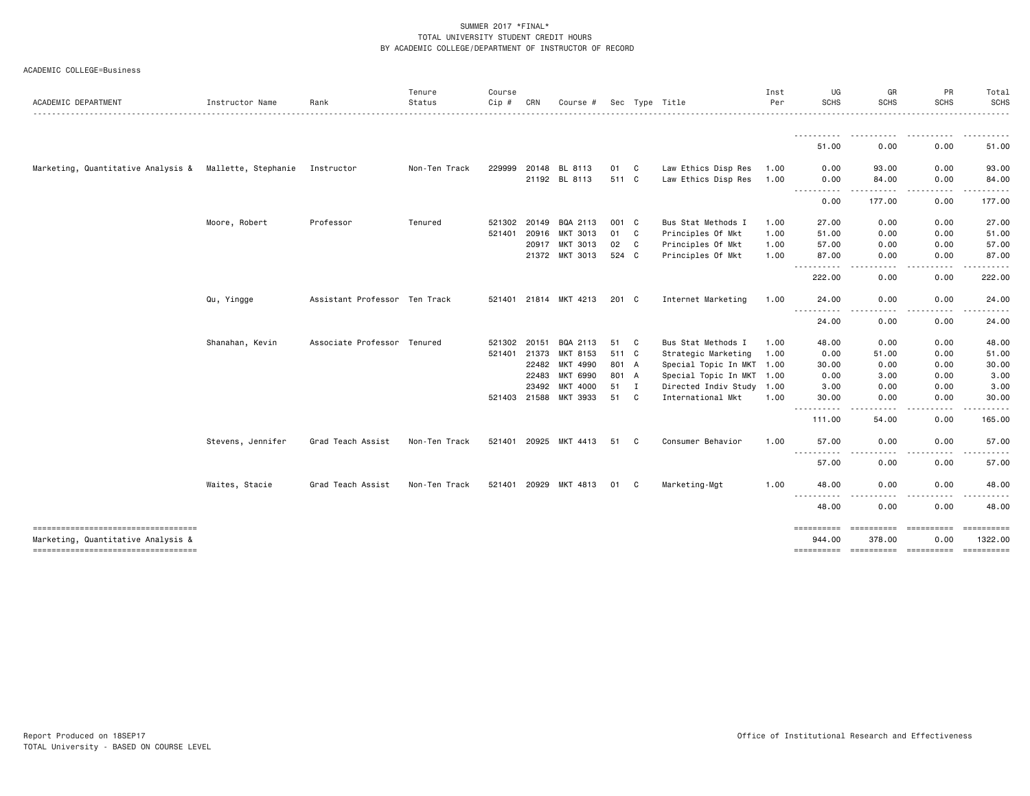SUMMER 2017 *FINAL*
TOTAL UNIVERSITY STUDENT CREDIT HOURS
BY ACADEMIC COLLEGE/DEPARTMENT OF INSTRUCTOR OF RECORD

ACADEMIC COLLEGE=Business

| ACADEMIC DEPARTMENT | Instructor Name | Rank | Tenure Status | Course Cip # | CRN | Course # | Sec | Type | Title | Inst Per | UG SCHS | GR SCHS | PR SCHS | Total SCHS |
|---|---|---|---|---|---|---|---|---|---|---|---|---|---|---|
| | | | | | | | | | | | 51.00 | 0.00 | 0.00 | 51.00 |
| Marketing, Quantitative Analysis & | Mallette, Stephanie | Instructor | Non-Ten Track | 229999 | 20148 | BL 8113 | 01 | C | Law Ethics Disp Res | 1.00 | 0.00 | 93.00 | 0.00 | 93.00 |
| | | | | | 21192 | BL 8113 | 511 | C | Law Ethics Disp Res | 1.00 | 0.00 | 84.00 | 0.00 | 84.00 |
| | | | | | | | | | | | 0.00 | 177.00 | 0.00 | 177.00 |
| | Moore, Robert | Professor | Tenured | 521302 | 20149 | BQA 2113 | 001 | C | Bus Stat Methods I | 1.00 | 27.00 | 0.00 | 0.00 | 27.00 |
| | | | | 521401 | 20916 | MKT 3013 | 01 | C | Principles Of Mkt | 1.00 | 51.00 | 0.00 | 0.00 | 51.00 |
| | | | | | 20917 | MKT 3013 | 02 | C | Principles Of Mkt | 1.00 | 57.00 | 0.00 | 0.00 | 57.00 |
| | | | | | 21372 | MKT 3013 | 524 | C | Principles Of Mkt | 1.00 | 87.00 | 0.00 | 0.00 | 87.00 |
| | | | | | | | | | | | 222.00 | 0.00 | 0.00 | 222.00 |
| | Qu, Yingge | Assistant Professor | Ten Track | 521401 | 21814 | MKT 4213 | 201 | C | Internet Marketing | 1.00 | 24.00 | 0.00 | 0.00 | 24.00 |
| | | | | | | | | | | | 24.00 | 0.00 | 0.00 | 24.00 |
| | Shanahan, Kevin | Associate Professor | Tenured | 521302 | 20151 | BQA 2113 | 51 | C | Bus Stat Methods I | 1.00 | 48.00 | 0.00 | 0.00 | 48.00 |
| | | | | 521401 | 21373 | MKT 8153 | 511 | C | Strategic Marketing | 1.00 | 0.00 | 51.00 | 0.00 | 51.00 |
| | | | | | 22482 | MKT 4990 | 801 | A | Special Topic In MKT | 1.00 | 30.00 | 0.00 | 0.00 | 30.00 |
| | | | | | 22483 | MKT 6990 | 801 | A | Special Topic In MKT | 1.00 | 0.00 | 3.00 | 0.00 | 3.00 |
| | | | | | 23492 | MKT 4000 | 51 | I | Directed Indiv Study | 1.00 | 3.00 | 0.00 | 0.00 | 3.00 |
| | | | | 521403 | 21588 | MKT 3933 | 51 | C | International Mkt | 1.00 | 30.00 | 0.00 | 0.00 | 30.00 |
| | | | | | | | | | | | 111.00 | 54.00 | 0.00 | 165.00 |
| | Stevens, Jennifer | Grad Teach Assist | Non-Ten Track | 521401 | 20925 | MKT 4413 | 51 | C | Consumer Behavior | 1.00 | 57.00 | 0.00 | 0.00 | 57.00 |
| | | | | | | | | | | | 57.00 | 0.00 | 0.00 | 57.00 |
| | Waites, Stacie | Grad Teach Assist | Non-Ten Track | 521401 | 20929 | MKT 4813 | 01 | C | Marketing-Mgt | 1.00 | 48.00 | 0.00 | 0.00 | 48.00 |
| | | | | | | | | | | | 48.00 | 0.00 | 0.00 | 48.00 |
| Marketing, Quantitative Analysis & | | | | | | | | | | | 944.00 | 378.00 | 0.00 | 1322.00 |

Report Produced on 18SEP17
TOTAL University - BASED ON COURSE LEVEL

Office of Institutional Research and Effectiveness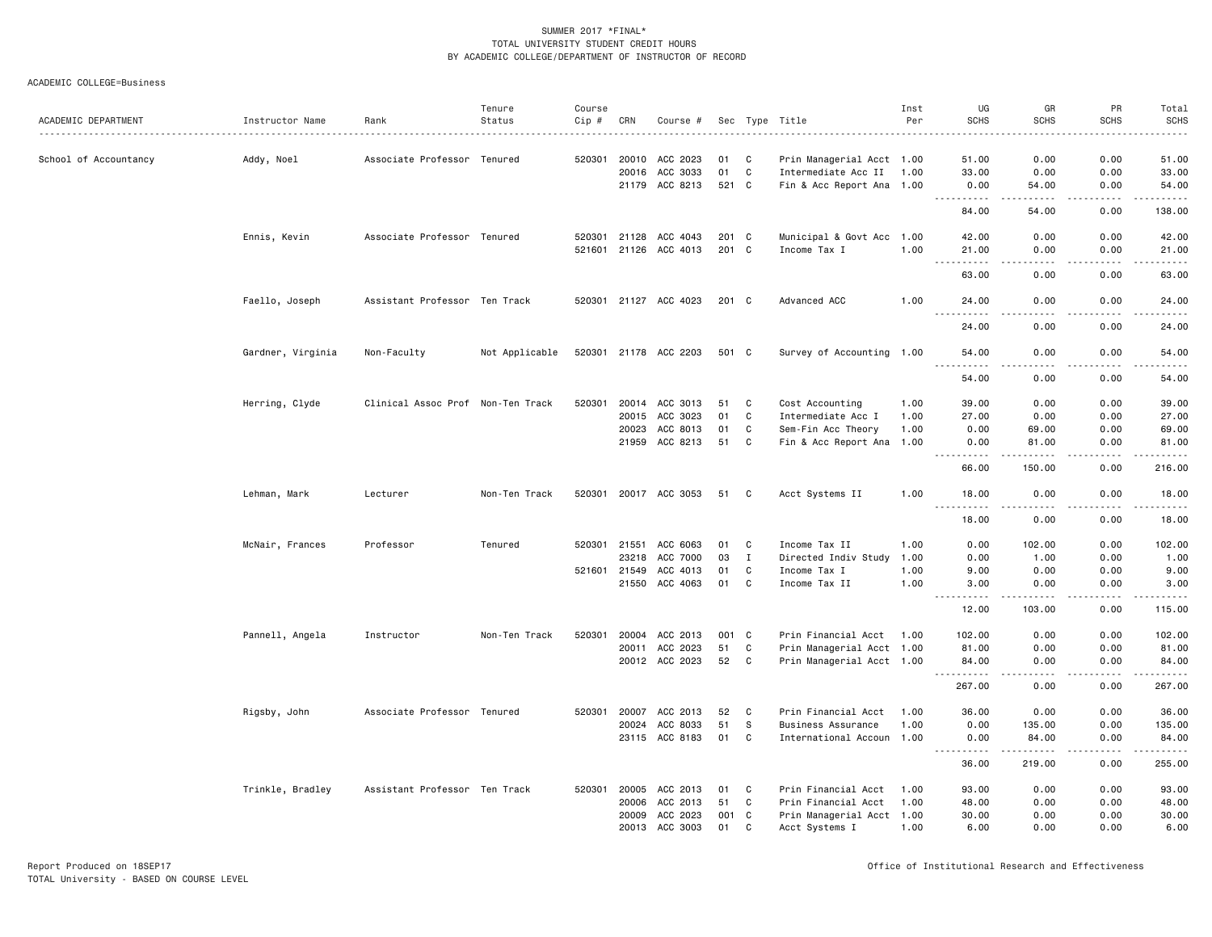SUMMER 2017 *FINAL*
TOTAL UNIVERSITY STUDENT CREDIT HOURS
BY ACADEMIC COLLEGE/DEPARTMENT OF INSTRUCTOR OF RECORD

ACADEMIC COLLEGE=Business

| ACADEMIC DEPARTMENT | Instructor Name | Rank | Tenure Status | Course Cip # | CRN | Course # | Sec | Type | Title | Inst Per | UG SCHS | GR SCHS | PR SCHS | Total SCHS |
|---|---|---|---|---|---|---|---|---|---|---|---|---|---|---|
| School of Accountancy | Addy, Noel | Associate Professor | Tenured | 520301 | 20010 | ACC 2023 | 01 | C | Prin Managerial Acct | 1.00 | 51.00 | 0.00 | 0.00 | 51.00 |
| | | | | | 20016 | ACC 3033 | 01 | C | Intermediate Acc II | 1.00 | 33.00 | 0.00 | 0.00 | 33.00 |
| | | | | | 21179 | ACC 8213 | 521 | C | Fin & Acc Report Ana | 1.00 | 0.00 | 54.00 | 0.00 | 54.00 |
| | | | | | | | | | | | 84.00 | 54.00 | 0.00 | 138.00 |
| | Ennis, Kevin | Associate Professor | Tenured | 520301 | 21128 | ACC 4043 | 201 | C | Municipal & Govt Acc | 1.00 | 42.00 | 0.00 | 0.00 | 42.00 |
| | | | | 521601 | 21126 | ACC 4013 | 201 | C | Income Tax I | 1.00 | 21.00 | 0.00 | 0.00 | 21.00 |
| | | | | | | | | | | | 63.00 | 0.00 | 0.00 | 63.00 |
| | Faello, Joseph | Assistant Professor | Ten Track | 520301 | 21127 | ACC 4023 | 201 | C | Advanced ACC | 1.00 | 24.00 | 0.00 | 0.00 | 24.00 |
| | | | | | | | | | | | 24.00 | 0.00 | 0.00 | 24.00 |
| | Gardner, Virginia | Non-Faculty | Not Applicable | 520301 | 21178 | ACC 2203 | 501 | C | Survey of Accounting | 1.00 | 54.00 | 0.00 | 0.00 | 54.00 |
| | | | | | | | | | | | 54.00 | 0.00 | 0.00 | 54.00 |
| | Herring, Clyde | Clinical Assoc Prof | Non-Ten Track | 520301 | 20014 | ACC 3013 | 51 | C | Cost Accounting | 1.00 | 39.00 | 0.00 | 0.00 | 39.00 |
| | | | | | 20015 | ACC 3023 | 01 | C | Intermediate Acc I | 1.00 | 27.00 | 0.00 | 0.00 | 27.00 |
| | | | | | 20023 | ACC 8013 | 01 | C | Sem-Fin Acc Theory | 1.00 | 0.00 | 69.00 | 0.00 | 69.00 |
| | | | | | 21959 | ACC 8213 | 51 | C | Fin & Acc Report Ana | 1.00 | 0.00 | 81.00 | 0.00 | 81.00 |
| | | | | | | | | | | | 66.00 | 150.00 | 0.00 | 216.00 |
| | Lehman, Mark | Lecturer | Non-Ten Track | 520301 | 20017 | ACC 3053 | 51 | C | Acct Systems II | 1.00 | 18.00 | 0.00 | 0.00 | 18.00 |
| | | | | | | | | | | | 18.00 | 0.00 | 0.00 | 18.00 |
| | McNair, Frances | Professor | Tenured | 520301 | 21551 | ACC 6063 | 01 | C | Income Tax II | 1.00 | 0.00 | 102.00 | 0.00 | 102.00 |
| | | | | | 23218 | ACC 7000 | 03 | I | Directed Indiv Study | 1.00 | 0.00 | 1.00 | 0.00 | 1.00 |
| | | | | 521601 | 21549 | ACC 4013 | 01 | C | Income Tax I | 1.00 | 9.00 | 0.00 | 0.00 | 9.00 |
| | | | | | 21550 | ACC 4063 | 01 | C | Income Tax II | 1.00 | 3.00 | 0.00 | 0.00 | 3.00 |
| | | | | | | | | | | | 12.00 | 103.00 | 0.00 | 115.00 |
| | Pannell, Angela | Instructor | Non-Ten Track | 520301 | 20004 | ACC 2013 | 001 | C | Prin Financial Acct | 1.00 | 102.00 | 0.00 | 0.00 | 102.00 |
| | | | | | 20011 | ACC 2023 | 51 | C | Prin Managerial Acct | 1.00 | 81.00 | 0.00 | 0.00 | 81.00 |
| | | | | | 20012 | ACC 2023 | 52 | C | Prin Managerial Acct | 1.00 | 84.00 | 0.00 | 0.00 | 84.00 |
| | | | | | | | | | | | 267.00 | 0.00 | 0.00 | 267.00 |
| | Rigsby, John | Associate Professor | Tenured | 520301 | 20007 | ACC 2013 | 52 | C | Prin Financial Acct | 1.00 | 36.00 | 0.00 | 0.00 | 36.00 |
| | | | | | 20024 | ACC 8033 | 51 | S | Business Assurance | 1.00 | 0.00 | 135.00 | 0.00 | 135.00 |
| | | | | | 23115 | ACC 8183 | 01 | C | International Accoun | 1.00 | 0.00 | 84.00 | 0.00 | 84.00 |
| | | | | | | | | | | | 36.00 | 219.00 | 0.00 | 255.00 |
| | Trinkle, Bradley | Assistant Professor | Ten Track | 520301 | 20005 | ACC 2013 | 01 | C | Prin Financial Acct | 1.00 | 93.00 | 0.00 | 0.00 | 93.00 |
| | | | | | 20006 | ACC 2013 | 51 | C | Prin Financial Acct | 1.00 | 48.00 | 0.00 | 0.00 | 48.00 |
| | | | | | 20009 | ACC 2023 | 001 | C | Prin Managerial Acct | 1.00 | 30.00 | 0.00 | 0.00 | 30.00 |
| | | | | | 20013 | ACC 3003 | 01 | C | Acct Systems I | 1.00 | 6.00 | 0.00 | 0.00 | 6.00 |

Report Produced on 18SEP17
TOTAL University - BASED ON COURSE LEVEL

Office of Institutional Research and Effectiveness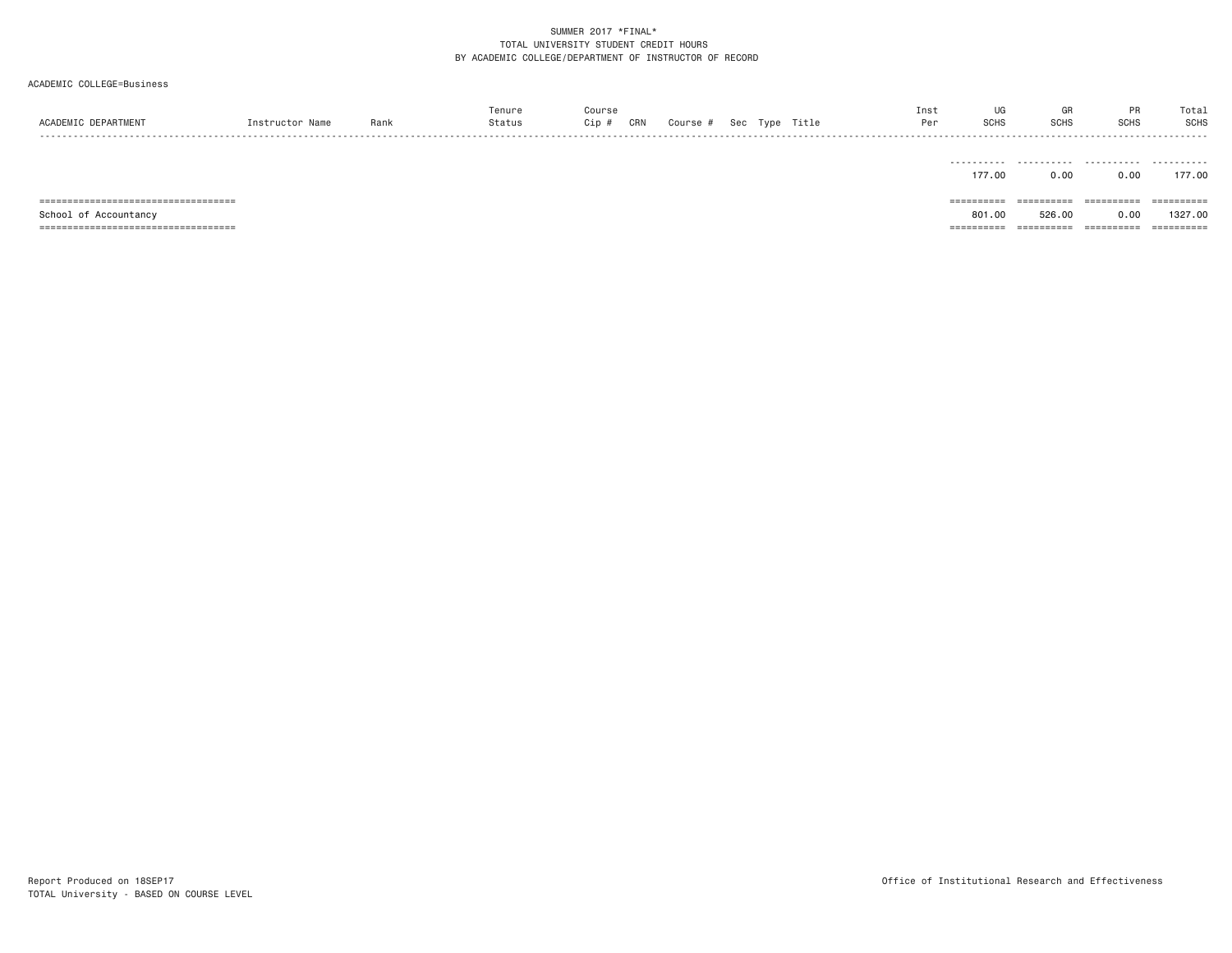SUMMER 2017 *FINAL*
TOTAL UNIVERSITY STUDENT CREDIT HOURS
BY ACADEMIC COLLEGE/DEPARTMENT OF INSTRUCTOR OF RECORD

ACADEMIC COLLEGE=Business

| ACADEMIC DEPARTMENT | Instructor Name | Rank | Tenure Status | Course Cip # | CRN | Course # | Sec | Type | Title | Inst Per | UG SCHS | GR SCHS | PR SCHS | Total SCHS |
|---|---|---|---|---|---|---|---|---|---|---|---|---|---|---|
| | | | | | | | | | | | 177.00 | 0.00 | 0.00 | 177.00 |
| School of Accountancy | | | | | | | | | | | 801.00 | 526.00 | 0.00 | 1327.00 |

Report Produced on 18SEP17
TOTAL University - BASED ON COURSE LEVEL

Office of Institutional Research and Effectiveness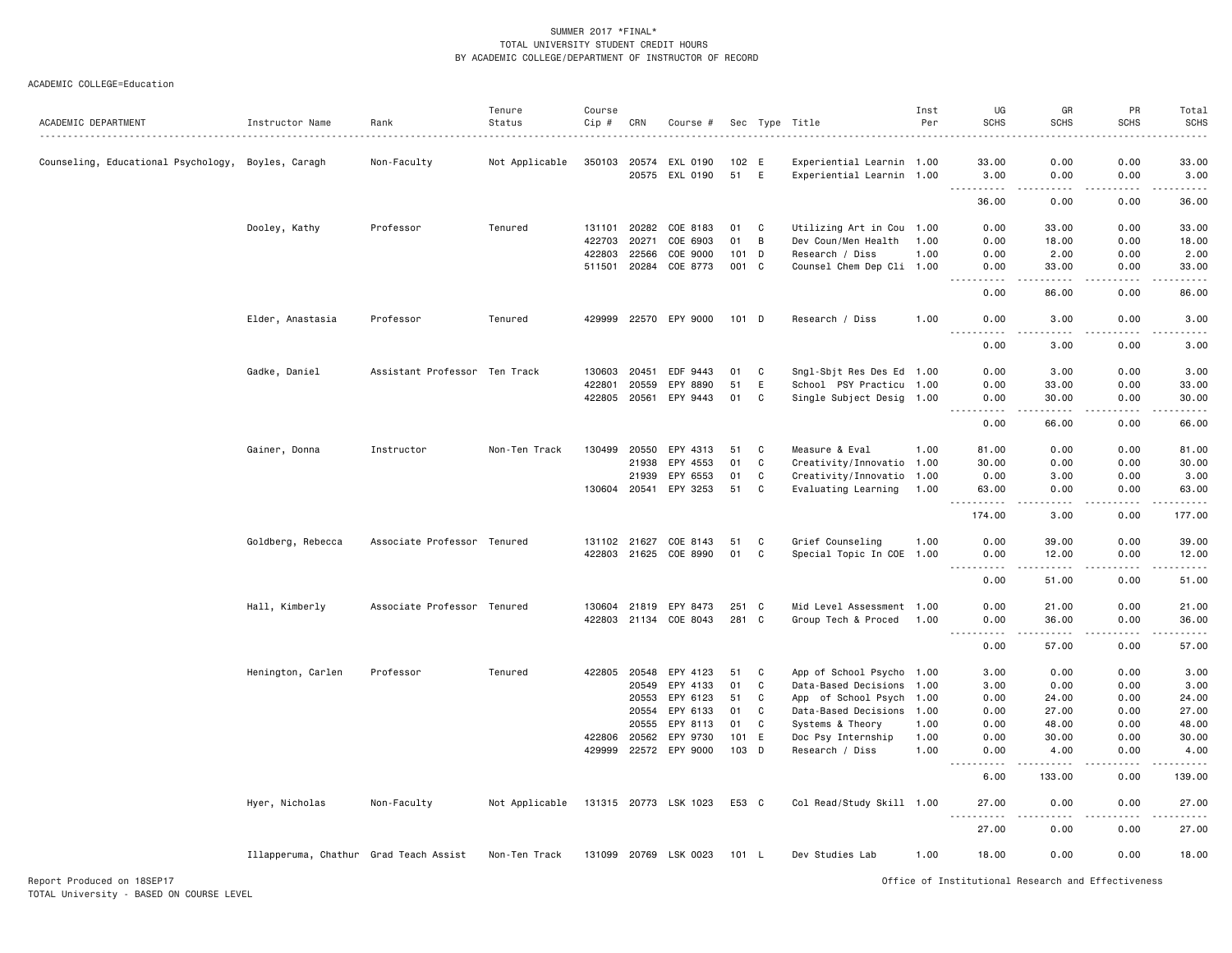SUMMER 2017 *FINAL*
TOTAL UNIVERSITY STUDENT CREDIT HOURS
BY ACADEMIC COLLEGE/DEPARTMENT OF INSTRUCTOR OF RECORD

ACADEMIC COLLEGE=Education

| ACADEMIC DEPARTMENT | Instructor Name | Rank | Tenure Status | Course Cip # | CRN | Course # | Sec | Type | Title | Inst Per | UG SCHS | GR SCHS | PR SCHS | Total SCHS |
|---|---|---|---|---|---|---|---|---|---|---|---|---|---|---|
| Counseling, Educational Psychology, | Boyles, Caragh | Non-Faculty | Not Applicable | 350103 | 20574 | EXL 0190 | 102 | E | Experiential Learnin | 1.00 | 33.00 | 0.00 | 0.00 | 33.00 |
| | | | | | 20575 | EXL 0190 | 51 | E | Experiential Learnin | 1.00 | 3.00 | 0.00 | 0.00 | 3.00 |
| | | | | | | | | | | | 36.00 | 0.00 | 0.00 | 36.00 |
| | Dooley, Kathy | Professor | Tenured | 131101 | 20282 | COE 8183 | 01 | C | Utilizing Art in Cou | 1.00 | 0.00 | 33.00 | 0.00 | 33.00 |
| | | | | 422703 | 20271 | COE 6903 | 01 | B | Dev Coun/Men Health | 1.00 | 0.00 | 18.00 | 0.00 | 18.00 |
| | | | | 422803 | 22566 | COE 9000 | 101 | D | Research / Diss | 1.00 | 0.00 | 2.00 | 0.00 | 2.00 |
| | | | | 511501 | 20284 | COE 8773 | 001 | C | Counsel Chem Dep Cli | 1.00 | 0.00 | 33.00 | 0.00 | 33.00 |
| | | | | | | | | | | | 0.00 | 86.00 | 0.00 | 86.00 |
| | Elder, Anastasia | Professor | Tenured | 429999 | 22570 | EPY 9000 | 101 | D | Research / Diss | 1.00 | 0.00 | 3.00 | 0.00 | 3.00 |
| | | | | | | | | | | | 0.00 | 3.00 | 0.00 | 3.00 |
| | Gadke, Daniel | Assistant Professor | Ten Track | 130603 | 20451 | EDF 9443 | 01 | C | Sngl-Sbjt Res Des Ed | 1.00 | 0.00 | 3.00 | 0.00 | 3.00 |
| | | | | 422801 | 20559 | EPY 8890 | 51 | E | School PSY Practicu | 1.00 | 0.00 | 33.00 | 0.00 | 33.00 |
| | | | | 422805 | 20561 | EPY 9443 | 01 | C | Single Subject Desig | 1.00 | 0.00 | 30.00 | 0.00 | 30.00 |
| | | | | | | | | | | | 0.00 | 66.00 | 0.00 | 66.00 |
| | Gainer, Donna | Instructor | Non-Ten Track | 130499 | 20550 | EPY 4313 | 51 | C | Measure & Eval | 1.00 | 81.00 | 0.00 | 0.00 | 81.00 |
| | | | | | 21938 | EPY 4553 | 01 | C | Creativity/Innovatio | 1.00 | 30.00 | 0.00 | 0.00 | 30.00 |
| | | | | | 21939 | EPY 6553 | 01 | C | Creativity/Innovatio | 1.00 | 0.00 | 3.00 | 0.00 | 3.00 |
| | | | | 130604 | 20541 | EPY 3253 | 51 | C | Evaluating Learning | 1.00 | 63.00 | 0.00 | 0.00 | 63.00 |
| | | | | | | | | | | | 174.00 | 3.00 | 0.00 | 177.00 |
| | Goldberg, Rebecca | Associate Professor | Tenured | 131102 | 21627 | COE 8143 | 51 | C | Grief Counseling | 1.00 | 0.00 | 39.00 | 0.00 | 39.00 |
| | | | | 422803 | 21625 | COE 8990 | 01 | C | Special Topic In COE | 1.00 | 0.00 | 12.00 | 0.00 | 12.00 |
| | | | | | | | | | | | 0.00 | 51.00 | 0.00 | 51.00 |
| | Hall, Kimberly | Associate Professor | Tenured | 130604 | 21819 | EPY 8473 | 251 | C | Mid Level Assessment | 1.00 | 0.00 | 21.00 | 0.00 | 21.00 |
| | | | | 422803 | 21134 | COE 8043 | 281 | C | Group Tech & Proced | 1.00 | 0.00 | 36.00 | 0.00 | 36.00 |
| | | | | | | | | | | | 0.00 | 57.00 | 0.00 | 57.00 |
| | Henington, Carlen | Professor | Tenured | 422805 | 20548 | EPY 4123 | 51 | C | App of School Psycho | 1.00 | 3.00 | 0.00 | 0.00 | 3.00 |
| | | | | | 20549 | EPY 4133 | 01 | C | Data-Based Decisions | 1.00 | 3.00 | 0.00 | 0.00 | 3.00 |
| | | | | | 20553 | EPY 6123 | 51 | C | App of School Psych | 1.00 | 0.00 | 24.00 | 0.00 | 24.00 |
| | | | | | 20554 | EPY 6133 | 01 | C | Data-Based Decisions | 1.00 | 0.00 | 27.00 | 0.00 | 27.00 |
| | | | | | 20555 | EPY 8113 | 01 | C | Systems & Theory | 1.00 | 0.00 | 48.00 | 0.00 | 48.00 |
| | | | | 422806 | 20562 | EPY 9730 | 101 | E | Doc Psy Internship | 1.00 | 0.00 | 30.00 | 0.00 | 30.00 |
| | | | | 429999 | 22572 | EPY 9000 | 103 | D | Research / Diss | 1.00 | 0.00 | 4.00 | 0.00 | 4.00 |
| | | | | | | | | | | | 6.00 | 133.00 | 0.00 | 139.00 |
| | Hyer, Nicholas | Non-Faculty | Not Applicable | 131315 | 20773 | LSK 1023 | E53 | C | Col Read/Study Skill | 1.00 | 27.00 | 0.00 | 0.00 | 27.00 |
| | | | | | | | | | | | 27.00 | 0.00 | 0.00 | 27.00 |
| | Illapperuma, Chathur | Grad Teach Assist | Non-Ten Track | 131099 | 20769 | LSK 0023 | 101 | L | Dev Studies Lab | 1.00 | 18.00 | 0.00 | 0.00 | 18.00 |

Report Produced on 18SEP17
TOTAL University - BASED ON COURSE LEVEL

Office of Institutional Research and Effectiveness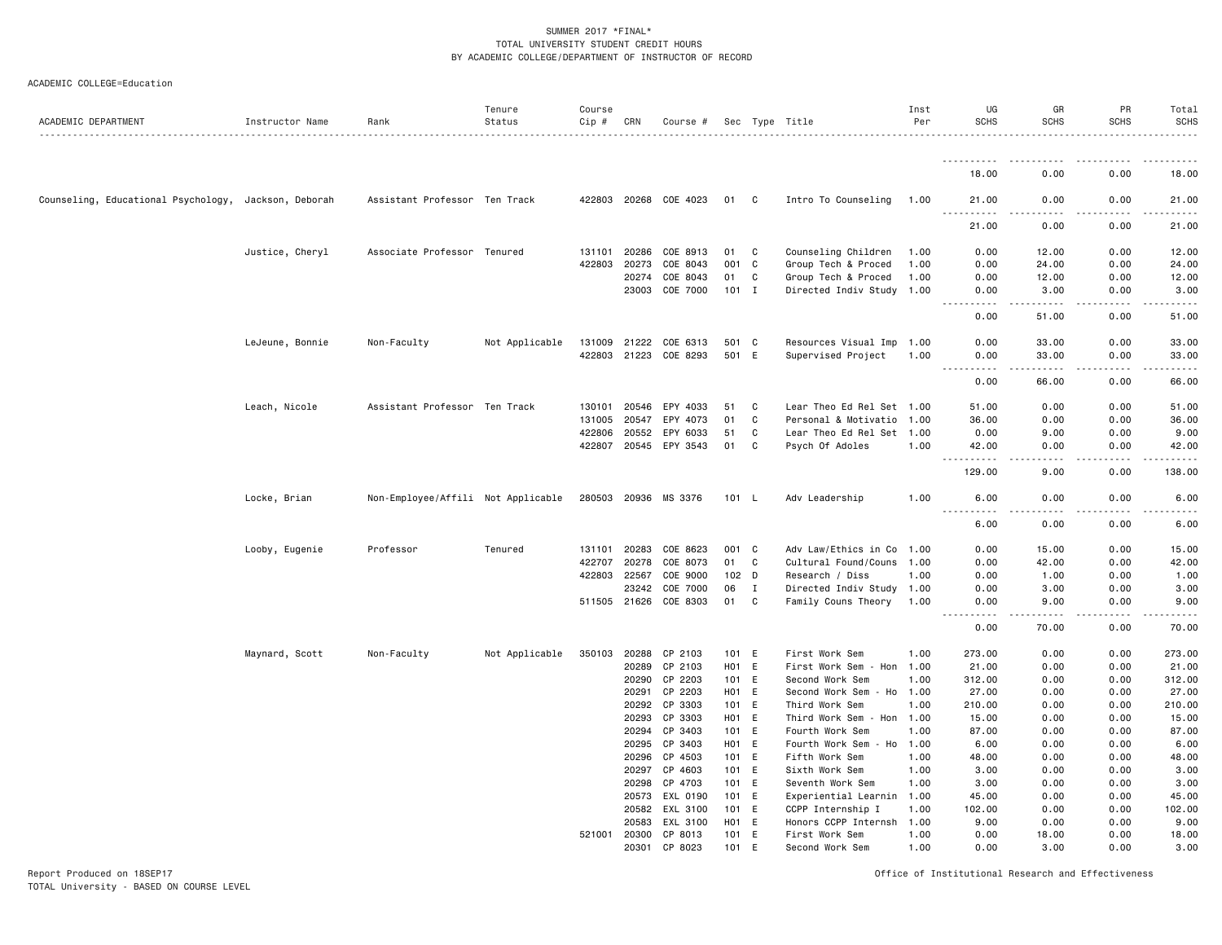SUMMER 2017 *FINAL*
TOTAL UNIVERSITY STUDENT CREDIT HOURS
BY ACADEMIC COLLEGE/DEPARTMENT OF INSTRUCTOR OF RECORD

ACADEMIC COLLEGE=Education

| ACADEMIC DEPARTMENT | Instructor Name | Rank | Tenure Status | Course Cip # | CRN | Course # | Sec | Type | Title | Inst Per | UG SCHS | GR SCHS | PR SCHS | Total SCHS |
|---|---|---|---|---|---|---|---|---|---|---|---|---|---|---|
| | | | | | | | | | | | 18.00 | 0.00 | 0.00 | 18.00 |
| Counseling, Educational Psychology, | Jackson, Deborah | Assistant Professor | Ten Track | 422803 | 20268 | COE 4023 | 01 | C | Intro To Counseling | 1.00 | 21.00 | 0.00 | 0.00 | 21.00 |
| | | | | | | | | | | | 21.00 | 0.00 | 0.00 | 21.00 |
| | Justice, Cheryl | Associate Professor | Tenured | 131101 | 20286 | COE 8913 | 01 | C | Counseling Children | 1.00 | 0.00 | 12.00 | 0.00 | 12.00 |
| | | | | 422803 | 20273 | COE 8043 | 001 | C | Group Tech & Proced | 1.00 | 0.00 | 24.00 | 0.00 | 24.00 |
| | | | | | 20274 | COE 8043 | 01 | C | Group Tech & Proced | 1.00 | 0.00 | 12.00 | 0.00 | 12.00 |
| | | | | | 23003 | COE 7000 | 101 | I | Directed Indiv Study | 1.00 | 0.00 | 3.00 | 0.00 | 3.00 |
| | | | | | | | | | | | 0.00 | 51.00 | 0.00 | 51.00 |
| | LeJeune, Bonnie | Non-Faculty | Not Applicable | 131009 | 21222 | COE 6313 | 501 | C | Resources Visual Imp | 1.00 | 0.00 | 33.00 | 0.00 | 33.00 |
| | | | | 422803 | 21223 | COE 8293 | 501 | E | Supervised Project | 1.00 | 0.00 | 33.00 | 0.00 | 33.00 |
| | | | | | | | | | | | 0.00 | 66.00 | 0.00 | 66.00 |
| | Leach, Nicole | Assistant Professor | Ten Track | 130101 | 20546 | EPY 4033 | 51 | C | Lear Theo Ed Rel Set | 1.00 | 51.00 | 0.00 | 0.00 | 51.00 |
| | | | | 131005 | 20547 | EPY 4073 | 01 | C | Personal & Motivatio | 1.00 | 36.00 | 0.00 | 0.00 | 36.00 |
| | | | | 422806 | 20552 | EPY 6033 | 51 | C | Lear Theo Ed Rel Set | 1.00 | 0.00 | 9.00 | 0.00 | 9.00 |
| | | | | 422807 | 20545 | EPY 3543 | 01 | C | Psych Of Adoles | 1.00 | 42.00 | 0.00 | 0.00 | 42.00 |
| | | | | | | | | | | | 129.00 | 9.00 | 0.00 | 138.00 |
| | Locke, Brian | Non-Employee/Affili | Not Applicable | 280503 | 20936 | MS 3376 | 101 | L | Adv Leadership | 1.00 | 6.00 | 0.00 | 0.00 | 6.00 |
| | | | | | | | | | | | 6.00 | 0.00 | 0.00 | 6.00 |
| | Looby, Eugenie | Professor | Tenured | 131101 | 20283 | COE 8623 | 001 | C | Adv Law/Ethics in Co | 1.00 | 0.00 | 15.00 | 0.00 | 15.00 |
| | | | | 422707 | 20278 | COE 8073 | 01 | C | Cultural Found/Couns | 1.00 | 0.00 | 42.00 | 0.00 | 42.00 |
| | | | | 422803 | 22567 | COE 9000 | 102 | D | Research / Diss | 1.00 | 0.00 | 1.00 | 0.00 | 1.00 |
| | | | | | 23242 | COE 7000 | 06 | I | Directed Indiv Study | 1.00 | 0.00 | 3.00 | 0.00 | 3.00 |
| | | | | 511505 | 21626 | COE 8303 | 01 | C | Family Couns Theory | 1.00 | 0.00 | 9.00 | 0.00 | 9.00 |
| | | | | | | | | | | | 0.00 | 70.00 | 0.00 | 70.00 |
| | Maynard, Scott | Non-Faculty | Not Applicable | 350103 | 20288 | CP 2103 | 101 | E | First Work Sem | 1.00 | 273.00 | 0.00 | 0.00 | 273.00 |
| | | | | | 20289 | CP 2103 | H01 | E | First Work Sem - Hon | 1.00 | 21.00 | 0.00 | 0.00 | 21.00 |
| | | | | | 20290 | CP 2203 | 101 | E | Second Work Sem | 1.00 | 312.00 | 0.00 | 0.00 | 312.00 |
| | | | | | 20291 | CP 2203 | H01 | E | Second Work Sem - Ho | 1.00 | 27.00 | 0.00 | 0.00 | 27.00 |
| | | | | | 20292 | CP 3303 | 101 | E | Third Work Sem | 1.00 | 210.00 | 0.00 | 0.00 | 210.00 |
| | | | | | 20293 | CP 3303 | H01 | E | Third Work Sem - Hon | 1.00 | 15.00 | 0.00 | 0.00 | 15.00 |
| | | | | | 20294 | CP 3403 | 101 | E | Fourth Work Sem | 1.00 | 87.00 | 0.00 | 0.00 | 87.00 |
| | | | | | 20295 | CP 3403 | H01 | E | Fourth Work Sem - Ho | 1.00 | 6.00 | 0.00 | 0.00 | 6.00 |
| | | | | | 20296 | CP 4503 | 101 | E | Fifth Work Sem | 1.00 | 48.00 | 0.00 | 0.00 | 48.00 |
| | | | | | 20297 | CP 4603 | 101 | E | Sixth Work Sem | 1.00 | 3.00 | 0.00 | 0.00 | 3.00 |
| | | | | | 20298 | CP 4703 | 101 | E | Seventh Work Sem | 1.00 | 3.00 | 0.00 | 0.00 | 3.00 |
| | | | | | 20573 | EXL 0190 | 101 | E | Experiential Learnin | 1.00 | 45.00 | 0.00 | 0.00 | 45.00 |
| | | | | | 20582 | EXL 3100 | 101 | E | CCPP Internship I | 1.00 | 102.00 | 0.00 | 0.00 | 102.00 |
| | | | | | 20583 | EXL 3100 | H01 | E | Honors CCPP Internsh | 1.00 | 9.00 | 0.00 | 0.00 | 9.00 |
| | | | | 521001 | 20300 | CP 8013 | 101 | E | First Work Sem | 1.00 | 0.00 | 18.00 | 0.00 | 18.00 |
| | | | | | 20301 | CP 8023 | 101 | E | Second Work Sem | 1.00 | 0.00 | 3.00 | 0.00 | 3.00 |

Report Produced on 18SEP17
TOTAL University - BASED ON COURSE LEVEL

Office of Institutional Research and Effectiveness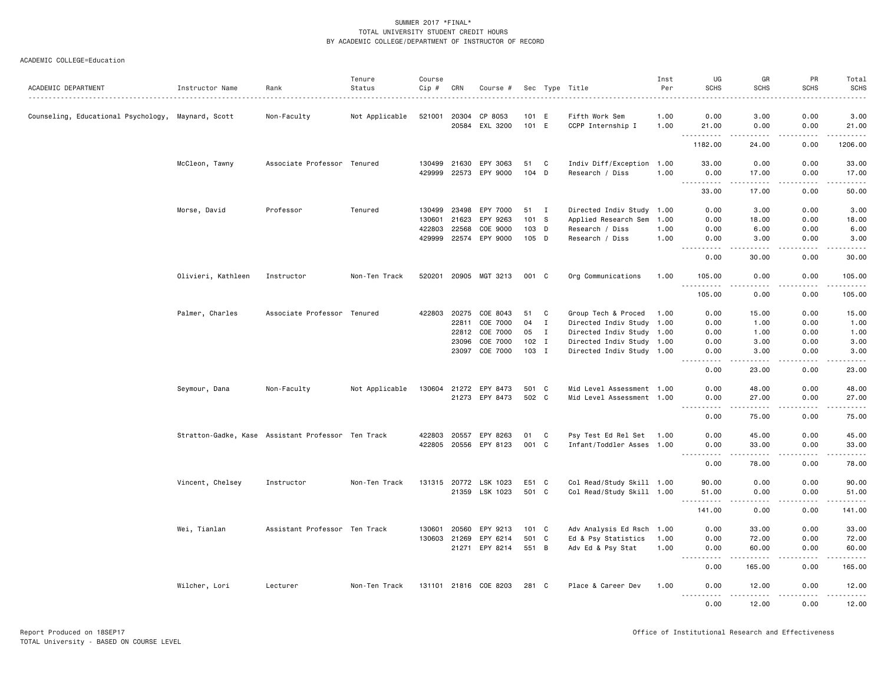SUMMER 2017 *FINAL*
TOTAL UNIVERSITY STUDENT CREDIT HOURS
BY ACADEMIC COLLEGE/DEPARTMENT OF INSTRUCTOR OF RECORD

ACADEMIC COLLEGE=Education

| ACADEMIC DEPARTMENT | Instructor Name | Rank | Tenure Status | Course Cip # | CRN | Course # | Sec | Type | Title | Inst Per | UG SCHS | GR SCHS | PR SCHS | Total SCHS |
|---|---|---|---|---|---|---|---|---|---|---|---|---|---|---|
| Counseling, Educational Psychology, | Maynard, Scott | Non-Faculty | Not Applicable | 521001 | 20304 | CP 8053 | 101 | E | Fifth Work Sem | 1.00 | 0.00 | 3.00 | 0.00 | 3.00 |
| | | | | | 20584 | EXL 3200 | 101 | E | CCPP Internship I | 1.00 | 21.00 | 0.00 | 0.00 | 21.00 |
| | | | | | | | | | | | 1182.00 | 24.00 | 0.00 | 1206.00 |
| | McCleon, Tawny | Associate Professor | Tenured | 130499 | 21630 | EPY 3063 | 51 | C | Indiv Diff/Exception | 1.00 | 33.00 | 0.00 | 0.00 | 33.00 |
| | | | | 429999 | 22573 | EPY 9000 | 104 | D | Research / Diss | 1.00 | 0.00 | 17.00 | 0.00 | 17.00 |
| | | | | | | | | | | | 33.00 | 17.00 | 0.00 | 50.00 |
| | Morse, David | Professor | Tenured | 130499 | 23498 | EPY 7000 | 51 | I | Directed Indiv Study | 1.00 | 0.00 | 3.00 | 0.00 | 3.00 |
| | | | | 130601 | 21623 | EPY 9263 | 101 | S | Applied Research Sem | 1.00 | 0.00 | 18.00 | 0.00 | 18.00 |
| | | | | 422803 | 22568 | COE 9000 | 103 | D | Research / Diss | 1.00 | 0.00 | 6.00 | 0.00 | 6.00 |
| | | | | 429999 | 22574 | EPY 9000 | 105 | D | Research / Diss | 1.00 | 0.00 | 3.00 | 0.00 | 3.00 |
| | | | | | | | | | | | 0.00 | 30.00 | 0.00 | 30.00 |
| | Olivieri, Kathleen | Instructor | Non-Ten Track | 520201 | 20905 | MGT 3213 | 001 | C | Org Communications | 1.00 | 105.00 | 0.00 | 0.00 | 105.00 |
| | | | | | | | | | | | 105.00 | 0.00 | 0.00 | 105.00 |
| | Palmer, Charles | Associate Professor | Tenured | 422803 | 20275 | COE 8043 | 51 | C | Group Tech & Proced | 1.00 | 0.00 | 15.00 | 0.00 | 15.00 |
| | | | | | 22811 | COE 7000 | 04 | I | Directed Indiv Study | 1.00 | 0.00 | 1.00 | 0.00 | 1.00 |
| | | | | | 22812 | COE 7000 | 05 | I | Directed Indiv Study | 1.00 | 0.00 | 1.00 | 0.00 | 1.00 |
| | | | | | 23096 | COE 7000 | 102 | I | Directed Indiv Study | 1.00 | 0.00 | 3.00 | 0.00 | 3.00 |
| | | | | | 23097 | COE 7000 | 103 | I | Directed Indiv Study | 1.00 | 0.00 | 3.00 | 0.00 | 3.00 |
| | | | | | | | | | | | 0.00 | 23.00 | 0.00 | 23.00 |
| | Seymour, Dana | Non-Faculty | Not Applicable | 130604 | 21272 | EPY 8473 | 501 | C | Mid Level Assessment | 1.00 | 0.00 | 48.00 | 0.00 | 48.00 |
| | | | | | 21273 | EPY 8473 | 502 | C | Mid Level Assessment | 1.00 | 0.00 | 27.00 | 0.00 | 27.00 |
| | | | | | | | | | | | 0.00 | 75.00 | 0.00 | 75.00 |
| | Stratton-Gadke, Kase | Assistant Professor | Ten Track | 422803 | 20557 | EPY 8263 | 01 | C | Psy Test Ed Rel Set | 1.00 | 0.00 | 45.00 | 0.00 | 45.00 |
| | | | | 422805 | 20556 | EPY 8123 | 001 | C | Infant/Toddler Asses | 1.00 | 0.00 | 33.00 | 0.00 | 33.00 |
| | | | | | | | | | | | 0.00 | 78.00 | 0.00 | 78.00 |
| | Vincent, Chelsey | Instructor | Non-Ten Track | 131315 | 20772 | LSK 1023 | E51 | C | Col Read/Study Skill | 1.00 | 90.00 | 0.00 | 0.00 | 90.00 |
| | | | | | 21359 | LSK 1023 | 501 | C | Col Read/Study Skill | 1.00 | 51.00 | 0.00 | 0.00 | 51.00 |
| | | | | | | | | | | | 141.00 | 0.00 | 0.00 | 141.00 |
| | Wei, Tianlan | Assistant Professor | Ten Track | 130601 | 20560 | EPY 9213 | 101 | C | Adv Analysis Ed Rsch | 1.00 | 0.00 | 33.00 | 0.00 | 33.00 |
| | | | | 130603 | 21269 | EPY 6214 | 501 | C | Ed & Psy Statistics | 1.00 | 0.00 | 72.00 | 0.00 | 72.00 |
| | | | | | 21271 | EPY 8214 | 551 | B | Adv Ed & Psy Stat | 1.00 | 0.00 | 60.00 | 0.00 | 60.00 |
| | | | | | | | | | | | 0.00 | 165.00 | 0.00 | 165.00 |
| | Wilcher, Lori | Lecturer | Non-Ten Track | 131101 | 21816 | COE 8203 | 281 | C | Place & Career Dev | 1.00 | 0.00 | 12.00 | 0.00 | 12.00 |
| | | | | | | | | | | | 0.00 | 12.00 | 0.00 | 12.00 |

Report Produced on 18SEP17
TOTAL University - BASED ON COURSE LEVEL

Office of Institutional Research and Effectiveness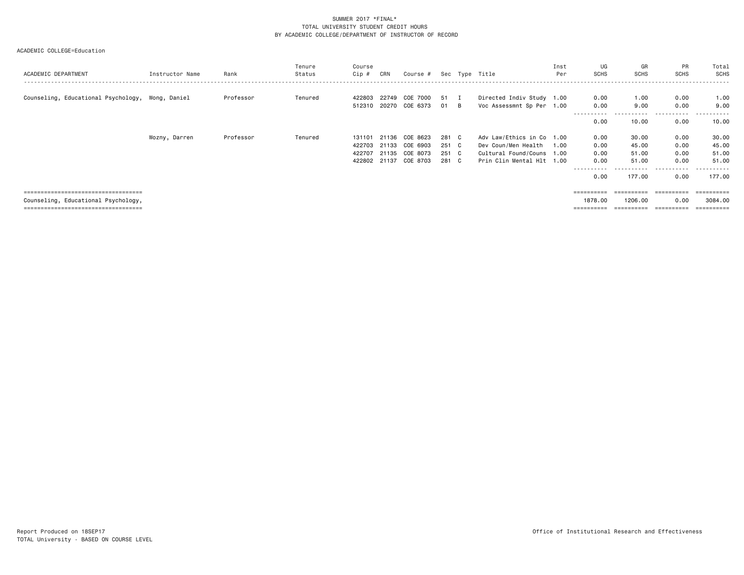SUMMER 2017 *FINAL*
TOTAL UNIVERSITY STUDENT CREDIT HOURS
BY ACADEMIC COLLEGE/DEPARTMENT OF INSTRUCTOR OF RECORD

ACADEMIC COLLEGE=Education

| ACADEMIC DEPARTMENT | Instructor Name | Rank | Tenure Status | Course Cip # | CRN | Course # | Sec | Type | Title | Inst Per | UG SCHS | GR SCHS | PR SCHS | Total SCHS |
|---|---|---|---|---|---|---|---|---|---|---|---|---|---|---|
| Counseling, Educational Psychology, | Wong, Daniel | Professor | Tenured | 422803 | 22749 | COE 7000 | 51 | I | Directed Indiv Study | 1.00 | 0.00 | 1.00 | 0.00 | 1.00 |
| | | | | 512310 | 20270 | COE 6373 | 01 | B | Voc Assessmnt Sp Per | 1.00 | 0.00 | 9.00 | 0.00 | 9.00 |
| | | | | | | | | | | | 0.00 | 10.00 | 0.00 | 10.00 |
| | Wozny, Darren | Professor | Tenured | 131101 | 21136 | COE 8623 | 281 | C | Adv Law/Ethics in Co | 1.00 | 0.00 | 30.00 | 0.00 | 30.00 |
| | | | | 422703 | 21133 | COE 6903 | 251 | C | Dev Coun/Men Health | 1.00 | 0.00 | 45.00 | 0.00 | 45.00 |
| | | | | 422707 | 21135 | COE 8073 | 251 | C | Cultural Found/Couns | 1.00 | 0.00 | 51.00 | 0.00 | 51.00 |
| | | | | 422802 | 21137 | COE 8703 | 281 | C | Prin Clin Mental Hlt | 1.00 | 0.00 | 51.00 | 0.00 | 51.00 |
| | | | | | | | | | | | 0.00 | 177.00 | 0.00 | 177.00 |
| Counseling, Educational Psychology, | | | | | | | | | | | 1878.00 | 1206.00 | 0.00 | 3084.00 |

Report Produced on 18SEP17
TOTAL University - BASED ON COURSE LEVEL

Office of Institutional Research and Effectiveness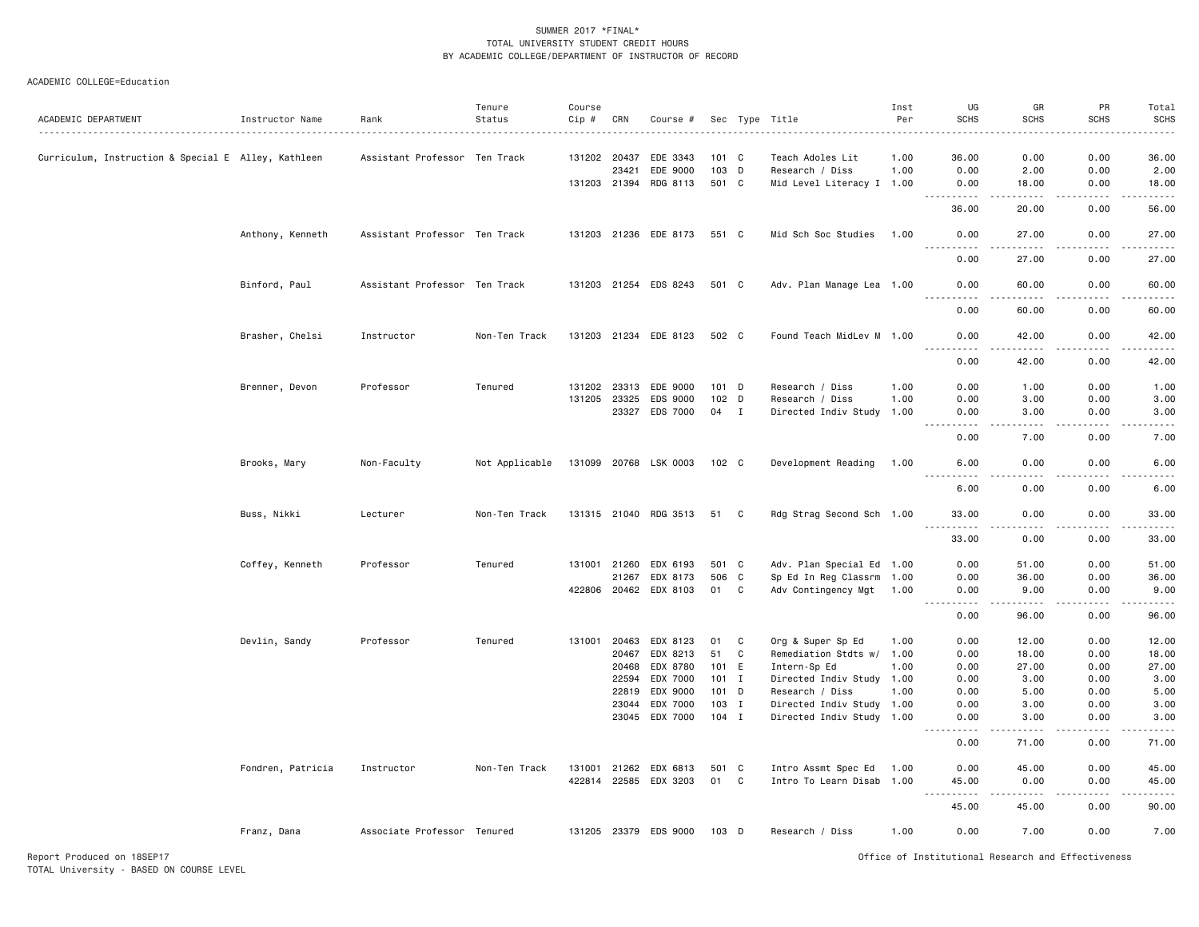SUMMER 2017 *FINAL*
TOTAL UNIVERSITY STUDENT CREDIT HOURS
BY ACADEMIC COLLEGE/DEPARTMENT OF INSTRUCTOR OF RECORD

ACADEMIC COLLEGE=Education

| ACADEMIC DEPARTMENT | Instructor Name | Rank | Tenure Status | Course Cip # | CRN | Course # | Sec | Type | Title | Inst Per | UG SCHS | GR SCHS | PR SCHS | Total SCHS |
|---|---|---|---|---|---|---|---|---|---|---|---|---|---|---|
| Curriculum, Instruction & Special E | Alley, Kathleen | Assistant Professor | Ten Track | 131202 | 20437 | EDE 3343 | 101 | C | Teach Adoles Lit | 1.00 | 36.00 | 0.00 | 0.00 | 36.00 |
| | | | | | 23421 | EDE 9000 | 103 | D | Research / Diss | 1.00 | 0.00 | 2.00 | 0.00 | 2.00 |
| | | | | 131203 | 21394 | RDG 8113 | 501 | C | Mid Level Literacy I | 1.00 | 0.00 | 18.00 | 0.00 | 18.00 |
| | | | | | | | | | | | 36.00 | 20.00 | 0.00 | 56.00 |
| | Anthony, Kenneth | Assistant Professor | Ten Track | 131203 | 21236 | EDE 8173 | 551 | C | Mid Sch Soc Studies | 1.00 | 0.00 | 27.00 | 0.00 | 27.00 |
| | | | | | | | | | | | 0.00 | 27.00 | 0.00 | 27.00 |
| | Binford, Paul | Assistant Professor | Ten Track | 131203 | 21254 | EDS 8243 | 501 | C | Adv. Plan Manage Lea | 1.00 | 0.00 | 60.00 | 0.00 | 60.00 |
| | | | | | | | | | | | 0.00 | 60.00 | 0.00 | 60.00 |
| | Brasher, Chelsi | Instructor | Non-Ten Track | 131203 | 21234 | EDE 8123 | 502 | C | Found Teach MidLev M | 1.00 | 0.00 | 42.00 | 0.00 | 42.00 |
| | | | | | | | | | | | 0.00 | 42.00 | 0.00 | 42.00 |
| | Brenner, Devon | Professor | Tenured | 131202 | 23313 | EDE 9000 | 101 | D | Research / Diss | 1.00 | 0.00 | 1.00 | 0.00 | 1.00 |
| | | | | 131205 | 23325 | EDS 9000 | 102 | D | Research / Diss | 1.00 | 0.00 | 3.00 | 0.00 | 3.00 |
| | | | | | 23327 | EDS 7000 | 04 | I | Directed Indiv Study | 1.00 | 0.00 | 3.00 | 0.00 | 3.00 |
| | | | | | | | | | | | 0.00 | 7.00 | 0.00 | 7.00 |
| | Brooks, Mary | Non-Faculty | Not Applicable | 131099 | 20768 | LSK 0003 | 102 | C | Development Reading | 1.00 | 6.00 | 0.00 | 0.00 | 6.00 |
| | | | | | | | | | | | 6.00 | 0.00 | 0.00 | 6.00 |
| | Buss, Nikki | Lecturer | Non-Ten Track | 131315 | 21040 | RDG 3513 | 51 | C | Rdg Strag Second Sch | 1.00 | 33.00 | 0.00 | 0.00 | 33.00 |
| | | | | | | | | | | | 33.00 | 0.00 | 0.00 | 33.00 |
| | Coffey, Kenneth | Professor | Tenured | 131001 | 21260 | EDX 6193 | 501 | C | Adv. Plan Special Ed | 1.00 | 0.00 | 51.00 | 0.00 | 51.00 |
| | | | | | 21267 | EDX 8173 | 506 | C | Sp Ed In Reg Classrm | 1.00 | 0.00 | 36.00 | 0.00 | 36.00 |
| | | | | 422806 | 20462 | EDX 8103 | 01 | C | Adv Contingency Mgt | 1.00 | 0.00 | 9.00 | 0.00 | 9.00 |
| | | | | | | | | | | | 0.00 | 96.00 | 0.00 | 96.00 |
| | Devlin, Sandy | Professor | Tenured | 131001 | 20463 | EDX 8123 | 01 | C | Org & Super Sp Ed | 1.00 | 0.00 | 12.00 | 0.00 | 12.00 |
| | | | | | 20467 | EDX 8213 | 51 | C | Remediation Stdts w/ | 1.00 | 0.00 | 18.00 | 0.00 | 18.00 |
| | | | | | 20468 | EDX 8780 | 101 | E | Intern-Sp Ed | 1.00 | 0.00 | 27.00 | 0.00 | 27.00 |
| | | | | | 22594 | EDX 7000 | 101 | I | Directed Indiv Study | 1.00 | 0.00 | 3.00 | 0.00 | 3.00 |
| | | | | | 22819 | EDX 9000 | 101 | D | Research / Diss | 1.00 | 0.00 | 5.00 | 0.00 | 5.00 |
| | | | | | 23044 | EDX 7000 | 103 | I | Directed Indiv Study | 1.00 | 0.00 | 3.00 | 0.00 | 3.00 |
| | | | | | 23045 | EDX 7000 | 104 | I | Directed Indiv Study | 1.00 | 0.00 | 3.00 | 0.00 | 3.00 |
| | | | | | | | | | | | 0.00 | 71.00 | 0.00 | 71.00 |
| | Fondren, Patricia | Instructor | Non-Ten Track | 131001 | 21262 | EDX 6813 | 501 | C | Intro Assmt Spec Ed | 1.00 | 0.00 | 45.00 | 0.00 | 45.00 |
| | | | | 422814 | 22585 | EDX 3203 | 01 | C | Intro To Learn Disab | 1.00 | 45.00 | 0.00 | 0.00 | 45.00 |
| | | | | | | | | | | | 45.00 | 45.00 | 0.00 | 90.00 |
| | Franz, Dana | Associate Professor | Tenured | 131205 | 23379 | EDS 9000 | 103 | D | Research / Diss | 1.00 | 0.00 | 7.00 | 0.00 | 7.00 |

Report Produced on 18SEP17
TOTAL University - BASED ON COURSE LEVEL

Office of Institutional Research and Effectiveness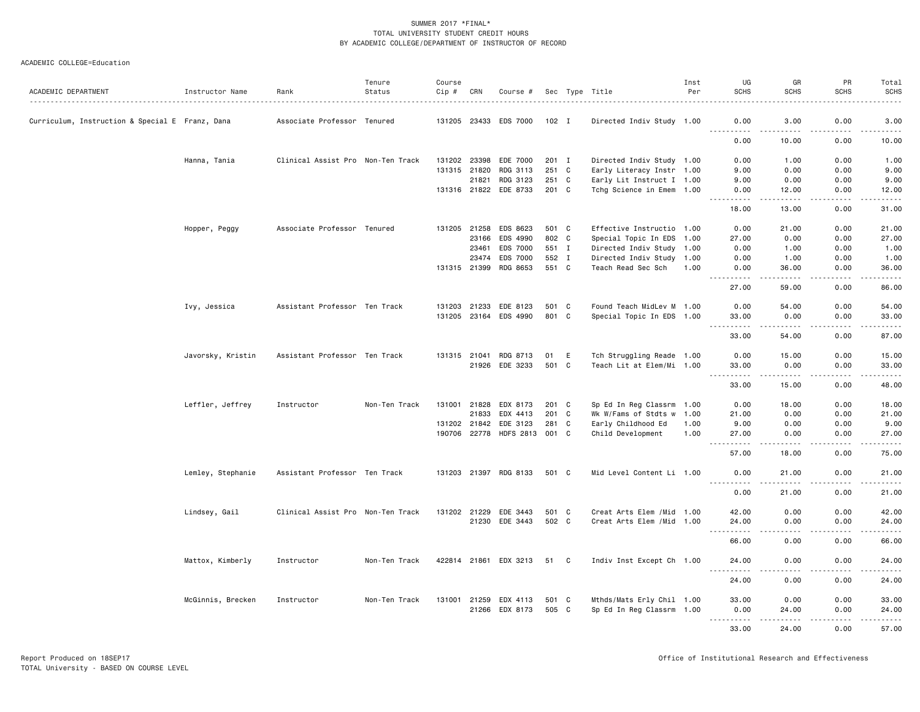SUMMER 2017 *FINAL*
TOTAL UNIVERSITY STUDENT CREDIT HOURS
BY ACADEMIC COLLEGE/DEPARTMENT OF INSTRUCTOR OF RECORD

ACADEMIC COLLEGE=Education

| ACADEMIC DEPARTMENT | Instructor Name | Rank | Tenure Status | Course Cip # | CRN | Course # | Sec | Type | Title | Inst Per | UG SCHS | GR SCHS | PR SCHS | Total SCHS |
|---|---|---|---|---|---|---|---|---|---|---|---|---|---|---|
| Curriculum, Instruction & Special E | Franz, Dana | Associate Professor | Tenured | 131205 | 23433 | EDS 7000 | 102 | I | Directed Indiv Study | 1.00 | 0.00 | 3.00 | 0.00 | 3.00 |
| | | | | | | | | | | | 0.00 | 10.00 | 0.00 | 10.00 |
| | Hanna, Tania | Clinical Assist Pro | Non-Ten Track | 131202 | 23398 | EDE 7000 | 201 | I | Directed Indiv Study | 1.00 | 0.00 | 1.00 | 0.00 | 1.00 |
| | | | | 131315 | 21820 | RDG 3113 | 251 | C | Early Literacy Instr | 1.00 | 9.00 | 0.00 | 0.00 | 9.00 |
| | | | | | 21821 | RDG 3123 | 251 | C | Early Lit Instruct I | 1.00 | 9.00 | 0.00 | 0.00 | 9.00 |
| | | | | 131316 | 21822 | EDE 8733 | 201 | C | Tchg Science in Emem | 1.00 | 0.00 | 12.00 | 0.00 | 12.00 |
| | | | | | | | | | | | 18.00 | 13.00 | 0.00 | 31.00 |
| | Hopper, Peggy | Associate Professor | Tenured | 131205 | 21258 | EDS 8623 | 501 | C | Effective Instructio | 1.00 | 0.00 | 21.00 | 0.00 | 21.00 |
| | | | | | 23166 | EDS 4990 | 802 | C | Special Topic In EDS | 1.00 | 27.00 | 0.00 | 0.00 | 27.00 |
| | | | | | 23461 | EDS 7000 | 551 | I | Directed Indiv Study | 1.00 | 0.00 | 1.00 | 0.00 | 1.00 |
| | | | | | 23474 | EDS 7000 | 552 | I | Directed Indiv Study | 1.00 | 0.00 | 1.00 | 0.00 | 1.00 |
| | | | | 131315 | 21399 | RDG 8653 | 551 | C | Teach Read Sec Sch | 1.00 | 0.00 | 36.00 | 0.00 | 36.00 |
| | | | | | | | | | | | 27.00 | 59.00 | 0.00 | 86.00 |
| | Ivy, Jessica | Assistant Professor | Ten Track | 131203 | 21233 | EDE 8123 | 501 | C | Found Teach MidLev M | 1.00 | 0.00 | 54.00 | 0.00 | 54.00 |
| | | | | 131205 | 23164 | EDS 4990 | 801 | C | Special Topic In EDS | 1.00 | 33.00 | 0.00 | 0.00 | 33.00 |
| | | | | | | | | | | | 33.00 | 54.00 | 0.00 | 87.00 |
| | Javorsky, Kristin | Assistant Professor | Ten Track | 131315 | 21041 | RDG 8713 | 01 | E | Tch Struggling Reade | 1.00 | 0.00 | 15.00 | 0.00 | 15.00 |
| | | | | | 21926 | EDE 3233 | 501 | C | Teach Lit at Elem/Mi | 1.00 | 33.00 | 0.00 | 0.00 | 33.00 |
| | | | | | | | | | | | 33.00 | 15.00 | 0.00 | 48.00 |
| | Leffler, Jeffrey | Instructor | Non-Ten Track | 131001 | 21828 | EDX 8173 | 201 | C | Sp Ed In Reg Classrm | 1.00 | 0.00 | 18.00 | 0.00 | 18.00 |
| | | | | | 21833 | EDX 4413 | 201 | C | Wk W/Fams of Stdts w | 1.00 | 21.00 | 0.00 | 0.00 | 21.00 |
| | | | | 131202 | 21842 | EDE 3123 | 281 | C | Early Childhood Ed | 1.00 | 9.00 | 0.00 | 0.00 | 9.00 |
| | | | | 190706 | 22778 | HDFS 2813 | 001 | C | Child Development | 1.00 | 27.00 | 0.00 | 0.00 | 27.00 |
| | | | | | | | | | | | 57.00 | 18.00 | 0.00 | 75.00 |
| | Lemley, Stephanie | Assistant Professor | Ten Track | 131203 | 21397 | RDG 8133 | 501 | C | Mid Level Content Li | 1.00 | 0.00 | 21.00 | 0.00 | 21.00 |
| | | | | | | | | | | | 0.00 | 21.00 | 0.00 | 21.00 |
| | Lindsey, Gail | Clinical Assist Pro | Non-Ten Track | 131202 | 21229 | EDE 3443 | 501 | C | Creat Arts Elem /Mid | 1.00 | 42.00 | 0.00 | 0.00 | 42.00 |
| | | | | | 21230 | EDE 3443 | 502 | C | Creat Arts Elem /Mid | 1.00 | 24.00 | 0.00 | 0.00 | 24.00 |
| | | | | | | | | | | | 66.00 | 0.00 | 0.00 | 66.00 |
| | Mattox, Kimberly | Instructor | Non-Ten Track | 422814 | 21861 | EDX 3213 | 51 | C | Indiv Inst Except Ch | 1.00 | 24.00 | 0.00 | 0.00 | 24.00 |
| | | | | | | | | | | | 24.00 | 0.00 | 0.00 | 24.00 |
| | McGinnis, Brecken | Instructor | Non-Ten Track | 131001 | 21259 | EDX 4113 | 501 | C | Mthds/Mats Erly Chil | 1.00 | 33.00 | 0.00 | 0.00 | 33.00 |
| | | | | | 21266 | EDX 8173 | 505 | C | Sp Ed In Reg Classrm | 1.00 | 0.00 | 24.00 | 0.00 | 24.00 |
| | | | | | | | | | | | 33.00 | 24.00 | 0.00 | 57.00 |

Report Produced on 18SEP17
TOTAL University - BASED ON COURSE LEVEL

Office of Institutional Research and Effectiveness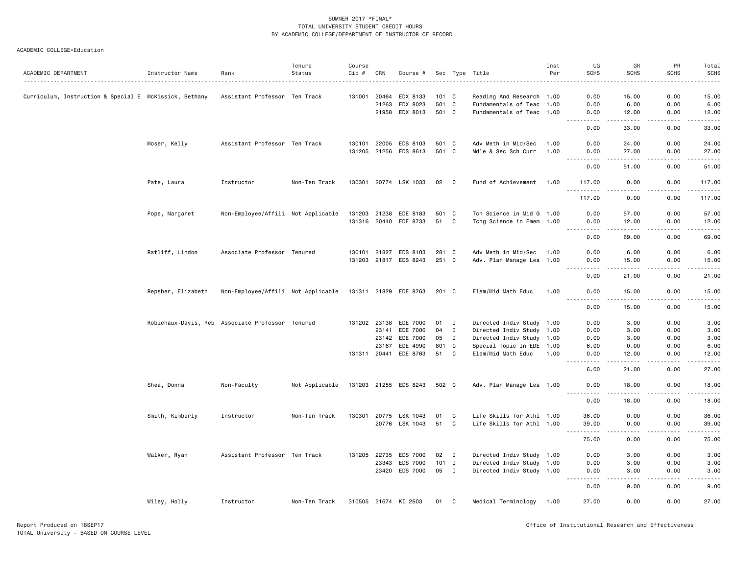SUMMER 2017 *FINAL*
TOTAL UNIVERSITY STUDENT CREDIT HOURS
BY ACADEMIC COLLEGE/DEPARTMENT OF INSTRUCTOR OF RECORD

ACADEMIC COLLEGE=Education

| ACADEMIC DEPARTMENT | Instructor Name | Rank | Tenure Status | Course Cip # | CRN | Course # | Sec | Type | Title | Inst Per | UG SCHS | GR SCHS | PR SCHS | Total SCHS |
|---|---|---|---|---|---|---|---|---|---|---|---|---|---|---|
| Curriculum, Instruction & Special E | McKissick, Bethany | Assistant Professor | Ten Track | 131001 | 20464 | EDX 8133 | 101 | C | Reading And Research | 1.00 | 0.00 | 15.00 | 0.00 | 15.00 |
| | | | | | 21263 | EDX 8023 | 501 | C | Fundamentals of Teac | 1.00 | 0.00 | 6.00 | 0.00 | 6.00 |
| | | | | | 21958 | EDX 8013 | 501 | C | Fundamentals of Teac | 1.00 | 0.00 | 12.00 | 0.00 | 12.00 |
| | | | | | | | | | | | 0.00 | 33.00 | 0.00 | 33.00 |
| | Moser, Kelly | Assistant Professor | Ten Track | 130101 | 22005 | EDS 8103 | 501 | C | Adv Meth in Mid/Sec | 1.00 | 0.00 | 24.00 | 0.00 | 24.00 |
| | | | | 131205 | 21256 | EDS 8613 | 501 | C | Mdle & Sec Sch Curr | 1.00 | 0.00 | 27.00 | 0.00 | 27.00 |
| | | | | | | | | | | | 0.00 | 51.00 | 0.00 | 51.00 |
| | Pate, Laura | Instructor | Non-Ten Track | 130301 | 20774 | LSK 1033 | 02 | C | Fund of Achievement | 1.00 | 117.00 | 0.00 | 0.00 | 117.00 |
| | | | | | | | | | | | 117.00 | 0.00 | 0.00 | 117.00 |
| | Pope, Margaret | Non-Employee/Affili | Not Applicable | 131203 | 21238 | EDE 8183 | 501 | C | Tch Science in Mid G | 1.00 | 0.00 | 57.00 | 0.00 | 57.00 |
| | | | | 131316 | 20440 | EDE 8733 | 51 | C | Tchg Science in Emem | 1.00 | 0.00 | 12.00 | 0.00 | 12.00 |
| | | | | | | | | | | | 0.00 | 69.00 | 0.00 | 69.00 |
| | Ratliff, Lindon | Associate Professor | Tenured | 130101 | 21827 | EDS 8103 | 281 | C | Adv Meth in Mid/Sec | 1.00 | 0.00 | 6.00 | 0.00 | 6.00 |
| | | | | 131203 | 21817 | EDS 8243 | 251 | C | Adv. Plan Manage Lea | 1.00 | 0.00 | 15.00 | 0.00 | 15.00 |
| | | | | | | | | | | | 0.00 | 21.00 | 0.00 | 21.00 |
| | Repsher, Elizabeth | Non-Employee/Affili | Not Applicable | 131311 | 21829 | EDE 8763 | 201 | C | Elem/Mid Math Educ | 1.00 | 0.00 | 15.00 | 0.00 | 15.00 |
| | | | | | | | | | | | 0.00 | 15.00 | 0.00 | 15.00 |
| | Robichaux-Davis, Reb | Associate Professor | Tenured | 131202 | 23138 | EDE 7000 | 01 | I | Directed Indiv Study | 1.00 | 0.00 | 3.00 | 0.00 | 3.00 |
| | | | | | 23141 | EDE 7000 | 04 | I | Directed Indiv Study | 1.00 | 0.00 | 3.00 | 0.00 | 3.00 |
| | | | | | 23142 | EDE 7000 | 05 | I | Directed Indiv Study | 1.00 | 0.00 | 3.00 | 0.00 | 3.00 |
| | | | | | 23167 | EDE 4990 | 801 | C | Special Topic In EDE | 1.00 | 6.00 | 0.00 | 0.00 | 6.00 |
| | | | | 131311 | 20441 | EDE 8763 | 51 | C | Elem/Mid Math Educ | 1.00 | 0.00 | 12.00 | 0.00 | 12.00 |
| | | | | | | | | | | | 6.00 | 21.00 | 0.00 | 27.00 |
| | Shea, Donna | Non-Faculty | Not Applicable | 131203 | 21255 | EDS 8243 | 502 | C | Adv. Plan Manage Lea | 1.00 | 0.00 | 18.00 | 0.00 | 18.00 |
| | | | | | | | | | | | 0.00 | 18.00 | 0.00 | 18.00 |
| | Smith, Kimberly | Instructor | Non-Ten Track | 130301 | 20775 | LSK 1043 | 01 | C | Life Skills for Athl | 1.00 | 36.00 | 0.00 | 0.00 | 36.00 |
| | | | | | 20776 | LSK 1043 | 51 | C | Life Skills for Athl | 1.00 | 39.00 | 0.00 | 0.00 | 39.00 |
| | | | | | | | | | | | 75.00 | 0.00 | 0.00 | 75.00 |
| | Walker, Ryan | Assistant Professor | Ten Track | 131205 | 22735 | EDS 7000 | 02 | I | Directed Indiv Study | 1.00 | 0.00 | 3.00 | 0.00 | 3.00 |
| | | | | | 23343 | EDS 7000 | 101 | I | Directed Indiv Study | 1.00 | 0.00 | 3.00 | 0.00 | 3.00 |
| | | | | | 23420 | EDS 7000 | 05 | I | Directed Indiv Study | 1.00 | 0.00 | 3.00 | 0.00 | 3.00 |
| | | | | | | | | | | | 0.00 | 9.00 | 0.00 | 9.00 |
| | Wiley, Holly | Instructor | Non-Ten Track | 310505 | 21674 | KI 2603 | 01 | C | Medical Terminology | 1.00 | 27.00 | 0.00 | 0.00 | 27.00 |

Report Produced on 18SEP17
TOTAL University - BASED ON COURSE LEVEL

Office of Institutional Research and Effectiveness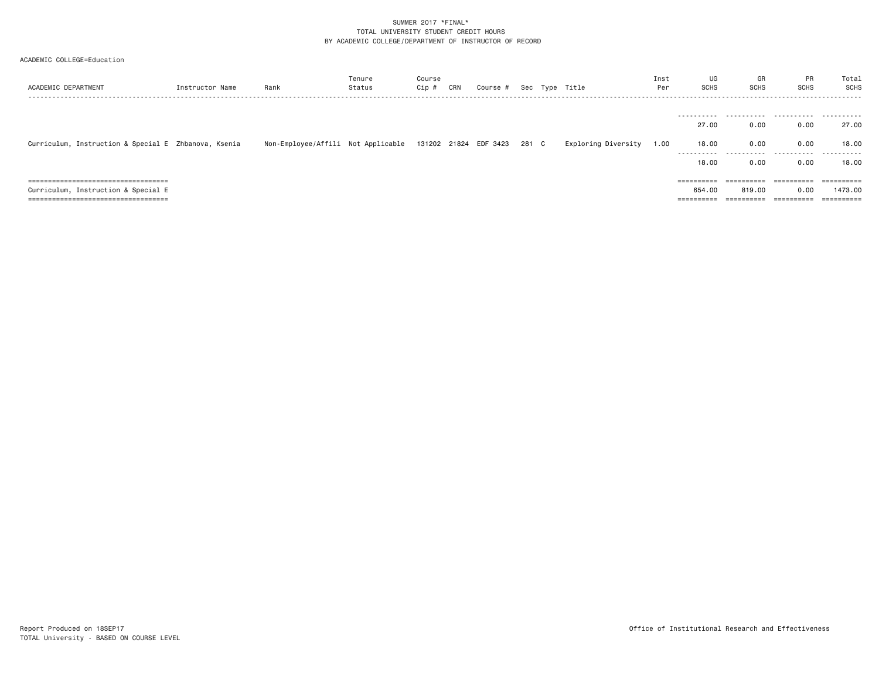SUMMER 2017 *FINAL*
TOTAL UNIVERSITY STUDENT CREDIT HOURS
BY ACADEMIC COLLEGE/DEPARTMENT OF INSTRUCTOR OF RECORD

ACADEMIC COLLEGE=Education

| ACADEMIC DEPARTMENT | Instructor Name | Rank | Tenure Status | Course Cip # | CRN | Course # | Sec | Type | Title | Inst Per | UG SCHS | GR SCHS | PR SCHS | Total SCHS |
|---|---|---|---|---|---|---|---|---|---|---|---|---|---|---|
| | | | | | | | | | | | 27.00 | 0.00 | 0.00 | 27.00 |
| Curriculum, Instruction & Special E | Zhbanova, Ksenia | Non-Employee/Affili | Not Applicable | 131202 | 21824 | EDF 3423 | 281 | C | Exploring Diversity | 1.00 | 18.00 | 0.00 | 0.00 | 18.00 |
| | | | | | | | | | | | 18.00 | 0.00 | 0.00 | 18.00 |
| Curriculum, Instruction & Special E | | | | | | | | | | | 654.00 | 819.00 | 0.00 | 1473.00 |

Report Produced on 18SEP17
TOTAL University - BASED ON COURSE LEVEL

Office of Institutional Research and Effectiveness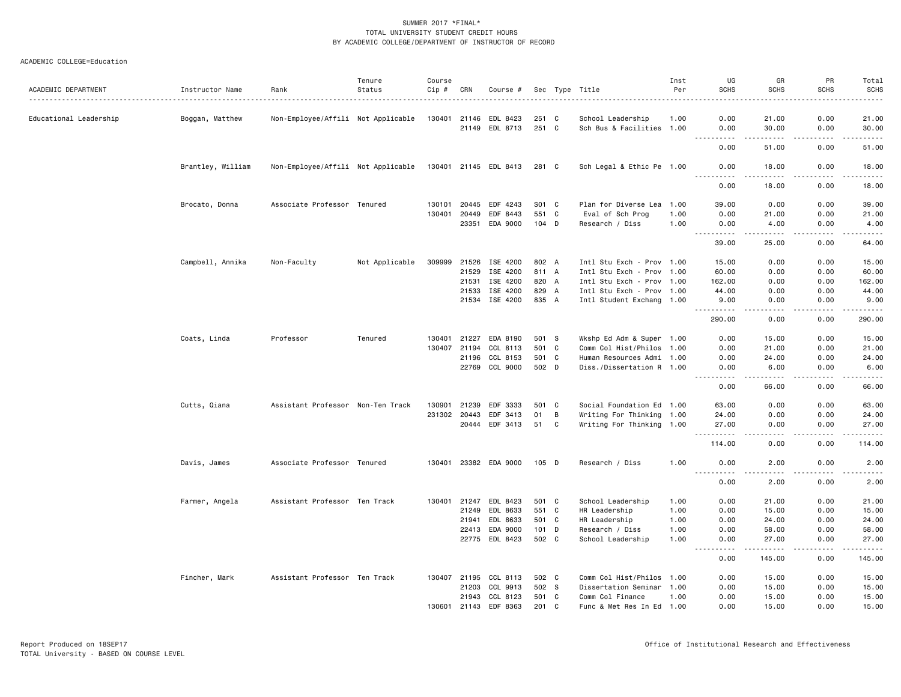SUMMER 2017 *FINAL*
TOTAL UNIVERSITY STUDENT CREDIT HOURS
BY ACADEMIC COLLEGE/DEPARTMENT OF INSTRUCTOR OF RECORD

ACADEMIC COLLEGE=Education

| ACADEMIC DEPARTMENT | Instructor Name | Rank | Tenure Status | Course Cip # | CRN | Course # | Sec | Type | Title | Inst Per | UG SCHS | GR SCHS | PR SCHS | Total SCHS |
|---|---|---|---|---|---|---|---|---|---|---|---|---|---|---|
| Educational Leadership | Boggan, Matthew | Non-Employee/Affili | Not Applicable | 130401 | 21146 | EDL 8423 | 251 | C | School Leadership | 1.00 | 0.00 | 21.00 | 0.00 | 21.00 |
| | | | | | 21149 | EDL 8713 | 251 | C | Sch Bus & Facilities | 1.00 | 0.00 | 30.00 | 0.00 | 30.00 |
| | | | | | | | | | | | 0.00 | 51.00 | 0.00 | 51.00 |
| | Brantley, William | Non-Employee/Affili | Not Applicable | 130401 | 21145 | EDL 8413 | 281 | C | Sch Legal & Ethic Pe | 1.00 | 0.00 | 18.00 | 0.00 | 18.00 |
| | | | | | | | | | | | 0.00 | 18.00 | 0.00 | 18.00 |
| | Brocato, Donna | Associate Professor | Tenured | 130101 | 20445 | EDF 4243 | S01 | C | Plan for Diverse Lea | 1.00 | 39.00 | 0.00 | 0.00 | 39.00 |
| | | | | 130401 | 20449 | EDF 8443 | 551 | C | Eval of Sch Prog | 1.00 | 0.00 | 21.00 | 0.00 | 21.00 |
| | | | | | 23351 | EDA 9000 | 104 | D | Research / Diss | 1.00 | 0.00 | 4.00 | 0.00 | 4.00 |
| | | | | | | | | | | | 39.00 | 25.00 | 0.00 | 64.00 |
| | Campbell, Annika | Non-Faculty | Not Applicable | 309999 | 21526 | ISE 4200 | 802 | A | Intl Stu Exch - Prov | 1.00 | 15.00 | 0.00 | 0.00 | 15.00 |
| | | | | | 21529 | ISE 4200 | 811 | A | Intl Stu Exch - Prov | 1.00 | 60.00 | 0.00 | 0.00 | 60.00 |
| | | | | | 21531 | ISE 4200 | 820 | A | Intl Stu Exch - Prov | 1.00 | 162.00 | 0.00 | 0.00 | 162.00 |
| | | | | | 21533 | ISE 4200 | 829 | A | Intl Stu Exch - Prov | 1.00 | 44.00 | 0.00 | 0.00 | 44.00 |
| | | | | | 21534 | ISE 4200 | 835 | A | Intl Student Exchang | 1.00 | 9.00 | 0.00 | 0.00 | 9.00 |
| | | | | | | | | | | | 290.00 | 0.00 | 0.00 | 290.00 |
| | Coats, Linda | Professor | Tenured | 130401 | 21227 | EDA 8190 | 501 | S | Wkshp Ed Adm & Super | 1.00 | 0.00 | 15.00 | 0.00 | 15.00 |
| | | | | 130407 | 21194 | CCL 8113 | 501 | C | Comm Col Hist/Philos | 1.00 | 0.00 | 21.00 | 0.00 | 21.00 |
| | | | | | 21196 | CCL 8153 | 501 | C | Human Resources Admi | 1.00 | 0.00 | 24.00 | 0.00 | 24.00 |
| | | | | | 22769 | CCL 9000 | 502 | D | Diss./Dissertation R | 1.00 | 0.00 | 6.00 | 0.00 | 6.00 |
| | | | | | | | | | | | 0.00 | 66.00 | 0.00 | 66.00 |
| | Cutts, Qiana | Assistant Professor | Non-Ten Track | 130901 | 21239 | EDF 3333 | 501 | C | Social Foundation Ed | 1.00 | 63.00 | 0.00 | 0.00 | 63.00 |
| | | | | 231302 | 20443 | EDF 3413 | 01 | B | Writing For Thinking | 1.00 | 24.00 | 0.00 | 0.00 | 24.00 |
| | | | | | 20444 | EDF 3413 | 51 | C | Writing For Thinking | 1.00 | 27.00 | 0.00 | 0.00 | 27.00 |
| | | | | | | | | | | | 114.00 | 0.00 | 0.00 | 114.00 |
| | Davis, James | Associate Professor | Tenured | 130401 | 23382 | EDA 9000 | 105 | D | Research / Diss | 1.00 | 0.00 | 2.00 | 0.00 | 2.00 |
| | | | | | | | | | | | 0.00 | 2.00 | 0.00 | 2.00 |
| | Farmer, Angela | Assistant Professor | Ten Track | 130401 | 21247 | EDL 8423 | 501 | C | School Leadership | 1.00 | 0.00 | 21.00 | 0.00 | 21.00 |
| | | | | | 21249 | EDL 8633 | 551 | C | HR Leadership | 1.00 | 0.00 | 15.00 | 0.00 | 15.00 |
| | | | | | 21941 | EDL 8633 | 501 | C | HR Leadership | 1.00 | 0.00 | 24.00 | 0.00 | 24.00 |
| | | | | | 22413 | EDA 9000 | 101 | D | Research / Diss | 1.00 | 0.00 | 58.00 | 0.00 | 58.00 |
| | | | | | 22775 | EDL 8423 | 502 | C | School Leadership | 1.00 | 0.00 | 27.00 | 0.00 | 27.00 |
| | | | | | | | | | | | 0.00 | 145.00 | 0.00 | 145.00 |
| | Fincher, Mark | Assistant Professor | Ten Track | 130407 | 21195 | CCL 8113 | 502 | C | Comm Col Hist/Philos | 1.00 | 0.00 | 15.00 | 0.00 | 15.00 |
| | | | | | 21203 | CCL 9913 | 502 | S | Dissertation Seminar | 1.00 | 0.00 | 15.00 | 0.00 | 15.00 |
| | | | | | 21943 | CCL 8123 | 501 | C | Comm Col Finance | 1.00 | 0.00 | 15.00 | 0.00 | 15.00 |
| | | | | 130601 | 21143 | EDF 8363 | 201 | C | Func & Met Res In Ed | 1.00 | 0.00 | 15.00 | 0.00 | 15.00 |

Report Produced on 18SEP17
TOTAL University - BASED ON COURSE LEVEL

Office of Institutional Research and Effectiveness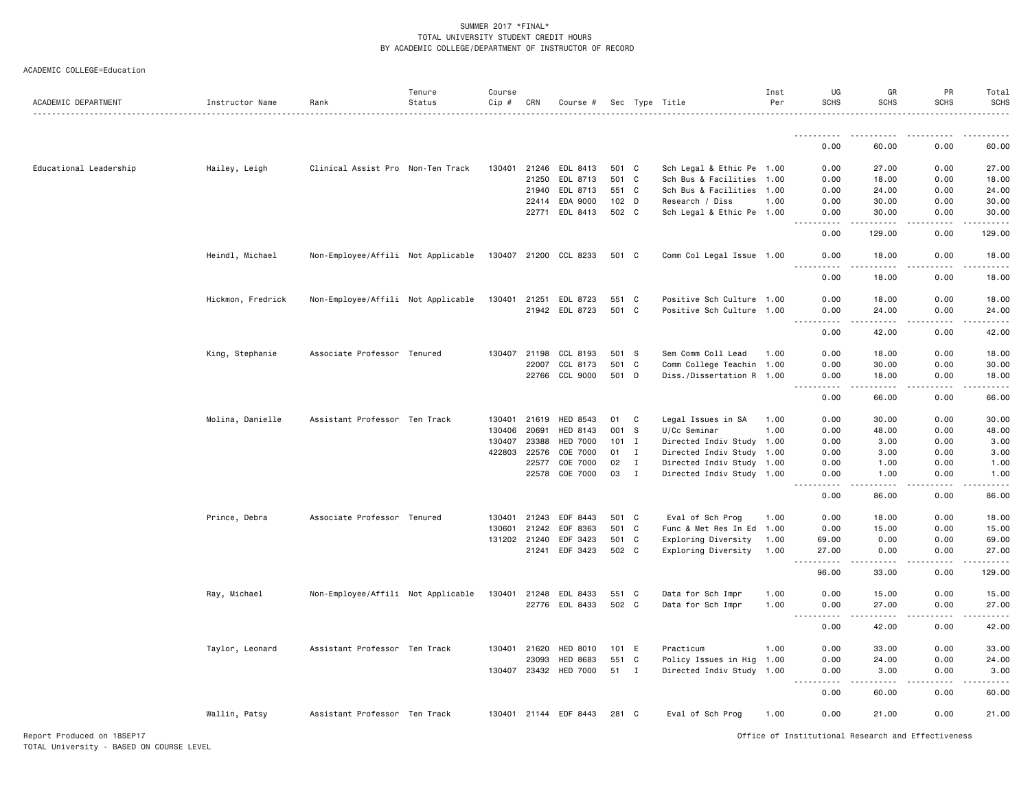SUMMER 2017 *FINAL*
TOTAL UNIVERSITY STUDENT CREDIT HOURS
BY ACADEMIC COLLEGE/DEPARTMENT OF INSTRUCTOR OF RECORD

ACADEMIC COLLEGE=Education

| ACADEMIC DEPARTMENT | Instructor Name | Rank | Tenure Status | Course Cip # | CRN | Course # | Sec | Type | Title | Inst Per | UG SCHS | GR SCHS | PR SCHS | Total SCHS |
|---|---|---|---|---|---|---|---|---|---|---|---|---|---|---|
| | | | | | | | | | | | 0.00 | 60.00 | 0.00 | 60.00 |
| Educational Leadership | Hailey, Leigh | Clinical Assist Pro | Non-Ten Track | 130401 | 21246 | EDL 8413 | 501 | C | Sch Legal & Ethic Pe | 1.00 | 0.00 | 27.00 | 0.00 | 27.00 |
| | | | | | 21250 | EDL 8713 | 501 | C | Sch Bus & Facilities | 1.00 | 0.00 | 18.00 | 0.00 | 18.00 |
| | | | | | 21940 | EDL 8713 | 551 | C | Sch Bus & Facilities | 1.00 | 0.00 | 24.00 | 0.00 | 24.00 |
| | | | | | 22414 | EDA 9000 | 102 | D | Research / Diss | 1.00 | 0.00 | 30.00 | 0.00 | 30.00 |
| | | | | | 22771 | EDL 8413 | 502 | C | Sch Legal & Ethic Pe | 1.00 | 0.00 | 30.00 | 0.00 | 30.00 |
| | | | | | | | | | | | 0.00 | 129.00 | 0.00 | 129.00 |
| | Heindl, Michael | Non-Employee/Affili | Not Applicable | 130407 | 21200 | CCL 8233 | 501 | C | Comm Col Legal Issue | 1.00 | 0.00 | 18.00 | 0.00 | 18.00 |
| | | | | | | | | | | | 0.00 | 18.00 | 0.00 | 18.00 |
| | Hickmon, Fredrick | Non-Employee/Affili | Not Applicable | 130401 | 21251 | EDL 8723 | 551 | C | Positive Sch Culture | 1.00 | 0.00 | 18.00 | 0.00 | 18.00 |
| | | | | | 21942 | EDL 8723 | 501 | C | Positive Sch Culture | 1.00 | 0.00 | 24.00 | 0.00 | 24.00 |
| | | | | | | | | | | | 0.00 | 42.00 | 0.00 | 42.00 |
| | King, Stephanie | Associate Professor | Tenured | 130407 | 21198 | CCL 8193 | 501 | S | Sem Comm Coll Lead | 1.00 | 0.00 | 18.00 | 0.00 | 18.00 |
| | | | | | 22007 | CCL 8173 | 501 | C | Comm College Teachin | 1.00 | 0.00 | 30.00 | 0.00 | 30.00 |
| | | | | | 22766 | CCL 9000 | 501 | D | Diss./Dissertation R | 1.00 | 0.00 | 18.00 | 0.00 | 18.00 |
| | | | | | | | | | | | 0.00 | 66.00 | 0.00 | 66.00 |
| | Molina, Danielle | Assistant Professor | Ten Track | 130401 | 21619 | HED 8543 | 01 | C | Legal Issues in SA | 1.00 | 0.00 | 30.00 | 0.00 | 30.00 |
| | | | | 130406 | 20691 | HED 8143 | 001 | S | U/Cc Seminar | 1.00 | 0.00 | 48.00 | 0.00 | 48.00 |
| | | | | 130407 | 23388 | HED 7000 | 101 | I | Directed Indiv Study | 1.00 | 0.00 | 3.00 | 0.00 | 3.00 |
| | | | | 422803 | 22576 | COE 7000 | 01 | I | Directed Indiv Study | 1.00 | 0.00 | 3.00 | 0.00 | 3.00 |
| | | | | | 22577 | COE 7000 | 02 | I | Directed Indiv Study | 1.00 | 0.00 | 1.00 | 0.00 | 1.00 |
| | | | | | 22578 | COE 7000 | 03 | I | Directed Indiv Study | 1.00 | 0.00 | 1.00 | 0.00 | 1.00 |
| | | | | | | | | | | | 0.00 | 86.00 | 0.00 | 86.00 |
| | Prince, Debra | Associate Professor | Tenured | 130401 | 21243 | EDF 8443 | 501 | C | Eval of Sch Prog | 1.00 | 0.00 | 18.00 | 0.00 | 18.00 |
| | | | | 130601 | 21242 | EDF 8363 | 501 | C | Func & Met Res In Ed | 1.00 | 0.00 | 15.00 | 0.00 | 15.00 |
| | | | | 131202 | 21240 | EDF 3423 | 501 | C | Exploring Diversity | 1.00 | 69.00 | 0.00 | 0.00 | 69.00 |
| | | | | | 21241 | EDF 3423 | 502 | C | Exploring Diversity | 1.00 | 27.00 | 0.00 | 0.00 | 27.00 |
| | | | | | | | | | | | 96.00 | 33.00 | 0.00 | 129.00 |
| | Ray, Michael | Non-Employee/Affili | Not Applicable | 130401 | 21248 | EDL 8433 | 551 | C | Data for Sch Impr | 1.00 | 0.00 | 15.00 | 0.00 | 15.00 |
| | | | | | 22776 | EDL 8433 | 502 | C | Data for Sch Impr | 1.00 | 0.00 | 27.00 | 0.00 | 27.00 |
| | | | | | | | | | | | 0.00 | 42.00 | 0.00 | 42.00 |
| | Taylor, Leonard | Assistant Professor | Ten Track | 130401 | 21620 | HED 8010 | 101 | E | Practicum | 1.00 | 0.00 | 33.00 | 0.00 | 33.00 |
| | | | | | 23093 | HED 8683 | 551 | C | Policy Issues in Hig | 1.00 | 0.00 | 24.00 | 0.00 | 24.00 |
| | | | | 130407 | 23432 | HED 7000 | 51 | I | Directed Indiv Study | 1.00 | 0.00 | 3.00 | 0.00 | 3.00 |
| | | | | | | | | | | | 0.00 | 60.00 | 0.00 | 60.00 |
| | Wallin, Patsy | Assistant Professor | Ten Track | 130401 | 21144 | EDF 8443 | 281 | C | Eval of Sch Prog | 1.00 | 0.00 | 21.00 | 0.00 | 21.00 |

Report Produced on 18SEP17
TOTAL University - BASED ON COURSE LEVEL
Office of Institutional Research and Effectiveness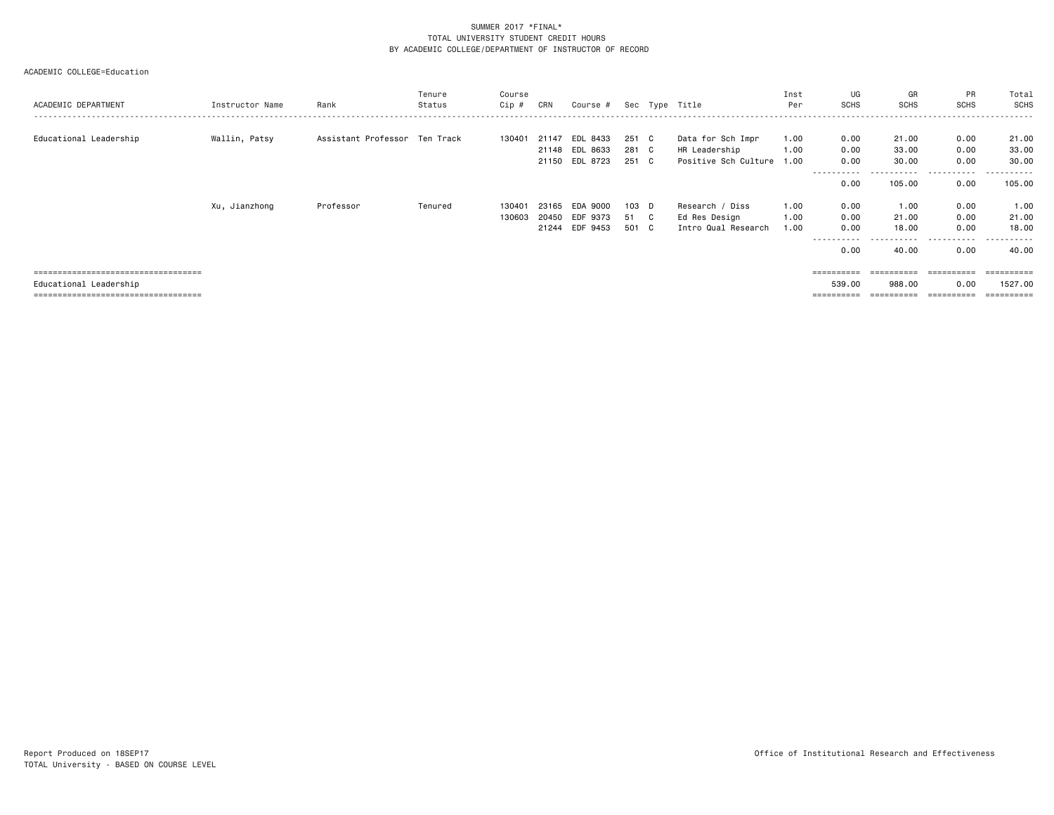SUMMER 2017 *FINAL*
TOTAL UNIVERSITY STUDENT CREDIT HOURS
BY ACADEMIC COLLEGE/DEPARTMENT OF INSTRUCTOR OF RECORD

ACADEMIC COLLEGE=Education

| ACADEMIC DEPARTMENT | Instructor Name | Rank | Tenure Status | Course Cip # | CRN | Course # | Sec | Type | Title | Inst Per | UG SCHS | GR SCHS | PR SCHS | Total SCHS |
|---|---|---|---|---|---|---|---|---|---|---|---|---|---|---|
| Educational Leadership | Wallin, Patsy | Assistant Professor | Ten Track | 130401 | 21147 | EDL 8433 | 251 | C | Data for Sch Impr | 1.00 | 0.00 | 21.00 | 0.00 | 21.00 |
| | | | | | 21148 | EDL 8633 | 281 | C | HR Leadership | 1.00 | 0.00 | 33.00 | 0.00 | 33.00 |
| | | | | | 21150 | EDL 8723 | 251 | C | Positive Sch Culture | 1.00 | 0.00 | 30.00 | 0.00 | 30.00 |
| | | | | | | | | | | | 0.00 | 105.00 | 0.00 | 105.00 |
| | Xu, Jianzhong | Professor | Tenured | 130401 | 23165 | EDA 9000 | 103 | D | Research / Diss | 1.00 | 0.00 | 1.00 | 0.00 | 1.00 |
| | | | | 130603 | 20450 | EDF 9373 | 51 | C | Ed Res Design | 1.00 | 0.00 | 21.00 | 0.00 | 21.00 |
| | | | | | 21244 | EDF 9453 | 501 | C | Intro Qual Research | 1.00 | 0.00 | 18.00 | 0.00 | 18.00 |
| | | | | | | | | | | | 0.00 | 40.00 | 0.00 | 40.00 |
| Educational Leadership | | | | | | | | | | | 539.00 | 988.00 | 0.00 | 1527.00 |

Report Produced on 18SEP17
TOTAL University - BASED ON COURSE LEVEL

Office of Institutional Research and Effectiveness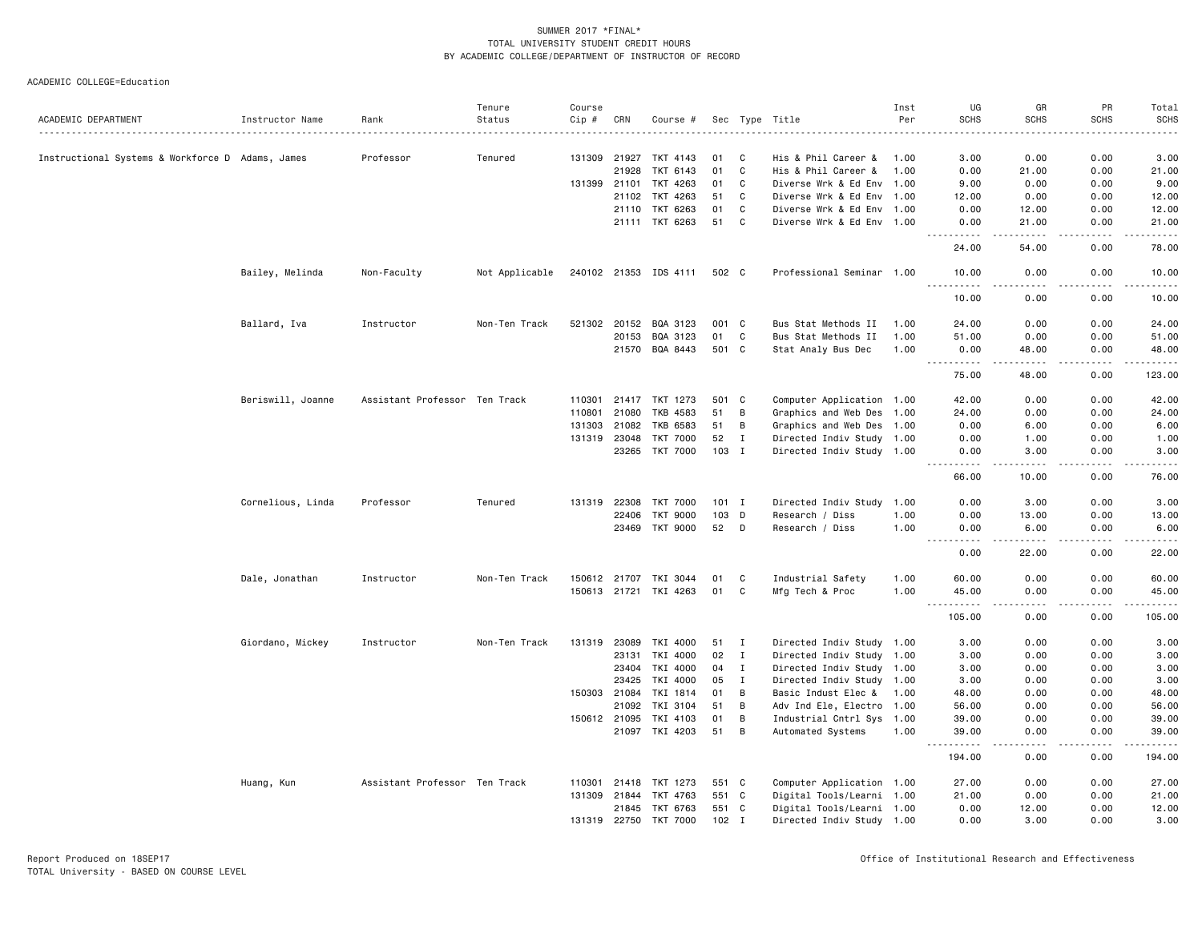SUMMER 2017 *FINAL*
TOTAL UNIVERSITY STUDENT CREDIT HOURS
BY ACADEMIC COLLEGE/DEPARTMENT OF INSTRUCTOR OF RECORD

ACADEMIC COLLEGE=Education

| ACADEMIC DEPARTMENT | Instructor Name | Rank | Tenure Status | Course Cip # | CRN | Course # | Sec | Type | Title | Inst Per | UG SCHS | GR SCHS | PR SCHS | Total SCHS |
|---|---|---|---|---|---|---|---|---|---|---|---|---|---|---|
| Instructional Systems & Workforce D | Adams, James | Professor | Tenured | 131309 | 21927 | TKT 4143 | 01 | C | His & Phil Career & | 1.00 | 3.00 | 0.00 | 0.00 | 3.00 |
| | | | | | 21928 | TKT 6143 | 01 | C | His & Phil Career & | 1.00 | 0.00 | 21.00 | 0.00 | 21.00 |
| | | | | 131399 | 21101 | TKT 4263 | 01 | C | Diverse Wrk & Ed Env | 1.00 | 9.00 | 0.00 | 0.00 | 9.00 |
| | | | | | 21102 | TKT 4263 | 51 | C | Diverse Wrk & Ed Env | 1.00 | 12.00 | 0.00 | 0.00 | 12.00 |
| | | | | | 21110 | TKT 6263 | 01 | C | Diverse Wrk & Ed Env | 1.00 | 0.00 | 12.00 | 0.00 | 12.00 |
| | | | | | 21111 | TKT 6263 | 51 | C | Diverse Wrk & Ed Env | 1.00 | 0.00 | 21.00 | 0.00 | 21.00 |
| | | | | | | | | | | | 24.00 | 54.00 | 0.00 | 78.00 |
| | Bailey, Melinda | Non-Faculty | Not Applicable | 240102 | 21353 | IDS 4111 | 502 | C | Professional Seminar | 1.00 | 10.00 | 0.00 | 0.00 | 10.00 |
| | | | | | | | | | | | 10.00 | 0.00 | 0.00 | 10.00 |
| | Ballard, Iva | Instructor | Non-Ten Track | 521302 | 20152 | BQA 3123 | 001 | C | Bus Stat Methods II | 1.00 | 24.00 | 0.00 | 0.00 | 24.00 |
| | | | | | 20153 | BQA 3123 | 01 | C | Bus Stat Methods II | 1.00 | 51.00 | 0.00 | 0.00 | 51.00 |
| | | | | | 21570 | BQA 8443 | 501 | C | Stat Analy Bus Dec | 1.00 | 0.00 | 48.00 | 0.00 | 48.00 |
| | | | | | | | | | | | 75.00 | 48.00 | 0.00 | 123.00 |
| | Beriswill, Joanne | Assistant Professor | Ten Track | 110301 | 21417 | TKT 1273 | 501 | C | Computer Application | 1.00 | 42.00 | 0.00 | 0.00 | 42.00 |
| | | | | 110801 | 21080 | TKB 4583 | 51 | B | Graphics and Web Des | 1.00 | 24.00 | 0.00 | 0.00 | 24.00 |
| | | | | 131303 | 21082 | TKB 6583 | 51 | B | Graphics and Web Des | 1.00 | 0.00 | 6.00 | 0.00 | 6.00 |
| | | | | 131319 | 23048 | TKT 7000 | 52 | I | Directed Indiv Study | 1.00 | 0.00 | 1.00 | 0.00 | 1.00 |
| | | | | | 23265 | TKT 7000 | 103 | I | Directed Indiv Study | 1.00 | 0.00 | 3.00 | 0.00 | 3.00 |
| | | | | | | | | | | | 66.00 | 10.00 | 0.00 | 76.00 |
| | Cornelious, Linda | Professor | Tenured | 131319 | 22308 | TKT 7000 | 101 | I | Directed Indiv Study | 1.00 | 0.00 | 3.00 | 0.00 | 3.00 |
| | | | | | 22406 | TKT 9000 | 103 | D | Research / Diss | 1.00 | 0.00 | 13.00 | 0.00 | 13.00 |
| | | | | | 23469 | TKT 9000 | 52 | D | Research / Diss | 1.00 | 0.00 | 6.00 | 0.00 | 6.00 |
| | | | | | | | | | | | 0.00 | 22.00 | 0.00 | 22.00 |
| | Dale, Jonathan | Instructor | Non-Ten Track | 150612 | 21707 | TKI 3044 | 01 | C | Industrial Safety | 1.00 | 60.00 | 0.00 | 0.00 | 60.00 |
| | | | | 150613 | 21721 | TKI 4263 | 01 | C | Mfg Tech & Proc | 1.00 | 45.00 | 0.00 | 0.00 | 45.00 |
| | | | | | | | | | | | 105.00 | 0.00 | 0.00 | 105.00 |
| | Giordano, Mickey | Instructor | Non-Ten Track | 131319 | 23089 | TKI 4000 | 51 | I | Directed Indiv Study | 1.00 | 3.00 | 0.00 | 0.00 | 3.00 |
| | | | | | 23131 | TKI 4000 | 02 | I | Directed Indiv Study | 1.00 | 3.00 | 0.00 | 0.00 | 3.00 |
| | | | | | 23404 | TKI 4000 | 04 | I | Directed Indiv Study | 1.00 | 3.00 | 0.00 | 0.00 | 3.00 |
| | | | | | 23425 | TKI 4000 | 05 | I | Directed Indiv Study | 1.00 | 3.00 | 0.00 | 0.00 | 3.00 |
| | | | | 150303 | 21084 | TKI 1814 | 01 | B | Basic Indust Elec & | 1.00 | 48.00 | 0.00 | 0.00 | 48.00 |
| | | | | | 21092 | TKI 3104 | 51 | B | Adv Ind Ele, Electro | 1.00 | 56.00 | 0.00 | 0.00 | 56.00 |
| | | | | 150612 | 21095 | TKI 4103 | 01 | B | Industrial Cntrl Sys | 1.00 | 39.00 | 0.00 | 0.00 | 39.00 |
| | | | | | 21097 | TKI 4203 | 51 | B | Automated Systems | 1.00 | 39.00 | 0.00 | 0.00 | 39.00 |
| | | | | | | | | | | | 194.00 | 0.00 | 0.00 | 194.00 |
| | Huang, Kun | Assistant Professor | Ten Track | 110301 | 21418 | TKT 1273 | 551 | C | Computer Application | 1.00 | 27.00 | 0.00 | 0.00 | 27.00 |
| | | | | 131309 | 21844 | TKT 4763 | 551 | C | Digital Tools/Learni | 1.00 | 21.00 | 0.00 | 0.00 | 21.00 |
| | | | | | 21845 | TKT 6763 | 551 | C | Digital Tools/Learni | 1.00 | 0.00 | 12.00 | 0.00 | 12.00 |
| | | | | 131319 | 22750 | TKT 7000 | 102 | I | Directed Indiv Study | 1.00 | 0.00 | 3.00 | 0.00 | 3.00 |

Report Produced on 18SEP17
TOTAL University - BASED ON COURSE LEVEL

Office of Institutional Research and Effectiveness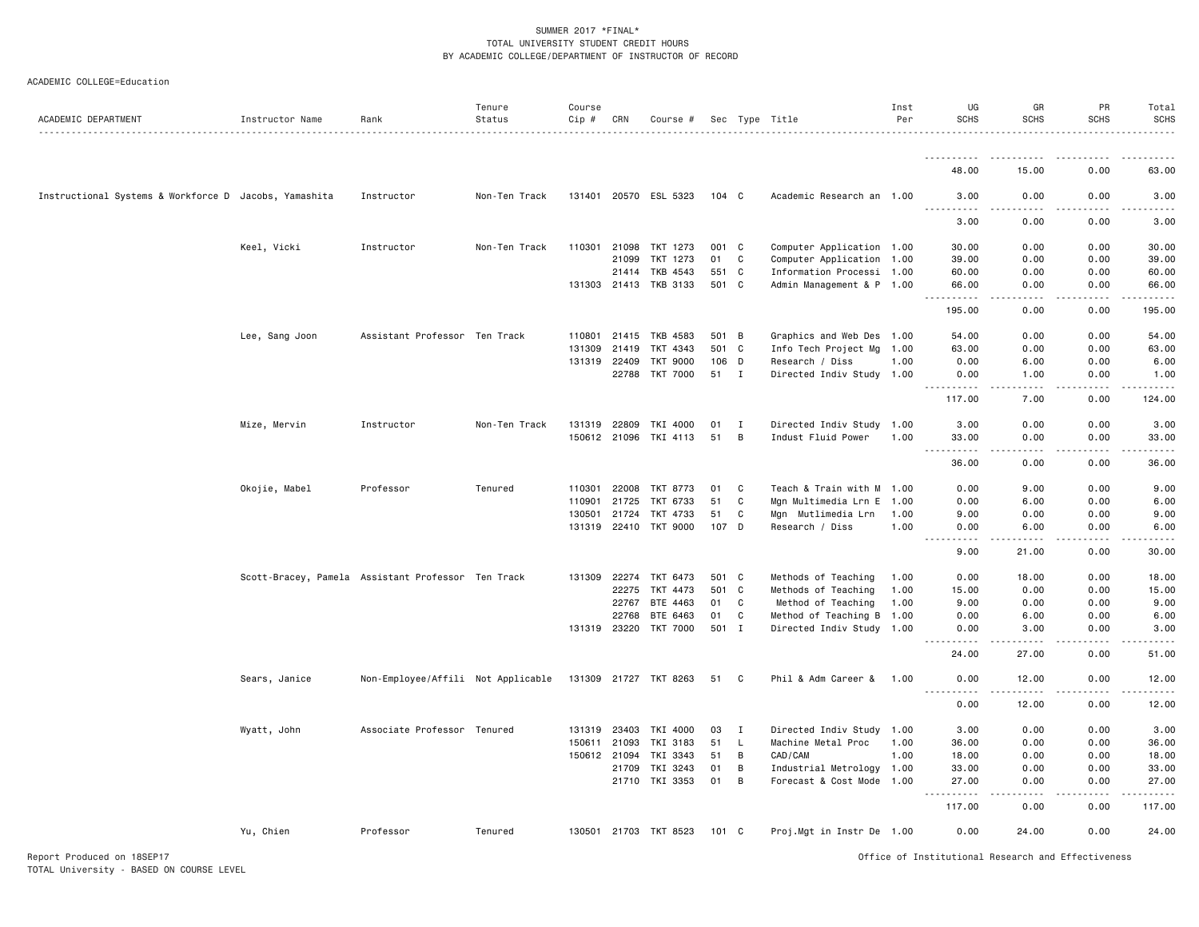SUMMER 2017 *FINAL*
TOTAL UNIVERSITY STUDENT CREDIT HOURS
BY ACADEMIC COLLEGE/DEPARTMENT OF INSTRUCTOR OF RECORD

ACADEMIC COLLEGE=Education

| ACADEMIC DEPARTMENT | Instructor Name | Rank | Tenure Status | Course Cip # | CRN | Course # | Sec | Type | Title | Inst Per | UG SCHS | GR SCHS | PR SCHS | Total SCHS |
|---|---|---|---|---|---|---|---|---|---|---|---|---|---|---|
| | | | | | | | | | | | 48.00 | 15.00 | 0.00 | 63.00 |
| Instructional Systems & Workforce D | Jacobs, Yamashita | Instructor | Non-Ten Track | 131401 | 20570 | ESL 5323 | 104 | C | Academic Research an | 1.00 | 3.00 | 0.00 | 0.00 | 3.00 |
| | | | | | | | | | | | 3.00 | 0.00 | 0.00 | 3.00 |
| | Keel, Vicki | Instructor | Non-Ten Track | 110301 | 21098 | TKT 1273 | 001 | C | Computer Application | 1.00 | 30.00 | 0.00 | 0.00 | 30.00 |
| | | | | | 21099 | TKT 1273 | 01 | C | Computer Application | 1.00 | 39.00 | 0.00 | 0.00 | 39.00 |
| | | | | | 21414 | TKB 4543 | 551 | C | Information Processi | 1.00 | 60.00 | 0.00 | 0.00 | 60.00 |
| | | | | 131303 | 21413 | TKB 3133 | 501 | C | Admin Management & P | 1.00 | 66.00 | 0.00 | 0.00 | 66.00 |
| | | | | | | | | | | | 195.00 | 0.00 | 0.00 | 195.00 |
| | Lee, Sang Joon | Assistant Professor | Ten Track | 110801 | 21415 | TKB 4583 | 501 | B | Graphics and Web Des | 1.00 | 54.00 | 0.00 | 0.00 | 54.00 |
| | | | | 131309 | 21419 | TKT 4343 | 501 | C | Info Tech Project Mg | 1.00 | 63.00 | 0.00 | 0.00 | 63.00 |
| | | | | 131319 | 22409 | TKT 9000 | 106 | D | Research / Diss | 1.00 | 0.00 | 6.00 | 0.00 | 6.00 |
| | | | | | 22788 | TKT 7000 | 51 | I | Directed Indiv Study | 1.00 | 0.00 | 1.00 | 0.00 | 1.00 |
| | | | | | | | | | | | 117.00 | 7.00 | 0.00 | 124.00 |
| | Mize, Mervin | Instructor | Non-Ten Track | 131319 | 22809 | TKI 4000 | 01 | I | Directed Indiv Study | 1.00 | 3.00 | 0.00 | 0.00 | 3.00 |
| | | | | 150612 | 21096 | TKI 4113 | 51 | B | Indust Fluid Power | 1.00 | 33.00 | 0.00 | 0.00 | 33.00 |
| | | | | | | | | | | | 36.00 | 0.00 | 0.00 | 36.00 |
| | Okojie, Mabel | Professor | Tenured | 110301 | 22008 | TKT 8773 | 01 | C | Teach & Train with M | 1.00 | 0.00 | 9.00 | 0.00 | 9.00 |
| | | | | 110901 | 21725 | TKT 6733 | 51 | C | Mgn Multimedia Lrn E | 1.00 | 0.00 | 6.00 | 0.00 | 6.00 |
| | | | | 130501 | 21724 | TKT 4733 | 51 | C | Mgn Mutlimedia Lrn | 1.00 | 9.00 | 0.00 | 0.00 | 9.00 |
| | | | | 131319 | 22410 | TKT 9000 | 107 | D | Research / Diss | 1.00 | 0.00 | 6.00 | 0.00 | 6.00 |
| | | | | | | | | | | | 9.00 | 21.00 | 0.00 | 30.00 |
| | Scott-Bracey, Pamela | Assistant Professor | Ten Track | 131309 | 22274 | TKT 6473 | 501 | C | Methods of Teaching | 1.00 | 0.00 | 18.00 | 0.00 | 18.00 |
| | | | | | 22275 | TKT 4473 | 501 | C | Methods of Teaching | 1.00 | 15.00 | 0.00 | 0.00 | 15.00 |
| | | | | | 22767 | BTE 4463 | 01 | C | Method of Teaching | 1.00 | 9.00 | 0.00 | 0.00 | 9.00 |
| | | | | | 22768 | BTE 6463 | 01 | C | Method of Teaching B | 1.00 | 0.00 | 6.00 | 0.00 | 6.00 |
| | | | | 131319 | 23220 | TKT 7000 | 501 | I | Directed Indiv Study | 1.00 | 0.00 | 3.00 | 0.00 | 3.00 |
| | | | | | | | | | | | 24.00 | 27.00 | 0.00 | 51.00 |
| | Sears, Janice | Non-Employee/Affili | Not Applicable | 131309 | 21727 | TKT 8263 | 51 | C | Phil & Adm Career & | 1.00 | 0.00 | 12.00 | 0.00 | 12.00 |
| | | | | | | | | | | | 0.00 | 12.00 | 0.00 | 12.00 |
| | Wyatt, John | Associate Professor | Tenured | 131319 | 23403 | TKI 4000 | 03 | I | Directed Indiv Study | 1.00 | 3.00 | 0.00 | 0.00 | 3.00 |
| | | | | 150611 | 21093 | TKI 3183 | 51 | L | Machine Metal Proc | 1.00 | 36.00 | 0.00 | 0.00 | 36.00 |
| | | | | 150612 | 21094 | TKI 3343 | 51 | B | CAD/CAM | 1.00 | 18.00 | 0.00 | 0.00 | 18.00 |
| | | | | | 21709 | TKI 3243 | 01 | B | Industrial Metrology | 1.00 | 33.00 | 0.00 | 0.00 | 33.00 |
| | | | | | 21710 | TKI 3353 | 01 | B | Forecast & Cost Mode | 1.00 | 27.00 | 0.00 | 0.00 | 27.00 |
| | | | | | | | | | | | 117.00 | 0.00 | 0.00 | 117.00 |
| | Yu, Chien | Professor | Tenured | 130501 | 21703 | TKT 8523 | 101 | C | Proj.Mgt in Instr De | 1.00 | 0.00 | 24.00 | 0.00 | 24.00 |

Report Produced on 18SEP17
TOTAL University - BASED ON COURSE LEVEL
Office of Institutional Research and Effectiveness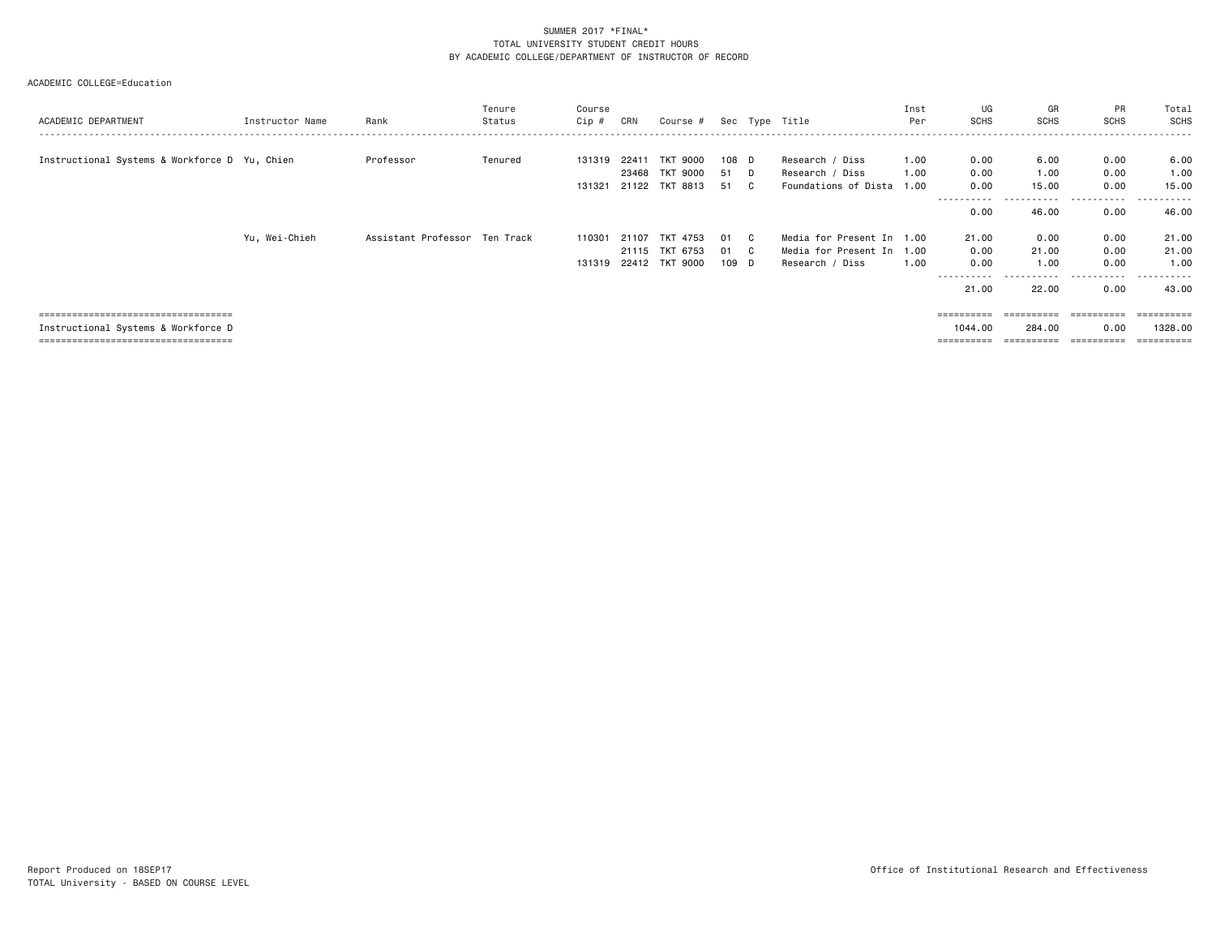SUMMER 2017 *FINAL*
TOTAL UNIVERSITY STUDENT CREDIT HOURS
BY ACADEMIC COLLEGE/DEPARTMENT OF INSTRUCTOR OF RECORD

ACADEMIC COLLEGE=Education

| ACADEMIC DEPARTMENT | Instructor Name | Rank | Tenure Status | Course Cip # | CRN | Course # | Sec | Type | Title | Inst Per | UG SCHS | GR SCHS | PR SCHS | Total SCHS |
|---|---|---|---|---|---|---|---|---|---|---|---|---|---|---|
| Instructional Systems & Workforce D | Yu, Chien | Professor | Tenured | 131319 | 22411 | TKT 9000 | 108 | D | Research / Diss | 1.00 | 0.00 | 6.00 | 0.00 | 6.00 |
| | | | | | 23468 | TKT 9000 | 51 | D | Research / Diss | 1.00 | 0.00 | 1.00 | 0.00 | 1.00 |
| | | | | 131321 | 21122 | TKT 8813 | 51 | C | Foundations of Dista | 1.00 | 0.00 | 15.00 | 0.00 | 15.00 |
| | | | | | | | | | | | 0.00 | 46.00 | 0.00 | 46.00 |
| | Yu, Wei-Chieh | Assistant Professor | Ten Track | 110301 | 21107 | TKT 4753 | 01 | C | Media for Present In | 1.00 | 21.00 | 0.00 | 0.00 | 21.00 |
| | | | | | 21115 | TKT 6753 | 01 | C | Media for Present In | 1.00 | 0.00 | 21.00 | 0.00 | 21.00 |
| | | | | 131319 | 22412 | TKT 9000 | 109 | D | Research / Diss | 1.00 | 0.00 | 1.00 | 0.00 | 1.00 |
| | | | | | | | | | | | 21.00 | 22.00 | 0.00 | 43.00 |
| Instructional Systems & Workforce D | | | | | | | | | | | 1044.00 | 284.00 | 0.00 | 1328.00 |

Report Produced on 18SEP17
TOTAL University - BASED ON COURSE LEVEL

Office of Institutional Research and Effectiveness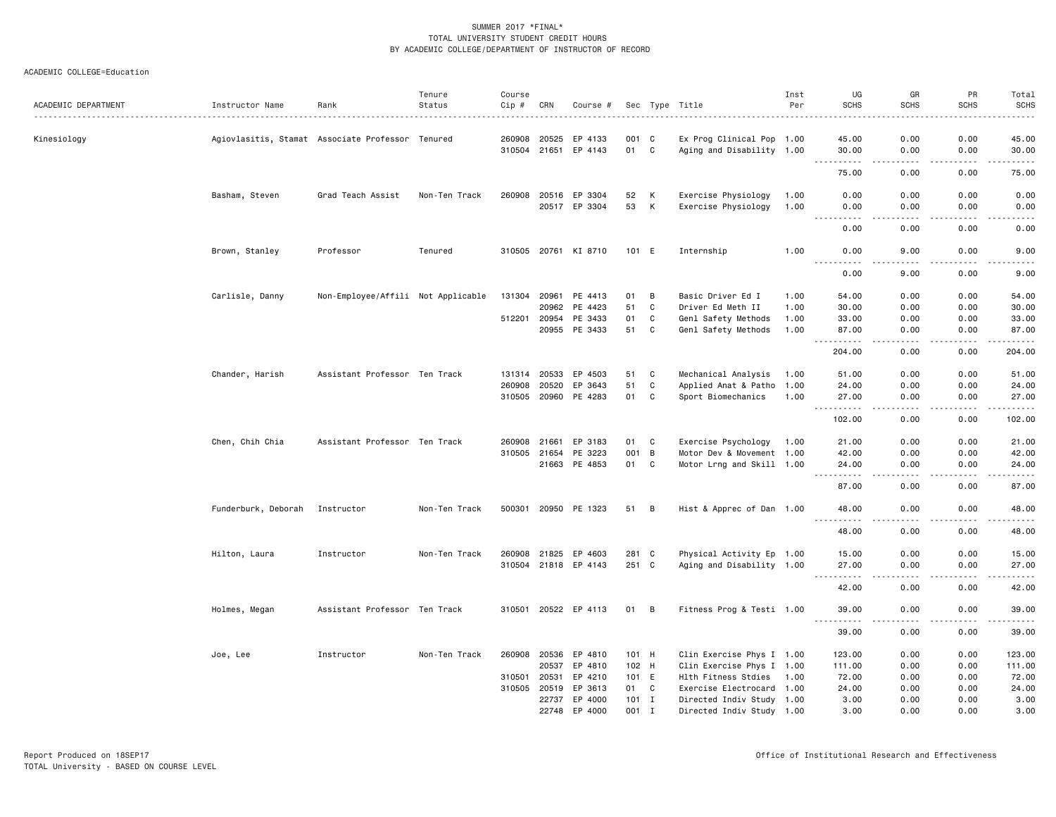SUMMER 2017 *FINAL*
TOTAL UNIVERSITY STUDENT CREDIT HOURS
BY ACADEMIC COLLEGE/DEPARTMENT OF INSTRUCTOR OF RECORD

ACADEMIC COLLEGE=Education

| ACADEMIC DEPARTMENT | Instructor Name | Rank | Tenure Status | Course Cip # | CRN | Course # | Sec | Type | Title | Inst Per | UG SCHS | GR SCHS | PR SCHS | Total SCHS |
|---|---|---|---|---|---|---|---|---|---|---|---|---|---|---|
| Kinesiology | Agiovlasitis, Stamat | Associate Professor | Tenured | 260908 | 20525 | EP 4133 | 001 | C | Ex Prog Clinical Pop | 1.00 | 45.00 | 0.00 | 0.00 | 45.00 |
| | | | | 310504 | 21651 | EP 4143 | 01 | C | Aging and Disability | 1.00 | 30.00 | 0.00 | 0.00 | 30.00 |
| | | | | | | | | | | | 75.00 | 0.00 | 0.00 | 75.00 |
| | Basham, Steven | Grad Teach Assist | Non-Ten Track | 260908 | 20516 | EP 3304 | 52 | K | Exercise Physiology | 1.00 | 0.00 | 0.00 | 0.00 | 0.00 |
| | | | | | 20517 | EP 3304 | 53 | K | Exercise Physiology | 1.00 | 0.00 | 0.00 | 0.00 | 0.00 |
| | | | | | | | | | | | 0.00 | 0.00 | 0.00 | 0.00 |
| | Brown, Stanley | Professor | Tenured | 310505 | 20761 | KI 8710 | 101 | E | Internship | 1.00 | 0.00 | 9.00 | 0.00 | 9.00 |
| | | | | | | | | | | | 0.00 | 9.00 | 0.00 | 9.00 |
| | Carlisle, Danny | Non-Employee/Affili | Not Applicable | 131304 | 20961 | PE 4413 | 01 | B | Basic Driver Ed I | 1.00 | 54.00 | 0.00 | 0.00 | 54.00 |
| | | | | | 20962 | PE 4423 | 51 | C | Driver Ed Meth II | 1.00 | 30.00 | 0.00 | 0.00 | 30.00 |
| | | | | 512201 | 20954 | PE 3433 | 01 | C | Genl Safety Methods | 1.00 | 33.00 | 0.00 | 0.00 | 33.00 |
| | | | | | 20955 | PE 3433 | 51 | C | Genl Safety Methods | 1.00 | 87.00 | 0.00 | 0.00 | 87.00 |
| | | | | | | | | | | | 204.00 | 0.00 | 0.00 | 204.00 |
| | Chander, Harish | Assistant Professor | Ten Track | 131314 | 20533 | EP 4503 | 51 | C | Mechanical Analysis | 1.00 | 51.00 | 0.00 | 0.00 | 51.00 |
| | | | | 260908 | 20520 | EP 3643 | 51 | C | Applied Anat & Patho | 1.00 | 24.00 | 0.00 | 0.00 | 24.00 |
| | | | | 310505 | 20960 | PE 4283 | 01 | C | Sport Biomechanics | 1.00 | 27.00 | 0.00 | 0.00 | 27.00 |
| | | | | | | | | | | | 102.00 | 0.00 | 0.00 | 102.00 |
| | Chen, Chih Chia | Assistant Professor | Ten Track | 260908 | 21661 | EP 3183 | 01 | C | Exercise Psychology | 1.00 | 21.00 | 0.00 | 0.00 | 21.00 |
| | | | | 310505 | 21654 | PE 3223 | 001 | B | Motor Dev & Movement | 1.00 | 42.00 | 0.00 | 0.00 | 42.00 |
| | | | | | 21663 | PE 4853 | 01 | C | Motor Lrng and Skill | 1.00 | 24.00 | 0.00 | 0.00 | 24.00 |
| | | | | | | | | | | | 87.00 | 0.00 | 0.00 | 87.00 |
| | Funderburk, Deborah | Instructor | Non-Ten Track | 500301 | 20950 | PE 1323 | 51 | B | Hist & Apprec of Dan | 1.00 | 48.00 | 0.00 | 0.00 | 48.00 |
| | | | | | | | | | | | 48.00 | 0.00 | 0.00 | 48.00 |
| | Hilton, Laura | Instructor | Non-Ten Track | 260908 | 21825 | EP 4603 | 281 | C | Physical Activity Ep | 1.00 | 15.00 | 0.00 | 0.00 | 15.00 |
| | | | | 310504 | 21818 | EP 4143 | 251 | C | Aging and Disability | 1.00 | 27.00 | 0.00 | 0.00 | 27.00 |
| | | | | | | | | | | | 42.00 | 0.00 | 0.00 | 42.00 |
| | Holmes, Megan | Assistant Professor | Ten Track | 310501 | 20522 | EP 4113 | 01 | B | Fitness Prog & Testi | 1.00 | 39.00 | 0.00 | 0.00 | 39.00 |
| | | | | | | | | | | | 39.00 | 0.00 | 0.00 | 39.00 |
| | Joe, Lee | Instructor | Non-Ten Track | 260908 | 20536 | EP 4810 | 101 | H | Clin Exercise Phys I | 1.00 | 123.00 | 0.00 | 0.00 | 123.00 |
| | | | | | 20537 | EP 4810 | 102 | H | Clin Exercise Phys I | 1.00 | 111.00 | 0.00 | 0.00 | 111.00 |
| | | | | 310501 | 20531 | EP 4210 | 101 | E | Hlth Fitness Stdies | 1.00 | 72.00 | 0.00 | 0.00 | 72.00 |
| | | | | 310505 | 20519 | EP 3613 | 01 | C | Exercise Electrocard | 1.00 | 24.00 | 0.00 | 0.00 | 24.00 |
| | | | | | 22737 | EP 4000 | 101 | I | Directed Indiv Study | 1.00 | 3.00 | 0.00 | 0.00 | 3.00 |
| | | | | | 22748 | EP 4000 | 001 | I | Directed Indiv Study | 1.00 | 3.00 | 0.00 | 0.00 | 3.00 |

Report Produced on 18SEP17
TOTAL University - BASED ON COURSE LEVEL
Office of Institutional Research and Effectiveness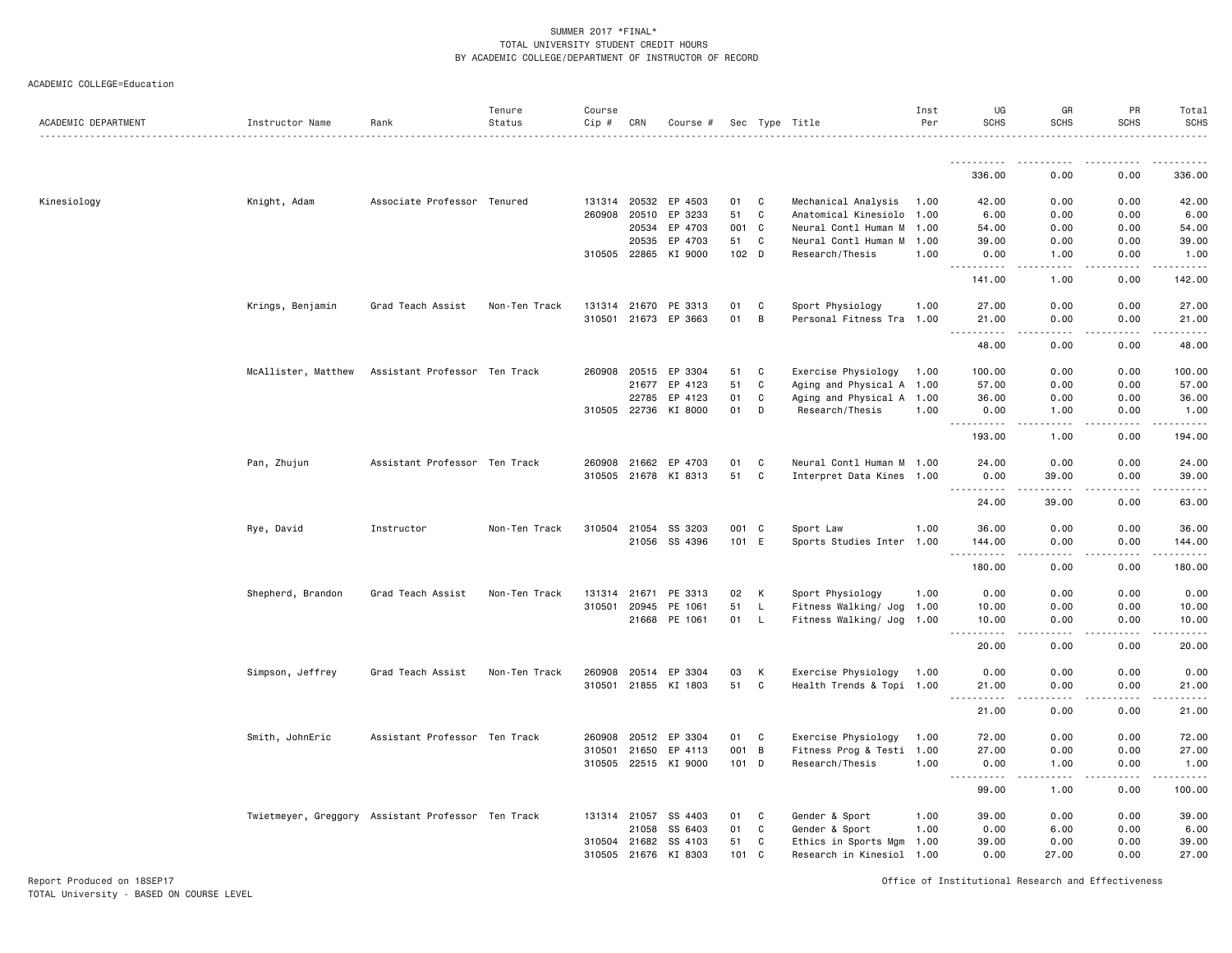SUMMER 2017 *FINAL*
TOTAL UNIVERSITY STUDENT CREDIT HOURS
BY ACADEMIC COLLEGE/DEPARTMENT OF INSTRUCTOR OF RECORD

ACADEMIC COLLEGE=Education

| ACADEMIC DEPARTMENT | Instructor Name | Rank | Tenure Status | Course Cip # | CRN | Course # | Sec | Type | Title | Inst Per | UG SCHS | GR SCHS | PR SCHS | Total SCHS |
|---|---|---|---|---|---|---|---|---|---|---|---|---|---|---|
| | | | | | | | | | | | 336.00 | 0.00 | 0.00 | 336.00 |
| Kinesiology | Knight, Adam | Associate Professor | Tenured | 131314 | 20532 | EP 4503 | 01 | C | Mechanical Analysis | 1.00 | 42.00 | 0.00 | 0.00 | 42.00 |
| | | | | 260908 | 20510 | EP 3233 | 51 | C | Anatomical Kinesiolo | 1.00 | 6.00 | 0.00 | 0.00 | 6.00 |
| | | | | | 20534 | EP 4703 | 001 | C | Neural Contl Human M | 1.00 | 54.00 | 0.00 | 0.00 | 54.00 |
| | | | | | 20535 | EP 4703 | 51 | C | Neural Contl Human M | 1.00 | 39.00 | 0.00 | 0.00 | 39.00 |
| | | | | 310505 | 22865 | KI 9000 | 102 | D | Research/Thesis | 1.00 | 0.00 | 1.00 | 0.00 | 1.00 |
| | | | | | | | | | | | 141.00 | 1.00 | 0.00 | 142.00 |
| | Krings, Benjamin | Grad Teach Assist | Non-Ten Track | 131314 | 21670 | PE 3313 | 01 | C | Sport Physiology | 1.00 | 27.00 | 0.00 | 0.00 | 27.00 |
| | | | | 310501 | 21673 | EP 3663 | 01 | B | Personal Fitness Tra | 1.00 | 21.00 | 0.00 | 0.00 | 21.00 |
| | | | | | | | | | | | 48.00 | 0.00 | 0.00 | 48.00 |
| | McAllister, Matthew | Assistant Professor | Ten Track | 260908 | 20515 | EP 3304 | 51 | C | Exercise Physiology | 1.00 | 100.00 | 0.00 | 0.00 | 100.00 |
| | | | | | 21677 | EP 4123 | 51 | C | Aging and Physical A | 1.00 | 57.00 | 0.00 | 0.00 | 57.00 |
| | | | | | 22785 | EP 4123 | 01 | C | Aging and Physical A | 1.00 | 36.00 | 0.00 | 0.00 | 36.00 |
| | | | | 310505 | 22736 | KI 8000 | 01 | D | Research/Thesis | 1.00 | 0.00 | 1.00 | 0.00 | 1.00 |
| | | | | | | | | | | | 193.00 | 1.00 | 0.00 | 194.00 |
| | Pan, Zhujun | Assistant Professor | Ten Track | 260908 | 21662 | EP 4703 | 01 | C | Neural Contl Human M | 1.00 | 24.00 | 0.00 | 0.00 | 24.00 |
| | | | | 310505 | 21678 | KI 8313 | 51 | C | Interpret Data Kines | 1.00 | 0.00 | 39.00 | 0.00 | 39.00 |
| | | | | | | | | | | | 24.00 | 39.00 | 0.00 | 63.00 |
| | Rye, David | Instructor | Non-Ten Track | 310504 | 21054 | SS 3203 | 001 | C | Sport Law | 1.00 | 36.00 | 0.00 | 0.00 | 36.00 |
| | | | | | 21056 | SS 4396 | 101 | E | Sports Studies Inter | 1.00 | 144.00 | 0.00 | 0.00 | 144.00 |
| | | | | | | | | | | | 180.00 | 0.00 | 0.00 | 180.00 |
| | Shepherd, Brandon | Grad Teach Assist | Non-Ten Track | 131314 | 21671 | PE 3313 | 02 | K | Sport Physiology | 1.00 | 0.00 | 0.00 | 0.00 | 0.00 |
| | | | | 310501 | 20945 | PE 1061 | 51 | L | Fitness Walking/ Jog | 1.00 | 10.00 | 0.00 | 0.00 | 10.00 |
| | | | | | 21668 | PE 1061 | 01 | L | Fitness Walking/ Jog | 1.00 | 10.00 | 0.00 | 0.00 | 10.00 |
| | | | | | | | | | | | 20.00 | 0.00 | 0.00 | 20.00 |
| | Simpson, Jeffrey | Grad Teach Assist | Non-Ten Track | 260908 | 20514 | EP 3304 | 03 | K | Exercise Physiology | 1.00 | 0.00 | 0.00 | 0.00 | 0.00 |
| | | | | 310501 | 21855 | KI 1803 | 51 | C | Health Trends & Topi | 1.00 | 21.00 | 0.00 | 0.00 | 21.00 |
| | | | | | | | | | | | 21.00 | 0.00 | 0.00 | 21.00 |
| | Smith, JohnEric | Assistant Professor | Ten Track | 260908 | 20512 | EP 3304 | 01 | C | Exercise Physiology | 1.00 | 72.00 | 0.00 | 0.00 | 72.00 |
| | | | | 310501 | 21650 | EP 4113 | 001 | B | Fitness Prog & Testi | 1.00 | 27.00 | 0.00 | 0.00 | 27.00 |
| | | | | 310505 | 22515 | KI 9000 | 101 | D | Research/Thesis | 1.00 | 0.00 | 1.00 | 0.00 | 1.00 |
| | | | | | | | | | | | 99.00 | 1.00 | 0.00 | 100.00 |
| | Twietmeyer, Greggory | Assistant Professor | Ten Track | 131314 | 21057 | SS 4403 | 01 | C | Gender & Sport | 1.00 | 39.00 | 0.00 | 0.00 | 39.00 |
| | | | | | 21058 | SS 6403 | 01 | C | Gender & Sport | 1.00 | 0.00 | 6.00 | 0.00 | 6.00 |
| | | | | 310504 | 21682 | SS 4103 | 51 | C | Ethics in Sports Mgm | 1.00 | 39.00 | 0.00 | 0.00 | 39.00 |
| | | | | 310505 | 21676 | KI 8303 | 101 | C | Research in Kinesiol | 1.00 | 0.00 | 27.00 | 0.00 | 27.00 |

Report Produced on 18SEP17
TOTAL University - BASED ON COURSE LEVEL

Office of Institutional Research and Effectiveness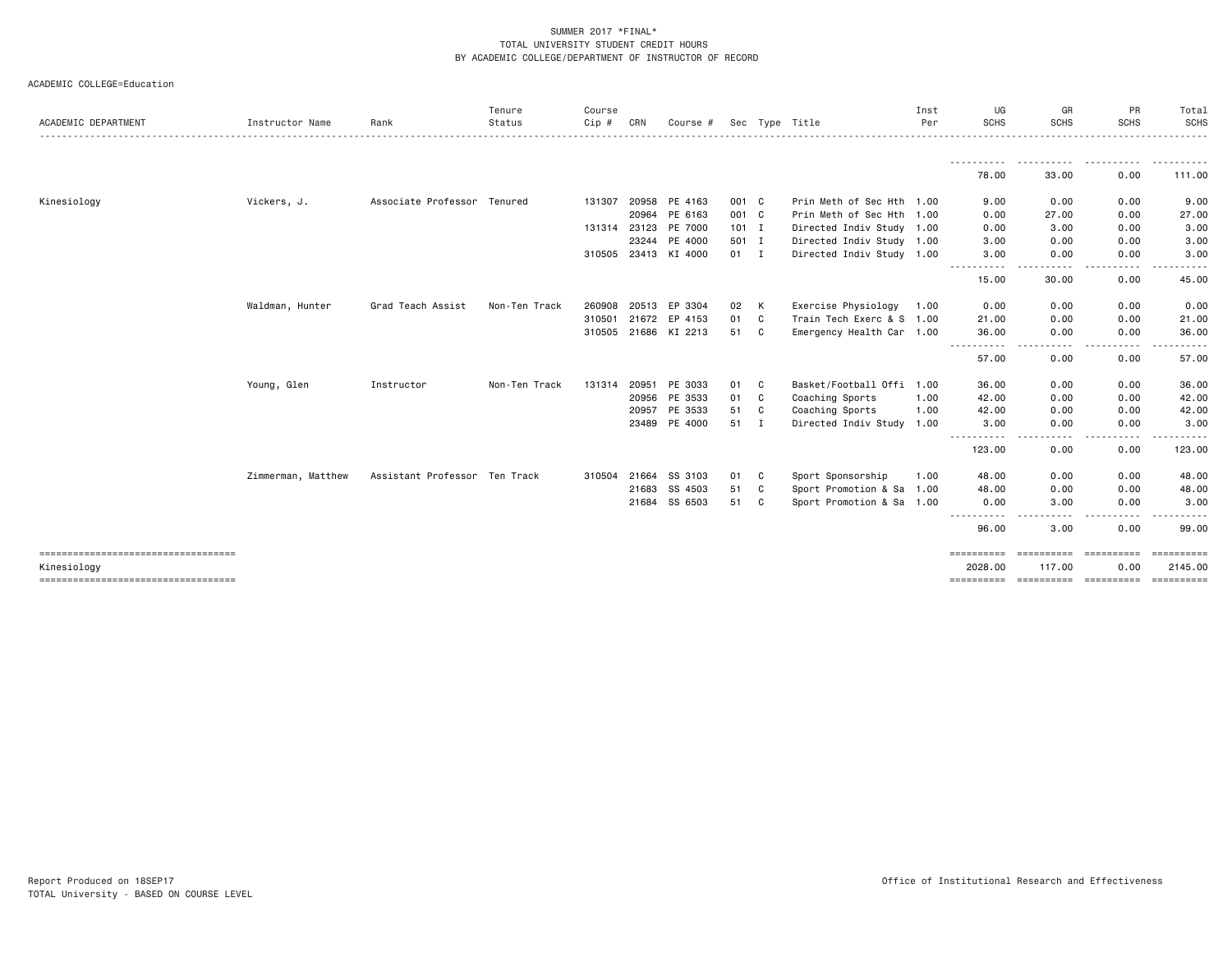SUMMER 2017 *FINAL*
TOTAL UNIVERSITY STUDENT CREDIT HOURS
BY ACADEMIC COLLEGE/DEPARTMENT OF INSTRUCTOR OF RECORD

ACADEMIC COLLEGE=Education

| ACADEMIC DEPARTMENT | Instructor Name | Rank | Tenure Status | Course Cip # | CRN | Course # | Sec | Type | Title | Inst Per | UG SCHS | GR SCHS | PR SCHS | Total SCHS |
|---|---|---|---|---|---|---|---|---|---|---|---|---|---|---|
| | | | | | | | | | | | 78.00 | 33.00 | 0.00 | 111.00 |
| Kinesiology | Vickers, J. | Associate Professor | Tenured | 131307 | 20958 | PE 4163 | 001 | C | Prin Meth of Sec Hth | 1.00 | 9.00 | 0.00 | 0.00 | 9.00 |
| | | | | | 20964 | PE 6163 | 001 | C | Prin Meth of Sec Hth | 1.00 | 0.00 | 27.00 | 0.00 | 27.00 |
| | | | | 131314 | 23123 | PE 7000 | 101 | I | Directed Indiv Study | 1.00 | 0.00 | 3.00 | 0.00 | 3.00 |
| | | | | | 23244 | PE 4000 | 501 | I | Directed Indiv Study | 1.00 | 3.00 | 0.00 | 0.00 | 3.00 |
| | | | | 310505 | 23413 | KI 4000 | 01 | I | Directed Indiv Study | 1.00 | 3.00 | 0.00 | 0.00 | 3.00 |
| | | | | | | | | | | | 15.00 | 30.00 | 0.00 | 45.00 |
| | Waldman, Hunter | Grad Teach Assist | Non-Ten Track | 260908 | 20513 | EP 3304 | 02 | K | Exercise Physiology | 1.00 | 0.00 | 0.00 | 0.00 | 0.00 |
| | | | | 310501 | 21672 | EP 4153 | 01 | C | Train Tech Exerc & S | 1.00 | 21.00 | 0.00 | 0.00 | 21.00 |
| | | | | 310505 | 21686 | KI 2213 | 51 | C | Emergency Health Car | 1.00 | 36.00 | 0.00 | 0.00 | 36.00 |
| | | | | | | | | | | | 57.00 | 0.00 | 0.00 | 57.00 |
| | Young, Glen | Instructor | Non-Ten Track | 131314 | 20951 | PE 3033 | 01 | C | Basket/Football Offi | 1.00 | 36.00 | 0.00 | 0.00 | 36.00 |
| | | | | | 20956 | PE 3533 | 01 | C | Coaching Sports | 1.00 | 42.00 | 0.00 | 0.00 | 42.00 |
| | | | | | 20957 | PE 3533 | 51 | C | Coaching Sports | 1.00 | 42.00 | 0.00 | 0.00 | 42.00 |
| | | | | | 23489 | PE 4000 | 51 | I | Directed Indiv Study | 1.00 | 3.00 | 0.00 | 0.00 | 3.00 |
| | | | | | | | | | | | 123.00 | 0.00 | 0.00 | 123.00 |
| | Zimmerman, Matthew | Assistant Professor | Ten Track | 310504 | 21664 | SS 3103 | 01 | C | Sport Sponsorship | 1.00 | 48.00 | 0.00 | 0.00 | 48.00 |
| | | | | | 21683 | SS 4503 | 51 | C | Sport Promotion & Sa | 1.00 | 48.00 | 0.00 | 0.00 | 48.00 |
| | | | | | 21684 | SS 6503 | 51 | C | Sport Promotion & Sa | 1.00 | 0.00 | 3.00 | 0.00 | 3.00 |
| | | | | | | | | | | | 96.00 | 3.00 | 0.00 | 99.00 |
| Kinesiology | | | | | | | | | | | 2028.00 | 117.00 | 0.00 | 2145.00 |

Report Produced on 18SEP17
TOTAL University - BASED ON COURSE LEVEL

Office of Institutional Research and Effectiveness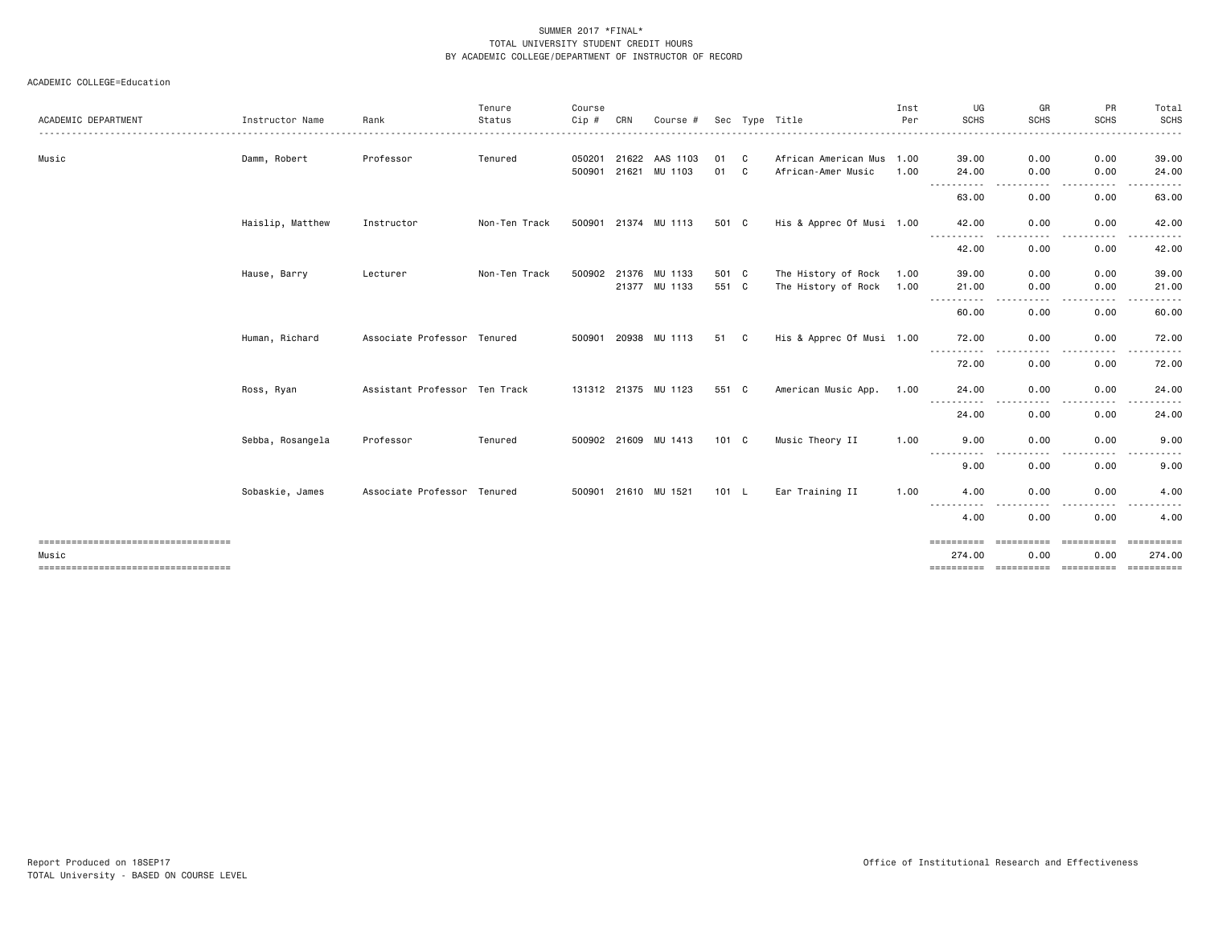SUMMER 2017 *FINAL*
TOTAL UNIVERSITY STUDENT CREDIT HOURS
BY ACADEMIC COLLEGE/DEPARTMENT OF INSTRUCTOR OF RECORD

ACADEMIC COLLEGE=Education

| ACADEMIC DEPARTMENT | Instructor Name | Rank | Tenure Status | Course Cip # | CRN | Course # | Sec | Type | Title | Inst Per | UG SCHS | GR SCHS | PR SCHS | Total SCHS |
|---|---|---|---|---|---|---|---|---|---|---|---|---|---|---|
| Music | Damm, Robert | Professor | Tenured | 050201 | 21622 | AAS 1103 | 01 | C | African American Mus | 1.00 | 39.00 | 0.00 | 0.00 | 39.00 |
| | | | | 500901 | 21621 | MU 1103 | 01 | C | African-Amer Music | 1.00 | 24.00 | 0.00 | 0.00 | 24.00 |
| | | | | | | | | | | | 63.00 | 0.00 | 0.00 | 63.00 |
| | Haislip, Matthew | Instructor | Non-Ten Track | 500901 | 21374 | MU 1113 | 501 | C | His & Apprec Of Musi | 1.00 | 42.00 | 0.00 | 0.00 | 42.00 |
| | | | | | | | | | | | 42.00 | 0.00 | 0.00 | 42.00 |
| | Hause, Barry | Lecturer | Non-Ten Track | 500902 | 21376 | MU 1133 | 501 | C | The History of Rock | 1.00 | 39.00 | 0.00 | 0.00 | 39.00 |
| | | | | | 21377 | MU 1133 | 551 | C | The History of Rock | 1.00 | 21.00 | 0.00 | 0.00 | 21.00 |
| | | | | | | | | | | | 60.00 | 0.00 | 0.00 | 60.00 |
| | Human, Richard | Associate Professor | Tenured | 500901 | 20938 | MU 1113 | 51 | C | His & Apprec Of Musi | 1.00 | 72.00 | 0.00 | 0.00 | 72.00 |
| | | | | | | | | | | | 72.00 | 0.00 | 0.00 | 72.00 |
| | Ross, Ryan | Assistant Professor | Ten Track | 131312 | 21375 | MU 1123 | 551 | C | American Music App. | 1.00 | 24.00 | 0.00 | 0.00 | 24.00 |
| | | | | | | | | | | | 24.00 | 0.00 | 0.00 | 24.00 |
| | Sebba, Rosangela | Professor | Tenured | 500902 | 21609 | MU 1413 | 101 | C | Music Theory II | 1.00 | 9.00 | 0.00 | 0.00 | 9.00 |
| | | | | | | | | | | | 9.00 | 0.00 | 0.00 | 9.00 |
| | Sobaskie, James | Associate Professor | Tenured | 500901 | 21610 | MU 1521 | 101 | L | Ear Training II | 1.00 | 4.00 | 0.00 | 0.00 | 4.00 |
| | | | | | | | | | | | 4.00 | 0.00 | 0.00 | 4.00 |
| Music | | | | | | | | | | | 274.00 | 0.00 | 0.00 | 274.00 |

Report Produced on 18SEP17
TOTAL University - BASED ON COURSE LEVEL

Office of Institutional Research and Effectiveness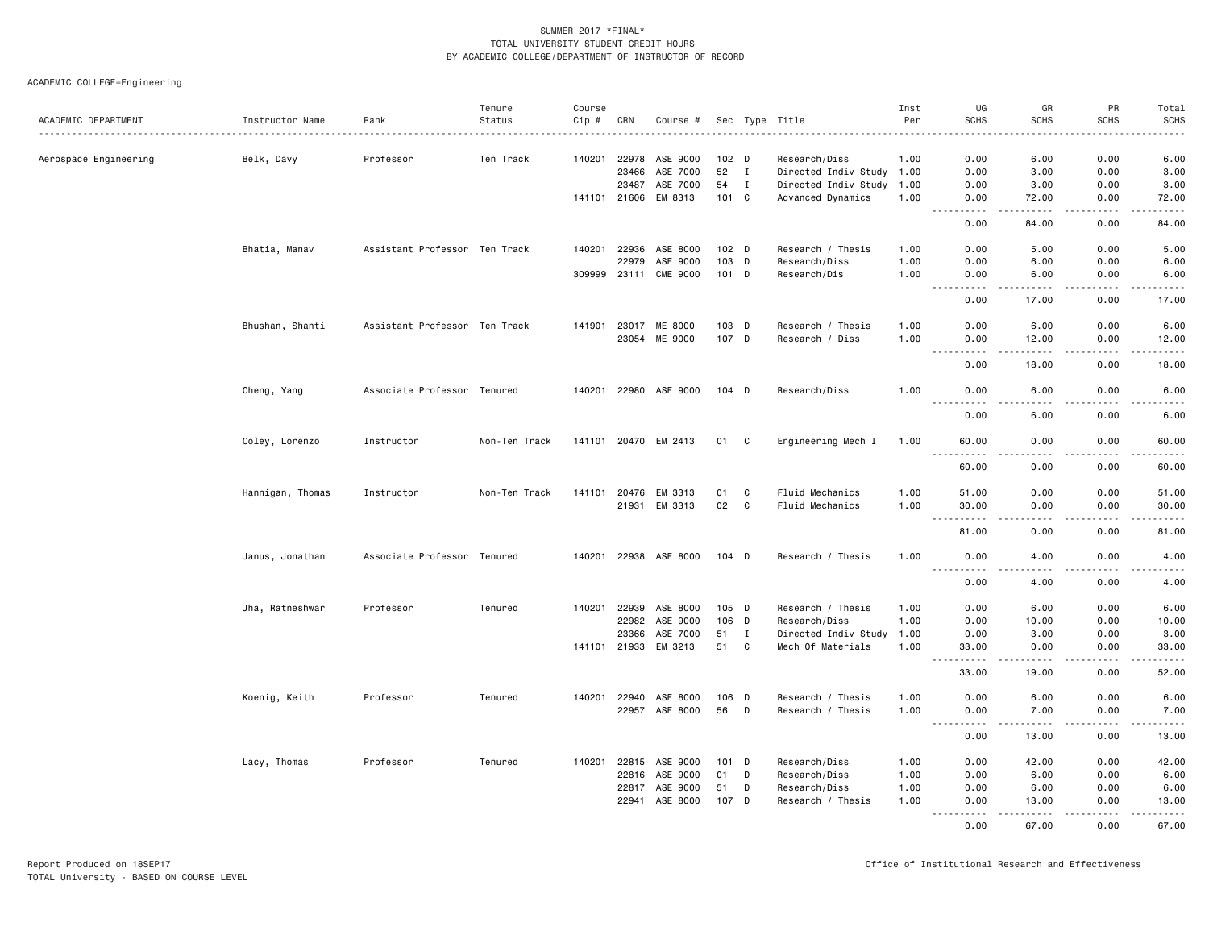SUMMER 2017 *FINAL*
TOTAL UNIVERSITY STUDENT CREDIT HOURS
BY ACADEMIC COLLEGE/DEPARTMENT OF INSTRUCTOR OF RECORD

ACADEMIC COLLEGE=Engineering

| ACADEMIC DEPARTMENT | Instructor Name | Rank | Tenure Status | Course Cip # | CRN | Course # | Sec | Type | Title | Inst Per | UG SCHS | GR SCHS | PR SCHS | Total SCHS |
|---|---|---|---|---|---|---|---|---|---|---|---|---|---|---|
| Aerospace Engineering | Belk, Davy | Professor | Ten Track | 140201 | 22978 | ASE 9000 | 102 | D | Research/Diss | 1.00 | 0.00 | 6.00 | 0.00 | 6.00 |
| | | | | | 23466 | ASE 7000 | 52 | I | Directed Indiv Study | 1.00 | 0.00 | 3.00 | 0.00 | 3.00 |
| | | | | | 23487 | ASE 7000 | 54 | I | Directed Indiv Study | 1.00 | 0.00 | 3.00 | 0.00 | 3.00 |
| | | | | 141101 | 21606 | EM 8313 | 101 | C | Advanced Dynamics | 1.00 | 0.00 | 72.00 | 0.00 | 72.00 |
| | | | | | | | | | | | 0.00 | 84.00 | 0.00 | 84.00 |
| | Bhatia, Manav | Assistant Professor | Ten Track | 140201 | 22936 | ASE 8000 | 102 | D | Research / Thesis | 1.00 | 0.00 | 5.00 | 0.00 | 5.00 |
| | | | | | 22979 | ASE 9000 | 103 | D | Research/Diss | 1.00 | 0.00 | 6.00 | 0.00 | 6.00 |
| | | | | 309999 | 23111 | CME 9000 | 101 | D | Research/Dis | 1.00 | 0.00 | 6.00 | 0.00 | 6.00 |
| | | | | | | | | | | | 0.00 | 17.00 | 0.00 | 17.00 |
| | Bhushan, Shanti | Assistant Professor | Ten Track | 141901 | 23017 | ME 8000 | 103 | D | Research / Thesis | 1.00 | 0.00 | 6.00 | 0.00 | 6.00 |
| | | | | | 23054 | ME 9000 | 107 | D | Research / Diss | 1.00 | 0.00 | 12.00 | 0.00 | 12.00 |
| | | | | | | | | | | | 0.00 | 18.00 | 0.00 | 18.00 |
| | Cheng, Yang | Associate Professor | Tenured | 140201 | 22980 | ASE 9000 | 104 | D | Research/Diss | 1.00 | 0.00 | 6.00 | 0.00 | 6.00 |
| | | | | | | | | | | | 0.00 | 6.00 | 0.00 | 6.00 |
| | Coley, Lorenzo | Instructor | Non-Ten Track | 141101 | 20470 | EM 2413 | 01 | C | Engineering Mech I | 1.00 | 60.00 | 0.00 | 0.00 | 60.00 |
| | | | | | | | | | | | 60.00 | 0.00 | 0.00 | 60.00 |
| | Hannigan, Thomas | Instructor | Non-Ten Track | 141101 | 20476 | EM 3313 | 01 | C | Fluid Mechanics | 1.00 | 51.00 | 0.00 | 0.00 | 51.00 |
| | | | | | 21931 | EM 3313 | 02 | C | Fluid Mechanics | 1.00 | 30.00 | 0.00 | 0.00 | 30.00 |
| | | | | | | | | | | | 81.00 | 0.00 | 0.00 | 81.00 |
| | Janus, Jonathan | Associate Professor | Tenured | 140201 | 22938 | ASE 8000 | 104 | D | Research / Thesis | 1.00 | 0.00 | 4.00 | 0.00 | 4.00 |
| | | | | | | | | | | | 0.00 | 4.00 | 0.00 | 4.00 |
| | Jha, Ratneshwar | Professor | Tenured | 140201 | 22939 | ASE 8000 | 105 | D | Research / Thesis | 1.00 | 0.00 | 6.00 | 0.00 | 6.00 |
| | | | | | 22982 | ASE 9000 | 106 | D | Research/Diss | 1.00 | 0.00 | 10.00 | 0.00 | 10.00 |
| | | | | | 23366 | ASE 7000 | 51 | I | Directed Indiv Study | 1.00 | 0.00 | 3.00 | 0.00 | 3.00 |
| | | | | 141101 | 21933 | EM 3213 | 51 | C | Mech Of Materials | 1.00 | 33.00 | 0.00 | 0.00 | 33.00 |
| | | | | | | | | | | | 33.00 | 19.00 | 0.00 | 52.00 |
| | Koenig, Keith | Professor | Tenured | 140201 | 22940 | ASE 8000 | 106 | D | Research / Thesis | 1.00 | 0.00 | 6.00 | 0.00 | 6.00 |
| | | | | | 22957 | ASE 8000 | 56 | D | Research / Thesis | 1.00 | 0.00 | 7.00 | 0.00 | 7.00 |
| | | | | | | | | | | | 0.00 | 13.00 | 0.00 | 13.00 |
| | Lacy, Thomas | Professor | Tenured | 140201 | 22815 | ASE 9000 | 101 | D | Research/Diss | 1.00 | 0.00 | 42.00 | 0.00 | 42.00 |
| | | | | | 22816 | ASE 9000 | 01 | D | Research/Diss | 1.00 | 0.00 | 6.00 | 0.00 | 6.00 |
| | | | | | 22817 | ASE 9000 | 51 | D | Research/Diss | 1.00 | 0.00 | 6.00 | 0.00 | 6.00 |
| | | | | | 22941 | ASE 8000 | 107 | D | Research / Thesis | 1.00 | 0.00 | 13.00 | 0.00 | 13.00 |
| | | | | | | | | | | | 0.00 | 67.00 | 0.00 | 67.00 |

Report Produced on 18SEP17
TOTAL University - BASED ON COURSE LEVEL

Office of Institutional Research and Effectiveness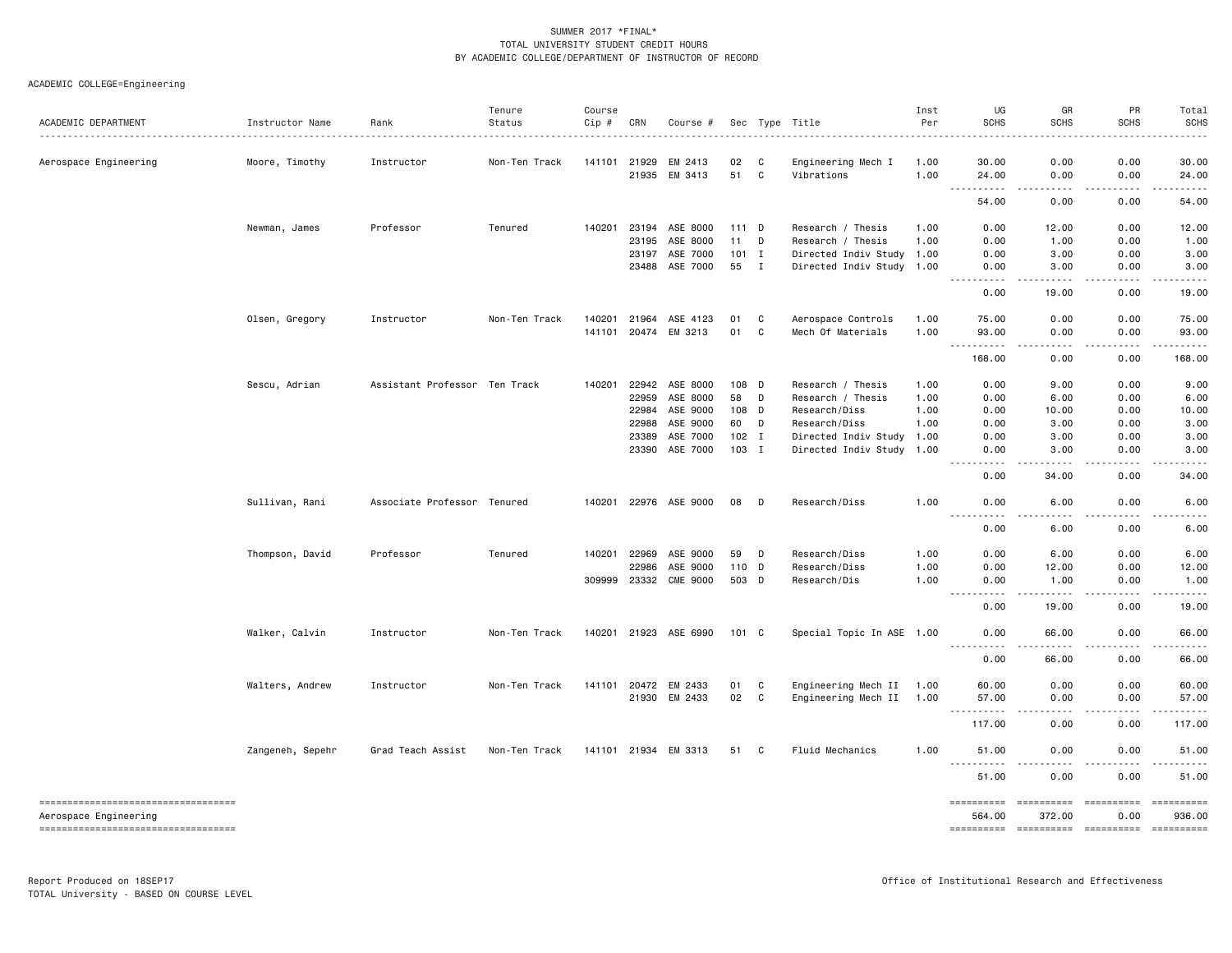SUMMER 2017 *FINAL*
TOTAL UNIVERSITY STUDENT CREDIT HOURS
BY ACADEMIC COLLEGE/DEPARTMENT OF INSTRUCTOR OF RECORD

ACADEMIC COLLEGE=Engineering

| ACADEMIC DEPARTMENT | Instructor Name | Rank | Tenure Status | Course Cip # | CRN | Course # | Sec | Type | Title | Inst Per | UG SCHS | GR SCHS | PR SCHS | Total SCHS |
|---|---|---|---|---|---|---|---|---|---|---|---|---|---|---|
| Aerospace Engineering | Moore, Timothy | Instructor | Non-Ten Track | 141101 | 21929 | EM 2413 | 02 | C | Engineering Mech I | 1.00 | 30.00 | 0.00 | 0.00 | 30.00 |
| | | | | | 21935 | EM 3413 | 51 | C | Vibrations | 1.00 | 24.00 | 0.00 | 0.00 | 24.00 |
| | | | | | | | | | | | 54.00 | 0.00 | 0.00 | 54.00 |
| | Newman, James | Professor | Tenured | 140201 | 23194 | ASE 8000 | 111 | D | Research / Thesis | 1.00 | 0.00 | 12.00 | 0.00 | 12.00 |
| | | | | | 23195 | ASE 8000 | 11 | D | Research / Thesis | 1.00 | 0.00 | 1.00 | 0.00 | 1.00 |
| | | | | | 23197 | ASE 7000 | 101 | I | Directed Indiv Study | 1.00 | 0.00 | 3.00 | 0.00 | 3.00 |
| | | | | | 23488 | ASE 7000 | 55 | I | Directed Indiv Study | 1.00 | 0.00 | 3.00 | 0.00 | 3.00 |
| | | | | | | | | | | | 0.00 | 19.00 | 0.00 | 19.00 |
| | Olsen, Gregory | Instructor | Non-Ten Track | 140201 | 21964 | ASE 4123 | 01 | C | Aerospace Controls | 1.00 | 75.00 | 0.00 | 0.00 | 75.00 |
| | | | | 141101 | 20474 | EM 3213 | 01 | C | Mech Of Materials | 1.00 | 93.00 | 0.00 | 0.00 | 93.00 |
| | | | | | | | | | | | 168.00 | 0.00 | 0.00 | 168.00 |
| | Sescu, Adrian | Assistant Professor | Ten Track | 140201 | 22942 | ASE 8000 | 108 | D | Research / Thesis | 1.00 | 0.00 | 9.00 | 0.00 | 9.00 |
| | | | | | 22959 | ASE 8000 | 58 | D | Research / Thesis | 1.00 | 0.00 | 6.00 | 0.00 | 6.00 |
| | | | | | 22984 | ASE 9000 | 108 | D | Research/Diss | 1.00 | 0.00 | 10.00 | 0.00 | 10.00 |
| | | | | | 22988 | ASE 9000 | 60 | D | Research/Diss | 1.00 | 0.00 | 3.00 | 0.00 | 3.00 |
| | | | | | 23389 | ASE 7000 | 102 | I | Directed Indiv Study | 1.00 | 0.00 | 3.00 | 0.00 | 3.00 |
| | | | | | 23390 | ASE 7000 | 103 | I | Directed Indiv Study | 1.00 | 0.00 | 3.00 | 0.00 | 3.00 |
| | | | | | | | | | | | 0.00 | 34.00 | 0.00 | 34.00 |
| | Sullivan, Rani | Associate Professor | Tenured | 140201 | 22976 | ASE 9000 | 08 | D | Research/Diss | 1.00 | 0.00 | 6.00 | 0.00 | 6.00 |
| | | | | | | | | | | | 0.00 | 6.00 | 0.00 | 6.00 |
| | Thompson, David | Professor | Tenured | 140201 | 22969 | ASE 9000 | 59 | D | Research/Diss | 1.00 | 0.00 | 6.00 | 0.00 | 6.00 |
| | | | | | 22986 | ASE 9000 | 110 | D | Research/Diss | 1.00 | 0.00 | 12.00 | 0.00 | 12.00 |
| | | | | 309999 | 23332 | CME 9000 | 503 | D | Research/Dis | 1.00 | 0.00 | 1.00 | 0.00 | 1.00 |
| | | | | | | | | | | | 0.00 | 19.00 | 0.00 | 19.00 |
| | Walker, Calvin | Instructor | Non-Ten Track | 140201 | 21923 | ASE 6990 | 101 | C | Special Topic In ASE | 1.00 | 0.00 | 66.00 | 0.00 | 66.00 |
| | | | | | | | | | | | 0.00 | 66.00 | 0.00 | 66.00 |
| | Walters, Andrew | Instructor | Non-Ten Track | 141101 | 20472 | EM 2433 | 01 | C | Engineering Mech II | 1.00 | 60.00 | 0.00 | 0.00 | 60.00 |
| | | | | | 21930 | EM 2433 | 02 | C | Engineering Mech II | 1.00 | 57.00 | 0.00 | 0.00 | 57.00 |
| | | | | | | | | | | | 117.00 | 0.00 | 0.00 | 117.00 |
| | Zangeneh, Sepehr | Grad Teach Assist | Non-Ten Track | 141101 | 21934 | EM 3313 | 51 | C | Fluid Mechanics | 1.00 | 51.00 | 0.00 | 0.00 | 51.00 |
| | | | | | | | | | | | 51.00 | 0.00 | 0.00 | 51.00 |
| Aerospace Engineering | | | | | | | | | | | 564.00 | 372.00 | 0.00 | 936.00 |

Report Produced on 18SEP17
TOTAL University - BASED ON COURSE LEVEL

Office of Institutional Research and Effectiveness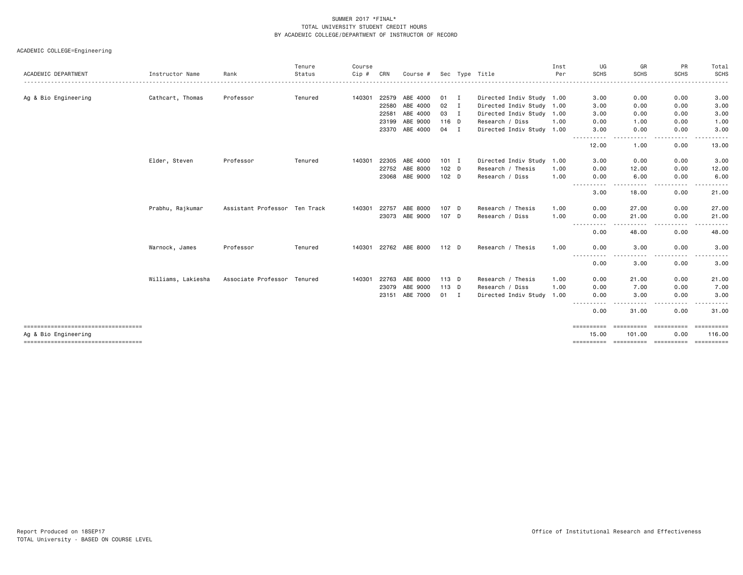SUMMER 2017 *FINAL*
TOTAL UNIVERSITY STUDENT CREDIT HOURS
BY ACADEMIC COLLEGE/DEPARTMENT OF INSTRUCTOR OF RECORD

ACADEMIC COLLEGE=Engineering

| ACADEMIC DEPARTMENT | Instructor Name | Rank | Tenure Status | Course Cip # | CRN | Course # | Sec | Type | Title | Inst Per | UG SCHS | GR SCHS | PR SCHS | Total SCHS |
|---|---|---|---|---|---|---|---|---|---|---|---|---|---|---|
| Ag & Bio Engineering | Cathcart, Thomas | Professor | Tenured | 140301 | 22579 | ABE 4000 | 01 | I | Directed Indiv Study | 1.00 | 3.00 | 0.00 | 0.00 | 3.00 |
| | | | | | 22580 | ABE 4000 | 02 | I | Directed Indiv Study | 1.00 | 3.00 | 0.00 | 0.00 | 3.00 |
| | | | | | 22581 | ABE 4000 | 03 | I | Directed Indiv Study | 1.00 | 3.00 | 0.00 | 0.00 | 3.00 |
| | | | | | 23199 | ABE 9000 | 116 | D | Research / Diss | 1.00 | 0.00 | 1.00 | 0.00 | 1.00 |
| | | | | | 23370 | ABE 4000 | 04 | I | Directed Indiv Study | 1.00 | 3.00 | 0.00 | 0.00 | 3.00 |
| | | | | | | | | | | | 12.00 | 1.00 | 0.00 | 13.00 |
| | Elder, Steven | Professor | Tenured | 140301 | 22305 | ABE 4000 | 101 | I | Directed Indiv Study | 1.00 | 3.00 | 0.00 | 0.00 | 3.00 |
| | | | | | 22752 | ABE 8000 | 102 | D | Research / Thesis | 1.00 | 0.00 | 12.00 | 0.00 | 12.00 |
| | | | | | 23068 | ABE 9000 | 102 | D | Research / Diss | 1.00 | 0.00 | 6.00 | 0.00 | 6.00 |
| | | | | | | | | | | | 3.00 | 18.00 | 0.00 | 21.00 |
| | Prabhu, Rajkumar | Assistant Professor | Ten Track | 140301 | 22757 | ABE 8000 | 107 | D | Research / Thesis | 1.00 | 0.00 | 27.00 | 0.00 | 27.00 |
| | | | | | 23073 | ABE 9000 | 107 | D | Research / Diss | 1.00 | 0.00 | 21.00 | 0.00 | 21.00 |
| | | | | | | | | | | | 0.00 | 48.00 | 0.00 | 48.00 |
| | Warnock, James | Professor | Tenured | 140301 | 22762 | ABE 8000 | 112 | D | Research / Thesis | 1.00 | 0.00 | 3.00 | 0.00 | 3.00 |
| | | | | | | | | | | | 0.00 | 3.00 | 0.00 | 3.00 |
| | Williams, Lakiesha | Associate Professor | Tenured | 140301 | 22763 | ABE 8000 | 113 | D | Research / Thesis | 1.00 | 0.00 | 21.00 | 0.00 | 21.00 |
| | | | | | 23079 | ABE 9000 | 113 | D | Research / Diss | 1.00 | 0.00 | 7.00 | 0.00 | 7.00 |
| | | | | | 23151 | ABE 7000 | 01 | I | Directed Indiv Study | 1.00 | 0.00 | 3.00 | 0.00 | 3.00 |
| | | | | | | | | | | | 0.00 | 31.00 | 0.00 | 31.00 |
| Ag & Bio Engineering | | | | | | | | | | | 15.00 | 101.00 | 0.00 | 116.00 |

Report Produced on 18SEP17
TOTAL University - BASED ON COURSE LEVEL
Office of Institutional Research and Effectiveness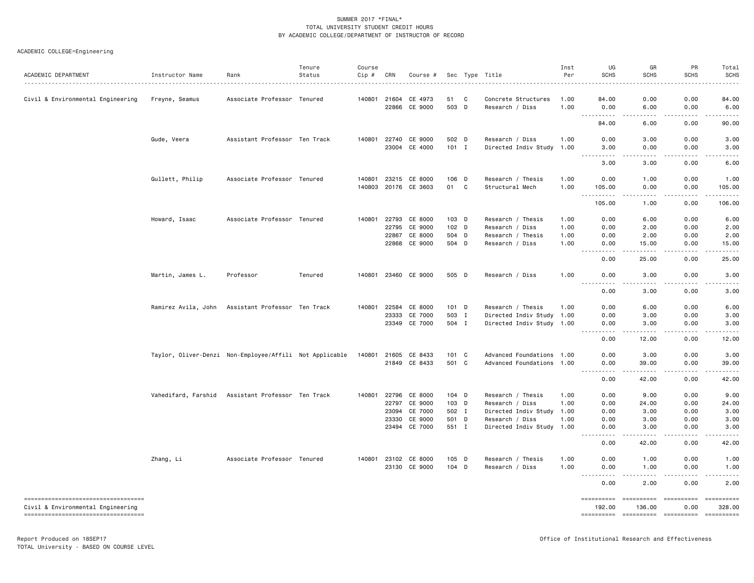SUMMER 2017 *FINAL*
TOTAL UNIVERSITY STUDENT CREDIT HOURS
BY ACADEMIC COLLEGE/DEPARTMENT OF INSTRUCTOR OF RECORD

ACADEMIC COLLEGE=Engineering

| ACADEMIC DEPARTMENT | Instructor Name | Rank | Tenure Status | Course Cip # | CRN | Course # | Sec | Type | Title | Inst Per | UG SCHS | GR SCHS | PR SCHS | Total SCHS |
|---|---|---|---|---|---|---|---|---|---|---|---|---|---|---|
| Civil & Environmental Engineering | Freyne, Seamus | Associate Professor | Tenured | 140801 | 21604 | CE 4973 | 51 | C | Concrete Structures | 1.00 | 84.00 | 0.00 | 0.00 | 84.00 |
| | | | | | 22866 | CE 9000 | 503 | D | Research / Diss | 1.00 | 0.00 | 6.00 | 0.00 | 6.00 |
| | | | | | | | | | | | 84.00 | 6.00 | 0.00 | 90.00 |
| | Gude, Veera | Assistant Professor | Ten Track | 140801 | 22740 | CE 9000 | 502 | D | Research / Diss | 1.00 | 0.00 | 3.00 | 0.00 | 3.00 |
| | | | | | 23004 | CE 4000 | 101 | I | Directed Indiv Study | 1.00 | 3.00 | 0.00 | 0.00 | 3.00 |
| | | | | | | | | | | | 3.00 | 3.00 | 0.00 | 6.00 |
| | Gullett, Philip | Associate Professor | Tenured | 140801 | 23215 | CE 8000 | 106 | D | Research / Thesis | 1.00 | 0.00 | 1.00 | 0.00 | 1.00 |
| | | | | 140803 | 20176 | CE 3603 | 01 | C | Structural Mech | 1.00 | 105.00 | 0.00 | 0.00 | 105.00 |
| | | | | | | | | | | | 105.00 | 1.00 | 0.00 | 106.00 |
| | Howard, Isaac | Associate Professor | Tenured | 140801 | 22793 | CE 8000 | 103 | D | Research / Thesis | 1.00 | 0.00 | 6.00 | 0.00 | 6.00 |
| | | | | | 22795 | CE 9000 | 102 | D | Research / Diss | 1.00 | 0.00 | 2.00 | 0.00 | 2.00 |
| | | | | | 22867 | CE 8000 | 504 | D | Research / Thesis | 1.00 | 0.00 | 2.00 | 0.00 | 2.00 |
| | | | | | 22868 | CE 9000 | 504 | D | Research / Diss | 1.00 | 0.00 | 15.00 | 0.00 | 15.00 |
| | | | | | | | | | | | 0.00 | 25.00 | 0.00 | 25.00 |
| | Martin, James L. | Professor | Tenured | 140801 | 23460 | CE 9000 | 505 | D | Research / Diss | 1.00 | 0.00 | 3.00 | 0.00 | 3.00 |
| | | | | | | | | | | | 0.00 | 3.00 | 0.00 | 3.00 |
| | Ramirez Avila, John | Assistant Professor | Ten Track | 140801 | 22584 | CE 8000 | 101 | D | Research / Thesis | 1.00 | 0.00 | 6.00 | 0.00 | 6.00 |
| | | | | | 23333 | CE 7000 | 503 | I | Directed Indiv Study | 1.00 | 0.00 | 3.00 | 0.00 | 3.00 |
| | | | | | 23349 | CE 7000 | 504 | I | Directed Indiv Study | 1.00 | 0.00 | 3.00 | 0.00 | 3.00 |
| | | | | | | | | | | | 0.00 | 12.00 | 0.00 | 12.00 |
| | Taylor, Oliver-Denzi | Non-Employee/Affili | Not Applicable | 140801 | 21605 | CE 8433 | 101 | C | Advanced Foundations | 1.00 | 0.00 | 3.00 | 0.00 | 3.00 |
| | | | | | 21849 | CE 8433 | 501 | C | Advanced Foundations | 1.00 | 0.00 | 39.00 | 0.00 | 39.00 |
| | | | | | | | | | | | 0.00 | 42.00 | 0.00 | 42.00 |
| | Vahedifard, Farshid | Assistant Professor | Ten Track | 140801 | 22796 | CE 8000 | 104 | D | Research / Thesis | 1.00 | 0.00 | 9.00 | 0.00 | 9.00 |
| | | | | | 22797 | CE 9000 | 103 | D | Research / Diss | 1.00 | 0.00 | 24.00 | 0.00 | 24.00 |
| | | | | | 23094 | CE 7000 | 502 | I | Directed Indiv Study | 1.00 | 0.00 | 3.00 | 0.00 | 3.00 |
| | | | | | 23330 | CE 9000 | 501 | D | Research / Diss | 1.00 | 0.00 | 3.00 | 0.00 | 3.00 |
| | | | | | 23494 | CE 7000 | 551 | I | Directed Indiv Study | 1.00 | 0.00 | 3.00 | 0.00 | 3.00 |
| | | | | | | | | | | | 0.00 | 42.00 | 0.00 | 42.00 |
| | Zhang, Li | Associate Professor | Tenured | 140801 | 23102 | CE 8000 | 105 | D | Research / Thesis | 1.00 | 0.00 | 1.00 | 0.00 | 1.00 |
| | | | | | 23130 | CE 9000 | 104 | D | Research / Diss | 1.00 | 0.00 | 1.00 | 0.00 | 1.00 |
| | | | | | | | | | | | 0.00 | 2.00 | 0.00 | 2.00 |
| Civil & Environmental Engineering | | | | | | | | | | | 192.00 | 136.00 | 0.00 | 328.00 |

Report Produced on 18SEP17
TOTAL University - BASED ON COURSE LEVEL

Office of Institutional Research and Effectiveness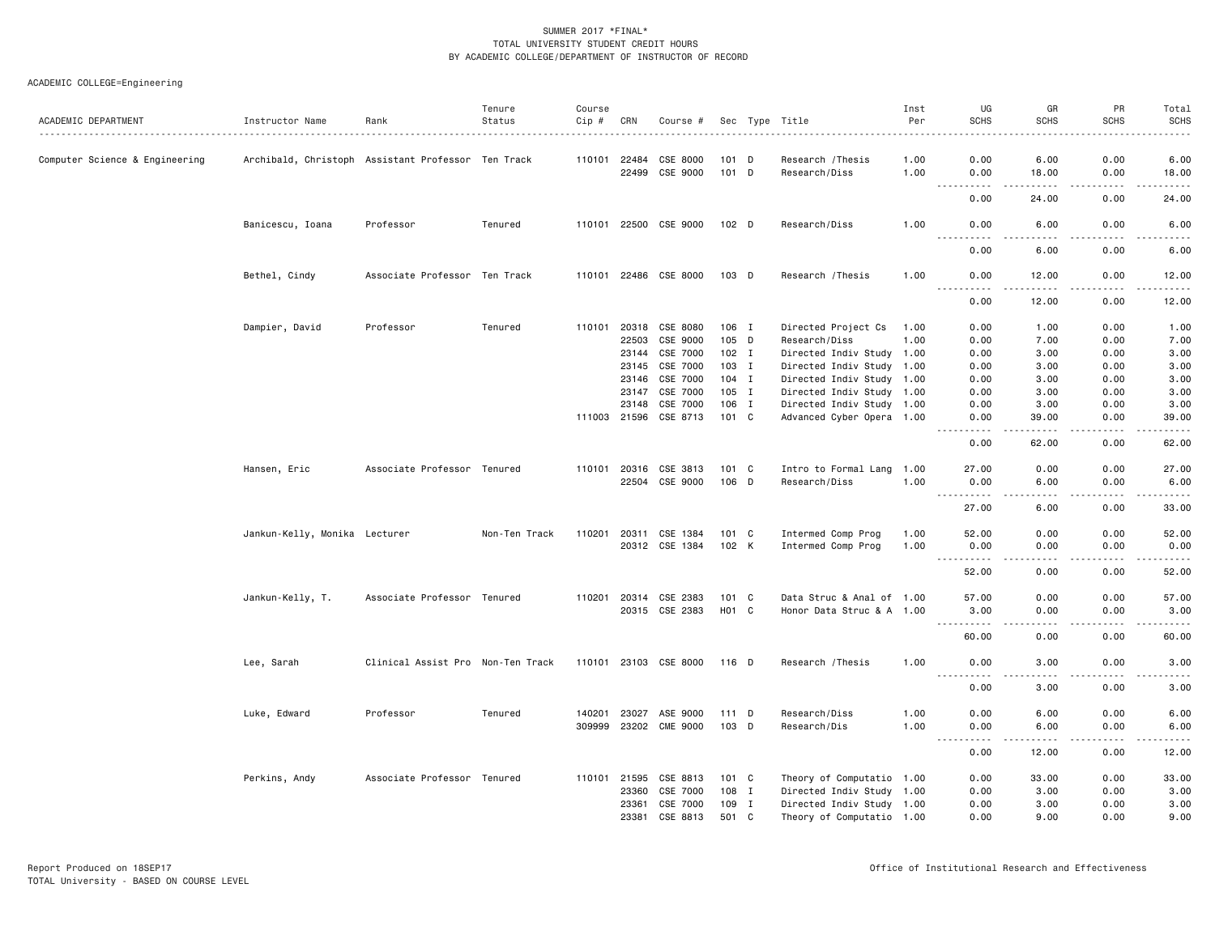SUMMER 2017 *FINAL*
TOTAL UNIVERSITY STUDENT CREDIT HOURS
BY ACADEMIC COLLEGE/DEPARTMENT OF INSTRUCTOR OF RECORD

ACADEMIC COLLEGE=Engineering

| ACADEMIC DEPARTMENT | Instructor Name | Rank | Tenure Status | Course Cip # | CRN | Course # | Sec | Type | Title | Inst Per | UG SCHS | GR SCHS | PR SCHS | Total SCHS |
|---|---|---|---|---|---|---|---|---|---|---|---|---|---|---|
| Computer Science & Engineering | Archibald, Christoph | Assistant Professor | Ten Track | 110101 | 22484 | CSE 8000 | 101 | D | Research /Thesis | 1.00 | 0.00 | 6.00 | 0.00 | 6.00 |
| | | | | | 22499 | CSE 9000 | 101 | D | Research/Diss | 1.00 | 0.00 | 18.00 | 0.00 | 18.00 |
| | | | | | | | | | | | 0.00 | 24.00 | 0.00 | 24.00 |
| | Banicescu, Ioana | Professor | Tenured | 110101 | 22500 | CSE 9000 | 102 | D | Research/Diss | 1.00 | 0.00 | 6.00 | 0.00 | 6.00 |
| | | | | | | | | | | | 0.00 | 6.00 | 0.00 | 6.00 |
| | Bethel, Cindy | Associate Professor | Ten Track | 110101 | 22486 | CSE 8000 | 103 | D | Research /Thesis | 1.00 | 0.00 | 12.00 | 0.00 | 12.00 |
| | | | | | | | | | | | 0.00 | 12.00 | 0.00 | 12.00 |
| | Dampier, David | Professor | Tenured | 110101 | 20318 | CSE 8080 | 106 | I | Directed Project Cs | 1.00 | 0.00 | 1.00 | 0.00 | 1.00 |
| | | | | | 22503 | CSE 9000 | 105 | D | Research/Diss | 1.00 | 0.00 | 7.00 | 0.00 | 7.00 |
| | | | | | 23144 | CSE 7000 | 102 | I | Directed Indiv Study | 1.00 | 0.00 | 3.00 | 0.00 | 3.00 |
| | | | | | 23145 | CSE 7000 | 103 | I | Directed Indiv Study | 1.00 | 0.00 | 3.00 | 0.00 | 3.00 |
| | | | | | 23146 | CSE 7000 | 104 | I | Directed Indiv Study | 1.00 | 0.00 | 3.00 | 0.00 | 3.00 |
| | | | | | 23147 | CSE 7000 | 105 | I | Directed Indiv Study | 1.00 | 0.00 | 3.00 | 0.00 | 3.00 |
| | | | | | 23148 | CSE 7000 | 106 | I | Directed Indiv Study | 1.00 | 0.00 | 3.00 | 0.00 | 3.00 |
| | | | | 111003 | 21596 | CSE 8713 | 101 | C | Advanced Cyber Opera | 1.00 | 0.00 | 39.00 | 0.00 | 39.00 |
| | | | | | | | | | | | 0.00 | 62.00 | 0.00 | 62.00 |
| | Hansen, Eric | Associate Professor | Tenured | 110101 | 20316 | CSE 3813 | 101 | C | Intro to Formal Lang | 1.00 | 27.00 | 0.00 | 0.00 | 27.00 |
| | | | | | 22504 | CSE 9000 | 106 | D | Research/Diss | 1.00 | 0.00 | 6.00 | 0.00 | 6.00 |
| | | | | | | | | | | | 27.00 | 6.00 | 0.00 | 33.00 |
| | Jankun-Kelly, Monika | Lecturer | Non-Ten Track | 110201 | 20311 | CSE 1384 | 101 | C | Intermed Comp Prog | 1.00 | 52.00 | 0.00 | 0.00 | 52.00 |
| | | | | | 20312 | CSE 1384 | 102 | K | Intermed Comp Prog | 1.00 | 0.00 | 0.00 | 0.00 | 0.00 |
| | | | | | | | | | | | 52.00 | 0.00 | 0.00 | 52.00 |
| | Jankun-Kelly, T. | Associate Professor | Tenured | 110201 | 20314 | CSE 2383 | 101 | C | Data Struc & Anal of | 1.00 | 57.00 | 0.00 | 0.00 | 57.00 |
| | | | | | 20315 | CSE 2383 | H01 | C | Honor Data Struc & A | 1.00 | 3.00 | 0.00 | 0.00 | 3.00 |
| | | | | | | | | | | | 60.00 | 0.00 | 0.00 | 60.00 |
| | Lee, Sarah | Clinical Assist Pro | Non-Ten Track | 110101 | 23103 | CSE 8000 | 116 | D | Research /Thesis | 1.00 | 0.00 | 3.00 | 0.00 | 3.00 |
| | | | | | | | | | | | 0.00 | 3.00 | 0.00 | 3.00 |
| | Luke, Edward | Professor | Tenured | 140201 | 23027 | ASE 9000 | 111 | D | Research/Diss | 1.00 | 0.00 | 6.00 | 0.00 | 6.00 |
| | | | | 309999 | 23202 | CME 9000 | 103 | D | Research/Dis | 1.00 | 0.00 | 6.00 | 0.00 | 6.00 |
| | | | | | | | | | | | 0.00 | 12.00 | 0.00 | 12.00 |
| | Perkins, Andy | Associate Professor | Tenured | 110101 | 21595 | CSE 8813 | 101 | C | Theory of Computatio | 1.00 | 0.00 | 33.00 | 0.00 | 33.00 |
| | | | | | 23360 | CSE 7000 | 108 | I | Directed Indiv Study | 1.00 | 0.00 | 3.00 | 0.00 | 3.00 |
| | | | | | 23361 | CSE 7000 | 109 | I | Directed Indiv Study | 1.00 | 0.00 | 3.00 | 0.00 | 3.00 |
| | | | | | 23381 | CSE 8813 | 501 | C | Theory of Computatio | 1.00 | 0.00 | 9.00 | 0.00 | 9.00 |

Report Produced on 18SEP17
TOTAL University - BASED ON COURSE LEVEL

Office of Institutional Research and Effectiveness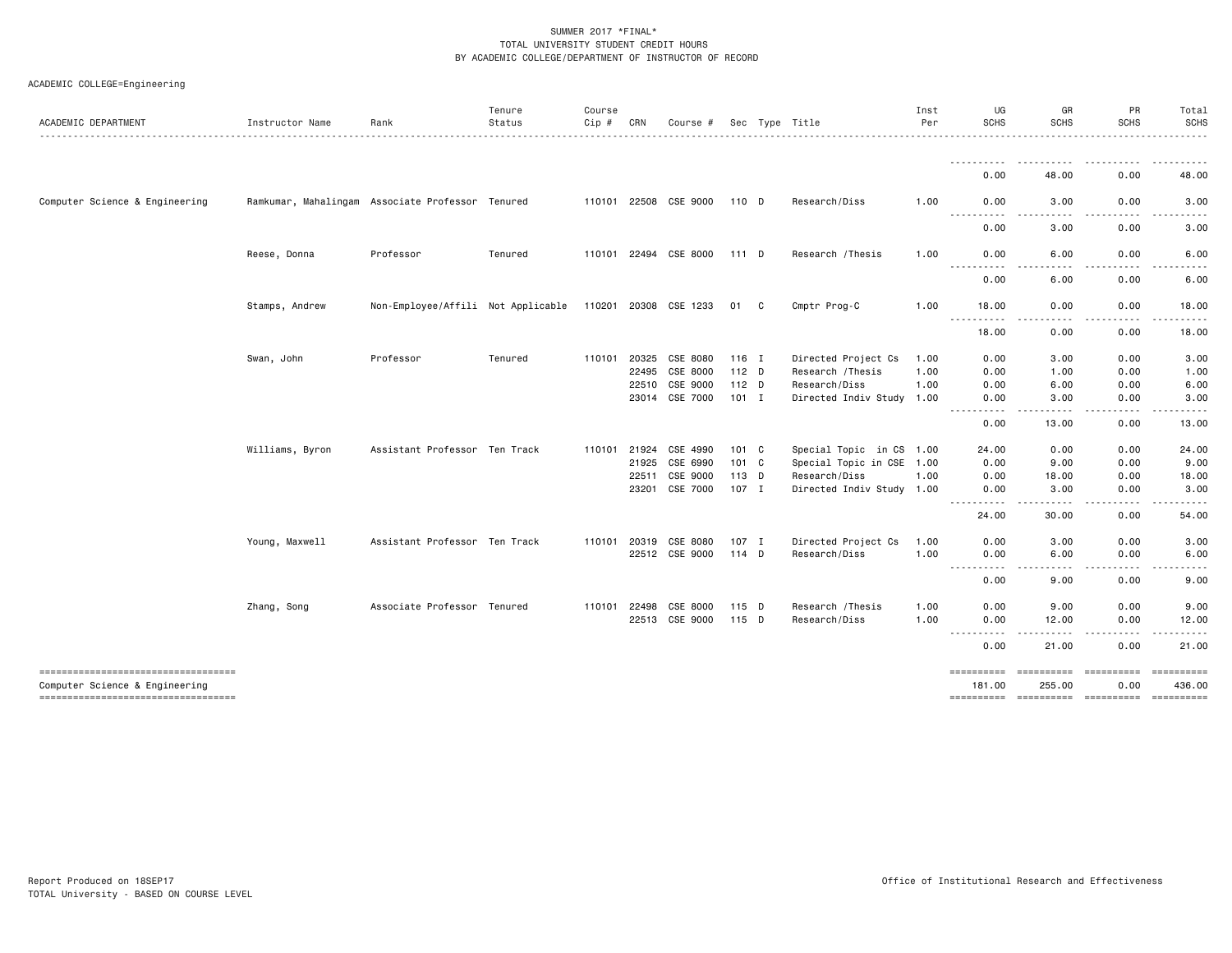SUMMER 2017 *FINAL*
TOTAL UNIVERSITY STUDENT CREDIT HOURS
BY ACADEMIC COLLEGE/DEPARTMENT OF INSTRUCTOR OF RECORD

ACADEMIC COLLEGE=Engineering

| ACADEMIC DEPARTMENT | Instructor Name | Rank | Tenure Status | Course Cip # | CRN | Course # | Sec | Type | Title | Inst Per | UG SCHS | GR SCHS | PR SCHS | Total SCHS |
|---|---|---|---|---|---|---|---|---|---|---|---|---|---|---|
| | | | | | | | | | | | 0.00 | 48.00 | 0.00 | 48.00 |
| Computer Science & Engineering | Ramkumar, Mahalingam | Associate Professor | Tenured | 110101 | 22508 | CSE 9000 | 110 | D | Research/Diss | 1.00 | 0.00 | 3.00 | 0.00 | 3.00 |
| | | | | | | | | | | | 0.00 | 3.00 | 0.00 | 3.00 |
| | Reese, Donna | Professor | Tenured | 110101 | 22494 | CSE 8000 | 111 | D | Research /Thesis | 1.00 | 0.00 | 6.00 | 0.00 | 6.00 |
| | | | | | | | | | | | 0.00 | 6.00 | 0.00 | 6.00 |
| | Stamps, Andrew | Non-Employee/Affili | Not Applicable | 110201 | 20308 | CSE 1233 | 01 | C | Cmptr Prog-C | 1.00 | 18.00 | 0.00 | 0.00 | 18.00 |
| | | | | | | | | | | | 18.00 | 0.00 | 0.00 | 18.00 |
| | Swan, John | Professor | Tenured | 110101 | 20325 | CSE 8080 | 116 | I | Directed Project Cs | 1.00 | 0.00 | 3.00 | 0.00 | 3.00 |
| | | | | | 22495 | CSE 8000 | 112 | D | Research /Thesis | 1.00 | 0.00 | 1.00 | 0.00 | 1.00 |
| | | | | | 22510 | CSE 9000 | 112 | D | Research/Diss | 1.00 | 0.00 | 6.00 | 0.00 | 6.00 |
| | | | | | 23014 | CSE 7000 | 101 | I | Directed Indiv Study | 1.00 | 0.00 | 3.00 | 0.00 | 3.00 |
| | | | | | | | | | | | 0.00 | 13.00 | 0.00 | 13.00 |
| | Williams, Byron | Assistant Professor | Ten Track | 110101 | 21924 | CSE 4990 | 101 | C | Special Topic in CS | 1.00 | 24.00 | 0.00 | 0.00 | 24.00 |
| | | | | | 21925 | CSE 6990 | 101 | C | Special Topic in CSE | 1.00 | 0.00 | 9.00 | 0.00 | 9.00 |
| | | | | | 22511 | CSE 9000 | 113 | D | Research/Diss | 1.00 | 0.00 | 18.00 | 0.00 | 18.00 |
| | | | | | 23201 | CSE 7000 | 107 | I | Directed Indiv Study | 1.00 | 0.00 | 3.00 | 0.00 | 3.00 |
| | | | | | | | | | | | 24.00 | 30.00 | 0.00 | 54.00 |
| | Young, Maxwell | Assistant Professor | Ten Track | 110101 | 20319 | CSE 8080 | 107 | I | Directed Project Cs | 1.00 | 0.00 | 3.00 | 0.00 | 3.00 |
| | | | | | 22512 | CSE 9000 | 114 | D | Research/Diss | 1.00 | 0.00 | 6.00 | 0.00 | 6.00 |
| | | | | | | | | | | | 0.00 | 9.00 | 0.00 | 9.00 |
| | Zhang, Song | Associate Professor | Tenured | 110101 | 22498 | CSE 8000 | 115 | D | Research /Thesis | 1.00 | 0.00 | 9.00 | 0.00 | 9.00 |
| | | | | | 22513 | CSE 9000 | 115 | D | Research/Diss | 1.00 | 0.00 | 12.00 | 0.00 | 12.00 |
| | | | | | | | | | | | 0.00 | 21.00 | 0.00 | 21.00 |
| Computer Science & Engineering | | | | | | | | | | | 181.00 | 255.00 | 0.00 | 436.00 |

Report Produced on 18SEP17
TOTAL University - BASED ON COURSE LEVEL

Office of Institutional Research and Effectiveness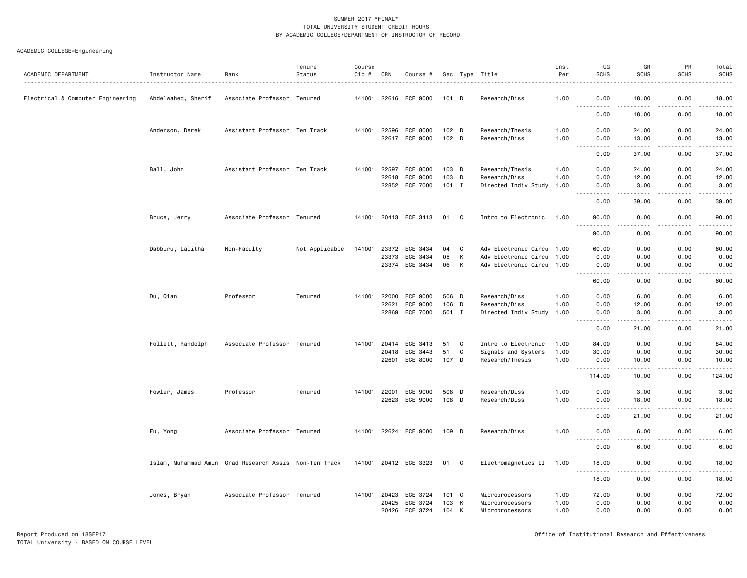SUMMER 2017 *FINAL*
TOTAL UNIVERSITY STUDENT CREDIT HOURS
BY ACADEMIC COLLEGE/DEPARTMENT OF INSTRUCTOR OF RECORD

ACADEMIC COLLEGE=Engineering

| ACADEMIC DEPARTMENT | Instructor Name | Rank | Tenure Status | Course Cip # | CRN | Course # | Sec | Type | Title | Inst Per | UG SCHS | GR SCHS | PR SCHS | Total SCHS |
|---|---|---|---|---|---|---|---|---|---|---|---|---|---|---|
| Electrical & Computer Engineering | Abdelwahed, Sherif | Associate Professor | Tenured | 141001 | 22616 | ECE 9000 | 101 | D | Research/Diss | 1.00 | 0.00 | 18.00 | 0.00 | 18.00 |
| | | | | | | | | | | | 0.00 | 18.00 | 0.00 | 18.00 |
| | Anderson, Derek | Assistant Professor | Ten Track | 141001 | 22596 | ECE 8000 | 102 | D | Research/Thesis | 1.00 | 0.00 | 24.00 | 0.00 | 24.00 |
| | | | | | 22617 | ECE 9000 | 102 | D | Research/Diss | 1.00 | 0.00 | 13.00 | 0.00 | 13.00 |
| | | | | | | | | | | | 0.00 | 37.00 | 0.00 | 37.00 |
| | Ball, John | Assistant Professor | Ten Track | 141001 | 22597 | ECE 8000 | 103 | D | Research/Thesis | 1.00 | 0.00 | 24.00 | 0.00 | 24.00 |
| | | | | | 22618 | ECE 9000 | 103 | D | Research/Diss | 1.00 | 0.00 | 12.00 | 0.00 | 12.00 |
| | | | | | 22852 | ECE 7000 | 101 | I | Directed Indiv Study | 1.00 | 0.00 | 3.00 | 0.00 | 3.00 |
| | | | | | | | | | | | 0.00 | 39.00 | 0.00 | 39.00 |
| | Bruce, Jerry | Associate Professor | Tenured | 141001 | 20413 | ECE 3413 | 01 | C | Intro to Electronic | 1.00 | 90.00 | 0.00 | 0.00 | 90.00 |
| | | | | | | | | | | | 90.00 | 0.00 | 0.00 | 90.00 |
| | Dabbiru, Lalitha | Non-Faculty | Not Applicable | 141001 | 23372 | ECE 3434 | 04 | C | Adv Electronic Circu | 1.00 | 60.00 | 0.00 | 0.00 | 60.00 |
| | | | | | 23373 | ECE 3434 | 05 | K | Adv Electronic Circu | 1.00 | 0.00 | 0.00 | 0.00 | 0.00 |
| | | | | | 23374 | ECE 3434 | 06 | K | Adv Electronic Circu | 1.00 | 0.00 | 0.00 | 0.00 | 0.00 |
| | | | | | | | | | | | 60.00 | 0.00 | 0.00 | 60.00 |
| | Du, Qian | Professor | Tenured | 141001 | 22000 | ECE 9000 | 506 | D | Research/Diss | 1.00 | 0.00 | 6.00 | 0.00 | 6.00 |
| | | | | | 22621 | ECE 9000 | 106 | D | Research/Diss | 1.00 | 0.00 | 12.00 | 0.00 | 12.00 |
| | | | | | 22869 | ECE 7000 | 501 | I | Directed Indiv Study | 1.00 | 0.00 | 3.00 | 0.00 | 3.00 |
| | | | | | | | | | | | 0.00 | 21.00 | 0.00 | 21.00 |
| | Follett, Randolph | Associate Professor | Tenured | 141001 | 20414 | ECE 3413 | 51 | C | Intro to Electronic | 1.00 | 84.00 | 0.00 | 0.00 | 84.00 |
| | | | | | 20418 | ECE 3443 | 51 | C | Signals and Systems | 1.00 | 30.00 | 0.00 | 0.00 | 30.00 |
| | | | | | 22601 | ECE 8000 | 107 | D | Research/Thesis | 1.00 | 0.00 | 10.00 | 0.00 | 10.00 |
| | | | | | | | | | | | 114.00 | 10.00 | 0.00 | 124.00 |
| | Fowler, James | Professor | Tenured | 141001 | 22001 | ECE 9000 | 508 | D | Research/Diss | 1.00 | 0.00 | 3.00 | 0.00 | 3.00 |
| | | | | | 22623 | ECE 9000 | 108 | D | Research/Diss | 1.00 | 0.00 | 18.00 | 0.00 | 18.00 |
| | | | | | | | | | | | 0.00 | 21.00 | 0.00 | 21.00 |
| | Fu, Yong | Associate Professor | Tenured | 141001 | 22624 | ECE 9000 | 109 | D | Research/Diss | 1.00 | 0.00 | 6.00 | 0.00 | 6.00 |
| | | | | | | | | | | | 0.00 | 6.00 | 0.00 | 6.00 |
| | Islam, Muhammad Amin | Grad Research Assis | Non-Ten Track | 141001 | 20412 | ECE 3323 | 01 | C | Electromagnetics II | 1.00 | 18.00 | 0.00 | 0.00 | 18.00 |
| | | | | | | | | | | | 18.00 | 0.00 | 0.00 | 18.00 |
| | Jones, Bryan | Associate Professor | Tenured | 141001 | 20423 | ECE 3724 | 101 | C | Microprocessors | 1.00 | 72.00 | 0.00 | 0.00 | 72.00 |
| | | | | | 20425 | ECE 3724 | 103 | K | Microprocessors | 1.00 | 0.00 | 0.00 | 0.00 | 0.00 |
| | | | | | 20426 | ECE 3724 | 104 | K | Microprocessors | 1.00 | 0.00 | 0.00 | 0.00 | 0.00 |

Report Produced on 18SEP17
TOTAL University - BASED ON COURSE LEVEL

Office of Institutional Research and Effectiveness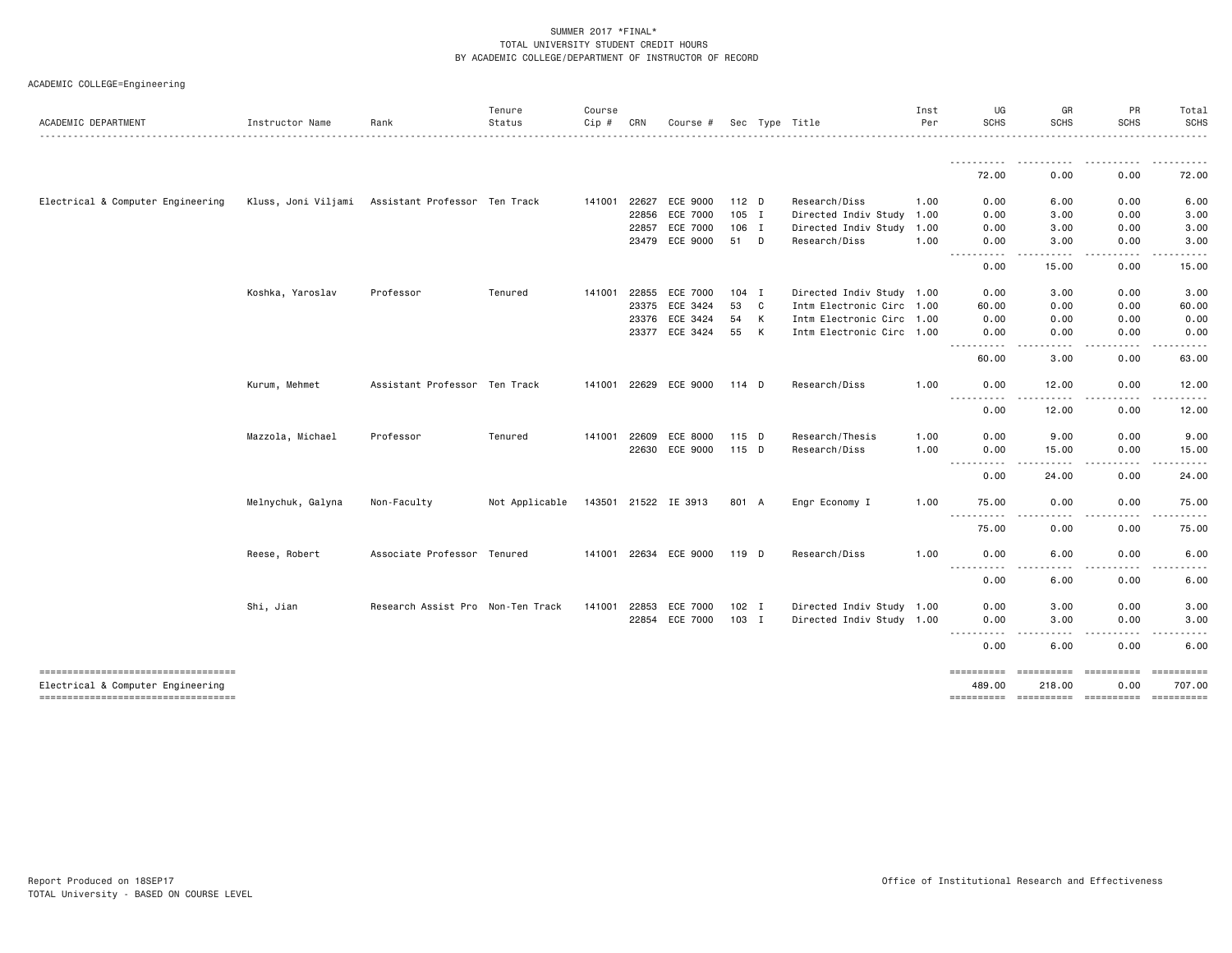SUMMER 2017 *FINAL*
TOTAL UNIVERSITY STUDENT CREDIT HOURS
BY ACADEMIC COLLEGE/DEPARTMENT OF INSTRUCTOR OF RECORD

ACADEMIC COLLEGE=Engineering

| ACADEMIC DEPARTMENT | Instructor Name | Rank | Tenure Status | Course Cip # | CRN | Course # | Sec | Type | Title | Inst Per | UG SCHS | GR SCHS | PR SCHS | Total SCHS |
|---|---|---|---|---|---|---|---|---|---|---|---|---|---|---|
| | | | | | | | | | | | 72.00 | 0.00 | 0.00 | 72.00 |
| Electrical & Computer Engineering | Kluss, Joni Viljami | Assistant Professor | Ten Track | 141001 | 22627 | ECE 9000 | 112 | D | Research/Diss | 1.00 | 0.00 | 6.00 | 0.00 | 6.00 |
| | | | | | 22856 | ECE 7000 | 105 | I | Directed Indiv Study | 1.00 | 0.00 | 3.00 | 0.00 | 3.00 |
| | | | | | 22857 | ECE 7000 | 106 | I | Directed Indiv Study | 1.00 | 0.00 | 3.00 | 0.00 | 3.00 |
| | | | | | 23479 | ECE 9000 | 51 | D | Research/Diss | 1.00 | 0.00 | 3.00 | 0.00 | 3.00 |
| | | | | | | | | | | | 0.00 | 15.00 | 0.00 | 15.00 |
| | Koshka, Yaroslav | Professor | Tenured | 141001 | 22855 | ECE 7000 | 104 | I | Directed Indiv Study | 1.00 | 0.00 | 3.00 | 0.00 | 3.00 |
| | | | | | 23375 | ECE 3424 | 53 | C | Intm Electronic Circ | 1.00 | 60.00 | 0.00 | 0.00 | 60.00 |
| | | | | | 23376 | ECE 3424 | 54 | K | Intm Electronic Circ | 1.00 | 0.00 | 0.00 | 0.00 | 0.00 |
| | | | | | 23377 | ECE 3424 | 55 | K | Intm Electronic Circ | 1.00 | 0.00 | 0.00 | 0.00 | 0.00 |
| | | | | | | | | | | | 60.00 | 3.00 | 0.00 | 63.00 |
| | Kurum, Mehmet | Assistant Professor | Ten Track | 141001 | 22629 | ECE 9000 | 114 | D | Research/Diss | 1.00 | 0.00 | 12.00 | 0.00 | 12.00 |
| | | | | | | | | | | | 0.00 | 12.00 | 0.00 | 12.00 |
| | Mazzola, Michael | Professor | Tenured | 141001 | 22609 | ECE 8000 | 115 | D | Research/Thesis | 1.00 | 0.00 | 9.00 | 0.00 | 9.00 |
| | | | | | 22630 | ECE 9000 | 115 | D | Research/Diss | 1.00 | 0.00 | 15.00 | 0.00 | 15.00 |
| | | | | | | | | | | | 0.00 | 24.00 | 0.00 | 24.00 |
| | Melnychuk, Galyna | Non-Faculty | Not Applicable | 143501 | 21522 | IE 3913 | 801 | A | Engr Economy I | 1.00 | 75.00 | 0.00 | 0.00 | 75.00 |
| | | | | | | | | | | | 75.00 | 0.00 | 0.00 | 75.00 |
| | Reese, Robert | Associate Professor | Tenured | 141001 | 22634 | ECE 9000 | 119 | D | Research/Diss | 1.00 | 0.00 | 6.00 | 0.00 | 6.00 |
| | | | | | | | | | | | 0.00 | 6.00 | 0.00 | 6.00 |
| | Shi, Jian | Research Assist Pro | Non-Ten Track | 141001 | 22853 | ECE 7000 | 102 | I | Directed Indiv Study | 1.00 | 0.00 | 3.00 | 0.00 | 3.00 |
| | | | | | 22854 | ECE 7000 | 103 | I | Directed Indiv Study | 1.00 | 0.00 | 3.00 | 0.00 | 3.00 |
| | | | | | | | | | | | 0.00 | 6.00 | 0.00 | 6.00 |
| Electrical & Computer Engineering | | | | | | | | | | | 489.00 | 218.00 | 0.00 | 707.00 |

Report Produced on 18SEP17
TOTAL University - BASED ON COURSE LEVEL

Office of Institutional Research and Effectiveness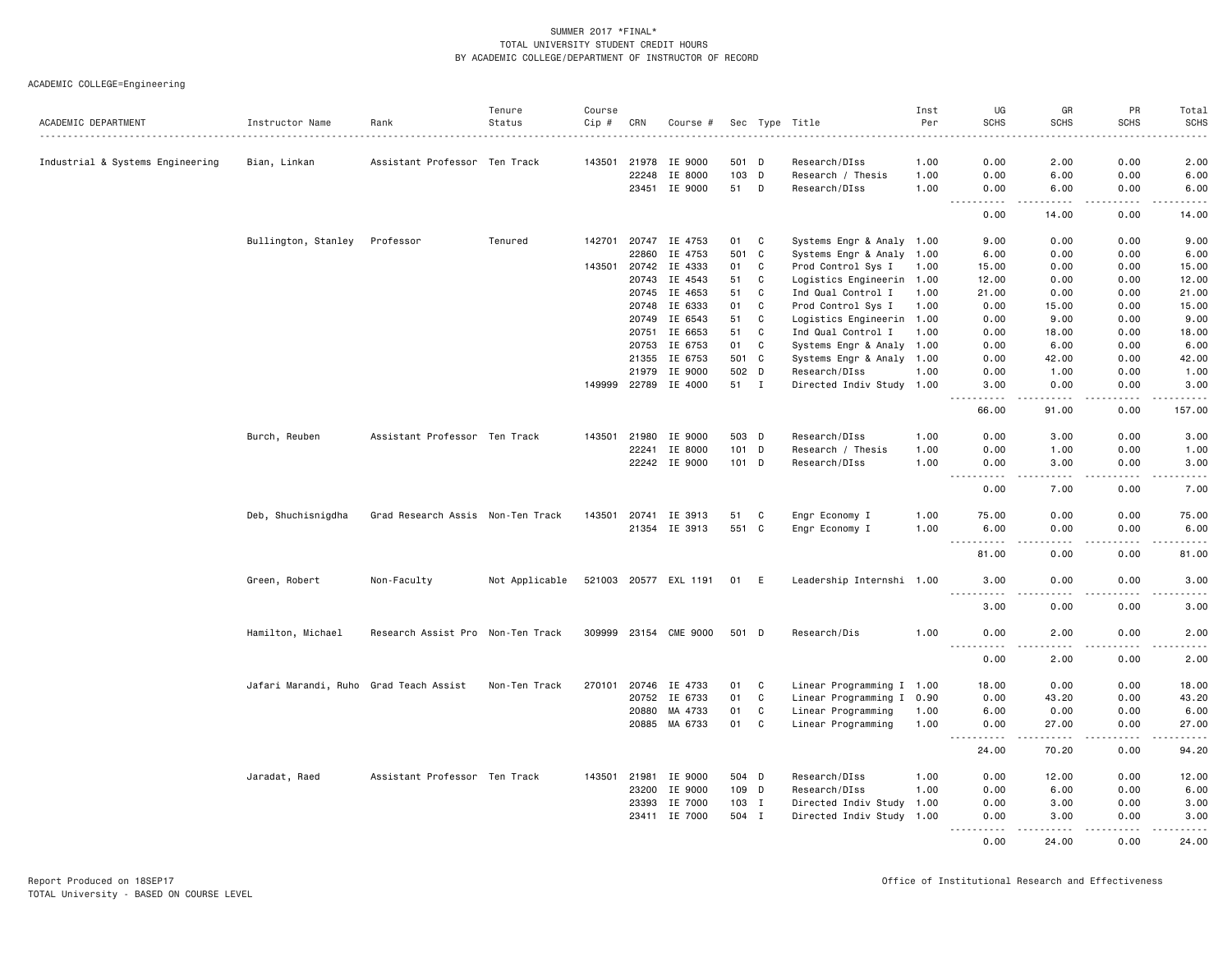SUMMER 2017 *FINAL*
TOTAL UNIVERSITY STUDENT CREDIT HOURS
BY ACADEMIC COLLEGE/DEPARTMENT OF INSTRUCTOR OF RECORD

ACADEMIC COLLEGE=Engineering

| ACADEMIC DEPARTMENT | Instructor Name | Rank | Tenure Status | Course Cip # | CRN | Course # | Sec | Type | Title | Inst Per | UG SCHS | GR SCHS | PR SCHS | Total SCHS |
|---|---|---|---|---|---|---|---|---|---|---|---|---|---|---|
| Industrial & Systems Engineering | Bian, Linkan | Assistant Professor | Ten Track | 143501 | 21978 | IE 9000 | 501 | D | Research/DIss | 1.00 | 0.00 | 2.00 | 0.00 | 2.00 |
| | | | | | 22248 | IE 8000 | 103 | D | Research / Thesis | 1.00 | 0.00 | 6.00 | 0.00 | 6.00 |
| | | | | | 23451 | IE 9000 | 51 | D | Research/DIss | 1.00 | 0.00 | 6.00 | 0.00 | 6.00 |
| | | | | | | | | | | | 0.00 | 14.00 | 0.00 | 14.00 |
| | Bullington, Stanley | Professor | Tenured | 142701 | 20747 | IE 4753 | 01 | C | Systems Engr & Analy | 1.00 | 9.00 | 0.00 | 0.00 | 9.00 |
| | | | | | 22860 | IE 4753 | 501 | C | Systems Engr & Analy | 1.00 | 6.00 | 0.00 | 0.00 | 6.00 |
| | | | | 143501 | 20742 | IE 4333 | 01 | C | Prod Control Sys I | 1.00 | 15.00 | 0.00 | 0.00 | 15.00 |
| | | | | | 20743 | IE 4543 | 51 | C | Logistics Engineerin | 1.00 | 12.00 | 0.00 | 0.00 | 12.00 |
| | | | | | 20745 | IE 4653 | 51 | C | Ind Qual Control I | 1.00 | 21.00 | 0.00 | 0.00 | 21.00 |
| | | | | | 20748 | IE 6333 | 01 | C | Prod Control Sys I | 1.00 | 0.00 | 15.00 | 0.00 | 15.00 |
| | | | | | 20749 | IE 6543 | 51 | C | Logistics Engineerin | 1.00 | 0.00 | 9.00 | 0.00 | 9.00 |
| | | | | | 20751 | IE 6653 | 51 | C | Ind Qual Control I | 1.00 | 0.00 | 18.00 | 0.00 | 18.00 |
| | | | | | 20753 | IE 6753 | 01 | C | Systems Engr & Analy | 1.00 | 0.00 | 6.00 | 0.00 | 6.00 |
| | | | | | 21355 | IE 6753 | 501 | C | Systems Engr & Analy | 1.00 | 0.00 | 42.00 | 0.00 | 42.00 |
| | | | | | 21979 | IE 9000 | 502 | D | Research/DIss | 1.00 | 0.00 | 1.00 | 0.00 | 1.00 |
| | | | | 149999 | 22789 | IE 4000 | 51 | I | Directed Indiv Study | 1.00 | 3.00 | 0.00 | 0.00 | 3.00 |
| | | | | | | | | | | | 66.00 | 91.00 | 0.00 | 157.00 |
| | Burch, Reuben | Assistant Professor | Ten Track | 143501 | 21980 | IE 9000 | 503 | D | Research/DIss | 1.00 | 0.00 | 3.00 | 0.00 | 3.00 |
| | | | | | 22241 | IE 8000 | 101 | D | Research / Thesis | 1.00 | 0.00 | 1.00 | 0.00 | 1.00 |
| | | | | | 22242 | IE 9000 | 101 | D | Research/DIss | 1.00 | 0.00 | 3.00 | 0.00 | 3.00 |
| | | | | | | | | | | | 0.00 | 7.00 | 0.00 | 7.00 |
| | Deb, Shuchisnigdha | Grad Research Assis | Non-Ten Track | 143501 | 20741 | IE 3913 | 51 | C | Engr Economy I | 1.00 | 75.00 | 0.00 | 0.00 | 75.00 |
| | | | | | 21354 | IE 3913 | 551 | C | Engr Economy I | 1.00 | 6.00 | 0.00 | 0.00 | 6.00 |
| | | | | | | | | | | | 81.00 | 0.00 | 0.00 | 81.00 |
| | Green, Robert | Non-Faculty | Not Applicable | 521003 | 20577 | EXL 1191 | 01 | E | Leadership Internshi | 1.00 | 3.00 | 0.00 | 0.00 | 3.00 |
| | | | | | | | | | | | 3.00 | 0.00 | 0.00 | 3.00 |
| | Hamilton, Michael | Research Assist Pro | Non-Ten Track | 309999 | 23154 | CME 9000 | 501 | D | Research/Dis | 1.00 | 0.00 | 2.00 | 0.00 | 2.00 |
| | | | | | | | | | | | 0.00 | 2.00 | 0.00 | 2.00 |
| | Jafari Marandi, Ruho | Grad Teach Assist | Non-Ten Track | 270101 | 20746 | IE 4733 | 01 | C | Linear Programming I | 1.00 | 18.00 | 0.00 | 0.00 | 18.00 |
| | | | | | 20752 | IE 6733 | 01 | C | Linear Programming I | 0.90 | 0.00 | 43.20 | 0.00 | 43.20 |
| | | | | | 20880 | MA 4733 | 01 | C | Linear Programming | 1.00 | 6.00 | 0.00 | 0.00 | 6.00 |
| | | | | | 20885 | MA 6733 | 01 | C | Linear Programming | 1.00 | 0.00 | 27.00 | 0.00 | 27.00 |
| | | | | | | | | | | | 24.00 | 70.20 | 0.00 | 94.20 |
| | Jaradat, Raed | Assistant Professor | Ten Track | 143501 | 21981 | IE 9000 | 504 | D | Research/DIss | 1.00 | 0.00 | 12.00 | 0.00 | 12.00 |
| | | | | | 23200 | IE 9000 | 109 | D | Research/DIss | 1.00 | 0.00 | 6.00 | 0.00 | 6.00 |
| | | | | | 23393 | IE 7000 | 103 | I | Directed Indiv Study | 1.00 | 0.00 | 3.00 | 0.00 | 3.00 |
| | | | | | 23411 | IE 7000 | 504 | I | Directed Indiv Study | 1.00 | 0.00 | 3.00 | 0.00 | 3.00 |
| | | | | | | | | | | | 0.00 | 24.00 | 0.00 | 24.00 |

Report Produced on 18SEP17
TOTAL University - BASED ON COURSE LEVEL

Office of Institutional Research and Effectiveness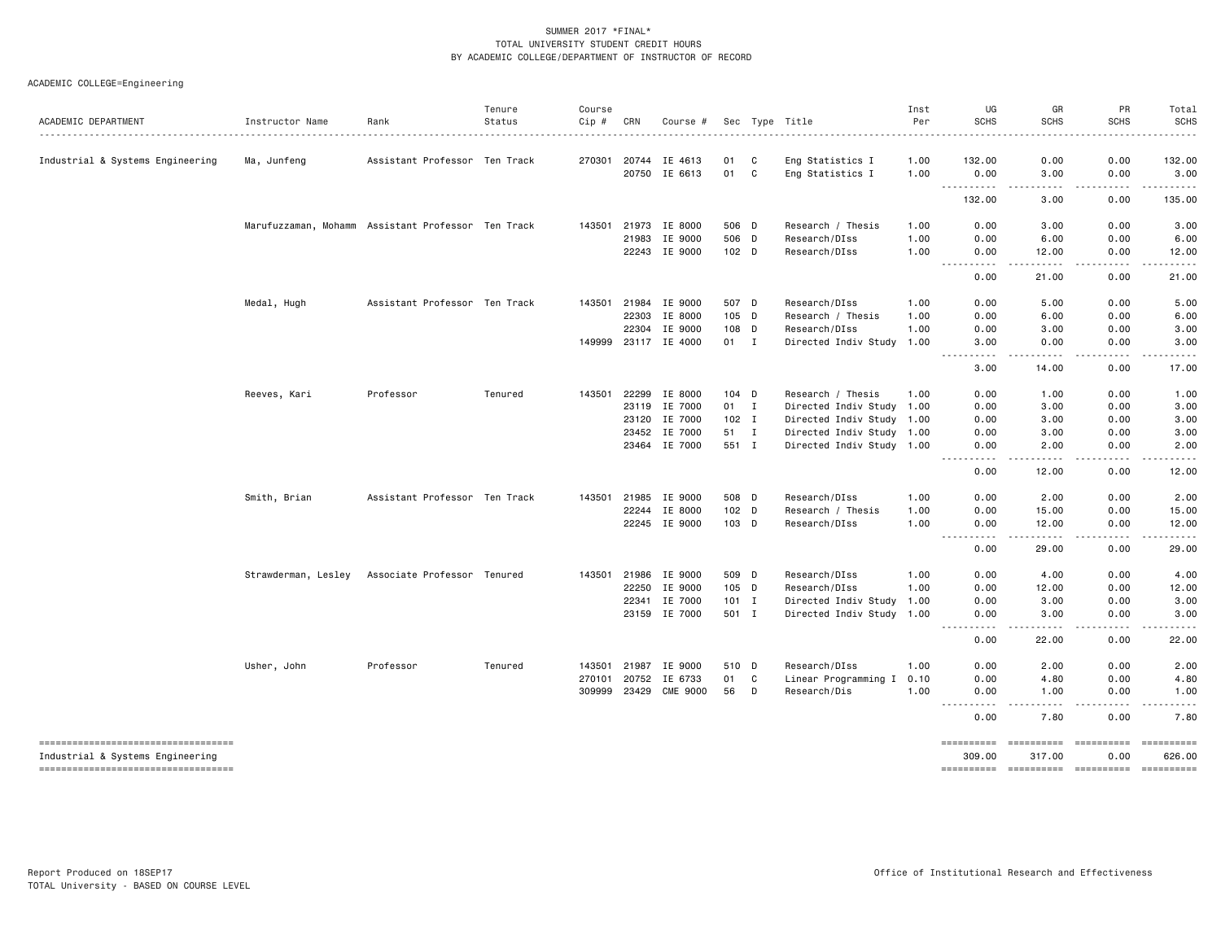SUMMER 2017 *FINAL*
TOTAL UNIVERSITY STUDENT CREDIT HOURS
BY ACADEMIC COLLEGE/DEPARTMENT OF INSTRUCTOR OF RECORD

ACADEMIC COLLEGE=Engineering

| ACADEMIC DEPARTMENT | Instructor Name | Rank | Tenure Status | Course Cip # | CRN | Course # | Sec | Type | Title | Inst Per | UG SCHS | GR SCHS | PR SCHS | Total SCHS |
|---|---|---|---|---|---|---|---|---|---|---|---|---|---|---|
| Industrial & Systems Engineering | Ma, Junfeng | Assistant Professor | Ten Track | 270301 | 20744 | IE 4613 | 01 | C | Eng Statistics I | 1.00 | 132.00 | 0.00 | 0.00 | 132.00 |
| | | | | | 20750 | IE 6613 | 01 | C | Eng Statistics I | 1.00 | 0.00 | 3.00 | 0.00 | 3.00 |
| | | | | | | | | | | | 132.00 | 3.00 | 0.00 | 135.00 |
| | Marufuzzaman, Mohamm | Assistant Professor | Ten Track | 143501 | 21973 | IE 8000 | 506 | D | Research / Thesis | 1.00 | 0.00 | 3.00 | 0.00 | 3.00 |
| | | | | | 21983 | IE 9000 | 506 | D | Research/DIss | 1.00 | 0.00 | 6.00 | 0.00 | 6.00 |
| | | | | | 22243 | IE 9000 | 102 | D | Research/DIss | 1.00 | 0.00 | 12.00 | 0.00 | 12.00 |
| | | | | | | | | | | | 0.00 | 21.00 | 0.00 | 21.00 |
| | Medal, Hugh | Assistant Professor | Ten Track | 143501 | 21984 | IE 9000 | 507 | D | Research/DIss | 1.00 | 0.00 | 5.00 | 0.00 | 5.00 |
| | | | | | 22303 | IE 8000 | 105 | D | Research / Thesis | 1.00 | 0.00 | 6.00 | 0.00 | 6.00 |
| | | | | | 22304 | IE 9000 | 108 | D | Research/DIss | 1.00 | 0.00 | 3.00 | 0.00 | 3.00 |
| | | | | 149999 | 23117 | IE 4000 | 01 | I | Directed Indiv Study | 1.00 | 3.00 | 0.00 | 0.00 | 3.00 |
| | | | | | | | | | | | 3.00 | 14.00 | 0.00 | 17.00 |
| | Reeves, Kari | Professor | Tenured | 143501 | 22299 | IE 8000 | 104 | D | Research / Thesis | 1.00 | 0.00 | 1.00 | 0.00 | 1.00 |
| | | | | | 23119 | IE 7000 | 01 | I | Directed Indiv Study | 1.00 | 0.00 | 3.00 | 0.00 | 3.00 |
| | | | | | 23120 | IE 7000 | 102 | I | Directed Indiv Study | 1.00 | 0.00 | 3.00 | 0.00 | 3.00 |
| | | | | | 23452 | IE 7000 | 51 | I | Directed Indiv Study | 1.00 | 0.00 | 3.00 | 0.00 | 3.00 |
| | | | | | 23464 | IE 7000 | 551 | I | Directed Indiv Study | 1.00 | 0.00 | 2.00 | 0.00 | 2.00 |
| | | | | | | | | | | | 0.00 | 12.00 | 0.00 | 12.00 |
| | Smith, Brian | Assistant Professor | Ten Track | 143501 | 21985 | IE 9000 | 508 | D | Research/DIss | 1.00 | 0.00 | 2.00 | 0.00 | 2.00 |
| | | | | | 22244 | IE 8000 | 102 | D | Research / Thesis | 1.00 | 0.00 | 15.00 | 0.00 | 15.00 |
| | | | | | 22245 | IE 9000 | 103 | D | Research/DIss | 1.00 | 0.00 | 12.00 | 0.00 | 12.00 |
| | | | | | | | | | | | 0.00 | 29.00 | 0.00 | 29.00 |
| | Strawderman, Lesley | Associate Professor | Tenured | 143501 | 21986 | IE 9000 | 509 | D | Research/DIss | 1.00 | 0.00 | 4.00 | 0.00 | 4.00 |
| | | | | | 22250 | IE 9000 | 105 | D | Research/DIss | 1.00 | 0.00 | 12.00 | 0.00 | 12.00 |
| | | | | | 22341 | IE 7000 | 101 | I | Directed Indiv Study | 1.00 | 0.00 | 3.00 | 0.00 | 3.00 |
| | | | | | 23159 | IE 7000 | 501 | I | Directed Indiv Study | 1.00 | 0.00 | 3.00 | 0.00 | 3.00 |
| | | | | | | | | | | | 0.00 | 22.00 | 0.00 | 22.00 |
| | Usher, John | Professor | Tenured | 143501 | 21987 | IE 9000 | 510 | D | Research/DIss | 1.00 | 0.00 | 2.00 | 0.00 | 2.00 |
| | | | | 270101 | 20752 | IE 6733 | 01 | C | Linear Programming I | 0.10 | 0.00 | 4.80 | 0.00 | 4.80 |
| | | | | 309999 | 23429 | CME 9000 | 56 | D | Research/Dis | 1.00 | 0.00 | 1.00 | 0.00 | 1.00 |
| | | | | | | | | | | | 0.00 | 7.80 | 0.00 | 7.80 |
| Industrial & Systems Engineering | | | | | | | | | | | 309.00 | 317.00 | 0.00 | 626.00 |

Report Produced on 18SEP17
TOTAL University - BASED ON COURSE LEVEL

Office of Institutional Research and Effectiveness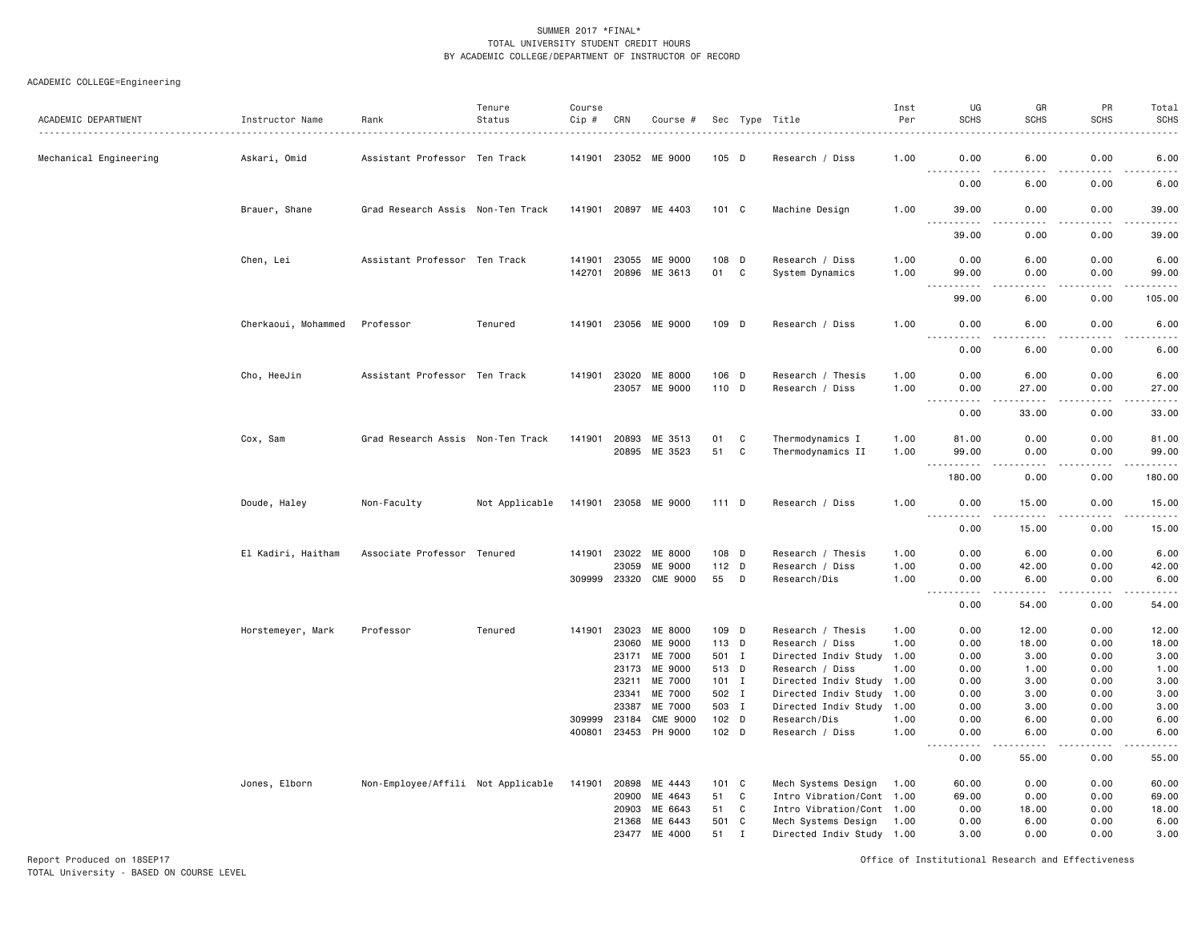SUMMER 2017 *FINAL*
TOTAL UNIVERSITY STUDENT CREDIT HOURS
BY ACADEMIC COLLEGE/DEPARTMENT OF INSTRUCTOR OF RECORD

ACADEMIC COLLEGE=Engineering

| ACADEMIC DEPARTMENT | Instructor Name | Rank | Tenure Status | Course Cip # | CRN | Course # | Sec | Type | Title | Inst Per | UG SCHS | GR SCHS | PR SCHS | Total SCHS |
|---|---|---|---|---|---|---|---|---|---|---|---|---|---|---|
| Mechanical Engineering | Askari, Omid | Assistant Professor | Ten Track | 141901 | 23052 | ME 9000 | 105 | D | Research / Diss | 1.00 | 0.00 | 6.00 | 0.00 | 6.00 |
| | | | | | | | | | | | 0.00 | 6.00 | 0.00 | 6.00 |
| | Brauer, Shane | Grad Research Assis | Non-Ten Track | 141901 | 20897 | ME 4403 | 101 | C | Machine Design | 1.00 | 39.00 | 0.00 | 0.00 | 39.00 |
| | | | | | | | | | | | 39.00 | 0.00 | 0.00 | 39.00 |
| | Chen, Lei | Assistant Professor | Ten Track | 141901 | 23055 | ME 9000 | 108 | D | Research / Diss | 1.00 | 0.00 | 6.00 | 0.00 | 6.00 |
| | | | | 142701 | 20896 | ME 3613 | 01 | C | System Dynamics | 1.00 | 99.00 | 0.00 | 0.00 | 99.00 |
| | | | | | | | | | | | 99.00 | 6.00 | 0.00 | 105.00 |
| | Cherkaoui, Mohammed | Professor | Tenured | 141901 | 23056 | ME 9000 | 109 | D | Research / Diss | 1.00 | 0.00 | 6.00 | 0.00 | 6.00 |
| | | | | | | | | | | | 0.00 | 6.00 | 0.00 | 6.00 |
| | Cho, HeeJin | Assistant Professor | Ten Track | 141901 | 23020 | ME 8000 | 106 | D | Research / Thesis | 1.00 | 0.00 | 6.00 | 0.00 | 6.00 |
| | | | | | 23057 | ME 9000 | 110 | D | Research / Diss | 1.00 | 0.00 | 27.00 | 0.00 | 27.00 |
| | | | | | | | | | | | 0.00 | 33.00 | 0.00 | 33.00 |
| | Cox, Sam | Grad Research Assis | Non-Ten Track | 141901 | 20893 | ME 3513 | 01 | C | Thermodynamics I | 1.00 | 81.00 | 0.00 | 0.00 | 81.00 |
| | | | | | 20895 | ME 3523 | 51 | C | Thermodynamics II | 1.00 | 99.00 | 0.00 | 0.00 | 99.00 |
| | | | | | | | | | | | 180.00 | 0.00 | 0.00 | 180.00 |
| | Doude, Haley | Non-Faculty | Not Applicable | 141901 | 23058 | ME 9000 | 111 | D | Research / Diss | 1.00 | 0.00 | 15.00 | 0.00 | 15.00 |
| | | | | | | | | | | | 0.00 | 15.00 | 0.00 | 15.00 |
| | El Kadiri, Haitham | Associate Professor | Tenured | 141901 | 23022 | ME 8000 | 108 | D | Research / Thesis | 1.00 | 0.00 | 6.00 | 0.00 | 6.00 |
| | | | | | 23059 | ME 9000 | 112 | D | Research / Diss | 1.00 | 0.00 | 42.00 | 0.00 | 42.00 |
| | | | | 309999 | 23320 | CME 9000 | 55 | D | Research/Dis | 1.00 | 0.00 | 6.00 | 0.00 | 6.00 |
| | | | | | | | | | | | 0.00 | 54.00 | 0.00 | 54.00 |
| | Horstemeyer, Mark | Professor | Tenured | 141901 | 23023 | ME 8000 | 109 | D | Research / Thesis | 1.00 | 0.00 | 12.00 | 0.00 | 12.00 |
| | | | | | 23060 | ME 9000 | 113 | D | Research / Diss | 1.00 | 0.00 | 18.00 | 0.00 | 18.00 |
| | | | | | 23171 | ME 7000 | 501 | I | Directed Indiv Study | 1.00 | 0.00 | 3.00 | 0.00 | 3.00 |
| | | | | | 23173 | ME 9000 | 513 | D | Research / Diss | 1.00 | 0.00 | 1.00 | 0.00 | 1.00 |
| | | | | | 23211 | ME 7000 | 101 | I | Directed Indiv Study | 1.00 | 0.00 | 3.00 | 0.00 | 3.00 |
| | | | | | 23341 | ME 7000 | 502 | I | Directed Indiv Study | 1.00 | 0.00 | 3.00 | 0.00 | 3.00 |
| | | | | | 23387 | ME 7000 | 503 | I | Directed Indiv Study | 1.00 | 0.00 | 3.00 | 0.00 | 3.00 |
| | | | | 309999 | 23184 | CME 9000 | 102 | D | Research/Dis | 1.00 | 0.00 | 6.00 | 0.00 | 6.00 |
| | | | | 400801 | 23453 | PH 9000 | 102 | D | Research / Diss | 1.00 | 0.00 | 6.00 | 0.00 | 6.00 |
| | | | | | | | | | | | 0.00 | 55.00 | 0.00 | 55.00 |
| | Jones, Elborn | Non-Employee/Affili | Not Applicable | 141901 | 20898 | ME 4443 | 101 | C | Mech Systems Design | 1.00 | 60.00 | 0.00 | 0.00 | 60.00 |
| | | | | | 20900 | ME 4643 | 51 | C | Intro Vibration/Cont | 1.00 | 69.00 | 0.00 | 0.00 | 69.00 |
| | | | | | 20903 | ME 6643 | 51 | C | Intro Vibration/Cont | 1.00 | 0.00 | 18.00 | 0.00 | 18.00 |
| | | | | | 21368 | ME 6443 | 501 | C | Mech Systems Design | 1.00 | 0.00 | 6.00 | 0.00 | 6.00 |
| | | | | | 23477 | ME 4000 | 51 | I | Directed Indiv Study | 1.00 | 3.00 | 0.00 | 0.00 | 3.00 |

Report Produced on 18SEP17
TOTAL University - BASED ON COURSE LEVEL

Office of Institutional Research and Effectiveness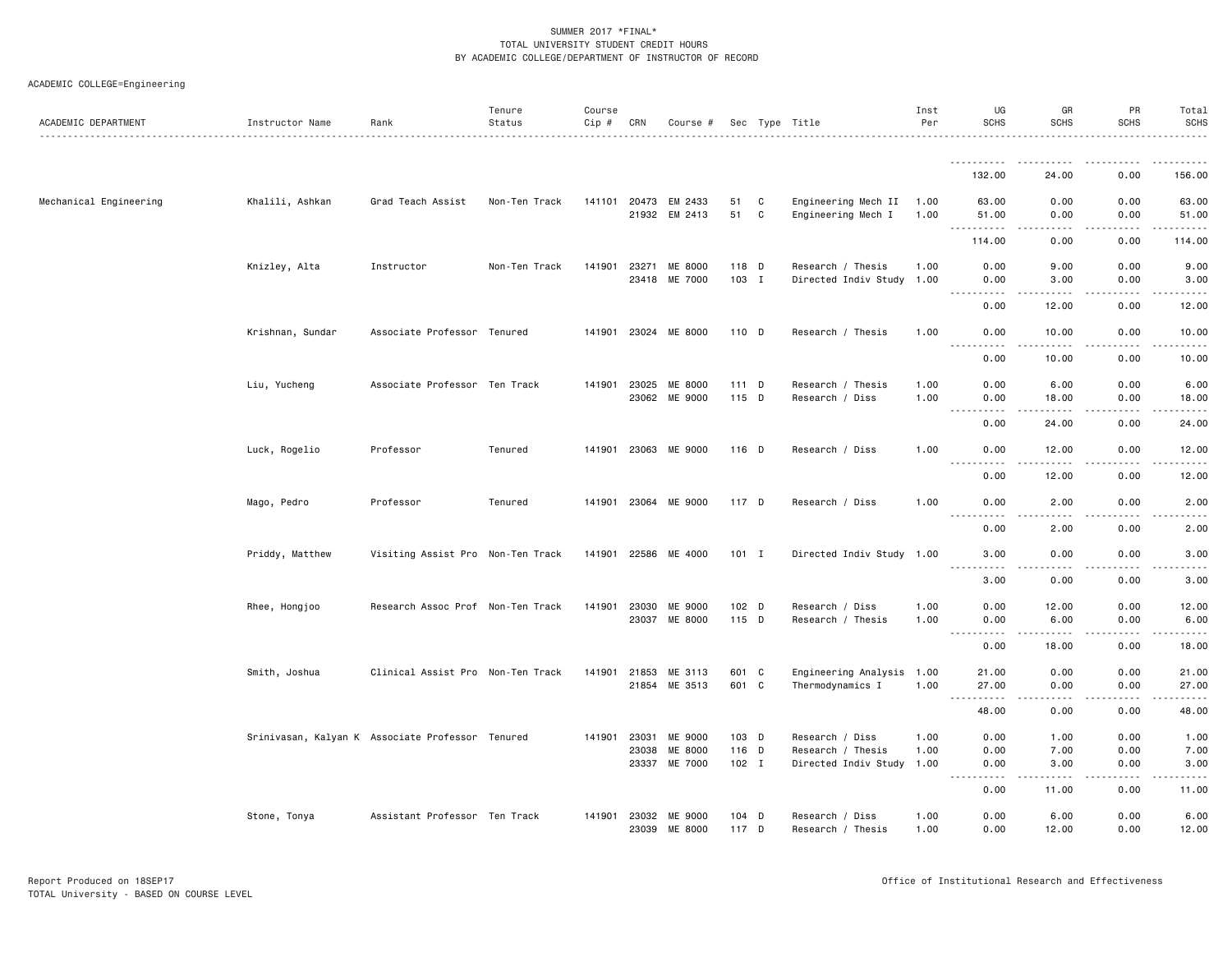SUMMER 2017 *FINAL*
TOTAL UNIVERSITY STUDENT CREDIT HOURS
BY ACADEMIC COLLEGE/DEPARTMENT OF INSTRUCTOR OF RECORD

ACADEMIC COLLEGE=Engineering

| ACADEMIC DEPARTMENT | Instructor Name | Rank | Tenure Status | Course Cip # | CRN | Course # | Sec | Type | Title | Inst Per | UG SCHS | GR SCHS | PR SCHS | Total SCHS |
|---|---|---|---|---|---|---|---|---|---|---|---|---|---|---|
| | | | | | | | | | | | 132.00 | 24.00 | 0.00 | 156.00 |
| Mechanical Engineering | Khalili, Ashkan | Grad Teach Assist | Non-Ten Track | 141101 | 20473 | EM 2433 | 51 | C | Engineering Mech II | 1.00 | 63.00 | 0.00 | 0.00 | 63.00 |
| | | | | | 21932 | EM 2413 | 51 | C | Engineering Mech I | 1.00 | 51.00 | 0.00 | 0.00 | 51.00 |
| | | | | | | | | | | | 114.00 | 0.00 | 0.00 | 114.00 |
| | Knizley, Alta | Instructor | Non-Ten Track | 141901 | 23271 | ME 8000 | 118 | D | Research / Thesis | 1.00 | 0.00 | 9.00 | 0.00 | 9.00 |
| | | | | | 23418 | ME 7000 | 103 | I | Directed Indiv Study | 1.00 | 0.00 | 3.00 | 0.00 | 3.00 |
| | | | | | | | | | | | 0.00 | 12.00 | 0.00 | 12.00 |
| | Krishnan, Sundar | Associate Professor | Tenured | 141901 | 23024 | ME 8000 | 110 | D | Research / Thesis | 1.00 | 0.00 | 10.00 | 0.00 | 10.00 |
| | | | | | | | | | | | 0.00 | 10.00 | 0.00 | 10.00 |
| | Liu, Yucheng | Associate Professor | Ten Track | 141901 | 23025 | ME 8000 | 111 | D | Research / Thesis | 1.00 | 0.00 | 6.00 | 0.00 | 6.00 |
| | | | | | 23062 | ME 9000 | 115 | D | Research / Diss | 1.00 | 0.00 | 18.00 | 0.00 | 18.00 |
| | | | | | | | | | | | 0.00 | 24.00 | 0.00 | 24.00 |
| | Luck, Rogelio | Professor | Tenured | 141901 | 23063 | ME 9000 | 116 | D | Research / Diss | 1.00 | 0.00 | 12.00 | 0.00 | 12.00 |
| | | | | | | | | | | | 0.00 | 12.00 | 0.00 | 12.00 |
| | Mago, Pedro | Professor | Tenured | 141901 | 23064 | ME 9000 | 117 | D | Research / Diss | 1.00 | 0.00 | 2.00 | 0.00 | 2.00 |
| | | | | | | | | | | | 0.00 | 2.00 | 0.00 | 2.00 |
| | Priddy, Matthew | Visiting Assist Pro | Non-Ten Track | 141901 | 22586 | ME 4000 | 101 | I | Directed Indiv Study | 1.00 | 3.00 | 0.00 | 0.00 | 3.00 |
| | | | | | | | | | | | 3.00 | 0.00 | 0.00 | 3.00 |
| | Rhee, Hongjoo | Research Assoc Prof | Non-Ten Track | 141901 | 23030 | ME 9000 | 102 | D | Research / Diss | 1.00 | 0.00 | 12.00 | 0.00 | 12.00 |
| | | | | | 23037 | ME 8000 | 115 | D | Research / Thesis | 1.00 | 0.00 | 6.00 | 0.00 | 6.00 |
| | | | | | | | | | | | 0.00 | 18.00 | 0.00 | 18.00 |
| | Smith, Joshua | Clinical Assist Pro | Non-Ten Track | 141901 | 21853 | ME 3113 | 601 | C | Engineering Analysis | 1.00 | 21.00 | 0.00 | 0.00 | 21.00 |
| | | | | | 21854 | ME 3513 | 601 | C | Thermodynamics I | 1.00 | 27.00 | 0.00 | 0.00 | 27.00 |
| | | | | | | | | | | | 48.00 | 0.00 | 0.00 | 48.00 |
| | Srinivasan, Kalyan K | Associate Professor | Tenured | 141901 | 23031 | ME 9000 | 103 | D | Research / Diss | 1.00 | 0.00 | 1.00 | 0.00 | 1.00 |
| | | | | | 23038 | ME 8000 | 116 | D | Research / Thesis | 1.00 | 0.00 | 7.00 | 0.00 | 7.00 |
| | | | | | 23337 | ME 7000 | 102 | I | Directed Indiv Study | 1.00 | 0.00 | 3.00 | 0.00 | 3.00 |
| | | | | | | | | | | | 0.00 | 11.00 | 0.00 | 11.00 |
| | Stone, Tonya | Assistant Professor | Ten Track | 141901 | 23032 | ME 9000 | 104 | D | Research / Diss | 1.00 | 0.00 | 6.00 | 0.00 | 6.00 |
| | | | | | 23039 | ME 8000 | 117 | D | Research / Thesis | 1.00 | 0.00 | 12.00 | 0.00 | 12.00 |

Report Produced on 18SEP17
TOTAL University - BASED ON COURSE LEVEL
Office of Institutional Research and Effectiveness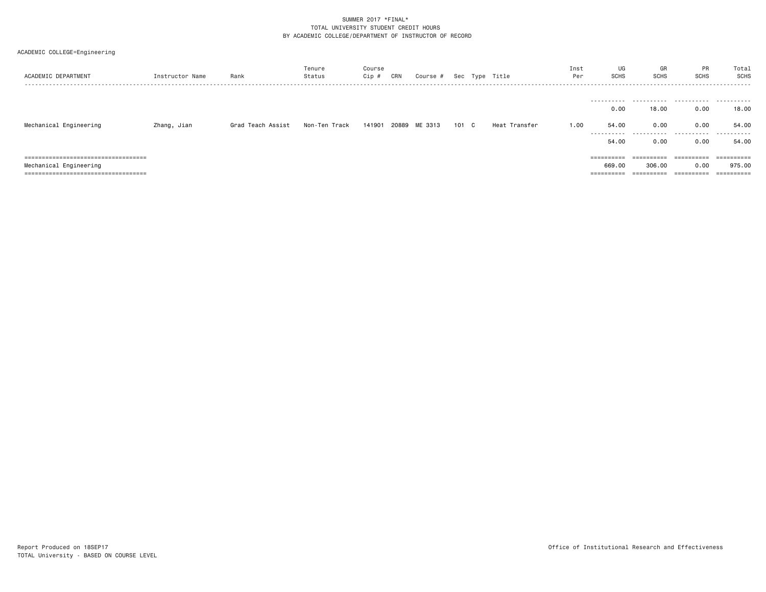SUMMER 2017 *FINAL*
TOTAL UNIVERSITY STUDENT CREDIT HOURS
BY ACADEMIC COLLEGE/DEPARTMENT OF INSTRUCTOR OF RECORD

ACADEMIC COLLEGE=Engineering

| ACADEMIC DEPARTMENT | Instructor Name | Rank | Tenure Status | Course Cip # | CRN | Course # | Sec | Type | Title | Inst Per | UG SCHS | GR SCHS | PR SCHS | Total SCHS |
|---|---|---|---|---|---|---|---|---|---|---|---|---|---|---|
| | | | | | | | | | | | 0.00 | 18.00 | 0.00 | 18.00 |
| Mechanical Engineering | Zhang, Jian | Grad Teach Assist | Non-Ten Track | 141901 | 20889 | ME 3313 | 101 | C | Heat Transfer | 1.00 | 54.00 | 0.00 | 0.00 | 54.00 |
| | | | | | | | | | | | 54.00 | 0.00 | 0.00 | 54.00 |
| Mechanical Engineering | | | | | | | | | | | 669.00 | 306.00 | 0.00 | 975.00 |

Report Produced on 18SEP17
TOTAL University - BASED ON COURSE LEVEL

Office of Institutional Research and Effectiveness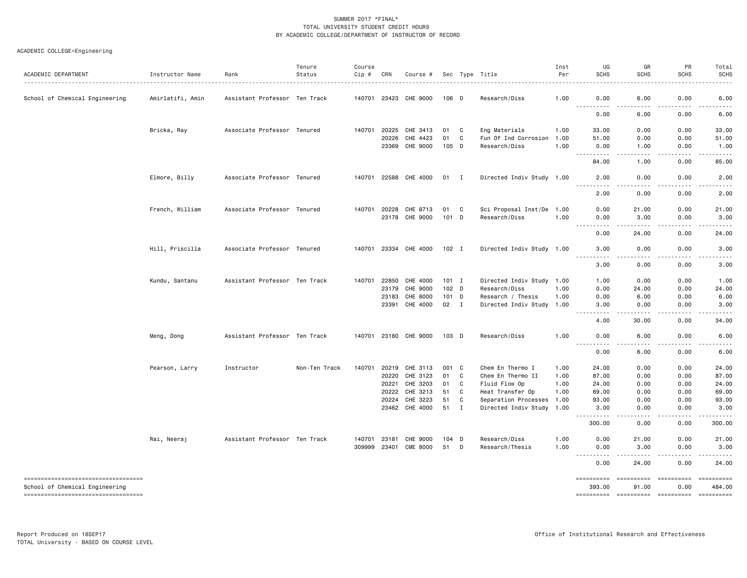SUMMER 2017 *FINAL*
TOTAL UNIVERSITY STUDENT CREDIT HOURS
BY ACADEMIC COLLEGE/DEPARTMENT OF INSTRUCTOR OF RECORD

ACADEMIC COLLEGE=Engineering

| ACADEMIC DEPARTMENT | Instructor Name | Rank | Tenure Status | Course Cip # | CRN | Course # | Sec | Type | Title | Inst Per | UG SCHS | GR SCHS | PR SCHS | Total SCHS |
|---|---|---|---|---|---|---|---|---|---|---|---|---|---|---|
| School of Chemical Engineering | Amirlatifi, Amin | Assistant Professor | Ten Track | 140701 | 23423 | CHE 9000 | 106 | D | Research/Diss | 1.00 | 0.00 | 6.00 | 0.00 | 6.00 |
| | | | | | | | | | | | 0.00 | 6.00 | 0.00 | 6.00 |
| | Bricka, Ray | Associate Professor | Tenured | 140701 | 20225 | CHE 3413 | 01 | C | Eng Materials | 1.00 | 33.00 | 0.00 | 0.00 | 33.00 |
| | | | | | 20226 | CHE 4423 | 01 | C | Fun Of Ind Corrosion | 1.00 | 51.00 | 0.00 | 0.00 | 51.00 |
| | | | | | 23369 | CHE 9000 | 105 | D | Research/Diss | 1.00 | 0.00 | 1.00 | 0.00 | 1.00 |
| | | | | | | | | | | | 84.00 | 1.00 | 0.00 | 85.00 |
| | Elmore, Billy | Associate Professor | Tenured | 140701 | 22588 | CHE 4000 | 01 | I | Directed Indiv Study | 1.00 | 2.00 | 0.00 | 0.00 | 2.00 |
| | | | | | | | | | | | 2.00 | 0.00 | 0.00 | 2.00 |
| | French, William | Associate Professor | Tenured | 140701 | 20228 | CHE 8713 | 01 | C | Sci Proposal Inst/De | 1.00 | 0.00 | 21.00 | 0.00 | 21.00 |
| | | | | | 23178 | CHE 9000 | 101 | D | Research/Diss | 1.00 | 0.00 | 3.00 | 0.00 | 3.00 |
| | | | | | | | | | | | 0.00 | 24.00 | 0.00 | 24.00 |
| | Hill, Priscilla | Associate Professor | Tenured | 140701 | 23334 | CHE 4000 | 102 | I | Directed Indiv Study | 1.00 | 3.00 | 0.00 | 0.00 | 3.00 |
| | | | | | | | | | | | 3.00 | 0.00 | 0.00 | 3.00 |
| | Kundu, Santanu | Assistant Professor | Ten Track | 140701 | 22850 | CHE 4000 | 101 | I | Directed Indiv Study | 1.00 | 1.00 | 0.00 | 0.00 | 1.00 |
| | | | | | 23179 | CHE 9000 | 102 | D | Research/Diss | 1.00 | 0.00 | 24.00 | 0.00 | 24.00 |
| | | | | | 23183 | CHE 8000 | 101 | D | Research / Thesis | 1.00 | 0.00 | 6.00 | 0.00 | 6.00 |
| | | | | | 23391 | CHE 4000 | 02 | I | Directed Indiv Study | 1.00 | 3.00 | 0.00 | 0.00 | 3.00 |
| | | | | | | | | | | | 4.00 | 30.00 | 0.00 | 34.00 |
| | Meng, Dong | Assistant Professor | Ten Track | 140701 | 23180 | CHE 9000 | 103 | D | Research/Diss | 1.00 | 0.00 | 6.00 | 0.00 | 6.00 |
| | | | | | | | | | | | 0.00 | 6.00 | 0.00 | 6.00 |
| | Pearson, Larry | Instructor | Non-Ten Track | 140701 | 20219 | CHE 3113 | 001 | C | Chem En Thermo I | 1.00 | 24.00 | 0.00 | 0.00 | 24.00 |
| | | | | | 20220 | CHE 3123 | 01 | C | Chem En Thermo II | 1.00 | 87.00 | 0.00 | 0.00 | 87.00 |
| | | | | | 20221 | CHE 3203 | 01 | C | Fluid Flow Op | 1.00 | 24.00 | 0.00 | 0.00 | 24.00 |
| | | | | | 20222 | CHE 3213 | 51 | C | Heat Transfer Op | 1.00 | 69.00 | 0.00 | 0.00 | 69.00 |
| | | | | | 20224 | CHE 3223 | 51 | C | Separation Processes | 1.00 | 93.00 | 0.00 | 0.00 | 93.00 |
| | | | | | 23462 | CHE 4000 | 51 | I | Directed Indiv Study | 1.00 | 3.00 | 0.00 | 0.00 | 3.00 |
| | | | | | | | | | | | 300.00 | 0.00 | 0.00 | 300.00 |
| | Rai, Neeraj | Assistant Professor | Ten Track | 140701 | 23181 | CHE 9000 | 104 | D | Research/Diss | 1.00 | 0.00 | 21.00 | 0.00 | 21.00 |
| | | | | 309999 | 23401 | CME 8000 | 51 | D | Research/Thesis | 1.00 | 0.00 | 3.00 | 0.00 | 3.00 |
| | | | | | | | | | | | 0.00 | 24.00 | 0.00 | 24.00 |
| School of Chemical Engineering | | | | | | | | | | | 393.00 | 91.00 | 0.00 | 484.00 |

Report Produced on 18SEP17
TOTAL University - BASED ON COURSE LEVEL

Office of Institutional Research and Effectiveness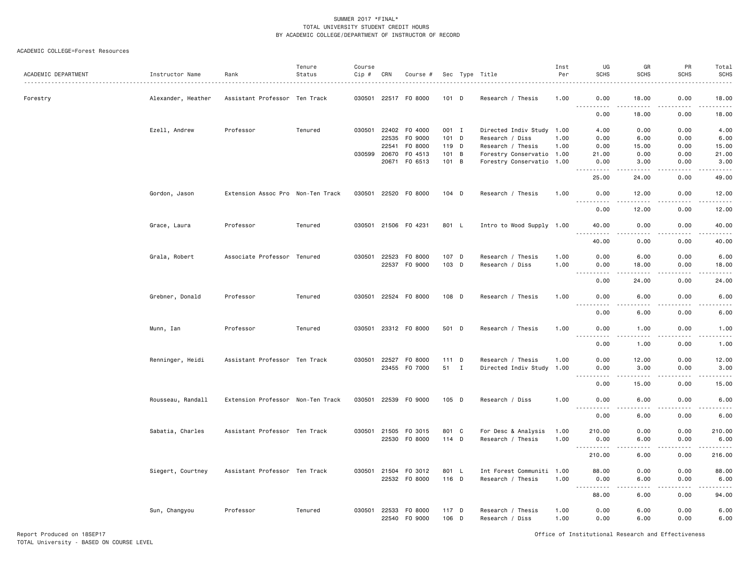SUMMER 2017 *FINAL*
TOTAL UNIVERSITY STUDENT CREDIT HOURS
BY ACADEMIC COLLEGE/DEPARTMENT OF INSTRUCTOR OF RECORD

ACADEMIC COLLEGE=Forest Resources

| ACADEMIC DEPARTMENT | Instructor Name | Rank | Tenure Status | Course Cip # | CRN | Course # | Sec | Type | Title | Inst Per | UG SCHS | GR SCHS | PR SCHS | Total SCHS |
|---|---|---|---|---|---|---|---|---|---|---|---|---|---|---|
| Forestry | Alexander, Heather | Assistant Professor | Ten Track | 030501 | 22517 | FO 8000 | 101 | D | Research / Thesis | 1.00 | 0.00 | 18.00 | 0.00 | 18.00 |
| | | | | | | | | | | | 0.00 | 18.00 | 0.00 | 18.00 |
| | Ezell, Andrew | Professor | Tenured | 030501 | 22402 | FO 4000 | 001 | I | Directed Indiv Study | 1.00 | 4.00 | 0.00 | 0.00 | 4.00 |
| | | | | | 22535 | FO 9000 | 101 | D | Research / Diss | 1.00 | 0.00 | 6.00 | 0.00 | 6.00 |
| | | | | | 22541 | FO 8000 | 119 | D | Research / Thesis | 1.00 | 0.00 | 15.00 | 0.00 | 15.00 |
| | | | | 030599 | 20670 | FO 4513 | 101 | B | Forestry Conservatio | 1.00 | 21.00 | 0.00 | 0.00 | 21.00 |
| | | | | | 20671 | FO 6513 | 101 | B | Forestry Conservatio | 1.00 | 0.00 | 3.00 | 0.00 | 3.00 |
| | | | | | | | | | | | 25.00 | 24.00 | 0.00 | 49.00 |
| | Gordon, Jason | Extension Assoc Pro | Non-Ten Track | 030501 | 22520 | FO 8000 | 104 | D | Research / Thesis | 1.00 | 0.00 | 12.00 | 0.00 | 12.00 |
| | | | | | | | | | | | 0.00 | 12.00 | 0.00 | 12.00 |
| | Grace, Laura | Professor | Tenured | 030501 | 21506 | FO 4231 | 801 | L | Intro to Wood Supply | 1.00 | 40.00 | 0.00 | 0.00 | 40.00 |
| | | | | | | | | | | | 40.00 | 0.00 | 0.00 | 40.00 |
| | Grala, Robert | Associate Professor | Tenured | 030501 | 22523 | FO 8000 | 107 | D | Research / Thesis | 1.00 | 0.00 | 6.00 | 0.00 | 6.00 |
| | | | | | 22537 | FO 9000 | 103 | D | Research / Diss | 1.00 | 0.00 | 18.00 | 0.00 | 18.00 |
| | | | | | | | | | | | 0.00 | 24.00 | 0.00 | 24.00 |
| | Grebner, Donald | Professor | Tenured | 030501 | 22524 | FO 8000 | 108 | D | Research / Thesis | 1.00 | 0.00 | 6.00 | 0.00 | 6.00 |
| | | | | | | | | | | | 0.00 | 6.00 | 0.00 | 6.00 |
| | Munn, Ian | Professor | Tenured | 030501 | 23312 | FO 8000 | 501 | D | Research / Thesis | 1.00 | 0.00 | 1.00 | 0.00 | 1.00 |
| | | | | | | | | | | | 0.00 | 1.00 | 0.00 | 1.00 |
| | Renninger, Heidi | Assistant Professor | Ten Track | 030501 | 22527 | FO 8000 | 111 | D | Research / Thesis | 1.00 | 0.00 | 12.00 | 0.00 | 12.00 |
| | | | | | 23455 | FO 7000 | 51 | I | Directed Indiv Study | 1.00 | 0.00 | 3.00 | 0.00 | 3.00 |
| | | | | | | | | | | | 0.00 | 15.00 | 0.00 | 15.00 |
| | Rousseau, Randall | Extension Professor | Non-Ten Track | 030501 | 22539 | FO 9000 | 105 | D | Research / Diss | 1.00 | 0.00 | 6.00 | 0.00 | 6.00 |
| | | | | | | | | | | | 0.00 | 6.00 | 0.00 | 6.00 |
| | Sabatia, Charles | Assistant Professor | Ten Track | 030501 | 21505 | FO 3015 | 801 | C | For Desc & Analysis | 1.00 | 210.00 | 0.00 | 0.00 | 210.00 |
| | | | | | 22530 | FO 8000 | 114 | D | Research / Thesis | 1.00 | 0.00 | 6.00 | 0.00 | 6.00 |
| | | | | | | | | | | | 210.00 | 6.00 | 0.00 | 216.00 |
| | Siegert, Courtney | Assistant Professor | Ten Track | 030501 | 21504 | FO 3012 | 801 | L | Int Forest Communiti | 1.00 | 88.00 | 0.00 | 0.00 | 88.00 |
| | | | | | 22532 | FO 8000 | 116 | D | Research / Thesis | 1.00 | 0.00 | 6.00 | 0.00 | 6.00 |
| | | | | | | | | | | | 88.00 | 6.00 | 0.00 | 94.00 |
| | Sun, Changyou | Professor | Tenured | 030501 | 22533 | FO 8000 | 117 | D | Research / Thesis | 1.00 | 0.00 | 6.00 | 0.00 | 6.00 |
| | | | | | 22540 | FO 9000 | 106 | D | Research / Diss | 1.00 | 0.00 | 6.00 | 0.00 | 6.00 |

Report Produced on 18SEP17
TOTAL University - BASED ON COURSE LEVEL

Office of Institutional Research and Effectiveness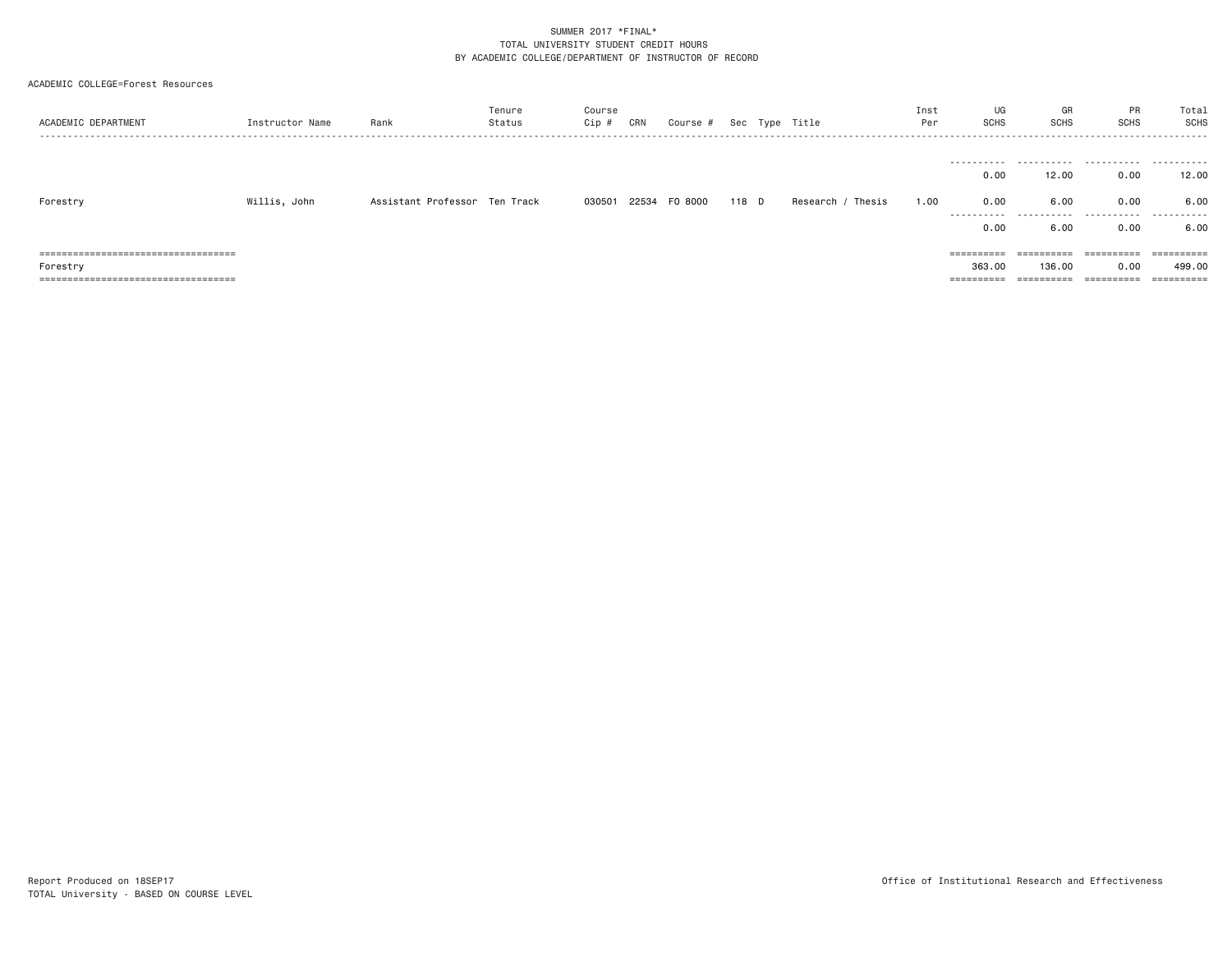SUMMER 2017 *FINAL*
TOTAL UNIVERSITY STUDENT CREDIT HOURS
BY ACADEMIC COLLEGE/DEPARTMENT OF INSTRUCTOR OF RECORD

ACADEMIC COLLEGE=Forest Resources

| ACADEMIC DEPARTMENT | Instructor Name | Rank | Tenure Status | Course Cip # | CRN | Course # | Sec | Type | Title | Inst Per | UG SCHS | GR SCHS | PR SCHS | Total SCHS |
|---|---|---|---|---|---|---|---|---|---|---|---|---|---|---|
| | | | | | | | | | | | 0.00 | 12.00 | 0.00 | 12.00 |
| Forestry | Willis, John | Assistant Professor | Ten Track | 030501 | 22534 | FO 8000 | 118 | D | Research / Thesis | 1.00 | 0.00 | 6.00 | 0.00 | 6.00 |
| | | | | | | | | | | | 0.00 | 6.00 | 0.00 | 6.00 |
| Forestry | | | | | | | | | | | 363.00 | 136.00 | 0.00 | 499.00 |

Report Produced on 18SEP17
TOTAL University - BASED ON COURSE LEVEL

Office of Institutional Research and Effectiveness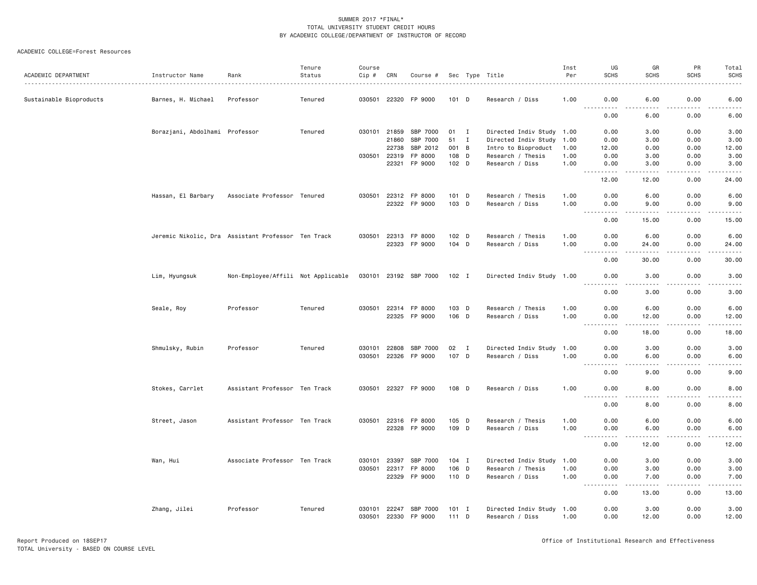SUMMER 2017 *FINAL*
TOTAL UNIVERSITY STUDENT CREDIT HOURS
BY ACADEMIC COLLEGE/DEPARTMENT OF INSTRUCTOR OF RECORD

ACADEMIC COLLEGE=Forest Resources

| ACADEMIC DEPARTMENT | Instructor Name | Rank | Tenure Status | Course Cip # | CRN | Course # | Sec | Type | Title | Inst Per | UG SCHS | GR SCHS | PR SCHS | Total SCHS |
|---|---|---|---|---|---|---|---|---|---|---|---|---|---|---|
| Sustainable Bioproducts | Barnes, H. Michael | Professor | Tenured | 030501 | 22320 | FP 9000 | 101 | D | Research / Diss | 1.00 | 0.00 | 6.00 | 0.00 | 6.00 |
| | | | | | | | | | | | 0.00 | 6.00 | 0.00 | 6.00 |
| | Borazjani, Abdolhami | Professor | Tenured | 030101 | 21859 | SBP 7000 | 01 | I | Directed Indiv Study | 1.00 | 0.00 | 3.00 | 0.00 | 3.00 |
| | | | | | 21860 | SBP 7000 | 51 | I | Directed Indiv Study | 1.00 | 0.00 | 3.00 | 0.00 | 3.00 |
| | | | | | 22738 | SBP 2012 | 001 | B | Intro to Bioproduct | 1.00 | 12.00 | 0.00 | 0.00 | 12.00 |
| | | | | 030501 | 22319 | FP 8000 | 108 | D | Research / Thesis | 1.00 | 0.00 | 3.00 | 0.00 | 3.00 |
| | | | | | 22321 | FP 9000 | 102 | D | Research / Diss | 1.00 | 0.00 | 3.00 | 0.00 | 3.00 |
| | | | | | | | | | | | 12.00 | 12.00 | 0.00 | 24.00 |
| | Hassan, El Barbary | Associate Professor | Tenured | 030501 | 22312 | FP 8000 | 101 | D | Research / Thesis | 1.00 | 0.00 | 6.00 | 0.00 | 6.00 |
| | | | | | 22322 | FP 9000 | 103 | D | Research / Diss | 1.00 | 0.00 | 9.00 | 0.00 | 9.00 |
| | | | | | | | | | | | 0.00 | 15.00 | 0.00 | 15.00 |
| | Jeremic Nikolic, Dra | Assistant Professor | Ten Track | 030501 | 22313 | FP 8000 | 102 | D | Research / Thesis | 1.00 | 0.00 | 6.00 | 0.00 | 6.00 |
| | | | | | 22323 | FP 9000 | 104 | D | Research / Diss | 1.00 | 0.00 | 24.00 | 0.00 | 24.00 |
| | | | | | | | | | | | 0.00 | 30.00 | 0.00 | 30.00 |
| | Lim, Hyungsuk | Non-Employee/Affili | Not Applicable | 030101 | 23192 | SBP 7000 | 102 | I | Directed Indiv Study | 1.00 | 0.00 | 3.00 | 0.00 | 3.00 |
| | | | | | | | | | | | 0.00 | 3.00 | 0.00 | 3.00 |
| | Seale, Roy | Professor | Tenured | 030501 | 22314 | FP 8000 | 103 | D | Research / Thesis | 1.00 | 0.00 | 6.00 | 0.00 | 6.00 |
| | | | | | 22325 | FP 9000 | 106 | D | Research / Diss | 1.00 | 0.00 | 12.00 | 0.00 | 12.00 |
| | | | | | | | | | | | 0.00 | 18.00 | 0.00 | 18.00 |
| | Shmulsky, Rubin | Professor | Tenured | 030101 | 22808 | SBP 7000 | 02 | I | Directed Indiv Study | 1.00 | 0.00 | 3.00 | 0.00 | 3.00 |
| | | | | 030501 | 22326 | FP 9000 | 107 | D | Research / Diss | 1.00 | 0.00 | 6.00 | 0.00 | 6.00 |
| | | | | | | | | | | | 0.00 | 9.00 | 0.00 | 9.00 |
| | Stokes, Carrlet | Assistant Professor | Ten Track | 030501 | 22327 | FP 9000 | 108 | D | Research / Diss | 1.00 | 0.00 | 8.00 | 0.00 | 8.00 |
| | | | | | | | | | | | 0.00 | 8.00 | 0.00 | 8.00 |
| | Street, Jason | Assistant Professor | Ten Track | 030501 | 22316 | FP 8000 | 105 | D | Research / Thesis | 1.00 | 0.00 | 6.00 | 0.00 | 6.00 |
| | | | | | 22328 | FP 9000 | 109 | D | Research / Diss | 1.00 | 0.00 | 6.00 | 0.00 | 6.00 |
| | | | | | | | | | | | 0.00 | 12.00 | 0.00 | 12.00 |
| | Wan, Hui | Associate Professor | Ten Track | 030101 | 23397 | SBP 7000 | 104 | I | Directed Indiv Study | 1.00 | 0.00 | 3.00 | 0.00 | 3.00 |
| | | | | 030501 | 22317 | FP 8000 | 106 | D | Research / Thesis | 1.00 | 0.00 | 3.00 | 0.00 | 3.00 |
| | | | | | 22329 | FP 9000 | 110 | D | Research / Diss | 1.00 | 0.00 | 7.00 | 0.00 | 7.00 |
| | | | | | | | | | | | 0.00 | 13.00 | 0.00 | 13.00 |
| | Zhang, Jilei | Professor | Tenured | 030101 | 22247 | SBP 7000 | 101 | I | Directed Indiv Study | 1.00 | 0.00 | 3.00 | 0.00 | 3.00 |
| | | | | 030501 | 22330 | FP 9000 | 111 | D | Research / Diss | 1.00 | 0.00 | 12.00 | 0.00 | 12.00 |

Report Produced on 18SEP17
TOTAL University - BASED ON COURSE LEVEL

Office of Institutional Research and Effectiveness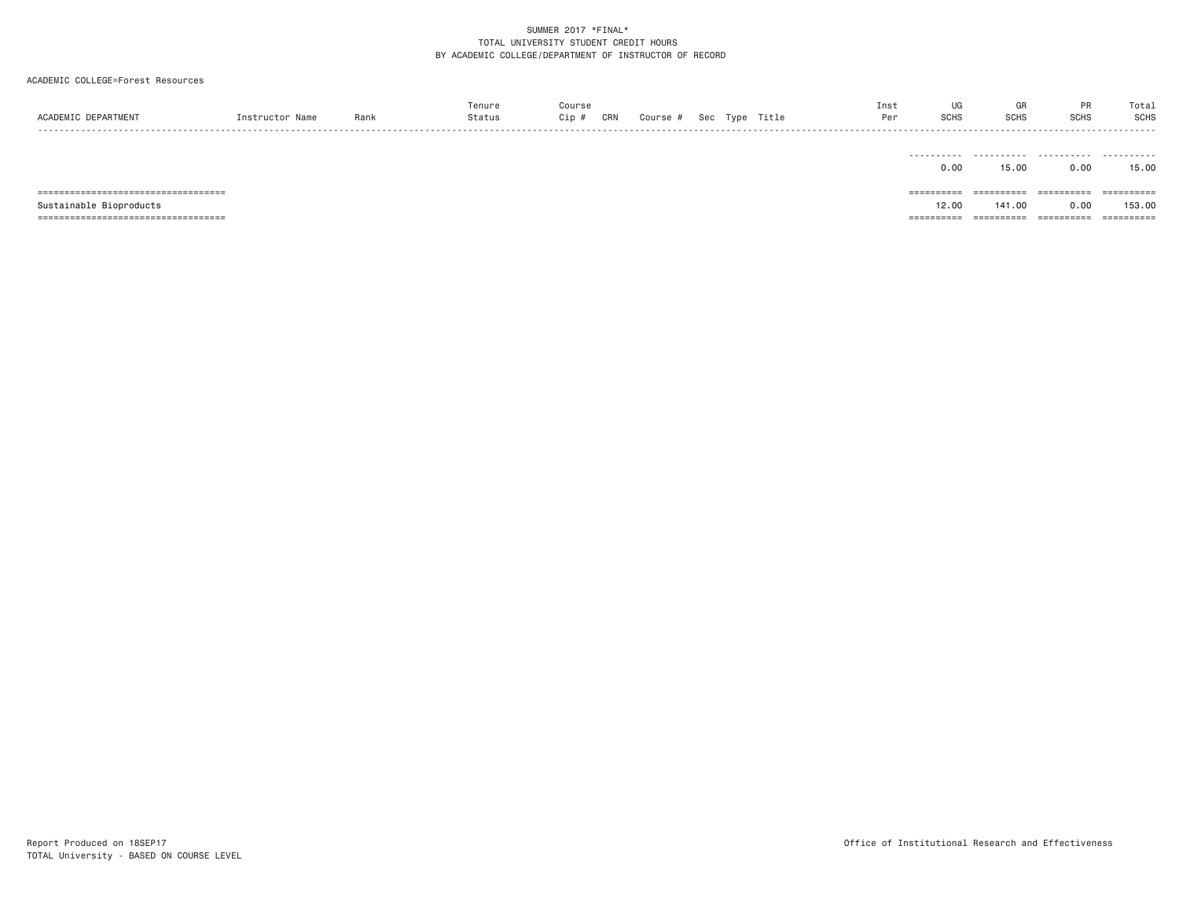SUMMER 2017 *FINAL*
TOTAL UNIVERSITY STUDENT CREDIT HOURS
BY ACADEMIC COLLEGE/DEPARTMENT OF INSTRUCTOR OF RECORD

ACADEMIC COLLEGE=Forest Resources

| ACADEMIC DEPARTMENT | Instructor Name | Rank | Tenure Status | Course Cip # | CRN | Course # | Sec | Type | Title | Inst Per | UG SCHS | GR SCHS | PR SCHS | Total SCHS |
|---|---|---|---|---|---|---|---|---|---|---|---|---|---|---|
| | | | | | | | | | | | 0.00 | 15.00 | 0.00 | 15.00 |
| Sustainable Bioproducts | | | | | | | | | | | 12.00 | 141.00 | 0.00 | 153.00 |

Report Produced on 18SEP17
TOTAL University - BASED ON COURSE LEVEL

Office of Institutional Research and Effectiveness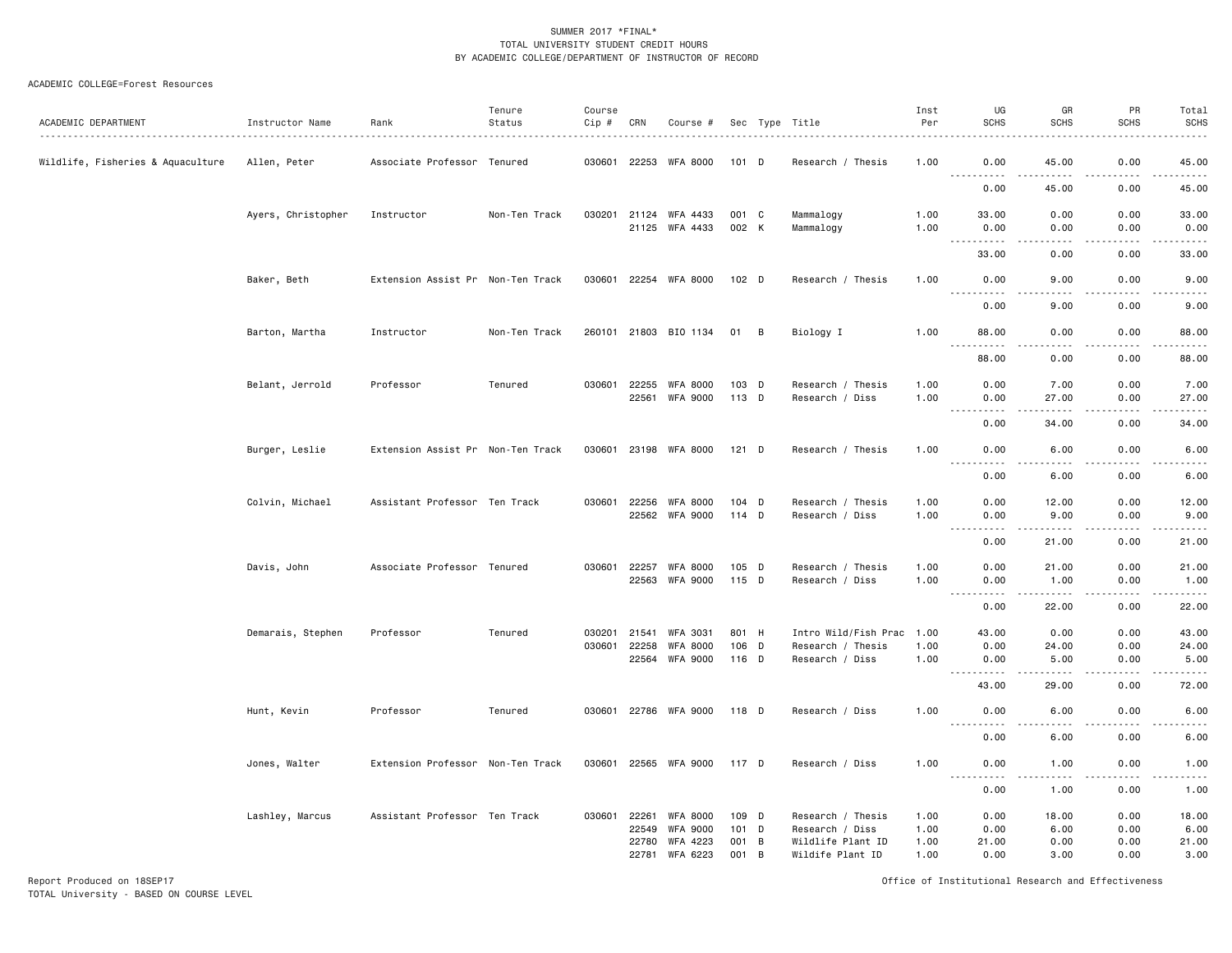SUMMER 2017 *FINAL*
TOTAL UNIVERSITY STUDENT CREDIT HOURS
BY ACADEMIC COLLEGE/DEPARTMENT OF INSTRUCTOR OF RECORD

ACADEMIC COLLEGE=Forest Resources

| ACADEMIC DEPARTMENT | Instructor Name | Rank | Tenure Status | Course Cip # | CRN | Course # | Sec | Type | Title | Inst Per | UG SCHS | GR SCHS | PR SCHS | Total SCHS |
|---|---|---|---|---|---|---|---|---|---|---|---|---|---|---|
| Wildlife, Fisheries & Aquaculture | Allen, Peter | Associate Professor | Tenured | 030601 | 22253 | WFA 8000 | 101 | D | Research / Thesis | 1.00 | 0.00 | 45.00 | 0.00 | 45.00 |
| | | | | | | | | | | | 0.00 | 45.00 | 0.00 | 45.00 |
| | Ayers, Christopher | Instructor | Non-Ten Track | 030201 | 21124 | WFA 4433 | 001 | C | Mammalogy | 1.00 | 33.00 | 0.00 | 0.00 | 33.00 |
| | | | | | 21125 | WFA 4433 | 002 | K | Mammalogy | 1.00 | 0.00 | 0.00 | 0.00 | 0.00 |
| | | | | | | | | | | | 33.00 | 0.00 | 0.00 | 33.00 |
| | Baker, Beth | Extension Assist Pr | Non-Ten Track | 030601 | 22254 | WFA 8000 | 102 | D | Research / Thesis | 1.00 | 0.00 | 9.00 | 0.00 | 9.00 |
| | | | | | | | | | | | 0.00 | 9.00 | 0.00 | 9.00 |
| | Barton, Martha | Instructor | Non-Ten Track | 260101 | 21803 | BIO 1134 | 01 | B | Biology I | 1.00 | 88.00 | 0.00 | 0.00 | 88.00 |
| | | | | | | | | | | | 88.00 | 0.00 | 0.00 | 88.00 |
| | Belant, Jerrold | Professor | Tenured | 030601 | 22255 | WFA 8000 | 103 | D | Research / Thesis | 1.00 | 0.00 | 7.00 | 0.00 | 7.00 |
| | | | | | 22561 | WFA 9000 | 113 | D | Research / Diss | 1.00 | 0.00 | 27.00 | 0.00 | 27.00 |
| | | | | | | | | | | | 0.00 | 34.00 | 0.00 | 34.00 |
| | Burger, Leslie | Extension Assist Pr | Non-Ten Track | 030601 | 23198 | WFA 8000 | 121 | D | Research / Thesis | 1.00 | 0.00 | 6.00 | 0.00 | 6.00 |
| | | | | | | | | | | | 0.00 | 6.00 | 0.00 | 6.00 |
| | Colvin, Michael | Assistant Professor | Ten Track | 030601 | 22256 | WFA 8000 | 104 | D | Research / Thesis | 1.00 | 0.00 | 12.00 | 0.00 | 12.00 |
| | | | | | 22562 | WFA 9000 | 114 | D | Research / Diss | 1.00 | 0.00 | 9.00 | 0.00 | 9.00 |
| | | | | | | | | | | | 0.00 | 21.00 | 0.00 | 21.00 |
| | Davis, John | Associate Professor | Tenured | 030601 | 22257 | WFA 8000 | 105 | D | Research / Thesis | 1.00 | 0.00 | 21.00 | 0.00 | 21.00 |
| | | | | | 22563 | WFA 9000 | 115 | D | Research / Diss | 1.00 | 0.00 | 1.00 | 0.00 | 1.00 |
| | | | | | | | | | | | 0.00 | 22.00 | 0.00 | 22.00 |
| | Demarais, Stephen | Professor | Tenured | 030201 | 21541 | WFA 3031 | 801 | H | Intro Wild/Fish Prac | 1.00 | 43.00 | 0.00 | 0.00 | 43.00 |
| | | | | 030601 | 22258 | WFA 8000 | 106 | D | Research / Thesis | 1.00 | 0.00 | 24.00 | 0.00 | 24.00 |
| | | | | | 22564 | WFA 9000 | 116 | D | Research / Diss | 1.00 | 0.00 | 5.00 | 0.00 | 5.00 |
| | | | | | | | | | | | 43.00 | 29.00 | 0.00 | 72.00 |
| | Hunt, Kevin | Professor | Tenured | 030601 | 22786 | WFA 9000 | 118 | D | Research / Diss | 1.00 | 0.00 | 6.00 | 0.00 | 6.00 |
| | | | | | | | | | | | 0.00 | 6.00 | 0.00 | 6.00 |
| | Jones, Walter | Extension Professor | Non-Ten Track | 030601 | 22565 | WFA 9000 | 117 | D | Research / Diss | 1.00 | 0.00 | 1.00 | 0.00 | 1.00 |
| | | | | | | | | | | | 0.00 | 1.00 | 0.00 | 1.00 |
| | Lashley, Marcus | Assistant Professor | Ten Track | 030601 | 22261 | WFA 8000 | 109 | D | Research / Thesis | 1.00 | 0.00 | 18.00 | 0.00 | 18.00 |
| | | | | | 22549 | WFA 9000 | 101 | D | Research / Diss | 1.00 | 0.00 | 6.00 | 0.00 | 6.00 |
| | | | | | 22780 | WFA 4223 | 001 | B | Wildlife Plant ID | 1.00 | 21.00 | 0.00 | 0.00 | 21.00 |
| | | | | | 22781 | WFA 6223 | 001 | B | Wildife Plant ID | 1.00 | 0.00 | 3.00 | 0.00 | 3.00 |

Report Produced on 18SEP17
TOTAL University - BASED ON COURSE LEVEL

Office of Institutional Research and Effectiveness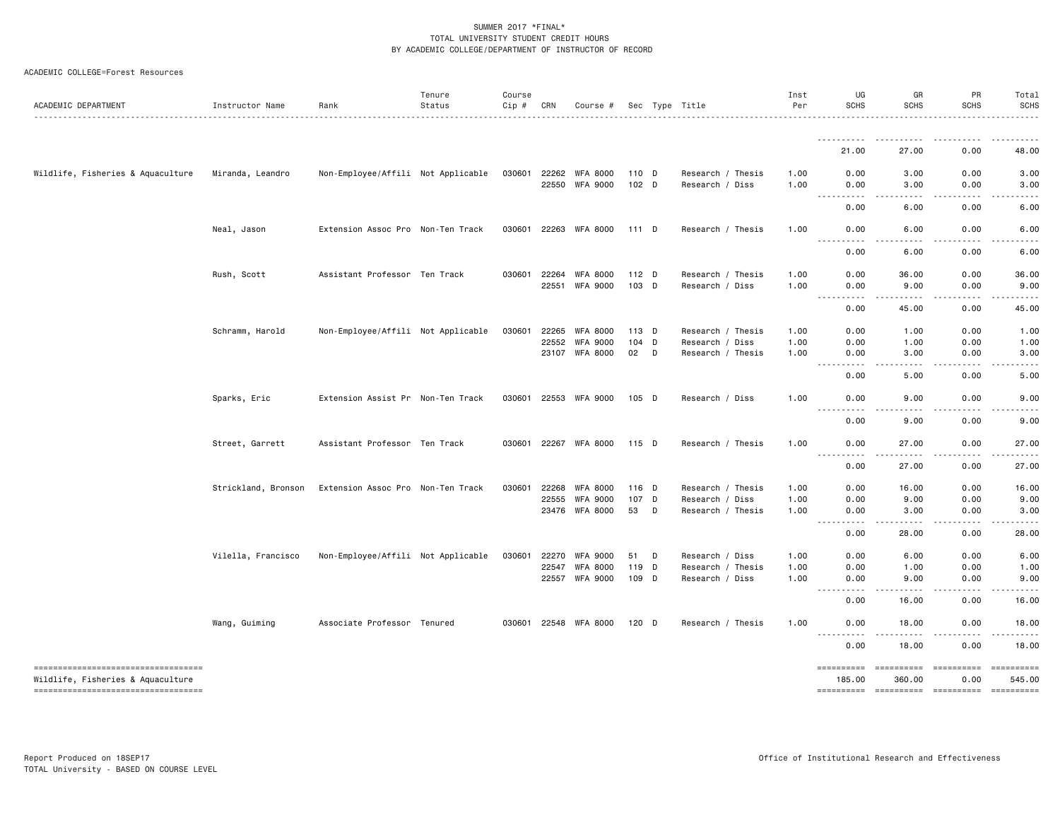SUMMER 2017 *FINAL*
TOTAL UNIVERSITY STUDENT CREDIT HOURS
BY ACADEMIC COLLEGE/DEPARTMENT OF INSTRUCTOR OF RECORD

ACADEMIC COLLEGE=Forest Resources

| ACADEMIC DEPARTMENT | Instructor Name | Rank | Tenure Status | Course Cip # | CRN | Course # | Sec | Type | Title | Inst Per | UG SCHS | GR SCHS | PR SCHS | Total SCHS |
|---|---|---|---|---|---|---|---|---|---|---|---|---|---|---|
| | | | | | | | | | | | 21.00 | 27.00 | 0.00 | 48.00 |
| Wildlife, Fisheries & Aquaculture | Miranda, Leandro | Non-Employee/Affili | Not Applicable | 030601 | 22262 | WFA 8000 | 110 | D | Research / Thesis | 1.00 | 0.00 | 3.00 | 0.00 | 3.00 |
| | | | | | 22550 | WFA 9000 | 102 | D | Research / Diss | 1.00 | 0.00 | 3.00 | 0.00 | 3.00 |
| | | | | | | | | | | | 0.00 | 6.00 | 0.00 | 6.00 |
| | Neal, Jason | Extension Assoc Pro | Non-Ten Track | 030601 | 22263 | WFA 8000 | 111 | D | Research / Thesis | 1.00 | 0.00 | 6.00 | 0.00 | 6.00 |
| | | | | | | | | | | | 0.00 | 6.00 | 0.00 | 6.00 |
| | Rush, Scott | Assistant Professor | Ten Track | 030601 | 22264 | WFA 8000 | 112 | D | Research / Thesis | 1.00 | 0.00 | 36.00 | 0.00 | 36.00 |
| | | | | | 22551 | WFA 9000 | 103 | D | Research / Diss | 1.00 | 0.00 | 9.00 | 0.00 | 9.00 |
| | | | | | | | | | | | 0.00 | 45.00 | 0.00 | 45.00 |
| | Schramm, Harold | Non-Employee/Affili | Not Applicable | 030601 | 22265 | WFA 8000 | 113 | D | Research / Thesis | 1.00 | 0.00 | 1.00 | 0.00 | 1.00 |
| | | | | | 22552 | WFA 9000 | 104 | D | Research / Diss | 1.00 | 0.00 | 1.00 | 0.00 | 1.00 |
| | | | | | 23107 | WFA 8000 | 02 | D | Research / Thesis | 1.00 | 0.00 | 3.00 | 0.00 | 3.00 |
| | | | | | | | | | | | 0.00 | 5.00 | 0.00 | 5.00 |
| | Sparks, Eric | Extension Assist Pr | Non-Ten Track | 030601 | 22553 | WFA 9000 | 105 | D | Research / Diss | 1.00 | 0.00 | 9.00 | 0.00 | 9.00 |
| | | | | | | | | | | | 0.00 | 9.00 | 0.00 | 9.00 |
| | Street, Garrett | Assistant Professor | Ten Track | 030601 | 22267 | WFA 8000 | 115 | D | Research / Thesis | 1.00 | 0.00 | 27.00 | 0.00 | 27.00 |
| | | | | | | | | | | | 0.00 | 27.00 | 0.00 | 27.00 |
| | Strickland, Bronson | Extension Assoc Pro | Non-Ten Track | 030601 | 22268 | WFA 8000 | 116 | D | Research / Thesis | 1.00 | 0.00 | 16.00 | 0.00 | 16.00 |
| | | | | | 22555 | WFA 9000 | 107 | D | Research / Diss | 1.00 | 0.00 | 9.00 | 0.00 | 9.00 |
| | | | | | 23476 | WFA 8000 | 53 | D | Research / Thesis | 1.00 | 0.00 | 3.00 | 0.00 | 3.00 |
| | | | | | | | | | | | 0.00 | 28.00 | 0.00 | 28.00 |
| | Vilella, Francisco | Non-Employee/Affili | Not Applicable | 030601 | 22270 | WFA 9000 | 51 | D | Research / Diss | 1.00 | 0.00 | 6.00 | 0.00 | 6.00 |
| | | | | | 22547 | WFA 8000 | 119 | D | Research / Thesis | 1.00 | 0.00 | 1.00 | 0.00 | 1.00 |
| | | | | | 22557 | WFA 9000 | 109 | D | Research / Diss | 1.00 | 0.00 | 9.00 | 0.00 | 9.00 |
| | | | | | | | | | | | 0.00 | 16.00 | 0.00 | 16.00 |
| | Wang, Guiming | Associate Professor | Tenured | 030601 | 22548 | WFA 8000 | 120 | D | Research / Thesis | 1.00 | 0.00 | 18.00 | 0.00 | 18.00 |
| | | | | | | | | | | | 0.00 | 18.00 | 0.00 | 18.00 |
| Wildlife, Fisheries & Aquaculture | | | | | | | | | | | 185.00 | 360.00 | 0.00 | 545.00 |

Report Produced on 18SEP17
TOTAL University - BASED ON COURSE LEVEL

Office of Institutional Research and Effectiveness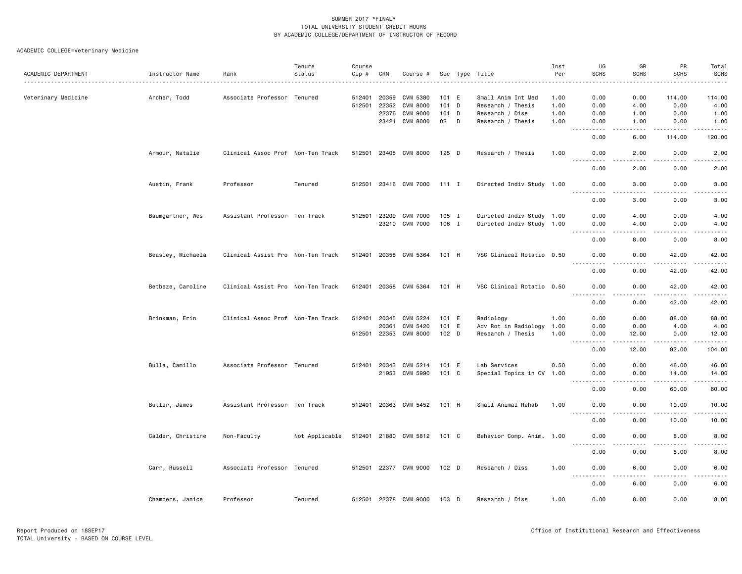SUMMER 2017 *FINAL*
TOTAL UNIVERSITY STUDENT CREDIT HOURS
BY ACADEMIC COLLEGE/DEPARTMENT OF INSTRUCTOR OF RECORD

ACADEMIC COLLEGE=Veterinary Medicine

| ACADEMIC DEPARTMENT | Instructor Name | Rank | Tenure Status | Course Cip # | CRN | Course # | Sec | Type | Title | Inst Per | UG SCHS | GR SCHS | PR SCHS | Total SCHS |
|---|---|---|---|---|---|---|---|---|---|---|---|---|---|---|
| Veterinary Medicine | Archer, Todd | Associate Professor | Tenured | 512401 | 20359 | CVM 5380 | 101 | E | Small Anim Int Med | 1.00 | 0.00 | 0.00 | 114.00 | 114.00 |
| | | | | 512501 | 22352 | CVM 8000 | 101 | D | Research / Thesis | 1.00 | 0.00 | 4.00 | 0.00 | 4.00 |
| | | | | | 22376 | CVM 9000 | 101 | D | Research / Diss | 1.00 | 0.00 | 1.00 | 0.00 | 1.00 |
| | | | | | 23424 | CVM 8000 | 02 | D | Research / Thesis | 1.00 | 0.00 | 1.00 | 0.00 | 1.00 |
| | | | | | | | | | | | 0.00 | 6.00 | 114.00 | 120.00 |
| | Armour, Natalie | Clinical Assoc Prof | Non-Ten Track | 512501 | 23405 | CVM 8000 | 125 | D | Research / Thesis | 1.00 | 0.00 | 2.00 | 0.00 | 2.00 |
| | | | | | | | | | | | 0.00 | 2.00 | 0.00 | 2.00 |
| | Austin, Frank | Professor | Tenured | 512501 | 23416 | CVM 7000 | 111 | I | Directed Indiv Study | 1.00 | 0.00 | 3.00 | 0.00 | 3.00 |
| | | | | | | | | | | | 0.00 | 3.00 | 0.00 | 3.00 |
| | Baumgartner, Wes | Assistant Professor | Ten Track | 512501 | 23209 | CVM 7000 | 105 | I | Directed Indiv Study | 1.00 | 0.00 | 4.00 | 0.00 | 4.00 |
| | | | | | 23210 | CVM 7000 | 106 | I | Directed Indiv Study | 1.00 | 0.00 | 4.00 | 0.00 | 4.00 |
| | | | | | | | | | | | 0.00 | 8.00 | 0.00 | 8.00 |
| | Beasley, Michaela | Clinical Assist Pro | Non-Ten Track | 512401 | 20358 | CVM 5364 | 101 | H | VSC Clinical Rotatio | 0.50 | 0.00 | 0.00 | 42.00 | 42.00 |
| | | | | | | | | | | | 0.00 | 0.00 | 42.00 | 42.00 |
| | Betbeze, Caroline | Clinical Assist Pro | Non-Ten Track | 512401 | 20358 | CVM 5364 | 101 | H | VSC Clinical Rotatio | 0.50 | 0.00 | 0.00 | 42.00 | 42.00 |
| | | | | | | | | | | | 0.00 | 0.00 | 42.00 | 42.00 |
| | Brinkman, Erin | Clinical Assoc Prof | Non-Ten Track | 512401 | 20345 | CVM 5224 | 101 | E | Radiology | 1.00 | 0.00 | 0.00 | 88.00 | 88.00 |
| | | | | | 20361 | CVM 5420 | 101 | E | Adv Rot in Radiology | 1.00 | 0.00 | 0.00 | 4.00 | 4.00 |
| | | | | 512501 | 22353 | CVM 8000 | 102 | D | Research / Thesis | 1.00 | 0.00 | 12.00 | 0.00 | 12.00 |
| | | | | | | | | | | | 0.00 | 12.00 | 92.00 | 104.00 |
| | Bulla, Camillo | Associate Professor | Tenured | 512401 | 20343 | CVM 5214 | 101 | E | Lab Services | 0.50 | 0.00 | 0.00 | 46.00 | 46.00 |
| | | | | | 21953 | CVM 5990 | 101 | C | Special Topics in CV | 1.00 | 0.00 | 0.00 | 14.00 | 14.00 |
| | | | | | | | | | | | 0.00 | 0.00 | 60.00 | 60.00 |
| | Butler, James | Assistant Professor | Ten Track | 512401 | 20363 | CVM 5452 | 101 | H | Small Animal Rehab | 1.00 | 0.00 | 0.00 | 10.00 | 10.00 |
| | | | | | | | | | | | 0.00 | 0.00 | 10.00 | 10.00 |
| | Calder, Christine | Non-Faculty | Not Applicable | 512401 | 21880 | CVM 5812 | 101 | C | Behavior Comp. Anim. | 1.00 | 0.00 | 0.00 | 8.00 | 8.00 |
| | | | | | | | | | | | 0.00 | 0.00 | 8.00 | 8.00 |
| | Carr, Russell | Associate Professor | Tenured | 512501 | 22377 | CVM 9000 | 102 | D | Research / Diss | 1.00 | 0.00 | 6.00 | 0.00 | 6.00 |
| | | | | | | | | | | | 0.00 | 6.00 | 0.00 | 6.00 |
| | Chambers, Janice | Professor | Tenured | 512501 | 22378 | CVM 9000 | 103 | D | Research / Diss | 1.00 | 0.00 | 8.00 | 0.00 | 8.00 |

Report Produced on 18SEP17
TOTAL University - BASED ON COURSE LEVEL

Office of Institutional Research and Effectiveness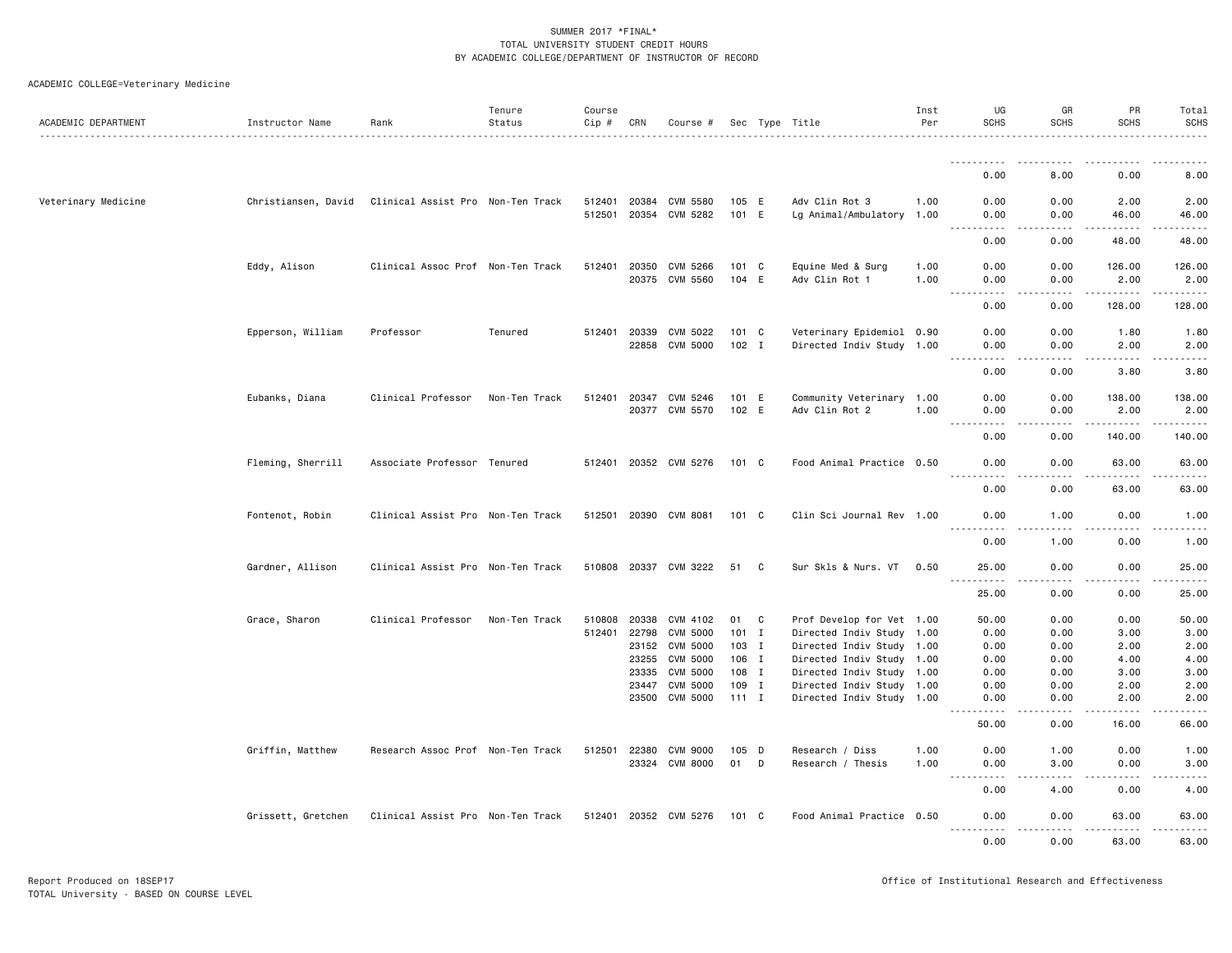SUMMER 2017 *FINAL*
TOTAL UNIVERSITY STUDENT CREDIT HOURS
BY ACADEMIC COLLEGE/DEPARTMENT OF INSTRUCTOR OF RECORD

ACADEMIC COLLEGE=Veterinary Medicine

| ACADEMIC DEPARTMENT | Instructor Name | Rank | Tenure Status | Course Cip # | CRN | Course # | Sec | Type | Title | Inst Per | UG SCHS | GR SCHS | PR SCHS | Total SCHS |
|---|---|---|---|---|---|---|---|---|---|---|---|---|---|---|
| | | | | | | | | | | | 0.00 | 8.00 | 0.00 | 8.00 |
| Veterinary Medicine | Christiansen, David | Clinical Assist Pro | Non-Ten Track | 512401 | 20384 | CVM 5580 | 105 | E | Adv Clin Rot 3 | 1.00 | 0.00 | 0.00 | 2.00 | 2.00 |
| | | | | 512501 | 20354 | CVM 5282 | 101 | E | Lg Animal/Ambulatory | 1.00 | 0.00 | 0.00 | 46.00 | 46.00 |
| | | | | | | | | | | | 0.00 | 0.00 | 48.00 | 48.00 |
| | Eddy, Alison | Clinical Assoc Prof | Non-Ten Track | 512401 | 20350 | CVM 5266 | 101 | C | Equine Med & Surg | 1.00 | 0.00 | 0.00 | 126.00 | 126.00 |
| | | | | | 20375 | CVM 5560 | 104 | E | Adv Clin Rot 1 | 1.00 | 0.00 | 0.00 | 2.00 | 2.00 |
| | | | | | | | | | | | 0.00 | 0.00 | 128.00 | 128.00 |
| | Epperson, William | Professor | Tenured | 512401 | 20339 | CVM 5022 | 101 | C | Veterinary Epidemiol | 0.90 | 0.00 | 0.00 | 1.80 | 1.80 |
| | | | | | 22858 | CVM 5000 | 102 | I | Directed Indiv Study | 1.00 | 0.00 | 0.00 | 2.00 | 2.00 |
| | | | | | | | | | | | 0.00 | 0.00 | 3.80 | 3.80 |
| | Eubanks, Diana | Clinical Professor | Non-Ten Track | 512401 | 20347 | CVM 5246 | 101 | E | Community Veterinary | 1.00 | 0.00 | 0.00 | 138.00 | 138.00 |
| | | | | | 20377 | CVM 5570 | 102 | E | Adv Clin Rot 2 | 1.00 | 0.00 | 0.00 | 2.00 | 2.00 |
| | | | | | | | | | | | 0.00 | 0.00 | 140.00 | 140.00 |
| | Fleming, Sherrill | Associate Professor | Tenured | 512401 | 20352 | CVM 5276 | 101 | C | Food Animal Practice | 0.50 | 0.00 | 0.00 | 63.00 | 63.00 |
| | | | | | | | | | | | 0.00 | 0.00 | 63.00 | 63.00 |
| | Fontenot, Robin | Clinical Assist Pro | Non-Ten Track | 512501 | 20390 | CVM 8081 | 101 | C | Clin Sci Journal Rev | 1.00 | 0.00 | 1.00 | 0.00 | 1.00 |
| | | | | | | | | | | | 0.00 | 1.00 | 0.00 | 1.00 |
| | Gardner, Allison | Clinical Assist Pro | Non-Ten Track | 510808 | 20337 | CVM 3222 | 51 | C | Sur Skls & Nurs. VT | 0.50 | 25.00 | 0.00 | 0.00 | 25.00 |
| | | | | | | | | | | | 25.00 | 0.00 | 0.00 | 25.00 |
| | Grace, Sharon | Clinical Professor | Non-Ten Track | 510808 | 20338 | CVM 4102 | 01 | C | Prof Develop for Vet | 1.00 | 50.00 | 0.00 | 0.00 | 50.00 |
| | | | | 512401 | 22798 | CVM 5000 | 101 | I | Directed Indiv Study | 1.00 | 0.00 | 0.00 | 3.00 | 3.00 |
| | | | | | 23152 | CVM 5000 | 103 | I | Directed Indiv Study | 1.00 | 0.00 | 0.00 | 2.00 | 2.00 |
| | | | | | 23255 | CVM 5000 | 106 | I | Directed Indiv Study | 1.00 | 0.00 | 0.00 | 4.00 | 4.00 |
| | | | | | 23335 | CVM 5000 | 108 | I | Directed Indiv Study | 1.00 | 0.00 | 0.00 | 3.00 | 3.00 |
| | | | | | 23447 | CVM 5000 | 109 | I | Directed Indiv Study | 1.00 | 0.00 | 0.00 | 2.00 | 2.00 |
| | | | | | 23500 | CVM 5000 | 111 | I | Directed Indiv Study | 1.00 | 0.00 | 0.00 | 2.00 | 2.00 |
| | | | | | | | | | | | 50.00 | 0.00 | 16.00 | 66.00 |
| | Griffin, Matthew | Research Assoc Prof | Non-Ten Track | 512501 | 22380 | CVM 9000 | 105 | D | Research / Diss | 1.00 | 0.00 | 1.00 | 0.00 | 1.00 |
| | | | | | 23324 | CVM 8000 | 01 | D | Research / Thesis | 1.00 | 0.00 | 3.00 | 0.00 | 3.00 |
| | | | | | | | | | | | 0.00 | 4.00 | 0.00 | 4.00 |
| | Grissett, Gretchen | Clinical Assist Pro | Non-Ten Track | 512401 | 20352 | CVM 5276 | 101 | C | Food Animal Practice | 0.50 | 0.00 | 0.00 | 63.00 | 63.00 |
| | | | | | | | | | | | 0.00 | 0.00 | 63.00 | 63.00 |

Report Produced on 18SEP17
TOTAL University - BASED ON COURSE LEVEL

Office of Institutional Research and Effectiveness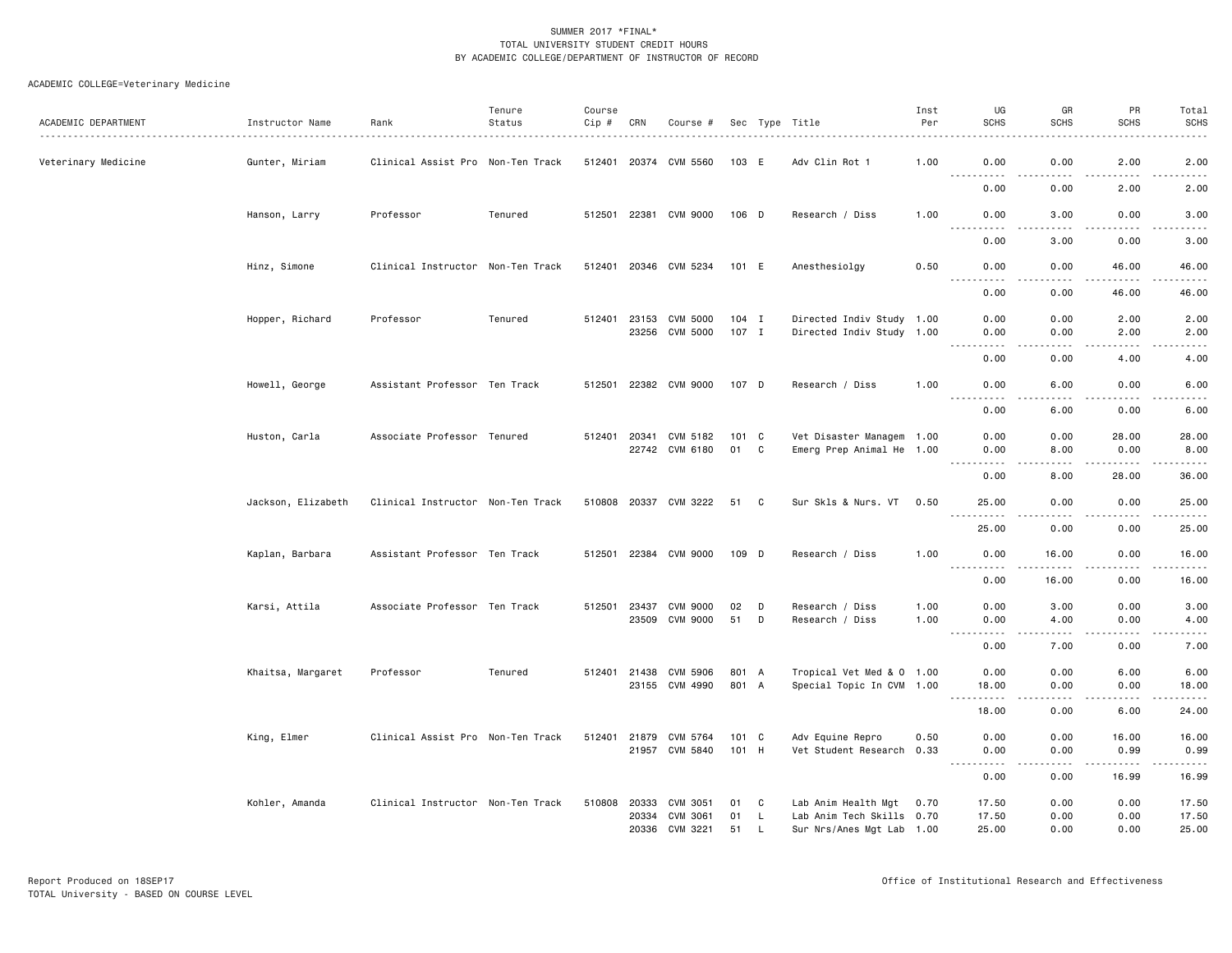# SUMMER 2017 *FINAL*
## TOTAL UNIVERSITY STUDENT CREDIT HOURS
## BY ACADEMIC COLLEGE/DEPARTMENT OF INSTRUCTOR OF RECORD

ACADEMIC COLLEGE=Veterinary Medicine

| ACADEMIC DEPARTMENT | Instructor Name | Rank | Tenure Status | Course Cip # | CRN | Course # | Sec | Type | Title | Inst Per | UG SCHS | GR SCHS | PR SCHS | Total SCHS |
|---|---|---|---|---|---|---|---|---|---|---|---|---|---|---|
| Veterinary Medicine | Gunter, Miriam | Clinical Assist Pro | Non-Ten Track | 512401 | 20374 | CVM 5560 | 103 | E | Adv Clin Rot 1 | 1.00 | 0.00 | 0.00 | 2.00 | 2.00 |
| | | | | | | | | | | | 0.00 | 0.00 | 2.00 | 2.00 |
| | Hanson, Larry | Professor | Tenured | 512501 | 22381 | CVM 9000 | 106 | D | Research / Diss | 1.00 | 0.00 | 3.00 | 0.00 | 3.00 |
| | | | | | | | | | | | 0.00 | 3.00 | 0.00 | 3.00 |
| | Hinz, Simone | Clinical Instructor | Non-Ten Track | 512401 | 20346 | CVM 5234 | 101 | E | Anesthesiolgy | 0.50 | 0.00 | 0.00 | 46.00 | 46.00 |
| | | | | | | | | | | | 0.00 | 0.00 | 46.00 | 46.00 |
| | Hopper, Richard | Professor | Tenured | 512401 | 23153 | CVM 5000 | 104 | I | Directed Indiv Study | 1.00 | 0.00 | 0.00 | 2.00 | 2.00 |
| | | | | | 23256 | CVM 5000 | 107 | I | Directed Indiv Study | 1.00 | 0.00 | 0.00 | 2.00 | 2.00 |
| | | | | | | | | | | | 0.00 | 0.00 | 4.00 | 4.00 |
| | Howell, George | Assistant Professor | Ten Track | 512501 | 22382 | CVM 9000 | 107 | D | Research / Diss | 1.00 | 0.00 | 6.00 | 0.00 | 6.00 |
| | | | | | | | | | | | 0.00 | 6.00 | 0.00 | 6.00 |
| | Huston, Carla | Associate Professor | Tenured | 512401 | 20341 | CVM 5182 | 101 | C | Vet Disaster Managem | 1.00 | 0.00 | 0.00 | 28.00 | 28.00 |
| | | | | | 22742 | CVM 6180 | 01 | C | Emerg Prep Animal He | 1.00 | 0.00 | 8.00 | 0.00 | 8.00 |
| | | | | | | | | | | | 0.00 | 8.00 | 28.00 | 36.00 |
| | Jackson, Elizabeth | Clinical Instructor | Non-Ten Track | 510808 | 20337 | CVM 3222 | 51 | C | Sur Skls & Nurs. VT | 0.50 | 25.00 | 0.00 | 0.00 | 25.00 |
| | | | | | | | | | | | 25.00 | 0.00 | 0.00 | 25.00 |
| | Kaplan, Barbara | Assistant Professor | Ten Track | 512501 | 22384 | CVM 9000 | 109 | D | Research / Diss | 1.00 | 0.00 | 16.00 | 0.00 | 16.00 |
| | | | | | | | | | | | 0.00 | 16.00 | 0.00 | 16.00 |
| | Karsi, Attila | Associate Professor | Ten Track | 512501 | 23437 | CVM 9000 | 02 | D | Research / Diss | 1.00 | 0.00 | 3.00 | 0.00 | 3.00 |
| | | | | | 23509 | CVM 9000 | 51 | D | Research / Diss | 1.00 | 0.00 | 4.00 | 0.00 | 4.00 |
| | | | | | | | | | | | 0.00 | 7.00 | 0.00 | 7.00 |
| | Khaitsa, Margaret | Professor | Tenured | 512401 | 21438 | CVM 5906 | 801 | A | Tropical Vet Med & O | 1.00 | 0.00 | 0.00 | 6.00 | 6.00 |
| | | | | | 23155 | CVM 4990 | 801 | A | Special Topic In CVM | 1.00 | 18.00 | 0.00 | 0.00 | 18.00 |
| | | | | | | | | | | | 18.00 | 0.00 | 6.00 | 24.00 |
| | King, Elmer | Clinical Assist Pro | Non-Ten Track | 512401 | 21879 | CVM 5764 | 101 | C | Adv Equine Repro | 0.50 | 0.00 | 0.00 | 16.00 | 16.00 |
| | | | | | 21957 | CVM 5840 | 101 | H | Vet Student Research | 0.33 | 0.00 | 0.00 | 0.99 | 0.99 |
| | | | | | | | | | | | 0.00 | 0.00 | 16.99 | 16.99 |
| | Kohler, Amanda | Clinical Instructor | Non-Ten Track | 510808 | 20333 | CVM 3051 | 01 | C | Lab Anim Health Mgt | 0.70 | 17.50 | 0.00 | 0.00 | 17.50 |
| | | | | | 20334 | CVM 3061 | 01 | L | Lab Anim Tech Skills | 0.70 | 17.50 | 0.00 | 0.00 | 17.50 |
| | | | | | 20336 | CVM 3221 | 51 | L | Sur Nrs/Anes Mgt Lab | 1.00 | 25.00 | 0.00 | 0.00 | 25.00 |

Report Produced on 18SEP17
TOTAL University - BASED ON COURSE LEVEL

Office of Institutional Research and Effectiveness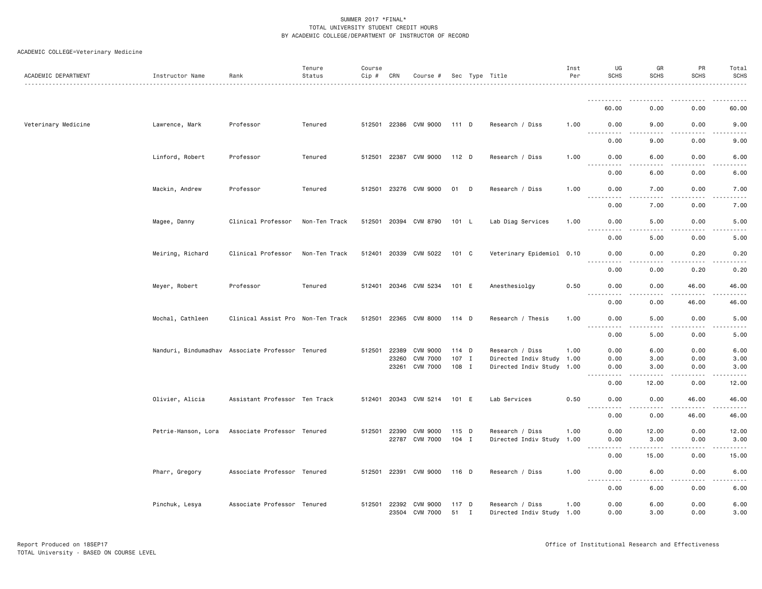SUMMER 2017 *FINAL*
TOTAL UNIVERSITY STUDENT CREDIT HOURS
BY ACADEMIC COLLEGE/DEPARTMENT OF INSTRUCTOR OF RECORD

ACADEMIC COLLEGE=Veterinary Medicine

| ACADEMIC DEPARTMENT | Instructor Name | Rank | Tenure Status | Course Cip # | CRN | Course # | Sec | Type | Title | Inst Per | UG SCHS | GR SCHS | PR SCHS | Total SCHS |
|---|---|---|---|---|---|---|---|---|---|---|---|---|---|---|
| | | | | | | | | | | | 60.00 | 0.00 | 0.00 | 60.00 |
| Veterinary Medicine | Lawrence, Mark | Professor | Tenured | 512501 | 22386 | CVM 9000 | 111 | D | Research / Diss | 1.00 | 0.00 | 9.00 | 0.00 | 9.00 |
| | | | | | | | | | | | 0.00 | 9.00 | 0.00 | 9.00 |
| | Linford, Robert | Professor | Tenured | 512501 | 22387 | CVM 9000 | 112 | D | Research / Diss | 1.00 | 0.00 | 6.00 | 0.00 | 6.00 |
| | | | | | | | | | | | 0.00 | 6.00 | 0.00 | 6.00 |
| | Mackin, Andrew | Professor | Tenured | 512501 | 23276 | CVM 9000 | 01 | D | Research / Diss | 1.00 | 0.00 | 7.00 | 0.00 | 7.00 |
| | | | | | | | | | | | 0.00 | 7.00 | 0.00 | 7.00 |
| | Magee, Danny | Clinical Professor | Non-Ten Track | 512501 | 20394 | CVM 8790 | 101 | L | Lab Diag Services | 1.00 | 0.00 | 5.00 | 0.00 | 5.00 |
| | | | | | | | | | | | 0.00 | 5.00 | 0.00 | 5.00 |
| | Meiring, Richard | Clinical Professor | Non-Ten Track | 512401 | 20339 | CVM 5022 | 101 | C | Veterinary Epidemiol | 0.10 | 0.00 | 0.00 | 0.20 | 0.20 |
| | | | | | | | | | | | 0.00 | 0.00 | 0.20 | 0.20 |
| | Meyer, Robert | Professor | Tenured | 512401 | 20346 | CVM 5234 | 101 | E | Anesthesiolgy | 0.50 | 0.00 | 0.00 | 46.00 | 46.00 |
| | | | | | | | | | | | 0.00 | 0.00 | 46.00 | 46.00 |
| | Mochal, Cathleen | Clinical Assist Pro | Non-Ten Track | 512501 | 22365 | CVM 8000 | 114 | D | Research / Thesis | 1.00 | 0.00 | 5.00 | 0.00 | 5.00 |
| | | | | | | | | | | | 0.00 | 5.00 | 0.00 | 5.00 |
| | Nanduri, Bindumadhav | Associate Professor | Tenured | 512501 | 22389 | CVM 9000 | 114 | D | Research / Diss | 1.00 | 0.00 | 6.00 | 0.00 | 6.00 |
| | | | | | 23260 | CVM 7000 | 107 | I | Directed Indiv Study | 1.00 | 0.00 | 3.00 | 0.00 | 3.00 |
| | | | | | 23261 | CVM 7000 | 108 | I | Directed Indiv Study | 1.00 | 0.00 | 3.00 | 0.00 | 3.00 |
| | | | | | | | | | | | 0.00 | 12.00 | 0.00 | 12.00 |
| | Olivier, Alicia | Assistant Professor | Ten Track | 512401 | 20343 | CVM 5214 | 101 | E | Lab Services | 0.50 | 0.00 | 0.00 | 46.00 | 46.00 |
| | | | | | | | | | | | 0.00 | 0.00 | 46.00 | 46.00 |
| | Petrie-Hanson, Lora | Associate Professor | Tenured | 512501 | 22390 | CVM 9000 | 115 | D | Research / Diss | 1.00 | 0.00 | 12.00 | 0.00 | 12.00 |
| | | | | | 22787 | CVM 7000 | 104 | I | Directed Indiv Study | 1.00 | 0.00 | 3.00 | 0.00 | 3.00 |
| | | | | | | | | | | | 0.00 | 15.00 | 0.00 | 15.00 |
| | Pharr, Gregory | Associate Professor | Tenured | 512501 | 22391 | CVM 9000 | 116 | D | Research / Diss | 1.00 | 0.00 | 6.00 | 0.00 | 6.00 |
| | | | | | | | | | | | 0.00 | 6.00 | 0.00 | 6.00 |
| | Pinchuk, Lesya | Associate Professor | Tenured | 512501 | 22392 | CVM 9000 | 117 | D | Research / Diss | 1.00 | 0.00 | 6.00 | 0.00 | 6.00 |
| | | | | | 23504 | CVM 7000 | 51 | I | Directed Indiv Study | 1.00 | 0.00 | 3.00 | 0.00 | 3.00 |

Report Produced on 18SEP17
TOTAL University - BASED ON COURSE LEVEL

Office of Institutional Research and Effectiveness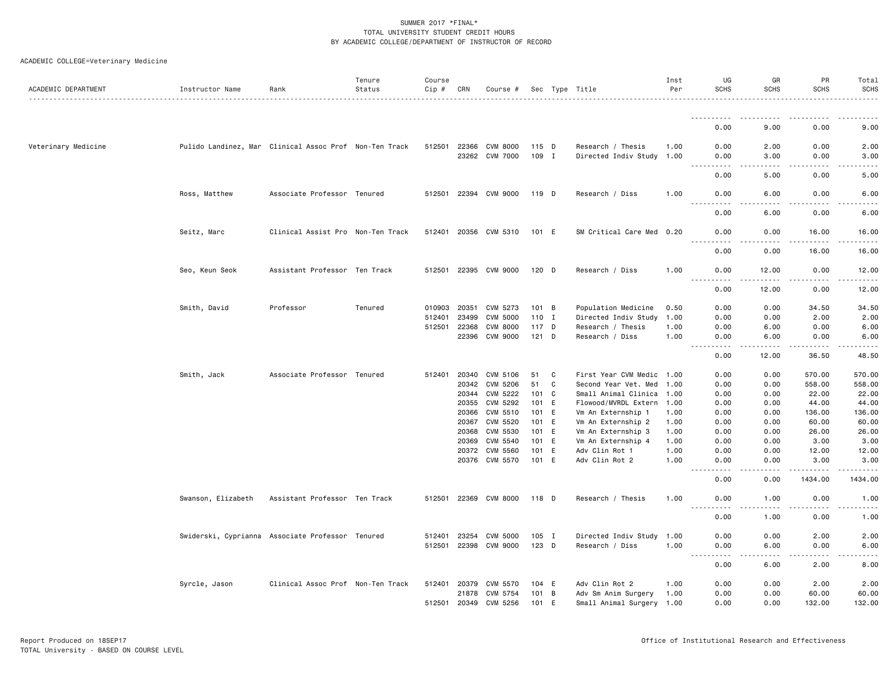SUMMER 2017 *FINAL*
TOTAL UNIVERSITY STUDENT CREDIT HOURS
BY ACADEMIC COLLEGE/DEPARTMENT OF INSTRUCTOR OF RECORD

ACADEMIC COLLEGE=Veterinary Medicine

| ACADEMIC DEPARTMENT | Instructor Name | Rank | Tenure Status | Course Cip # | CRN | Course # | Sec | Type | Title | Inst Per | UG SCHS | GR SCHS | PR SCHS | Total SCHS |
|---|---|---|---|---|---|---|---|---|---|---|---|---|---|---|
| | | | | | | | | | | | 0.00 | 9.00 | 0.00 | 9.00 |
| Veterinary Medicine | Pulido Landinez, Mar | Clinical Assoc Prof | Non-Ten Track | 512501 | 22366 | CVM 8000 | 115 | D | Research / Thesis | 1.00 | 0.00 | 2.00 | 0.00 | 2.00 |
| | | | | | 23262 | CVM 7000 | 109 | I | Directed Indiv Study | 1.00 | 0.00 | 3.00 | 0.00 | 3.00 |
| | | | | | | | | | | | 0.00 | 5.00 | 0.00 | 5.00 |
| | Ross, Matthew | Associate Professor | Tenured | 512501 | 22394 | CVM 9000 | 119 | D | Research / Diss | 1.00 | 0.00 | 6.00 | 0.00 | 6.00 |
| | | | | | | | | | | | 0.00 | 6.00 | 0.00 | 6.00 |
| | Seitz, Marc | Clinical Assist Pro | Non-Ten Track | 512401 | 20356 | CVM 5310 | 101 | E | SM Critical Care Med | 0.20 | 0.00 | 0.00 | 16.00 | 16.00 |
| | | | | | | | | | | | 0.00 | 0.00 | 16.00 | 16.00 |
| | Seo, Keun Seok | Assistant Professor | Ten Track | 512501 | 22395 | CVM 9000 | 120 | D | Research / Diss | 1.00 | 0.00 | 12.00 | 0.00 | 12.00 |
| | | | | | | | | | | | 0.00 | 12.00 | 0.00 | 12.00 |
| | Smith, David | Professor | Tenured | 010903 | 20351 | CVM 5273 | 101 | B | Population Medicine | 0.50 | 0.00 | 0.00 | 34.50 | 34.50 |
| | | | | 512401 | 23499 | CVM 5000 | 110 | I | Directed Indiv Study | 1.00 | 0.00 | 0.00 | 2.00 | 2.00 |
| | | | | 512501 | 22368 | CVM 8000 | 117 | D | Research / Thesis | 1.00 | 0.00 | 6.00 | 0.00 | 6.00 |
| | | | | | 22396 | CVM 9000 | 121 | D | Research / Diss | 1.00 | 0.00 | 6.00 | 0.00 | 6.00 |
| | | | | | | | | | | | 0.00 | 12.00 | 36.50 | 48.50 |
| | Smith, Jack | Associate Professor | Tenured | 512401 | 20340 | CVM 5106 | 51 | C | First Year CVM Medic | 1.00 | 0.00 | 0.00 | 570.00 | 570.00 |
| | | | | | 20342 | CVM 5206 | 51 | C | Second Year Vet. Med | 1.00 | 0.00 | 0.00 | 558.00 | 558.00 |
| | | | | | 20344 | CVM 5222 | 101 | C | Small Animal Clinica | 1.00 | 0.00 | 0.00 | 22.00 | 22.00 |
| | | | | | 20355 | CVM 5292 | 101 | E | Flowood/MVRDL Extern | 1.00 | 0.00 | 0.00 | 44.00 | 44.00 |
| | | | | | 20366 | CVM 5510 | 101 | E | Vm An Externship 1 | 1.00 | 0.00 | 0.00 | 136.00 | 136.00 |
| | | | | | 20367 | CVM 5520 | 101 | E | Vm An Externship 2 | 1.00 | 0.00 | 0.00 | 60.00 | 60.00 |
| | | | | | 20368 | CVM 5530 | 101 | E | Vm An Externship 3 | 1.00 | 0.00 | 0.00 | 26.00 | 26.00 |
| | | | | | 20369 | CVM 5540 | 101 | E | Vm An Externship 4 | 1.00 | 0.00 | 0.00 | 3.00 | 3.00 |
| | | | | | 20372 | CVM 5560 | 101 | E | Adv Clin Rot 1 | 1.00 | 0.00 | 0.00 | 12.00 | 12.00 |
| | | | | | 20376 | CVM 5570 | 101 | E | Adv Clin Rot 2 | 1.00 | 0.00 | 0.00 | 3.00 | 3.00 |
| | | | | | | | | | | | 0.00 | 0.00 | 1434.00 | 1434.00 |
| | Swanson, Elizabeth | Assistant Professor | Ten Track | 512501 | 22369 | CVM 8000 | 118 | D | Research / Thesis | 1.00 | 0.00 | 1.00 | 0.00 | 1.00 |
| | | | | | | | | | | | 0.00 | 1.00 | 0.00 | 1.00 |
| | Swiderski, Cyprianna | Associate Professor | Tenured | 512401 | 23254 | CVM 5000 | 105 | I | Directed Indiv Study | 1.00 | 0.00 | 0.00 | 2.00 | 2.00 |
| | | | | 512501 | 22398 | CVM 9000 | 123 | D | Research / Diss | 1.00 | 0.00 | 6.00 | 0.00 | 6.00 |
| | | | | | | | | | | | 0.00 | 6.00 | 2.00 | 8.00 |
| | Syrcle, Jason | Clinical Assoc Prof | Non-Ten Track | 512401 | 20379 | CVM 5570 | 104 | E | Adv Clin Rot 2 | 1.00 | 0.00 | 0.00 | 2.00 | 2.00 |
| | | | | | 21878 | CVM 5754 | 101 | B | Adv Sm Anim Surgery | 1.00 | 0.00 | 0.00 | 60.00 | 60.00 |
| | | | | 512501 | 20349 | CVM 5256 | 101 | E | Small Animal Surgery | 1.00 | 0.00 | 0.00 | 132.00 | 132.00 |

Report Produced on 18SEP17
TOTAL University - BASED ON COURSE LEVEL

Office of Institutional Research and Effectiveness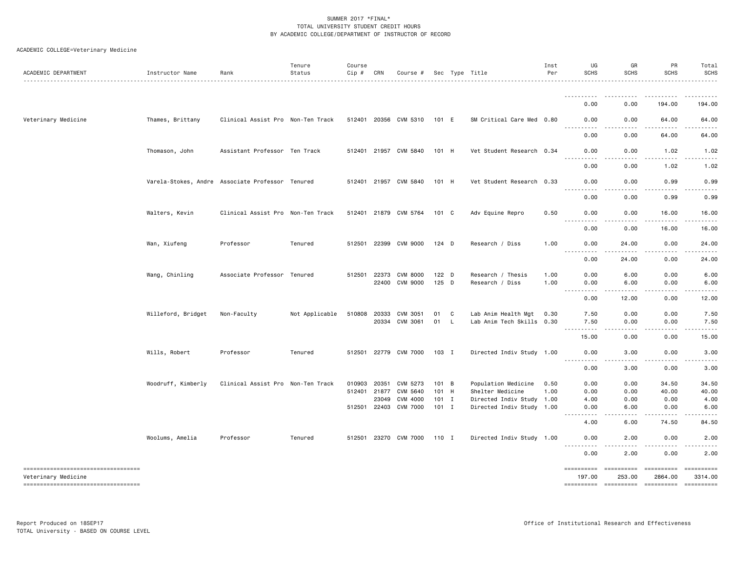SUMMER 2017 *FINAL*
TOTAL UNIVERSITY STUDENT CREDIT HOURS
BY ACADEMIC COLLEGE/DEPARTMENT OF INSTRUCTOR OF RECORD

ACADEMIC COLLEGE=Veterinary Medicine

| ACADEMIC DEPARTMENT | Instructor Name | Rank | Tenure Status | Course Cip # | CRN | Course # | Sec | Type | Title | Inst Per | UG SCHS | GR SCHS | PR SCHS | Total SCHS |
|---|---|---|---|---|---|---|---|---|---|---|---|---|---|---|
| | | | | | | | | | | | 0.00 | 0.00 | 194.00 | 194.00 |
| Veterinary Medicine | Thames, Brittany | Clinical Assist Pro | Non-Ten Track | 512401 | 20356 | CVM 5310 | 101 | E | SM Critical Care Med | 0.80 | 0.00 | 0.00 | 64.00 | 64.00 |
| | | | | | | | | | | | 0.00 | 0.00 | 64.00 | 64.00 |
| | Thomason, John | Assistant Professor | Ten Track | 512401 | 21957 | CVM 5840 | 101 | H | Vet Student Research | 0.34 | 0.00 | 0.00 | 1.02 | 1.02 |
| | | | | | | | | | | | 0.00 | 0.00 | 1.02 | 1.02 |
| | Varela-Stokes, Andre | Associate Professor | Tenured | 512401 | 21957 | CVM 5840 | 101 | H | Vet Student Research | 0.33 | 0.00 | 0.00 | 0.99 | 0.99 |
| | | | | | | | | | | | 0.00 | 0.00 | 0.99 | 0.99 |
| | Walters, Kevin | Clinical Assist Pro | Non-Ten Track | 512401 | 21879 | CVM 5764 | 101 | C | Adv Equine Repro | 0.50 | 0.00 | 0.00 | 16.00 | 16.00 |
| | | | | | | | | | | | 0.00 | 0.00 | 16.00 | 16.00 |
| | Wan, Xiufeng | Professor | Tenured | 512501 | 22399 | CVM 9000 | 124 | D | Research / Diss | 1.00 | 0.00 | 24.00 | 0.00 | 24.00 |
| | | | | | | | | | | | 0.00 | 24.00 | 0.00 | 24.00 |
| | Wang, Chinling | Associate Professor | Tenured | 512501 | 22373 | CVM 8000 | 122 | D | Research / Thesis | 1.00 | 0.00 | 6.00 | 0.00 | 6.00 |
| | | | | | 22400 | CVM 9000 | 125 | D | Research / Diss | 1.00 | 0.00 | 6.00 | 0.00 | 6.00 |
| | | | | | | | | | | | 0.00 | 12.00 | 0.00 | 12.00 |
| | Willeford, Bridget | Non-Faculty | Not Applicable | 510808 | 20333 | CVM 3051 | 01 | C | Lab Anim Health Mgt | 0.30 | 7.50 | 0.00 | 0.00 | 7.50 |
| | | | | | 20334 | CVM 3061 | 01 | L | Lab Anim Tech Skills | 0.30 | 7.50 | 0.00 | 0.00 | 7.50 |
| | | | | | | | | | | | 15.00 | 0.00 | 0.00 | 15.00 |
| | Wills, Robert | Professor | Tenured | 512501 | 22779 | CVM 7000 | 103 | I | Directed Indiv Study | 1.00 | 0.00 | 3.00 | 0.00 | 3.00 |
| | | | | | | | | | | | 0.00 | 3.00 | 0.00 | 3.00 |
| | Woodruff, Kimberly | Clinical Assist Pro | Non-Ten Track | 010903 | 20351 | CVM 5273 | 101 | B | Population Medicine | 0.50 | 0.00 | 0.00 | 34.50 | 34.50 |
| | | | | 512401 | 21877 | CVM 5640 | 101 | H | Shelter Medicine | 1.00 | 0.00 | 0.00 | 40.00 | 40.00 |
| | | | | | 23049 | CVM 4000 | 101 | I | Directed Indiv Study | 1.00 | 4.00 | 0.00 | 0.00 | 4.00 |
| | | | | 512501 | 22403 | CVM 7000 | 101 | I | Directed Indiv Study | 1.00 | 0.00 | 6.00 | 0.00 | 6.00 |
| | | | | | | | | | | | 4.00 | 6.00 | 74.50 | 84.50 |
| | Woolums, Amelia | Professor | Tenured | 512501 | 23270 | CVM 7000 | 110 | I | Directed Indiv Study | 1.00 | 0.00 | 2.00 | 0.00 | 2.00 |
| | | | | | | | | | | | 0.00 | 2.00 | 0.00 | 2.00 |
| Veterinary Medicine | | | | | | | | | | | 197.00 | 253.00 | 2864.00 | 3314.00 |

Report Produced on 18SEP17
TOTAL University - BASED ON COURSE LEVEL

Office of Institutional Research and Effectiveness